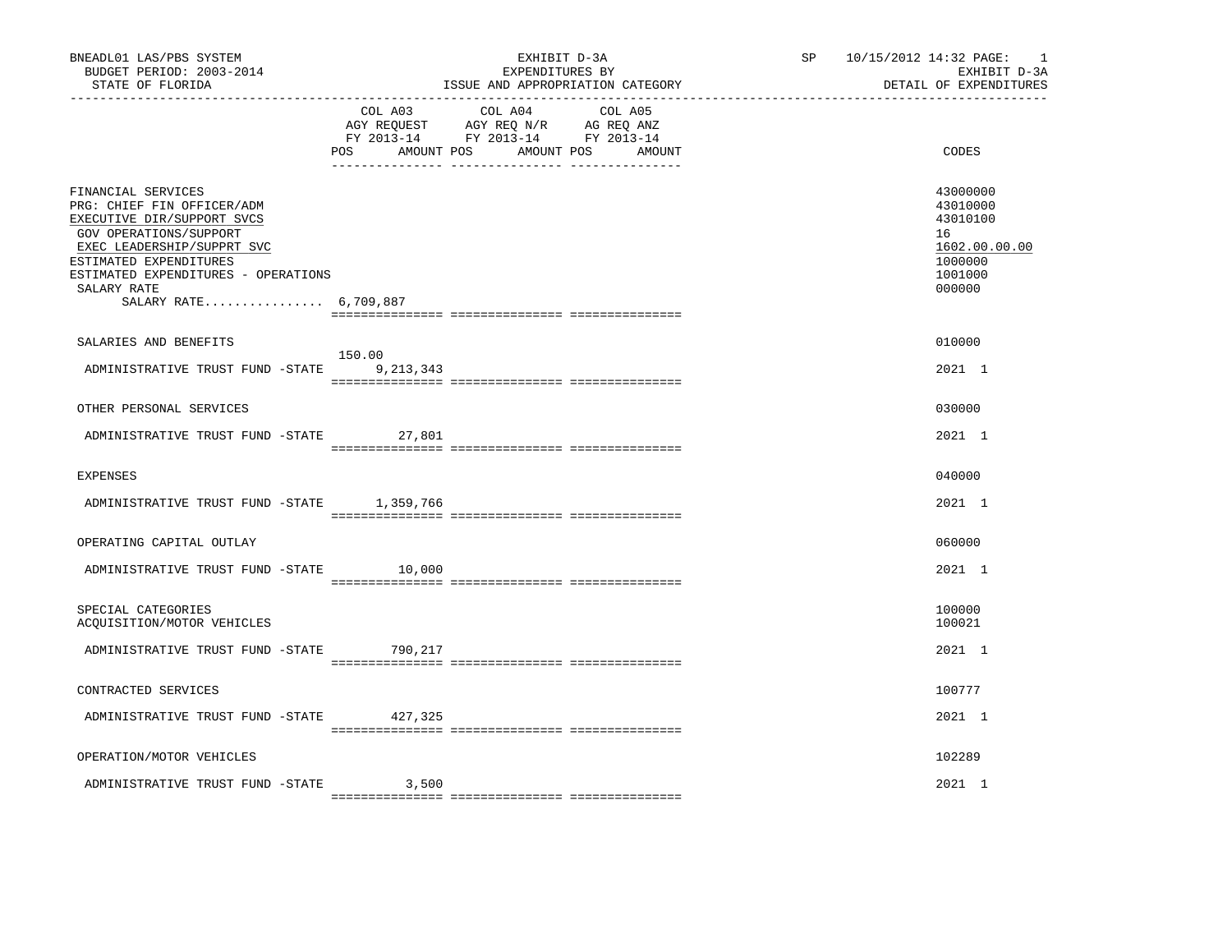BNEADL01 LAS/PBS SYSTEM | BUDGET PERIOD: 2003-2014 | STATE OF FLORIDA

EXHIBIT D-3A
EXPENDITURES BY
ISSUE AND APPROPRIATION CATEGORY

SP 10/15/2012 14:32 PAGE: 1
EXHIBIT D-3A
DETAIL OF EXPENDITURES

| | COL A03 AGY REQUEST FY 2013-14 POS | AMOUNT | COL A04 AGY REQ N/R FY 2013-14 POS | AMOUNT | COL A05 AG REQ ANZ FY 2013-14 POS | AMOUNT | CODES |
|---|---|---|---|---|---|---|---|
| FINANCIAL SERVICES | | | | | | | 43000000 |
| PRG: CHIEF FIN OFFICER/ADM | | | | | | | 43010000 |
| EXECUTIVE DIR/SUPPORT SVCS | | | | | | | 43010100 |
| GOV OPERATIONS/SUPPORT | | | | | | | 16 |
| EXEC LEADERSHIP/SUPPRT SVC | | | | | | | 1602.00.00.00 |
| ESTIMATED EXPENDITURES | | | | | | | 1000000 |
| ESTIMATED EXPENDITURES - OPERATIONS | | | | | | | 1001000 |
| SALARY RATE | | | | | | | 000000 |
| SALARY RATE................ 6,709,887 | | | | | | | |
| SALARIES AND BENEFITS | | | | | | | 010000 |
| ADMINISTRATIVE TRUST FUND -STATE | 150.00 | 9,213,343 | | | | | 2021 1 |
| OTHER PERSONAL SERVICES | | | | | | | 030000 |
| ADMINISTRATIVE TRUST FUND -STATE | | 27,801 | | | | | 2021 1 |
| EXPENSES | | | | | | | 040000 |
| ADMINISTRATIVE TRUST FUND -STATE | | 1,359,766 | | | | | 2021 1 |
| OPERATING CAPITAL OUTLAY | | | | | | | 060000 |
| ADMINISTRATIVE TRUST FUND -STATE | | 10,000 | | | | | 2021 1 |
| SPECIAL CATEGORIES | | | | | | | 100000 |
| ACQUISITION/MOTOR VEHICLES | | | | | | | 100021 |
| ADMINISTRATIVE TRUST FUND -STATE | | 790,217 | | | | | 2021 1 |
| CONTRACTED SERVICES | | | | | | | 100777 |
| ADMINISTRATIVE TRUST FUND -STATE | | 427,325 | | | | | 2021 1 |
| OPERATION/MOTOR VEHICLES | | | | | | | 102289 |
| ADMINISTRATIVE TRUST FUND -STATE | | 3,500 | | | | | 2021 1 |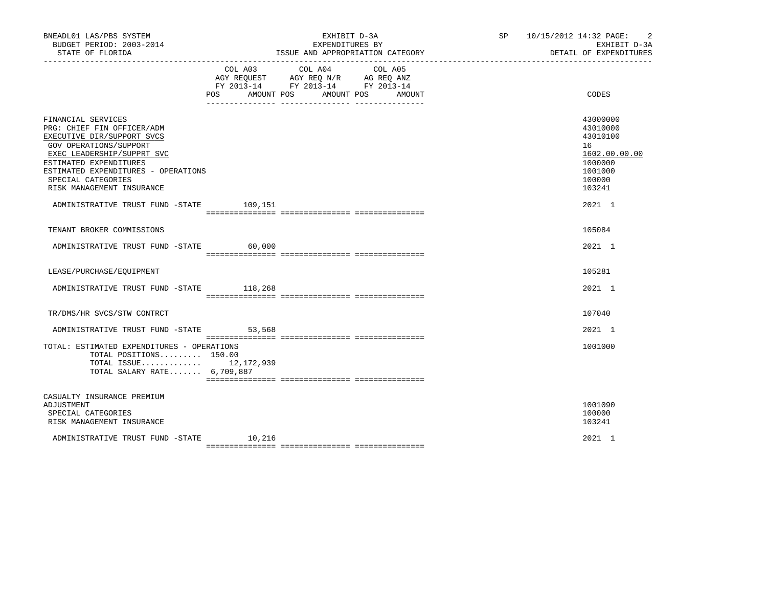BNEADL01 LAS/PBS SYSTEM — EXHIBIT D-3A — EXPENDITURES BY ISSUE AND APPROPRIATION CATEGORY — DETAIL OF EXPENDITURES

BUDGET PERIOD: 2003-2014

STATE OF FLORIDA

SP 10/15/2012 14:32

| | COL A03 AGY REQUEST FY 2013-14 POS AMOUNT | COL A04 AGY REQ N/R FY 2013-14 POS AMOUNT | COL A05 AG REQ ANZ FY 2013-14 POS AMOUNT | CODES |
|---|---|---|---|---|
| FINANCIAL SERVICES | | | | 43000000 |
| PRG: CHIEF FIN OFFICER/ADM | | | | 43010000 |
| EXECUTIVE DIR/SUPPORT SVCS | | | | 43010100 |
| GOV OPERATIONS/SUPPORT | | | | 16 |
| EXEC LEADERSHIP/SUPPRT SVC | | | | 1602.00.00.00 |
| ESTIMATED EXPENDITURES | | | | 1000000 |
| ESTIMATED EXPENDITURES - OPERATIONS | | | | 1001000 |
| SPECIAL CATEGORIES | | | | 100000 |
| RISK MANAGEMENT INSURANCE | | | | 103241 |
| ADMINISTRATIVE TRUST FUND -STATE | 109,151 | | | 2021 1 |
| TENANT BROKER COMMISSIONS | | | | 105084 |
| ADMINISTRATIVE TRUST FUND -STATE | 60,000 | | | 2021 1 |
| LEASE/PURCHASE/EQUIPMENT | | | | 105281 |
| ADMINISTRATIVE TRUST FUND -STATE | 118,268 | | | 2021 1 |
| TR/DMS/HR SVCS/STW CONTRCT | | | | 107040 |
| ADMINISTRATIVE TRUST FUND -STATE | 53,568 | | | 2021 1 |
| TOTAL: ESTIMATED EXPENDITURES - OPERATIONS | | | | 1001000 |
| TOTAL POSITIONS......... 150.00 | | | | |
| TOTAL ISSUE............. | 12,172,939 | | | |
| TOTAL SALARY RATE....... 6,709,887 | | | | |
| CASUALTY INSURANCE PREMIUM ADJUSTMENT | | | | 1001090 |
| SPECIAL CATEGORIES | | | | 100000 |
| RISK MANAGEMENT INSURANCE | | | | 103241 |
| ADMINISTRATIVE TRUST FUND -STATE | 10,216 | | | 2021 1 |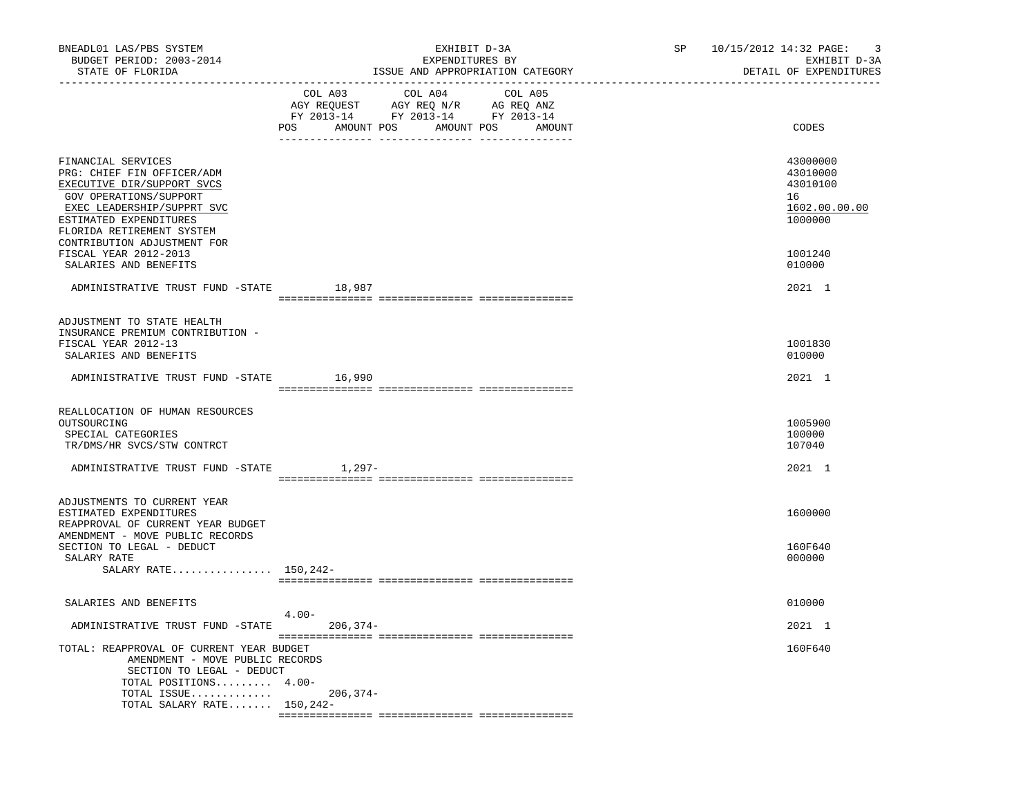BNEADL01 LAS/PBS SYSTEM — EXHIBIT D-3A — EXPENDITURES BY ISSUE AND APPROPRIATION CATEGORY
BUDGET PERIOD: 2003-2014 — STATE OF FLORIDA
SP 10/15/2012 14:32 — EXHIBIT D-3A — DETAIL OF EXPENDITURES

| | COL A03 AGY REQUEST FY 2013-14 POS | AMOUNT | COL A04 AGY REQ N/R FY 2013-14 POS | AMOUNT | COL A05 AG REQ ANZ FY 2013-14 POS | AMOUNT | CODES |
|---|---|---|---|---|---|---|---|
| FINANCIAL SERVICES | | | | | | | 43000000 |
| PRG: CHIEF FIN OFFICER/ADM | | | | | | | 43010000 |
| EXECUTIVE DIR/SUPPORT SVCS | | | | | | | 43010100 |
| GOV OPERATIONS/SUPPORT | | | | | | | 16 |
| EXEC LEADERSHIP/SUPPRT SVC | | | | | | | 1602.00.00.00 |
| ESTIMATED EXPENDITURES | | | | | | | 1000000 |
| FLORIDA RETIREMENT SYSTEM CONTRIBUTION ADJUSTMENT FOR FISCAL YEAR 2012-2013 | | | | | | | 1001240 |
| SALARIES AND BENEFITS | | | | | | | 010000 |
| ADMINISTRATIVE TRUST FUND -STATE | | 18,987 | | | | | 2021 1 |
| ADJUSTMENT TO STATE HEALTH INSURANCE PREMIUM CONTRIBUTION - FISCAL YEAR 2012-13 | | | | | | | 1001830 |
| SALARIES AND BENEFITS | | | | | | | 010000 |
| ADMINISTRATIVE TRUST FUND -STATE | | 16,990 | | | | | 2021 1 |
| REALLOCATION OF HUMAN RESOURCES OUTSOURCING | | | | | | | 1005900 |
| SPECIAL CATEGORIES | | | | | | | 100000 |
| TR/DMS/HR SVCS/STW CONTRCT | | | | | | | 107040 |
| ADMINISTRATIVE TRUST FUND -STATE | | 1,297- | | | | | 2021 1 |
| ADJUSTMENTS TO CURRENT YEAR ESTIMATED EXPENDITURES | | | | | | | 1600000 |
| REAPPROVAL OF CURRENT YEAR BUDGET AMENDMENT - MOVE PUBLIC RECORDS SECTION TO LEGAL - DEDUCT | | | | | | | 160F640 |
| SALARY RATE | | | | | | | 000000 |
| SALARY RATE................ | 150,242- | | | | | | |
| SALARIES AND BENEFITS | | | | | | | 010000 |
| ADMINISTRATIVE TRUST FUND -STATE | 4.00- | 206,374- | | | | | 2021 1 |
| TOTAL: REAPPROVAL OF CURRENT YEAR BUDGET AMENDMENT - MOVE PUBLIC RECORDS SECTION TO LEGAL - DEDUCT | | | | | | | 160F640 |
| TOTAL POSITIONS......... | 4.00- | | | | | | |
| TOTAL ISSUE............. | | 206,374- | | | | | |
| TOTAL SALARY RATE....... | 150,242- | | | | | | |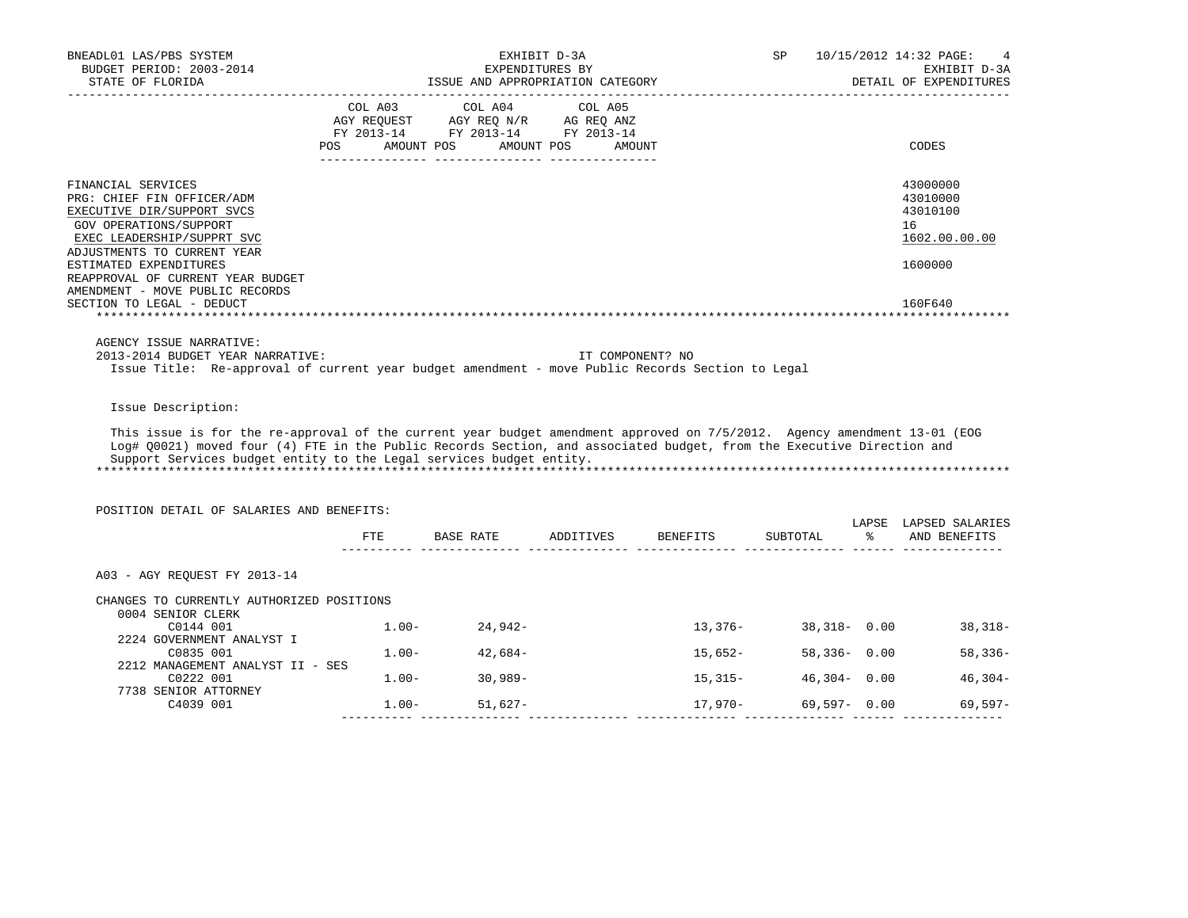BNEADL01 LAS/PBS SYSTEM
BUDGET PERIOD: 2003-2014
STATE OF FLORIDA

EXHIBIT D-3A
EXPENDITURES BY
ISSUE AND APPROPRIATION CATEGORY

SP 10/15/2012 14:32
EXHIBIT D-3A
DETAIL OF EXPENDITURES

| | COL A03 AGY REQUEST FY 2013-14 POS AMOUNT | COL A04 AGY REQ N/R FY 2013-14 POS AMOUNT | COL A05 AG REQ ANZ FY 2013-14 POS AMOUNT | CODES |
|---|---|---|---|---|
| FINANCIAL SERVICES | | | | 43000000 |
| PRG: CHIEF FIN OFFICER/ADM | | | | 43010000 |
| EXECUTIVE DIR/SUPPORT SVCS | | | | 43010100 |
| GOV OPERATIONS/SUPPORT | | | | 16 |
| EXEC LEADERSHIP/SUPPRT SVC | | | | 1602.00.00.00 |
| ADJUSTMENTS TO CURRENT YEAR ESTIMATED EXPENDITURES | | | | 1600000 |
| REAPPROVAL OF CURRENT YEAR BUDGET AMENDMENT - MOVE PUBLIC RECORDS SECTION TO LEGAL - DEDUCT | | | | 160F640 |

AGENCY ISSUE NARRATIVE:

2013-2014 BUDGET YEAR NARRATIVE: IT COMPONENT? NO

Issue Title: Re-approval of current year budget amendment - move Public Records Section to Legal

Issue Description:

This issue is for the re-approval of the current year budget amendment approved on 7/5/2012. Agency amendment 13-01 (EOG Log# Q0021) moved four (4) FTE in the Public Records Section, and associated budget, from the Executive Direction and Support Services budget entity to the Legal services budget entity.

POSITION DETAIL OF SALARIES AND BENEFITS:

| | FTE | BASE RATE | ADDITIVES | BENEFITS | SUBTOTAL | LAPSE % | LAPSED SALARIES AND BENEFITS |
|---|---|---|---|---|---|---|---|
| A03 - AGY REQUEST FY 2013-14 | | | | | | | |
| CHANGES TO CURRENTLY AUTHORIZED POSITIONS | | | | | | | |
| 0004 SENIOR CLERK | | | | | | | |
| C0144 001 | 1.00- | 24,942- | | 13,376- | 38,318- | 0.00 | 38,318- |
| 2224 GOVERNMENT ANALYST I | | | | | | | |
| C0835 001 | 1.00- | 42,684- | | 15,652- | 58,336- | 0.00 | 58,336- |
| 2212 MANAGEMENT ANALYST II - SES | | | | | | | |
| C0222 001 | 1.00- | 30,989- | | 15,315- | 46,304- | 0.00 | 46,304- |
| 7738 SENIOR ATTORNEY | | | | | | | |
| C4039 001 | 1.00- | 51,627- | | 17,970- | 69,597- | 0.00 | 69,597- |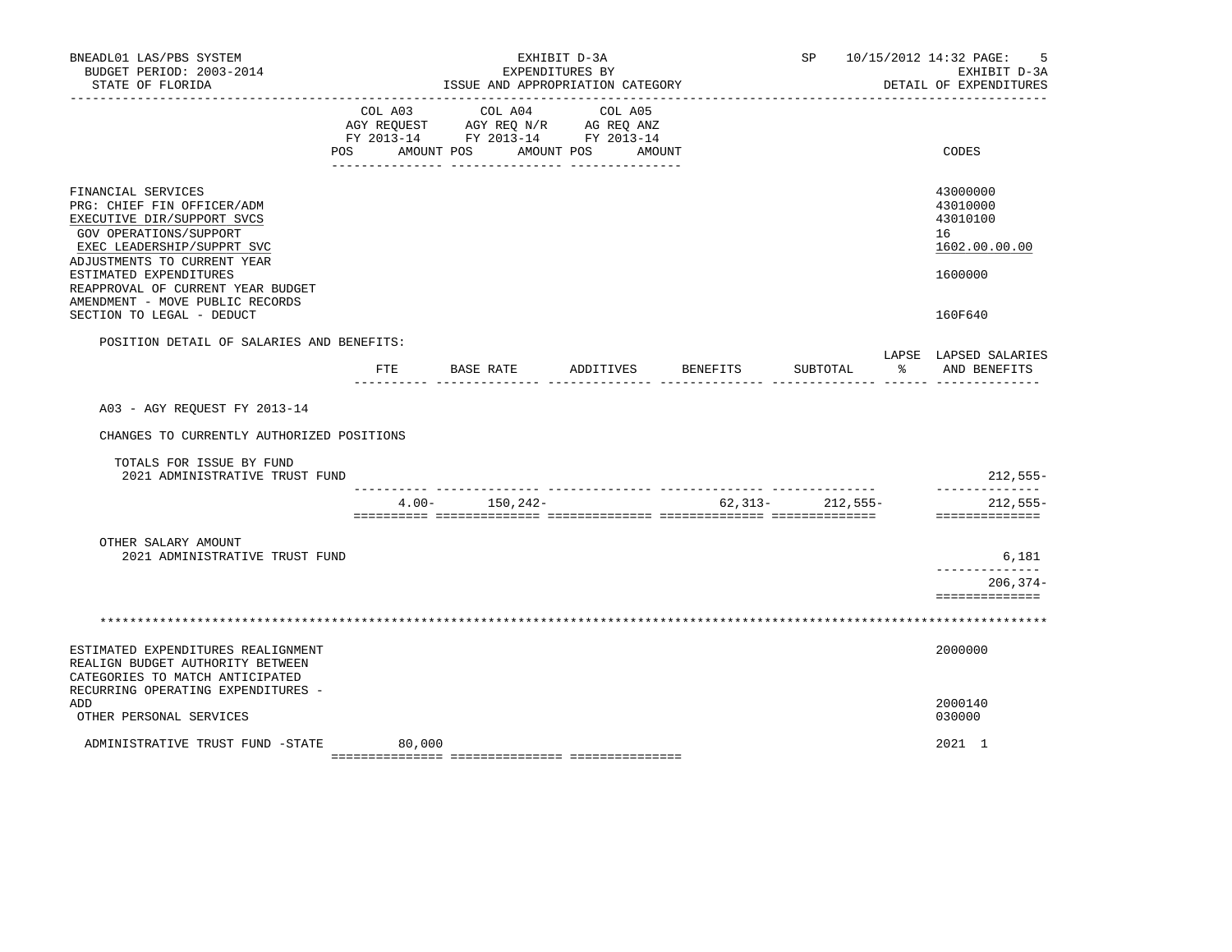BNEADL01 LAS/PBS SYSTEM — EXHIBIT D-3A — EXPENDITURES BY ISSUE AND APPROPRIATION CATEGORY
BUDGET PERIOD: 2003-2014 — SP 10/15/2012 14:32
STATE OF FLORIDA — EXHIBIT D-3A DETAIL OF EXPENDITURES

| | COL A03 AGY REQUEST FY 2013-14 POS / AMOUNT | COL A04 AGY REQ N/R FY 2013-14 POS / AMOUNT | COL A05 AG REQ ANZ FY 2013-14 POS / AMOUNT | CODES |
|---|---|---|---|---|
| FINANCIAL SERVICES | | | | 43000000 |
| PRG: CHIEF FIN OFFICER/ADM | | | | 43010000 |
| EXECUTIVE DIR/SUPPORT SVCS | | | | 43010100 |
| GOV OPERATIONS/SUPPORT | | | | 16 |
| EXEC LEADERSHIP/SUPPRT SVC | | | | 1602.00.00.00 |
| ADJUSTMENTS TO CURRENT YEAR ESTIMATED EXPENDITURES | | | | 1600000 |
| REAPPROVAL OF CURRENT YEAR BUDGET AMENDMENT - MOVE PUBLIC RECORDS SECTION TO LEGAL - DEDUCT | | | | 160F640 |

POSITION DETAIL OF SALARIES AND BENEFITS:

| | FTE | BASE RATE | ADDITIVES | BENEFITS | SUBTOTAL | LAPSE % | LAPSED SALARIES AND BENEFITS |
|---|---|---|---|---|---|---|---|
| A03 - AGY REQUEST FY 2013-14 | | | | | | | |
| CHANGES TO CURRENTLY AUTHORIZED POSITIONS | | | | | | | |
| TOTALS FOR ISSUE BY FUND | | | | | | | |
| 2021 ADMINISTRATIVE TRUST FUND | | | | | | | 212,555- |
| | 4.00- | 150,242- | | 62,313- | 212,555- | | 212,555- |
| OTHER SALARY AMOUNT | | | | | | | |
| 2021 ADMINISTRATIVE TRUST FUND | | | | | | | 6,181 |
| | | | | | | | 206,374- |

| | COL A03 AGY REQUEST FY 2013-14 POS / AMOUNT | COL A04 AGY REQ N/R FY 2013-14 POS / AMOUNT | COL A05 AG REQ ANZ FY 2013-14 POS / AMOUNT | CODES |
|---|---|---|---|---|
| ESTIMATED EXPENDITURES REALIGNMENT | | | | 2000000 |
| REALIGN BUDGET AUTHORITY BETWEEN CATEGORIES TO MATCH ANTICIPATED RECURRING OPERATING EXPENDITURES - ADD | | | | 2000140 |
| OTHER PERSONAL SERVICES | | | | 030000 |
| ADMINISTRATIVE TRUST FUND -STATE | 80,000 | | | 2021 1 |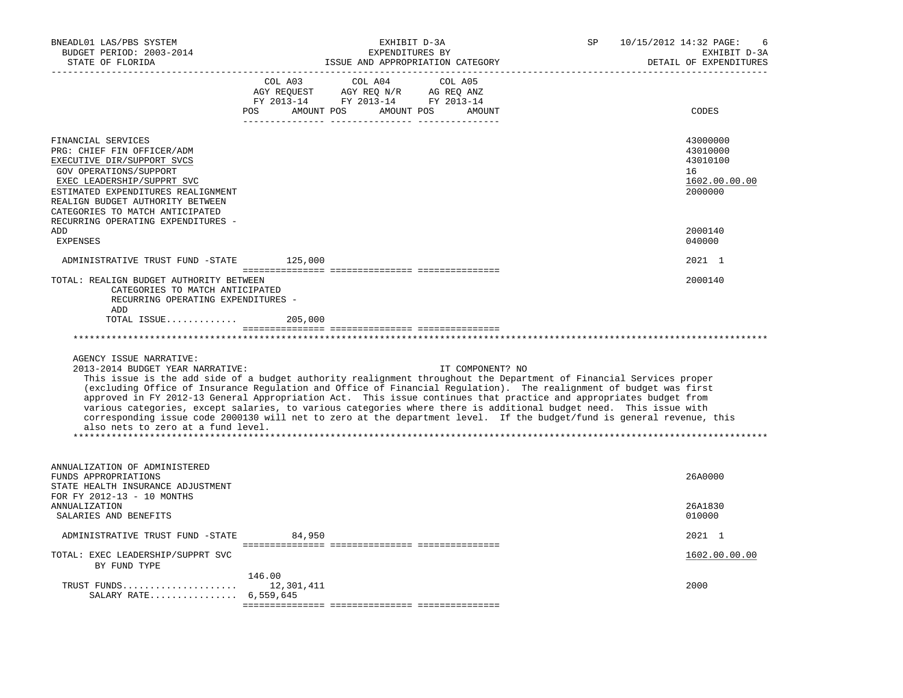| | COL A03 AGY REQUEST FY 2013-14 POS AMOUNT | COL A04 AGY REQ N/R FY 2013-14 POS AMOUNT | COL A05 AG REQ ANZ FY 2013-14 POS AMOUNT | CODES |
|---|---|---|---|---|
| FINANCIAL SERVICES | | | | 43000000 |
| PRG: CHIEF FIN OFFICER/ADM | | | | 43010000 |
| EXECUTIVE DIR/SUPPORT SVCS | | | | 43010100 |
| GOV OPERATIONS/SUPPORT | | | | 16 |
| EXEC LEADERSHIP/SUPPRT SVC | | | | 1602.00.00.00 |
| ESTIMATED EXPENDITURES REALIGNMENT | | | | 2000000 |
| REALIGN BUDGET AUTHORITY BETWEEN CATEGORIES TO MATCH ANTICIPATED RECURRING OPERATING EXPENDITURES - ADD | | | | 2000140 |
| EXPENSES | | | | 040000 |
| ADMINISTRATIVE TRUST FUND -STATE | 125,000 | | | 2021 1 |
| TOTAL: REALIGN BUDGET AUTHORITY BETWEEN CATEGORIES TO MATCH ANTICIPATED RECURRING OPERATING EXPENDITURES - ADD | | | | 2000140 |
| TOTAL ISSUE............ | 205,000 | | | |

AGENCY ISSUE NARRATIVE:

2013-2014 BUDGET YEAR NARRATIVE: IT COMPONENT? NO

This issue is the add side of a budget authority realignment throughout the Department of Financial Services proper (excluding Office of Insurance Regulation and Office of Financial Regulation). The realignment of budget was first approved in FY 2012-13 General Appropriation Act. This issue continues that practice and appropriates budget from various categories, except salaries, to various categories where there is additional budget need. This issue with corresponding issue code 2000130 will net to zero at the department level. If the budget/fund is general revenue, this also nets to zero at a fund level.

| | COL A03 | COL A04 | COL A05 | CODES |
|---|---|---|---|---|
| ANNUALIZATION OF ADMINISTERED FUNDS APPROPRIATIONS | | | | 26A0000 |
| STATE HEALTH INSURANCE ADJUSTMENT FOR FY 2012-13 - 10 MONTHS ANNUALIZATION | | | | 26A1830 |
| SALARIES AND BENEFITS | | | | 010000 |
| ADMINISTRATIVE TRUST FUND -STATE | 84,950 | | | 2021 1 |
| TOTAL: EXEC LEADERSHIP/SUPPRT SVC BY FUND TYPE | | | | 1602.00.00.00 |
| TRUST FUNDS.................... | 146.00 12,301,411 | | | 2000 |
| SALARY RATE................ | 6,559,645 | | | |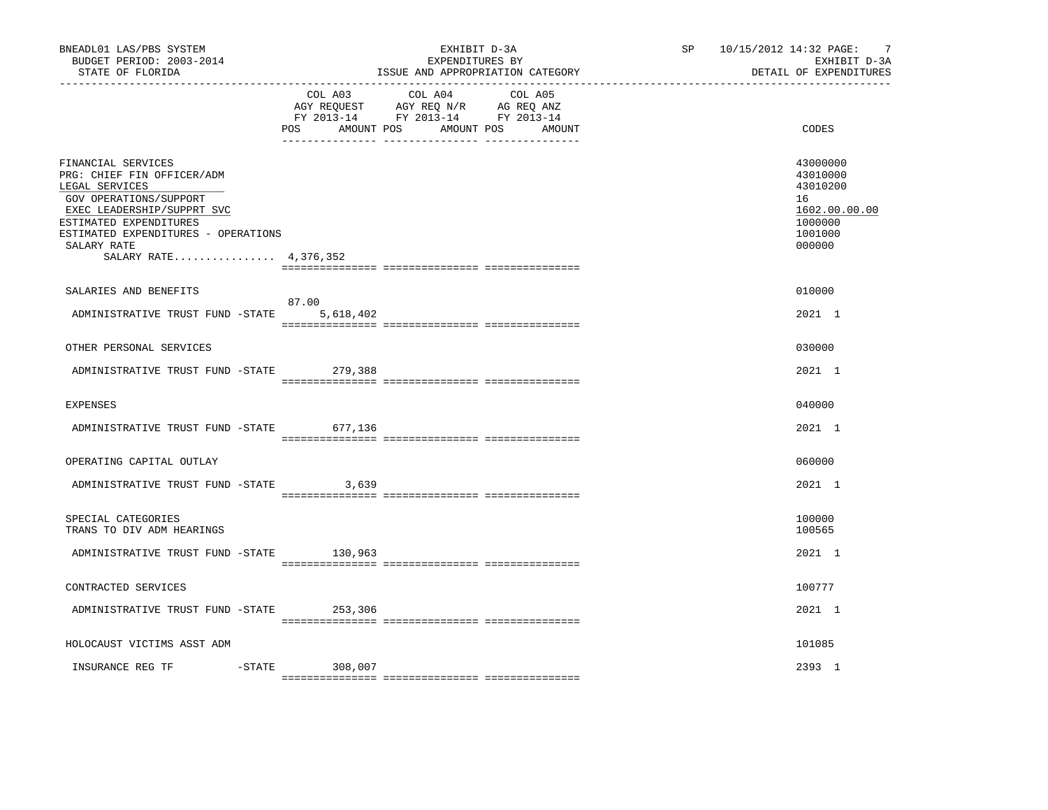BNEADL01 LAS/PBS SYSTEM
BUDGET PERIOD: 2003-2014
STATE OF FLORIDA

EXHIBIT D-3A
EXPENDITURES BY
ISSUE AND APPROPRIATION CATEGORY

SP 10/15/2012 14:32

EXHIBIT D-3A
DETAIL OF EXPENDITURES

| | COL A03 AGY REQUEST FY 2013-14 POS | AMOUNT | COL A04 AGY REQ N/R FY 2013-14 POS | AMOUNT | COL A05 AG REQ ANZ FY 2013-14 POS | AMOUNT | CODES |
|---|---|---|---|---|---|---|---|
| FINANCIAL SERVICES | | | | | | | 43000000 |
| PRG: CHIEF FIN OFFICER/ADM | | | | | | | 43010000 |
| LEGAL SERVICES | | | | | | | 43010200 |
| GOV OPERATIONS/SUPPORT | | | | | | | 16 |
| EXEC LEADERSHIP/SUPPRT SVC | | | | | | | 1602.00.00.00 |
| ESTIMATED EXPENDITURES | | | | | | | 1000000 |
| ESTIMATED EXPENDITURES - OPERATIONS | | | | | | | 1001000 |
| SALARY RATE | | | | | | | 000000 |
| SALARY RATE................ 4,376,352 | | | | | | | |
| SALARIES AND BENEFITS | | | | | | | 010000 |
| ADMINISTRATIVE TRUST FUND -STATE | 87.00 | 5,618,402 | | | | | 2021 1 |
| OTHER PERSONAL SERVICES | | | | | | | 030000 |
| ADMINISTRATIVE TRUST FUND -STATE | | 279,388 | | | | | 2021 1 |
| EXPENSES | | | | | | | 040000 |
| ADMINISTRATIVE TRUST FUND -STATE | | 677,136 | | | | | 2021 1 |
| OPERATING CAPITAL OUTLAY | | | | | | | 060000 |
| ADMINISTRATIVE TRUST FUND -STATE | | 3,639 | | | | | 2021 1 |
| SPECIAL CATEGORIES | | | | | | | 100000 |
| TRANS TO DIV ADM HEARINGS | | | | | | | 100565 |
| ADMINISTRATIVE TRUST FUND -STATE | | 130,963 | | | | | 2021 1 |
| CONTRACTED SERVICES | | | | | | | 100777 |
| ADMINISTRATIVE TRUST FUND -STATE | | 253,306 | | | | | 2021 1 |
| HOLOCAUST VICTIMS ASST ADM | | | | | | | 101085 |
| INSURANCE REG TF -STATE | | 308,007 | | | | | 2393 1 |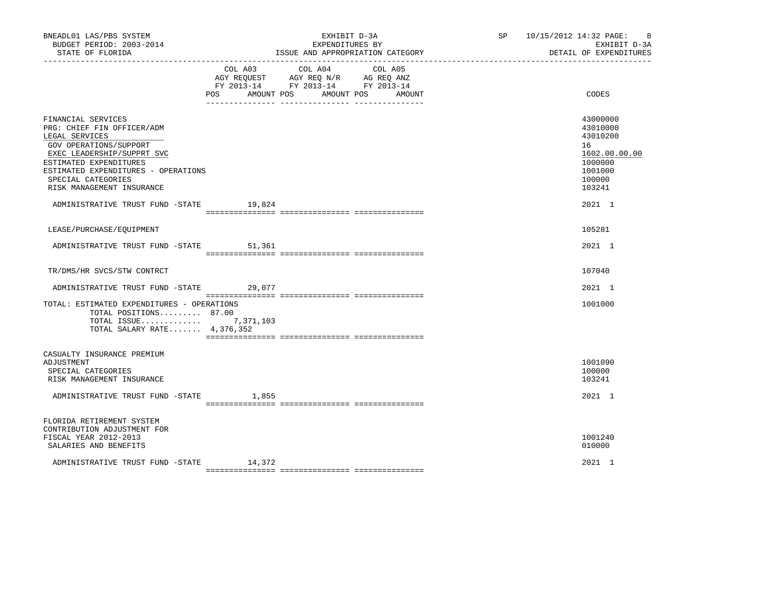BNEADL01 LAS/PBS SYSTEM | EXHIBIT D-3A | SP 10/15/2012 14:32 PAGE: 8
BUDGET PERIOD: 2003-2014 | EXPENDITURES BY | EXHIBIT D-3A
STATE OF FLORIDA | ISSUE AND APPROPRIATION CATEGORY | DETAIL OF EXPENDITURES

| | COL A03 AGY REQUEST FY 2013-14 POS AMOUNT | COL A04 AGY REQ N/R FY 2013-14 POS AMOUNT | COL A05 AG REQ ANZ FY 2013-14 POS AMOUNT | CODES |
|---|---|---|---|---|
| FINANCIAL SERVICES | | | | 43000000 |
| PRG: CHIEF FIN OFFICER/ADM | | | | 43010000 |
| LEGAL SERVICES | | | | 43010200 |
| GOV OPERATIONS/SUPPORT | | | | 16 |
| EXEC LEADERSHIP/SUPPRT SVC | | | | 1602.00.00.00 |
| ESTIMATED EXPENDITURES | | | | 1000000 |
| ESTIMATED EXPENDITURES - OPERATIONS | | | | 1001000 |
| SPECIAL CATEGORIES | | | | 100000 |
| RISK MANAGEMENT INSURANCE | | | | 103241 |
| ADMINISTRATIVE TRUST FUND -STATE | 19,824 | | | 2021 1 |
| LEASE/PURCHASE/EQUIPMENT | | | | 105281 |
| ADMINISTRATIVE TRUST FUND -STATE | 51,361 | | | 2021 1 |
| TR/DMS/HR SVCS/STW CONTRCT | | | | 107040 |
| ADMINISTRATIVE TRUST FUND -STATE | 29,077 | | | 2021 1 |
| TOTAL: ESTIMATED EXPENDITURES - OPERATIONS | | | | 1001000 |
| TOTAL POSITIONS......... | 87.00 | | | |
| TOTAL ISSUE............. | 7,371,103 | | | |
| TOTAL SALARY RATE....... | 4,376,352 | | | |
| CASUALTY INSURANCE PREMIUM ADJUSTMENT | | | | 1001090 |
| SPECIAL CATEGORIES | | | | 100000 |
| RISK MANAGEMENT INSURANCE | | | | 103241 |
| ADMINISTRATIVE TRUST FUND -STATE | 1,855 | | | 2021 1 |
| FLORIDA RETIREMENT SYSTEM CONTRIBUTION ADJUSTMENT FOR FISCAL YEAR 2012-2013 | | | | 1001240 |
| SALARIES AND BENEFITS | | | | 010000 |
| ADMINISTRATIVE TRUST FUND -STATE | 14,372 | | | 2021 1 |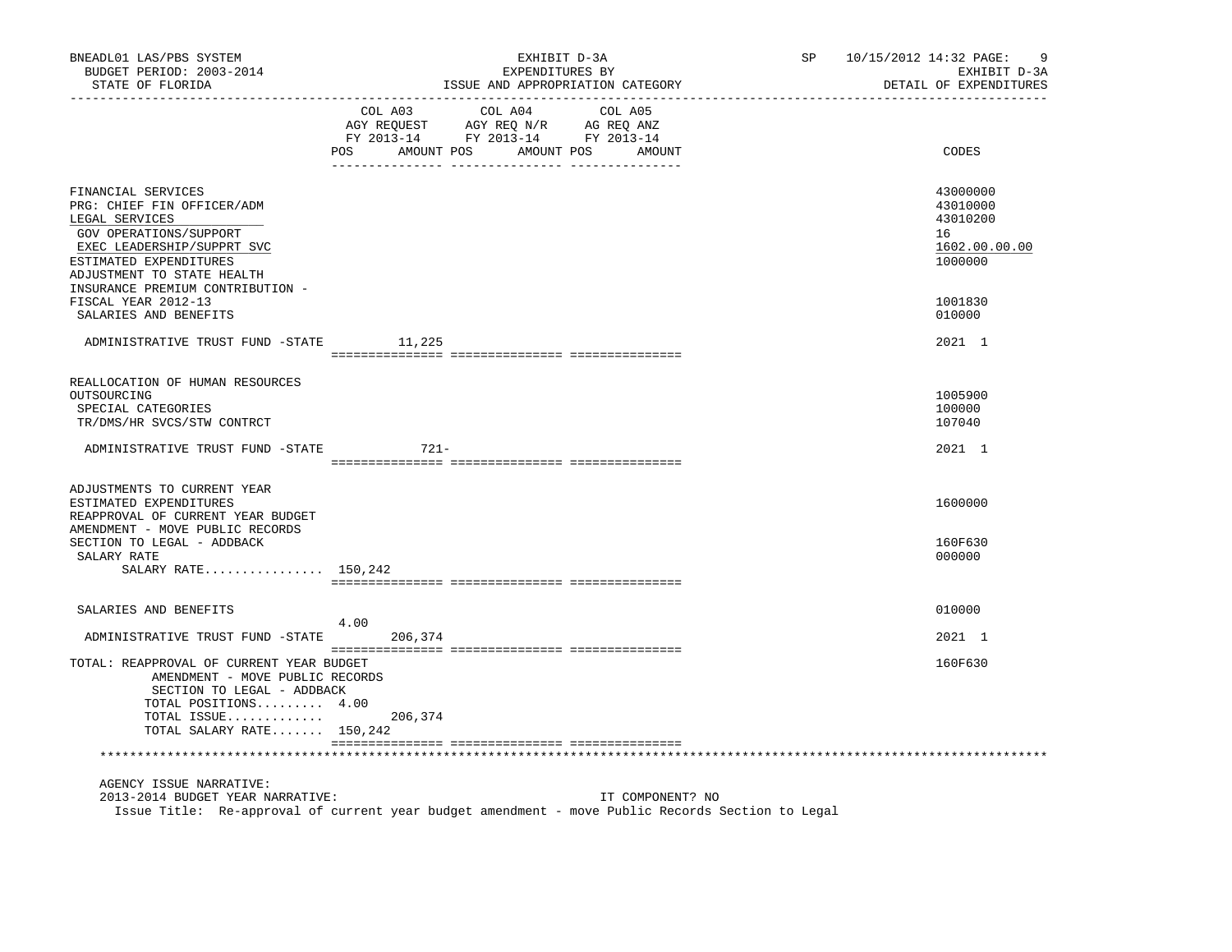BNEADL01 LAS/PBS SYSTEM — EXHIBIT D-3A — SP 10/15/2012 14:32

BUDGET PERIOD: 2003-2014 — EXPENDITURES BY — EXHIBIT D-3A

STATE OF FLORIDA — ISSUE AND APPROPRIATION CATEGORY — DETAIL OF EXPENDITURES

| | COL A03 AGY REQUEST FY 2013-14 POS | AMOUNT | COL A04 AGY REQ N/R FY 2013-14 POS | AMOUNT | COL A05 AG REQ ANZ FY 2013-14 POS | AMOUNT | CODES |
|---|---|---|---|---|---|---|---|
| FINANCIAL SERVICES | | | | | | | 43000000 |
| PRG: CHIEF FIN OFFICER/ADM | | | | | | | 43010000 |
| LEGAL SERVICES | | | | | | | 43010200 |
| GOV OPERATIONS/SUPPORT | | | | | | | 16 |
| EXEC LEADERSHIP/SUPPRT SVC | | | | | | | 1602.00.00.00 |
| ESTIMATED EXPENDITURES | | | | | | | 1000000 |
| ADJUSTMENT TO STATE HEALTH INSURANCE PREMIUM CONTRIBUTION - FISCAL YEAR 2012-13 | | | | | | | 1001830 |
| SALARIES AND BENEFITS | | | | | | | 010000 |
| ADMINISTRATIVE TRUST FUND -STATE | | 11,225 | | | | | 2021 1 |
| REALLOCATION OF HUMAN RESOURCES OUTSOURCING | | | | | | | 1005900 |
| SPECIAL CATEGORIES | | | | | | | 100000 |
| TR/DMS/HR SVCS/STW CONTRCT | | | | | | | 107040 |
| ADMINISTRATIVE TRUST FUND -STATE | | 721- | | | | | 2021 1 |
| ADJUSTMENTS TO CURRENT YEAR ESTIMATED EXPENDITURES | | | | | | | 1600000 |
| REAPPROVAL OF CURRENT YEAR BUDGET AMENDMENT - MOVE PUBLIC RECORDS SECTION TO LEGAL - ADDBACK | | | | | | | 160F630 |
| SALARY RATE | | | | | | | 000000 |
| SALARY RATE................ | 150,242 | | | | | | |
| SALARIES AND BENEFITS | | | | | | | 010000 |
| ADMINISTRATIVE TRUST FUND -STATE | 4.00 | 206,374 | | | | | 2021 1 |
| TOTAL: REAPPROVAL OF CURRENT YEAR BUDGET AMENDMENT - MOVE PUBLIC RECORDS SECTION TO LEGAL - ADDBACK | | | | | | | 160F630 |
| TOTAL POSITIONS......... | 4.00 | | | | | | |
| TOTAL ISSUE............. | | 206,374 | | | | | |
| TOTAL SALARY RATE....... | 150,242 | | | | | | |

AGENCY ISSUE NARRATIVE:

2013-2014 BUDGET YEAR NARRATIVE: IT COMPONENT? NO

Issue Title: Re-approval of current year budget amendment - move Public Records Section to Legal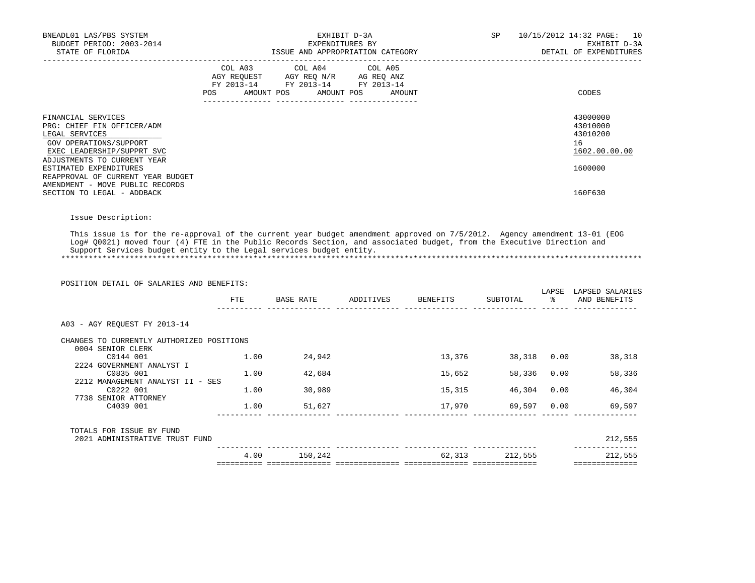BNEADL01 LAS/PBS SYSTEM — EXHIBIT D-3A — EXPENDITURES BY ISSUE AND APPROPRIATION CATEGORY — DETAIL OF EXPENDITURES

BUDGET PERIOD: 2003-2014

STATE OF FLORIDA

SP 10/15/2012 14:32

| | COL A03 AGY REQUEST FY 2013-14 POS AMOUNT | COL A04 AGY REQ N/R FY 2013-14 POS AMOUNT | COL A05 AG REQ ANZ FY 2013-14 POS AMOUNT | CODES |
|---|---|---|---|---|
| FINANCIAL SERVICES | | | | 43000000 |
| PRG: CHIEF FIN OFFICER/ADM | | | | 43010000 |
| LEGAL SERVICES | | | | 43010200 |
| GOV OPERATIONS/SUPPORT | | | | 16 |
| EXEC LEADERSHIP/SUPPRT SVC | | | | 1602.00.00.00 |
| ADJUSTMENTS TO CURRENT YEAR ESTIMATED EXPENDITURES | | | | 1600000 |
| REAPPROVAL OF CURRENT YEAR BUDGET AMENDMENT - MOVE PUBLIC RECORDS SECTION TO LEGAL - ADDBACK | | | | 160F630 |

Issue Description:

This issue is for the re-approval of the current year budget amendment approved on 7/5/2012. Agency amendment 13-01 (EOG Log# Q0021) moved four (4) FTE in the Public Records Section, and associated budget, from the Executive Direction and Support Services budget entity to the Legal services budget entity.

POSITION DETAIL OF SALARIES AND BENEFITS:

| | FTE | BASE RATE | ADDITIVES | BENEFITS | SUBTOTAL | LAPSE % | LAPSED SALARIES AND BENEFITS |
|---|---|---|---|---|---|---|---|
| A03 - AGY REQUEST FY 2013-14 | | | | | | | |
| CHANGES TO CURRENTLY AUTHORIZED POSITIONS | | | | | | | |
| 0004 SENIOR CLERK | | | | | | | |
| C0144 001 | 1.00 | 24,942 | | 13,376 | 38,318 | 0.00 | 38,318 |
| 2224 GOVERNMENT ANALYST I | | | | | | | |
| C0835 001 | 1.00 | 42,684 | | 15,652 | 58,336 | 0.00 | 58,336 |
| 2212 MANAGEMENT ANALYST II - SES | | | | | | | |
| C0222 001 | 1.00 | 30,989 | | 15,315 | 46,304 | 0.00 | 46,304 |
| 7738 SENIOR ATTORNEY | | | | | | | |
| C4039 001 | 1.00 | 51,627 | | 17,970 | 69,597 | 0.00 | 69,597 |
| TOTALS FOR ISSUE BY FUND | | | | | | | |
| 2021 ADMINISTRATIVE TRUST FUND | | | | | | | 212,555 |
| | 4.00 | 150,242 | | 62,313 | 212,555 | | 212,555 |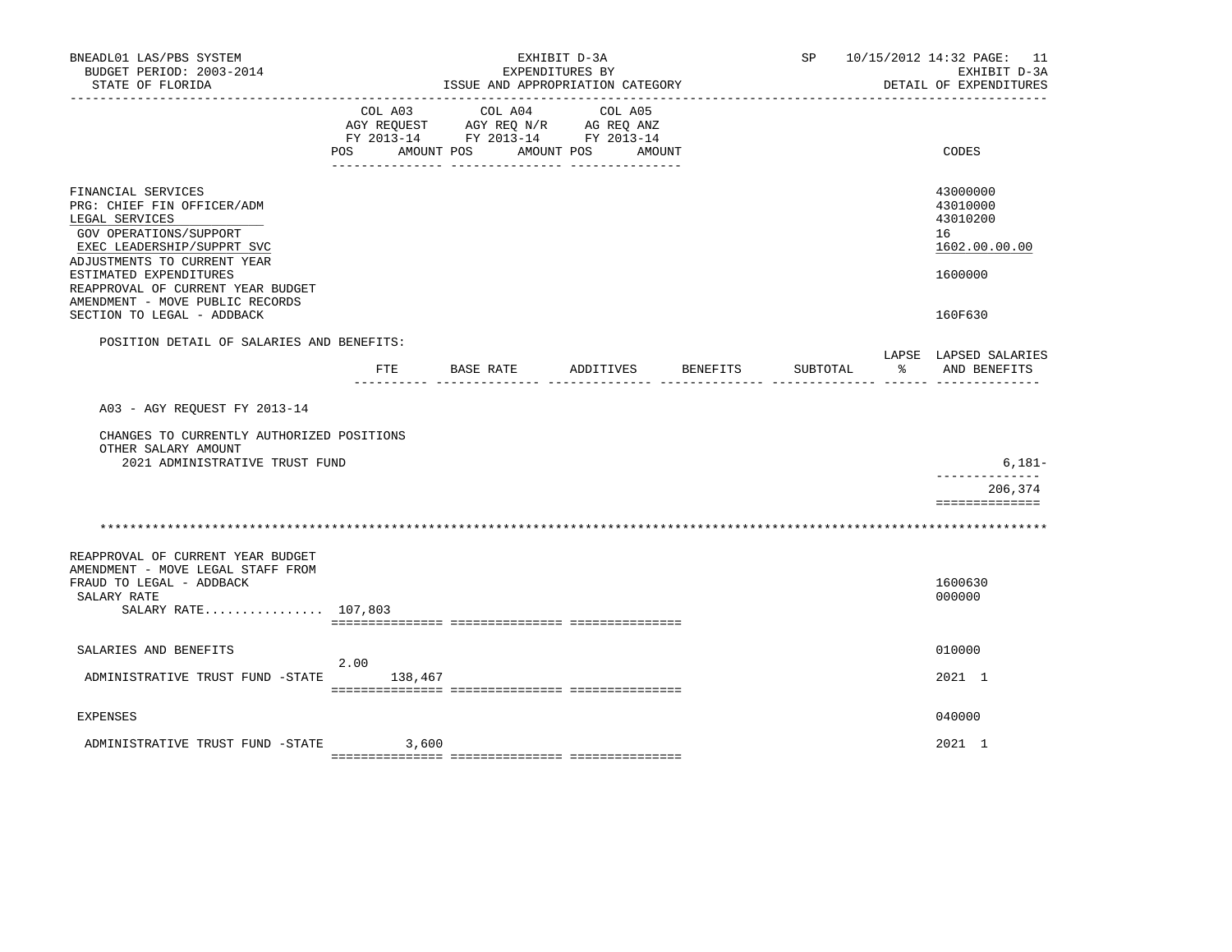BNEADL01 LAS/PBS SYSTEM — EXHIBIT D-3A — EXPENDITURES BY ISSUE AND APPROPRIATION CATEGORY
BUDGET PERIOD: 2003-2014 — STATE OF FLORIDA
SP 10/15/2012 14:32 — EXHIBIT D-3A — DETAIL OF EXPENDITURES

| | COL A03 AGY REQUEST FY 2013-14 POS | AMOUNT | COL A04 AGY REQ N/R FY 2013-14 POS | AMOUNT | COL A05 AG REQ ANZ FY 2013-14 POS | AMOUNT | CODES |
|---|---|---|---|---|---|---|---|
| FINANCIAL SERVICES | | | | | | | 43000000 |
| PRG: CHIEF FIN OFFICER/ADM | | | | | | | 43010000 |
| LEGAL SERVICES | | | | | | | 43010200 |
| GOV OPERATIONS/SUPPORT | | | | | | | 16 |
| EXEC LEADERSHIP/SUPPRT SVC | | | | | | | 1602.00.00.00 |
| ADJUSTMENTS TO CURRENT YEAR ESTIMATED EXPENDITURES | | | | | | | 1600000 |
| REAPPROVAL OF CURRENT YEAR BUDGET AMENDMENT - MOVE PUBLIC RECORDS SECTION TO LEGAL - ADDBACK | | | | | | | 160F630 |

POSITION DETAIL OF SALARIES AND BENEFITS:

| | FTE | BASE RATE | ADDITIVES | BENEFITS | SUBTOTAL | LAPSE % | LAPSED SALARIES AND BENEFITS |
|---|---|---|---|---|---|---|---|
| A03 - AGY REQUEST FY 2013-14 | | | | | | | |
| CHANGES TO CURRENTLY AUTHORIZED POSITIONS | | | | | | | |
| OTHER SALARY AMOUNT | | | | | | | |
| 2021 ADMINISTRATIVE TRUST FUND | | | | | | | 6,181- |
| | | | | | | | 206,374 |

**************************************************************************************************************

| | COL A03 POS | AMOUNT | COL A04 POS | AMOUNT | COL A05 POS | AMOUNT | CODES |
|---|---|---|---|---|---|---|---|
| REAPPROVAL OF CURRENT YEAR BUDGET AMENDMENT - MOVE LEGAL STAFF FROM FRAUD TO LEGAL - ADDBACK | | | | | | | 1600630 |
| SALARY RATE | | | | | | | 000000 |
| SALARY RATE................ | 107,803 | | | | | | |
| SALARIES AND BENEFITS | | | | | | | 010000 |
| ADMINISTRATIVE TRUST FUND -STATE | 2.00 | 138,467 | | | | | 2021 1 |
| EXPENSES | | | | | | | 040000 |
| ADMINISTRATIVE TRUST FUND -STATE | | 3,600 | | | | | 2021 1 |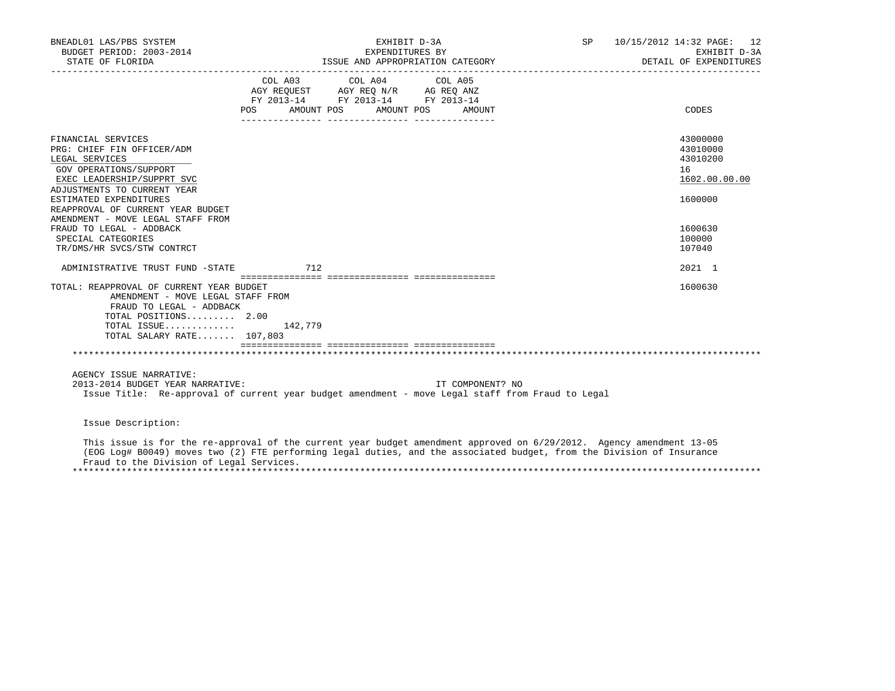BNEADL01 LAS/PBS SYSTEM | EXHIBIT D-3A | SP 10/15/2012 14:32

BUDGET PERIOD: 2003-2014 | EXPENDITURES BY | EXHIBIT D-3A

STATE OF FLORIDA | ISSUE AND APPROPRIATION CATEGORY | DETAIL OF EXPENDITURES

| | COL A03 AGY REQUEST FY 2013-14 POS | AMOUNT | COL A04 AGY REQ N/R FY 2013-14 POS | AMOUNT | COL A05 AG REQ ANZ FY 2013-14 POS | AMOUNT | CODES |
|---|---|---|---|---|---|---|---|
| FINANCIAL SERVICES | | | | | | | 43000000 |
| PRG: CHIEF FIN OFFICER/ADM | | | | | | | 43010000 |
| LEGAL SERVICES | | | | | | | 43010200 |
| GOV OPERATIONS/SUPPORT | | | | | | | 16 |
| EXEC LEADERSHIP/SUPPRT SVC | | | | | | | 1602.00.00.00 |
| ADJUSTMENTS TO CURRENT YEAR ESTIMATED EXPENDITURES | | | | | | | 1600000 |
| REAPPROVAL OF CURRENT YEAR BUDGET AMENDMENT - MOVE LEGAL STAFF FROM FRAUD TO LEGAL - ADDBACK | | | | | | | 1600630 |
| SPECIAL CATEGORIES | | | | | | | 100000 |
| TR/DMS/HR SVCS/STW CONTRCT | | | | | | | 107040 |
| ADMINISTRATIVE TRUST FUND -STATE | | 712 | | | | | 2021 1 |
| TOTAL: REAPPROVAL OF CURRENT YEAR BUDGET AMENDMENT - MOVE LEGAL STAFF FROM FRAUD TO LEGAL - ADDBACK | | | | | | | 1600630 |
| TOTAL POSITIONS......... 2.00 | | | | | | | |
| TOTAL ISSUE............ | | 142,779 | | | | | |
| TOTAL SALARY RATE....... 107,803 | | | | | | | |

AGENCY ISSUE NARRATIVE:

2013-2014 BUDGET YEAR NARRATIVE: IT COMPONENT? NO

Issue Title: Re-approval of current year budget amendment - move Legal staff from Fraud to Legal

Issue Description:

This issue is for the re-approval of the current year budget amendment approved on 6/29/2012. Agency amendment 13-05 (EOG Log# B0049) moves two (2) FTE performing legal duties, and the associated budget, from the Division of Insurance Fraud to the Division of Legal Services.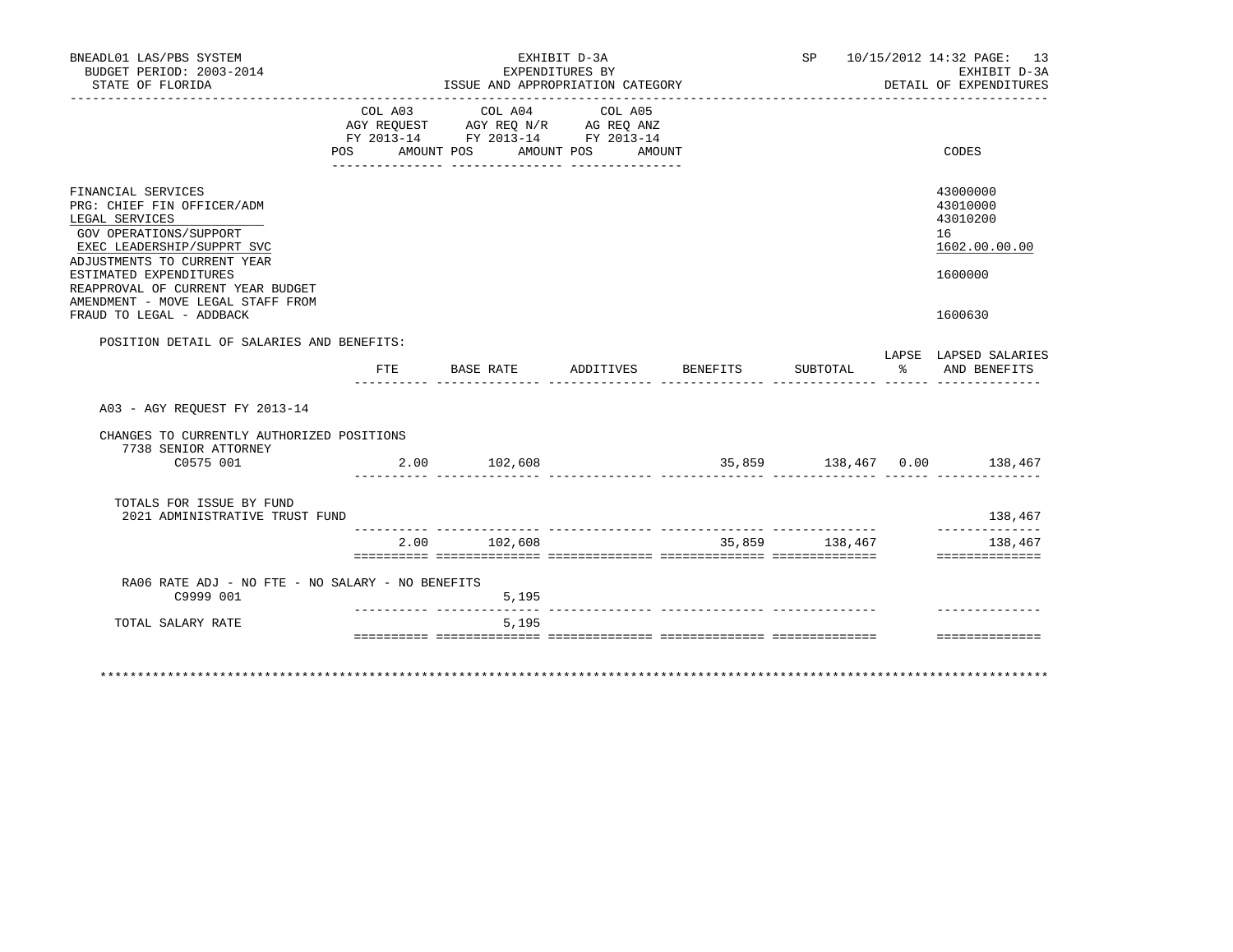BNEADL01 LAS/PBS SYSTEM | EXHIBIT D-3A | SP 10/15/2012 14:32 PAGE: 13
BUDGET PERIOD: 2003-2014 | EXPENDITURES BY | EXHIBIT D-3A
STATE OF FLORIDA | ISSUE AND APPROPRIATION CATEGORY | DETAIL OF EXPENDITURES

| | COL A03 AGY REQUEST FY 2013-14 POS AMOUNT | COL A04 AGY REQ N/R FY 2013-14 POS AMOUNT | COL A05 AG REQ ANZ FY 2013-14 POS AMOUNT | CODES |
|---|---|---|---|---|
| FINANCIAL SERVICES | | | | 43000000 |
| PRG: CHIEF FIN OFFICER/ADM | | | | 43010000 |
| LEGAL SERVICES | | | | 43010200 |
| GOV OPERATIONS/SUPPORT | | | | 16 |
| EXEC LEADERSHIP/SUPPRT SVC | | | | 1602.00.00.00 |
| ADJUSTMENTS TO CURRENT YEAR ESTIMATED EXPENDITURES | | | | 1600000 |
| REAPPROVAL OF CURRENT YEAR BUDGET AMENDMENT - MOVE LEGAL STAFF FROM FRAUD TO LEGAL - ADDBACK | | | | 1600630 |

POSITION DETAIL OF SALARIES AND BENEFITS:

| | FTE | BASE RATE | ADDITIVES | BENEFITS | SUBTOTAL | LAPSE % | LAPSED SALARIES AND BENEFITS |
|---|---|---|---|---|---|---|---|
| A03 - AGY REQUEST FY 2013-14 | | | | | | | |
| CHANGES TO CURRENTLY AUTHORIZED POSITIONS | | | | | | | |
| 7738 SENIOR ATTORNEY | | | | | | | |
| C0575 001 | 2.00 | 102,608 | | 35,859 | 138,467 | 0.00 | 138,467 |
| TOTALS FOR ISSUE BY FUND | | | | | | | |
| 2021 ADMINISTRATIVE TRUST FUND | | | | | | | 138,467 |
| | 2.00 | 102,608 | | 35,859 | 138,467 | | 138,467 |
| RA06 RATE ADJ - NO FTE - NO SALARY - NO BENEFITS | | | | | | | |
| C9999 001 | | 5,195 | | | | | |
| TOTAL SALARY RATE | | 5,195 | | | | | |

************************************************************************************************************************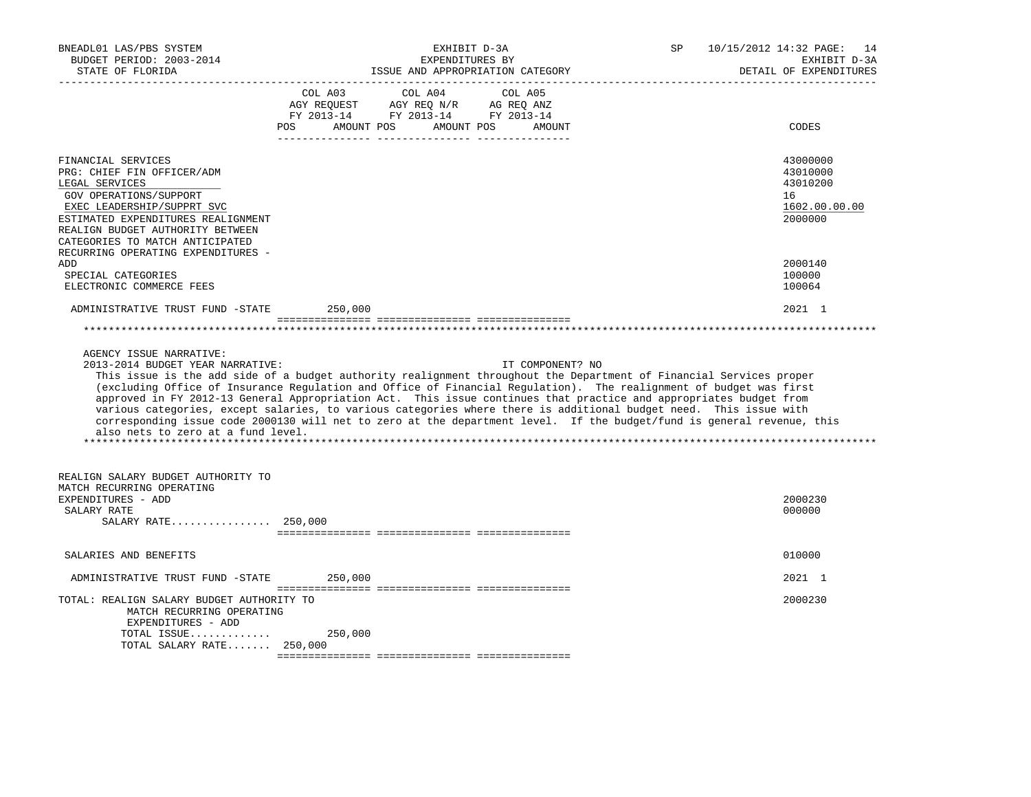| | COL A03 AGY REQUEST FY 2013-14 POS AMOUNT | COL A04 AGY REQ N/R FY 2013-14 POS AMOUNT | COL A05 AG REQ ANZ FY 2013-14 POS AMOUNT | CODES |
|---|---|---|---|---|
| FINANCIAL SERVICES | | | | 43000000 |
| PRG: CHIEF FIN OFFICER/ADM | | | | 43010000 |
| LEGAL SERVICES | | | | 43010200 |
| GOV OPERATIONS/SUPPORT | | | | 16 |
| EXEC LEADERSHIP/SUPPRT SVC | | | | 1602.00.00.00 |
| ESTIMATED EXPENDITURES REALIGNMENT | | | | 2000000 |
| REALIGN BUDGET AUTHORITY BETWEEN CATEGORIES TO MATCH ANTICIPATED RECURRING OPERATING EXPENDITURES - ADD | | | | 2000140 |
| SPECIAL CATEGORIES | | | | 100000 |
| ELECTRONIC COMMERCE FEES | | | | 100064 |
| ADMINISTRATIVE TRUST FUND -STATE | 250,000 | | | 2021 1 |

AGENCY ISSUE NARRATIVE:

2013-2014 BUDGET YEAR NARRATIVE: IT COMPONENT? NO

This issue is the add side of a budget authority realignment throughout the Department of Financial Services proper (excluding Office of Insurance Regulation and Office of Financial Regulation). The realignment of budget was first approved in FY 2012-13 General Appropriation Act. This issue continues that practice and appropriates budget from various categories, except salaries, to various categories where there is additional budget need. This issue with corresponding issue code 2000130 will net to zero at the department level. If the budget/fund is general revenue, this also nets to zero at a fund level.

| | COL A03 | COL A04 | COL A05 | CODES |
|---|---|---|---|---|
| REALIGN SALARY BUDGET AUTHORITY TO MATCH RECURRING OPERATING EXPENDITURES - ADD | | | | 2000230 |
| SALARY RATE | | | | 000000 |
| SALARY RATE................ 250,000 | | | | |
| SALARIES AND BENEFITS | | | | 010000 |
| ADMINISTRATIVE TRUST FUND -STATE | 250,000 | | | 2021 1 |
| TOTAL: REALIGN SALARY BUDGET AUTHORITY TO MATCH RECURRING OPERATING EXPENDITURES - ADD | | | | 2000230 |
| TOTAL ISSUE............. | 250,000 | | | |
| TOTAL SALARY RATE....... 250,000 | | | | |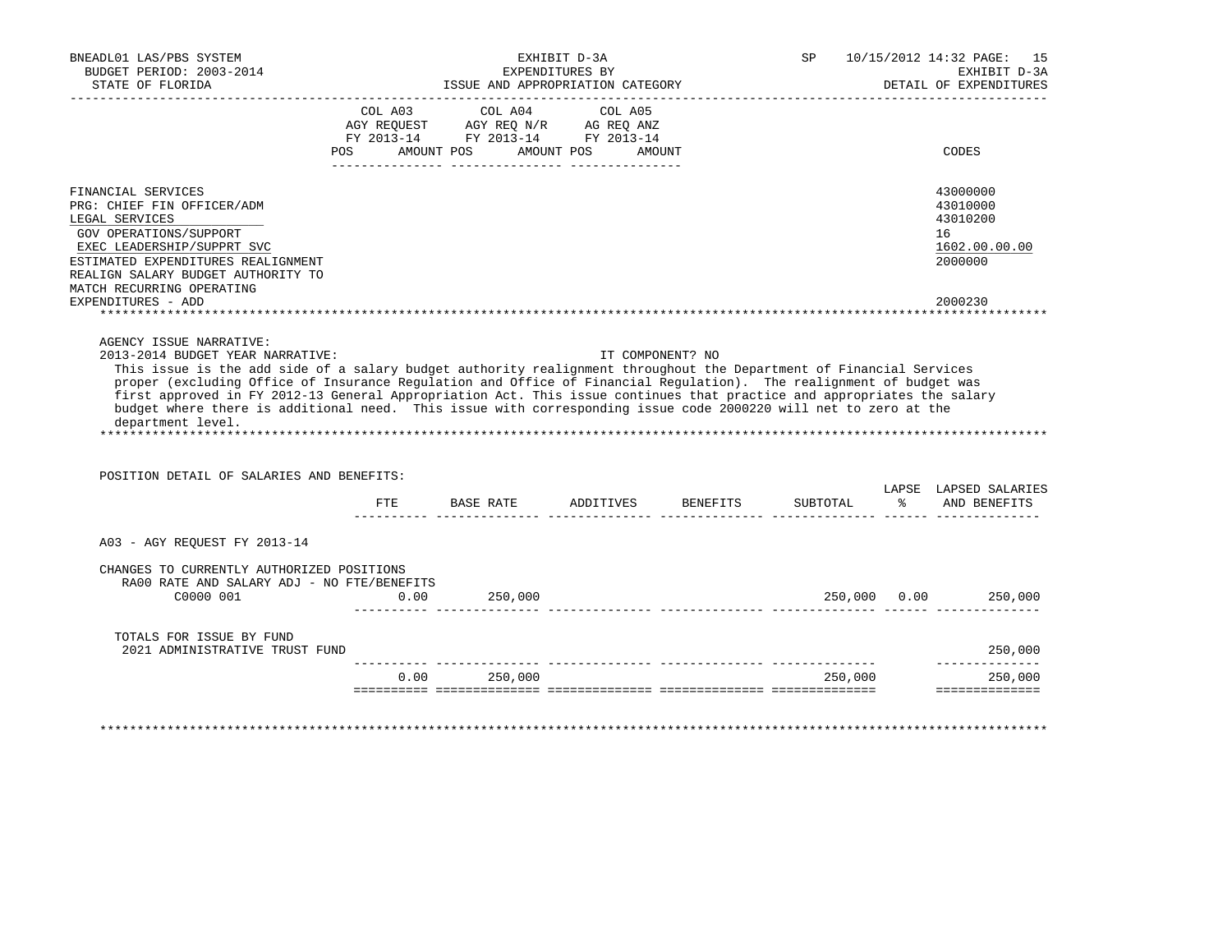BNEADL01 LAS/PBS SYSTEM | EXHIBIT D-3A | SP 10/15/2012 14:32
BUDGET PERIOD: 2003-2014 | EXPENDITURES BY | EXHIBIT D-3A
STATE OF FLORIDA | ISSUE AND APPROPRIATION CATEGORY | DETAIL OF EXPENDITURES

| | COL A03 AGY REQUEST FY 2013-14 POS AMOUNT | COL A04 AGY REQ N/R FY 2013-14 POS AMOUNT | COL A05 AG REQ ANZ FY 2013-14 POS AMOUNT | CODES |
|---|---|---|---|---|
| FINANCIAL SERVICES | | | | 43000000 |
| PRG: CHIEF FIN OFFICER/ADM | | | | 43010000 |
| LEGAL SERVICES | | | | 43010200 |
| GOV OPERATIONS/SUPPORT | | | | 16 |
| EXEC LEADERSHIP/SUPPRT SVC | | | | 1602.00.00.00 |
| ESTIMATED EXPENDITURES REALIGNMENT | | | | 2000000 |
| REALIGN SALARY BUDGET AUTHORITY TO MATCH RECURRING OPERATING EXPENDITURES - ADD | | | | 2000230 |

AGENCY ISSUE NARRATIVE:

2013-2014 BUDGET YEAR NARRATIVE: IT COMPONENT? NO

This issue is the add side of a salary budget authority realignment throughout the Department of Financial Services proper (excluding Office of Insurance Regulation and Office of Financial Regulation). The realignment of budget was first approved in FY 2012-13 General Appropriation Act. This issue continues that practice and appropriates the salary budget where there is additional need. This issue with corresponding issue code 2000220 will net to zero at the department level.

POSITION DETAIL OF SALARIES AND BENEFITS:

| | FTE | BASE RATE | ADDITIVES | BENEFITS | SUBTOTAL | LAPSE % | LAPSED SALARIES AND BENEFITS |
|---|---|---|---|---|---|---|---|
| A03 - AGY REQUEST FY 2013-14 | | | | | | | |
| CHANGES TO CURRENTLY AUTHORIZED POSITIONS | | | | | | | |
| RA00 RATE AND SALARY ADJ - NO FTE/BENEFITS | | | | | | | |
| C0000 001 | 0.00 | 250,000 | | | 250,000 | 0.00 | 250,000 |
| TOTALS FOR ISSUE BY FUND | | | | | | | |
| 2021 ADMINISTRATIVE TRUST FUND | | | | | | | 250,000 |
| | 0.00 | 250,000 | | | 250,000 | | 250,000 |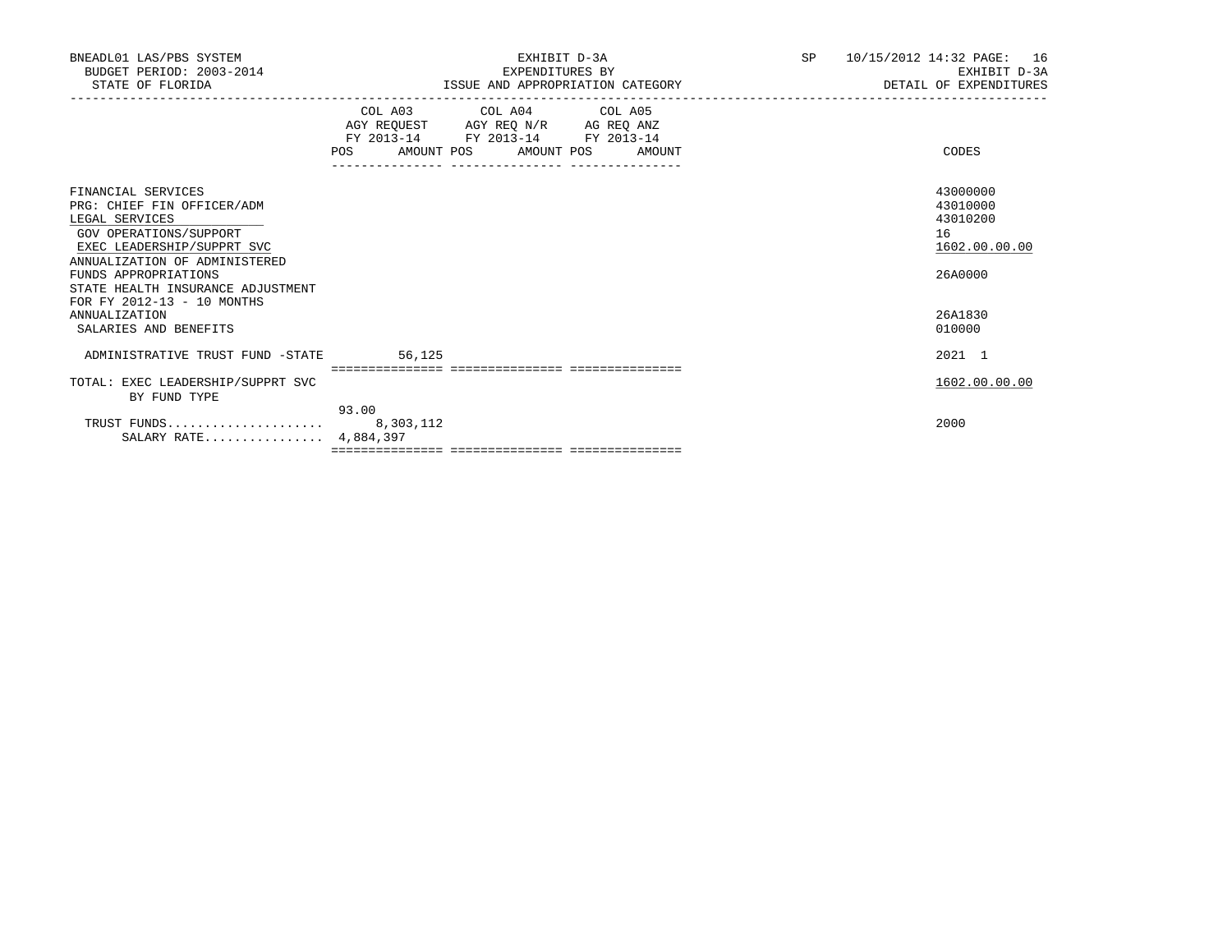BNEADL01 LAS/PBS SYSTEM | EXHIBIT D-3A | SP 10/15/2012 14:32
BUDGET PERIOD: 2003-2014 | EXPENDITURES BY | EXHIBIT D-3A
STATE OF FLORIDA | ISSUE AND APPROPRIATION CATEGORY | DETAIL OF EXPENDITURES

| | COL A03 AGY REQUEST FY 2013-14 | | COL A04 AGY REQ N/R FY 2013-14 | | COL A05 AG REQ ANZ FY 2013-14 | | |
|---|---|---|---|---|---|---|---|
| | POS | AMOUNT | POS | AMOUNT | POS | AMOUNT | CODES |
| FINANCIAL SERVICES | | | | | | | 43000000 |
| PRG: CHIEF FIN OFFICER/ADM | | | | | | | 43010000 |
| LEGAL SERVICES | | | | | | | 43010200 |
| GOV OPERATIONS/SUPPORT | | | | | | | 16 |
| EXEC LEADERSHIP/SUPPRT SVC | | | | | | | 1602.00.00.00 |
| ANNUALIZATION OF ADMINISTERED FUNDS APPROPRIATIONS | | | | | | | 26A0000 |
| STATE HEALTH INSURANCE ADJUSTMENT FOR FY 2012-13 - 10 MONTHS ANNUALIZATION | | | | | | | 26A1830 |
| SALARIES AND BENEFITS | | | | | | | 010000 |
| ADMINISTRATIVE TRUST FUND -STATE | | 56,125 | | | | | 2021 1 |
| TOTAL: EXEC LEADERSHIP/SUPPRT SVC | | | | | | | 1602.00.00.00 |
| BY FUND TYPE | | | | | | | |
| | 93.00 | | | | | | |
| TRUST FUNDS..................... | | 8,303,112 | | | | | 2000 |
| SALARY RATE................ | | 4,884,397 | | | | | |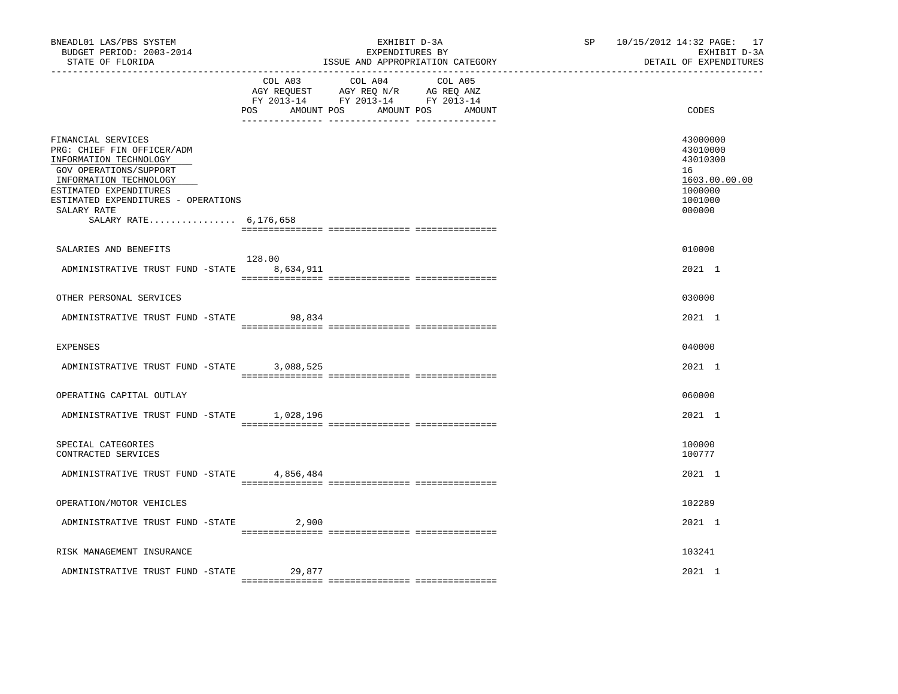BNEADL01 LAS/PBS SYSTEM | EXHIBIT D-3A | SP 10/15/2012 14:32
BUDGET PERIOD: 2003-2014 | EXPENDITURES BY | EXHIBIT D-3A
STATE OF FLORIDA | ISSUE AND APPROPRIATION CATEGORY | DETAIL OF EXPENDITURES

| | COL A03 AGY REQUEST FY 2013-14 POS | AMOUNT | COL A04 AGY REQ N/R FY 2013-14 POS | AMOUNT | COL A05 AG REQ ANZ FY 2013-14 POS | AMOUNT | CODES |
|---|---|---|---|---|---|---|---|
| FINANCIAL SERVICES | | | | | | | 43000000 |
| PRG: CHIEF FIN OFFICER/ADM | | | | | | | 43010000 |
| INFORMATION TECHNOLOGY | | | | | | | 43010300 |
| GOV OPERATIONS/SUPPORT | | | | | | | 16 |
| INFORMATION TECHNOLOGY | | | | | | | 1603.00.00.00 |
| ESTIMATED EXPENDITURES | | | | | | | 1000000 |
| ESTIMATED EXPENDITURES - OPERATIONS | | | | | | | 1001000 |
| SALARY RATE | | | | | | | 000000 |
| SALARY RATE................ 6,176,658 | | | | | | | |
| SALARIES AND BENEFITS | | | | | | | 010000 |
| ADMINISTRATIVE TRUST FUND -STATE | 128.00 | 8,634,911 | | | | | 2021 1 |
| OTHER PERSONAL SERVICES | | | | | | | 030000 |
| ADMINISTRATIVE TRUST FUND -STATE | | 98,834 | | | | | 2021 1 |
| EXPENSES | | | | | | | 040000 |
| ADMINISTRATIVE TRUST FUND -STATE | | 3,088,525 | | | | | 2021 1 |
| OPERATING CAPITAL OUTLAY | | | | | | | 060000 |
| ADMINISTRATIVE TRUST FUND -STATE | | 1,028,196 | | | | | 2021 1 |
| SPECIAL CATEGORIES | | | | | | | 100000 |
| CONTRACTED SERVICES | | | | | | | 100777 |
| ADMINISTRATIVE TRUST FUND -STATE | | 4,856,484 | | | | | 2021 1 |
| OPERATION/MOTOR VEHICLES | | | | | | | 102289 |
| ADMINISTRATIVE TRUST FUND -STATE | | 2,900 | | | | | 2021 1 |
| RISK MANAGEMENT INSURANCE | | | | | | | 103241 |
| ADMINISTRATIVE TRUST FUND -STATE | | 29,877 | | | | | 2021 1 |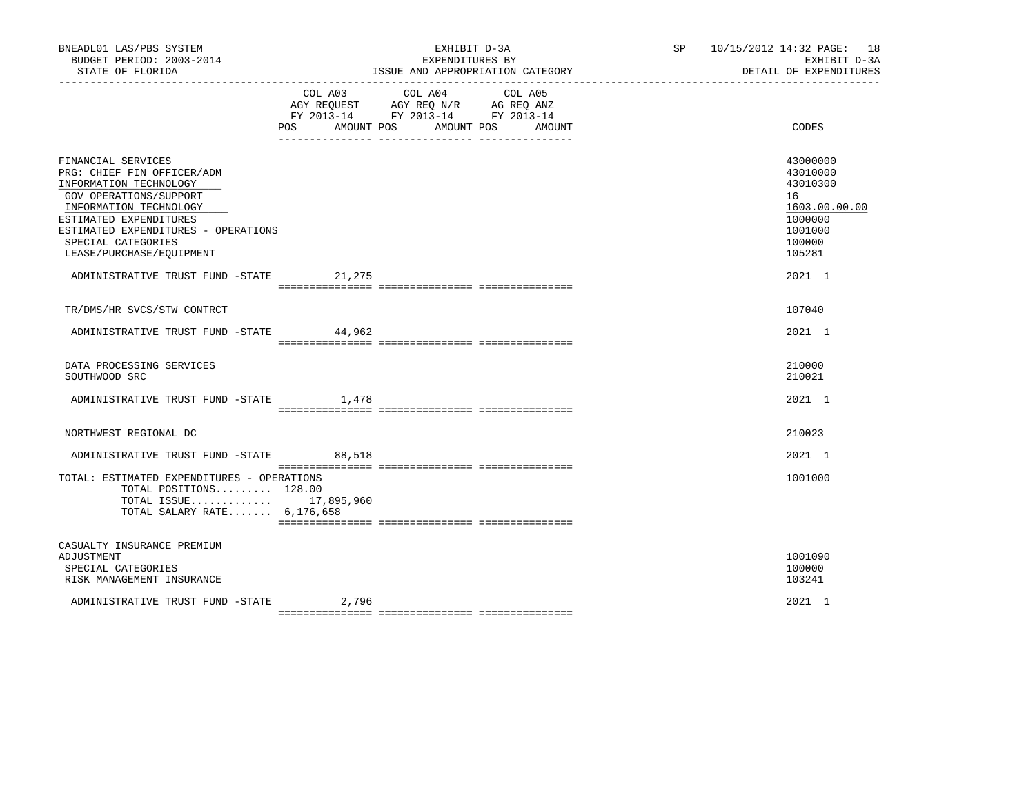| | COL A03 AGY REQUEST FY 2013-14 POS AMOUNT | COL A04 AGY REQ N/R FY 2013-14 POS AMOUNT | COL A05 AG REQ ANZ FY 2013-14 POS AMOUNT | CODES |
|---|---|---|---|---|
| FINANCIAL SERVICES | | | | 43000000 |
| PRG: CHIEF FIN OFFICER/ADM | | | | 43010000 |
| INFORMATION TECHNOLOGY | | | | 43010300 |
| GOV OPERATIONS/SUPPORT | | | | 16 |
| INFORMATION TECHNOLOGY | | | | 1603.00.00.00 |
| ESTIMATED EXPENDITURES | | | | 1000000 |
| ESTIMATED EXPENDITURES - OPERATIONS | | | | 1001000 |
| SPECIAL CATEGORIES | | | | 100000 |
| LEASE/PURCHASE/EQUIPMENT | | | | 105281 |
| ADMINISTRATIVE TRUST FUND -STATE | 21,275 | | | 2021 1 |
| TR/DMS/HR SVCS/STW CONTRCT | | | | 107040 |
| ADMINISTRATIVE TRUST FUND -STATE | 44,962 | | | 2021 1 |
| DATA PROCESSING SERVICES | | | | 210000 |
| SOUTHWOOD SRC | | | | 210021 |
| ADMINISTRATIVE TRUST FUND -STATE | 1,478 | | | 2021 1 |
| NORTHWEST REGIONAL DC | | | | 210023 |
| ADMINISTRATIVE TRUST FUND -STATE | 88,518 | | | 2021 1 |
| TOTAL: ESTIMATED EXPENDITURES - OPERATIONS | | | | 1001000 |
| TOTAL POSITIONS......... | 128.00 | | | |
| TOTAL ISSUE............ | 17,895,960 | | | |
| TOTAL SALARY RATE....... | 6,176,658 | | | |
| CASUALTY INSURANCE PREMIUM ADJUSTMENT | | | | 1001090 |
| SPECIAL CATEGORIES | | | | 100000 |
| RISK MANAGEMENT INSURANCE | | | | 103241 |
| ADMINISTRATIVE TRUST FUND -STATE | 2,796 | | | 2021 1 |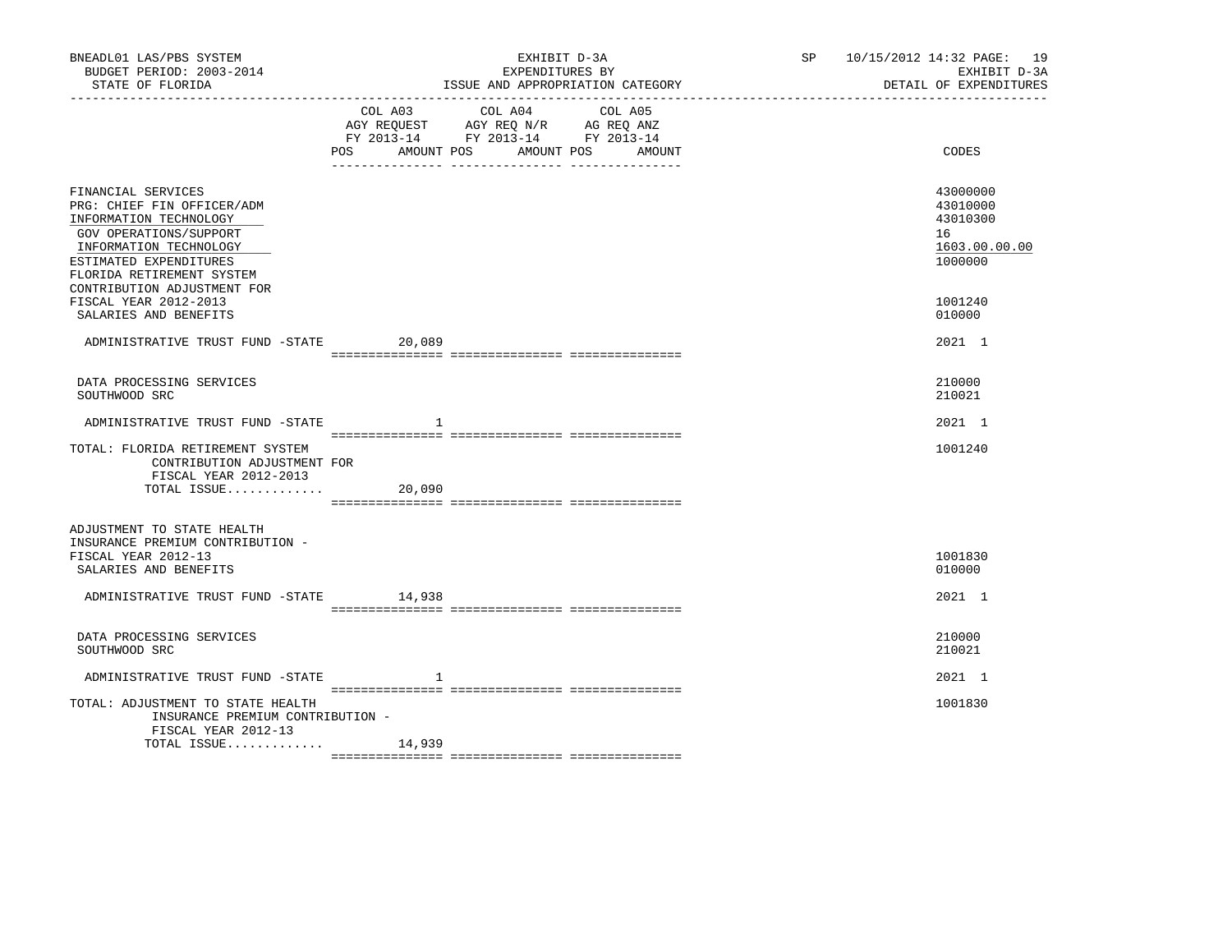BNEADL01 LAS/PBS SYSTEM
BUDGET PERIOD: 2003-2014
STATE OF FLORIDA

EXHIBIT D-3A
EXPENDITURES BY
ISSUE AND APPROPRIATION CATEGORY

SP 10/15/2012 14:32 PAGE: 19
EXHIBIT D-3A
DETAIL OF EXPENDITURES

| | COL A03 AGY REQUEST FY 2013-14 POS AMOUNT | COL A04 AGY REQ N/R FY 2013-14 POS AMOUNT | COL A05 AG REQ ANZ FY 2013-14 POS AMOUNT | CODES |
|---|---|---|---|---|
| FINANCIAL SERVICES | | | | 43000000 |
| PRG: CHIEF FIN OFFICER/ADM | | | | 43010000 |
| INFORMATION TECHNOLOGY | | | | 43010300 |
| GOV OPERATIONS/SUPPORT | | | | 16 |
| INFORMATION TECHNOLOGY | | | | 1603.00.00.00 |
| ESTIMATED EXPENDITURES | | | | 1000000 |
| FLORIDA RETIREMENT SYSTEM CONTRIBUTION ADJUSTMENT FOR FISCAL YEAR 2012-2013 | | | | 1001240 |
| SALARIES AND BENEFITS | | | | 010000 |
| ADMINISTRATIVE TRUST FUND -STATE | 20,089 | | | 2021 1 |
| DATA PROCESSING SERVICES | | | | 210000 |
| SOUTHWOOD SRC | | | | 210021 |
| ADMINISTRATIVE TRUST FUND -STATE | 1 | | | 2021 1 |
| TOTAL: FLORIDA RETIREMENT SYSTEM CONTRIBUTION ADJUSTMENT FOR FISCAL YEAR 2012-2013 | | | | 1001240 |
| TOTAL ISSUE............. | 20,090 | | | |
| ADJUSTMENT TO STATE HEALTH INSURANCE PREMIUM CONTRIBUTION - FISCAL YEAR 2012-13 | | | | 1001830 |
| SALARIES AND BENEFITS | | | | 010000 |
| ADMINISTRATIVE TRUST FUND -STATE | 14,938 | | | 2021 1 |
| DATA PROCESSING SERVICES | | | | 210000 |
| SOUTHWOOD SRC | | | | 210021 |
| ADMINISTRATIVE TRUST FUND -STATE | 1 | | | 2021 1 |
| TOTAL: ADJUSTMENT TO STATE HEALTH INSURANCE PREMIUM CONTRIBUTION - FISCAL YEAR 2012-13 | | | | 1001830 |
| TOTAL ISSUE............. | 14,939 | | | |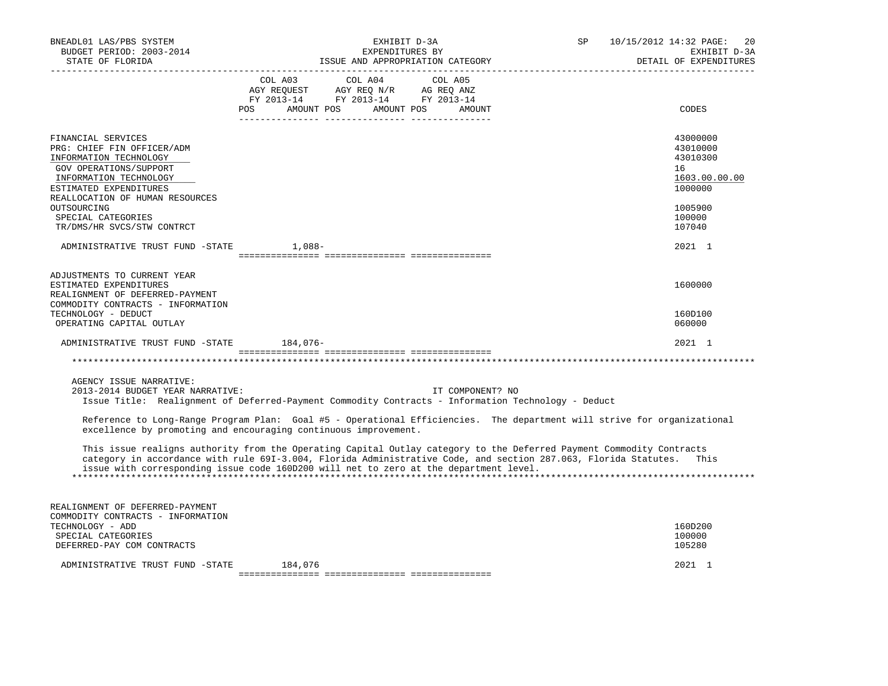| | COL A03 AGY REQUEST FY 2013-14 POS AMOUNT | COL A04 AGY REQ N/R FY 2013-14 POS AMOUNT | COL A05 AG REQ ANZ FY 2013-14 POS AMOUNT | CODES |
|---|---|---|---|---|
| FINANCIAL SERVICES | | | | 43000000 |
| PRG: CHIEF FIN OFFICER/ADM | | | | 43010000 |
| INFORMATION TECHNOLOGY | | | | 43010300 |
| GOV OPERATIONS/SUPPORT | | | | 16 |
| INFORMATION TECHNOLOGY | | | | 1603.00.00.00 |
| ESTIMATED EXPENDITURES | | | | 1000000 |
| REALLOCATION OF HUMAN RESOURCES OUTSOURCING | | | | 1005900 |
| SPECIAL CATEGORIES | | | | 100000 |
| TR/DMS/HR SVCS/STW CONTRCT | | | | 107040 |
| ADMINISTRATIVE TRUST FUND -STATE | 1,088- | | | 2021 1 |
| ADJUSTMENTS TO CURRENT YEAR ESTIMATED EXPENDITURES | | | | 1600000 |
| REALIGNMENT OF DEFERRED-PAYMENT COMMODITY CONTRACTS - INFORMATION TECHNOLOGY - DEDUCT | | | | 160D100 |
| OPERATING CAPITAL OUTLAY | | | | 060000 |
| ADMINISTRATIVE TRUST FUND -STATE | 184,076- | | | 2021 1 |

AGENCY ISSUE NARRATIVE:

2013-2014 BUDGET YEAR NARRATIVE: IT COMPONENT? NO

Issue Title: Realignment of Deferred-Payment Commodity Contracts - Information Technology - Deduct

Reference to Long-Range Program Plan: Goal #5 - Operational Efficiencies. The department will strive for organizational excellence by promoting and encouraging continuous improvement.

This issue realigns authority from the Operating Capital Outlay category to the Deferred Payment Commodity Contracts category in accordance with rule 69I-3.004, Florida Administrative Code, and section 287.063, Florida Statutes. This issue with corresponding issue code 160D200 will net to zero at the department level.

| | COL A03 | COL A04 | COL A05 | CODES |
|---|---|---|---|---|
| REALIGNMENT OF DEFERRED-PAYMENT COMMODITY CONTRACTS - INFORMATION TECHNOLOGY - ADD | | | | 160D200 |
| SPECIAL CATEGORIES | | | | 100000 |
| DEFERRED-PAY COM CONTRACTS | | | | 105280 |
| ADMINISTRATIVE TRUST FUND -STATE | 184,076 | | | 2021 1 |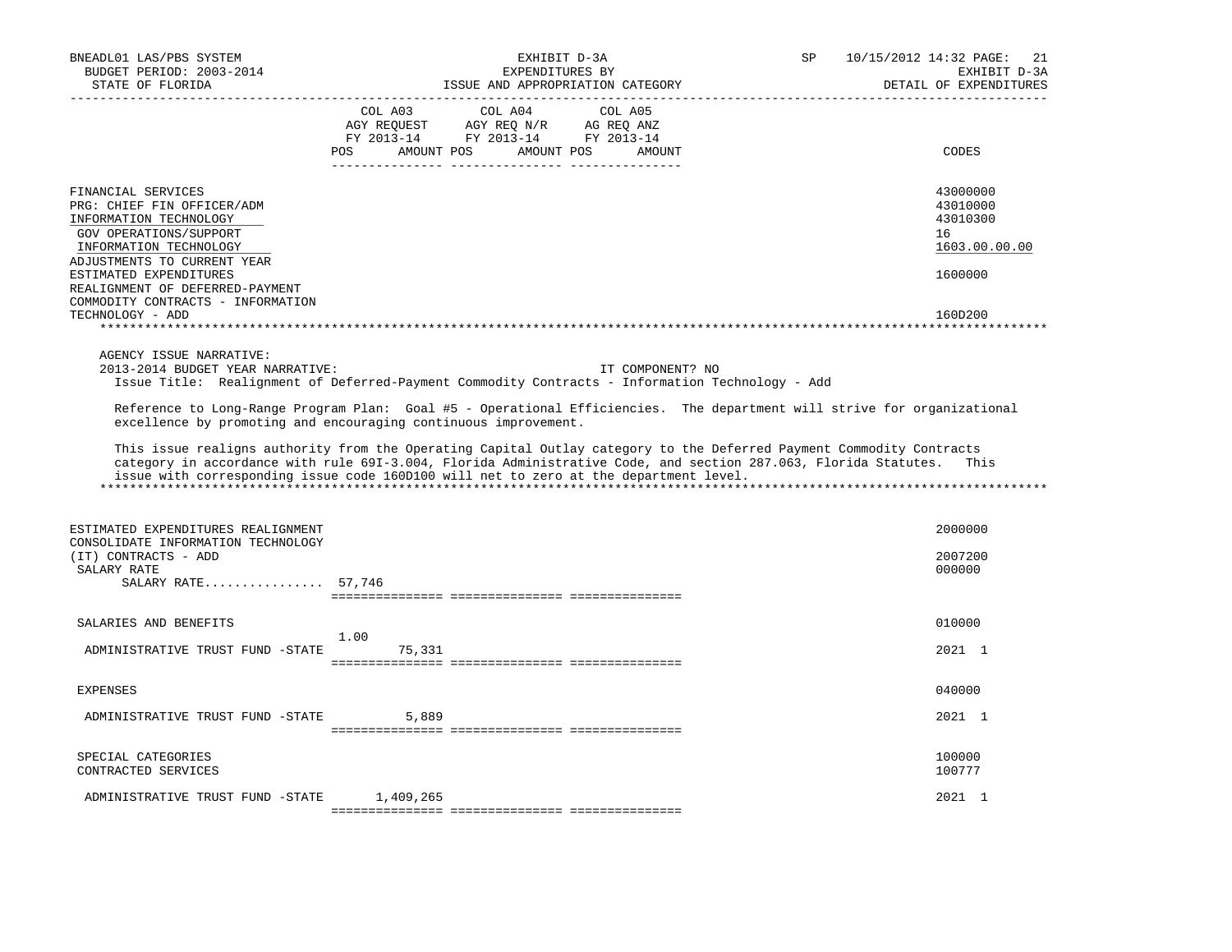BNEADL01 LAS/PBS SYSTEM — EXHIBIT D-3A — EXPENDITURES BY ISSUE AND APPROPRIATION CATEGORY — SP 10/15/2012 14:32 — EXHIBIT D-3A DETAIL OF EXPENDITURES

BUDGET PERIOD: 2003-2014

STATE OF FLORIDA

| | COL A03 AGY REQUEST FY 2013-14 POS AMOUNT | COL A04 AGY REQ N/R FY 2013-14 POS AMOUNT | COL A05 AG REQ ANZ FY 2013-14 POS AMOUNT | CODES |
|---|---|---|---|---|
| FINANCIAL SERVICES | | | | 43000000 |
| PRG: CHIEF FIN OFFICER/ADM | | | | 43010000 |
| INFORMATION TECHNOLOGY | | | | 43010300 |
| GOV OPERATIONS/SUPPORT | | | | 16 |
| INFORMATION TECHNOLOGY | | | | 1603.00.00.00 |
| ADJUSTMENTS TO CURRENT YEAR ESTIMATED EXPENDITURES | | | | 1600000 |
| REALIGNMENT OF DEFERRED-PAYMENT COMMODITY CONTRACTS - INFORMATION TECHNOLOGY - ADD | | | | 160D200 |

AGENCY ISSUE NARRATIVE:

2013-2014 BUDGET YEAR NARRATIVE: IT COMPONENT? NO

Issue Title: Realignment of Deferred-Payment Commodity Contracts - Information Technology - Add

Reference to Long-Range Program Plan: Goal #5 - Operational Efficiencies. The department will strive for organizational excellence by promoting and encouraging continuous improvement.

This issue realigns authority from the Operating Capital Outlay category to the Deferred Payment Commodity Contracts category in accordance with rule 69I-3.004, Florida Administrative Code, and section 287.063, Florida Statutes. This issue with corresponding issue code 160D100 will net to zero at the department level.

| | COL A03 AGY REQUEST FY 2013-14 POS AMOUNT | COL A04 AGY REQ N/R FY 2013-14 POS AMOUNT | COL A05 AG REQ ANZ FY 2013-14 POS AMOUNT | CODES |
|---|---|---|---|---|
| ESTIMATED EXPENDITURES REALIGNMENT | | | | 2000000 |
| CONSOLIDATE INFORMATION TECHNOLOGY (IT) CONTRACTS - ADD | | | | 2007200 |
| SALARY RATE | | | | 000000 |
| SALARY RATE................ | 57,746 | | | |
| SALARIES AND BENEFITS | | | | 010000 |
| ADMINISTRATIVE TRUST FUND -STATE | 1.00 75,331 | | | 2021 1 |
| EXPENSES | | | | 040000 |
| ADMINISTRATIVE TRUST FUND -STATE | 5,889 | | | 2021 1 |
| SPECIAL CATEGORIES | | | | 100000 |
| CONTRACTED SERVICES | | | | 100777 |
| ADMINISTRATIVE TRUST FUND -STATE | 1,409,265 | | | 2021 1 |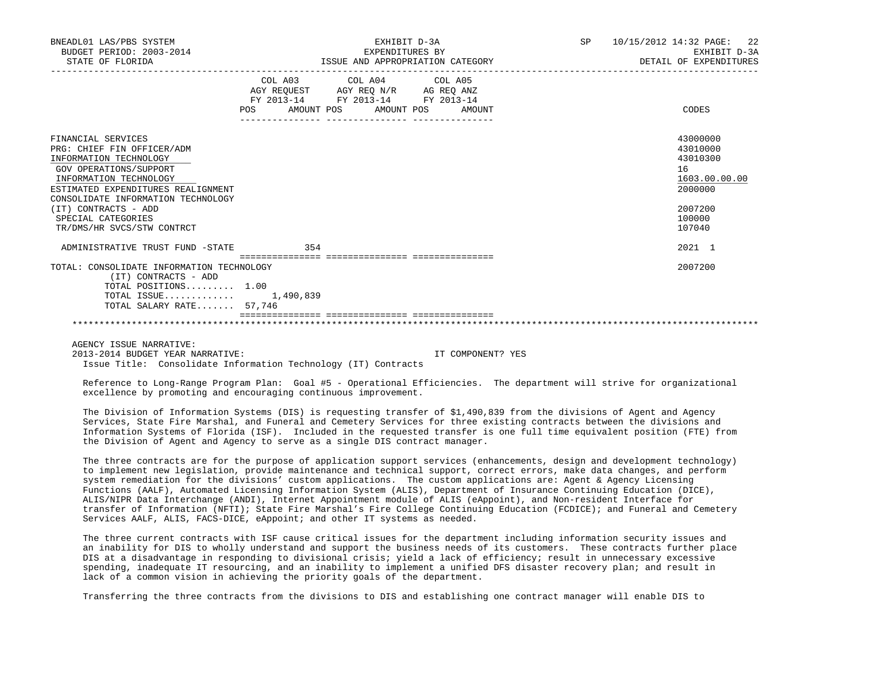BNEADL01 LAS/PBS SYSTEM
BUDGET PERIOD: 2003-2014
STATE OF FLORIDA

EXHIBIT D-3A
EXPENDITURES BY
ISSUE AND APPROPRIATION CATEGORY

SP 10/15/2012 14:32
EXHIBIT D-3A
DETAIL OF EXPENDITURES

| | COL A03 AGY REQUEST FY 2013-14 POS | AMOUNT | COL A04 AGY REQ N/R FY 2013-14 POS | AMOUNT | COL A05 AG REQ ANZ FY 2013-14 POS | AMOUNT | CODES |
|---|---|---|---|---|---|---|---|
| FINANCIAL SERVICES | | | | | | | 43000000 |
| PRG: CHIEF FIN OFFICER/ADM | | | | | | | 43010000 |
| INFORMATION TECHNOLOGY | | | | | | | 43010300 |
| GOV OPERATIONS/SUPPORT | | | | | | | 16 |
| INFORMATION TECHNOLOGY | | | | | | | 1603.00.00.00 |
| ESTIMATED EXPENDITURES REALIGNMENT | | | | | | | 2000000 |
| CONSOLIDATE INFORMATION TECHNOLOGY (IT) CONTRACTS - ADD | | | | | | | 2007200 |
| SPECIAL CATEGORIES | | | | | | | 100000 |
| TR/DMS/HR SVCS/STW CONTRCT | | | | | | | 107040 |
| ADMINISTRATIVE TRUST FUND -STATE | | 354 | | | | | 2021 1 |
| TOTAL: CONSOLIDATE INFORMATION TECHNOLOGY (IT) CONTRACTS - ADD | | | | | | | 2007200 |
| TOTAL POSITIONS......... | 1.00 | | | | | | |
| TOTAL ISSUE............ | | 1,490,839 | | | | | |
| TOTAL SALARY RATE....... | 57,746 | | | | | | |

AGENCY ISSUE NARRATIVE:
2013-2014 BUDGET YEAR NARRATIVE: IT COMPONENT? YES
Issue Title: Consolidate Information Technology (IT) Contracts

Reference to Long-Range Program Plan: Goal #5 - Operational Efficiencies. The department will strive for organizational excellence by promoting and encouraging continuous improvement.

The Division of Information Systems (DIS) is requesting transfer of $1,490,839 from the divisions of Agent and Agency Services, State Fire Marshal, and Funeral and Cemetery Services for three existing contracts between the divisions and Information Systems of Florida (ISF). Included in the requested transfer is one full time equivalent position (FTE) from the Division of Agent and Agency to serve as a single DIS contract manager.

The three contracts are for the purpose of application support services (enhancements, design and development technology) to implement new legislation, provide maintenance and technical support, correct errors, make data changes, and perform system remediation for the divisions' custom applications. The custom applications are: Agent & Agency Licensing Functions (AALF), Automated Licensing Information System (ALIS), Department of Insurance Continuing Education (DICE), ALIS/NIPR Data Interchange (ANDI), Internet Appointment module of ALIS (eAppoint), and Non-resident Interface for transfer of Information (NFTI); State Fire Marshal's Fire College Continuing Education (FCDICE); and Funeral and Cemetery Services AALF, ALIS, FACS-DICE, eAppoint; and other IT systems as needed.

The three current contracts with ISF cause critical issues for the department including information security issues and an inability for DIS to wholly understand and support the business needs of its customers. These contracts further place DIS at a disadvantage in responding to divisional crisis; yield a lack of efficiency; result in unnecessary excessive spending, inadequate IT resourcing, and an inability to implement a unified DFS disaster recovery plan; and result in lack of a common vision in achieving the priority goals of the department.

Transferring the three contracts from the divisions to DIS and establishing one contract manager will enable DIS to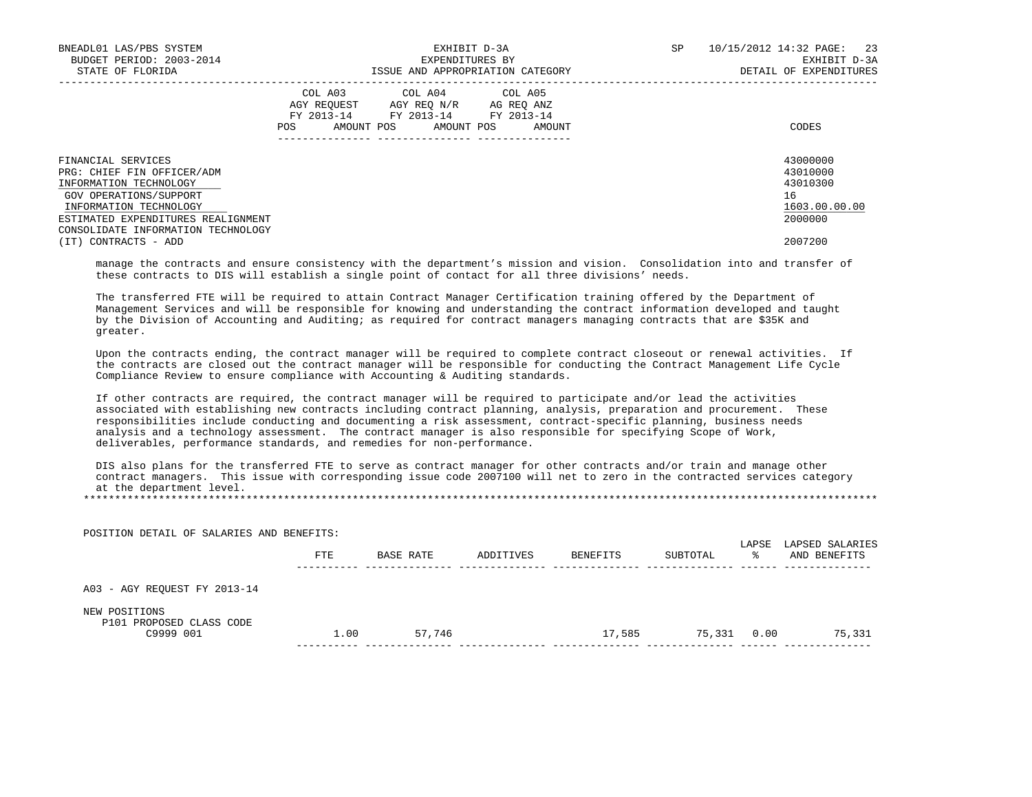| | COL A03 AGY REQUEST FY 2013-14 POS AMOUNT | COL A04 AGY REQ N/R FY 2013-14 POS AMOUNT | COL A05 AG REQ ANZ FY 2013-14 POS AMOUNT | CODES |
|---|---|---|---|---|
| FINANCIAL SERVICES | | | | 43000000 |
| PRG: CHIEF FIN OFFICER/ADM | | | | 43010000 |
| INFORMATION TECHNOLOGY | | | | 43010300 |
| GOV OPERATIONS/SUPPORT | | | | 16 |
| INFORMATION TECHNOLOGY | | | | 1603.00.00.00 |
| ESTIMATED EXPENDITURES REALIGNMENT | | | | 2000000 |
| CONSOLIDATE INFORMATION TECHNOLOGY (IT) CONTRACTS - ADD | | | | 2007200 |

manage the contracts and ensure consistency with the department's mission and vision. Consolidation into and transfer of these contracts to DIS will establish a single point of contact for all three divisions' needs.

The transferred FTE will be required to attain Contract Manager Certification training offered by the Department of Management Services and will be responsible for knowing and understanding the contract information developed and taught by the Division of Accounting and Auditing; as required for contract managers managing contracts that are $35K and greater.

Upon the contracts ending, the contract manager will be required to complete contract closeout or renewal activities. If the contracts are closed out the contract manager will be responsible for conducting the Contract Management Life Cycle Compliance Review to ensure compliance with Accounting & Auditing standards.

If other contracts are required, the contract manager will be required to participate and/or lead the activities associated with establishing new contracts including contract planning, analysis, preparation and procurement. These responsibilities include conducting and documenting a risk assessment, contract-specific planning, business needs analysis and a technology assessment. The contract manager is also responsible for specifying Scope of Work, deliverables, performance standards, and remedies for non-performance.

DIS also plans for the transferred FTE to serve as contract manager for other contracts and/or train and manage other contract managers. This issue with corresponding issue code 2007100 will net to zero in the contracted services category at the department level.

*******************************************************************************************************************************

POSITION DETAIL OF SALARIES AND BENEFITS:

| | FTE | BASE RATE | ADDITIVES | BENEFITS | SUBTOTAL | LAPSE % | LAPSED SALARIES AND BENEFITS |
|---|---|---|---|---|---|---|---|
| A03 - AGY REQUEST FY 2013-14 | | | | | | | |
| NEW POSITIONS | | | | | | | |
| P101 PROPOSED CLASS CODE | | | | | | | |
| C9999 001 | 1.00 | 57,746 | | 17,585 | 75,331 | 0.00 | 75,331 |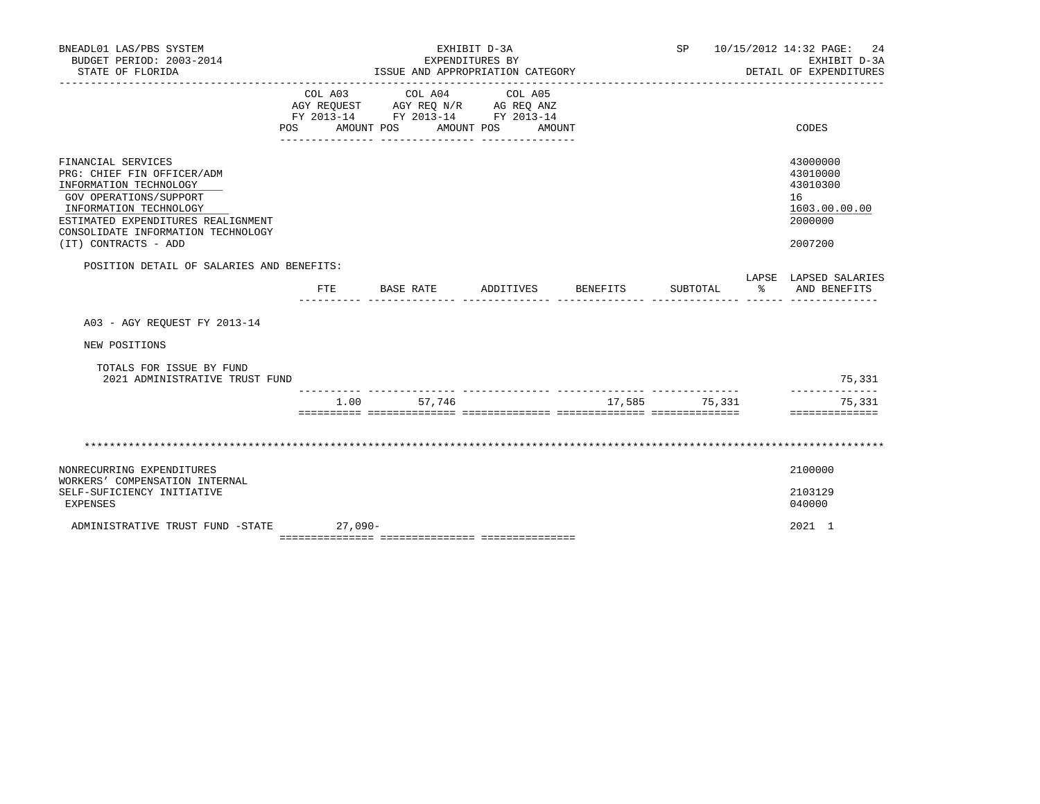BNEADL01 LAS/PBS SYSTEM
BUDGET PERIOD: 2003-2014
STATE OF FLORIDA

EXHIBIT D-3A
EXPENDITURES BY
ISSUE AND APPROPRIATION CATEGORY

SP 10/15/2012 14:32
EXHIBIT D-3A
DETAIL OF EXPENDITURES

| | COL A03 AGY REQUEST FY 2013-14 POS AMOUNT | COL A04 AGY REQ N/R FY 2013-14 POS AMOUNT | COL A05 AG REQ ANZ FY 2013-14 POS AMOUNT | CODES |
|---|---|---|---|---|
| FINANCIAL SERVICES | | | | 43000000 |
| PRG: CHIEF FIN OFFICER/ADM | | | | 43010000 |
| INFORMATION TECHNOLOGY | | | | 43010300 |
| GOV OPERATIONS/SUPPORT | | | | 16 |
| INFORMATION TECHNOLOGY | | | | 1603.00.00.00 |
| ESTIMATED EXPENDITURES REALIGNMENT | | | | 2000000 |
| CONSOLIDATE INFORMATION TECHNOLOGY (IT) CONTRACTS - ADD | | | | 2007200 |

POSITION DETAIL OF SALARIES AND BENEFITS:

| | FTE | BASE RATE | ADDITIVES | BENEFITS | SUBTOTAL | LAPSE % | LAPSED SALARIES AND BENEFITS |
|---|---|---|---|---|---|---|---|
| A03 - AGY REQUEST FY 2013-14 | | | | | | | |
| NEW POSITIONS | | | | | | | |
| TOTALS FOR ISSUE BY FUND | | | | | | | |
| 2021 ADMINISTRATIVE TRUST FUND | | | | | | | 75,331 |
| | 1.00 | 57,746 | | 17,585 | 75,331 | | 75,331 |

| | COL A03 | COL A04 | COL A05 | CODES |
|---|---|---|---|---|
| NONRECURRING EXPENDITURES | | | | 2100000 |
| WORKERS' COMPENSATION INTERNAL SELF-SUFICIENCY INITIATIVE | | | | 2103129 |
| EXPENSES | | | | 040000 |
| ADMINISTRATIVE TRUST FUND -STATE | 27,090- | | | 2021 1 |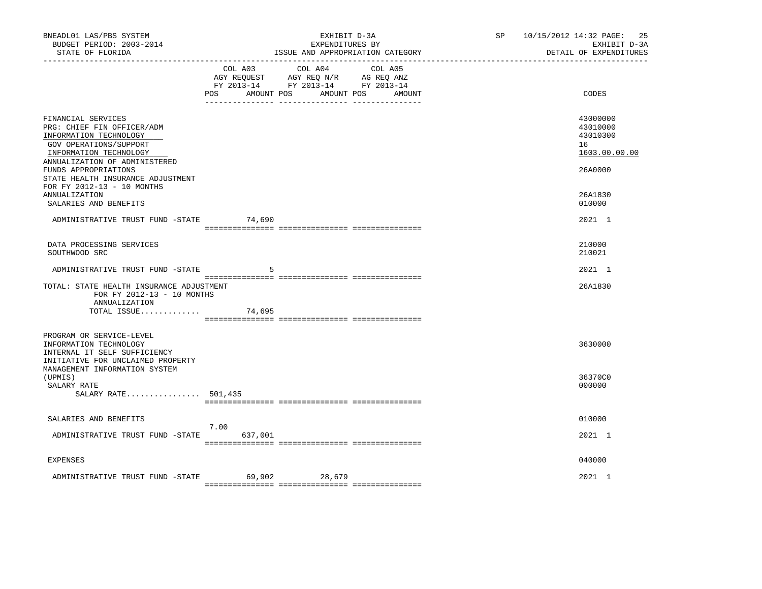| | COL A03 AGY REQUEST FY 2013-14 POS | AMOUNT | COL A04 AGY REQ N/R FY 2013-14 POS | AMOUNT | COL A05 AG REQ ANZ FY 2013-14 POS | AMOUNT | CODES |
|---|---|---|---|---|---|---|---|
| FINANCIAL SERVICES | | | | | | | 43000000 |
| PRG: CHIEF FIN OFFICER/ADM | | | | | | | 43010000 |
| INFORMATION TECHNOLOGY | | | | | | | 43010300 |
| GOV OPERATIONS/SUPPORT | | | | | | | 16 |
| INFORMATION TECHNOLOGY | | | | | | | 1603.00.00.00 |
| ANNUALIZATION OF ADMINISTERED FUNDS APPROPRIATIONS | | | | | | | 26A0000 |
| STATE HEALTH INSURANCE ADJUSTMENT FOR FY 2012-13 - 10 MONTHS ANNUALIZATION | | | | | | | 26A1830 |
| SALARIES AND BENEFITS | | | | | | | 010000 |
| ADMINISTRATIVE TRUST FUND -STATE | | 74,690 | | | | | 2021 1 |
| DATA PROCESSING SERVICES | | | | | | | 210000 |
| SOUTHWOOD SRC | | | | | | | 210021 |
| ADMINISTRATIVE TRUST FUND -STATE | | 5 | | | | | 2021 1 |
| TOTAL: STATE HEALTH INSURANCE ADJUSTMENT FOR FY 2012-13 - 10 MONTHS ANNUALIZATION | | | | | | | 26A1830 |
| TOTAL ISSUE............. | | 74,695 | | | | | |
| PROGRAM OR SERVICE-LEVEL INFORMATION TECHNOLOGY | | | | | | | 3630000 |
| INTERNAL IT SELF SUFFICIENCY INITIATIVE FOR UNCLAIMED PROPERTY MANAGEMENT INFORMATION SYSTEM (UPMIS) | | | | | | | 36370C0 |
| SALARY RATE | | | | | | | 000000 |
| SALARY RATE................ | 501,435 | | | | | | |
| SALARIES AND BENEFITS | | | | | | | 010000 |
| ADMINISTRATIVE TRUST FUND -STATE | 7.00 | 637,001 | | | | | 2021 1 |
| EXPENSES | | | | | | | 040000 |
| ADMINISTRATIVE TRUST FUND -STATE | | 69,902 | | 28,679 | | | 2021 1 |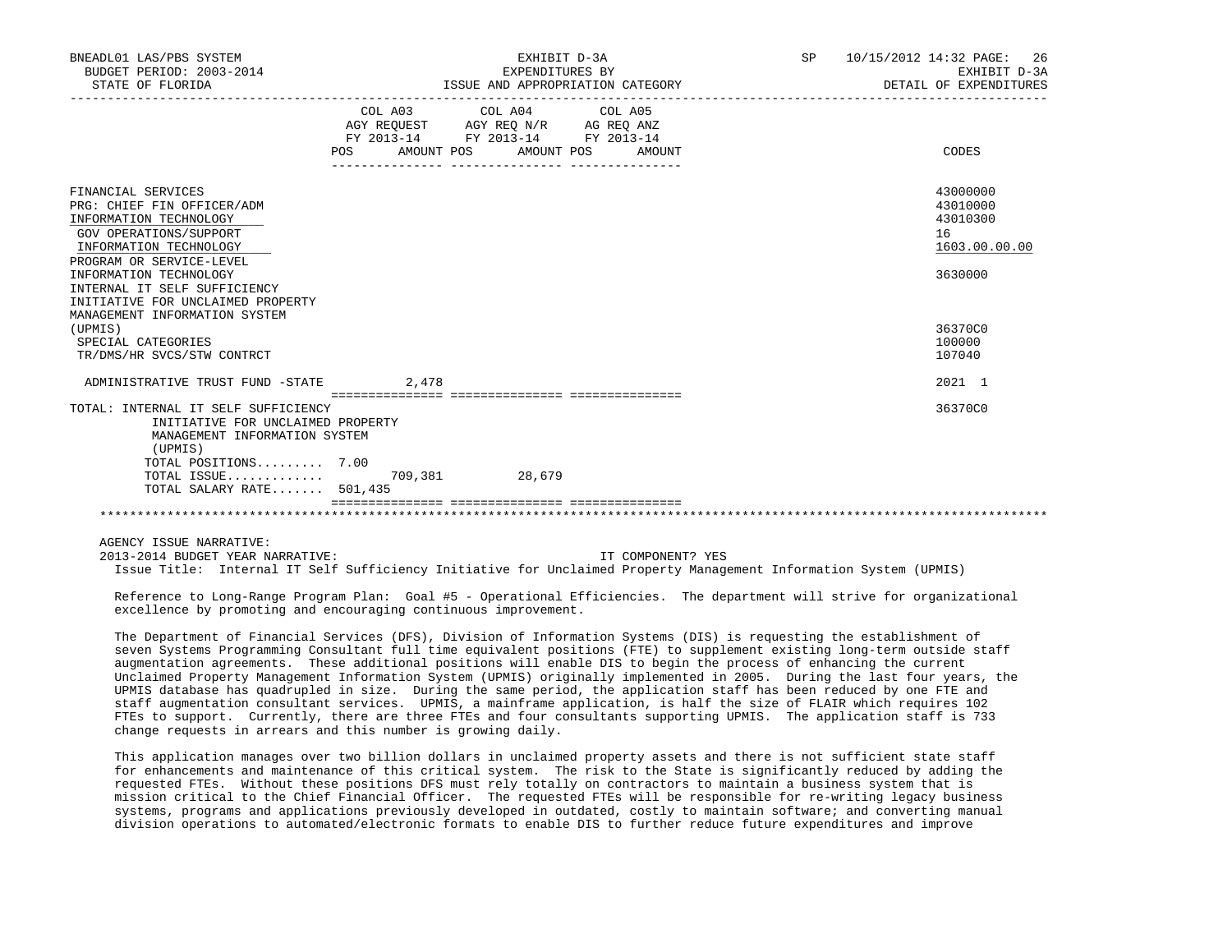| | COL A03 AGY REQUEST FY 2013-14 POS | AMOUNT | COL A04 AGY REQ N/R FY 2013-14 POS | AMOUNT | COL A05 AG REQ ANZ FY 2013-14 POS | AMOUNT | CODES |
|---|---|---|---|---|---|---|---|
| FINANCIAL SERVICES | | | | | | | 43000000 |
| PRG: CHIEF FIN OFFICER/ADM | | | | | | | 43010000 |
| INFORMATION TECHNOLOGY | | | | | | | 43010300 |
| GOV OPERATIONS/SUPPORT | | | | | | | 16 |
| INFORMATION TECHNOLOGY | | | | | | | 1603.00.00.00 |
| PROGRAM OR SERVICE-LEVEL INFORMATION TECHNOLOGY | | | | | | | 3630000 |
| INTERNAL IT SELF SUFFICIENCY INITIATIVE FOR UNCLAIMED PROPERTY MANAGEMENT INFORMATION SYSTEM (UPMIS) | | | | | | | 36370C0 |
| SPECIAL CATEGORIES | | | | | | | 100000 |
| TR/DMS/HR SVCS/STW CONTRCT | | | | | | | 107040 |
| ADMINISTRATIVE TRUST FUND -STATE | | 2,478 | | | | | 2021 1 |
| TOTAL: INTERNAL IT SELF SUFFICIENCY INITIATIVE FOR UNCLAIMED PROPERTY MANAGEMENT INFORMATION SYSTEM (UPMIS) | | | | | | | 36370C0 |
| TOTAL POSITIONS......... | 7.00 | | | | | | |
| TOTAL ISSUE............. | | 709,381 | | 28,679 | | | |
| TOTAL SALARY RATE....... | | 501,435 | | | | | |

AGENCY ISSUE NARRATIVE:

2013-2014 BUDGET YEAR NARRATIVE: IT COMPONENT? YES

Issue Title: Internal IT Self Sufficiency Initiative for Unclaimed Property Management Information System (UPMIS)

Reference to Long-Range Program Plan: Goal #5 - Operational Efficiencies. The department will strive for organizational excellence by promoting and encouraging continuous improvement.

The Department of Financial Services (DFS), Division of Information Systems (DIS) is requesting the establishment of seven Systems Programming Consultant full time equivalent positions (FTE) to supplement existing long-term outside staff augmentation agreements. These additional positions will enable DIS to begin the process of enhancing the current Unclaimed Property Management Information System (UPMIS) originally implemented in 2005. During the last four years, the UPMIS database has quadrupled in size. During the same period, the application staff has been reduced by one FTE and staff augmentation consultant services. UPMIS, a mainframe application, is half the size of FLAIR which requires 102 FTEs to support. Currently, there are three FTEs and four consultants supporting UPMIS. The application staff is 733 change requests in arrears and this number is growing daily.

This application manages over two billion dollars in unclaimed property assets and there is not sufficient state staff for enhancements and maintenance of this critical system. The risk to the State is significantly reduced by adding the requested FTEs. Without these positions DFS must rely totally on contractors to maintain a business system that is mission critical to the Chief Financial Officer. The requested FTEs will be responsible for re-writing legacy business systems, programs and applications previously developed in outdated, costly to maintain software; and converting manual division operations to automated/electronic formats to enable DIS to further reduce future expenditures and improve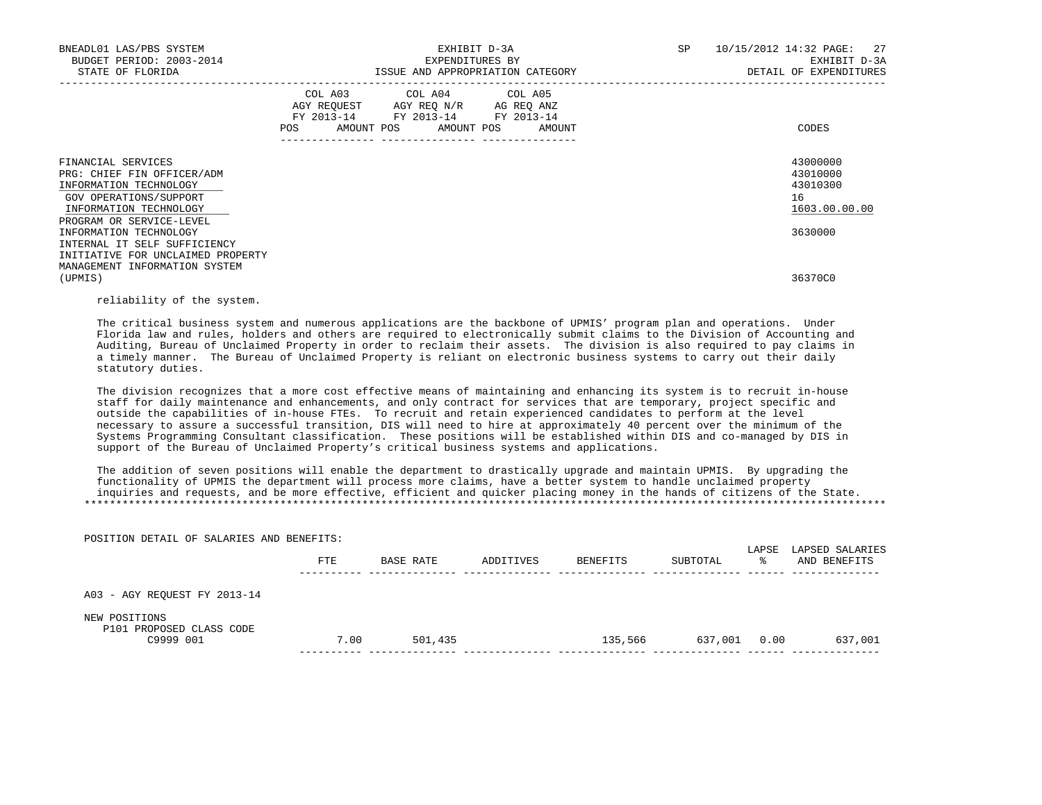| | COL A03 AGY REQUEST FY 2013-14 POS AMOUNT | COL A04 AGY REQ N/R FY 2013-14 POS AMOUNT | COL A05 AG REQ ANZ FY 2013-14 POS AMOUNT | CODES |
|---|---|---|---|---|
| FINANCIAL SERVICES | | | | 43000000 |
| PRG: CHIEF FIN OFFICER/ADM | | | | 43010000 |
| INFORMATION TECHNOLOGY | | | | 43010300 |
| GOV OPERATIONS/SUPPORT | | | | 16 |
| INFORMATION TECHNOLOGY | | | | 1603.00.00.00 |
| PROGRAM OR SERVICE-LEVEL INFORMATION TECHNOLOGY | | | | 3630000 |
| INTERNAL IT SELF SUFFICIENCY INITIATIVE FOR UNCLAIMED PROPERTY MANAGEMENT INFORMATION SYSTEM (UPMIS) | | | | 36370C0 |

reliability of the system.

The critical business system and numerous applications are the backbone of UPMIS' program plan and operations. Under Florida law and rules, holders and others are required to electronically submit claims to the Division of Accounting and Auditing, Bureau of Unclaimed Property in order to reclaim their assets. The division is also required to pay claims in a timely manner. The Bureau of Unclaimed Property is reliant on electronic business systems to carry out their daily statutory duties.

The division recognizes that a more cost effective means of maintaining and enhancing its system is to recruit in-house staff for daily maintenance and enhancements, and only contract for services that are temporary, project specific and outside the capabilities of in-house FTEs. To recruit and retain experienced candidates to perform at the level necessary to assure a successful transition, DIS will need to hire at approximately 40 percent over the minimum of the Systems Programming Consultant classification. These positions will be established within DIS and co-managed by DIS in support of the Bureau of Unclaimed Property's critical business systems and applications.

The addition of seven positions will enable the department to drastically upgrade and maintain UPMIS. By upgrading the functionality of UPMIS the department will process more claims, have a better system to handle unclaimed property inquiries and requests, and be more effective, efficient and quicker placing money in the hands of citizens of the State.

*******************************************************************************************************************

POSITION DETAIL OF SALARIES AND BENEFITS:

| | FTE | BASE RATE | ADDITIVES | BENEFITS | SUBTOTAL | LAPSE % | LAPSED SALARIES AND BENEFITS |
|---|---|---|---|---|---|---|---|
| A03 - AGY REQUEST FY 2013-14 | | | | | | | |
| NEW POSITIONS | | | | | | | |
| P101 PROPOSED CLASS CODE | | | | | | | |
| C9999 001 | 7.00 | 501,435 | | 135,566 | 637,001 | 0.00 | 637,001 |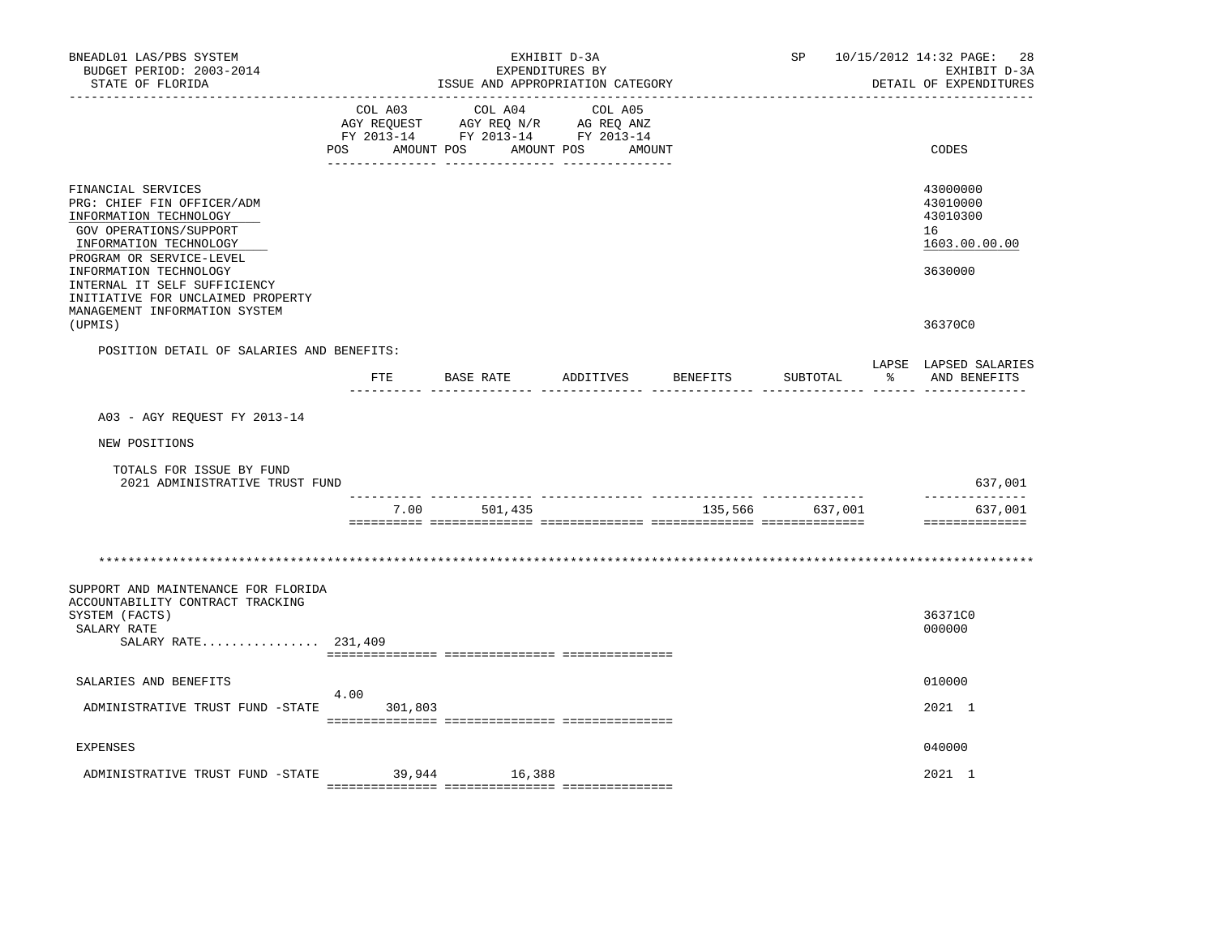BNEADL01 LAS/PBS SYSTEM | EXHIBIT D-3A | SP 10/15/2012 14:32

BUDGET PERIOD: 2003-2014 | EXPENDITURES BY | EXHIBIT D-3A

STATE OF FLORIDA | ISSUE AND APPROPRIATION CATEGORY | DETAIL OF EXPENDITURES

| | COL A03 AGY REQUEST FY 2013-14 POS AMOUNT | COL A04 AGY REQ N/R FY 2013-14 POS AMOUNT | COL A05 AG REQ ANZ FY 2013-14 POS AMOUNT | CODES |
|---|---|---|---|---|
| FINANCIAL SERVICES | | | | 43000000 |
| PRG: CHIEF FIN OFFICER/ADM | | | | 43010000 |
| INFORMATION TECHNOLOGY | | | | 43010300 |
| GOV OPERATIONS/SUPPORT | | | | 16 |
| INFORMATION TECHNOLOGY | | | | 1603.00.00.00 |
| PROGRAM OR SERVICE-LEVEL INFORMATION TECHNOLOGY | | | | 3630000 |
| INTERNAL IT SELF SUFFICIENCY INITIATIVE FOR UNCLAIMED PROPERTY MANAGEMENT INFORMATION SYSTEM (UPMIS) | | | | 36370C0 |

POSITION DETAIL OF SALARIES AND BENEFITS:

| | FTE | BASE RATE | ADDITIVES | BENEFITS | SUBTOTAL | LAPSE % | LAPSED SALARIES AND BENEFITS |
|---|---|---|---|---|---|---|---|
| A03 - AGY REQUEST FY 2013-14 | | | | | | | |
| NEW POSITIONS | | | | | | | |
| TOTALS FOR ISSUE BY FUND | | | | | | | |
| 2021 ADMINISTRATIVE TRUST FUND | | | | | | | 637,001 |
| | 7.00 | 501,435 | | 135,566 | 637,001 | | 637,001 |

***************************************************************************************************************

| | COL A03 | COL A04 | COL A05 | CODES |
|---|---|---|---|---|
| SUPPORT AND MAINTENANCE FOR FLORIDA ACCOUNTABILITY CONTRACT TRACKING SYSTEM (FACTS) | | | | 36371C0 |
| SALARY RATE | | | | 000000 |
| SALARY RATE................ 231,409 | | | | |
| SALARIES AND BENEFITS | | | | 010000 |
| ADMINISTRATIVE TRUST FUND -STATE | 4.00 301,803 | | | 2021 1 |
| EXPENSES | | | | 040000 |
| ADMINISTRATIVE TRUST FUND -STATE | 39,944 | 16,388 | | 2021 1 |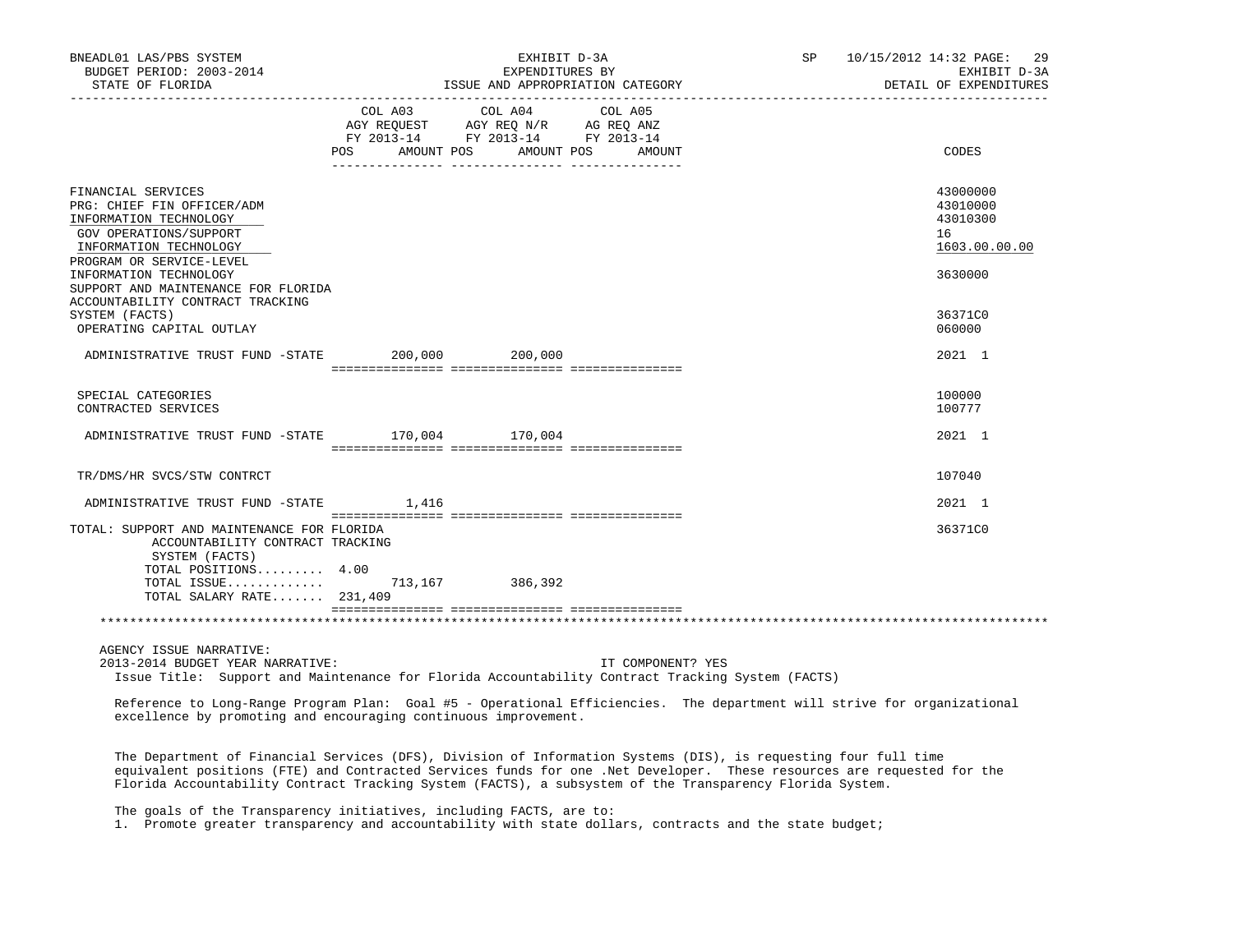BNEADL01 LAS/PBS SYSTEM — EXHIBIT D-3A — EXPENDITURES BY ISSUE AND APPROPRIATION CATEGORY — SP 10/15/2012 14:32

BUDGET PERIOD: 2003-2014 — STATE OF FLORIDA — EXHIBIT D-3A — DETAIL OF EXPENDITURES

| | COL A03 AGY REQUEST FY 2013-14 POS | AMOUNT | COL A04 AGY REQ N/R FY 2013-14 POS | AMOUNT | COL A05 AG REQ ANZ FY 2013-14 POS | AMOUNT | CODES |
|---|---|---|---|---|---|---|---|
| FINANCIAL SERVICES | | | | | | | 43000000 |
| PRG: CHIEF FIN OFFICER/ADM | | | | | | | 43010000 |
| INFORMATION TECHNOLOGY | | | | | | | 43010300 |
| GOV OPERATIONS/SUPPORT | | | | | | | 16 |
| INFORMATION TECHNOLOGY | | | | | | | 1603.00.00.00 |
| PROGRAM OR SERVICE-LEVEL INFORMATION TECHNOLOGY | | | | | | | 3630000 |
| SUPPORT AND MAINTENANCE FOR FLORIDA ACCOUNTABILITY CONTRACT TRACKING SYSTEM (FACTS) | | | | | | | 36371C0 |
| OPERATING CAPITAL OUTLAY | | | | | | | 060000 |
| ADMINISTRATIVE TRUST FUND -STATE | | 200,000 | | 200,000 | | | 2021 1 |
| SPECIAL CATEGORIES | | | | | | | 100000 |
| CONTRACTED SERVICES | | | | | | | 100777 |
| ADMINISTRATIVE TRUST FUND -STATE | | 170,004 | | 170,004 | | | 2021 1 |
| TR/DMS/HR SVCS/STW CONTRCT | | | | | | | 107040 |
| ADMINISTRATIVE TRUST FUND -STATE | | 1,416 | | | | | 2021 1 |
| TOTAL: SUPPORT AND MAINTENANCE FOR FLORIDA ACCOUNTABILITY CONTRACT TRACKING SYSTEM (FACTS) | | | | | | | 36371C0 |
| TOTAL POSITIONS......... | 4.00 | | | | | | |
| TOTAL ISSUE............. | | 713,167 | | 386,392 | | | |
| TOTAL SALARY RATE....... | | 231,409 | | | | | |

AGENCY ISSUE NARRATIVE:

2013-2014 BUDGET YEAR NARRATIVE: IT COMPONENT? YES

Issue Title: Support and Maintenance for Florida Accountability Contract Tracking System (FACTS)

Reference to Long-Range Program Plan: Goal #5 - Operational Efficiencies. The department will strive for organizational excellence by promoting and encouraging continuous improvement.

The Department of Financial Services (DFS), Division of Information Systems (DIS), is requesting four full time equivalent positions (FTE) and Contracted Services funds for one .Net Developer. These resources are requested for the Florida Accountability Contract Tracking System (FACTS), a subsystem of the Transparency Florida System.

The goals of the Transparency initiatives, including FACTS, are to:

1. Promote greater transparency and accountability with state dollars, contracts and the state budget;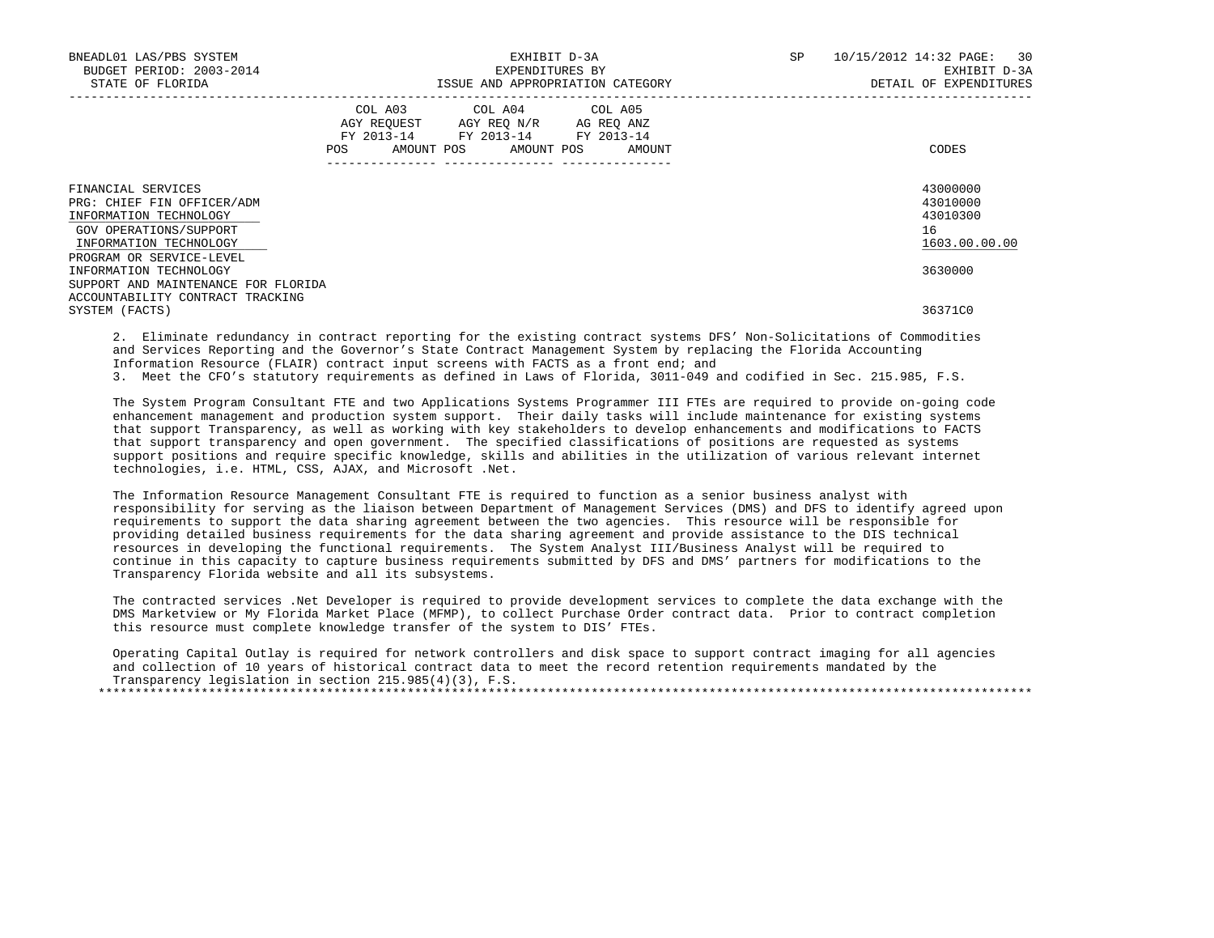| | COL A03 AGY REQUEST FY 2013-14 | | COL A04 AGY REQ N/R FY 2013-14 | | COL A05 AG REQ ANZ FY 2013-14 | | |
|---|---|---|---|---|---|---|---|
| | POS | AMOUNT | POS | AMOUNT | POS | AMOUNT | CODES |
| FINANCIAL SERVICES | | | | | | | 43000000 |
| PRG: CHIEF FIN OFFICER/ADM | | | | | | | 43010000 |
| INFORMATION TECHNOLOGY | | | | | | | 43010300 |
| GOV OPERATIONS/SUPPORT | | | | | | | 16 |
| INFORMATION TECHNOLOGY | | | | | | | 1603.00.00.00 |
| PROGRAM OR SERVICE-LEVEL | | | | | | | |
| INFORMATION TECHNOLOGY | | | | | | | 3630000 |
| SUPPORT AND MAINTENANCE FOR FLORIDA ACCOUNTABILITY CONTRACT TRACKING SYSTEM (FACTS) | | | | | | | 36371C0 |

2. Eliminate redundancy in contract reporting for the existing contract systems DFS' Non-Solicitations of Commodities and Services Reporting and the Governor's State Contract Management System by replacing the Florida Accounting Information Resource (FLAIR) contract input screens with FACTS as a front end; and
3. Meet the CFO's statutory requirements as defined in Laws of Florida, 3011-049 and codified in Sec. 215.985, F.S.

The System Program Consultant FTE and two Applications Systems Programmer III FTEs are required to provide on-going code enhancement management and production system support. Their daily tasks will include maintenance for existing systems that support Transparency, as well as working with key stakeholders to develop enhancements and modifications to FACTS that support transparency and open government. The specified classifications of positions are requested as systems support positions and require specific knowledge, skills and abilities in the utilization of various relevant internet technologies, i.e. HTML, CSS, AJAX, and Microsoft .Net.

The Information Resource Management Consultant FTE is required to function as a senior business analyst with responsibility for serving as the liaison between Department of Management Services (DMS) and DFS to identify agreed upon requirements to support the data sharing agreement between the two agencies. This resource will be responsible for providing detailed business requirements for the data sharing agreement and provide assistance to the DIS technical resources in developing the functional requirements. The System Analyst III/Business Analyst will be required to continue in this capacity to capture business requirements submitted by DFS and DMS' partners for modifications to the Transparency Florida website and all its subsystems.

The contracted services .Net Developer is required to provide development services to complete the data exchange with the DMS Marketview or My Florida Market Place (MFMP), to collect Purchase Order contract data. Prior to contract completion this resource must complete knowledge transfer of the system to DIS' FTEs.

Operating Capital Outlay is required for network controllers and disk space to support contract imaging for all agencies and collection of 10 years of historical contract data to meet the record retention requirements mandated by the Transparency legislation in section 215.985(4)(3), F.S.

*******************************************************************************************************************************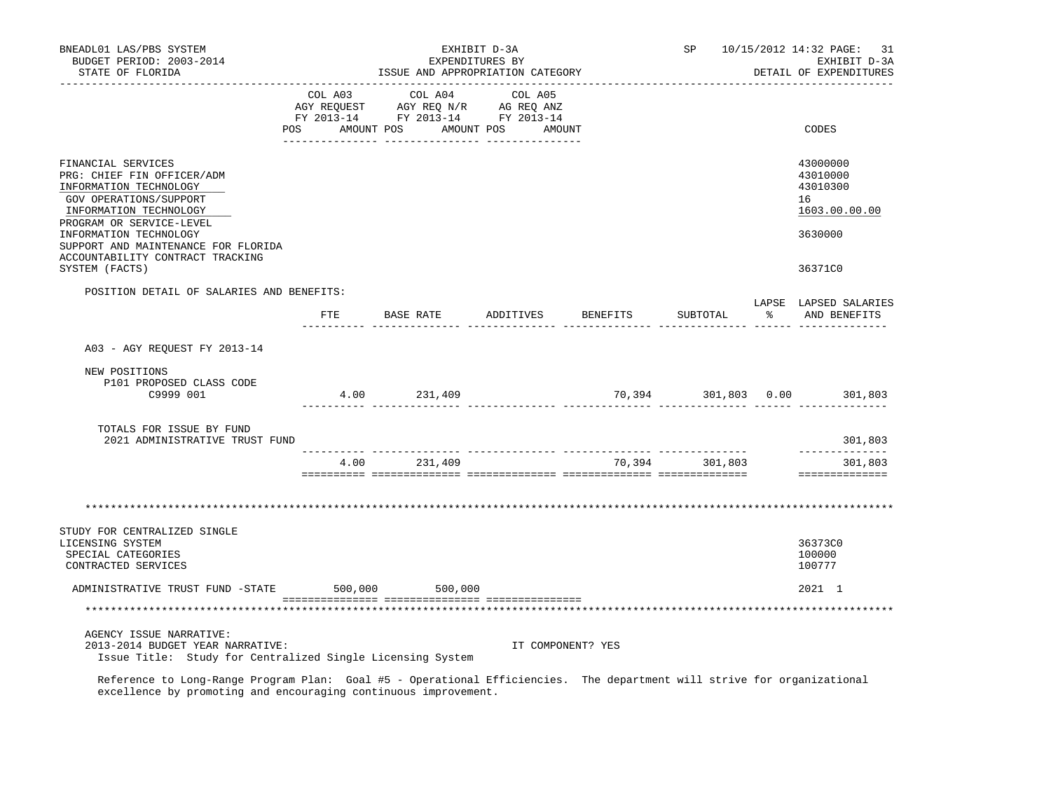| | COL A03 AGY REQUEST FY 2013-14 | | COL A04 AGY REQ N/R FY 2013-14 | | COL A05 AG REQ ANZ FY 2013-14 | | |
|---|---|---|---|---|---|---|---|
| | POS | AMOUNT | POS | AMOUNT | POS | AMOUNT | CODES |

FINANCIAL SERVICES — 43000000
PRG: CHIEF FIN OFFICER/ADM — 43010000
INFORMATION TECHNOLOGY — 43010300
GOV OPERATIONS/SUPPORT — 16
INFORMATION TECHNOLOGY — 1603.00.00.00
PROGRAM OR SERVICE-LEVEL
INFORMATION TECHNOLOGY — 3630000
SUPPORT AND MAINTENANCE FOR FLORIDA ACCOUNTABILITY CONTRACT TRACKING SYSTEM (FACTS) — 36371C0

POSITION DETAIL OF SALARIES AND BENEFITS:

| | FTE | BASE RATE | ADDITIVES | BENEFITS | SUBTOTAL | LAPSE % | LAPSED SALARIES AND BENEFITS |
|---|---|---|---|---|---|---|---|
| A03 - AGY REQUEST FY 2013-14 | | | | | | | |
| NEW POSITIONS | | | | | | | |
| P101 PROPOSED CLASS CODE C9999 001 | 4.00 | 231,409 | | 70,394 | 301,803 | 0.00 | 301,803 |
| TOTALS FOR ISSUE BY FUND | | | | | | | |
| 2021 ADMINISTRATIVE TRUST FUND | | | | | | | 301,803 |
| | 4.00 | 231,409 | | 70,394 | 301,803 | | 301,803 |

STUDY FOR CENTRALIZED SINGLE LICENSING SYSTEM — 36373C0
SPECIAL CATEGORIES — 100000
CONTRACTED SERVICES — 100777

| | COL A03 | COL A04 | COL A05 | CODES |
|---|---|---|---|---|
| ADMINISTRATIVE TRUST FUND -STATE | 500,000 | 500,000 | | 2021 1 |

AGENCY ISSUE NARRATIVE:
2013-2014 BUDGET YEAR NARRATIVE: IT COMPONENT? YES
Issue Title: Study for Centralized Single Licensing System

Reference to Long-Range Program Plan: Goal #5 - Operational Efficiencies. The department will strive for organizational excellence by promoting and encouraging continuous improvement.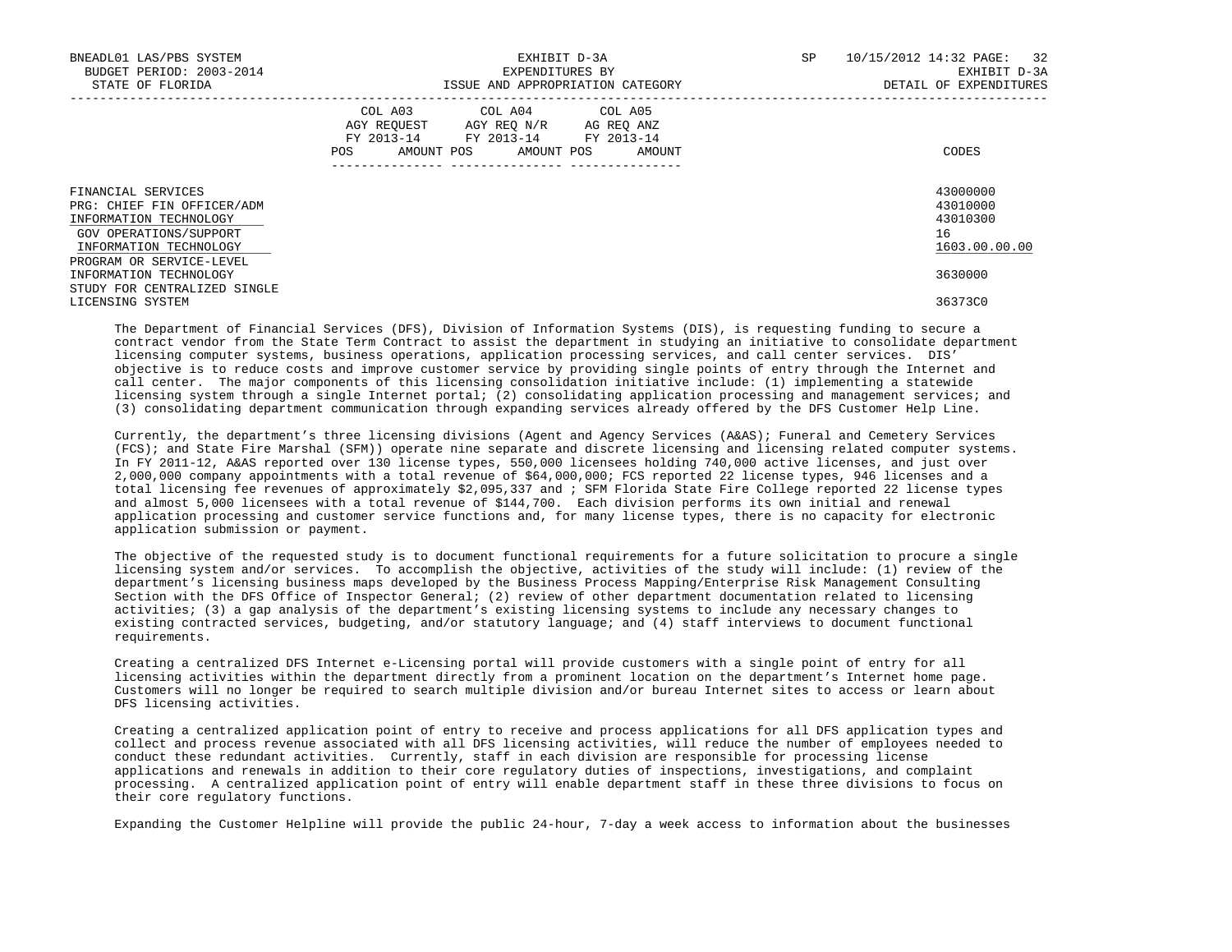| | COL A03 AGY REQUEST FY 2013-14 | | COL A04 AGY REQ N/R FY 2013-14 | | COL A05 AG REQ ANZ FY 2013-14 | | |
|---|---|---|---|---|---|---|---|
| | POS | AMOUNT | POS | AMOUNT | POS | AMOUNT | CODES |
| FINANCIAL SERVICES | | | | | | | 43000000 |
| PRG: CHIEF FIN OFFICER/ADM | | | | | | | 43010000 |
| INFORMATION TECHNOLOGY | | | | | | | 43010300 |
| GOV OPERATIONS/SUPPORT | | | | | | | 16 |
| INFORMATION TECHNOLOGY | | | | | | | 1603.00.00.00 |
| PROGRAM OR SERVICE-LEVEL INFORMATION TECHNOLOGY | | | | | | | 3630000 |
| STUDY FOR CENTRALIZED SINGLE LICENSING SYSTEM | | | | | | | 36373C0 |

The Department of Financial Services (DFS), Division of Information Systems (DIS), is requesting funding to secure a contract vendor from the State Term Contract to assist the department in studying an initiative to consolidate department licensing computer systems, business operations, application processing services, and call center services. DIS' objective is to reduce costs and improve customer service by providing single points of entry through the Internet and call center. The major components of this licensing consolidation initiative include: (1) implementing a statewide licensing system through a single Internet portal; (2) consolidating application processing and management services; and (3) consolidating department communication through expanding services already offered by the DFS Customer Help Line.

Currently, the department's three licensing divisions (Agent and Agency Services (A&AS); Funeral and Cemetery Services (FCS); and State Fire Marshal (SFM)) operate nine separate and discrete licensing and licensing related computer systems. In FY 2011-12, A&AS reported over 130 license types, 550,000 licensees holding 740,000 active licenses, and just over 2,000,000 company appointments with a total revenue of $64,000,000; FCS reported 22 license types, 946 licenses and a total licensing fee revenues of approximately $2,095,337 and ; SFM Florida State Fire College reported 22 license types and almost 5,000 licensees with a total revenue of $144,700. Each division performs its own initial and renewal application processing and customer service functions and, for many license types, there is no capacity for electronic application submission or payment.

The objective of the requested study is to document functional requirements for a future solicitation to procure a single licensing system and/or services. To accomplish the objective, activities of the study will include: (1) review of the department's licensing business maps developed by the Business Process Mapping/Enterprise Risk Management Consulting Section with the DFS Office of Inspector General; (2) review of other department documentation related to licensing activities; (3) a gap analysis of the department's existing licensing systems to include any necessary changes to existing contracted services, budgeting, and/or statutory language; and (4) staff interviews to document functional requirements.

Creating a centralized DFS Internet e-Licensing portal will provide customers with a single point of entry for all licensing activities within the department directly from a prominent location on the department's Internet home page. Customers will no longer be required to search multiple division and/or bureau Internet sites to access or learn about DFS licensing activities.

Creating a centralized application point of entry to receive and process applications for all DFS application types and collect and process revenue associated with all DFS licensing activities, will reduce the number of employees needed to conduct these redundant activities. Currently, staff in each division are responsible for processing license applications and renewals in addition to their core regulatory duties of inspections, investigations, and complaint processing. A centralized application point of entry will enable department staff in these three divisions to focus on their core regulatory functions.

Expanding the Customer Helpline will provide the public 24-hour, 7-day a week access to information about the businesses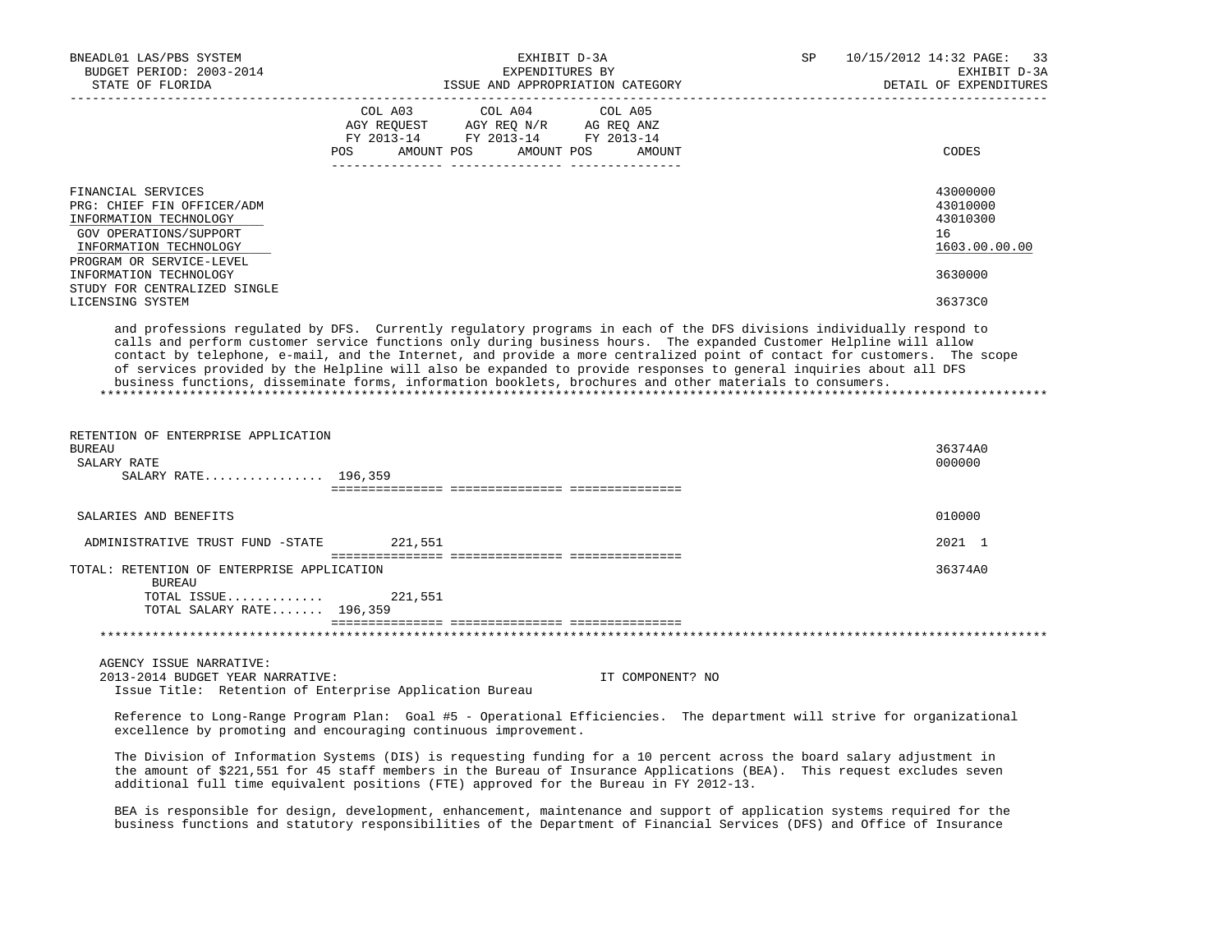| | COL A03 AGY REQUEST FY 2013-14 POS AMOUNT | COL A04 AGY REQ N/R FY 2013-14 POS AMOUNT | COL A05 AG REQ ANZ FY 2013-14 POS AMOUNT | CODES |
|---|---|---|---|---|
| FINANCIAL SERVICES | | | | 43000000 |
| PRG: CHIEF FIN OFFICER/ADM | | | | 43010000 |
| INFORMATION TECHNOLOGY | | | | 43010300 |
| GOV OPERATIONS/SUPPORT | | | | 16 |
| INFORMATION TECHNOLOGY | | | | 1603.00.00.00 |
| PROGRAM OR SERVICE-LEVEL INFORMATION TECHNOLOGY | | | | 3630000 |
| STUDY FOR CENTRALIZED SINGLE LICENSING SYSTEM | | | | 36373C0 |

and professions regulated by DFS. Currently regulatory programs in each of the DFS divisions individually respond to calls and perform customer service functions only during business hours. The expanded Customer Helpline will allow contact by telephone, e-mail, and the Internet, and provide a more centralized point of contact for customers. The scope of services provided by the Helpline will also be expanded to provide responses to general inquiries about all DFS business functions, disseminate forms, information booklets, brochures and other materials to consumers.

| | COL A03 | COL A04 | COL A05 | CODES |
|---|---|---|---|---|
| RETENTION OF ENTERPRISE APPLICATION BUREAU | | | | 36374A0 |
| SALARY RATE | | | | 000000 |
| SALARY RATE................ 196,359 | | | | |
| SALARIES AND BENEFITS | | | | 010000 |
| ADMINISTRATIVE TRUST FUND -STATE | 221,551 | | | 2021 1 |
| TOTAL: RETENTION OF ENTERPRISE APPLICATION BUREAU | | | | 36374A0 |
| TOTAL ISSUE............. | 221,551 | | | |
| TOTAL SALARY RATE....... 196,359 | | | | |

AGENCY ISSUE NARRATIVE:
2013-2014 BUDGET YEAR NARRATIVE: IT COMPONENT? NO
Issue Title: Retention of Enterprise Application Bureau

Reference to Long-Range Program Plan: Goal #5 - Operational Efficiencies. The department will strive for organizational excellence by promoting and encouraging continuous improvement.

The Division of Information Systems (DIS) is requesting funding for a 10 percent across the board salary adjustment in the amount of $221,551 for 45 staff members in the Bureau of Insurance Applications (BEA). This request excludes seven additional full time equivalent positions (FTE) approved for the Bureau in FY 2012-13.

BEA is responsible for design, development, enhancement, maintenance and support of application systems required for the business functions and statutory responsibilities of the Department of Financial Services (DFS) and Office of Insurance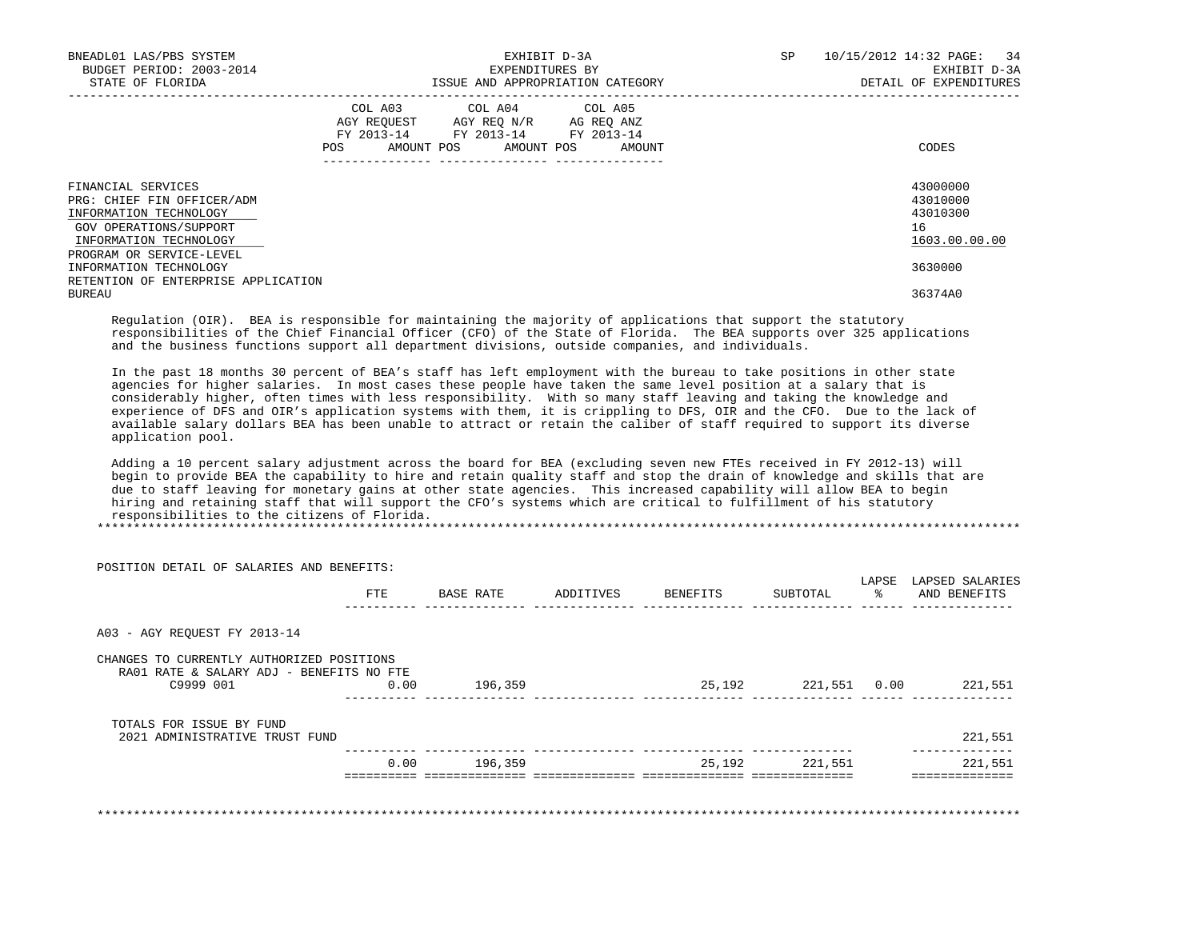| | COL A03 AGY REQUEST FY 2013-14 POS AMOUNT | COL A04 AGY REQ N/R FY 2013-14 POS AMOUNT | COL A05 AG REQ ANZ FY 2013-14 POS AMOUNT | CODES |
|---|---|---|---|---|
| FINANCIAL SERVICES | | | | 43000000 |
| PRG: CHIEF FIN OFFICER/ADM | | | | 43010000 |
| INFORMATION TECHNOLOGY | | | | 43010300 |
| GOV OPERATIONS/SUPPORT | | | | 16 |
| INFORMATION TECHNOLOGY | | | | 1603.00.00.00 |
| PROGRAM OR SERVICE-LEVEL INFORMATION TECHNOLOGY | | | | 3630000 |
| RETENTION OF ENTERPRISE APPLICATION BUREAU | | | | 36374A0 |

Regulation (OIR). BEA is responsible for maintaining the majority of applications that support the statutory responsibilities of the Chief Financial Officer (CFO) of the State of Florida. The BEA supports over 325 applications and the business functions support all department divisions, outside companies, and individuals.

In the past 18 months 30 percent of BEA's staff has left employment with the bureau to take positions in other state agencies for higher salaries. In most cases these people have taken the same level position at a salary that is considerably higher, often times with less responsibility. With so many staff leaving and taking the knowledge and experience of DFS and OIR's application systems with them, it is crippling to DFS, OIR and the CFO. Due to the lack of available salary dollars BEA has been unable to attract or retain the caliber of staff required to support its diverse application pool.

Adding a 10 percent salary adjustment across the board for BEA (excluding seven new FTEs received in FY 2012-13) will begin to provide BEA the capability to hire and retain quality staff and stop the drain of knowledge and skills that are due to staff leaving for monetary gains at other state agencies. This increased capability will allow BEA to begin hiring and retaining staff that will support the CFO's systems which are critical to fulfillment of his statutory responsibilities to the citizens of Florida.

*******************************************************************************************************************

POSITION DETAIL OF SALARIES AND BENEFITS:

| | FTE | BASE RATE | ADDITIVES | BENEFITS | SUBTOTAL | LAPSE % | LAPSED SALARIES AND BENEFITS |
|---|---|---|---|---|---|---|---|
| A03 - AGY REQUEST FY 2013-14 | | | | | | | |
| CHANGES TO CURRENTLY AUTHORIZED POSITIONS | | | | | | | |
| RA01 RATE & SALARY ADJ - BENEFITS NO FTE | | | | | | | |
| C9999 001 | 0.00 | 196,359 | | 25,192 | 221,551 | 0.00 | 221,551 |
| TOTALS FOR ISSUE BY FUND | | | | | | | |
| 2021 ADMINISTRATIVE TRUST FUND | | | | | | | 221,551 |
| | 0.00 | 196,359 | | 25,192 | 221,551 | | 221,551 |

*******************************************************************************************************************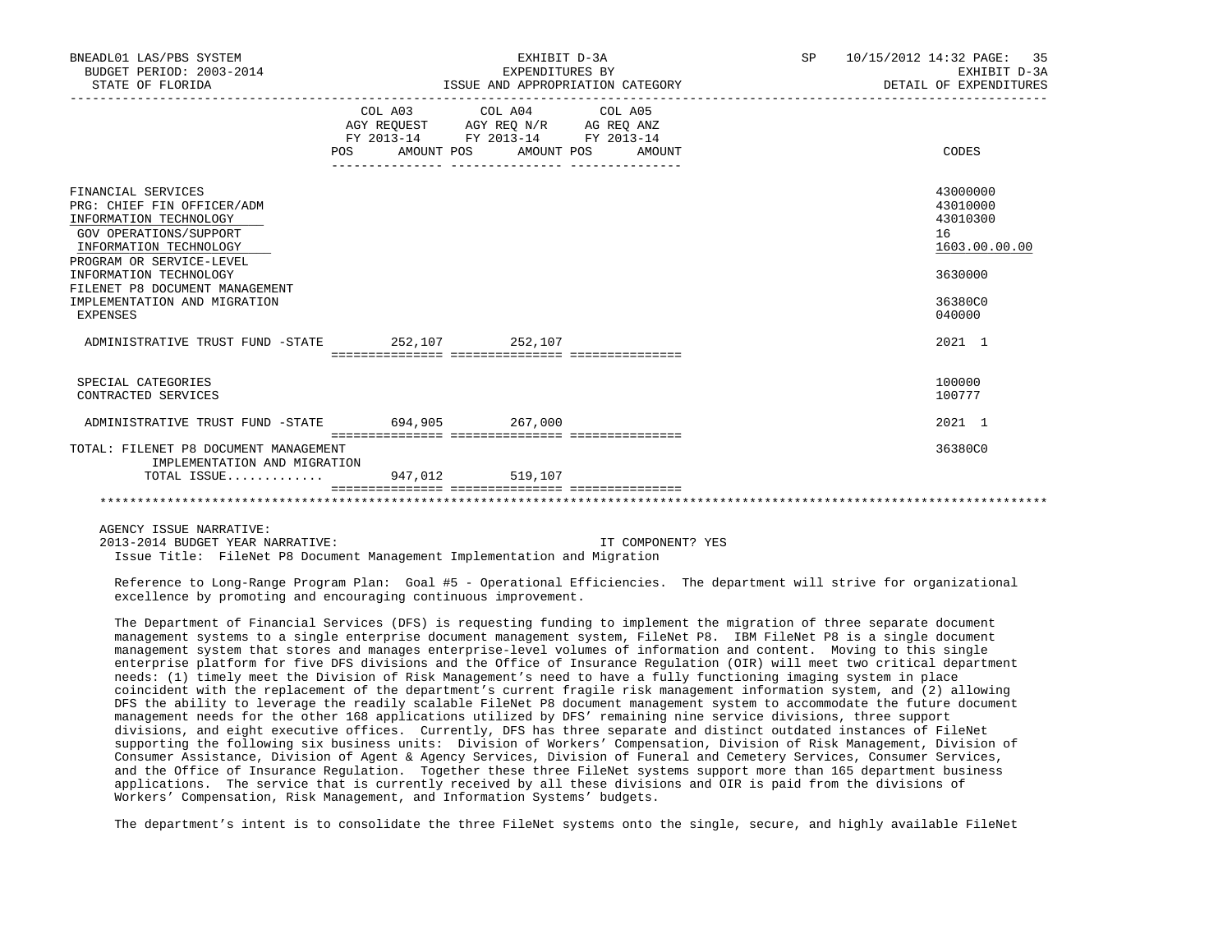| | COL A03 AGY REQUEST FY 2013-14 POS AMOUNT | COL A04 AGY REQ N/R FY 2013-14 POS AMOUNT | COL A05 AG REQ ANZ FY 2013-14 POS AMOUNT | CODES |
|---|---|---|---|---|
| FINANCIAL SERVICES | | | | 43000000 |
| PRG: CHIEF FIN OFFICER/ADM | | | | 43010000 |
| INFORMATION TECHNOLOGY | | | | 43010300 |
| GOV OPERATIONS/SUPPORT | | | | 16 |
| INFORMATION TECHNOLOGY | | | | 1603.00.00.00 |
| PROGRAM OR SERVICE-LEVEL INFORMATION TECHNOLOGY | | | | 3630000 |
| FILENET P8 DOCUMENT MANAGEMENT IMPLEMENTATION AND MIGRATION | | | | 36380C0 |
| EXPENSES | | | | 040000 |
| ADMINISTRATIVE TRUST FUND -STATE | 252,107 | 252,107 | | 2021 1 |
| SPECIAL CATEGORIES | | | | 100000 |
| CONTRACTED SERVICES | | | | 100777 |
| ADMINISTRATIVE TRUST FUND -STATE | 694,905 | 267,000 | | 2021 1 |
| TOTAL: FILENET P8 DOCUMENT MANAGEMENT IMPLEMENTATION AND MIGRATION | | | | 36380C0 |
| TOTAL ISSUE............ | 947,012 | 519,107 | | |

AGENCY ISSUE NARRATIVE:

2013-2014 BUDGET YEAR NARRATIVE: IT COMPONENT? YES

Issue Title: FileNet P8 Document Management Implementation and Migration

Reference to Long-Range Program Plan: Goal #5 - Operational Efficiencies. The department will strive for organizational excellence by promoting and encouraging continuous improvement.

The Department of Financial Services (DFS) is requesting funding to implement the migration of three separate document management systems to a single enterprise document management system, FileNet P8. IBM FileNet P8 is a single document management system that stores and manages enterprise-level volumes of information and content. Moving to this single enterprise platform for five DFS divisions and the Office of Insurance Regulation (OIR) will meet two critical department needs: (1) timely meet the Division of Risk Management's need to have a fully functioning imaging system in place coincident with the replacement of the department's current fragile risk management information system, and (2) allowing DFS the ability to leverage the readily scalable FileNet P8 document management system to accommodate the future document management needs for the other 168 applications utilized by DFS' remaining nine service divisions, three support divisions, and eight executive offices. Currently, DFS has three separate and distinct outdated instances of FileNet supporting the following six business units: Division of Workers' Compensation, Division of Risk Management, Division of Consumer Assistance, Division of Agent & Agency Services, Division of Funeral and Cemetery Services, Consumer Services, and the Office of Insurance Regulation. Together these three FileNet systems support more than 165 department business applications. The service that is currently received by all these divisions and OIR is paid from the divisions of Workers' Compensation, Risk Management, and Information Systems' budgets.

The department's intent is to consolidate the three FileNet systems onto the single, secure, and highly available FileNet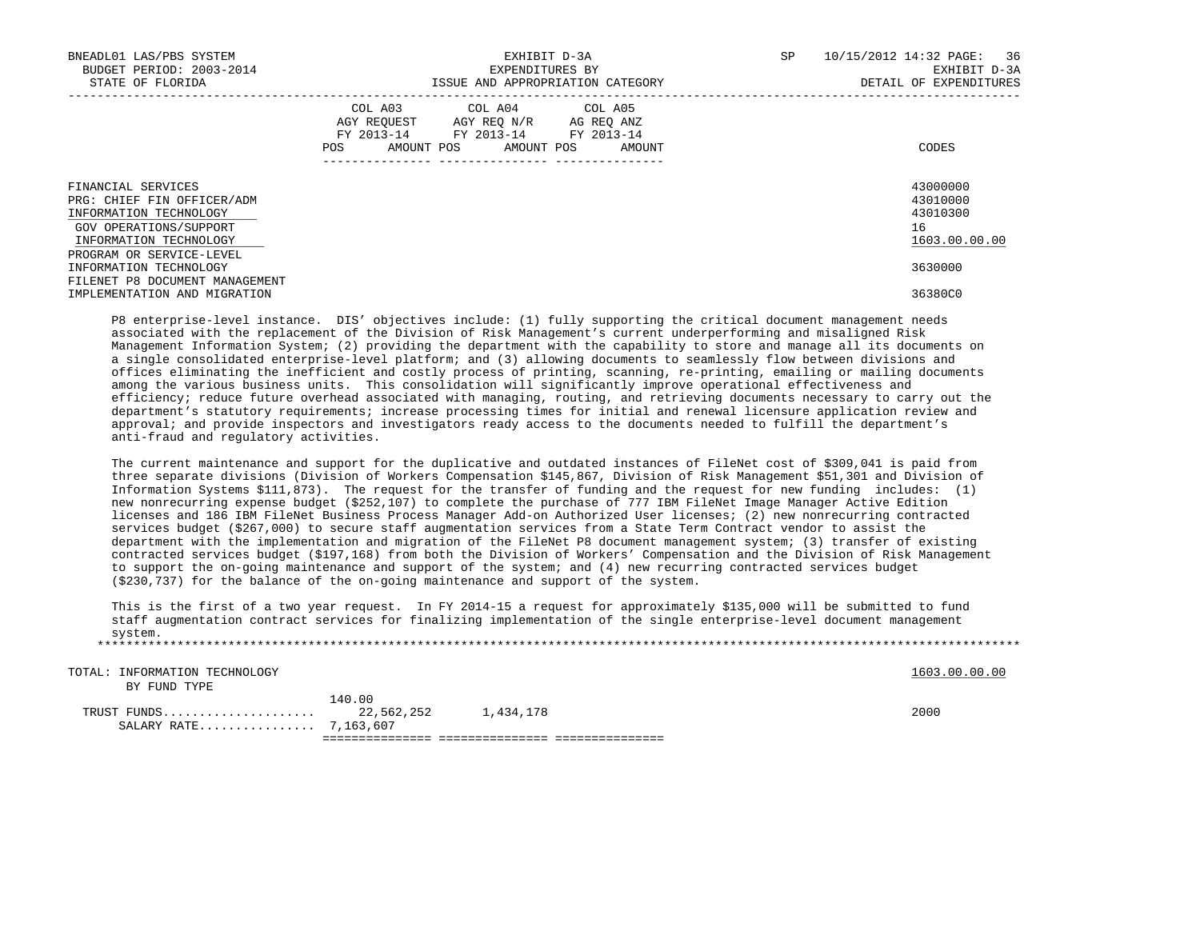| | COL A03 AGY REQUEST FY 2013-14 POS AMOUNT | COL A04 AGY REQ N/R FY 2013-14 POS AMOUNT | COL A05 AG REQ ANZ FY 2013-14 POS AMOUNT | CODES |
|---|---|---|---|---|
| FINANCIAL SERVICES | | | | 43000000 |
| PRG: CHIEF FIN OFFICER/ADM | | | | 43010000 |
| INFORMATION TECHNOLOGY | | | | 43010300 |
| GOV OPERATIONS/SUPPORT | | | | 16 |
| INFORMATION TECHNOLOGY | | | | 1603.00.00.00 |
| PROGRAM OR SERVICE-LEVEL | | | | |
| INFORMATION TECHNOLOGY | | | | 3630000 |
| FILENET P8 DOCUMENT MANAGEMENT | | | | |
| IMPLEMENTATION AND MIGRATION | | | | 36380C0 |

P8 enterprise-level instance. DIS' objectives include: (1) fully supporting the critical document management needs associated with the replacement of the Division of Risk Management's current underperforming and misaligned Risk Management Information System; (2) providing the department with the capability to store and manage all its documents on a single consolidated enterprise-level platform; and (3) allowing documents to seamlessly flow between divisions and offices eliminating the inefficient and costly process of printing, scanning, re-printing, emailing or mailing documents among the various business units. This consolidation will significantly improve operational effectiveness and efficiency; reduce future overhead associated with managing, routing, and retrieving documents necessary to carry out the department's statutory requirements; increase processing times for initial and renewal licensure application review and approval; and provide inspectors and investigators ready access to the documents needed to fulfill the department's anti-fraud and regulatory activities.

The current maintenance and support for the duplicative and outdated instances of FileNet cost of $309,041 is paid from three separate divisions (Division of Workers Compensation $145,867, Division of Risk Management $51,301 and Division of Information Systems $111,873). The request for the transfer of funding and the request for new funding includes: (1) new nonrecurring expense budget ($252,107) to complete the purchase of 777 IBM FileNet Image Manager Active Edition licenses and 186 IBM FileNet Business Process Manager Add-on Authorized User licenses; (2) new nonrecurring contracted services budget ($267,000) to secure staff augmentation services from a State Term Contract vendor to assist the department with the implementation and migration of the FileNet P8 document management system; (3) transfer of existing contracted services budget ($197,168) from both the Division of Workers' Compensation and the Division of Risk Management to support the on-going maintenance and support of the system; and (4) new recurring contracted services budget ($230,737) for the balance of the on-going maintenance and support of the system.

This is the first of a two year request. In FY 2014-15 a request for approximately $135,000 will be submitted to fund staff augmentation contract services for finalizing implementation of the single enterprise-level document management system.

*******************************************************************************************************************************

| | COL A03 | COL A04 | COL A05 | CODES |
|---|---|---|---|---|
| TOTAL: INFORMATION TECHNOLOGY | | | | 1603.00.00.00 |
| BY FUND TYPE | | | | |
| TRUST FUNDS | 140.00 22,562,252 | 1,434,178 | | 2000 |
| SALARY RATE | 7,163,607 | | | |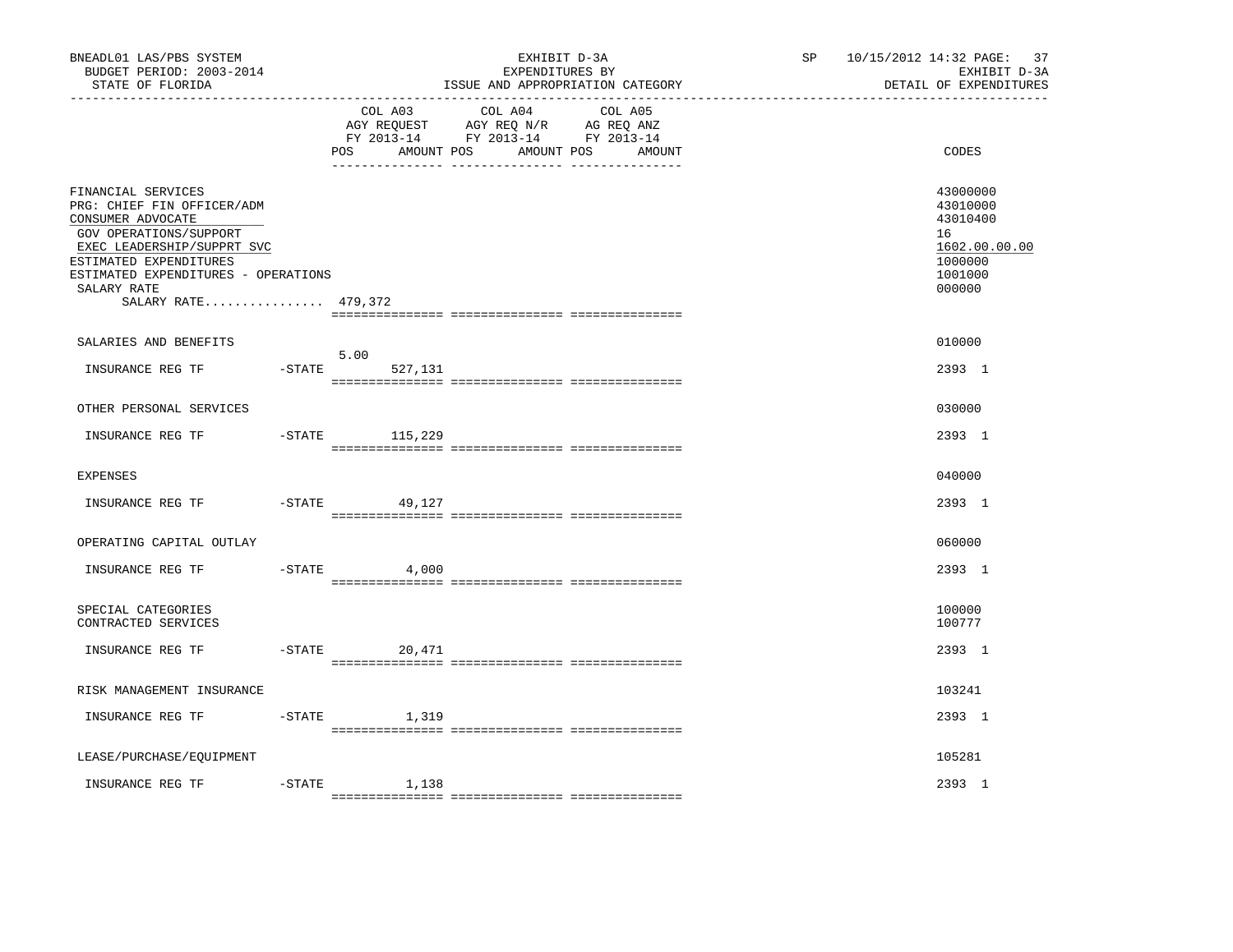BNEADL01 LAS/PBS SYSTEM — EXHIBIT D-3A — EXPENDITURES BY ISSUE AND APPROPRIATION CATEGORY — EXHIBIT D-3A DETAIL OF EXPENDITURES

BUDGET PERIOD: 2003-2014 — STATE OF FLORIDA — SP 10/15/2012 14:32

| | | COL A03 AGY REQUEST FY 2013-14 POS | AMOUNT | COL A04 AGY REQ N/R FY 2013-14 POS | AMOUNT | COL A05 AG REQ ANZ FY 2013-14 POS | AMOUNT | CODES |
|---|---|---|---|---|---|---|---|---|
| FINANCIAL SERVICES | | | | | | | | 43000000 |
| PRG: CHIEF FIN OFFICER/ADM | | | | | | | | 43010000 |
| CONSUMER ADVOCATE | | | | | | | | 43010400 |
| GOV OPERATIONS/SUPPORT | | | | | | | | 16 |
| EXEC LEADERSHIP/SUPPRT SVC | | | | | | | | 1602.00.00.00 |
| ESTIMATED EXPENDITURES | | | | | | | | 1000000 |
| ESTIMATED EXPENDITURES - OPERATIONS | | | | | | | | 1001000 |
| SALARY RATE | | | | | | | | 000000 |
| SALARY RATE................ 479,372 | | | | | | | | |
| SALARIES AND BENEFITS | | | | | | | | 010000 |
| INSURANCE REG TF | -STATE | 5.00 | 527,131 | | | | | 2393 1 |
| OTHER PERSONAL SERVICES | | | | | | | | 030000 |
| INSURANCE REG TF | -STATE | | 115,229 | | | | | 2393 1 |
| EXPENSES | | | | | | | | 040000 |
| INSURANCE REG TF | -STATE | | 49,127 | | | | | 2393 1 |
| OPERATING CAPITAL OUTLAY | | | | | | | | 060000 |
| INSURANCE REG TF | -STATE | | 4,000 | | | | | 2393 1 |
| SPECIAL CATEGORIES | | | | | | | | 100000 |
| CONTRACTED SERVICES | | | | | | | | 100777 |
| INSURANCE REG TF | -STATE | | 20,471 | | | | | 2393 1 |
| RISK MANAGEMENT INSURANCE | | | | | | | | 103241 |
| INSURANCE REG TF | -STATE | | 1,319 | | | | | 2393 1 |
| LEASE/PURCHASE/EQUIPMENT | | | | | | | | 105281 |
| INSURANCE REG TF | -STATE | | 1,138 | | | | | 2393 1 |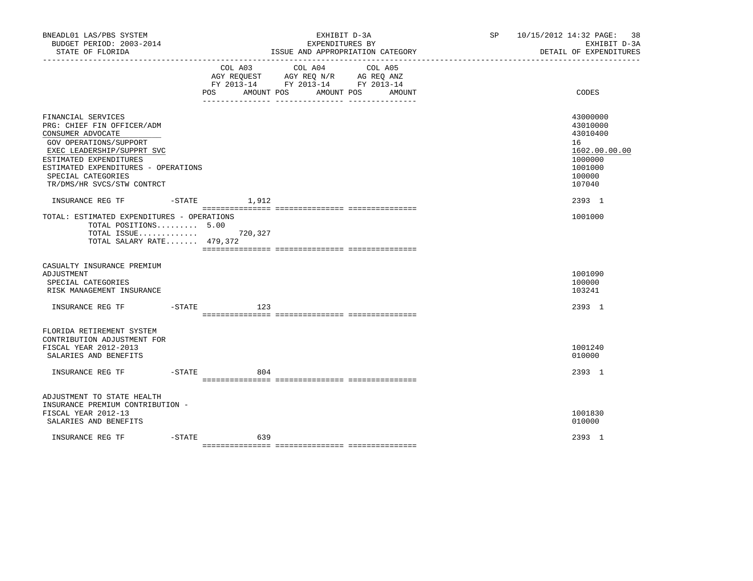BNEADL01 LAS/PBS SYSTEM
BUDGET PERIOD: 2003-2014
STATE OF FLORIDA

EXHIBIT D-3A
EXPENDITURES BY
ISSUE AND APPROPRIATION CATEGORY

SP 10/15/2012 14:32 PAGE: 38
EXHIBIT D-3A
DETAIL OF EXPENDITURES

| | COL A03 AGY REQUEST FY 2013-14 POS AMOUNT | COL A04 AGY REQ N/R FY 2013-14 POS AMOUNT | COL A05 AG REQ ANZ FY 2013-14 POS AMOUNT | CODES |
|---|---|---|---|---|
| FINANCIAL SERVICES | | | | 43000000 |
| PRG: CHIEF FIN OFFICER/ADM | | | | 43010000 |
| CONSUMER ADVOCATE | | | | 43010400 |
| GOV OPERATIONS/SUPPORT | | | | 16 |
| EXEC LEADERSHIP/SUPPRT SVC | | | | 1602.00.00.00 |
| ESTIMATED EXPENDITURES | | | | 1000000 |
| ESTIMATED EXPENDITURES - OPERATIONS | | | | 1001000 |
| SPECIAL CATEGORIES | | | | 100000 |
| TR/DMS/HR SVCS/STW CONTRCT | | | | 107040 |
| INSURANCE REG TF -STATE | 1,912 | | | 2393 1 |
| TOTAL: ESTIMATED EXPENDITURES - OPERATIONS | | | | 1001000 |
| TOTAL POSITIONS......... 5.00 | | | | |
| TOTAL ISSUE............. | 720,327 | | | |
| TOTAL SALARY RATE....... 479,372 | | | | |
| CASUALTY INSURANCE PREMIUM ADJUSTMENT | | | | 1001090 |
| SPECIAL CATEGORIES | | | | 100000 |
| RISK MANAGEMENT INSURANCE | | | | 103241 |
| INSURANCE REG TF -STATE | 123 | | | 2393 1 |
| FLORIDA RETIREMENT SYSTEM CONTRIBUTION ADJUSTMENT FOR FISCAL YEAR 2012-2013 | | | | 1001240 |
| SALARIES AND BENEFITS | | | | 010000 |
| INSURANCE REG TF -STATE | 804 | | | 2393 1 |
| ADJUSTMENT TO STATE HEALTH INSURANCE PREMIUM CONTRIBUTION - FISCAL YEAR 2012-13 | | | | 1001830 |
| SALARIES AND BENEFITS | | | | 010000 |
| INSURANCE REG TF -STATE | 639 | | | 2393 1 |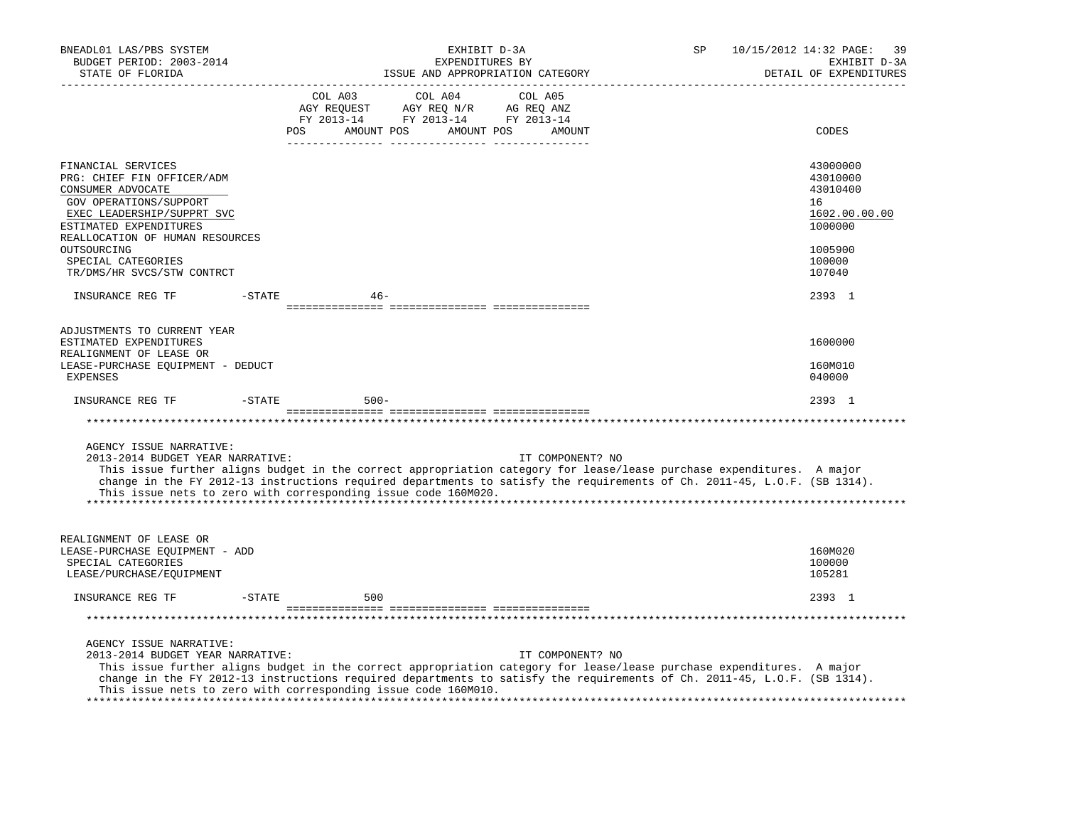BNEADL01 LAS/PBS SYSTEM
BUDGET PERIOD: 2003-2014
STATE OF FLORIDA

EXHIBIT D-3A
EXPENDITURES BY
ISSUE AND APPROPRIATION CATEGORY

SP 10/15/2012 14:32

EXHIBIT D-3A
DETAIL OF EXPENDITURES

| | COL A03 AGY REQUEST FY 2013-14 POS AMOUNT | COL A04 AGY REQ N/R FY 2013-14 POS AMOUNT | COL A05 AG REQ ANZ FY 2013-14 POS AMOUNT | CODES |
|---|---|---|---|---|
| FINANCIAL SERVICES | | | | 43000000 |
| PRG: CHIEF FIN OFFICER/ADM | | | | 43010000 |
| CONSUMER ADVOCATE | | | | 43010400 |
| GOV OPERATIONS/SUPPORT | | | | 16 |
| EXEC LEADERSHIP/SUPPRT SVC | | | | 1602.00.00.00 |
| ESTIMATED EXPENDITURES | | | | 1000000 |
| REALLOCATION OF HUMAN RESOURCES OUTSOURCING | | | | 1005900 |
| SPECIAL CATEGORIES | | | | 100000 |
| TR/DMS/HR SVCS/STW CONTRCT | | | | 107040 |
| INSURANCE REG TF -STATE | 46- | | | 2393 1 |
| ADJUSTMENTS TO CURRENT YEAR ESTIMATED EXPENDITURES | | | | 1600000 |
| REALIGNMENT OF LEASE OR LEASE-PURCHASE EQUIPMENT - DEDUCT | | | | 160M010 |
| EXPENSES | | | | 040000 |
| INSURANCE REG TF -STATE | 500- | | | 2393 1 |

AGENCY ISSUE NARRATIVE:
2013-2014 BUDGET YEAR NARRATIVE: IT COMPONENT? NO
This issue further aligns budget in the correct appropriation category for lease/lease purchase expenditures. A major change in the FY 2012-13 instructions required departments to satisfy the requirements of Ch. 2011-45, L.O.F. (SB 1314). This issue nets to zero with corresponding issue code 160M020.

| | COL A03 | COL A04 | COL A05 | CODES |
|---|---|---|---|---|
| REALIGNMENT OF LEASE OR LEASE-PURCHASE EQUIPMENT - ADD | | | | 160M020 |
| SPECIAL CATEGORIES | | | | 100000 |
| LEASE/PURCHASE/EQUIPMENT | | | | 105281 |
| INSURANCE REG TF -STATE | 500 | | | 2393 1 |

AGENCY ISSUE NARRATIVE:
2013-2014 BUDGET YEAR NARRATIVE: IT COMPONENT? NO
This issue further aligns budget in the correct appropriation category for lease/lease purchase expenditures. A major change in the FY 2012-13 instructions required departments to satisfy the requirements of Ch. 2011-45, L.O.F. (SB 1314). This issue nets to zero with corresponding issue code 160M010.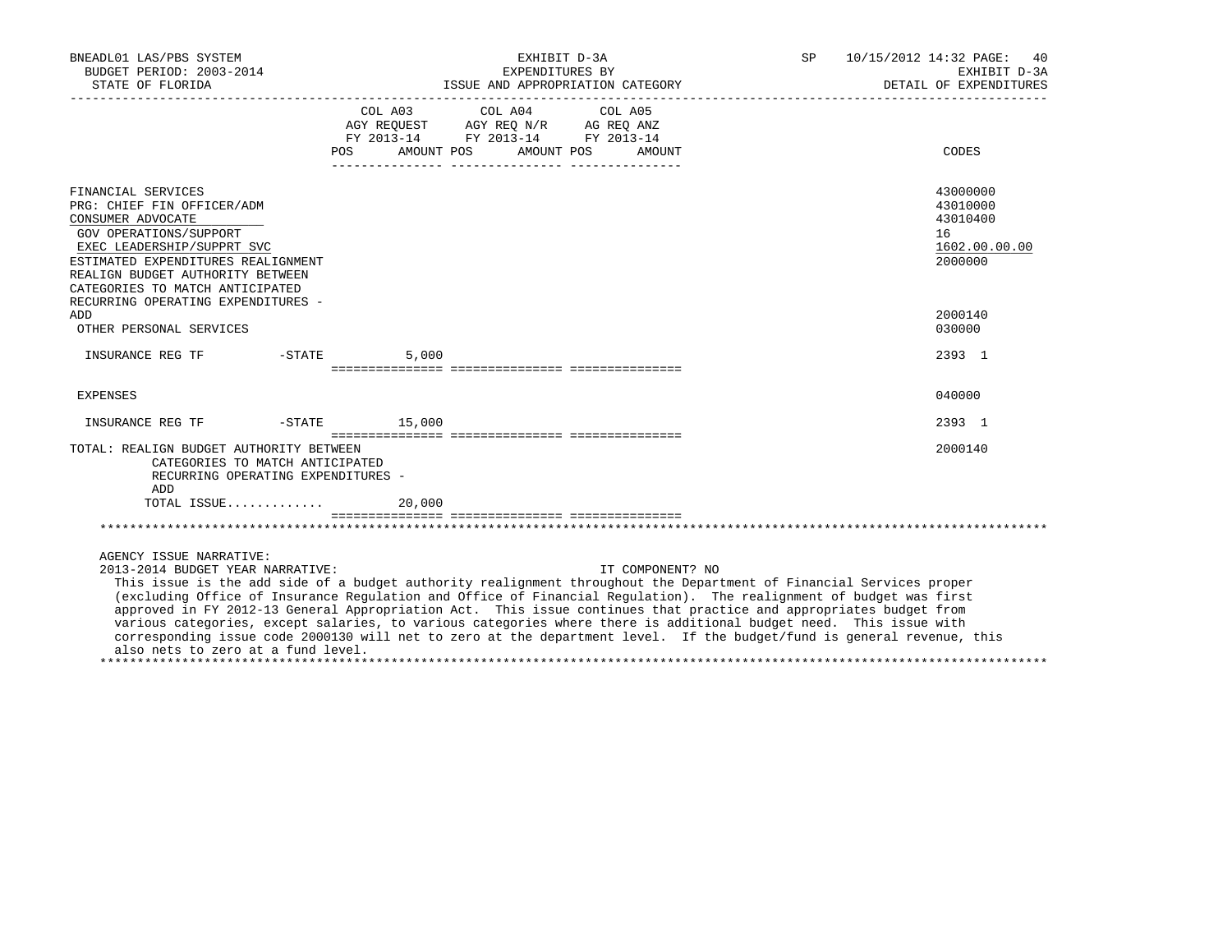BNEADL01 LAS/PBS SYSTEM — EXHIBIT D-3A — SP 10/15/2012 14:32
BUDGET PERIOD: 2003-2014 — EXPENDITURES BY — EXHIBIT D-3A
STATE OF FLORIDA — ISSUE AND APPROPRIATION CATEGORY — DETAIL OF EXPENDITURES

| | COL A03 AGY REQUEST FY 2013-14 POS / AMOUNT | COL A04 AGY REQ N/R FY 2013-14 POS / AMOUNT | COL A05 AG REQ ANZ FY 2013-14 POS / AMOUNT | CODES |
|---|---|---|---|---|
| FINANCIAL SERVICES | | | | 43000000 |
| PRG: CHIEF FIN OFFICER/ADM | | | | 43010000 |
| CONSUMER ADVOCATE | | | | 43010400 |
| GOV OPERATIONS/SUPPORT | | | | 16 |
| EXEC LEADERSHIP/SUPPRT SVC | | | | 1602.00.00.00 |
| ESTIMATED EXPENDITURES REALIGNMENT | | | | 2000000 |
| REALIGN BUDGET AUTHORITY BETWEEN CATEGORIES TO MATCH ANTICIPATED RECURRING OPERATING EXPENDITURES - ADD | | | | 2000140 |
| OTHER PERSONAL SERVICES | | | | 030000 |
| INSURANCE REG TF -STATE | 5,000 | | | 2393 1 |
| EXPENSES | | | | 040000 |
| INSURANCE REG TF -STATE | 15,000 | | | 2393 1 |
| TOTAL: REALIGN BUDGET AUTHORITY BETWEEN CATEGORIES TO MATCH ANTICIPATED RECURRING OPERATING EXPENDITURES - ADD | | | | 2000140 |
| TOTAL ISSUE............ | 20,000 | | | |

AGENCY ISSUE NARRATIVE:

2013-2014 BUDGET YEAR NARRATIVE: IT COMPONENT? NO

This issue is the add side of a budget authority realignment throughout the Department of Financial Services proper (excluding Office of Insurance Regulation and Office of Financial Regulation). The realignment of budget was first approved in FY 2012-13 General Appropriation Act. This issue continues that practice and appropriates budget from various categories, except salaries, to various categories where there is additional budget need. This issue with corresponding issue code 2000130 will net to zero at the department level. If the budget/fund is general revenue, this also nets to zero at a fund level.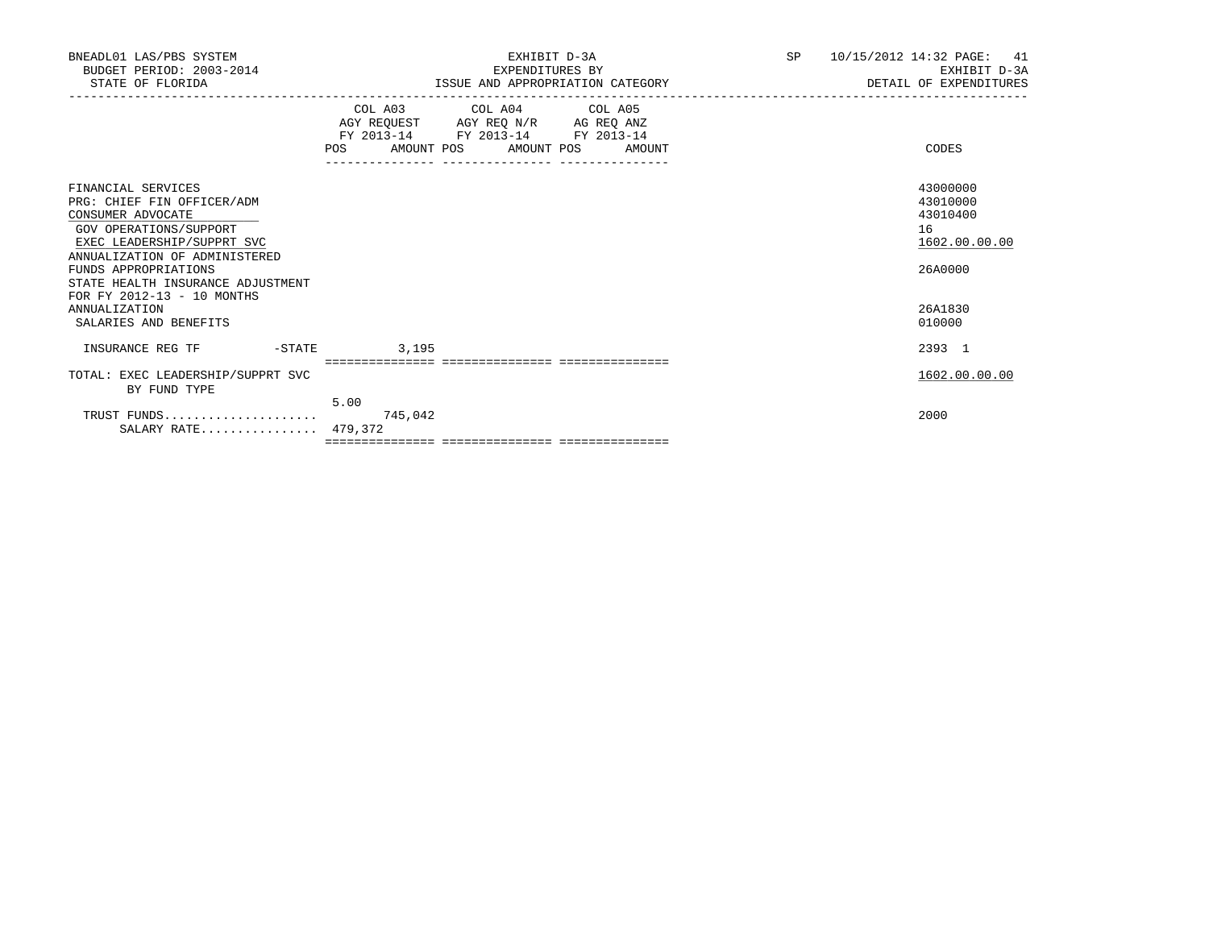EXHIBIT D-3A
EXPENDITURES BY
ISSUE AND APPROPRIATION CATEGORY

BNEADL01 LAS/PBS SYSTEM
BUDGET PERIOD: 2003-2014
STATE OF FLORIDA

SP 10/15/2012 14:32
EXHIBIT D-3A
DETAIL OF EXPENDITURES

| | COL A03 AGY REQUEST FY 2013-14 POS | AMOUNT | COL A04 AGY REQ N/R FY 2013-14 POS | AMOUNT | COL A05 AG REQ ANZ FY 2013-14 POS | AMOUNT | CODES |
|---|---|---|---|---|---|---|---|
| FINANCIAL SERVICES | | | | | | | 43000000 |
| PRG: CHIEF FIN OFFICER/ADM | | | | | | | 43010000 |
| CONSUMER ADVOCATE | | | | | | | 43010400 |
| GOV OPERATIONS/SUPPORT | | | | | | | 16 |
| EXEC LEADERSHIP/SUPPRT SVC | | | | | | | 1602.00.00.00 |
| ANNUALIZATION OF ADMINISTERED FUNDS APPROPRIATIONS | | | | | | | 26A0000 |
| STATE HEALTH INSURANCE ADJUSTMENT FOR FY 2012-13 - 10 MONTHS ANNUALIZATION | | | | | | | 26A1830 |
| SALARIES AND BENEFITS | | | | | | | 010000 |
| INSURANCE REG TF -STATE | | 3,195 | | | | | 2393 1 |
| TOTAL: EXEC LEADERSHIP/SUPPRT SVC BY FUND TYPE | | | | | | | 1602.00.00.00 |
| TRUST FUNDS | 5.00 | 745,042 | | | | | 2000 |
| SALARY RATE | 479,372 | | | | | | |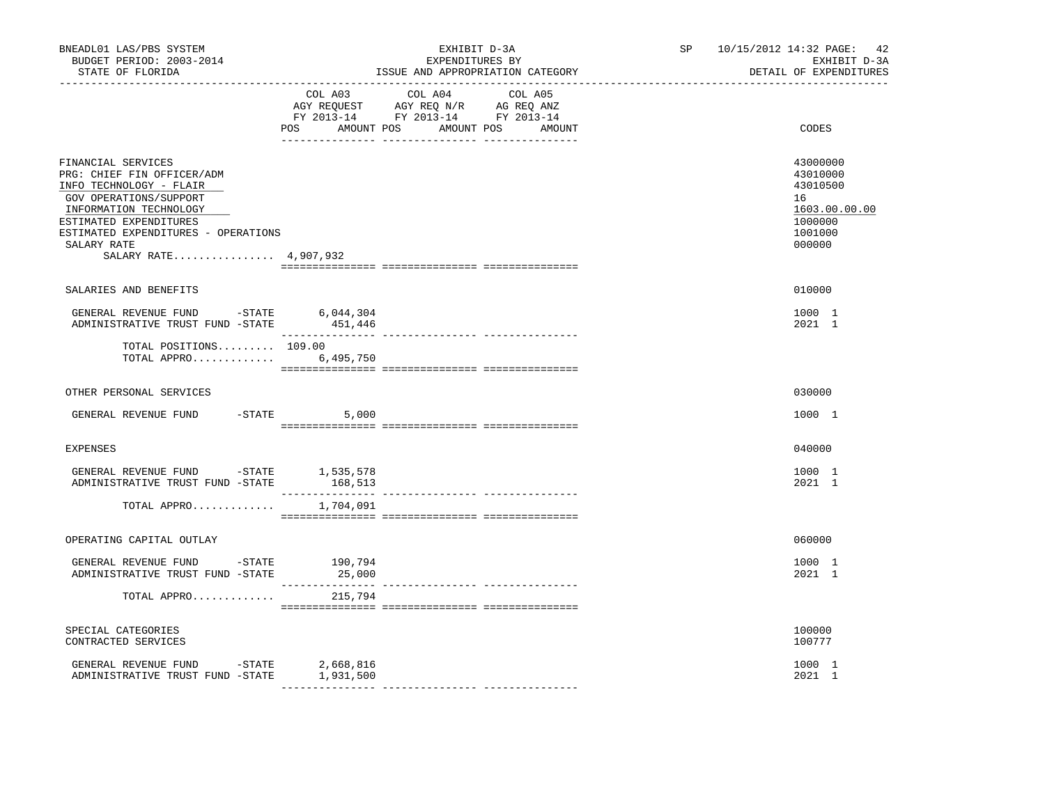BNEADL01 LAS/PBS SYSTEM — EXHIBIT D-3A — EXPENDITURES BY ISSUE AND APPROPRIATION CATEGORY
BUDGET PERIOD: 2003-2014 — STATE OF FLORIDA — SP 10/15/2012 14:32 — EXHIBIT D-3A DETAIL OF EXPENDITURES

| | COL A03 AGY REQUEST FY 2013-14 POS AMOUNT | COL A04 AGY REQ N/R FY 2013-14 POS AMOUNT | COL A05 AG REQ ANZ FY 2013-14 POS AMOUNT | CODES |
|---|---|---|---|---|
| FINANCIAL SERVICES | | | | 43000000 |
| PRG: CHIEF FIN OFFICER/ADM | | | | 43010000 |
| INFO TECHNOLOGY - FLAIR | | | | 43010500 |
| GOV OPERATIONS/SUPPORT | | | | 16 |
| INFORMATION TECHNOLOGY | | | | 1603.00.00.00 |
| ESTIMATED EXPENDITURES | | | | 1000000 |
| ESTIMATED EXPENDITURES - OPERATIONS | | | | 1001000 |
| SALARY RATE | | | | 000000 |
| SALARY RATE................ 4,907,932 | | | | |
| SALARIES AND BENEFITS | | | | 010000 |
| GENERAL REVENUE FUND -STATE | 6,044,304 | | | 1000 1 |
| ADMINISTRATIVE TRUST FUND -STATE | 451,446 | | | 2021 1 |
| TOTAL POSITIONS......... | 109.00 | | | |
| TOTAL APPRO............. | 6,495,750 | | | |
| OTHER PERSONAL SERVICES | | | | 030000 |
| GENERAL REVENUE FUND -STATE | 5,000 | | | 1000 1 |
| EXPENSES | | | | 040000 |
| GENERAL REVENUE FUND -STATE | 1,535,578 | | | 1000 1 |
| ADMINISTRATIVE TRUST FUND -STATE | 168,513 | | | 2021 1 |
| TOTAL APPRO............. | 1,704,091 | | | |
| OPERATING CAPITAL OUTLAY | | | | 060000 |
| GENERAL REVENUE FUND -STATE | 190,794 | | | 1000 1 |
| ADMINISTRATIVE TRUST FUND -STATE | 25,000 | | | 2021 1 |
| TOTAL APPRO............. | 215,794 | | | |
| SPECIAL CATEGORIES | | | | 100000 |
| CONTRACTED SERVICES | | | | 100777 |
| GENERAL REVENUE FUND -STATE | 2,668,816 | | | 1000 1 |
| ADMINISTRATIVE TRUST FUND -STATE | 1,931,500 | | | 2021 1 |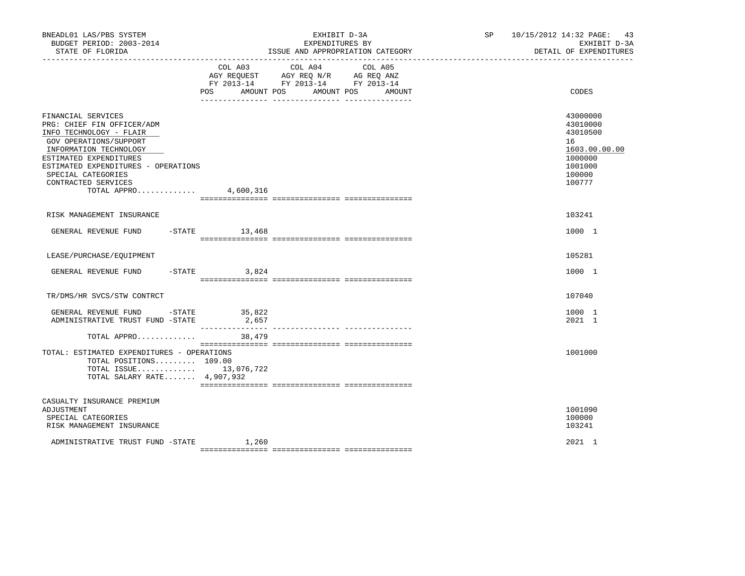| | COL A03 AGY REQUEST FY 2013-14 POS AMOUNT | COL A04 AGY REQ N/R FY 2013-14 POS AMOUNT | COL A05 AG REQ ANZ FY 2013-14 POS AMOUNT | CODES |
|---|---|---|---|---|
| FINANCIAL SERVICES | | | | 43000000 |
| PRG: CHIEF FIN OFFICER/ADM | | | | 43010000 |
| INFO TECHNOLOGY - FLAIR | | | | 43010500 |
| GOV OPERATIONS/SUPPORT | | | | 16 |
| INFORMATION TECHNOLOGY | | | | 1603.00.00.00 |
| ESTIMATED EXPENDITURES | | | | 1000000 |
| ESTIMATED EXPENDITURES - OPERATIONS | | | | 1001000 |
| SPECIAL CATEGORIES | | | | 100000 |
| CONTRACTED SERVICES | | | | 100777 |
| TOTAL APPRO............ | 4,600,316 | | | |
| RISK MANAGEMENT INSURANCE | | | | 103241 |
| GENERAL REVENUE FUND -STATE | 13,468 | | | 1000 1 |
| LEASE/PURCHASE/EQUIPMENT | | | | 105281 |
| GENERAL REVENUE FUND -STATE | 3,824 | | | 1000 1 |
| TR/DMS/HR SVCS/STW CONTRCT | | | | 107040 |
| GENERAL REVENUE FUND -STATE | 35,822 | | | 1000 1 |
| ADMINISTRATIVE TRUST FUND -STATE | 2,657 | | | 2021 1 |
| TOTAL APPRO............ | 38,479 | | | |
| TOTAL: ESTIMATED EXPENDITURES - OPERATIONS | | | | 1001000 |
| TOTAL POSITIONS......... | 109.00 | | | |
| TOTAL ISSUE............ | 13,076,722 | | | |
| TOTAL SALARY RATE....... | 4,907,932 | | | |
| CASUALTY INSURANCE PREMIUM ADJUSTMENT | | | | 1001090 |
| SPECIAL CATEGORIES | | | | 100000 |
| RISK MANAGEMENT INSURANCE | | | | 103241 |
| ADMINISTRATIVE TRUST FUND -STATE | 1,260 | | | 2021 1 |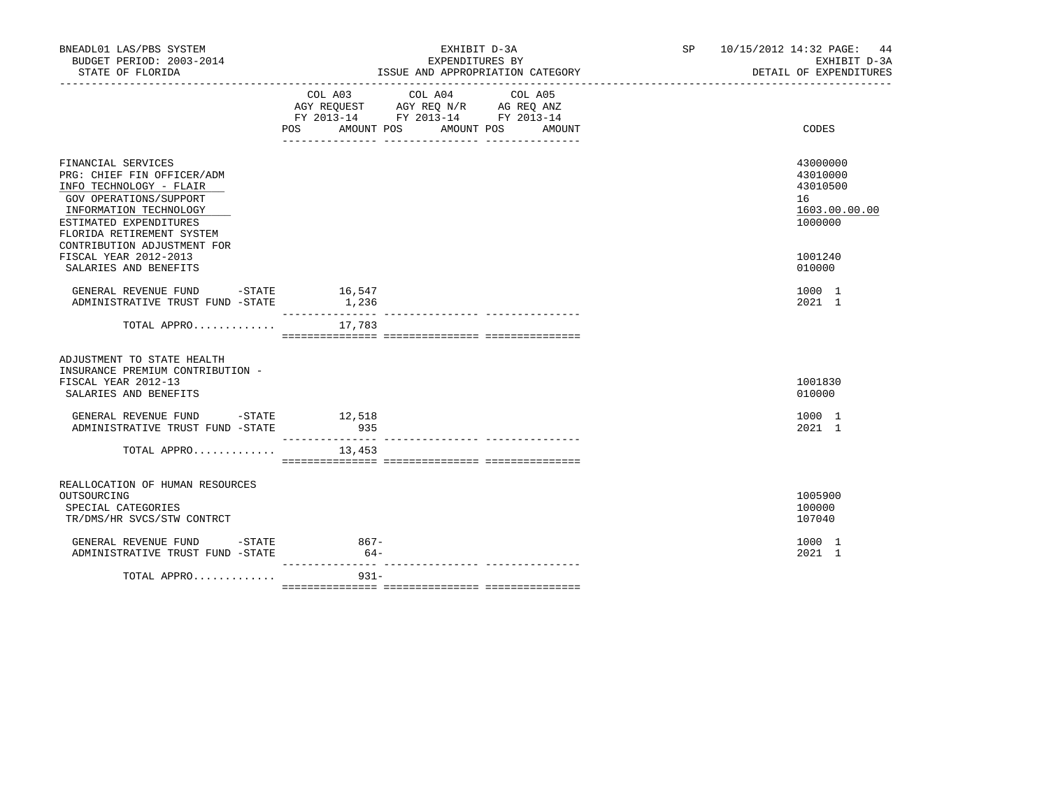BNEADL01 LAS/PBS SYSTEM
BUDGET PERIOD: 2003-2014
STATE OF FLORIDA

EXHIBIT D-3A
EXPENDITURES BY
ISSUE AND APPROPRIATION CATEGORY

SP 10/15/2012 14:32 PAGE: 44
EXHIBIT D-3A
DETAIL OF EXPENDITURES

| | COL A03 AGY REQUEST FY 2013-14 POS AMOUNT | COL A04 AGY REQ N/R FY 2013-14 POS AMOUNT | COL A05 AG REQ ANZ FY 2013-14 POS AMOUNT | CODES |
|---|---|---|---|---|
| FINANCIAL SERVICES | | | | 43000000 |
| PRG: CHIEF FIN OFFICER/ADM | | | | 43010000 |
| INFO TECHNOLOGY - FLAIR | | | | 43010500 |
| GOV OPERATIONS/SUPPORT | | | | 16 |
| INFORMATION TECHNOLOGY | | | | 1603.00.00.00 |
| ESTIMATED EXPENDITURES | | | | 1000000 |
| FLORIDA RETIREMENT SYSTEM CONTRIBUTION ADJUSTMENT FOR FISCAL YEAR 2012-2013 | | | | 1001240 |
| SALARIES AND BENEFITS | | | | 010000 |
| GENERAL REVENUE FUND -STATE | 16,547 | | | 1000 1 |
| ADMINISTRATIVE TRUST FUND -STATE | 1,236 | | | 2021 1 |
| TOTAL APPRO............ | 17,783 | | | |
| ADJUSTMENT TO STATE HEALTH INSURANCE PREMIUM CONTRIBUTION - FISCAL YEAR 2012-13 | | | | 1001830 |
| SALARIES AND BENEFITS | | | | 010000 |
| GENERAL REVENUE FUND -STATE | 12,518 | | | 1000 1 |
| ADMINISTRATIVE TRUST FUND -STATE | 935 | | | 2021 1 |
| TOTAL APPRO............ | 13,453 | | | |
| REALLOCATION OF HUMAN RESOURCES OUTSOURCING | | | | 1005900 |
| SPECIAL CATEGORIES | | | | 100000 |
| TR/DMS/HR SVCS/STW CONTRCT | | | | 107040 |
| GENERAL REVENUE FUND -STATE | 867- | | | 1000 1 |
| ADMINISTRATIVE TRUST FUND -STATE | 64- | | | 2021 1 |
| TOTAL APPRO............ | 931- | | | |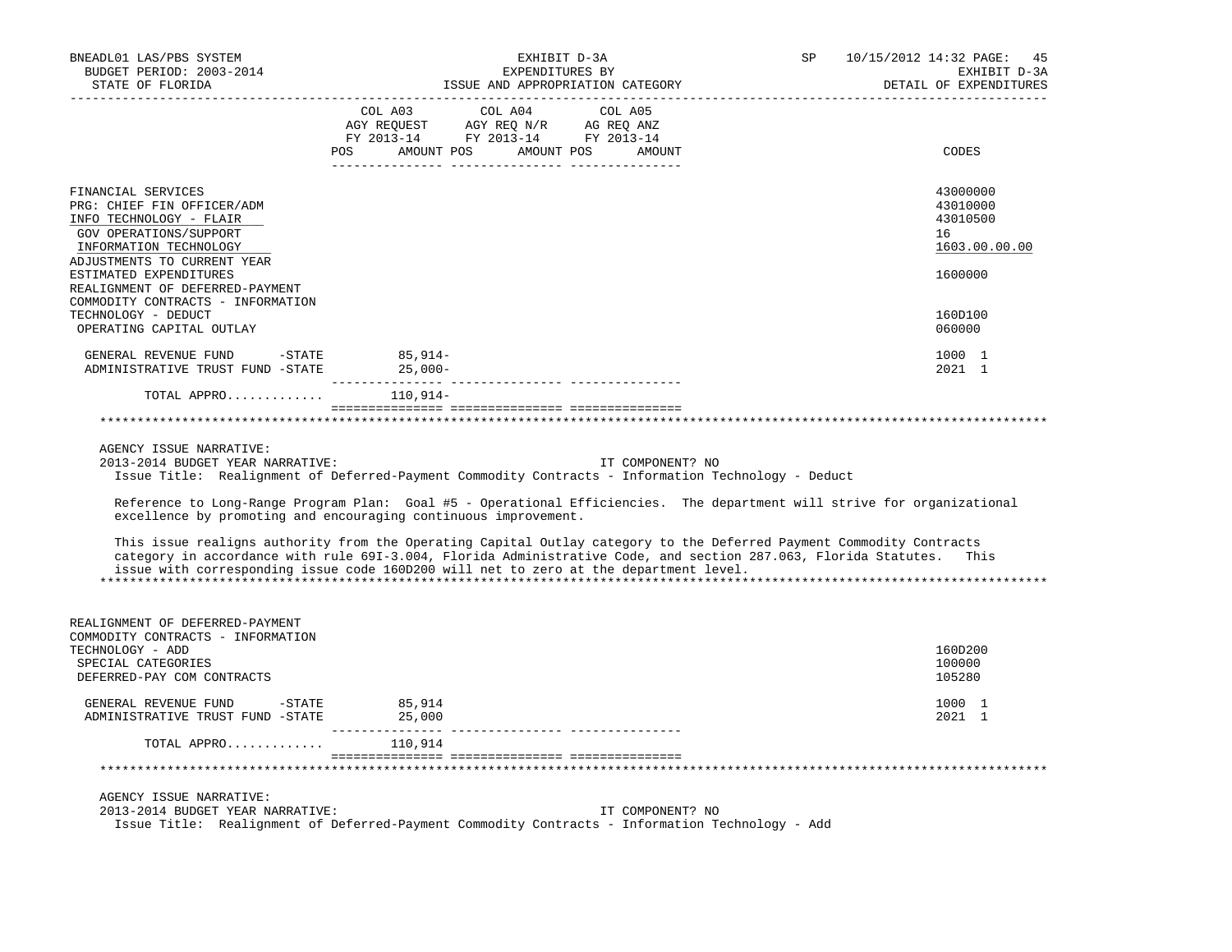| | COL A03 AGY REQUEST FY 2013-14 POS AMOUNT | COL A04 AGY REQ N/R FY 2013-14 POS AMOUNT | COL A05 AG REQ ANZ FY 2013-14 POS AMOUNT | CODES |
|---|---|---|---|---|
| FINANCIAL SERVICES | | | | 43000000 |
| PRG: CHIEF FIN OFFICER/ADM | | | | 43010000 |
| INFO TECHNOLOGY - FLAIR | | | | 43010500 |
| GOV OPERATIONS/SUPPORT | | | | 16 |
| INFORMATION TECHNOLOGY | | | | 1603.00.00.00 |
| ADJUSTMENTS TO CURRENT YEAR ESTIMATED EXPENDITURES | | | | 1600000 |
| REALIGNMENT OF DEFERRED-PAYMENT COMMODITY CONTRACTS - INFORMATION TECHNOLOGY - DEDUCT | | | | 160D100 |
| OPERATING CAPITAL OUTLAY | | | | 060000 |
| GENERAL REVENUE FUND -STATE | 85,914- | | | 1000 1 |
| ADMINISTRATIVE TRUST FUND -STATE | 25,000- | | | 2021 1 |
| TOTAL APPRO............ | 110,914- | | | |

AGENCY ISSUE NARRATIVE:

2013-2014 BUDGET YEAR NARRATIVE: IT COMPONENT? NO

Issue Title: Realignment of Deferred-Payment Commodity Contracts - Information Technology - Deduct

Reference to Long-Range Program Plan: Goal #5 - Operational Efficiencies. The department will strive for organizational excellence by promoting and encouraging continuous improvement.

This issue realigns authority from the Operating Capital Outlay category to the Deferred Payment Commodity Contracts category in accordance with rule 69I-3.004, Florida Administrative Code, and section 287.063, Florida Statutes. This issue with corresponding issue code 160D200 will net to zero at the department level.

| | COL A03 | COL A04 | COL A05 | CODES |
|---|---|---|---|---|
| REALIGNMENT OF DEFERRED-PAYMENT COMMODITY CONTRACTS - INFORMATION TECHNOLOGY - ADD | | | | 160D200 |
| SPECIAL CATEGORIES | | | | 100000 |
| DEFERRED-PAY COM CONTRACTS | | | | 105280 |
| GENERAL REVENUE FUND -STATE | 85,914 | | | 1000 1 |
| ADMINISTRATIVE TRUST FUND -STATE | 25,000 | | | 2021 1 |
| TOTAL APPRO............ | 110,914 | | | |

AGENCY ISSUE NARRATIVE:

2013-2014 BUDGET YEAR NARRATIVE: IT COMPONENT? NO

Issue Title: Realignment of Deferred-Payment Commodity Contracts - Information Technology - Add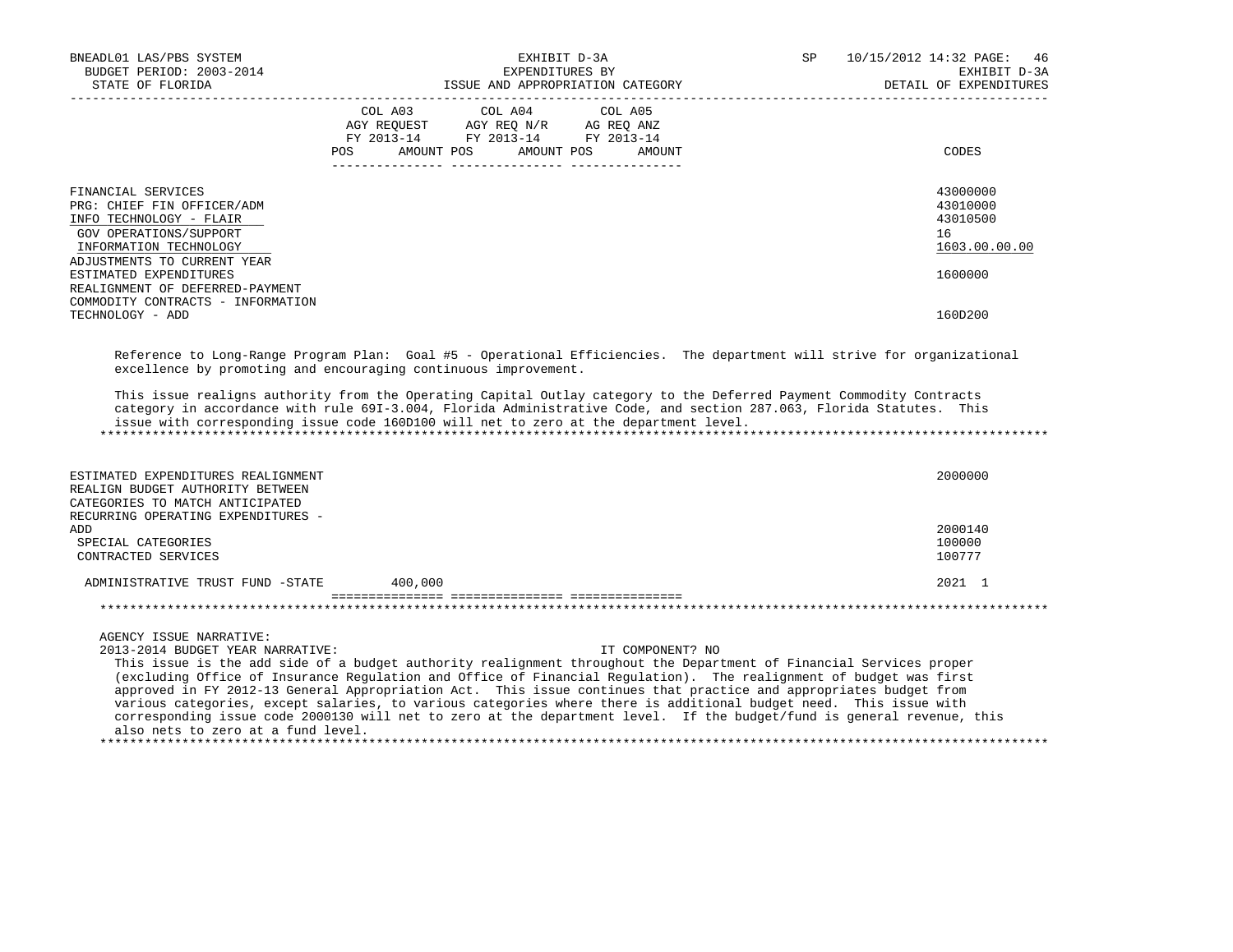| | COL A03 AGY REQUEST FY 2013-14 POS AMOUNT | COL A04 AGY REQ N/R FY 2013-14 POS AMOUNT | COL A05 AG REQ ANZ FY 2013-14 POS AMOUNT | CODES |
|---|---|---|---|---|
| FINANCIAL SERVICES | | | | 43000000 |
| PRG: CHIEF FIN OFFICER/ADM | | | | 43010000 |
| INFO TECHNOLOGY - FLAIR | | | | 43010500 |
| GOV OPERATIONS/SUPPORT | | | | 16 |
| INFORMATION TECHNOLOGY | | | | 1603.00.00.00 |
| ADJUSTMENTS TO CURRENT YEAR ESTIMATED EXPENDITURES | | | | 1600000 |
| REALIGNMENT OF DEFERRED-PAYMENT COMMODITY CONTRACTS - INFORMATION TECHNOLOGY - ADD | | | | 160D200 |

Reference to Long-Range Program Plan: Goal #5 - Operational Efficiencies. The department will strive for organizational excellence by promoting and encouraging continuous improvement.

This issue realigns authority from the Operating Capital Outlay category to the Deferred Payment Commodity Contracts category in accordance with rule 69I-3.004, Florida Administrative Code, and section 287.063, Florida Statutes. This issue with corresponding issue code 160D100 will net to zero at the department level.

*******************************************************************************************************************

| | COL A03 | COL A04 | COL A05 | CODES |
|---|---|---|---|---|
| ESTIMATED EXPENDITURES REALIGNMENT | | | | 2000000 |
| REALIGN BUDGET AUTHORITY BETWEEN CATEGORIES TO MATCH ANTICIPATED RECURRING OPERATING EXPENDITURES - ADD | | | | 2000140 |
| SPECIAL CATEGORIES | | | | 100000 |
| CONTRACTED SERVICES | | | | 100777 |
| ADMINISTRATIVE TRUST FUND -STATE | 400,000 | | | 2021 1 |

*******************************************************************************************************************

AGENCY ISSUE NARRATIVE:

2013-2014 BUDGET YEAR NARRATIVE: IT COMPONENT? NO

This issue is the add side of a budget authority realignment throughout the Department of Financial Services proper (excluding Office of Insurance Regulation and Office of Financial Regulation). The realignment of budget was first approved in FY 2012-13 General Appropriation Act. This issue continues that practice and appropriates budget from various categories, except salaries, to various categories where there is additional budget need. This issue with corresponding issue code 2000130 will net to zero at the department level. If the budget/fund is general revenue, this also nets to zero at a fund level.

*******************************************************************************************************************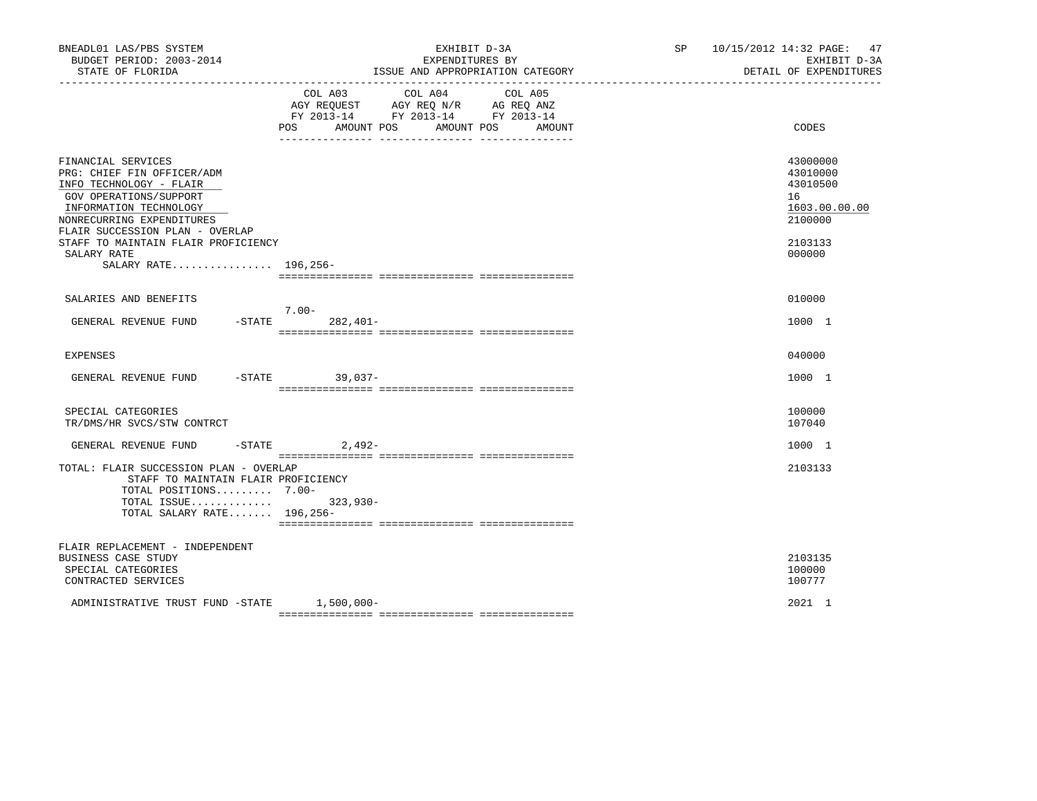BNEADL01 LAS/PBS SYSTEM
BUDGET PERIOD: 2003-2014
STATE OF FLORIDA

EXHIBIT D-3A
EXPENDITURES BY
ISSUE AND APPROPRIATION CATEGORY

SP 10/15/2012 14:32 PAGE: 47
EXHIBIT D-3A
DETAIL OF EXPENDITURES

| | COL A03 AGY REQUEST FY 2013-14 POS | AMOUNT | COL A04 AGY REQ N/R FY 2013-14 POS | AMOUNT | COL A05 AG REQ ANZ FY 2013-14 POS | AMOUNT | CODES |
|---|---|---|---|---|---|---|---|
| FINANCIAL SERVICES | | | | | | | 43000000 |
| PRG: CHIEF FIN OFFICER/ADM | | | | | | | 43010000 |
| INFO TECHNOLOGY - FLAIR | | | | | | | 43010500 |
| GOV OPERATIONS/SUPPORT | | | | | | | 16 |
| INFORMATION TECHNOLOGY | | | | | | | 1603.00.00.00 |
| NONRECURRING EXPENDITURES | | | | | | | 2100000 |
| FLAIR SUCCESSION PLAN - OVERLAP STAFF TO MAINTAIN FLAIR PROFICIENCY | | | | | | | 2103133 |
| SALARY RATE | | | | | | | 000000 |
| SALARY RATE................ | 196,256- | | | | | | |
| SALARIES AND BENEFITS | | | | | | | 010000 |
| GENERAL REVENUE FUND -STATE | 7.00- | 282,401- | | | | | 1000 1 |
| EXPENSES | | | | | | | 040000 |
| GENERAL REVENUE FUND -STATE | | 39,037- | | | | | 1000 1 |
| SPECIAL CATEGORIES | | | | | | | 100000 |
| TR/DMS/HR SVCS/STW CONTRCT | | | | | | | 107040 |
| GENERAL REVENUE FUND -STATE | | 2,492- | | | | | 1000 1 |
| TOTAL: FLAIR SUCCESSION PLAN - OVERLAP STAFF TO MAINTAIN FLAIR PROFICIENCY | | | | | | | 2103133 |
| TOTAL POSITIONS......... | 7.00- | | | | | | |
| TOTAL ISSUE............. | | 323,930- | | | | | |
| TOTAL SALARY RATE....... | 196,256- | | | | | | |
| FLAIR REPLACEMENT - INDEPENDENT BUSINESS CASE STUDY | | | | | | | 2103135 |
| SPECIAL CATEGORIES | | | | | | | 100000 |
| CONTRACTED SERVICES | | | | | | | 100777 |
| ADMINISTRATIVE TRUST FUND -STATE | | 1,500,000- | | | | | 2021 1 |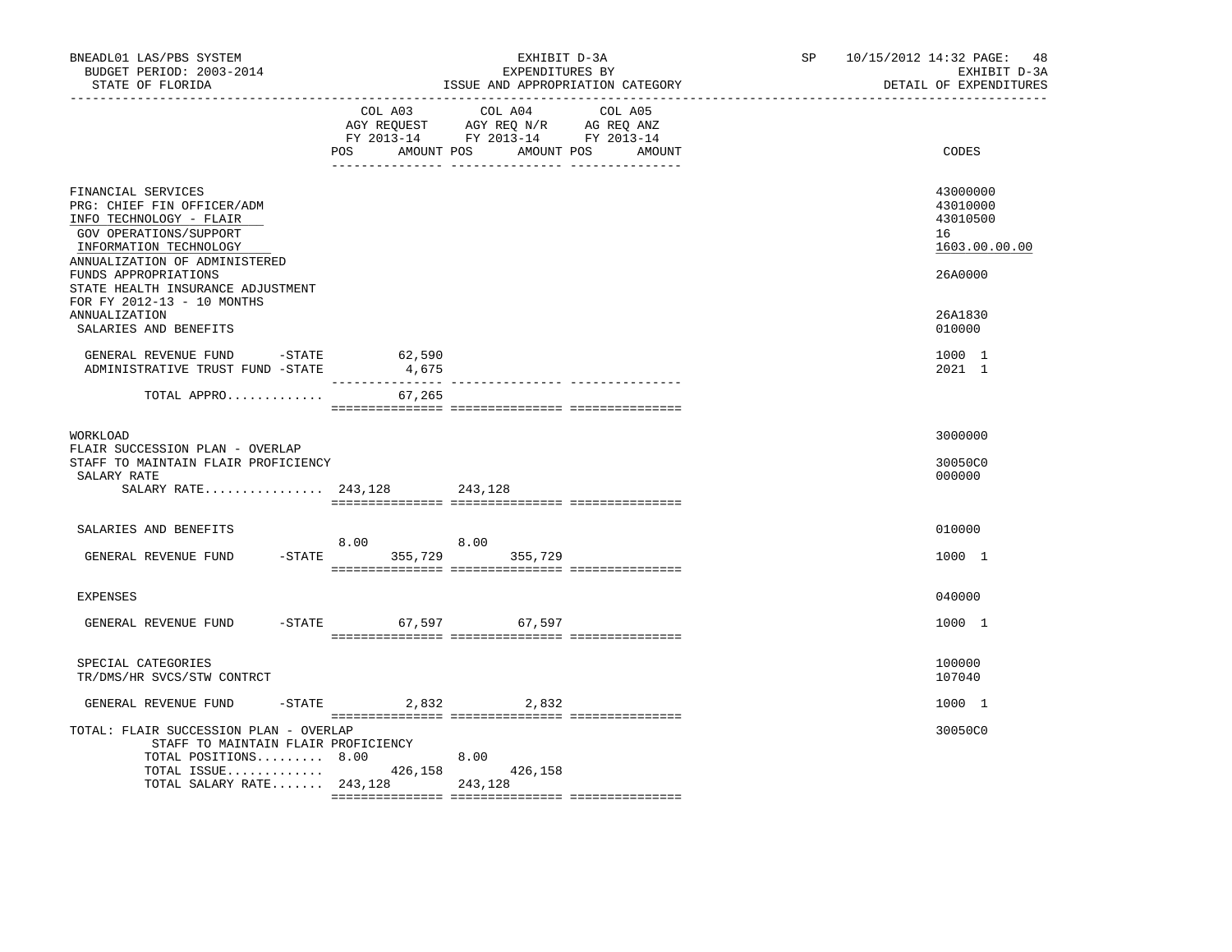BNEADL01 LAS/PBS SYSTEM — EXHIBIT D-3A — EXPENDITURES BY ISSUE AND APPROPRIATION CATEGORY — SP 10/15/2012 14:32 PAGE: 48

BUDGET PERIOD: 2003-2014 — EXHIBIT D-3A

STATE OF FLORIDA — DETAIL OF EXPENDITURES

| | COL A03 AGY REQUEST FY 2013-14 POS | AMOUNT | COL A04 AGY REQ N/R FY 2013-14 POS | AMOUNT | COL A05 AG REQ ANZ FY 2013-14 POS | AMOUNT | CODES |
|---|---|---|---|---|---|---|---|
| FINANCIAL SERVICES | | | | | | | 43000000 |
| PRG: CHIEF FIN OFFICER/ADM | | | | | | | 43010000 |
| INFO TECHNOLOGY - FLAIR | | | | | | | 43010500 |
| GOV OPERATIONS/SUPPORT | | | | | | | 16 |
| INFORMATION TECHNOLOGY | | | | | | | 1603.00.00.00 |
| ANNUALIZATION OF ADMINISTERED FUNDS APPROPRIATIONS | | | | | | | 26A0000 |
| STATE HEALTH INSURANCE ADJUSTMENT FOR FY 2012-13 - 10 MONTHS ANNUALIZATION | | | | | | | 26A1830 |
| SALARIES AND BENEFITS | | | | | | | 010000 |
| GENERAL REVENUE FUND -STATE | | 62,590 | | | | | 1000 1 |
| ADMINISTRATIVE TRUST FUND -STATE | | 4,675 | | | | | 2021 1 |
| TOTAL APPRO............. | | 67,265 | | | | | |
| WORKLOAD | | | | | | | 3000000 |
| FLAIR SUCCESSION PLAN - OVERLAP STAFF TO MAINTAIN FLAIR PROFICIENCY | | | | | | | 30050C0 |
| SALARY RATE | | | | | | | 000000 |
| SALARY RATE................ | 243,128 | | 243,128 | | | | |
| SALARIES AND BENEFITS | | | | | | | 010000 |
| GENERAL REVENUE FUND -STATE | 8.00 | 355,729 | 8.00 | 355,729 | | | 1000 1 |
| EXPENSES | | | | | | | 040000 |
| GENERAL REVENUE FUND -STATE | | 67,597 | | 67,597 | | | 1000 1 |
| SPECIAL CATEGORIES | | | | | | | 100000 |
| TR/DMS/HR SVCS/STW CONTRCT | | | | | | | 107040 |
| GENERAL REVENUE FUND -STATE | | 2,832 | | 2,832 | | | 1000 1 |
| TOTAL: FLAIR SUCCESSION PLAN - OVERLAP STAFF TO MAINTAIN FLAIR PROFICIENCY | | | | | | | 30050C0 |
| TOTAL POSITIONS......... | 8.00 | | 8.00 | | | | |
| TOTAL ISSUE............. | | 426,158 | | 426,158 | | | |
| TOTAL SALARY RATE....... | 243,128 | | 243,128 | | | | |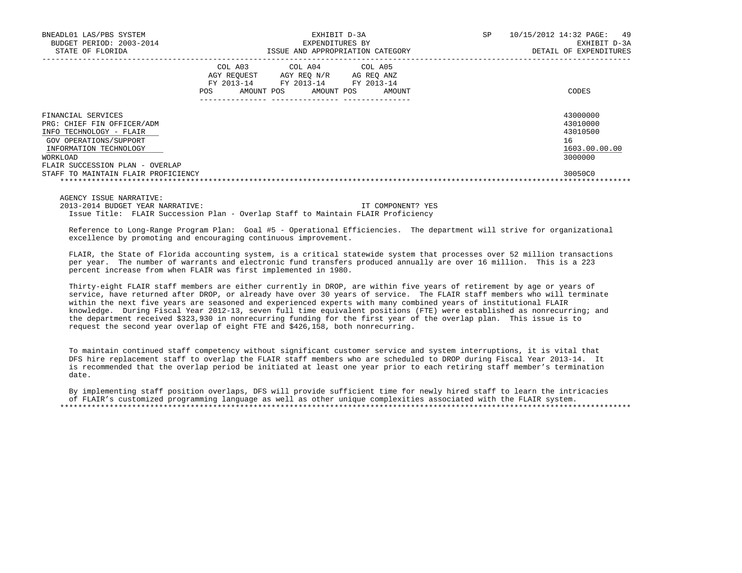| | COL A03 AGY REQUEST FY 2013-14 | | COL A04 AGY REQ N/R FY 2013-14 | | COL A05 AG REQ ANZ FY 2013-14 | | |
|---|---|---|---|---|---|---|---|
| | POS | AMOUNT | POS | AMOUNT | POS | AMOUNT | CODES |
| FINANCIAL SERVICES | | | | | | | 43000000 |
| PRG: CHIEF FIN OFFICER/ADM | | | | | | | 43010000 |
| INFO TECHNOLOGY - FLAIR | | | | | | | 43010500 |
| GOV OPERATIONS/SUPPORT | | | | | | | 16 |
| INFORMATION TECHNOLOGY | | | | | | | 1603.00.00.00 |
| WORKLOAD | | | | | | | 3000000 |
| FLAIR SUCCESSION PLAN - OVERLAP STAFF TO MAINTAIN FLAIR PROFICIENCY | | | | | | | 30050C0 |

AGENCY ISSUE NARRATIVE:

2013-2014 BUDGET YEAR NARRATIVE: IT COMPONENT? YES

Issue Title: FLAIR Succession Plan - Overlap Staff to Maintain FLAIR Proficiency

Reference to Long-Range Program Plan: Goal #5 - Operational Efficiencies. The department will strive for organizational excellence by promoting and encouraging continuous improvement.

FLAIR, the State of Florida accounting system, is a critical statewide system that processes over 52 million transactions per year. The number of warrants and electronic fund transfers produced annually are over 16 million. This is a 223 percent increase from when FLAIR was first implemented in 1980.

Thirty-eight FLAIR staff members are either currently in DROP, are within five years of retirement by age or years of service, have returned after DROP, or already have over 30 years of service. The FLAIR staff members who will terminate within the next five years are seasoned and experienced experts with many combined years of institutional FLAIR knowledge. During Fiscal Year 2012-13, seven full time equivalent positions (FTE) were established as nonrecurring; and the department received $323,930 in nonrecurring funding for the first year of the overlap plan. This issue is to request the second year overlap of eight FTE and $426,158, both nonrecurring.

To maintain continued staff competency without significant customer service and system interruptions, it is vital that DFS hire replacement staff to overlap the FLAIR staff members who are scheduled to DROP during Fiscal Year 2013-14. It is recommended that the overlap period be initiated at least one year prior to each retiring staff member's termination date.

By implementing staff position overlaps, DFS will provide sufficient time for newly hired staff to learn the intricacies of FLAIR's customized programming language as well as other unique complexities associated with the FLAIR system.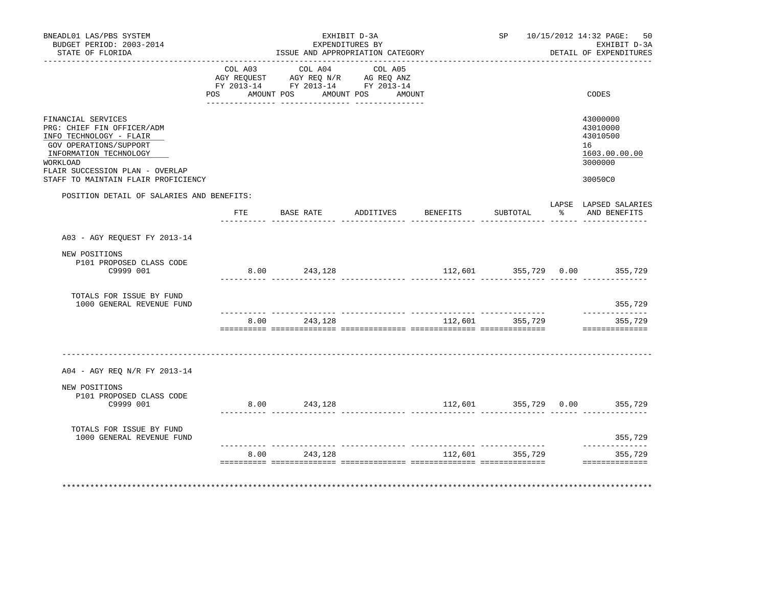BNEADL01 LAS/PBS SYSTEM
BUDGET PERIOD: 2003-2014
STATE OF FLORIDA

EXHIBIT D-3A
EXPENDITURES BY
ISSUE AND APPROPRIATION CATEGORY

SP 10/15/2012 14:32 PAGE: 50
EXHIBIT D-3A
DETAIL OF EXPENDITURES

| | COL A03 AGY REQUEST FY 2013-14 POS AMOUNT | COL A04 AGY REQ N/R FY 2013-14 POS AMOUNT | COL A05 AG REQ ANZ FY 2013-14 POS AMOUNT | CODES |
|---|---|---|---|---|
| FINANCIAL SERVICES | | | | 43000000 |
| PRG: CHIEF FIN OFFICER/ADM | | | | 43010000 |
| INFO TECHNOLOGY - FLAIR | | | | 43010500 |
| GOV OPERATIONS/SUPPORT | | | | 16 |
| INFORMATION TECHNOLOGY | | | | 1603.00.00.00 |
| WORKLOAD | | | | 3000000 |
| FLAIR SUCCESSION PLAN - OVERLAP STAFF TO MAINTAIN FLAIR PROFICIENCY | | | | 30050C0 |

POSITION DETAIL OF SALARIES AND BENEFITS:

| | FTE | BASE RATE | ADDITIVES | BENEFITS | SUBTOTAL | LAPSE % | LAPSED SALARIES AND BENEFITS |
|---|---|---|---|---|---|---|---|
| **A03 - AGY REQUEST FY 2013-14** | | | | | | | |
| NEW POSITIONS | | | | | | | |
| P101 PROPOSED CLASS CODE C9999 001 | 8.00 | 243,128 | | 112,601 | 355,729 | 0.00 | 355,729 |
| TOTALS FOR ISSUE BY FUND | | | | | | | |
| 1000 GENERAL REVENUE FUND | | | | | | | 355,729 |
| | 8.00 | 243,128 | | 112,601 | 355,729 | | 355,729 |
| **A04 - AGY REQ N/R FY 2013-14** | | | | | | | |
| NEW POSITIONS | | | | | | | |
| P101 PROPOSED CLASS CODE C9999 001 | 8.00 | 243,128 | | 112,601 | 355,729 | 0.00 | 355,729 |
| TOTALS FOR ISSUE BY FUND | | | | | | | |
| 1000 GENERAL REVENUE FUND | | | | | | | 355,729 |
| | 8.00 | 243,128 | | 112,601 | 355,729 | | 355,729 |

********************************************************************************************************************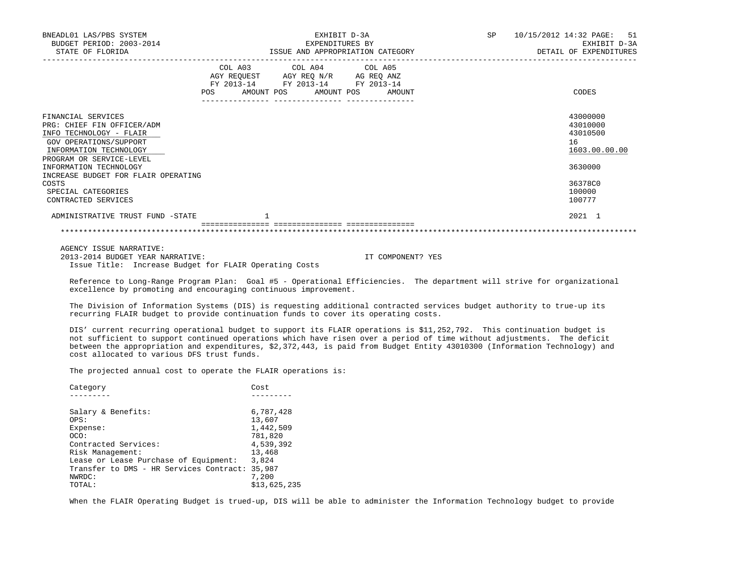BNEADL01 LAS/PBS SYSTEM
BUDGET PERIOD: 2003-2014
STATE OF FLORIDA

EXHIBIT D-3A
EXPENDITURES BY
ISSUE AND APPROPRIATION CATEGORY

SP 10/15/2012 14:32 PAGE: 51
EXHIBIT D-3A
DETAIL OF EXPENDITURES

| | COL A03 AGY REQUEST FY 2013-14 POS AMOUNT | COL A04 AGY REQ N/R FY 2013-14 POS AMOUNT | COL A05 AG REQ ANZ FY 2013-14 POS AMOUNT | CODES |
|---|---|---|---|---|
| FINANCIAL SERVICES | | | | 43000000 |
| PRG: CHIEF FIN OFFICER/ADM | | | | 43010000 |
| INFO TECHNOLOGY - FLAIR | | | | 43010500 |
| GOV OPERATIONS/SUPPORT | | | | 16 |
| INFORMATION TECHNOLOGY | | | | 1603.00.00.00 |
| PROGRAM OR SERVICE-LEVEL | | | | |
| INFORMATION TECHNOLOGY | | | | 3630000 |
| INCREASE BUDGET FOR FLAIR OPERATING COSTS | | | | 36378C0 |
| SPECIAL CATEGORIES | | | | 100000 |
| CONTRACTED SERVICES | | | | 100777 |
| ADMINISTRATIVE TRUST FUND -STATE | 1 | | | 2021 1 |

AGENCY ISSUE NARRATIVE:
2013-2014 BUDGET YEAR NARRATIVE: IT COMPONENT? YES
Issue Title: Increase Budget for FLAIR Operating Costs

Reference to Long-Range Program Plan: Goal #5 - Operational Efficiencies. The department will strive for organizational excellence by promoting and encouraging continuous improvement.

The Division of Information Systems (DIS) is requesting additional contracted services budget authority to true-up its recurring FLAIR budget to provide continuation funds to cover its operating costs.

DIS' current recurring operational budget to support its FLAIR operations is $11,252,792. This continuation budget is not sufficient to support continued operations which have risen over a period of time without adjustments. The deficit between the appropriation and expenditures, $2,372,443, is paid from Budget Entity 43010300 (Information Technology) and cost allocated to various DFS trust funds.

The projected annual cost to operate the FLAIR operations is:

| Category | Cost |
|---|---|
| Salary & Benefits: | 6,787,428 |
| OPS: | 13,607 |
| Expense: | 1,442,509 |
| OCO: | 781,820 |
| Contracted Services: | 4,539,392 |
| Risk Management: | 13,468 |
| Lease or Lease Purchase of Equipment: | 3,824 |
| Transfer to DMS - HR Services Contract: | 35,987 |
| NWRDC: | 7,200 |
| TOTAL: | $13,625,235 |

When the FLAIR Operating Budget is trued-up, DIS will be able to administer the Information Technology budget to provide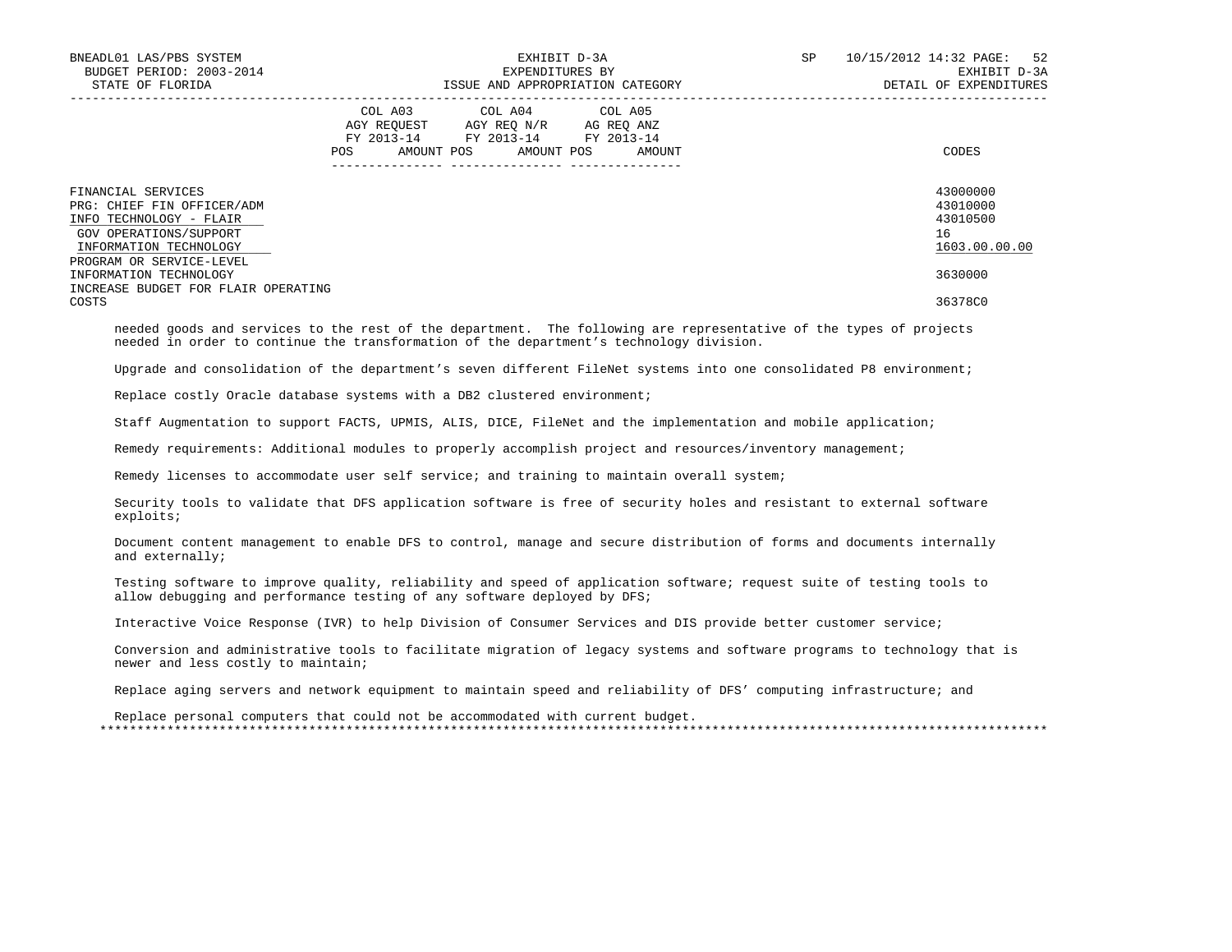EXHIBIT D-3A
EXPENDITURES BY
ISSUE AND APPROPRIATION CATEGORY

| | COL A03 AGY REQUEST FY 2013-14 | | COL A04 AGY REQ N/R FY 2013-14 | | COL A05 AG REQ ANZ FY 2013-14 | | |
|---|---|---|---|---|---|---|---|
| | POS | AMOUNT | POS | AMOUNT | POS | AMOUNT | CODES |
| FINANCIAL SERVICES | | | | | | | 43000000 |
| PRG: CHIEF FIN OFFICER/ADM | | | | | | | 43010000 |
| INFO TECHNOLOGY - FLAIR | | | | | | | 43010500 |
| GOV OPERATIONS/SUPPORT | | | | | | | 16 |
| INFORMATION TECHNOLOGY | | | | | | | 1603.00.00.00 |
| PROGRAM OR SERVICE-LEVEL INFORMATION TECHNOLOGY | | | | | | | 3630000 |
| INCREASE BUDGET FOR FLAIR OPERATING COSTS | | | | | | | 36378C0 |

needed goods and services to the rest of the department. The following are representative of the types of projects needed in order to continue the transformation of the department's technology division.

Upgrade and consolidation of the department's seven different FileNet systems into one consolidated P8 environment;

Replace costly Oracle database systems with a DB2 clustered environment;

Staff Augmentation to support FACTS, UPMIS, ALIS, DICE, FileNet and the implementation and mobile application;

Remedy requirements: Additional modules to properly accomplish project and resources/inventory management;

Remedy licenses to accommodate user self service; and training to maintain overall system;

Security tools to validate that DFS application software is free of security holes and resistant to external software exploits;

Document content management to enable DFS to control, manage and secure distribution of forms and documents internally and externally;

Testing software to improve quality, reliability and speed of application software; request suite of testing tools to allow debugging and performance testing of any software deployed by DFS;

Interactive Voice Response (IVR) to help Division of Consumer Services and DIS provide better customer service;

Conversion and administrative tools to facilitate migration of legacy systems and software programs to technology that is newer and less costly to maintain;

Replace aging servers and network equipment to maintain speed and reliability of DFS' computing infrastructure; and

Replace personal computers that could not be accommodated with current budget.

*******************************************************************************************************************************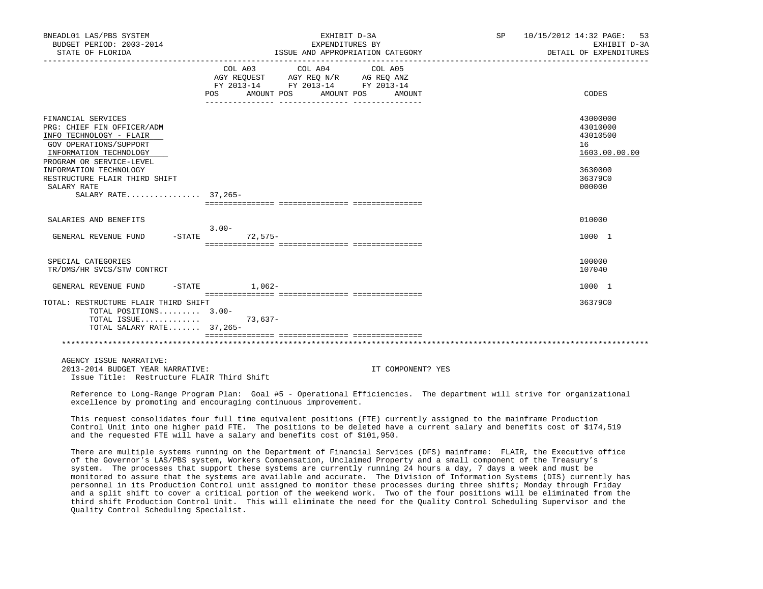| | COL A03 AGY REQUEST FY 2013-14 POS | AMOUNT | COL A04 AGY REQ N/R FY 2013-14 POS | AMOUNT | COL A05 AG REQ ANZ FY 2013-14 POS | AMOUNT | CODES |
|---|---|---|---|---|---|---|---|
| FINANCIAL SERVICES | | | | | | | 43000000 |
| PRG: CHIEF FIN OFFICER/ADM | | | | | | | 43010000 |
| INFO TECHNOLOGY - FLAIR | | | | | | | 43010500 |
| GOV OPERATIONS/SUPPORT | | | | | | | 16 |
| INFORMATION TECHNOLOGY | | | | | | | 1603.00.00.00 |
| PROGRAM OR SERVICE-LEVEL | | | | | | | |
| INFORMATION TECHNOLOGY | | | | | | | 3630000 |
| RESTRUCTURE FLAIR THIRD SHIFT | | | | | | | 36379C0 |
| SALARY RATE | | | | | | | 000000 |
| SALARY RATE................ | 37,265- | | | | | | |
| SALARIES AND BENEFITS | | | | | | | 010000 |
| GENERAL REVENUE FUND -STATE | 3.00- | 72,575- | | | | | 1000 1 |
| SPECIAL CATEGORIES | | | | | | | 100000 |
| TR/DMS/HR SVCS/STW CONTRCT | | | | | | | 107040 |
| GENERAL REVENUE FUND -STATE | | 1,062- | | | | | 1000 1 |
| TOTAL: RESTRUCTURE FLAIR THIRD SHIFT | | | | | | | 36379C0 |
| TOTAL POSITIONS......... | 3.00- | | | | | | |
| TOTAL ISSUE............ | | 73,637- | | | | | |
| TOTAL SALARY RATE....... | 37,265- | | | | | | |

AGENCY ISSUE NARRATIVE:

2013-2014 BUDGET YEAR NARRATIVE: IT COMPONENT? YES

Issue Title: Restructure FLAIR Third Shift

Reference to Long-Range Program Plan: Goal #5 - Operational Efficiencies. The department will strive for organizational excellence by promoting and encouraging continuous improvement.

This request consolidates four full time equivalent positions (FTE) currently assigned to the mainframe Production Control Unit into one higher paid FTE. The positions to be deleted have a current salary and benefits cost of $174,519 and the requested FTE will have a salary and benefits cost of $101,950.

There are multiple systems running on the Department of Financial Services (DFS) mainframe: FLAIR, the Executive office of the Governor's LAS/PBS system, Workers Compensation, Unclaimed Property and a small component of the Treasury's system. The processes that support these systems are currently running 24 hours a day, 7 days a week and must be monitored to assure that the systems are available and accurate. The Division of Information Systems (DIS) currently has personnel in its Production Control unit assigned to monitor these processes during three shifts; Monday through Friday and a split shift to cover a critical portion of the weekend work. Two of the four positions will be eliminated from the third shift Production Control Unit. This will eliminate the need for the Quality Control Scheduling Supervisor and the Quality Control Scheduling Specialist.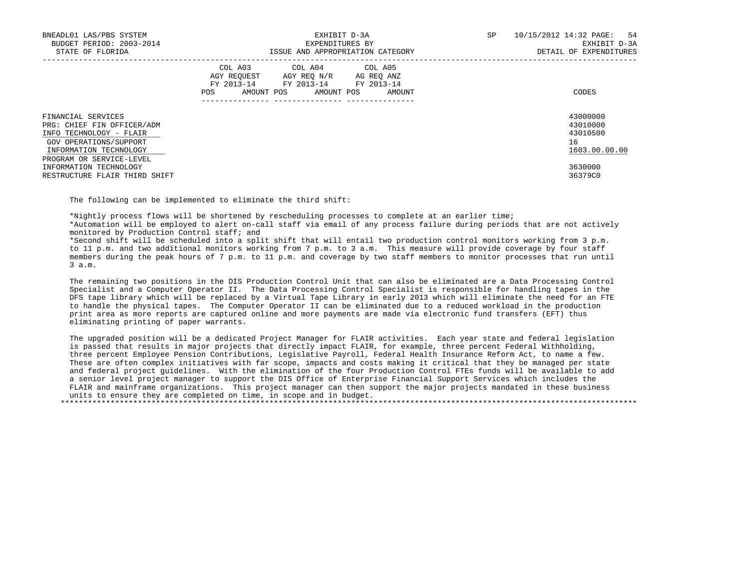| | COL A03 AGY REQUEST FY 2013-14 | | COL A04 AGY REQ N/R FY 2013-14 | | COL A05 AG REQ ANZ FY 2013-14 | | |
|---|---|---|---|---|---|---|---|
| | POS | AMOUNT | POS | AMOUNT | POS | AMOUNT | CODES |
| FINANCIAL SERVICES | | | | | | | 43000000 |
| PRG: CHIEF FIN OFFICER/ADM | | | | | | | 43010000 |
| INFO TECHNOLOGY - FLAIR | | | | | | | 43010500 |
| GOV OPERATIONS/SUPPORT | | | | | | | 16 |
| INFORMATION TECHNOLOGY | | | | | | | 1603.00.00.00 |
| PROGRAM OR SERVICE-LEVEL | | | | | | | |
| INFORMATION TECHNOLOGY | | | | | | | 3630000 |
| RESTRUCTURE FLAIR THIRD SHIFT | | | | | | | 36379C0 |

The following can be implemented to eliminate the third shift:

*Nightly process flows will be shortened by rescheduling processes to complete at an earlier time;
*Automation will be employed to alert on-call staff via email of any process failure during periods that are not actively monitored by Production Control staff; and
*Second shift will be scheduled into a split shift that will entail two production control monitors working from 3 p.m. to 11 p.m. and two additional monitors working from 7 p.m. to 3 a.m. This measure will provide coverage by four staff members during the peak hours of 7 p.m. to 11 p.m. and coverage by two staff members to monitor processes that run until 3 a.m.

The remaining two positions in the DIS Production Control Unit that can also be eliminated are a Data Processing Control Specialist and a Computer Operator II. The Data Processing Control Specialist is responsible for handling tapes in the DFS tape library which will be replaced by a Virtual Tape Library in early 2013 which will eliminate the need for an FTE to handle the physical tapes. The Computer Operator II can be eliminated due to a reduced workload in the production print area as more reports are captured online and more payments are made via electronic fund transfers (EFT) thus eliminating printing of paper warrants.

The upgraded position will be a dedicated Project Manager for FLAIR activities. Each year state and federal legislation is passed that results in major projects that directly impact FLAIR, for example, three percent Federal Withholding, three percent Employee Pension Contributions, Legislative Payroll, Federal Health Insurance Reform Act, to name a few. These are often complex initiatives with far scope, impacts and costs making it critical that they be managed per state and federal project guidelines. With the elimination of the four Production Control FTEs funds will be available to add a senior level project manager to support the DIS Office of Enterprise Financial Support Services which includes the FLAIR and mainframe organizations. This project manager can then support the major projects mandated in these business units to ensure they are completed on time, in scope and in budget.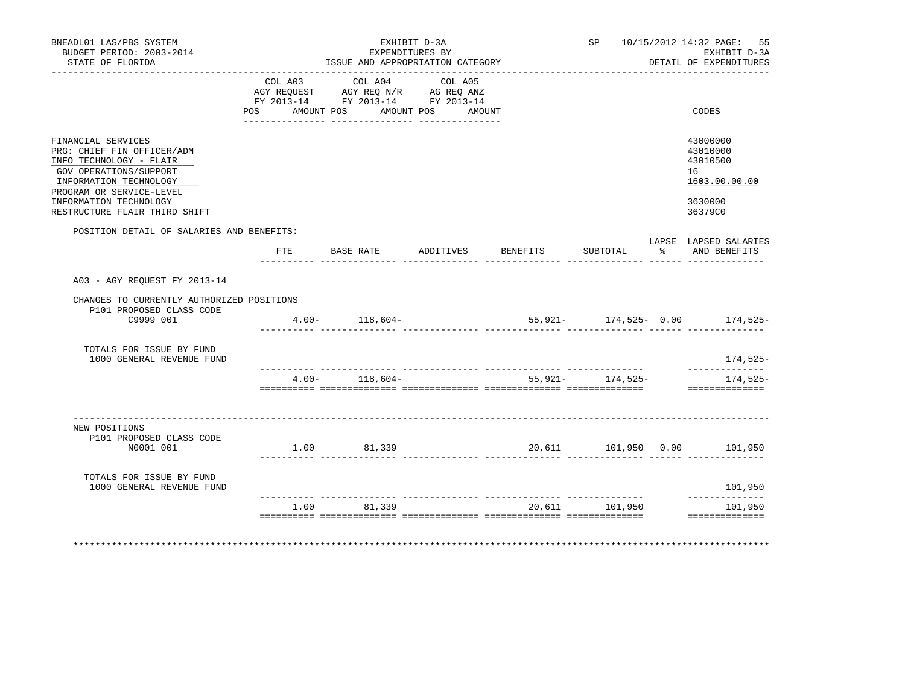BNEADL01 LAS/PBS SYSTEM
BUDGET PERIOD: 2003-2014
STATE OF FLORIDA

EXHIBIT D-3A
EXPENDITURES BY
ISSUE AND APPROPRIATION CATEGORY

SP 10/15/2012 14:32 PAGE: 55
EXHIBIT D-3A
DETAIL OF EXPENDITURES

| | COL A03 AGY REQUEST FY 2013-14 POS AMOUNT | COL A04 AGY REQ N/R FY 2013-14 POS AMOUNT | COL A05 AG REQ ANZ FY 2013-14 POS AMOUNT | CODES |
|---|---|---|---|---|
| FINANCIAL SERVICES | | | | 43000000 |
| PRG: CHIEF FIN OFFICER/ADM | | | | 43010000 |
| INFO TECHNOLOGY - FLAIR | | | | 43010500 |
| GOV OPERATIONS/SUPPORT | | | | 16 |
| INFORMATION TECHNOLOGY | | | | 1603.00.00.00 |
| PROGRAM OR SERVICE-LEVEL | | | | |
| INFORMATION TECHNOLOGY | | | | 3630000 |
| RESTRUCTURE FLAIR THIRD SHIFT | | | | 36379C0 |

POSITION DETAIL OF SALARIES AND BENEFITS:

| | FTE | BASE RATE | ADDITIVES | BENEFITS | SUBTOTAL | LAPSE % | LAPSED SALARIES AND BENEFITS |
|---|---|---|---|---|---|---|---|
| A03 - AGY REQUEST FY 2013-14 | | | | | | | |
| CHANGES TO CURRENTLY AUTHORIZED POSITIONS | | | | | | | |
| P101 PROPOSED CLASS CODE | | | | | | | |
| C9999 001 | 4.00- | 118,604- | | 55,921- | 174,525- | 0.00 | 174,525- |
| TOTALS FOR ISSUE BY FUND | | | | | | | |
| 1000 GENERAL REVENUE FUND | | | | | | | 174,525- |
| | 4.00- | 118,604- | | 55,921- | 174,525- | | 174,525- |
| NEW POSITIONS | | | | | | | |
| P101 PROPOSED CLASS CODE | | | | | | | |
| N0001 001 | 1.00 | 81,339 | | 20,611 | 101,950 | 0.00 | 101,950 |
| TOTALS FOR ISSUE BY FUND | | | | | | | |
| 1000 GENERAL REVENUE FUND | | | | | | | 101,950 |
| | 1.00 | 81,339 | | 20,611 | 101,950 | | 101,950 |

***************************************************************************************************************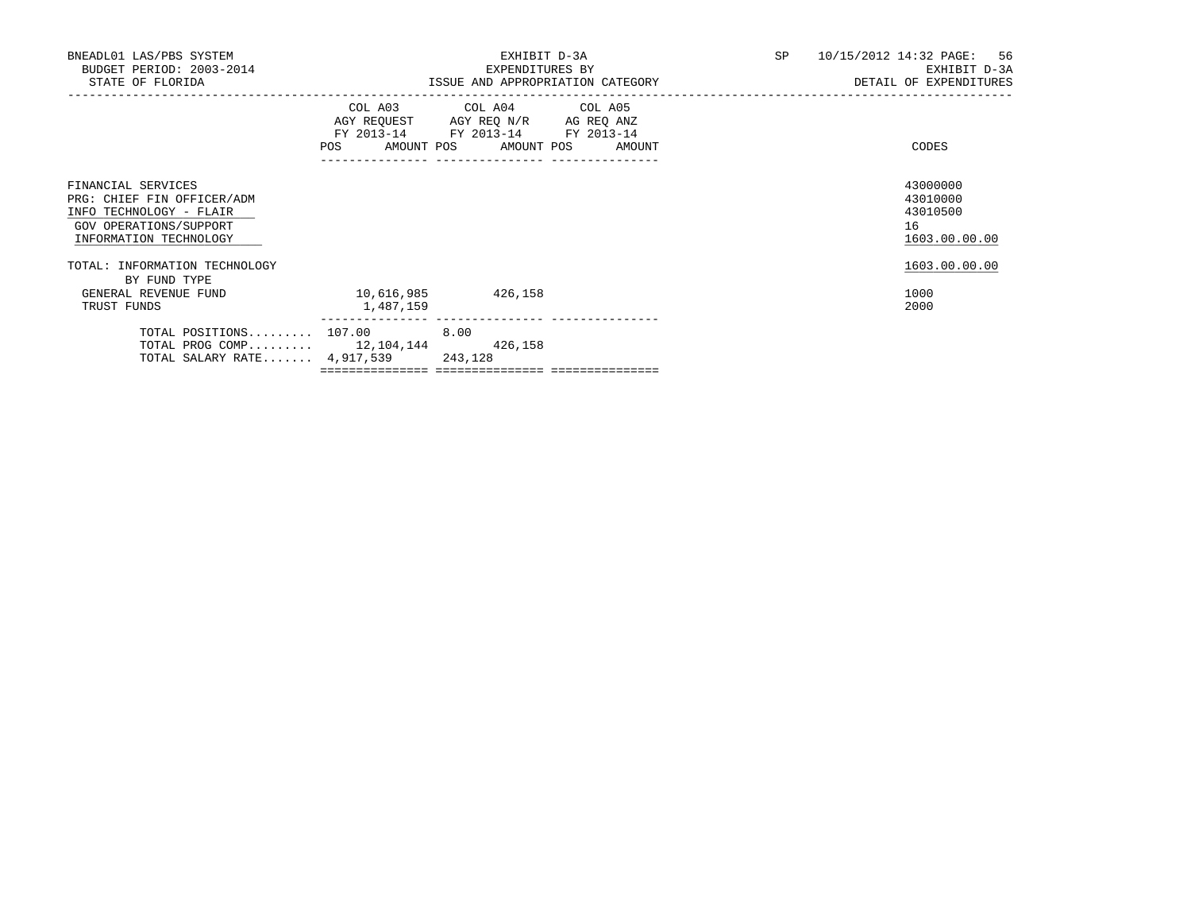BNEADL01 LAS/PBS SYSTEM | EXHIBIT D-3A | SP 10/15/2012 14:32 PAGE: 56
BUDGET PERIOD: 2003-2014 | EXPENDITURES BY | EXHIBIT D-3A
STATE OF FLORIDA | ISSUE AND APPROPRIATION CATEGORY | DETAIL OF EXPENDITURES

| | COL A03 AGY REQUEST FY 2013-14 POS | AMOUNT | COL A04 AGY REQ N/R FY 2013-14 POS | AMOUNT | COL A05 AG REQ ANZ FY 2013-14 POS | AMOUNT | CODES |
|---|---|---|---|---|---|---|---|
| FINANCIAL SERVICES | | | | | | | 43000000 |
| PRG: CHIEF FIN OFFICER/ADM | | | | | | | 43010000 |
| INFO TECHNOLOGY - FLAIR | | | | | | | 43010500 |
| GOV OPERATIONS/SUPPORT | | | | | | | 16 |
| INFORMATION TECHNOLOGY | | | | | | | 1603.00.00.00 |
| TOTAL: INFORMATION TECHNOLOGY | | | | | | | 1603.00.00.00 |
| BY FUND TYPE | | | | | | | |
| GENERAL REVENUE FUND | | 10,616,985 | | 426,158 | | | 1000 |
| TRUST FUNDS | | 1,487,159 | | | | | 2000 |
| TOTAL POSITIONS......... | 107.00 | | 8.00 | | | | |
| TOTAL PROG COMP......... | | 12,104,144 | | 426,158 | | | |
| TOTAL SALARY RATE....... | | 4,917,539 | | 243,128 | | | |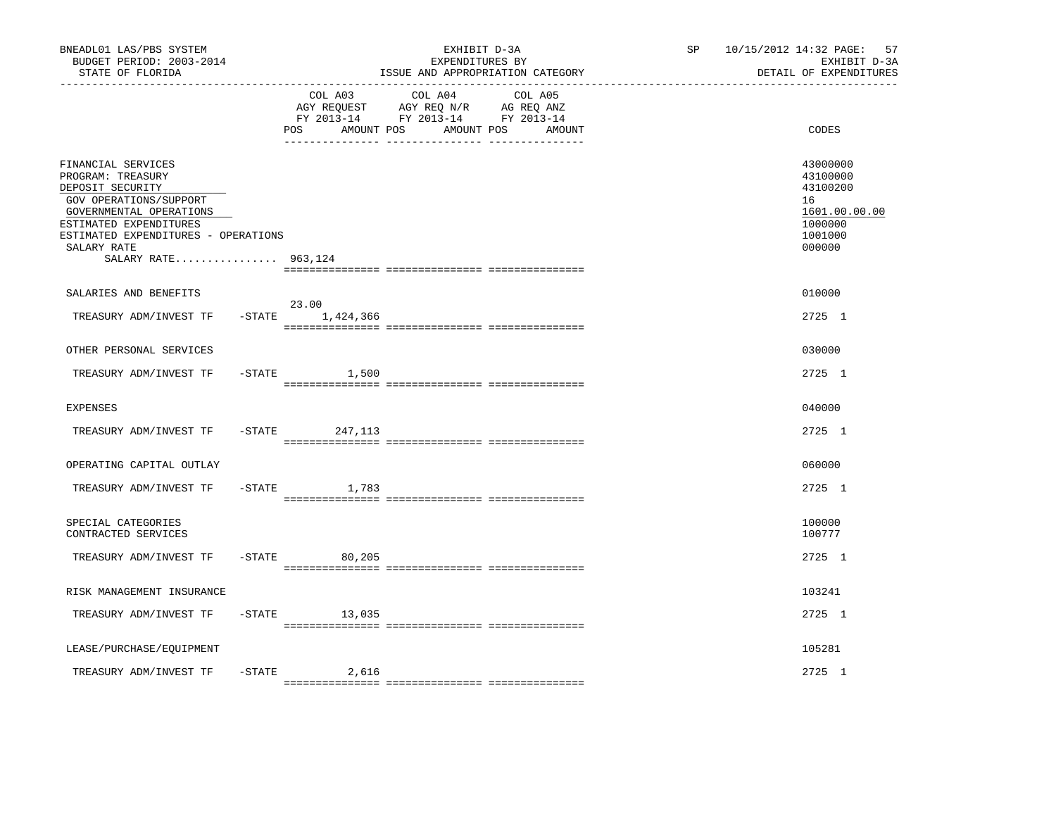BNEADL01 LAS/PBS SYSTEM
BUDGET PERIOD: 2003-2014
STATE OF FLORIDA

EXHIBIT D-3A
EXPENDITURES BY
ISSUE AND APPROPRIATION CATEGORY

SP 10/15/2012 14:32 PAGE: 57
EXHIBIT D-3A
DETAIL OF EXPENDITURES

| | COL A03 AGY REQUEST FY 2013-14 POS AMOUNT | COL A04 AGY REQ N/R FY 2013-14 POS AMOUNT | COL A05 AG REQ ANZ FY 2013-14 POS AMOUNT | CODES |
|---|---|---|---|---|
| FINANCIAL SERVICES | | | | 43000000 |
| PROGRAM: TREASURY | | | | 43100000 |
| DEPOSIT SECURITY | | | | 43100200 |
| GOV OPERATIONS/SUPPORT | | | | 16 |
| GOVERNMENTAL OPERATIONS | | | | 1601.00.00.00 |
| ESTIMATED EXPENDITURES | | | | 1000000 |
| ESTIMATED EXPENDITURES - OPERATIONS | | | | 1001000 |
| SALARY RATE | | | | 000000 |
| SALARY RATE................ 963,124 | | | | |
| SALARIES AND BENEFITS | | | | 010000 |
| TREASURY ADM/INVEST TF -STATE | 23.00 1,424,366 | | | 2725 1 |
| OTHER PERSONAL SERVICES | | | | 030000 |
| TREASURY ADM/INVEST TF -STATE | 1,500 | | | 2725 1 |
| EXPENSES | | | | 040000 |
| TREASURY ADM/INVEST TF -STATE | 247,113 | | | 2725 1 |
| OPERATING CAPITAL OUTLAY | | | | 060000 |
| TREASURY ADM/INVEST TF -STATE | 1,783 | | | 2725 1 |
| SPECIAL CATEGORIES | | | | 100000 |
| CONTRACTED SERVICES | | | | 100777 |
| TREASURY ADM/INVEST TF -STATE | 80,205 | | | 2725 1 |
| RISK MANAGEMENT INSURANCE | | | | 103241 |
| TREASURY ADM/INVEST TF -STATE | 13,035 | | | 2725 1 |
| LEASE/PURCHASE/EQUIPMENT | | | | 105281 |
| TREASURY ADM/INVEST TF -STATE | 2,616 | | | 2725 1 |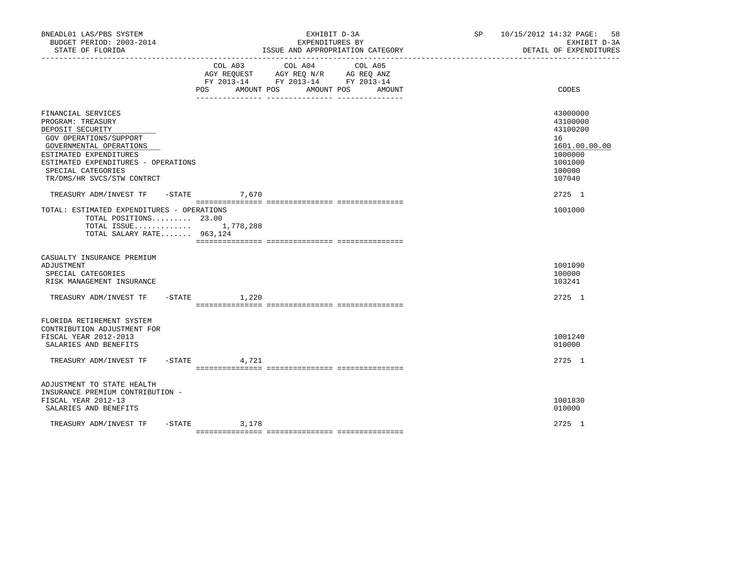BNEADL01 LAS/PBS SYSTEM — BUDGET PERIOD: 2003-2014 — STATE OF FLORIDA

EXHIBIT D-3A — EXPENDITURES BY ISSUE AND APPROPRIATION CATEGORY

SP 10/15/2012 14:32 — EXHIBIT D-3A — DETAIL OF EXPENDITURES

| | COL A03 AGY REQUEST FY 2013-14 POS AMOUNT | COL A04 AGY REQ N/R FY 2013-14 POS AMOUNT | COL A05 AG REQ ANZ FY 2013-14 POS AMOUNT | CODES |
|---|---|---|---|---|
| FINANCIAL SERVICES | | | | 43000000 |
| PROGRAM: TREASURY | | | | 43100000 |
| DEPOSIT SECURITY | | | | 43100200 |
| GOV OPERATIONS/SUPPORT | | | | 16 |
| GOVERNMENTAL OPERATIONS | | | | 1601.00.00.00 |
| ESTIMATED EXPENDITURES | | | | 1000000 |
| ESTIMATED EXPENDITURES - OPERATIONS | | | | 1001000 |
| SPECIAL CATEGORIES | | | | 100000 |
| TR/DMS/HR SVCS/STW CONTRCT | | | | 107040 |
| TREASURY ADM/INVEST TF -STATE | 7,670 | | | 2725 1 |
| TOTAL: ESTIMATED EXPENDITURES - OPERATIONS | | | | 1001000 |
| TOTAL POSITIONS......... | 23.00 | | | |
| TOTAL ISSUE............. | 1,778,288 | | | |
| TOTAL SALARY RATE....... | 963,124 | | | |
| CASUALTY INSURANCE PREMIUM ADJUSTMENT | | | | 1001090 |
| SPECIAL CATEGORIES | | | | 100000 |
| RISK MANAGEMENT INSURANCE | | | | 103241 |
| TREASURY ADM/INVEST TF -STATE | 1,220 | | | 2725 1 |
| FLORIDA RETIREMENT SYSTEM CONTRIBUTION ADJUSTMENT FOR FISCAL YEAR 2012-2013 | | | | 1001240 |
| SALARIES AND BENEFITS | | | | 010000 |
| TREASURY ADM/INVEST TF -STATE | 4,721 | | | 2725 1 |
| ADJUSTMENT TO STATE HEALTH INSURANCE PREMIUM CONTRIBUTION - FISCAL YEAR 2012-13 | | | | 1001830 |
| SALARIES AND BENEFITS | | | | 010000 |
| TREASURY ADM/INVEST TF -STATE | 3,178 | | | 2725 1 |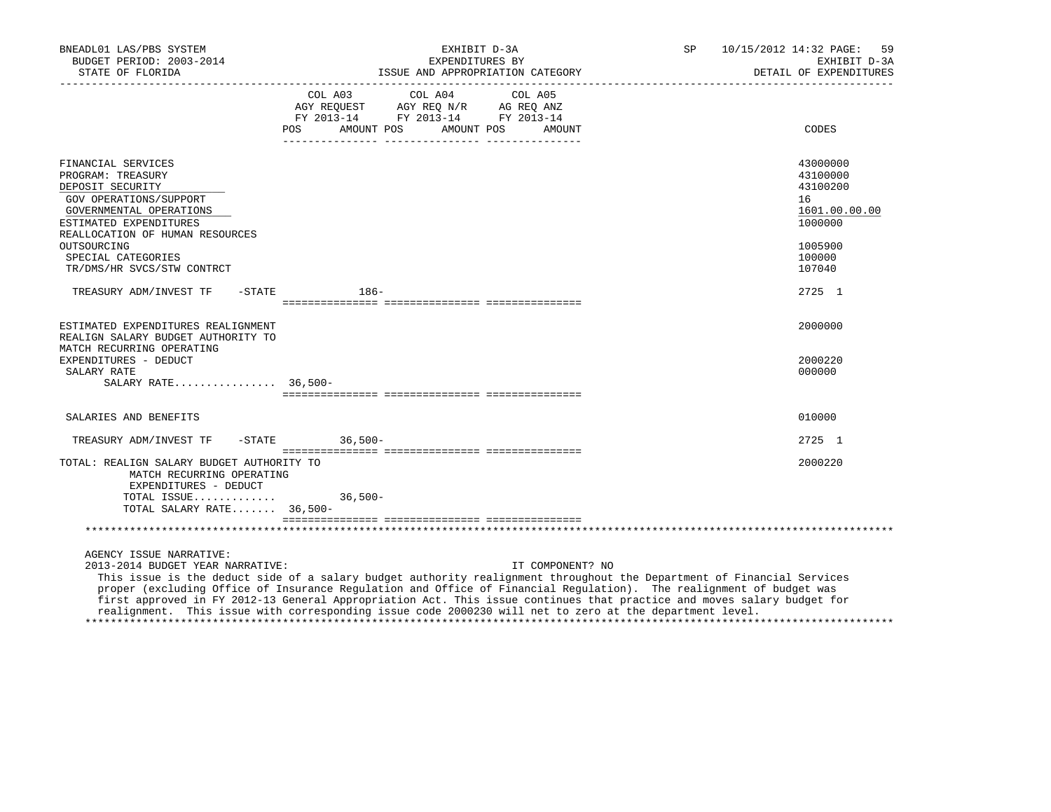| | COL A03 AGY REQUEST FY 2013-14 POS | AMOUNT | COL A04 AGY REQ N/R FY 2013-14 POS | AMOUNT | COL A05 AG REQ ANZ FY 2013-14 POS | AMOUNT | CODES |
|---|---|---|---|---|---|---|---|
| FINANCIAL SERVICES | | | | | | | 43000000 |
| PROGRAM: TREASURY | | | | | | | 43100000 |
| DEPOSIT SECURITY | | | | | | | 43100200 |
| GOV OPERATIONS/SUPPORT | | | | | | | 16 |
| GOVERNMENTAL OPERATIONS | | | | | | | 1601.00.00.00 |
| ESTIMATED EXPENDITURES | | | | | | | 1000000 |
| REALLOCATION OF HUMAN RESOURCES OUTSOURCING | | | | | | | 1005900 |
| SPECIAL CATEGORIES | | | | | | | 100000 |
| TR/DMS/HR SVCS/STW CONTRCT | | | | | | | 107040 |
| TREASURY ADM/INVEST TF -STATE | | 186- | | | | | 2725 1 |
| ESTIMATED EXPENDITURES REALIGNMENT | | | | | | | 2000000 |
| REALIGN SALARY BUDGET AUTHORITY TO MATCH RECURRING OPERATING EXPENDITURES - DEDUCT | | | | | | | 2000220 |
| SALARY RATE | | | | | | | 000000 |
| SALARY RATE................ | 36,500- | | | | | | |
| SALARIES AND BENEFITS | | | | | | | 010000 |
| TREASURY ADM/INVEST TF -STATE | | 36,500- | | | | | 2725 1 |
| TOTAL: REALIGN SALARY BUDGET AUTHORITY TO MATCH RECURRING OPERATING EXPENDITURES - DEDUCT | | | | | | | 2000220 |
| TOTAL ISSUE............. | | 36,500- | | | | | |
| TOTAL SALARY RATE....... | 36,500- | | | | | | |

AGENCY ISSUE NARRATIVE:

2013-2014 BUDGET YEAR NARRATIVE: IT COMPONENT? NO

This issue is the deduct side of a salary budget authority realignment throughout the Department of Financial Services proper (excluding Office of Insurance Regulation and Office of Financial Regulation). The realignment of budget was first approved in FY 2012-13 General Appropriation Act. This issue continues that practice and moves salary budget for realignment. This issue with corresponding issue code 2000230 will net to zero at the department level.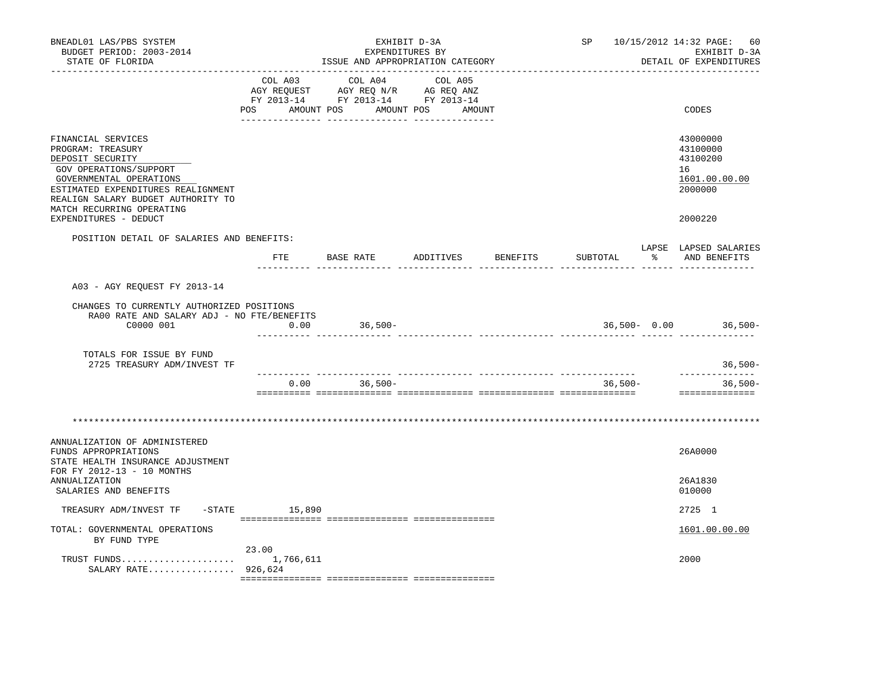BNEADL01 LAS/PBS SYSTEM — EXHIBIT D-3A — EXPENDITURES BY ISSUE AND APPROPRIATION CATEGORY — SP 10/15/2012 14:32

BUDGET PERIOD: 2003-2014 — STATE OF FLORIDA — EXHIBIT D-3A DETAIL OF EXPENDITURES

| | COL A03 AGY REQUEST FY 2013-14 POS AMOUNT | COL A04 AGY REQ N/R FY 2013-14 POS AMOUNT | COL A05 AG REQ ANZ FY 2013-14 POS AMOUNT | CODES |
|---|---|---|---|---|
| FINANCIAL SERVICES | | | | 43000000 |
| PROGRAM: TREASURY | | | | 43100000 |
| DEPOSIT SECURITY | | | | 43100200 |
| GOV OPERATIONS/SUPPORT | | | | 16 |
| GOVERNMENTAL OPERATIONS | | | | 1601.00.00.00 |
| ESTIMATED EXPENDITURES REALIGNMENT | | | | 2000000 |
| REALIGN SALARY BUDGET AUTHORITY TO MATCH RECURRING OPERATING EXPENDITURES - DEDUCT | | | | 2000220 |

POSITION DETAIL OF SALARIES AND BENEFITS:

| | FTE | BASE RATE | ADDITIVES | BENEFITS | SUBTOTAL | LAPSE % | LAPSED SALARIES AND BENEFITS |
|---|---|---|---|---|---|---|---|
| A03 - AGY REQUEST FY 2013-14 | | | | | | | |
| CHANGES TO CURRENTLY AUTHORIZED POSITIONS | | | | | | | |
| RA00 RATE AND SALARY ADJ - NO FTE/BENEFITS | | | | | | | |
| C0000 001 | 0.00 | 36,500- | | | 36,500- | 0.00 | 36,500- |
| TOTALS FOR ISSUE BY FUND | | | | | | | |
| 2725 TREASURY ADM/INVEST TF | | | | | | | 36,500- |
| | 0.00 | 36,500- | | | 36,500- | | 36,500- |

************************************************************************************************************************

| | COL A03 | COL A04 | COL A05 | CODES |
|---|---|---|---|---|
| ANNUALIZATION OF ADMINISTERED FUNDS APPROPRIATIONS | | | | 26A0000 |
| STATE HEALTH INSURANCE ADJUSTMENT FOR FY 2012-13 - 10 MONTHS ANNUALIZATION | | | | 26A1830 |
| SALARIES AND BENEFITS | | | | 010000 |
| TREASURY ADM/INVEST TF -STATE | 15,890 | | | 2725 1 |
| TOTAL: GOVERNMENTAL OPERATIONS | | | | 1601.00.00.00 |
| BY FUND TYPE | | | | |
| TRUST FUNDS..................... | 23.00 1,766,611 | | | 2000 |
| SALARY RATE................ | 926,624 | | | |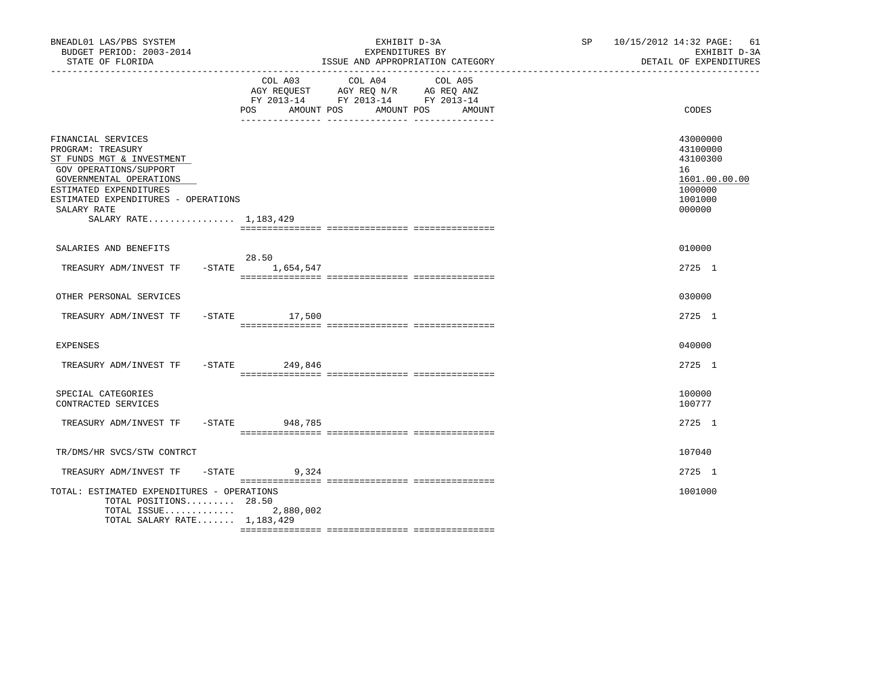BNEADL01 LAS/PBS SYSTEM | EXHIBIT D-3A | SP 10/15/2012 14:32 PAGE: 61
BUDGET PERIOD: 2003-2014 | EXPENDITURES BY | EXHIBIT D-3A
STATE OF FLORIDA | ISSUE AND APPROPRIATION CATEGORY | DETAIL OF EXPENDITURES

| | COL A03 AGY REQUEST FY 2013-14 POS AMOUNT | COL A04 AGY REQ N/R FY 2013-14 POS AMOUNT | COL A05 AG REQ ANZ FY 2013-14 POS AMOUNT | CODES |
|---|---|---|---|---|
| FINANCIAL SERVICES | | | | 43000000 |
| PROGRAM: TREASURY | | | | 43100000 |
| ST FUNDS MGT & INVESTMENT | | | | 43100300 |
| GOV OPERATIONS/SUPPORT | | | | 16 |
| GOVERNMENTAL OPERATIONS | | | | 1601.00.00.00 |
| ESTIMATED EXPENDITURES | | | | 1000000 |
| ESTIMATED EXPENDITURES - OPERATIONS | | | | 1001000 |
| SALARY RATE | | | | 000000 |
| SALARY RATE................ 1,183,429 | | | | |
| SALARIES AND BENEFITS | | | | 010000 |
| TREASURY ADM/INVEST TF -STATE | 28.50 1,654,547 | | | 2725 1 |
| OTHER PERSONAL SERVICES | | | | 030000 |
| TREASURY ADM/INVEST TF -STATE | 17,500 | | | 2725 1 |
| EXPENSES | | | | 040000 |
| TREASURY ADM/INVEST TF -STATE | 249,846 | | | 2725 1 |
| SPECIAL CATEGORIES | | | | 100000 |
| CONTRACTED SERVICES | | | | 100777 |
| TREASURY ADM/INVEST TF -STATE | 948,785 | | | 2725 1 |
| TR/DMS/HR SVCS/STW CONTRCT | | | | 107040 |
| TREASURY ADM/INVEST TF -STATE | 9,324 | | | 2725 1 |
| TOTAL: ESTIMATED EXPENDITURES - OPERATIONS | | | | 1001000 |
| TOTAL POSITIONS......... 28.50 | | | | |
| TOTAL ISSUE............. | 2,880,002 | | | |
| TOTAL SALARY RATE....... 1,183,429 | | | | |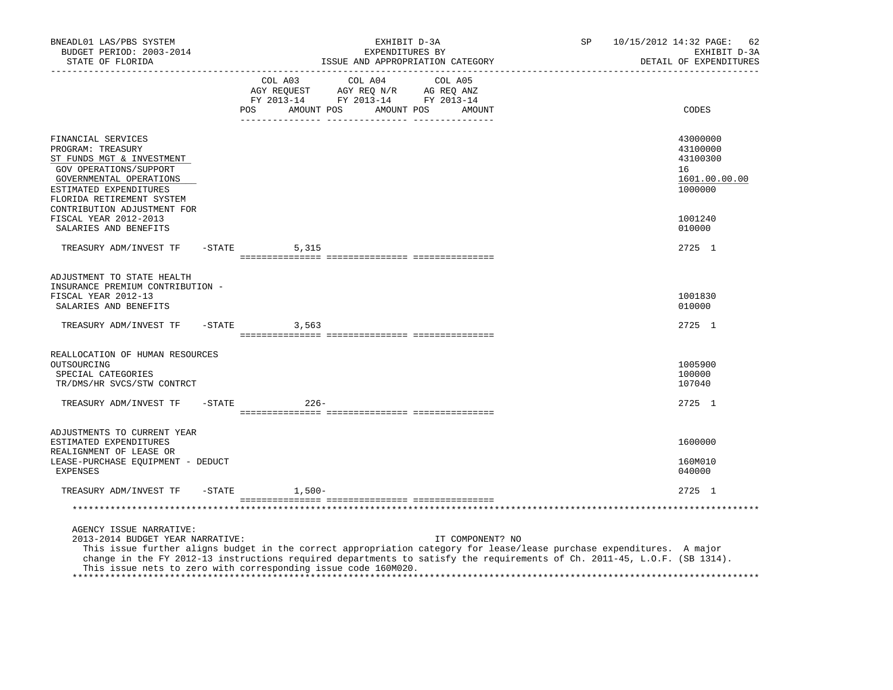BNEADL01 LAS/PBS SYSTEM | EXHIBIT D-3A | SP 10/15/2012 14:32
BUDGET PERIOD: 2003-2014 | EXPENDITURES BY | EXHIBIT D-3A
STATE OF FLORIDA | ISSUE AND APPROPRIATION CATEGORY | DETAIL OF EXPENDITURES

| | COL A03 AGY REQUEST FY 2013-14 POS AMOUNT | COL A04 AGY REQ N/R FY 2013-14 POS AMOUNT | COL A05 AG REQ ANZ FY 2013-14 POS AMOUNT | CODES |
|---|---|---|---|---|
| FINANCIAL SERVICES | | | | 43000000 |
| PROGRAM: TREASURY | | | | 43100000 |
| ST FUNDS MGT & INVESTMENT | | | | 43100300 |
| GOV OPERATIONS/SUPPORT | | | | 16 |
| GOVERNMENTAL OPERATIONS | | | | 1601.00.00.00 |
| ESTIMATED EXPENDITURES | | | | 1000000 |
| FLORIDA RETIREMENT SYSTEM CONTRIBUTION ADJUSTMENT FOR FISCAL YEAR 2012-2013 | | | | 1001240 |
| SALARIES AND BENEFITS | | | | 010000 |
| TREASURY ADM/INVEST TF -STATE | 5,315 | | | 2725 1 |
| ADJUSTMENT TO STATE HEALTH INSURANCE PREMIUM CONTRIBUTION - FISCAL YEAR 2012-13 | | | | 1001830 |
| SALARIES AND BENEFITS | | | | 010000 |
| TREASURY ADM/INVEST TF -STATE | 3,563 | | | 2725 1 |
| REALLOCATION OF HUMAN RESOURCES OUTSOURCING | | | | 1005900 |
| SPECIAL CATEGORIES | | | | 100000 |
| TR/DMS/HR SVCS/STW CONTRCT | | | | 107040 |
| TREASURY ADM/INVEST TF -STATE | 226- | | | 2725 1 |
| ADJUSTMENTS TO CURRENT YEAR ESTIMATED EXPENDITURES | | | | 1600000 |
| REALIGNMENT OF LEASE OR LEASE-PURCHASE EQUIPMENT - DEDUCT | | | | 160M010 |
| EXPENSES | | | | 040000 |
| TREASURY ADM/INVEST TF -STATE | 1,500- | | | 2725 1 |

AGENCY ISSUE NARRATIVE:
2013-2014 BUDGET YEAR NARRATIVE: IT COMPONENT? NO

This issue further aligns budget in the correct appropriation category for lease/lease purchase expenditures. A major change in the FY 2012-13 instructions required departments to satisfy the requirements of Ch. 2011-45, L.O.F. (SB 1314). This issue nets to zero with corresponding issue code 160M020.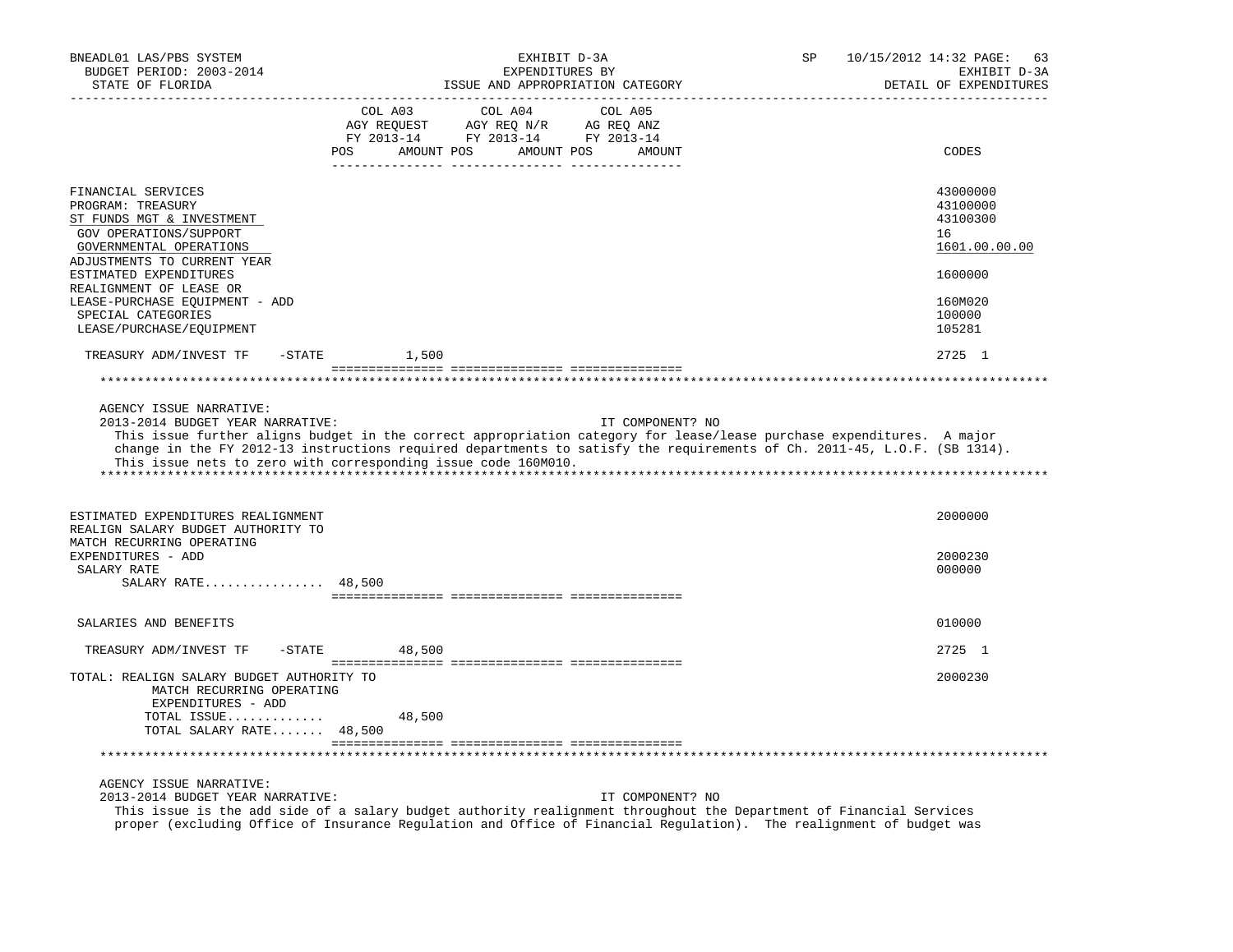| | COL A03 AGY REQUEST FY 2013-14 POS AMOUNT | COL A04 AGY REQ N/R FY 2013-14 POS AMOUNT | COL A05 AG REQ ANZ FY 2013-14 POS AMOUNT | CODES |
|---|---|---|---|---|
| FINANCIAL SERVICES | | | | 43000000 |
| PROGRAM: TREASURY | | | | 43100000 |
| ST FUNDS MGT & INVESTMENT | | | | 43100300 |
| GOV OPERATIONS/SUPPORT | | | | 16 |
| GOVERNMENTAL OPERATIONS | | | | 1601.00.00.00 |
| ADJUSTMENTS TO CURRENT YEAR ESTIMATED EXPENDITURES | | | | 1600000 |
| REALIGNMENT OF LEASE OR LEASE-PURCHASE EQUIPMENT - ADD | | | | 160M020 |
| SPECIAL CATEGORIES | | | | 100000 |
| LEASE/PURCHASE/EQUIPMENT | | | | 105281 |
| TREASURY ADM/INVEST TF -STATE | 1,500 | | | 2725 1 |

AGENCY ISSUE NARRATIVE:

2013-2014 BUDGET YEAR NARRATIVE: IT COMPONENT? NO

This issue further aligns budget in the correct appropriation category for lease/lease purchase expenditures. A major change in the FY 2012-13 instructions required departments to satisfy the requirements of Ch. 2011-45, L.O.F. (SB 1314). This issue nets to zero with corresponding issue code 160M010.

| | COL A03 | COL A04 | COL A05 | CODES |
|---|---|---|---|---|
| ESTIMATED EXPENDITURES REALIGNMENT | | | | 2000000 |
| REALIGN SALARY BUDGET AUTHORITY TO MATCH RECURRING OPERATING EXPENDITURES - ADD | | | | 2000230 |
| SALARY RATE | | | | 000000 |
| SALARY RATE................ 48,500 | | | | |
| SALARIES AND BENEFITS | | | | 010000 |
| TREASURY ADM/INVEST TF -STATE | 48,500 | | | 2725 1 |
| TOTAL: REALIGN SALARY BUDGET AUTHORITY TO MATCH RECURRING OPERATING EXPENDITURES - ADD | | | | 2000230 |
| TOTAL ISSUE............. | 48,500 | | | |
| TOTAL SALARY RATE....... 48,500 | | | | |

AGENCY ISSUE NARRATIVE:

2013-2014 BUDGET YEAR NARRATIVE: IT COMPONENT? NO

This issue is the add side of a salary budget authority realignment throughout the Department of Financial Services proper (excluding Office of Insurance Regulation and Office of Financial Regulation). The realignment of budget was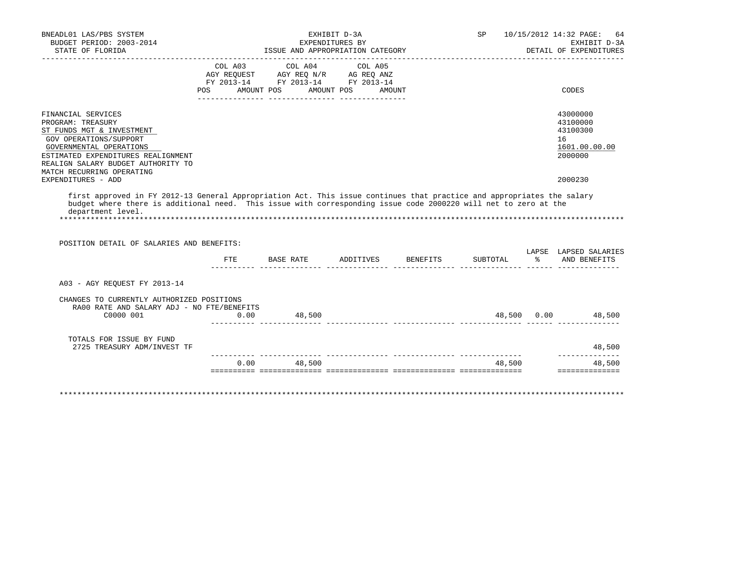| | COL A03 AGY REQUEST FY 2013-14 POS AMOUNT | COL A04 AGY REQ N/R FY 2013-14 POS AMOUNT | COL A05 AG REQ ANZ FY 2013-14 POS AMOUNT | CODES |
|---|---|---|---|---|
| FINANCIAL SERVICES | | | | 43000000 |
| PROGRAM: TREASURY | | | | 43100000 |
| ST FUNDS MGT & INVESTMENT | | | | 43100300 |
| GOV OPERATIONS/SUPPORT | | | | 16 |
| GOVERNMENTAL OPERATIONS | | | | 1601.00.00.00 |
| ESTIMATED EXPENDITURES REALIGNMENT | | | | 2000000 |
| REALIGN SALARY BUDGET AUTHORITY TO MATCH RECURRING OPERATING EXPENDITURES - ADD | | | | 2000230 |

first approved in FY 2012-13 General Appropriation Act. This issue continues that practice and appropriates the salary budget where there is additional need. This issue with corresponding issue code 2000220 will net to zero at the department level.

POSITION DETAIL OF SALARIES AND BENEFITS:

| | FTE | BASE RATE | ADDITIVES | BENEFITS | SUBTOTAL | LAPSE % | LAPSED SALARIES AND BENEFITS |
|---|---|---|---|---|---|---|---|
| A03 - AGY REQUEST FY 2013-14 | | | | | | | |
| CHANGES TO CURRENTLY AUTHORIZED POSITIONS | | | | | | | |
| RA00 RATE AND SALARY ADJ - NO FTE/BENEFITS | | | | | | | |
| C0000 001 | 0.00 | 48,500 | | | 48,500 | 0.00 | 48,500 |
| TOTALS FOR ISSUE BY FUND | | | | | | | |
| 2725 TREASURY ADM/INVEST TF | | | | | | | 48,500 |
| | 0.00 | 48,500 | | | 48,500 | | 48,500 |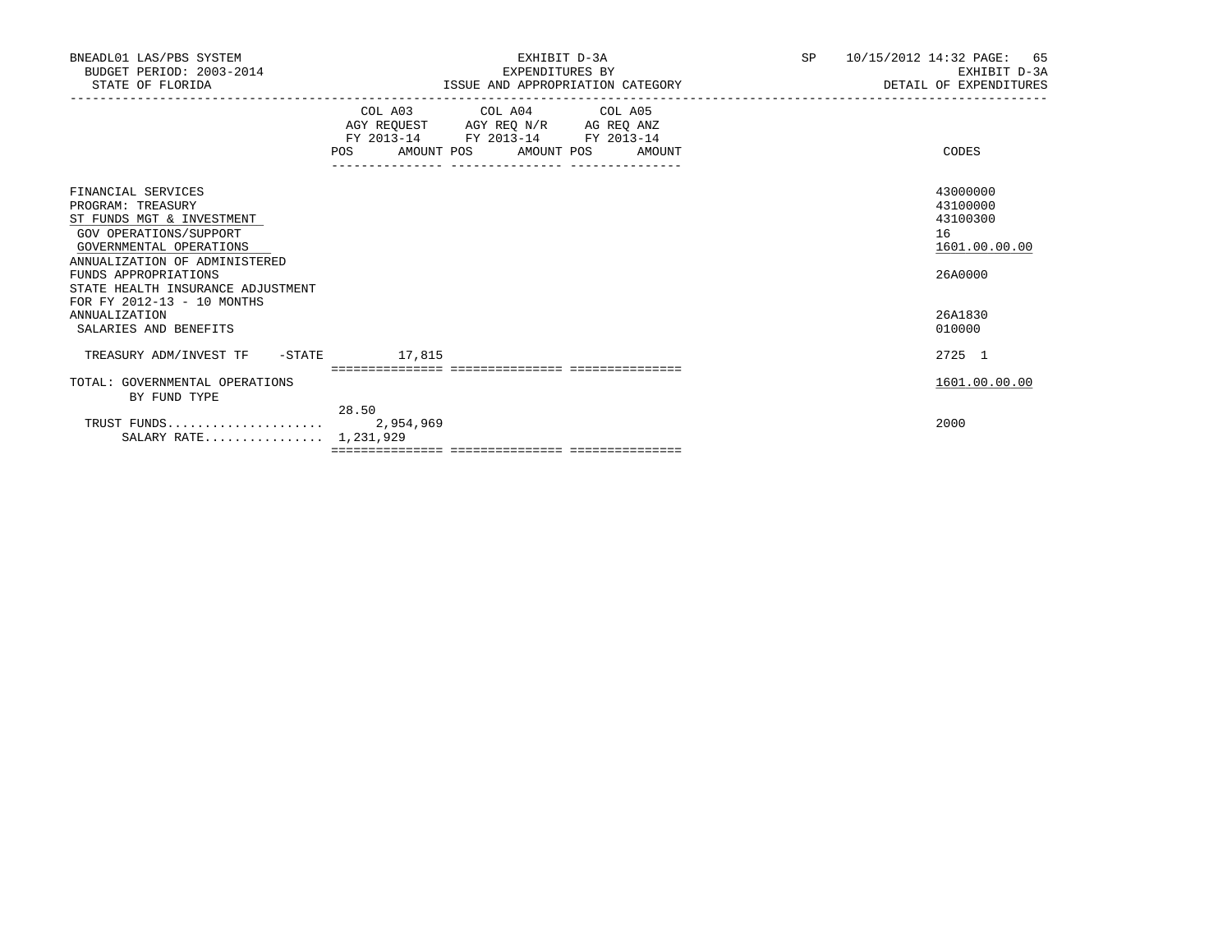| | COL A03 AGY REQUEST FY 2013-14 POS | AMOUNT | COL A04 AGY REQ N/R FY 2013-14 POS | AMOUNT | COL A05 AG REQ ANZ FY 2013-14 POS | AMOUNT | CODES |
|---|---|---|---|---|---|---|---|
| FINANCIAL SERVICES | | | | | | | 43000000 |
| PROGRAM: TREASURY | | | | | | | 43100000 |
| ST FUNDS MGT & INVESTMENT | | | | | | | 43100300 |
| GOV OPERATIONS/SUPPORT | | | | | | | 16 |
| GOVERNMENTAL OPERATIONS | | | | | | | 1601.00.00.00 |
| ANNUALIZATION OF ADMINISTERED FUNDS APPROPRIATIONS | | | | | | | 26A0000 |
| STATE HEALTH INSURANCE ADJUSTMENT FOR FY 2012-13 - 10 MONTHS ANNUALIZATION | | | | | | | 26A1830 |
| SALARIES AND BENEFITS | | | | | | | 010000 |
| TREASURY ADM/INVEST TF -STATE | | 17,815 | | | | | 2725 1 |
| TOTAL: GOVERNMENTAL OPERATIONS | | | | | | | 1601.00.00.00 |
| BY FUND TYPE | 28.50 | | | | | | |
| TRUST FUNDS..................... | | 2,954,969 | | | | | 2000 |
| SALARY RATE................ | 1,231,929 | | | | | | |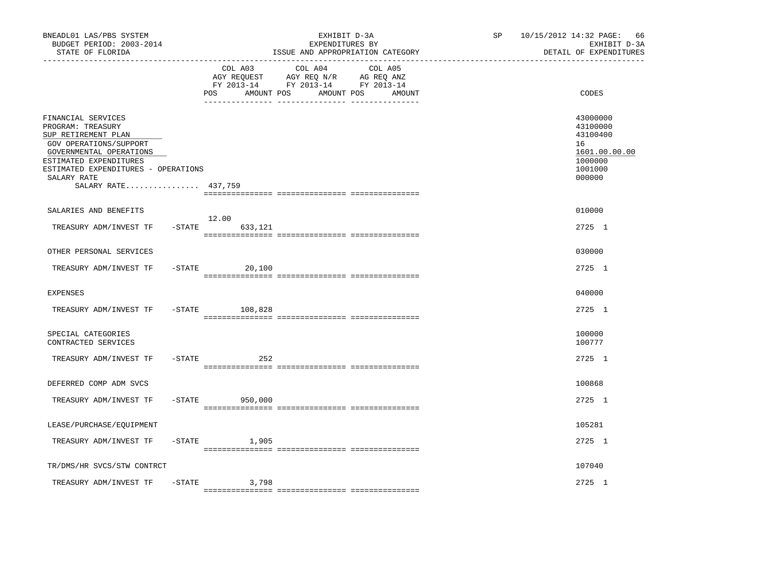BNEADL01 LAS/PBS SYSTEM — EXHIBIT D-3A — SP 10/15/2012 14:32

BUDGET PERIOD: 2003-2014 — EXPENDITURES BY — EXHIBIT D-3A

STATE OF FLORIDA — ISSUE AND APPROPRIATION CATEGORY — DETAIL OF EXPENDITURES

| | COL A03 AGY REQUEST FY 2013-14 POS AMOUNT | COL A04 AGY REQ N/R FY 2013-14 POS AMOUNT | COL A05 AG REQ ANZ FY 2013-14 POS AMOUNT | CODES |
|---|---|---|---|---|
| FINANCIAL SERVICES | | | | 43000000 |
| PROGRAM: TREASURY | | | | 43100000 |
| SUP RETIREMENT PLAN | | | | 43100400 |
| GOV OPERATIONS/SUPPORT | | | | 16 |
| GOVERNMENTAL OPERATIONS | | | | 1601.00.00.00 |
| ESTIMATED EXPENDITURES | | | | 1000000 |
| ESTIMATED EXPENDITURES - OPERATIONS | | | | 1001000 |
| SALARY RATE | | | | 000000 |
| SALARY RATE................ 437,759 | | | | |
| SALARIES AND BENEFITS | | | | 010000 |
| TREASURY ADM/INVEST TF -STATE | 12.00 633,121 | | | 2725 1 |
| OTHER PERSONAL SERVICES | | | | 030000 |
| TREASURY ADM/INVEST TF -STATE | 20,100 | | | 2725 1 |
| EXPENSES | | | | 040000 |
| TREASURY ADM/INVEST TF -STATE | 108,828 | | | 2725 1 |
| SPECIAL CATEGORIES | | | | 100000 |
| CONTRACTED SERVICES | | | | 100777 |
| TREASURY ADM/INVEST TF -STATE | 252 | | | 2725 1 |
| DEFERRED COMP ADM SVCS | | | | 100868 |
| TREASURY ADM/INVEST TF -STATE | 950,000 | | | 2725 1 |
| LEASE/PURCHASE/EQUIPMENT | | | | 105281 |
| TREASURY ADM/INVEST TF -STATE | 1,905 | | | 2725 1 |
| TR/DMS/HR SVCS/STW CONTRCT | | | | 107040 |
| TREASURY ADM/INVEST TF -STATE | 3,798 | | | 2725 1 |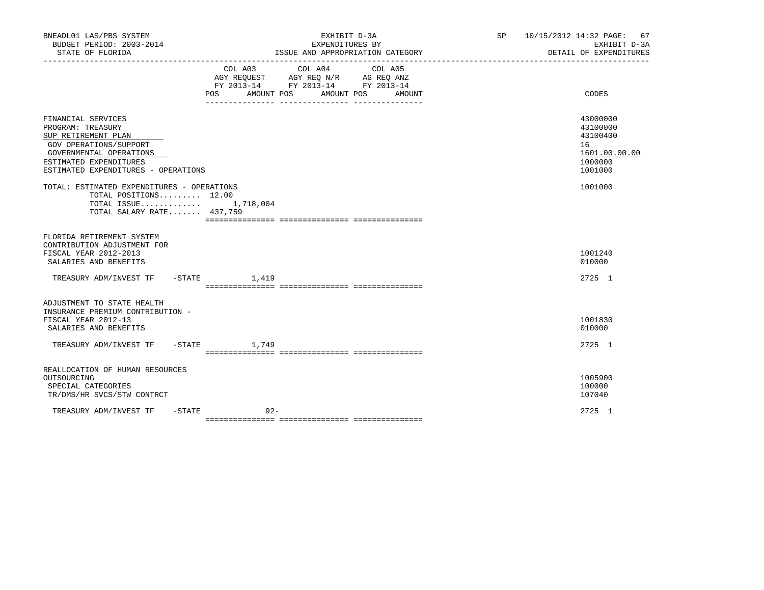BNEADL01 LAS/PBS SYSTEM — EXHIBIT D-3A — EXPENDITURES BY ISSUE AND APPROPRIATION CATEGORY
BUDGET PERIOD: 2003-2014 — STATE OF FLORIDA — SP 10/15/2012 14:32 — EXHIBIT D-3A — DETAIL OF EXPENDITURES

| | COL A03 AGY REQUEST FY 2013-14 POS AMOUNT | COL A04 AGY REQ N/R FY 2013-14 POS AMOUNT | COL A05 AG REQ ANZ FY 2013-14 POS AMOUNT | CODES |
|---|---|---|---|---|
| FINANCIAL SERVICES | | | | 43000000 |
| PROGRAM: TREASURY | | | | 43100000 |
| SUP RETIREMENT PLAN | | | | 43100400 |
| GOV OPERATIONS/SUPPORT | | | | 16 |
| GOVERNMENTAL OPERATIONS | | | | 1601.00.00.00 |
| ESTIMATED EXPENDITURES | | | | 1000000 |
| ESTIMATED EXPENDITURES - OPERATIONS | | | | 1001000 |
| TOTAL: ESTIMATED EXPENDITURES - OPERATIONS | | | | 1001000 |
| TOTAL POSITIONS......... 12.00 | | | | |
| TOTAL ISSUE............. | 1,718,004 | | | |
| TOTAL SALARY RATE....... 437,759 | | | | |
| FLORIDA RETIREMENT SYSTEM CONTRIBUTION ADJUSTMENT FOR FISCAL YEAR 2012-2013 | | | | 1001240 |
| SALARIES AND BENEFITS | | | | 010000 |
| TREASURY ADM/INVEST TF -STATE | 1,419 | | | 2725 1 |
| ADJUSTMENT TO STATE HEALTH INSURANCE PREMIUM CONTRIBUTION - FISCAL YEAR 2012-13 | | | | 1001830 |
| SALARIES AND BENEFITS | | | | 010000 |
| TREASURY ADM/INVEST TF -STATE | 1,749 | | | 2725 1 |
| REALLOCATION OF HUMAN RESOURCES OUTSOURCING | | | | 1005900 |
| SPECIAL CATEGORIES | | | | 100000 |
| TR/DMS/HR SVCS/STW CONTRCT | | | | 107040 |
| TREASURY ADM/INVEST TF -STATE | 92- | | | 2725 1 |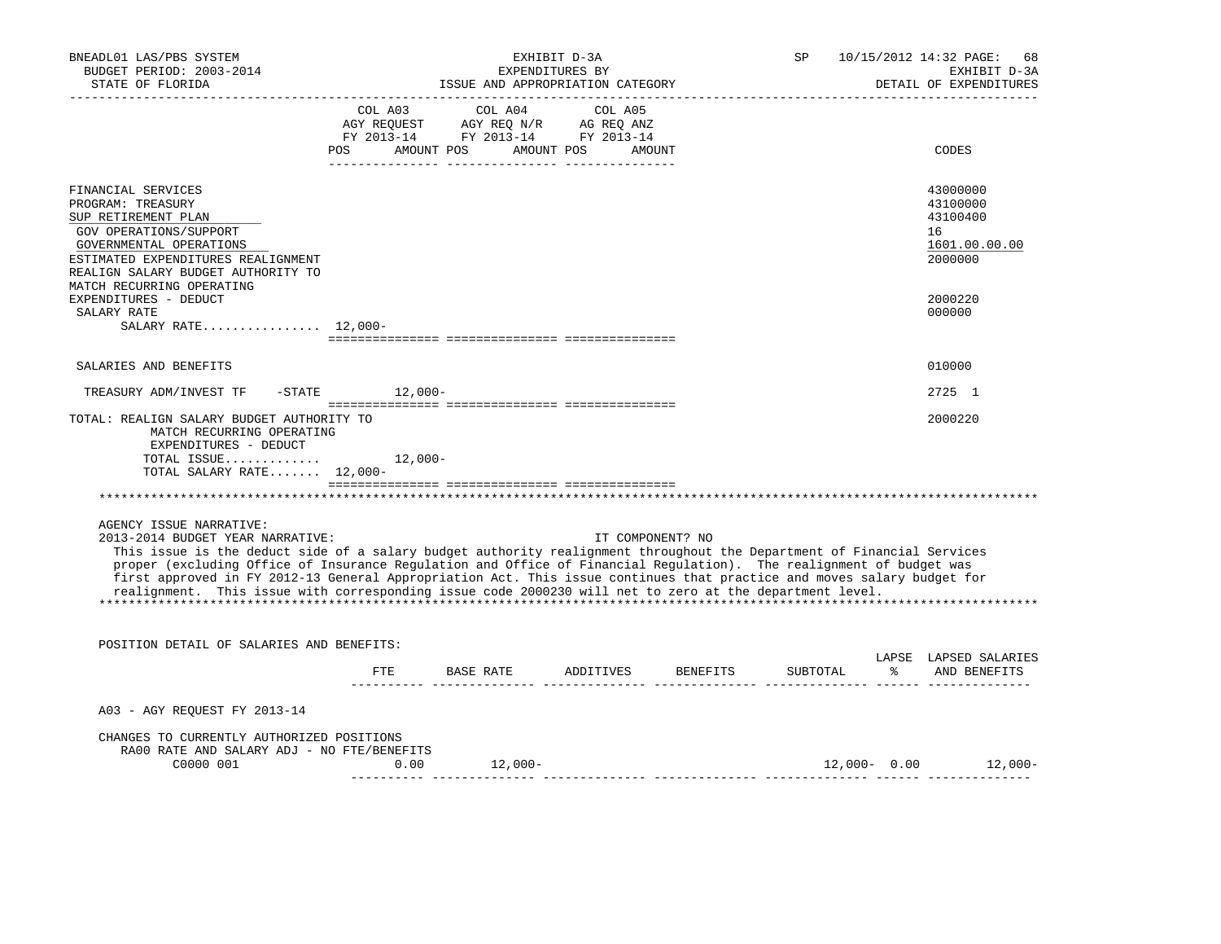BNEADL01 LAS/PBS SYSTEM
BUDGET PERIOD: 2003-2014
STATE OF FLORIDA

EXHIBIT D-3A
EXPENDITURES BY
ISSUE AND APPROPRIATION CATEGORY

SP 10/15/2012 14:32
EXHIBIT D-3A
DETAIL OF EXPENDITURES

| | COL A03 AGY REQUEST FY 2013-14 POS AMOUNT | COL A04 AGY REQ N/R FY 2013-14 POS AMOUNT | COL A05 AG REQ ANZ FY 2013-14 POS AMOUNT | CODES |
|---|---|---|---|---|
| FINANCIAL SERVICES | | | | 43000000 |
| PROGRAM: TREASURY | | | | 43100000 |
| SUP RETIREMENT PLAN | | | | 43100400 |
| GOV OPERATIONS/SUPPORT | | | | 16 |
| GOVERNMENTAL OPERATIONS | | | | 1601.00.00.00 |
| ESTIMATED EXPENDITURES REALIGNMENT | | | | 2000000 |
| REALIGN SALARY BUDGET AUTHORITY TO MATCH RECURRING OPERATING EXPENDITURES - DEDUCT | | | | 2000220 |
| SALARY RATE | | | | 000000 |
| SALARY RATE................ | 12,000- | | | |
| SALARIES AND BENEFITS | | | | 010000 |
| TREASURY ADM/INVEST TF -STATE | 12,000- | | | 2725 1 |
| TOTAL: REALIGN SALARY BUDGET AUTHORITY TO MATCH RECURRING OPERATING EXPENDITURES - DEDUCT | | | | 2000220 |
| TOTAL ISSUE............. | 12,000- | | | |
| TOTAL SALARY RATE....... | 12,000- | | | |

AGENCY ISSUE NARRATIVE:
2013-2014 BUDGET YEAR NARRATIVE: IT COMPONENT? NO
This issue is the deduct side of a salary budget authority realignment throughout the Department of Financial Services proper (excluding Office of Insurance Regulation and Office of Financial Regulation). The realignment of budget was first approved in FY 2012-13 General Appropriation Act. This issue continues that practice and moves salary budget for realignment. This issue with corresponding issue code 2000230 will net to zero at the department level.

POSITION DETAIL OF SALARIES AND BENEFITS:

| | FTE | BASE RATE | ADDITIVES | BENEFITS | SUBTOTAL | LAPSE % | LAPSED SALARIES AND BENEFITS |
|---|---|---|---|---|---|---|---|
| A03 - AGY REQUEST FY 2013-14 | | | | | | | |
| CHANGES TO CURRENTLY AUTHORIZED POSITIONS | | | | | | | |
| RA00 RATE AND SALARY ADJ - NO FTE/BENEFITS | | | | | | | |
| C0000 001 | 0.00 | 12,000- | | | 12,000- | 0.00 | 12,000- |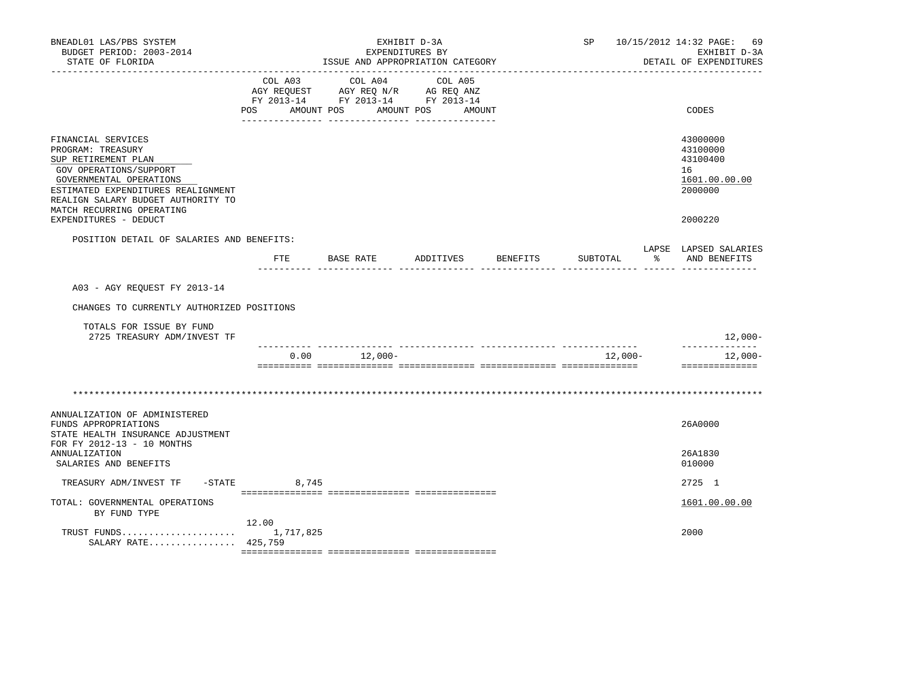BNEADL01 LAS/PBS SYSTEM
BUDGET PERIOD: 2003-2014
STATE OF FLORIDA

EXHIBIT D-3A
EXPENDITURES BY
ISSUE AND APPROPRIATION CATEGORY

SP 10/15/2012 14:32 PAGE: 69
EXHIBIT D-3A
DETAIL OF EXPENDITURES

| | COL A03 AGY REQUEST FY 2013-14 POS AMOUNT | COL A04 AGY REQ N/R FY 2013-14 POS AMOUNT | COL A05 AG REQ ANZ FY 2013-14 POS AMOUNT | CODES |
|---|---|---|---|---|
| FINANCIAL SERVICES | | | | 43000000 |
| PROGRAM: TREASURY | | | | 43100000 |
| SUP RETIREMENT PLAN | | | | 43100400 |
| GOV OPERATIONS/SUPPORT | | | | 16 |
| GOVERNMENTAL OPERATIONS | | | | 1601.00.00.00 |
| ESTIMATED EXPENDITURES REALIGNMENT | | | | 2000000 |
| REALIGN SALARY BUDGET AUTHORITY TO MATCH RECURRING OPERATING EXPENDITURES - DEDUCT | | | | 2000220 |

POSITION DETAIL OF SALARIES AND BENEFITS:

| | FTE | BASE RATE | ADDITIVES | BENEFITS | SUBTOTAL | LAPSE % | LAPSED SALARIES AND BENEFITS |
|---|---|---|---|---|---|---|---|
| A03 - AGY REQUEST FY 2013-14 | | | | | | | |
| CHANGES TO CURRENTLY AUTHORIZED POSITIONS | | | | | | | |
| TOTALS FOR ISSUE BY FUND | | | | | | | |
| 2725 TREASURY ADM/INVEST TF | | | | | | | 12,000- |
| | 0.00 | 12,000- | | | 12,000- | | 12,000- |

*******************************************************************************************************************

| | COL A03 | COL A04 | COL A05 | CODES |
|---|---|---|---|---|
| ANNUALIZATION OF ADMINISTERED FUNDS APPROPRIATIONS | | | | 26A0000 |
| STATE HEALTH INSURANCE ADJUSTMENT FOR FY 2012-13 - 10 MONTHS ANNUALIZATION | | | | 26A1830 |
| SALARIES AND BENEFITS | | | | 010000 |
| TREASURY ADM/INVEST TF -STATE | 8,745 | | | 2725 1 |
| TOTAL: GOVERNMENTAL OPERATIONS | | | | 1601.00.00.00 |
| BY FUND TYPE | | | | |
| TRUST FUNDS | 12.00 1,717,825 | | | 2000 |
| SALARY RATE | 425,759 | | | |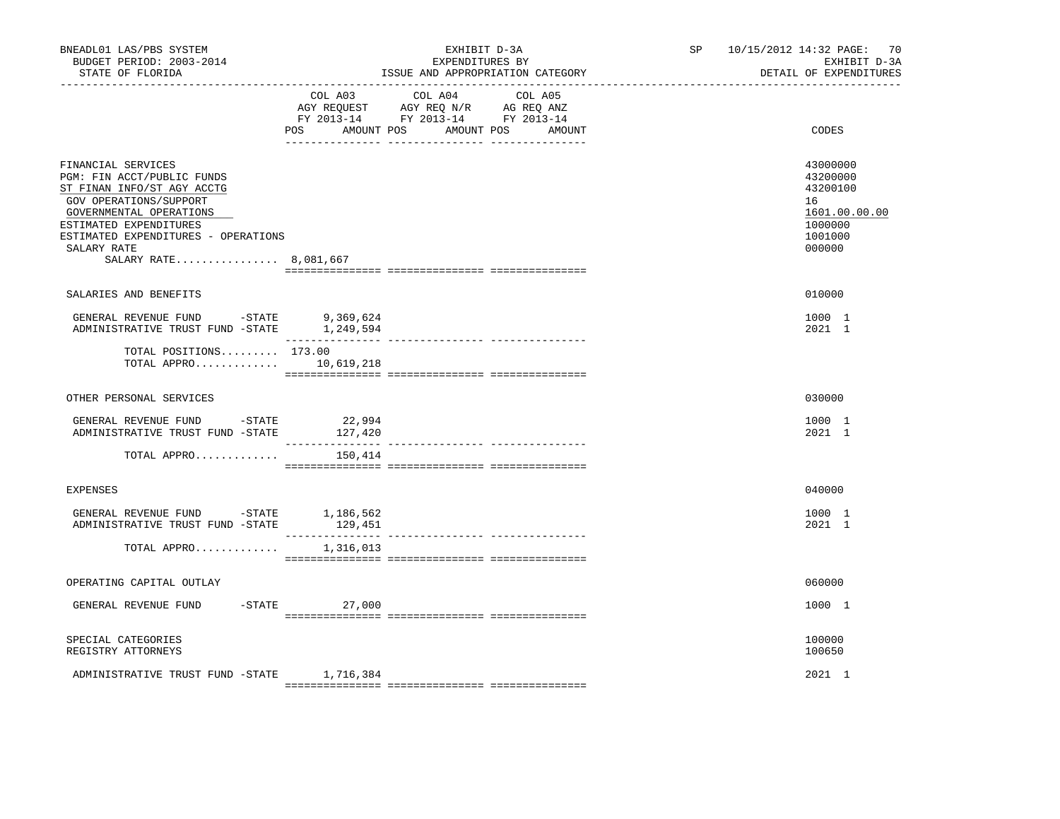BNEADL01 LAS/PBS SYSTEM | EXHIBIT D-3A | SP 10/15/2012 14:32

BUDGET PERIOD: 2003-2014 | EXPENDITURES BY | EXHIBIT D-3A

STATE OF FLORIDA | ISSUE AND APPROPRIATION CATEGORY | DETAIL OF EXPENDITURES

| | COL A03 AGY REQUEST FY 2013-14 POS AMOUNT | COL A04 AGY REQ N/R FY 2013-14 POS AMOUNT | COL A05 AG REQ ANZ FY 2013-14 POS AMOUNT | CODES |
|---|---|---|---|---|
| FINANCIAL SERVICES | | | | 43000000 |
| PGM: FIN ACCT/PUBLIC FUNDS | | | | 43200000 |
| ST FINAN INFO/ST AGY ACCTG | | | | 43200100 |
| GOV OPERATIONS/SUPPORT | | | | 16 |
| GOVERNMENTAL OPERATIONS | | | | 1601.00.00.00 |
| ESTIMATED EXPENDITURES | | | | 1000000 |
| ESTIMATED EXPENDITURES - OPERATIONS | | | | 1001000 |
| SALARY RATE | | | | 000000 |
| SALARY RATE................ 8,081,667 | | | | |
| SALARIES AND BENEFITS | | | | 010000 |
| GENERAL REVENUE FUND -STATE | 9,369,624 | | | 1000 1 |
| ADMINISTRATIVE TRUST FUND -STATE | 1,249,594 | | | 2021 1 |
| TOTAL POSITIONS......... | 173.00 | | | |
| TOTAL APPRO............. | 10,619,218 | | | |
| OTHER PERSONAL SERVICES | | | | 030000 |
| GENERAL REVENUE FUND -STATE | 22,994 | | | 1000 1 |
| ADMINISTRATIVE TRUST FUND -STATE | 127,420 | | | 2021 1 |
| TOTAL APPRO............. | 150,414 | | | |
| EXPENSES | | | | 040000 |
| GENERAL REVENUE FUND -STATE | 1,186,562 | | | 1000 1 |
| ADMINISTRATIVE TRUST FUND -STATE | 129,451 | | | 2021 1 |
| TOTAL APPRO............. | 1,316,013 | | | |
| OPERATING CAPITAL OUTLAY | | | | 060000 |
| GENERAL REVENUE FUND -STATE | 27,000 | | | 1000 1 |
| SPECIAL CATEGORIES | | | | 100000 |
| REGISTRY ATTORNEYS | | | | 100650 |
| ADMINISTRATIVE TRUST FUND -STATE | 1,716,384 | | | 2021 1 |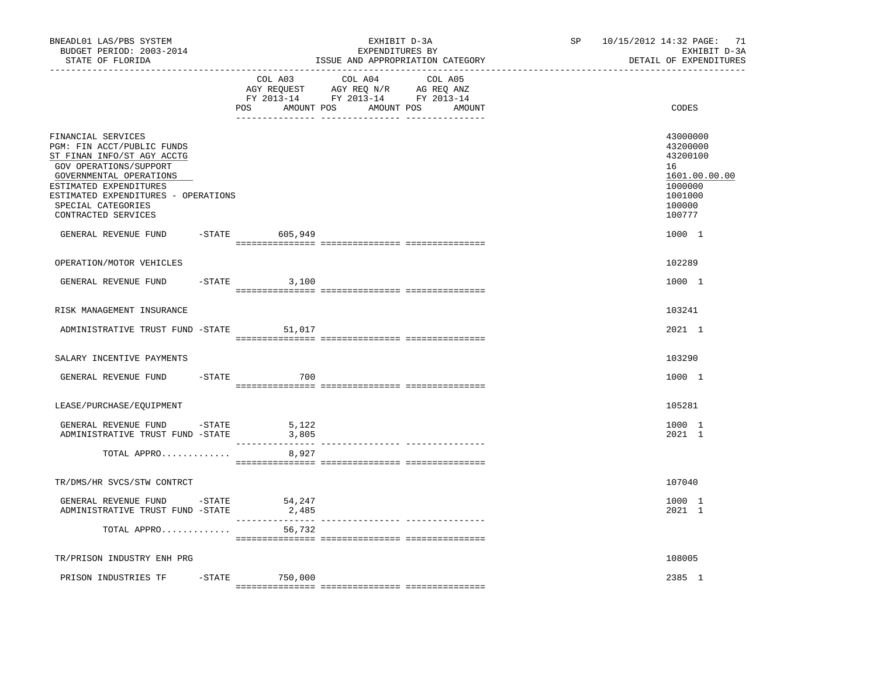BNEADL01 LAS/PBS SYSTEM
BUDGET PERIOD: 2003-2014
STATE OF FLORIDA

EXHIBIT D-3A
EXPENDITURES BY
ISSUE AND APPROPRIATION CATEGORY

SP 10/15/2012 14:32 PAGE: 71
EXHIBIT D-3A
DETAIL OF EXPENDITURES

| | COL A03 AGY REQUEST FY 2013-14 POS AMOUNT | COL A04 AGY REQ N/R FY 2013-14 POS AMOUNT | COL A05 AG REQ ANZ FY 2013-14 POS AMOUNT | CODES |
|---|---|---|---|---|
| FINANCIAL SERVICES | | | | 43000000 |
| PGM: FIN ACCT/PUBLIC FUNDS | | | | 43200000 |
| ST FINAN INFO/ST AGY ACCTG | | | | 43200100 |
| GOV OPERATIONS/SUPPORT | | | | 16 |
| GOVERNMENTAL OPERATIONS | | | | 1601.00.00.00 |
| ESTIMATED EXPENDITURES | | | | 1000000 |
| ESTIMATED EXPENDITURES - OPERATIONS | | | | 1001000 |
| SPECIAL CATEGORIES | | | | 100000 |
| CONTRACTED SERVICES | | | | 100777 |
| GENERAL REVENUE FUND -STATE | 605,949 | | | 1000 1 |
| OPERATION/MOTOR VEHICLES | | | | 102289 |
| GENERAL REVENUE FUND -STATE | 3,100 | | | 1000 1 |
| RISK MANAGEMENT INSURANCE | | | | 103241 |
| ADMINISTRATIVE TRUST FUND -STATE | 51,017 | | | 2021 1 |
| SALARY INCENTIVE PAYMENTS | | | | 103290 |
| GENERAL REVENUE FUND -STATE | 700 | | | 1000 1 |
| LEASE/PURCHASE/EQUIPMENT | | | | 105281 |
| GENERAL REVENUE FUND -STATE | 5,122 | | | 1000 1 |
| ADMINISTRATIVE TRUST FUND -STATE | 3,805 | | | 2021 1 |
| TOTAL APPRO............ | 8,927 | | | |
| TR/DMS/HR SVCS/STW CONTRCT | | | | 107040 |
| GENERAL REVENUE FUND -STATE | 54,247 | | | 1000 1 |
| ADMINISTRATIVE TRUST FUND -STATE | 2,485 | | | 2021 1 |
| TOTAL APPRO............ | 56,732 | | | |
| TR/PRISON INDUSTRY ENH PRG | | | | 108005 |
| PRISON INDUSTRIES TF -STATE | 750,000 | | | 2385 1 |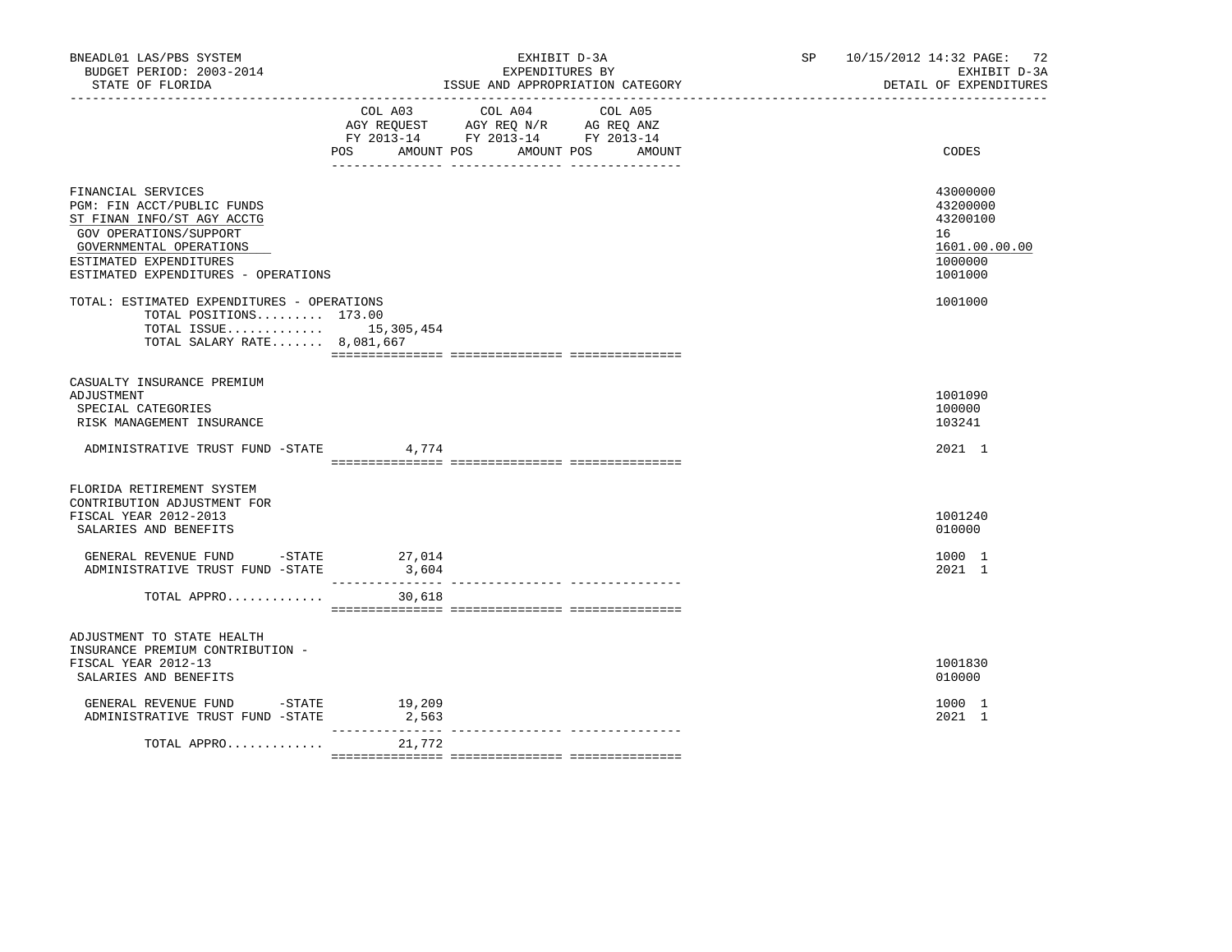BNEADL01 LAS/PBS SYSTEM | EXHIBIT D-3A | SP 10/15/2012 14:32
BUDGET PERIOD: 2003-2014 | EXPENDITURES BY | EXHIBIT D-3A
STATE OF FLORIDA | ISSUE AND APPROPRIATION CATEGORY | DETAIL OF EXPENDITURES

| | COL A03 AGY REQUEST FY 2013-14 POS AMOUNT | COL A04 AGY REQ N/R FY 2013-14 POS AMOUNT | COL A05 AG REQ ANZ FY 2013-14 POS AMOUNT | CODES |
|---|---|---|---|---|
| FINANCIAL SERVICES | | | | 43000000 |
| PGM: FIN ACCT/PUBLIC FUNDS | | | | 43200000 |
| ST FINAN INFO/ST AGY ACCTG | | | | 43200100 |
| GOV OPERATIONS/SUPPORT | | | | 16 |
| GOVERNMENTAL OPERATIONS | | | | 1601.00.00.00 |
| ESTIMATED EXPENDITURES | | | | 1000000 |
| ESTIMATED EXPENDITURES - OPERATIONS | | | | 1001000 |
| TOTAL: ESTIMATED EXPENDITURES - OPERATIONS | | | | 1001000 |
| TOTAL POSITIONS......... 173.00 | | | | |
| TOTAL ISSUE............. | 15,305,454 | | | |
| TOTAL SALARY RATE....... 8,081,667 | | | | |
| CASUALTY INSURANCE PREMIUM ADJUSTMENT | | | | 1001090 |
| SPECIAL CATEGORIES | | | | 100000 |
| RISK MANAGEMENT INSURANCE | | | | 103241 |
| ADMINISTRATIVE TRUST FUND -STATE | 4,774 | | | 2021 1 |
| FLORIDA RETIREMENT SYSTEM CONTRIBUTION ADJUSTMENT FOR FISCAL YEAR 2012-2013 | | | | 1001240 |
| SALARIES AND BENEFITS | | | | 010000 |
| GENERAL REVENUE FUND -STATE | 27,014 | | | 1000 1 |
| ADMINISTRATIVE TRUST FUND -STATE | 3,604 | | | 2021 1 |
| TOTAL APPRO............ | 30,618 | | | |
| ADJUSTMENT TO STATE HEALTH INSURANCE PREMIUM CONTRIBUTION - FISCAL YEAR 2012-13 | | | | 1001830 |
| SALARIES AND BENEFITS | | | | 010000 |
| GENERAL REVENUE FUND -STATE | 19,209 | | | 1000 1 |
| ADMINISTRATIVE TRUST FUND -STATE | 2,563 | | | 2021 1 |
| TOTAL APPRO............ | 21,772 | | | |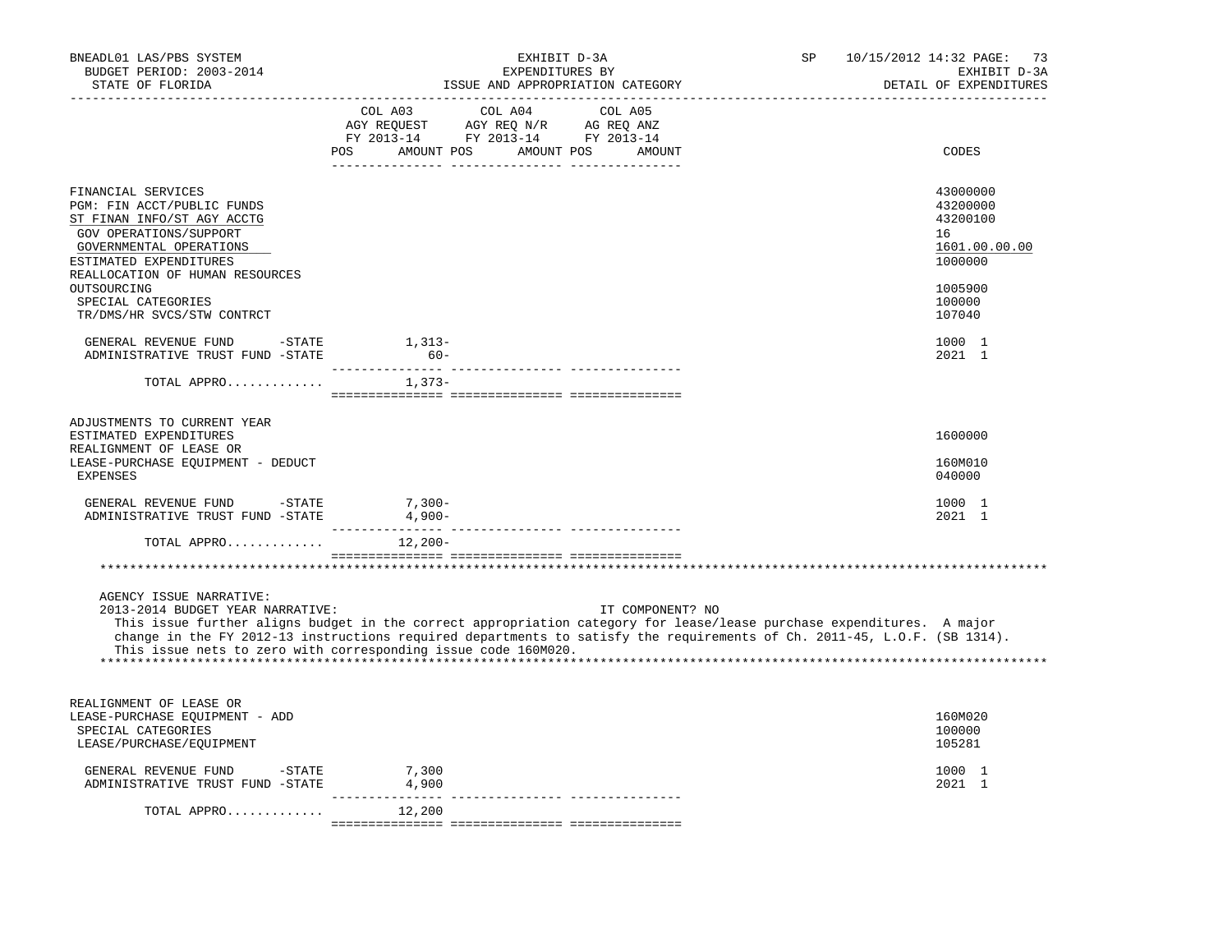| | COL A03 AGY REQUEST FY 2013-14 POS | AMOUNT | COL A04 AGY REQ N/R FY 2013-14 POS | AMOUNT | COL A05 AG REQ ANZ FY 2013-14 POS | AMOUNT | CODES |
|---|---|---|---|---|---|---|---|
| FINANCIAL SERVICES | | | | | | | 43000000 |
| PGM: FIN ACCT/PUBLIC FUNDS | | | | | | | 43200000 |
| ST FINAN INFO/ST AGY ACCTG | | | | | | | 43200100 |
| GOV OPERATIONS/SUPPORT | | | | | | | 16 |
| GOVERNMENTAL OPERATIONS | | | | | | | 1601.00.00.00 |
| ESTIMATED EXPENDITURES | | | | | | | 1000000 |
| REALLOCATION OF HUMAN RESOURCES OUTSOURCING | | | | | | | 1005900 |
| SPECIAL CATEGORIES | | | | | | | 100000 |
| TR/DMS/HR SVCS/STW CONTRCT | | | | | | | 107040 |
| GENERAL REVENUE FUND -STATE | | 1,313- | | | | | 1000 1 |
| ADMINISTRATIVE TRUST FUND -STATE | | 60- | | | | | 2021 1 |
| TOTAL APPRO............ | | 1,373- | | | | | |
| ADJUSTMENTS TO CURRENT YEAR ESTIMATED EXPENDITURES | | | | | | | 1600000 |
| REALIGNMENT OF LEASE OR LEASE-PURCHASE EQUIPMENT - DEDUCT | | | | | | | 160M010 |
| EXPENSES | | | | | | | 040000 |
| GENERAL REVENUE FUND -STATE | | 7,300- | | | | | 1000 1 |
| ADMINISTRATIVE TRUST FUND -STATE | | 4,900- | | | | | 2021 1 |
| TOTAL APPRO............ | | 12,200- | | | | | |

AGENCY ISSUE NARRATIVE:

2013-2014 BUDGET YEAR NARRATIVE: IT COMPONENT? NO

This issue further aligns budget in the correct appropriation category for lease/lease purchase expenditures. A major change in the FY 2012-13 instructions required departments to satisfy the requirements of Ch. 2011-45, L.O.F. (SB 1314). This issue nets to zero with corresponding issue code 160M020.

| | COL A03 POS | AMOUNT | COL A04 POS | AMOUNT | COL A05 POS | AMOUNT | CODES |
|---|---|---|---|---|---|---|---|
| REALIGNMENT OF LEASE OR LEASE-PURCHASE EQUIPMENT - ADD | | | | | | | 160M020 |
| SPECIAL CATEGORIES | | | | | | | 100000 |
| LEASE/PURCHASE/EQUIPMENT | | | | | | | 105281 |
| GENERAL REVENUE FUND -STATE | | 7,300 | | | | | 1000 1 |
| ADMINISTRATIVE TRUST FUND -STATE | | 4,900 | | | | | 2021 1 |
| TOTAL APPRO............ | | 12,200 | | | | | |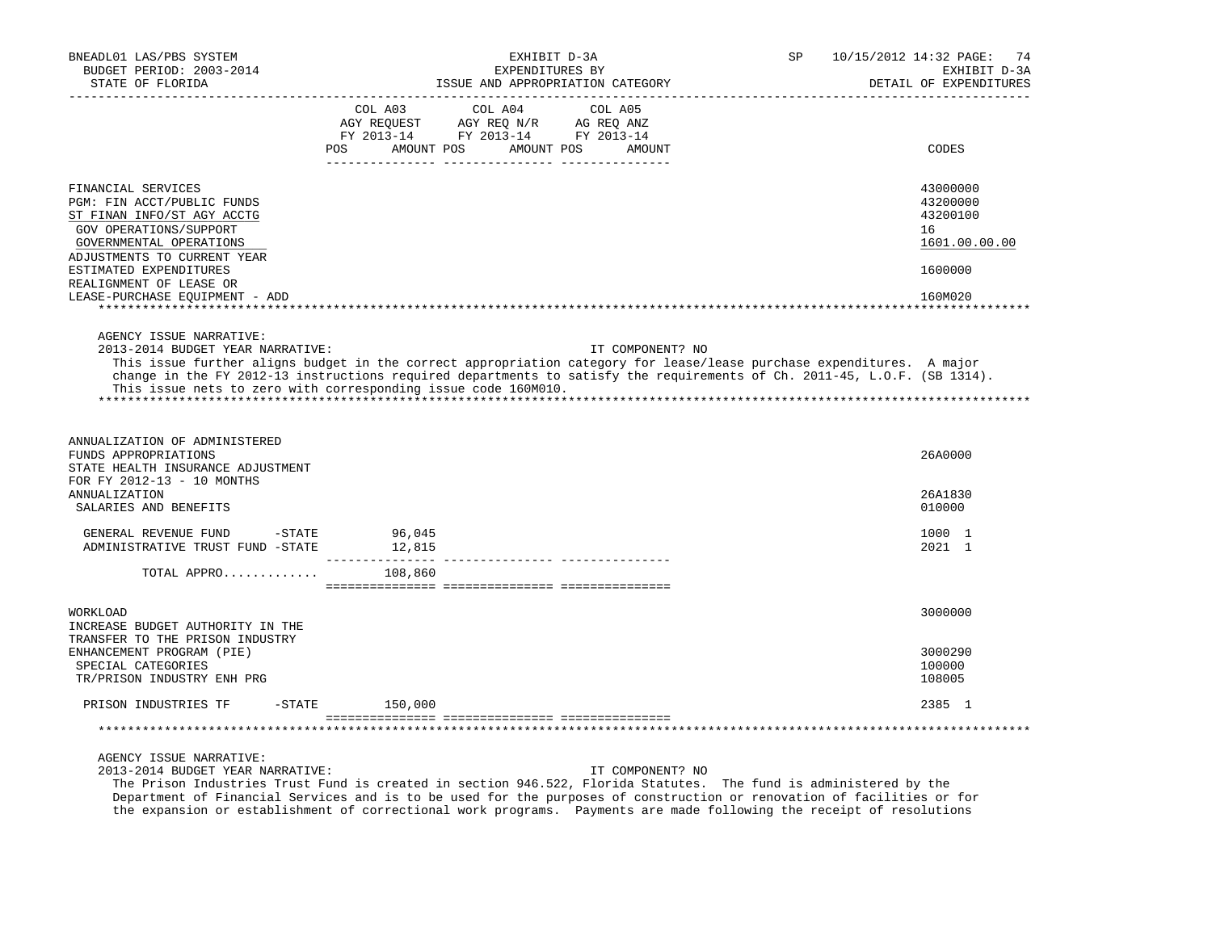BNEADL01 LAS/PBS SYSTEM | EXHIBIT D-3A | SP 10/15/2012 14:32 PAGE: 74
BUDGET PERIOD: 2003-2014 | EXPENDITURES BY | EXHIBIT D-3A
STATE OF FLORIDA | ISSUE AND APPROPRIATION CATEGORY | DETAIL OF EXPENDITURES

| | COL A03 AGY REQUEST FY 2013-14 POS AMOUNT | COL A04 AGY REQ N/R FY 2013-14 POS AMOUNT | COL A05 AG REQ ANZ FY 2013-14 POS AMOUNT | CODES |
|---|---|---|---|---|
| FINANCIAL SERVICES | | | | 43000000 |
| PGM: FIN ACCT/PUBLIC FUNDS | | | | 43200000 |
| ST FINAN INFO/ST AGY ACCTG | | | | 43200100 |
| GOV OPERATIONS/SUPPORT | | | | 16 |
| GOVERNMENTAL OPERATIONS | | | | 1601.00.00.00 |
| ADJUSTMENTS TO CURRENT YEAR ESTIMATED EXPENDITURES | | | | 1600000 |
| REALIGNMENT OF LEASE OR LEASE-PURCHASE EQUIPMENT - ADD | | | | 160M020 |

AGENCY ISSUE NARRATIVE:
2013-2014 BUDGET YEAR NARRATIVE: IT COMPONENT? NO

This issue further aligns budget in the correct appropriation category for lease/lease purchase expenditures. A major change in the FY 2012-13 instructions required departments to satisfy the requirements of Ch. 2011-45, L.O.F. (SB 1314). This issue nets to zero with corresponding issue code 160M010.

| | COL A03 | COL A04 | COL A05 | CODES |
|---|---|---|---|---|
| ANNUALIZATION OF ADMINISTERED FUNDS APPROPRIATIONS | | | | 26A0000 |
| STATE HEALTH INSURANCE ADJUSTMENT FOR FY 2012-13 - 10 MONTHS ANNUALIZATION | | | | 26A1830 |
| SALARIES AND BENEFITS | | | | 010000 |
| GENERAL REVENUE FUND -STATE | 96,045 | | | 1000 1 |
| ADMINISTRATIVE TRUST FUND -STATE | 12,815 | | | 2021 1 |
| TOTAL APPRO............ | 108,860 | | | |
| WORKLOAD | | | | 3000000 |
| INCREASE BUDGET AUTHORITY IN THE TRANSFER TO THE PRISON INDUSTRY ENHANCEMENT PROGRAM (PIE) | | | | 3000290 |
| SPECIAL CATEGORIES | | | | 100000 |
| TR/PRISON INDUSTRY ENH PRG | | | | 108005 |
| PRISON INDUSTRIES TF -STATE | 150,000 | | | 2385 1 |

AGENCY ISSUE NARRATIVE:
2013-2014 BUDGET YEAR NARRATIVE: IT COMPONENT? NO

The Prison Industries Trust Fund is created in section 946.522, Florida Statutes. The fund is administered by the Department of Financial Services and is to be used for the purposes of construction or renovation of facilities or for the expansion or establishment of correctional work programs. Payments are made following the receipt of resolutions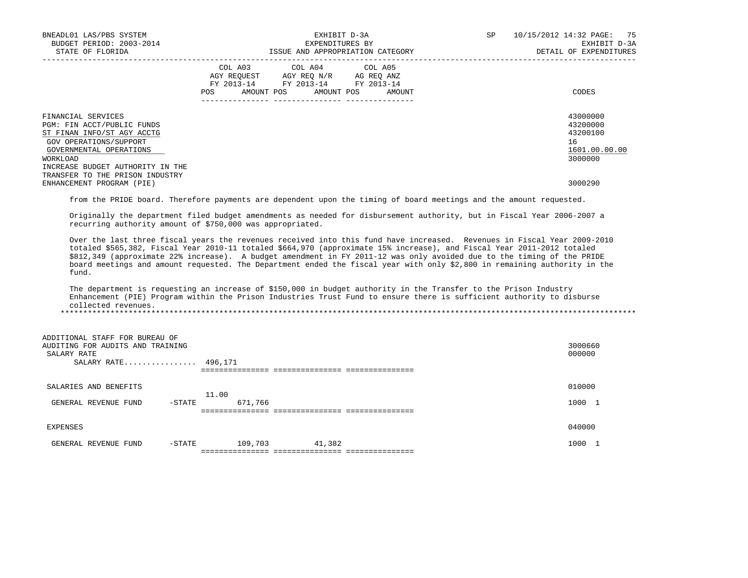| | COL A03 AGY REQUEST FY 2013-14 POS AMOUNT | COL A04 AGY REQ N/R FY 2013-14 POS AMOUNT | COL A05 AG REQ ANZ FY 2013-14 POS AMOUNT | CODES |
|---|---|---|---|---|
| FINANCIAL SERVICES | | | | 43000000 |
| PGM: FIN ACCT/PUBLIC FUNDS | | | | 43200000 |
| ST FINAN INFO/ST AGY ACCTG | | | | 43200100 |
| GOV OPERATIONS/SUPPORT | | | | 16 |
| GOVERNMENTAL OPERATIONS | | | | 1601.00.00.00 |
| WORKLOAD | | | | 3000000 |
| INCREASE BUDGET AUTHORITY IN THE TRANSFER TO THE PRISON INDUSTRY ENHANCEMENT PROGRAM (PIE) | | | | 3000290 |

from the PRIDE board. Therefore payments are dependent upon the timing of board meetings and the amount requested.

Originally the department filed budget amendments as needed for disbursement authority, but in Fiscal Year 2006-2007 a recurring authority amount of $750,000 was appropriated.

Over the last three fiscal years the revenues received into this fund have increased. Revenues in Fiscal Year 2009-2010 totaled $565,382, Fiscal Year 2010-11 totaled $664,970 (approximate 15% increase), and Fiscal Year 2011-2012 totaled $812,349 (approximate 22% increase). A budget amendment in FY 2011-12 was only avoided due to the timing of the PRIDE board meetings and amount requested. The Department ended the fiscal year with only $2,800 in remaining authority in the fund.

The department is requesting an increase of $150,000 in budget authority in the Transfer to the Prison Industry Enhancement (PIE) Program within the Prison Industries Trust Fund to ensure there is sufficient authority to disburse collected revenues.

*******************************************************************************************************************************

| | COL A03 | COL A04 | COL A05 | CODES |
|---|---|---|---|---|
| ADDITIONAL STAFF FOR BUREAU OF AUDITING FOR AUDITS AND TRAINING | | | | 3000660 |
| SALARY RATE | | | | 000000 |
| SALARY RATE................ | 496,171 | | | |
| SALARIES AND BENEFITS | | | | 010000 |
| GENERAL REVENUE FUND -STATE | 11.00 671,766 | | | 1000 1 |
| EXPENSES | | | | 040000 |
| GENERAL REVENUE FUND -STATE | 109,703 | 41,382 | | 1000 1 |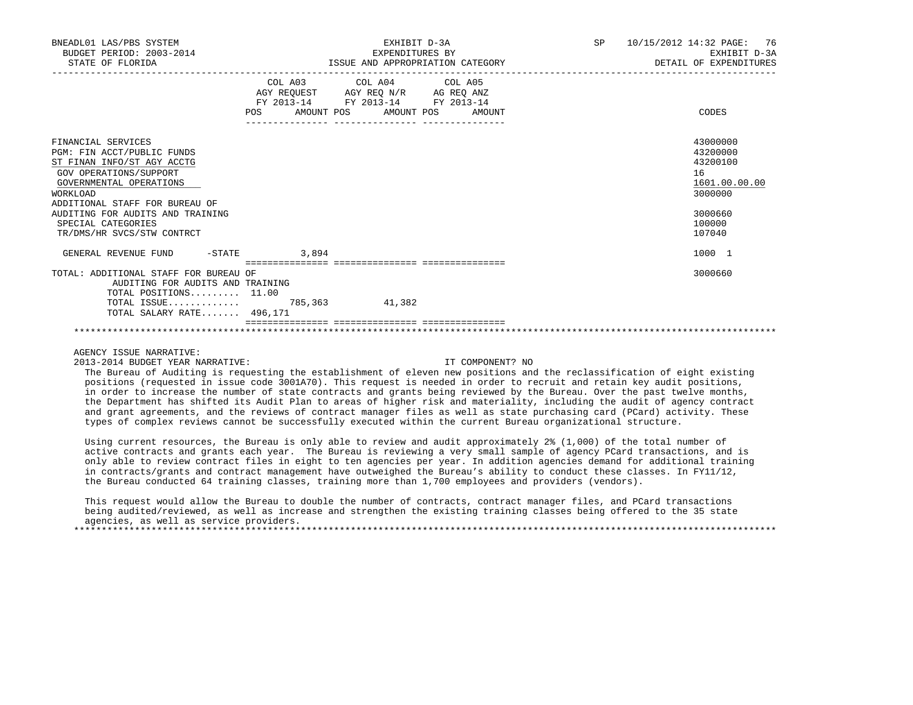BNEADL01 LAS/PBS SYSTEM
BUDGET PERIOD: 2003-2014
STATE OF FLORIDA

EXHIBIT D-3A
EXPENDITURES BY
ISSUE AND APPROPRIATION CATEGORY

SP 10/15/2012 14:32
EXHIBIT D-3A
DETAIL OF EXPENDITURES

| | COL A03 AGY REQUEST FY 2013-14 POS | AMOUNT | COL A04 AGY REQ N/R FY 2013-14 POS | AMOUNT | COL A05 AG REQ ANZ FY 2013-14 POS | AMOUNT | CODES |
|---|---|---|---|---|---|---|---|
| FINANCIAL SERVICES | | | | | | | 43000000 |
| PGM: FIN ACCT/PUBLIC FUNDS | | | | | | | 43200000 |
| ST FINAN INFO/ST AGY ACCTG | | | | | | | 43200100 |
| GOV OPERATIONS/SUPPORT | | | | | | | 16 |
| GOVERNMENTAL OPERATIONS | | | | | | | 1601.00.00.00 |
| WORKLOAD | | | | | | | 3000000 |
| ADDITIONAL STAFF FOR BUREAU OF AUDITING FOR AUDITS AND TRAINING | | | | | | | 3000660 |
| SPECIAL CATEGORIES | | | | | | | 100000 |
| TR/DMS/HR SVCS/STW CONTRCT | | | | | | | 107040 |
| GENERAL REVENUE FUND -STATE | | 3,894 | | | | | 1000 1 |
| TOTAL: ADDITIONAL STAFF FOR BUREAU OF AUDITING FOR AUDITS AND TRAINING | | | | | | | 3000660 |
| TOTAL POSITIONS......... | 11.00 | | | | | | |
| TOTAL ISSUE............. | | 785,363 | | 41,382 | | | |
| TOTAL SALARY RATE....... | 496,171 | | | | | | |

AGENCY ISSUE NARRATIVE:

2013-2014 BUDGET YEAR NARRATIVE: IT COMPONENT? NO

The Bureau of Auditing is requesting the establishment of eleven new positions and the reclassification of eight existing positions (requested in issue code 3001A70). This request is needed in order to recruit and retain key audit positions, in order to increase the number of state contracts and grants being reviewed by the Bureau. Over the past twelve months, the Department has shifted its Audit Plan to areas of higher risk and materiality, including the audit of agency contract and grant agreements, and the reviews of contract manager files as well as state purchasing card (PCard) activity. These types of complex reviews cannot be successfully executed within the current Bureau organizational structure.

Using current resources, the Bureau is only able to review and audit approximately 2% (1,000) of the total number of active contracts and grants each year. The Bureau is reviewing a very small sample of agency PCard transactions, and is only able to review contract files in eight to ten agencies per year. In addition agencies demand for additional training in contracts/grants and contract management have outweighed the Bureau's ability to conduct these classes. In FY11/12, the Bureau conducted 64 training classes, training more than 1,700 employees and providers (vendors).

This request would allow the Bureau to double the number of contracts, contract manager files, and PCard transactions being audited/reviewed, as well as increase and strengthen the existing training classes being offered to the 35 state agencies, as well as service providers.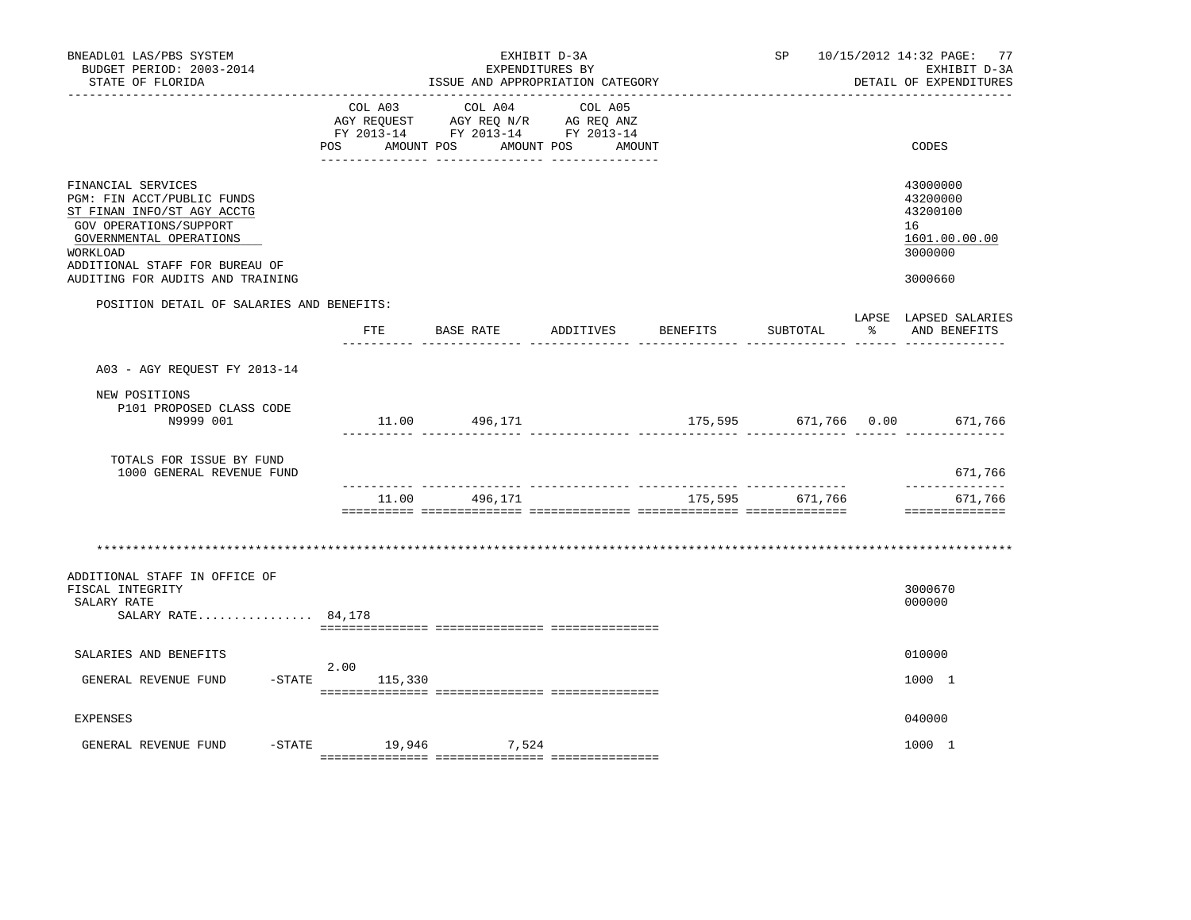BNEADL01 LAS/PBS SYSTEM
BUDGET PERIOD: 2003-2014
STATE OF FLORIDA

EXHIBIT D-3A
EXPENDITURES BY
ISSUE AND APPROPRIATION CATEGORY

SP 10/15/2012 14:32
EXHIBIT D-3A
DETAIL OF EXPENDITURES

| | COL A03 AGY REQUEST FY 2013-14 POS AMOUNT | COL A04 AGY REQ N/R FY 2013-14 POS AMOUNT | COL A05 AG REQ ANZ FY 2013-14 POS AMOUNT | CODES |
|---|---|---|---|---|
| FINANCIAL SERVICES | | | | 43000000 |
| PGM: FIN ACCT/PUBLIC FUNDS | | | | 43200000 |
| ST FINAN INFO/ST AGY ACCTG | | | | 43200100 |
| GOV OPERATIONS/SUPPORT | | | | 16 |
| GOVERNMENTAL OPERATIONS | | | | 1601.00.00.00 |
| WORKLOAD | | | | 3000000 |
| ADDITIONAL STAFF FOR BUREAU OF AUDITING FOR AUDITS AND TRAINING | | | | 3000660 |

POSITION DETAIL OF SALARIES AND BENEFITS:

| | FTE | BASE RATE | ADDITIVES | BENEFITS | SUBTOTAL | LAPSE % | LAPSED SALARIES AND BENEFITS |
|---|---|---|---|---|---|---|---|
| A03 - AGY REQUEST FY 2013-14 | | | | | | | |
| NEW POSITIONS | | | | | | | |
| P101 PROPOSED CLASS CODE N9999 001 | 11.00 | 496,171 | | 175,595 | 671,766 | 0.00 | 671,766 |
| TOTALS FOR ISSUE BY FUND | | | | | | | |
| 1000 GENERAL REVENUE FUND | | | | | | | 671,766 |
| | 11.00 | 496,171 | | 175,595 | 671,766 | | 671,766 |

********************************************************************************************************************

| | COL A03 AGY REQUEST FY 2013-14 POS AMOUNT | COL A04 AGY REQ N/R FY 2013-14 POS AMOUNT | COL A05 AG REQ ANZ FY 2013-14 POS AMOUNT | CODES |
|---|---|---|---|---|
| ADDITIONAL STAFF IN OFFICE OF FISCAL INTEGRITY | | | | 3000670 |
| SALARY RATE | | | | 000000 |
| SALARY RATE................ | 84,178 | | | |
| SALARIES AND BENEFITS | | | | 010000 |
| GENERAL REVENUE FUND -STATE | 2.00 115,330 | | | 1000 1 |
| EXPENSES | | | | 040000 |
| GENERAL REVENUE FUND -STATE | 19,946 | 7,524 | | 1000 1 |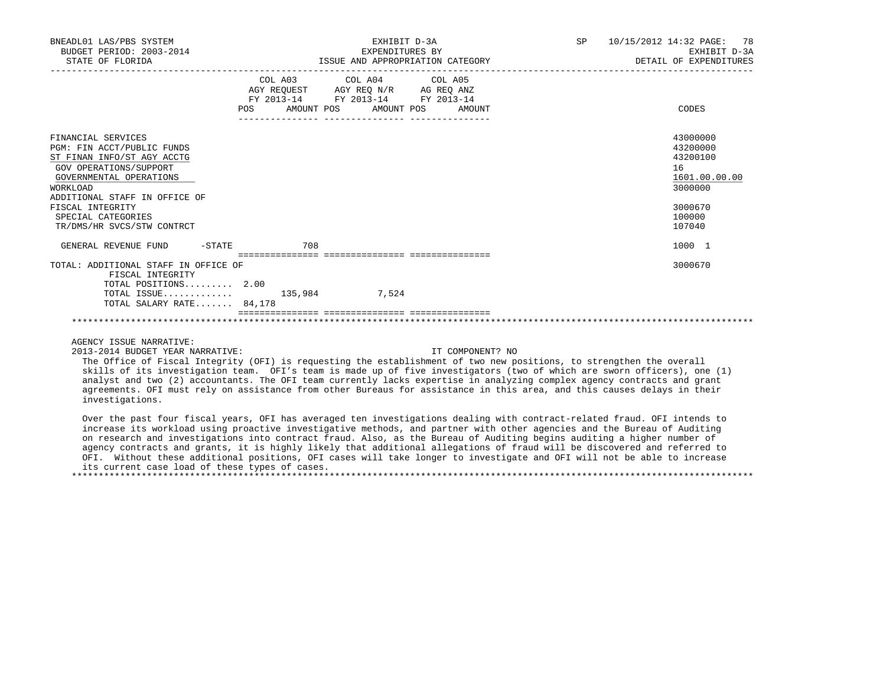| | COL A03 AGY REQUEST FY 2013-14 POS | AMOUNT | COL A04 AGY REQ N/R FY 2013-14 POS | AMOUNT | COL A05 AG REQ ANZ FY 2013-14 POS | AMOUNT | CODES |
|---|---|---|---|---|---|---|---|
| FINANCIAL SERVICES | | | | | | | 43000000 |
| PGM: FIN ACCT/PUBLIC FUNDS | | | | | | | 43200000 |
| ST FINAN INFO/ST AGY ACCTG | | | | | | | 43200100 |
| GOV OPERATIONS/SUPPORT | | | | | | | 16 |
| GOVERNMENTAL OPERATIONS | | | | | | | 1601.00.00.00 |
| WORKLOAD | | | | | | | 3000000 |
| ADDITIONAL STAFF IN OFFICE OF FISCAL INTEGRITY | | | | | | | 3000670 |
| SPECIAL CATEGORIES | | | | | | | 100000 |
| TR/DMS/HR SVCS/STW CONTRCT | | | | | | | 107040 |
| GENERAL REVENUE FUND -STATE | | 708 | | | | | 1000 1 |
| TOTAL: ADDITIONAL STAFF IN OFFICE OF FISCAL INTEGRITY | | | | | | | 3000670 |
| TOTAL POSITIONS......... | 2.00 | | | | | | |
| TOTAL ISSUE............. | | 135,984 | | 7,524 | | | |
| TOTAL SALARY RATE....... | 84,178 | | | | | | |

AGENCY ISSUE NARRATIVE:

2013-2014 BUDGET YEAR NARRATIVE: IT COMPONENT? NO

The Office of Fiscal Integrity (OFI) is requesting the establishment of two new positions, to strengthen the overall skills of its investigation team. OFI's team is made up of five investigators (two of which are sworn officers), one (1) analyst and two (2) accountants. The OFI team currently lacks expertise in analyzing complex agency contracts and grant agreements. OFI must rely on assistance from other Bureaus for assistance in this area, and this causes delays in their investigations.

Over the past four fiscal years, OFI has averaged ten investigations dealing with contract-related fraud. OFI intends to increase its workload using proactive investigative methods, and partner with other agencies and the Bureau of Auditing on research and investigations into contract fraud. Also, as the Bureau of Auditing begins auditing a higher number of agency contracts and grants, it is highly likely that additional allegations of fraud will be discovered and referred to OFI. Without these additional positions, OFI cases will take longer to investigate and OFI will not be able to increase its current case load of these types of cases.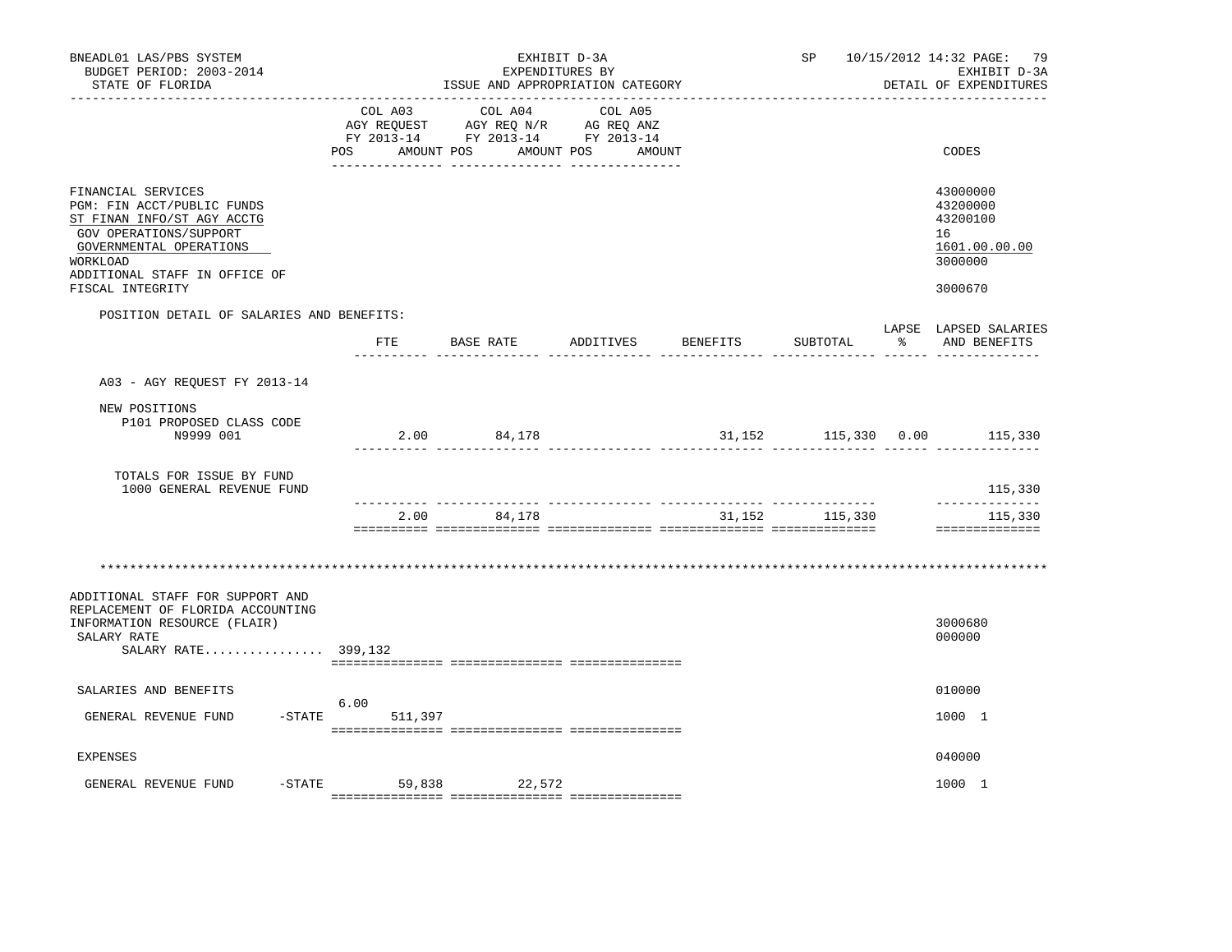BNEADL01 LAS/PBS SYSTEM — EXHIBIT D-3A — EXPENDITURES BY ISSUE AND APPROPRIATION CATEGORY

BUDGET PERIOD: 2003-2014 — STATE OF FLORIDA — SP 10/15/2012 14:32 — EXHIBIT D-3A DETAIL OF EXPENDITURES

| | COL A03 AGY REQUEST FY 2013-14 POS AMOUNT | COL A04 AGY REQ N/R FY 2013-14 POS AMOUNT | COL A05 AG REQ ANZ FY 2013-14 POS AMOUNT | CODES |
|---|---|---|---|---|
| FINANCIAL SERVICES | | | | 43000000 |
| PGM: FIN ACCT/PUBLIC FUNDS | | | | 43200000 |
| ST FINAN INFO/ST AGY ACCTG | | | | 43200100 |
| GOV OPERATIONS/SUPPORT | | | | 16 |
| GOVERNMENTAL OPERATIONS | | | | 1601.00.00.00 |
| WORKLOAD | | | | 3000000 |
| ADDITIONAL STAFF IN OFFICE OF FISCAL INTEGRITY | | | | 3000670 |

POSITION DETAIL OF SALARIES AND BENEFITS:

| | FTE | BASE RATE | ADDITIVES | BENEFITS | SUBTOTAL | LAPSE % | LAPSED SALARIES AND BENEFITS |
|---|---|---|---|---|---|---|---|
| A03 - AGY REQUEST FY 2013-14 | | | | | | | |
| NEW POSITIONS | | | | | | | |
| P101 PROPOSED CLASS CODE N9999 001 | 2.00 | 84,178 | | 31,152 | 115,330 | 0.00 | 115,330 |
| TOTALS FOR ISSUE BY FUND | | | | | | | |
| 1000 GENERAL REVENUE FUND | | | | | | | 115,330 |
| | 2.00 | 84,178 | | 31,152 | 115,330 | | 115,330 |

****************************************************************************************************************

| | COL A03 | COL A04 | COL A05 | CODES |
|---|---|---|---|---|
| ADDITIONAL STAFF FOR SUPPORT AND REPLACEMENT OF FLORIDA ACCOUNTING INFORMATION RESOURCE (FLAIR) | | | | 3000680 |
| SALARY RATE | | | | 000000 |
| SALARY RATE................ | 399,132 | | | |
| SALARIES AND BENEFITS | | | | 010000 |
| GENERAL REVENUE FUND -STATE | 6.00 511,397 | | | 1000 1 |
| EXPENSES | | | | 040000 |
| GENERAL REVENUE FUND -STATE | 59,838 | 22,572 | | 1000 1 |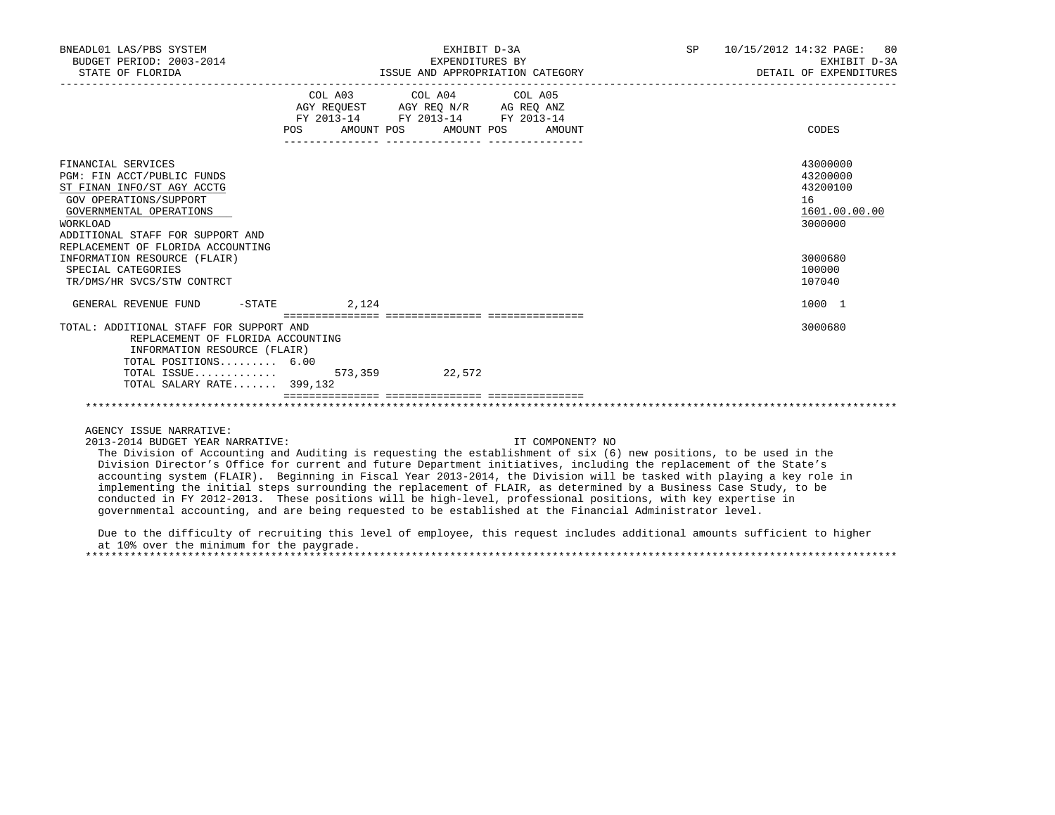| | COL A03 AGY REQUEST FY 2013-14 | | COL A04 AGY REQ N/R FY 2013-14 | | COL A05 AG REQ ANZ FY 2013-14 | | CODES |
|---|---|---|---|---|---|---|---|
| | POS | AMOUNT | POS | AMOUNT | POS | AMOUNT | |
| FINANCIAL SERVICES | | | | | | | 43000000 |
| PGM: FIN ACCT/PUBLIC FUNDS | | | | | | | 43200000 |
| ST FINAN INFO/ST AGY ACCTG | | | | | | | 43200100 |
| GOV OPERATIONS/SUPPORT | | | | | | | 16 |
| GOVERNMENTAL OPERATIONS | | | | | | | 1601.00.00.00 |
| WORKLOAD | | | | | | | 3000000 |
| ADDITIONAL STAFF FOR SUPPORT AND REPLACEMENT OF FLORIDA ACCOUNTING INFORMATION RESOURCE (FLAIR) | | | | | | | 3000680 |
| SPECIAL CATEGORIES | | | | | | | 100000 |
| TR/DMS/HR SVCS/STW CONTRCT | | | | | | | 107040 |
| GENERAL REVENUE FUND -STATE | | 2,124 | | | | | 1000 1 |
| TOTAL: ADDITIONAL STAFF FOR SUPPORT AND REPLACEMENT OF FLORIDA ACCOUNTING INFORMATION RESOURCE (FLAIR) | | | | | | | 3000680 |
| TOTAL POSITIONS......... | 6.00 | | | | | | |
| TOTAL ISSUE............. | | 573,359 | | 22,572 | | | |
| TOTAL SALARY RATE....... | | 399,132 | | | | | |

AGENCY ISSUE NARRATIVE:

2013-2014 BUDGET YEAR NARRATIVE: IT COMPONENT? NO

The Division of Accounting and Auditing is requesting the establishment of six (6) new positions, to be used in the Division Director's Office for current and future Department initiatives, including the replacement of the State's accounting system (FLAIR). Beginning in Fiscal Year 2013-2014, the Division will be tasked with playing a key role in implementing the initial steps surrounding the replacement of FLAIR, as determined by a Business Case Study, to be conducted in FY 2012-2013. These positions will be high-level, professional positions, with key expertise in governmental accounting, and are being requested to be established at the Financial Administrator level.

Due to the difficulty of recruiting this level of employee, this request includes additional amounts sufficient to higher at 10% over the minimum for the paygrade.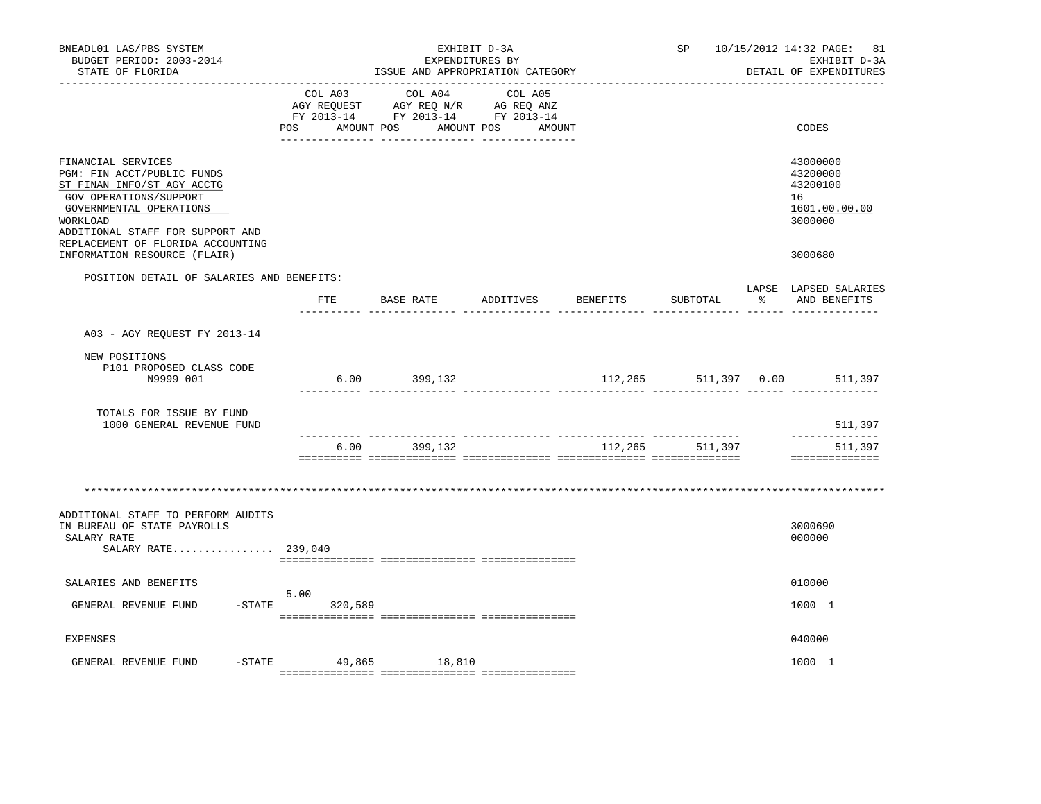BNEADL01 LAS/PBS SYSTEM | EXHIBIT D-3A | SP 10/15/2012 14:32
BUDGET PERIOD: 2003-2014 | EXPENDITURES BY | EXHIBIT D-3A
STATE OF FLORIDA | ISSUE AND APPROPRIATION CATEGORY | DETAIL OF EXPENDITURES

| | COL A03 AGY REQUEST FY 2013-14 POS AMOUNT | COL A04 AGY REQ N/R FY 2013-14 POS AMOUNT | COL A05 AG REQ ANZ FY 2013-14 POS AMOUNT | CODES |
|---|---|---|---|---|
| FINANCIAL SERVICES | | | | 43000000 |
| PGM: FIN ACCT/PUBLIC FUNDS | | | | 43200000 |
| ST FINAN INFO/ST AGY ACCTG | | | | 43200100 |
| GOV OPERATIONS/SUPPORT | | | | 16 |
| GOVERNMENTAL OPERATIONS | | | | 1601.00.00.00 |
| WORKLOAD | | | | 3000000 |
| ADDITIONAL STAFF FOR SUPPORT AND REPLACEMENT OF FLORIDA ACCOUNTING INFORMATION RESOURCE (FLAIR) | | | | 3000680 |

POSITION DETAIL OF SALARIES AND BENEFITS:

| | FTE | BASE RATE | ADDITIVES | BENEFITS | SUBTOTAL | LAPSE % | LAPSED SALARIES AND BENEFITS |
|---|---|---|---|---|---|---|---|
| A03 - AGY REQUEST FY 2013-14 | | | | | | | |
| NEW POSITIONS | | | | | | | |
| P101 PROPOSED CLASS CODE N9999 001 | 6.00 | 399,132 | | 112,265 | 511,397 | 0.00 | 511,397 |
| TOTALS FOR ISSUE BY FUND | | | | | | | |
| 1000 GENERAL REVENUE FUND | | | | | | | 511,397 |
| | 6.00 | 399,132 | | 112,265 | 511,397 | | 511,397 |

*******************************************************************************************************************

| | COL A03 | COL A04 | COL A05 | CODES |
|---|---|---|---|---|
| ADDITIONAL STAFF TO PERFORM AUDITS IN BUREAU OF STATE PAYROLLS | | | | 3000690 |
| SALARY RATE | | | | 000000 |
| SALARY RATE................ | 239,040 | | | |
| SALARIES AND BENEFITS | | | | 010000 |
| GENERAL REVENUE FUND -STATE | 5.00 320,589 | | | 1000 1 |
| EXPENSES | | | | 040000 |
| GENERAL REVENUE FUND -STATE | 49,865 | 18,810 | | 1000 1 |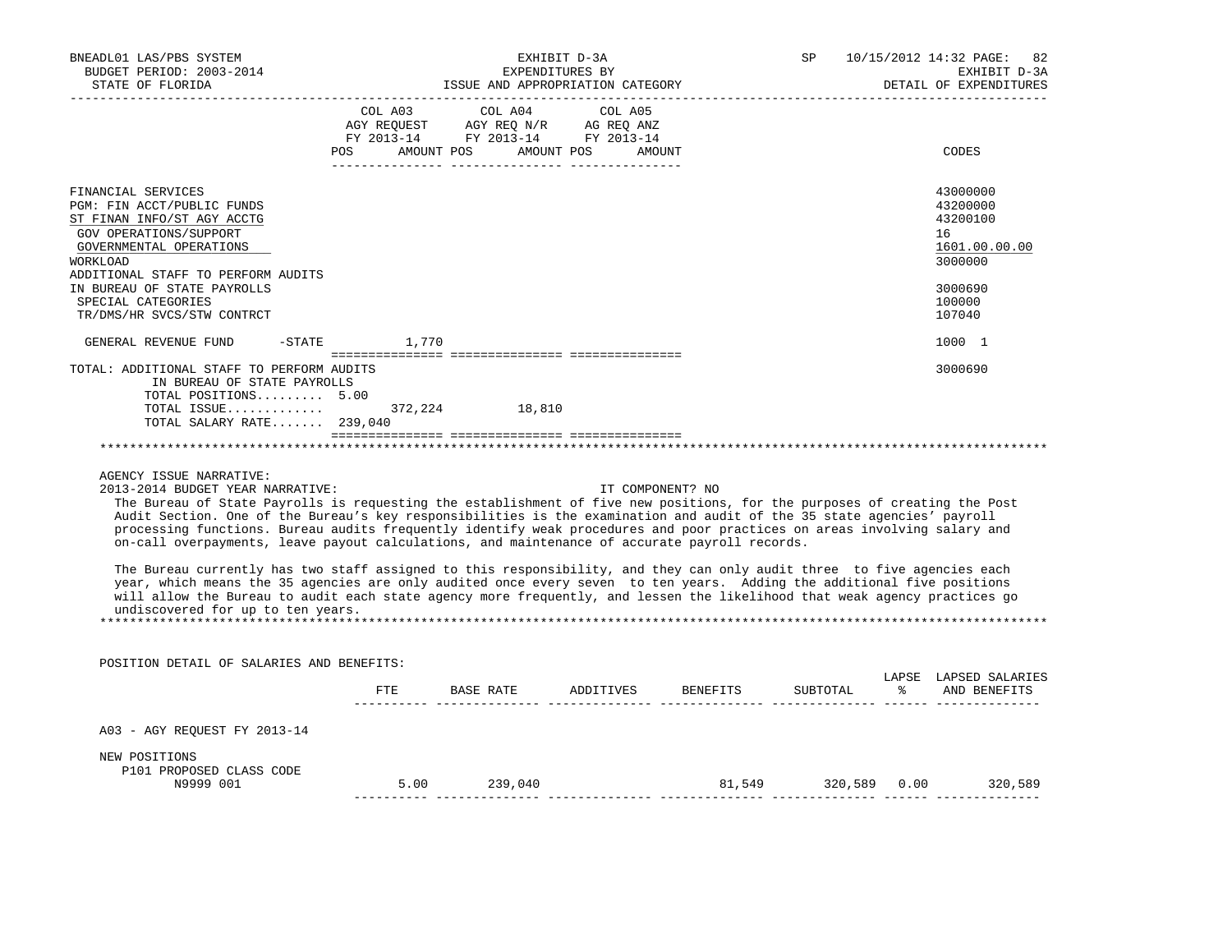EXHIBIT D-3A
EXPENDITURES BY
ISSUE AND APPROPRIATION CATEGORY

BNEADL01 LAS/PBS SYSTEM — BUDGET PERIOD: 2003-2014 — STATE OF FLORIDA

SP 10/15/2012 14:32 — EXHIBIT D-3A — DETAIL OF EXPENDITURES

| | COL A03 AGY REQUEST FY 2013-14 POS | AMOUNT | COL A04 AGY REQ N/R FY 2013-14 POS | AMOUNT | COL A05 AG REQ ANZ FY 2013-14 POS | AMOUNT | CODES |
|---|---|---|---|---|---|---|---|
| FINANCIAL SERVICES | | | | | | | 43000000 |
| PGM: FIN ACCT/PUBLIC FUNDS | | | | | | | 43200000 |
| ST FINAN INFO/ST AGY ACCTG | | | | | | | 43200100 |
| GOV OPERATIONS/SUPPORT | | | | | | | 16 |
| GOVERNMENTAL OPERATIONS | | | | | | | 1601.00.00.00 |
| WORKLOAD | | | | | | | 3000000 |
| ADDITIONAL STAFF TO PERFORM AUDITS IN BUREAU OF STATE PAYROLLS | | | | | | | 3000690 |
| SPECIAL CATEGORIES | | | | | | | 100000 |
| TR/DMS/HR SVCS/STW CONTRCT | | | | | | | 107040 |
| GENERAL REVENUE FUND -STATE | | 1,770 | | | | | 1000 1 |
| TOTAL: ADDITIONAL STAFF TO PERFORM AUDITS IN BUREAU OF STATE PAYROLLS | | | | | | | 3000690 |
| TOTAL POSITIONS | 5.00 | | | | | | |
| TOTAL ISSUE | | 372,224 | | 18,810 | | | |
| TOTAL SALARY RATE | | 239,040 | | | | | |

AGENCY ISSUE NARRATIVE:

2013-2014 BUDGET YEAR NARRATIVE: IT COMPONENT? NO

The Bureau of State Payrolls is requesting the establishment of five new positions, for the purposes of creating the Post Audit Section. One of the Bureau's key responsibilities is the examination and audit of the 35 state agencies' payroll processing functions. Bureau audits frequently identify weak procedures and poor practices on areas involving salary and on-call overpayments, leave payout calculations, and maintenance of accurate payroll records.

The Bureau currently has two staff assigned to this responsibility, and they can only audit three to five agencies each year, which means the 35 agencies are only audited once every seven to ten years. Adding the additional five positions will allow the Bureau to audit each state agency more frequently, and lessen the likelihood that weak agency practices go undiscovered for up to ten years.

POSITION DETAIL OF SALARIES AND BENEFITS:

| | FTE | BASE RATE | ADDITIVES | BENEFITS | SUBTOTAL | LAPSE % | LAPSED SALARIES AND BENEFITS |
|---|---|---|---|---|---|---|---|
| A03 - AGY REQUEST FY 2013-14 | | | | | | | |
| NEW POSITIONS | | | | | | | |
| P101 PROPOSED CLASS CODE N9999 001 | 5.00 | 239,040 | | 81,549 | 320,589 | 0.00 | 320,589 |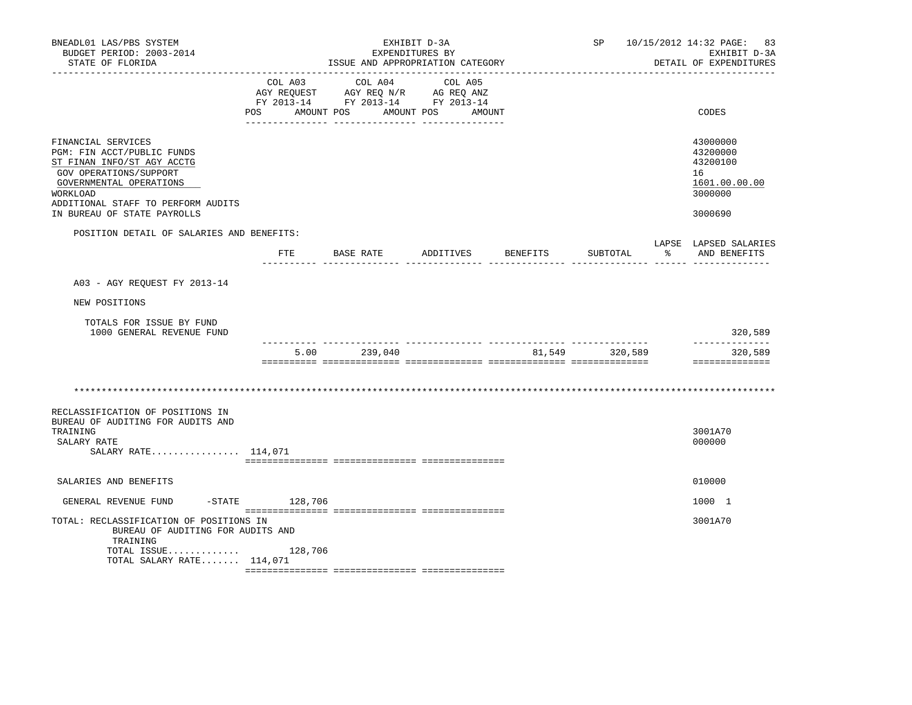BNEADL01 LAS/PBS SYSTEM | EXHIBIT D-3A | SP 10/15/2012 14:32 PAGE: 83
BUDGET PERIOD: 2003-2014 | EXPENDITURES BY | EXHIBIT D-3A
STATE OF FLORIDA | ISSUE AND APPROPRIATION CATEGORY | DETAIL OF EXPENDITURES

| | COL A03 AGY REQUEST FY 2013-14 POS AMOUNT | COL A04 AGY REQ N/R FY 2013-14 POS AMOUNT | COL A05 AG REQ ANZ FY 2013-14 POS AMOUNT | CODES |
|---|---|---|---|---|
| FINANCIAL SERVICES | | | | 43000000 |
| PGM: FIN ACCT/PUBLIC FUNDS | | | | 43200000 |
| ST FINAN INFO/ST AGY ACCTG | | | | 43200100 |
| GOV OPERATIONS/SUPPORT | | | | 16 |
| GOVERNMENTAL OPERATIONS | | | | 1601.00.00.00 |
| WORKLOAD | | | | 3000000 |
| ADDITIONAL STAFF TO PERFORM AUDITS IN BUREAU OF STATE PAYROLLS | | | | 3000690 |

POSITION DETAIL OF SALARIES AND BENEFITS:

| | FTE | BASE RATE | ADDITIVES | BENEFITS | SUBTOTAL | LAPSE % | LAPSED SALARIES AND BENEFITS |
|---|---|---|---|---|---|---|---|
| A03 - AGY REQUEST FY 2013-14 | | | | | | | |
| NEW POSITIONS | | | | | | | |
| TOTALS FOR ISSUE BY FUND | | | | | | | |
| 1000 GENERAL REVENUE FUND | | | | | | | 320,589 |
| | 5.00 | 239,040 | | 81,549 | 320,589 | | 320,589 |

\*\*\*\*\*\*\*\*\*\*\*\*\*\*\*\*\*\*\*\*\*\*\*\*\*\*\*\*\*\*\*\*\*\*\*\*\*\*\*\*\*\*\*\*\*\*\*\*\*\*\*\*\*\*\*\*\*\*\*\*\*\*\*\*\*\*\*\*\*\*\*\*\*\*\*\*\*\*

| | COL A03 | COL A04 | COL A05 | CODES |
|---|---|---|---|---|
| RECLASSIFICATION OF POSITIONS IN BUREAU OF AUDITING FOR AUDITS AND TRAINING | | | | 3001A70 |
| SALARY RATE | | | | 000000 |
| SALARY RATE................ | 114,071 | | | |
| SALARIES AND BENEFITS | | | | 010000 |
| GENERAL REVENUE FUND -STATE | 128,706 | | | 1000 1 |
| TOTAL: RECLASSIFICATION OF POSITIONS IN BUREAU OF AUDITING FOR AUDITS AND TRAINING | | | | 3001A70 |
| TOTAL ISSUE............. | 128,706 | | | |
| TOTAL SALARY RATE....... | 114,071 | | | |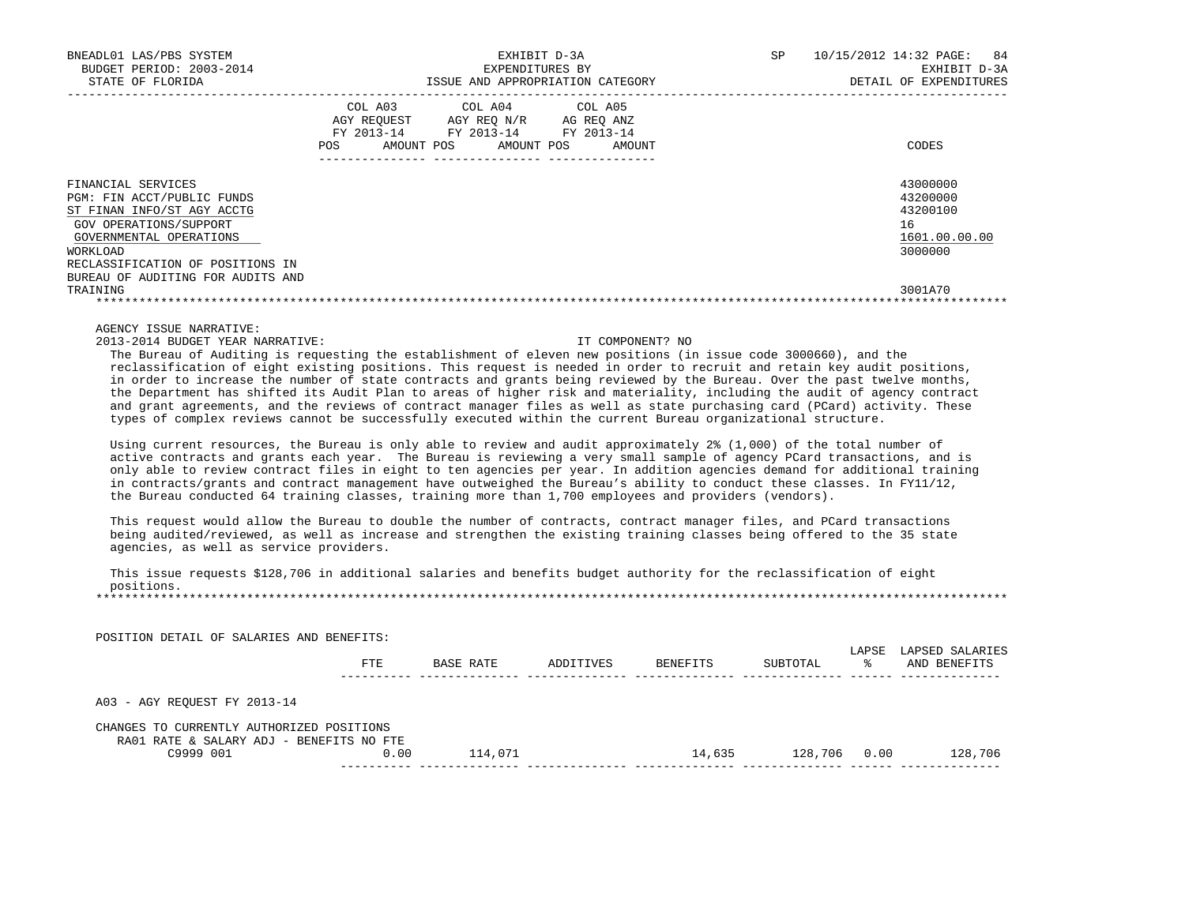EXHIBIT D-3A
EXPENDITURES BY
ISSUE AND APPROPRIATION CATEGORY

BNEADL01 LAS/PBS SYSTEM
BUDGET PERIOD: 2003-2014
STATE OF FLORIDA

SP 10/15/2012 14:32
EXHIBIT D-3A
DETAIL OF EXPENDITURES

| | COL A03 AGY REQUEST FY 2013-14 POS AMOUNT | COL A04 AGY REQ N/R FY 2013-14 POS AMOUNT | COL A05 AG REQ ANZ FY 2013-14 POS AMOUNT | CODES |
|---|---|---|---|---|
| FINANCIAL SERVICES | | | | 43000000 |
| PGM: FIN ACCT/PUBLIC FUNDS | | | | 43200000 |
| ST FINAN INFO/ST AGY ACCTG | | | | 43200100 |
| GOV OPERATIONS/SUPPORT | | | | 16 |
| GOVERNMENTAL OPERATIONS | | | | 1601.00.00.00 |
| WORKLOAD | | | | 3000000 |
| RECLASSIFICATION OF POSITIONS IN BUREAU OF AUDITING FOR AUDITS AND TRAINING | | | | 3001A70 |

AGENCY ISSUE NARRATIVE:

2013-2014 BUDGET YEAR NARRATIVE: IT COMPONENT? NO

The Bureau of Auditing is requesting the establishment of eleven new positions (in issue code 3000660), and the reclassification of eight existing positions. This request is needed in order to recruit and retain key audit positions, in order to increase the number of state contracts and grants being reviewed by the Bureau. Over the past twelve months, the Department has shifted its Audit Plan to areas of higher risk and materiality, including the audit of agency contract and grant agreements, and the reviews of contract manager files as well as state purchasing card (PCard) activity. These types of complex reviews cannot be successfully executed within the current Bureau organizational structure.

Using current resources, the Bureau is only able to review and audit approximately 2% (1,000) of the total number of active contracts and grants each year. The Bureau is reviewing a very small sample of agency PCard transactions, and is only able to review contract files in eight to ten agencies per year. In addition agencies demand for additional training in contracts/grants and contract management have outweighed the Bureau's ability to conduct these classes. In FY11/12, the Bureau conducted 64 training classes, training more than 1,700 employees and providers (vendors).

This request would allow the Bureau to double the number of contracts, contract manager files, and PCard transactions being audited/reviewed, as well as increase and strengthen the existing training classes being offered to the 35 state agencies, as well as service providers.

This issue requests $128,706 in additional salaries and benefits budget authority for the reclassification of eight positions.

POSITION DETAIL OF SALARIES AND BENEFITS:

| | FTE | BASE RATE | ADDITIVES | BENEFITS | SUBTOTAL | LAPSE % | LAPSED SALARIES AND BENEFITS |
|---|---|---|---|---|---|---|---|
| A03 - AGY REQUEST FY 2013-14 | | | | | | | |
| CHANGES TO CURRENTLY AUTHORIZED POSITIONS | | | | | | | |
| RA01 RATE & SALARY ADJ - BENEFITS NO FTE | | | | | | | |
| C9999 001 | 0.00 | 114,071 | | 14,635 | 128,706 | 0.00 | 128,706 |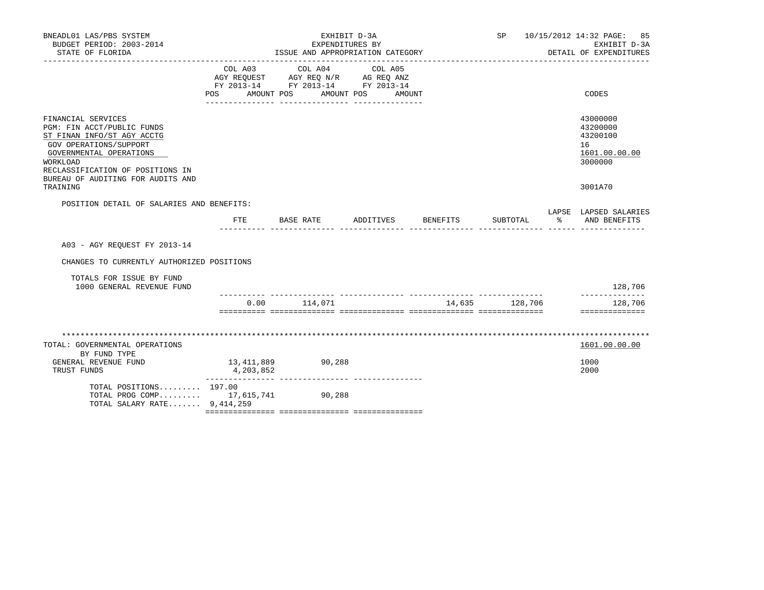BNEADL01 LAS/PBS SYSTEM | EXHIBIT D-3A | SP 10/15/2012 14:32

BUDGET PERIOD: 2003-2014 | EXPENDITURES BY | EXHIBIT D-3A

STATE OF FLORIDA | ISSUE AND APPROPRIATION CATEGORY | DETAIL OF EXPENDITURES

| | COL A03 AGY REQUEST FY 2013-14 POS AMOUNT | COL A04 AGY REQ N/R FY 2013-14 POS AMOUNT | COL A05 AG REQ ANZ FY 2013-14 POS AMOUNT | CODES |
|---|---|---|---|---|
| FINANCIAL SERVICES | | | | 43000000 |
| PGM: FIN ACCT/PUBLIC FUNDS | | | | 43200000 |
| ST FINAN INFO/ST AGY ACCTG | | | | 43200100 |
| GOV OPERATIONS/SUPPORT | | | | 16 |
| GOVERNMENTAL OPERATIONS | | | | 1601.00.00.00 |
| WORKLOAD | | | | 3000000 |
| RECLASSIFICATION OF POSITIONS IN BUREAU OF AUDITING FOR AUDITS AND TRAINING | | | | 3001A70 |

POSITION DETAIL OF SALARIES AND BENEFITS:

| | FTE | BASE RATE | ADDITIVES | BENEFITS | SUBTOTAL | LAPSE % | LAPSED SALARIES AND BENEFITS |
|---|---|---|---|---|---|---|---|
| A03 - AGY REQUEST FY 2013-14 | | | | | | | |
| CHANGES TO CURRENTLY AUTHORIZED POSITIONS | | | | | | | |
| TOTALS FOR ISSUE BY FUND | | | | | | | |
| 1000 GENERAL REVENUE FUND | | | | | | | 128,706 |
| | 0.00 | 114,071 | | 14,635 | 128,706 | | 128,706 |

*****************************************************************************************************************

| | COL A03 | COL A04 | COL A05 | CODES |
|---|---|---|---|---|
| TOTAL: GOVERNMENTAL OPERATIONS | | | | 1601.00.00.00 |
| BY FUND TYPE | | | | |
| GENERAL REVENUE FUND | 13,411,889 | 90,288 | | 1000 |
| TRUST FUNDS | 4,203,852 | | | 2000 |
| TOTAL POSITIONS......... | 197.00 | | | |
| TOTAL PROG COMP......... | 17,615,741 | 90,288 | | |
| TOTAL SALARY RATE....... | 9,414,259 | | | |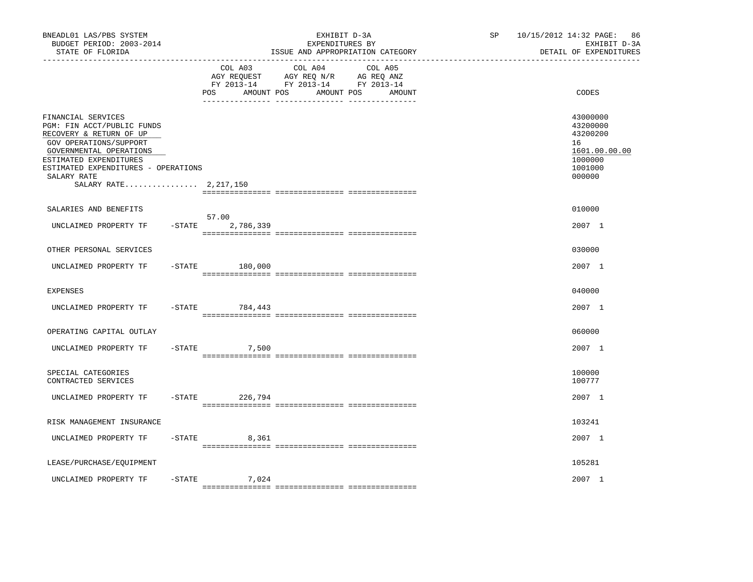BNEADL01 LAS/PBS SYSTEM | EXHIBIT D-3A | SP 10/15/2012 14:32

BUDGET PERIOD: 2003-2014 | EXPENDITURES BY | EXHIBIT D-3A

STATE OF FLORIDA | ISSUE AND APPROPRIATION CATEGORY | DETAIL OF EXPENDITURES

| | COL A03 AGY REQUEST FY 2013-14 POS | AMOUNT | COL A04 AGY REQ N/R FY 2013-14 POS | AMOUNT | COL A05 AG REQ ANZ FY 2013-14 POS | AMOUNT | CODES |
|---|---|---|---|---|---|---|---|
| FINANCIAL SERVICES | | | | | | | 43000000 |
| PGM: FIN ACCT/PUBLIC FUNDS | | | | | | | 43200000 |
| RECOVERY & RETURN OF UP | | | | | | | 43200200 |
| GOV OPERATIONS/SUPPORT | | | | | | | 16 |
| GOVERNMENTAL OPERATIONS | | | | | | | 1601.00.00.00 |
| ESTIMATED EXPENDITURES | | | | | | | 1000000 |
| ESTIMATED EXPENDITURES - OPERATIONS | | | | | | | 1001000 |
| SALARY RATE | | | | | | | 000000 |
| SALARY RATE................ 2,217,150 | | | | | | | |
| SALARIES AND BENEFITS | | | | | | | 010000 |
| UNCLAIMED PROPERTY TF -STATE | 57.00 | 2,786,339 | | | | | 2007 1 |
| OTHER PERSONAL SERVICES | | | | | | | 030000 |
| UNCLAIMED PROPERTY TF -STATE | | 180,000 | | | | | 2007 1 |
| EXPENSES | | | | | | | 040000 |
| UNCLAIMED PROPERTY TF -STATE | | 784,443 | | | | | 2007 1 |
| OPERATING CAPITAL OUTLAY | | | | | | | 060000 |
| UNCLAIMED PROPERTY TF -STATE | | 7,500 | | | | | 2007 1 |
| SPECIAL CATEGORIES | | | | | | | 100000 |
| CONTRACTED SERVICES | | | | | | | 100777 |
| UNCLAIMED PROPERTY TF -STATE | | 226,794 | | | | | 2007 1 |
| RISK MANAGEMENT INSURANCE | | | | | | | 103241 |
| UNCLAIMED PROPERTY TF -STATE | | 8,361 | | | | | 2007 1 |
| LEASE/PURCHASE/EQUIPMENT | | | | | | | 105281 |
| UNCLAIMED PROPERTY TF -STATE | | 7,024 | | | | | 2007 1 |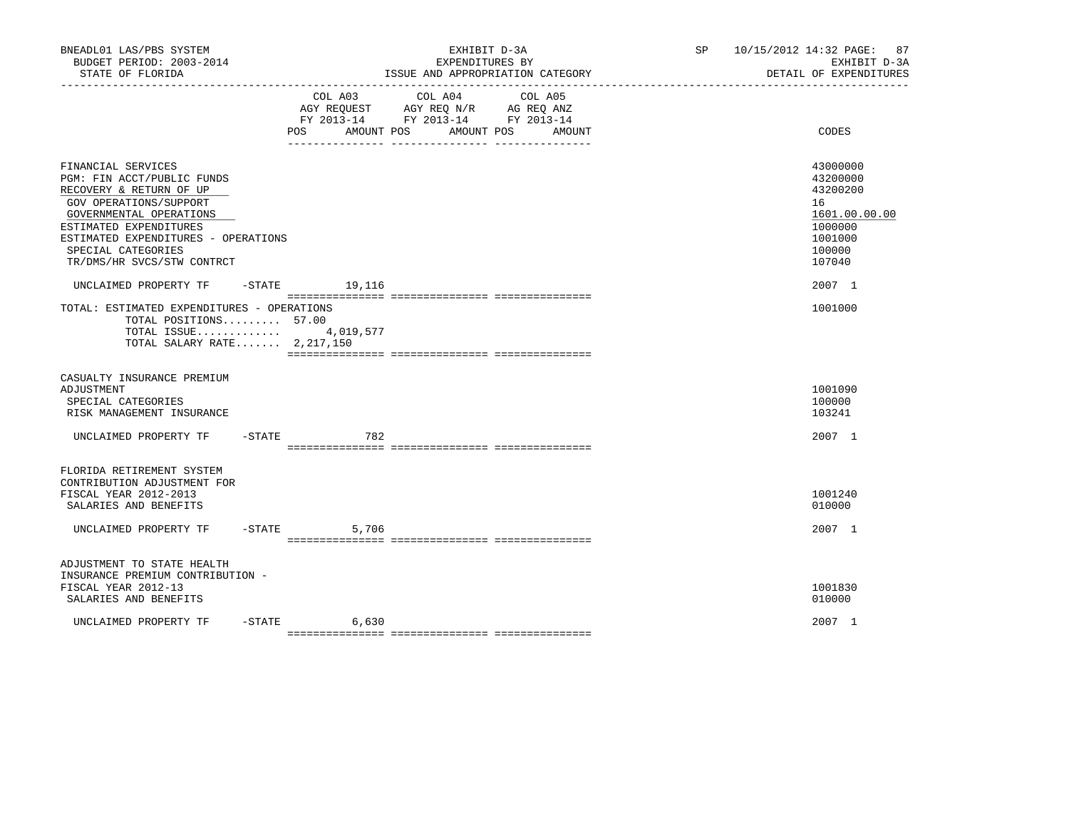BNEADL01 LAS/PBS SYSTEM | EXHIBIT D-3A | SP 10/15/2012 14:32 PAGE: 87
BUDGET PERIOD: 2003-2014 | EXPENDITURES BY | EXHIBIT D-3A
STATE OF FLORIDA | ISSUE AND APPROPRIATION CATEGORY | DETAIL OF EXPENDITURES

| | COL A03 AGY REQUEST FY 2013-14 POS AMOUNT | COL A04 AGY REQ N/R FY 2013-14 POS AMOUNT | COL A05 AG REQ ANZ FY 2013-14 POS AMOUNT | CODES |
|---|---|---|---|---|
| FINANCIAL SERVICES | | | | 43000000 |
| PGM: FIN ACCT/PUBLIC FUNDS | | | | 43200000 |
| RECOVERY & RETURN OF UP | | | | 43200200 |
| GOV OPERATIONS/SUPPORT | | | | 16 |
| GOVERNMENTAL OPERATIONS | | | | 1601.00.00.00 |
| ESTIMATED EXPENDITURES | | | | 1000000 |
| ESTIMATED EXPENDITURES - OPERATIONS | | | | 1001000 |
| SPECIAL CATEGORIES | | | | 100000 |
| TR/DMS/HR SVCS/STW CONTRCT | | | | 107040 |
| UNCLAIMED PROPERTY TF -STATE | 19,116 | | | 2007 1 |
| TOTAL: ESTIMATED EXPENDITURES - OPERATIONS | | | | 1001000 |
| TOTAL POSITIONS......... 57.00 | | | | |
| TOTAL ISSUE............. | 4,019,577 | | | |
| TOTAL SALARY RATE....... 2,217,150 | | | | |
| CASUALTY INSURANCE PREMIUM ADJUSTMENT | | | | 1001090 |
| SPECIAL CATEGORIES | | | | 100000 |
| RISK MANAGEMENT INSURANCE | | | | 103241 |
| UNCLAIMED PROPERTY TF -STATE | 782 | | | 2007 1 |
| FLORIDA RETIREMENT SYSTEM CONTRIBUTION ADJUSTMENT FOR FISCAL YEAR 2012-2013 | | | | 1001240 |
| SALARIES AND BENEFITS | | | | 010000 |
| UNCLAIMED PROPERTY TF -STATE | 5,706 | | | 2007 1 |
| ADJUSTMENT TO STATE HEALTH INSURANCE PREMIUM CONTRIBUTION - FISCAL YEAR 2012-13 | | | | 1001830 |
| SALARIES AND BENEFITS | | | | 010000 |
| UNCLAIMED PROPERTY TF -STATE | 6,630 | | | 2007 1 |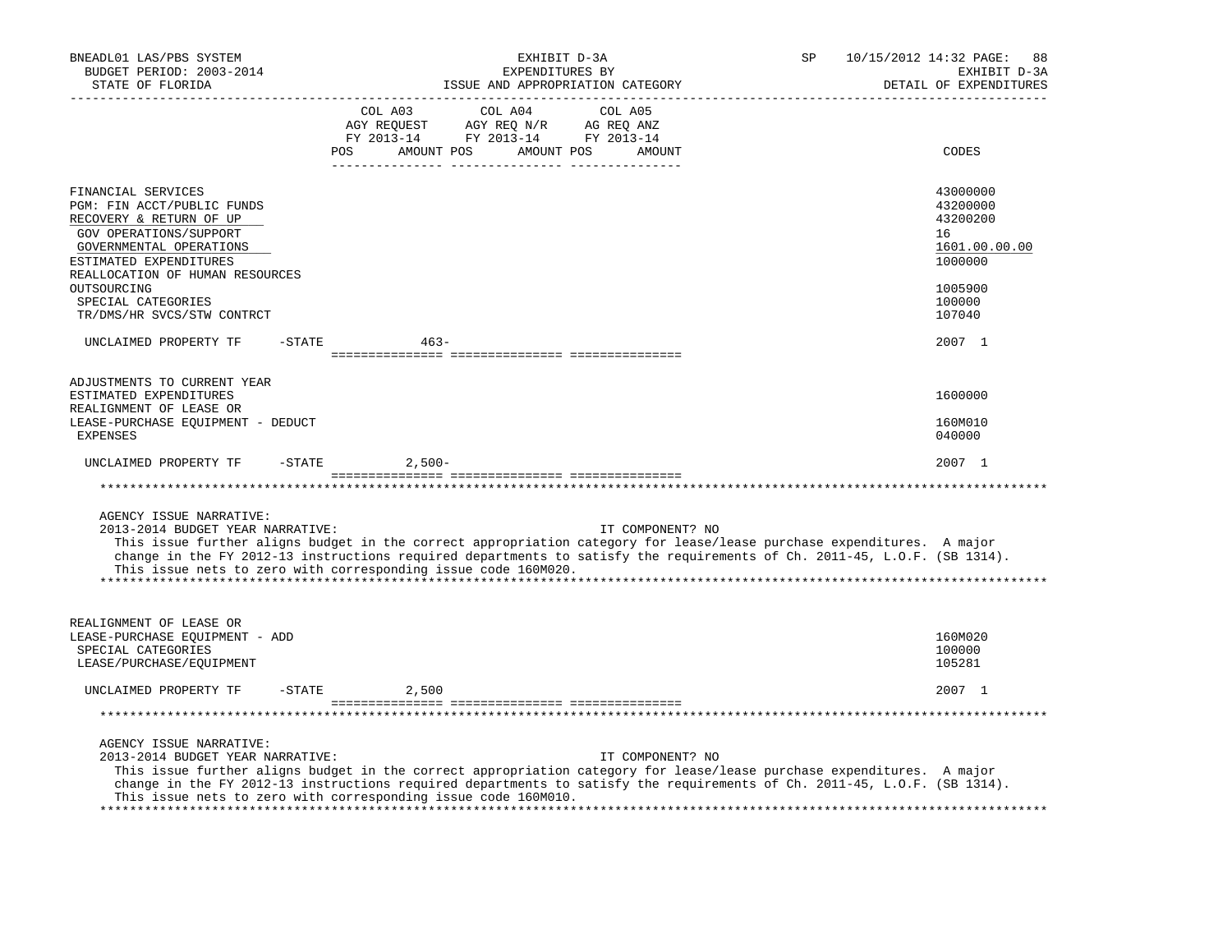BNEADL01 LAS/PBS SYSTEM
BUDGET PERIOD: 2003-2014
STATE OF FLORIDA

EXHIBIT D-3A
EXPENDITURES BY
ISSUE AND APPROPRIATION CATEGORY

SP 10/15/2012 14:32 PAGE: 88
EXHIBIT D-3A
DETAIL OF EXPENDITURES

| | COL A03 AGY REQUEST FY 2013-14 POS AMOUNT | COL A04 AGY REQ N/R FY 2013-14 POS AMOUNT | COL A05 AG REQ ANZ FY 2013-14 POS AMOUNT | CODES |
|---|---|---|---|---|
| FINANCIAL SERVICES | | | | 43000000 |
| PGM: FIN ACCT/PUBLIC FUNDS | | | | 43200000 |
| RECOVERY & RETURN OF UP | | | | 43200200 |
| GOV OPERATIONS/SUPPORT | | | | 16 |
| GOVERNMENTAL OPERATIONS | | | | 1601.00.00.00 |
| ESTIMATED EXPENDITURES | | | | 1000000 |
| REALLOCATION OF HUMAN RESOURCES OUTSOURCING | | | | 1005900 |
| SPECIAL CATEGORIES | | | | 100000 |
| TR/DMS/HR SVCS/STW CONTRCT | | | | 107040 |
| UNCLAIMED PROPERTY TF -STATE | 463- | | | 2007 1 |
| ADJUSTMENTS TO CURRENT YEAR ESTIMATED EXPENDITURES | | | | 1600000 |
| REALIGNMENT OF LEASE OR LEASE-PURCHASE EQUIPMENT - DEDUCT | | | | 160M010 |
| EXPENSES | | | | 040000 |
| UNCLAIMED PROPERTY TF -STATE | 2,500- | | | 2007 1 |

AGENCY ISSUE NARRATIVE:
2013-2014 BUDGET YEAR NARRATIVE: IT COMPONENT? NO

This issue further aligns budget in the correct appropriation category for lease/lease purchase expenditures. A major change in the FY 2012-13 instructions required departments to satisfy the requirements of Ch. 2011-45, L.O.F. (SB 1314). This issue nets to zero with corresponding issue code 160M020.

| | COL A03 | COL A04 | COL A05 | CODES |
|---|---|---|---|---|
| REALIGNMENT OF LEASE OR LEASE-PURCHASE EQUIPMENT - ADD | | | | 160M020 |
| SPECIAL CATEGORIES | | | | 100000 |
| LEASE/PURCHASE/EQUIPMENT | | | | 105281 |
| UNCLAIMED PROPERTY TF -STATE | 2,500 | | | 2007 1 |

AGENCY ISSUE NARRATIVE:
2013-2014 BUDGET YEAR NARRATIVE: IT COMPONENT? NO

This issue further aligns budget in the correct appropriation category for lease/lease purchase expenditures. A major change in the FY 2012-13 instructions required departments to satisfy the requirements of Ch. 2011-45, L.O.F. (SB 1314). This issue nets to zero with corresponding issue code 160M010.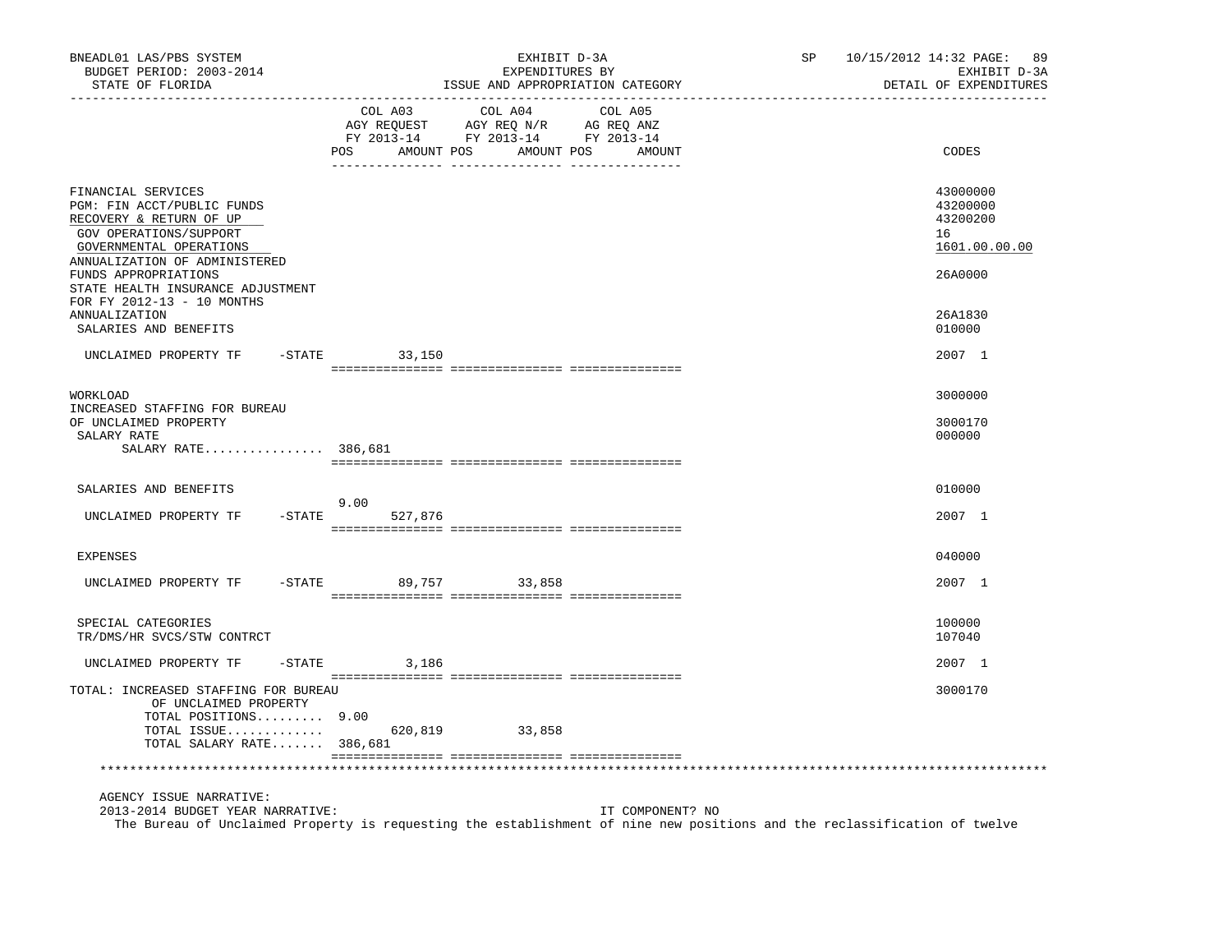| | COL A03 AGY REQUEST FY 2013-14 POS | AMOUNT | COL A04 AGY REQ N/R FY 2013-14 POS | AMOUNT | COL A05 AG REQ ANZ FY 2013-14 POS | AMOUNT | CODES |
|---|---|---|---|---|---|---|---|
| FINANCIAL SERVICES | | | | | | | 43000000 |
| PGM: FIN ACCT/PUBLIC FUNDS | | | | | | | 43200000 |
| RECOVERY & RETURN OF UP | | | | | | | 43200200 |
| GOV OPERATIONS/SUPPORT | | | | | | | 16 |
| GOVERNMENTAL OPERATIONS | | | | | | | 1601.00.00.00 |
| ANNUALIZATION OF ADMINISTERED FUNDS APPROPRIATIONS | | | | | | | 26A0000 |
| STATE HEALTH INSURANCE ADJUSTMENT FOR FY 2012-13 - 10 MONTHS ANNUALIZATION | | | | | | | 26A1830 |
| SALARIES AND BENEFITS | | | | | | | 010000 |
| UNCLAIMED PROPERTY TF -STATE | | 33,150 | | | | | 2007 1 |
| WORKLOAD | | | | | | | 3000000 |
| INCREASED STAFFING FOR BUREAU OF UNCLAIMED PROPERTY | | | | | | | 3000170 |
| SALARY RATE | | | | | | | 000000 |
| SALARY RATE................ | 386,681 | | | | | | |
| SALARIES AND BENEFITS | | | | | | | 010000 |
| UNCLAIMED PROPERTY TF -STATE | 9.00 | 527,876 | | | | | 2007 1 |
| EXPENSES | | | | | | | 040000 |
| UNCLAIMED PROPERTY TF -STATE | | 89,757 | | 33,858 | | | 2007 1 |
| SPECIAL CATEGORIES | | | | | | | 100000 |
| TR/DMS/HR SVCS/STW CONTRCT | | | | | | | 107040 |
| UNCLAIMED PROPERTY TF -STATE | | 3,186 | | | | | 2007 1 |
| TOTAL: INCREASED STAFFING FOR BUREAU OF UNCLAIMED PROPERTY | | | | | | | 3000170 |
| TOTAL POSITIONS......... | 9.00 | | | | | | |
| TOTAL ISSUE............. | | 620,819 | | 33,858 | | | |
| TOTAL SALARY RATE....... | 386,681 | | | | | | |

AGENCY ISSUE NARRATIVE:

2013-2014 BUDGET YEAR NARRATIVE: IT COMPONENT? NO

The Bureau of Unclaimed Property is requesting the establishment of nine new positions and the reclassification of twelve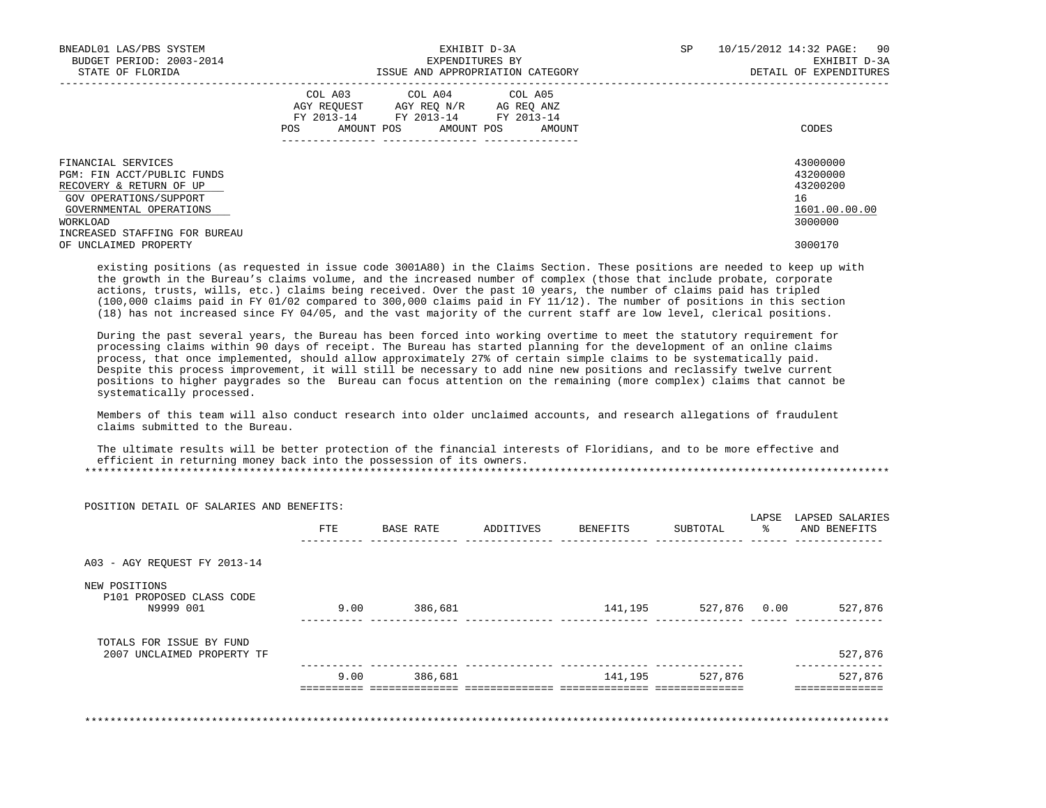| | COL A03 AGY REQUEST FY 2013-14 POS AMOUNT | COL A04 AGY REQ N/R FY 2013-14 POS AMOUNT | COL A05 AG REQ ANZ FY 2013-14 POS AMOUNT | CODES |
|---|---|---|---|---|
| FINANCIAL SERVICES | | | | 43000000 |
| PGM: FIN ACCT/PUBLIC FUNDS | | | | 43200000 |
| RECOVERY & RETURN OF UP | | | | 43200200 |
| GOV OPERATIONS/SUPPORT | | | | 16 |
| GOVERNMENTAL OPERATIONS | | | | 1601.00.00.00 |
| WORKLOAD | | | | 3000000 |
| INCREASED STAFFING FOR BUREAU OF UNCLAIMED PROPERTY | | | | 3000170 |

existing positions (as requested in issue code 3001A80) in the Claims Section. These positions are needed to keep up with the growth in the Bureau's claims volume, and the increased number of complex (those that include probate, corporate actions, trusts, wills, etc.) claims being received. Over the past 10 years, the number of claims paid has tripled (100,000 claims paid in FY 01/02 compared to 300,000 claims paid in FY 11/12). The number of positions in this section (18) has not increased since FY 04/05, and the vast majority of the current staff are low level, clerical positions.

During the past several years, the Bureau has been forced into working overtime to meet the statutory requirement for processing claims within 90 days of receipt. The Bureau has started planning for the development of an online claims process, that once implemented, should allow approximately 27% of certain simple claims to be systematically paid. Despite this process improvement, it will still be necessary to add nine new positions and reclassify twelve current positions to higher paygrades so the Bureau can focus attention on the remaining (more complex) claims that cannot be systematically processed.

Members of this team will also conduct research into older unclaimed accounts, and research allegations of fraudulent claims submitted to the Bureau.

The ultimate results will be better protection of the financial interests of Floridians, and to be more effective and efficient in returning money back into the possession of its owners.

*******************************************************************************************************************

POSITION DETAIL OF SALARIES AND BENEFITS:

| | FTE | BASE RATE | ADDITIVES | BENEFITS | SUBTOTAL | LAPSE % | LAPSED SALARIES AND BENEFITS |
|---|---|---|---|---|---|---|---|
| A03 - AGY REQUEST FY 2013-14 | | | | | | | |
| NEW POSITIONS | | | | | | | |
| P101 PROPOSED CLASS CODE N9999 001 | 9.00 | 386,681 | | 141,195 | 527,876 | 0.00 | 527,876 |
| TOTALS FOR ISSUE BY FUND | | | | | | | |
| 2007 UNCLAIMED PROPERTY TF | | | | | | | 527,876 |
| | 9.00 | 386,681 | | 141,195 | 527,876 | | 527,876 |

*******************************************************************************************************************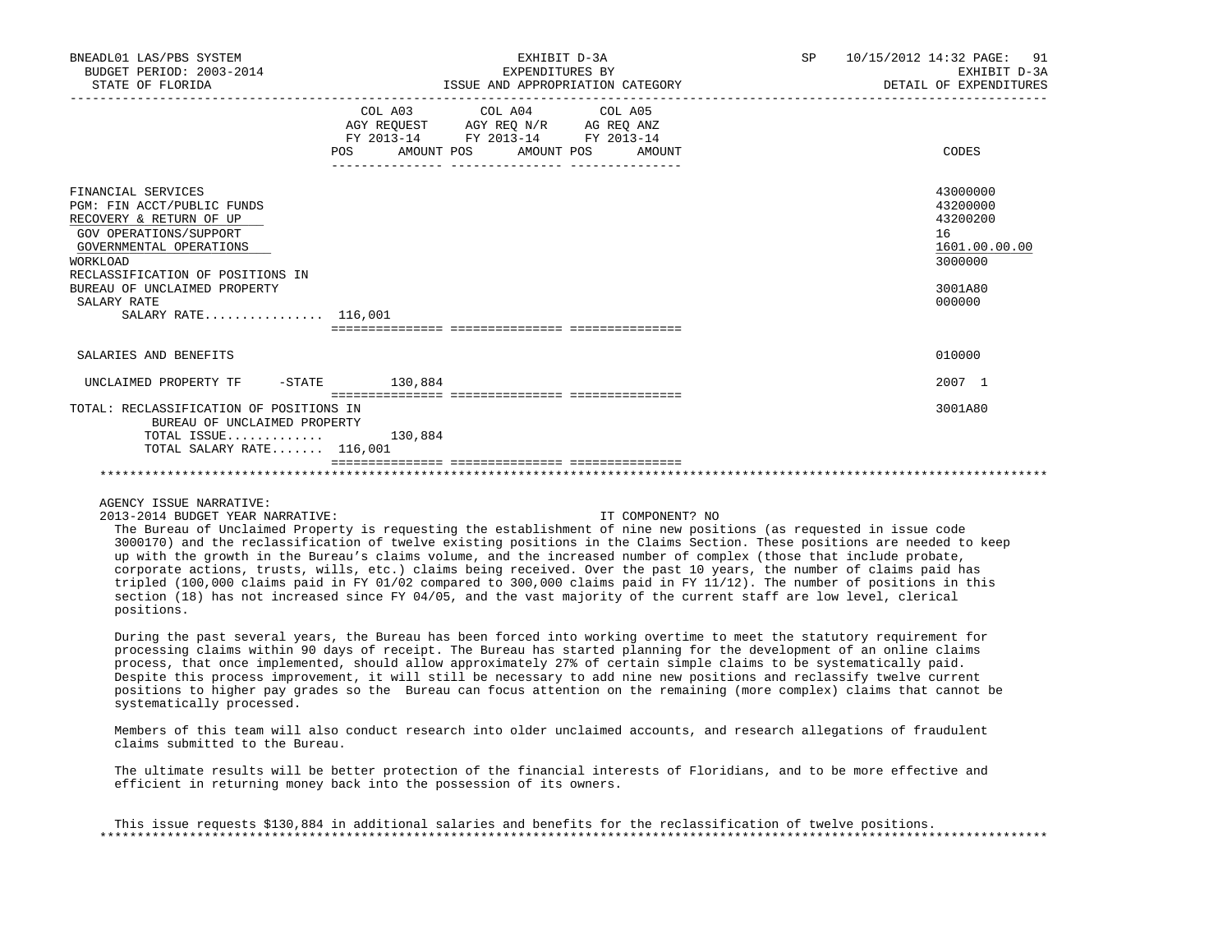| | COL A03 AGY REQUEST FY 2013-14 POS AMOUNT | COL A04 AGY REQ N/R FY 2013-14 POS AMOUNT | COL A05 AG REQ ANZ FY 2013-14 POS AMOUNT | CODES |
|---|---|---|---|---|
| FINANCIAL SERVICES | | | | 43000000 |
| PGM: FIN ACCT/PUBLIC FUNDS | | | | 43200000 |
| RECOVERY & RETURN OF UP | | | | 43200200 |
| GOV OPERATIONS/SUPPORT | | | | 16 |
| GOVERNMENTAL OPERATIONS | | | | 1601.00.00.00 |
| WORKLOAD | | | | 3000000 |
| RECLASSIFICATION OF POSITIONS IN BUREAU OF UNCLAIMED PROPERTY | | | | 3001A80 |
| SALARY RATE | | | | 000000 |
| SALARY RATE................ | 116,001 | | | |
| SALARIES AND BENEFITS | | | | 010000 |
| UNCLAIMED PROPERTY TF -STATE | 130,884 | | | 2007 1 |
| TOTAL: RECLASSIFICATION OF POSITIONS IN BUREAU OF UNCLAIMED PROPERTY | | | | 3001A80 |
| TOTAL ISSUE............. | 130,884 | | | |
| TOTAL SALARY RATE....... | 116,001 | | | |

AGENCY ISSUE NARRATIVE:

2013-2014 BUDGET YEAR NARRATIVE: IT COMPONENT? NO

The Bureau of Unclaimed Property is requesting the establishment of nine new positions (as requested in issue code 3000170) and the reclassification of twelve existing positions in the Claims Section. These positions are needed to keep up with the growth in the Bureau's claims volume, and the increased number of complex (those that include probate, corporate actions, trusts, wills, etc.) claims being received. Over the past 10 years, the number of claims paid has tripled (100,000 claims paid in FY 01/02 compared to 300,000 claims paid in FY 11/12). The number of positions in this section (18) has not increased since FY 04/05, and the vast majority of the current staff are low level, clerical positions.

During the past several years, the Bureau has been forced into working overtime to meet the statutory requirement for processing claims within 90 days of receipt. The Bureau has started planning for the development of an online claims process, that once implemented, should allow approximately 27% of certain simple claims to be systematically paid. Despite this process improvement, it will still be necessary to add nine new positions and reclassify twelve current positions to higher pay grades so the Bureau can focus attention on the remaining (more complex) claims that cannot be systematically processed.

Members of this team will also conduct research into older unclaimed accounts, and research allegations of fraudulent claims submitted to the Bureau.

The ultimate results will be better protection of the financial interests of Floridians, and to be more effective and efficient in returning money back into the possession of its owners.

This issue requests $130,884 in additional salaries and benefits for the reclassification of twelve positions.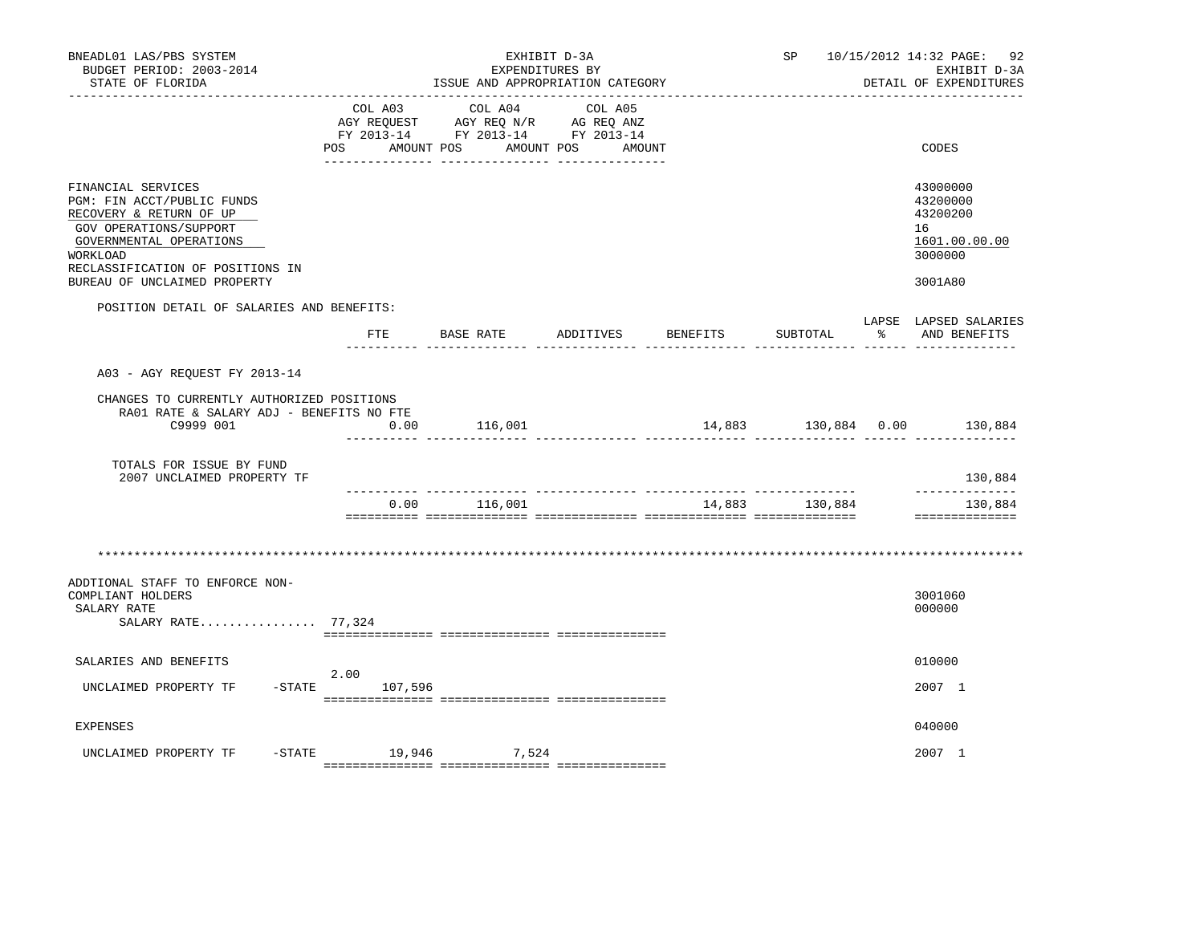BNEADL01 LAS/PBS SYSTEM — EXHIBIT D-3A — SP 10/15/2012 14:32
BUDGET PERIOD: 2003-2014 — EXPENDITURES BY — EXHIBIT D-3A
STATE OF FLORIDA — ISSUE AND APPROPRIATION CATEGORY — DETAIL OF EXPENDITURES

| | COL A03 AGY REQUEST FY 2013-14 POS AMOUNT | COL A04 AGY REQ N/R FY 2013-14 POS AMOUNT | COL A05 AG REQ ANZ FY 2013-14 POS AMOUNT | CODES |
|---|---|---|---|---|
| FINANCIAL SERVICES | | | | 43000000 |
| PGM: FIN ACCT/PUBLIC FUNDS | | | | 43200000 |
| RECOVERY & RETURN OF UP | | | | 43200200 |
| GOV OPERATIONS/SUPPORT | | | | 16 |
| GOVERNMENTAL OPERATIONS | | | | 1601.00.00.00 |
| WORKLOAD | | | | 3000000 |
| RECLASSIFICATION OF POSITIONS IN BUREAU OF UNCLAIMED PROPERTY | | | | 3001A80 |

POSITION DETAIL OF SALARIES AND BENEFITS:

| | FTE | BASE RATE | ADDITIVES | BENEFITS | SUBTOTAL | LAPSE % | LAPSED SALARIES AND BENEFITS |
|---|---|---|---|---|---|---|---|
| A03 - AGY REQUEST FY 2013-14 | | | | | | | |
| CHANGES TO CURRENTLY AUTHORIZED POSITIONS | | | | | | | |
| RA01 RATE & SALARY ADJ - BENEFITS NO FTE | | | | | | | |
| C9999 001 | 0.00 | 116,001 | | 14,883 | 130,884 | 0.00 | 130,884 |
| TOTALS FOR ISSUE BY FUND | | | | | | | |
| 2007 UNCLAIMED PROPERTY TF | | | | | | | 130,884 |
| | 0.00 | 116,001 | | 14,883 | 130,884 | | 130,884 |

\*\*\*\*\*\*\*\*\*\*\*\*\*\*\*\*\*\*\*\*\*\*\*\*\*\*\*\*\*\*\*\*\*\*\*\*\*\*\*\*\*\*\*\*\*\*\*\*\*\*\*\*\*\*\*\*\*\*\*\*

| | COL A03 | COL A04 | COL A05 | CODES |
|---|---|---|---|---|
| ADDTIONAL STAFF TO ENFORCE NON-COMPLIANT HOLDERS | | | | 3001060 |
| SALARY RATE | | | | 000000 |
| SALARY RATE................ 77,324 | | | | |
| SALARIES AND BENEFITS | | | | 010000 |
| UNCLAIMED PROPERTY TF -STATE | 2.00 107,596 | | | 2007 1 |
| EXPENSES | | | | 040000 |
| UNCLAIMED PROPERTY TF -STATE | 19,946 | 7,524 | | 2007 1 |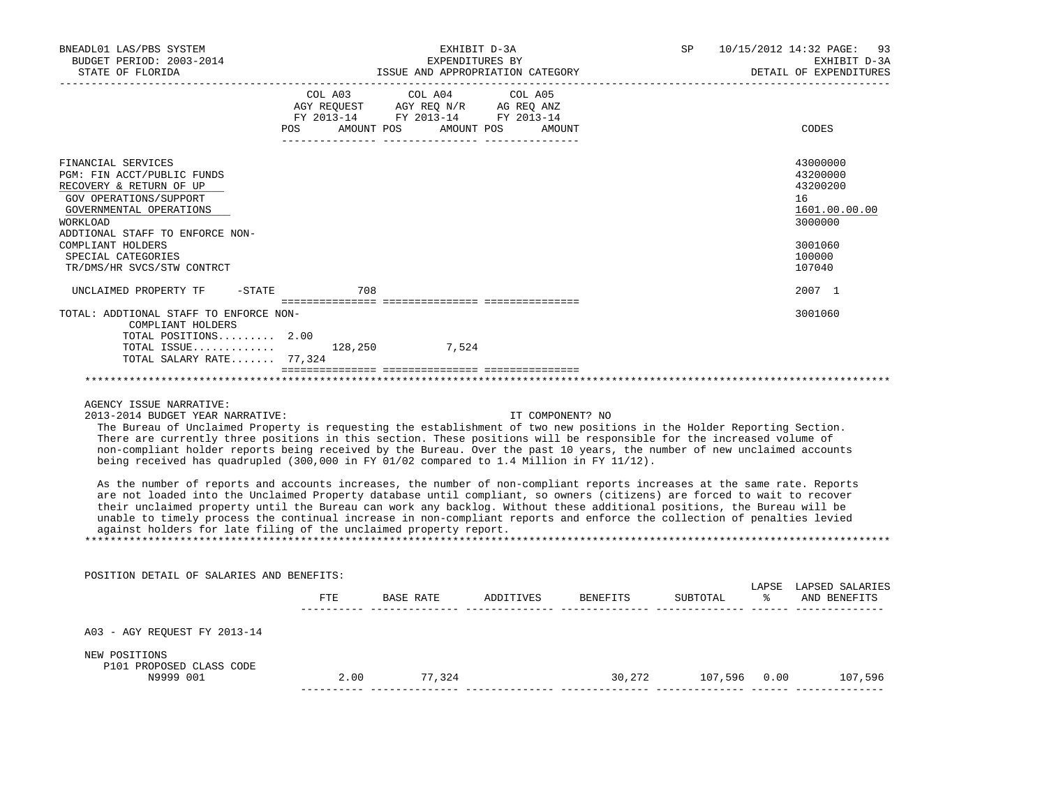BNEADL01 LAS/PBS SYSTEM | EXHIBIT D-3A | SP 10/15/2012 14:32
BUDGET PERIOD: 2003-2014 | EXPENDITURES BY | EXHIBIT D-3A
STATE OF FLORIDA | ISSUE AND APPROPRIATION CATEGORY | DETAIL OF EXPENDITURES

| | COL A03 AGY REQUEST FY 2013-14 POS | AMOUNT | COL A04 AGY REQ N/R FY 2013-14 POS | AMOUNT | COL A05 AG REQ ANZ FY 2013-14 POS | AMOUNT | CODES |
|---|---|---|---|---|---|---|---|
| FINANCIAL SERVICES | | | | | | | 43000000 |
| PGM: FIN ACCT/PUBLIC FUNDS | | | | | | | 43200000 |
| RECOVERY & RETURN OF UP | | | | | | | 43200200 |
| GOV OPERATIONS/SUPPORT | | | | | | | 16 |
| GOVERNMENTAL OPERATIONS | | | | | | | 1601.00.00.00 |
| WORKLOAD | | | | | | | 3000000 |
| ADDTIONAL STAFF TO ENFORCE NON-COMPLIANT HOLDERS | | | | | | | 3001060 |
| SPECIAL CATEGORIES | | | | | | | 100000 |
| TR/DMS/HR SVCS/STW CONTRCT | | | | | | | 107040 |
| UNCLAIMED PROPERTY TF -STATE | | 708 | | | | | 2007 1 |
| TOTAL: ADDTIONAL STAFF TO ENFORCE NON-COMPLIANT HOLDERS | | | | | | | 3001060 |
| TOTAL POSITIONS......... | 2.00 | | | | | | |
| TOTAL ISSUE............. | | 128,250 | | 7,524 | | | |
| TOTAL SALARY RATE....... | 77,324 | | | | | | |

AGENCY ISSUE NARRATIVE:

2013-2014 BUDGET YEAR NARRATIVE: IT COMPONENT? NO

The Bureau of Unclaimed Property is requesting the establishment of two new positions in the Holder Reporting Section. There are currently three positions in this section. These positions will be responsible for the increased volume of non-compliant holder reports being received by the Bureau. Over the past 10 years, the number of new unclaimed accounts being received has quadrupled (300,000 in FY 01/02 compared to 1.4 Million in FY 11/12).

As the number of reports and accounts increases, the number of non-compliant reports increases at the same rate. Reports are not loaded into the Unclaimed Property database until compliant, so owners (citizens) are forced to wait to recover their unclaimed property until the Bureau can work any backlog. Without these additional positions, the Bureau will be unable to timely process the continual increase in non-compliant reports and enforce the collection of penalties levied against holders for late filing of the unclaimed property report.

POSITION DETAIL OF SALARIES AND BENEFITS:

| | FTE | BASE RATE | ADDITIVES | BENEFITS | SUBTOTAL | LAPSE % | LAPSED SALARIES AND BENEFITS |
|---|---|---|---|---|---|---|---|
| A03 - AGY REQUEST FY 2013-14 | | | | | | | |
| NEW POSITIONS | | | | | | | |
| P101 PROPOSED CLASS CODE | | | | | | | |
| N9999 001 | 2.00 | 77,324 | | 30,272 | 107,596 | 0.00 | 107,596 |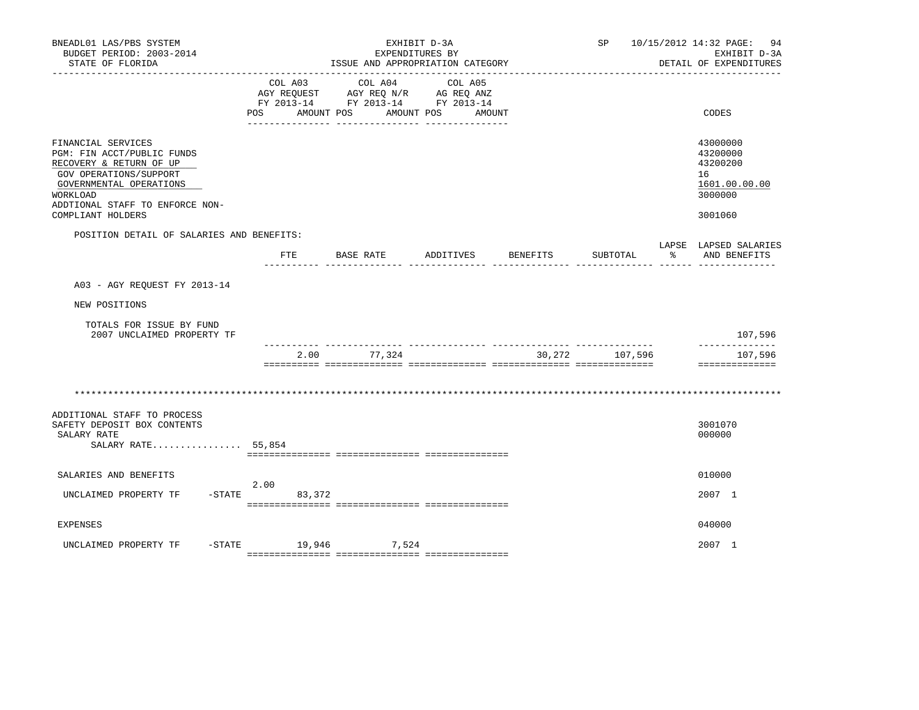BNEADL01 LAS/PBS SYSTEM — EXHIBIT D-3A — SP 10/15/2012 14:32 PAGE: 94
BUDGET PERIOD: 2003-2014 — EXPENDITURES BY — EXHIBIT D-3A
STATE OF FLORIDA — ISSUE AND APPROPRIATION CATEGORY — DETAIL OF EXPENDITURES

| | COL A03 AGY REQUEST FY 2013-14 POS AMOUNT | COL A04 AGY REQ N/R FY 2013-14 POS AMOUNT | COL A05 AG REQ ANZ FY 2013-14 POS AMOUNT | CODES |
|---|---|---|---|---|
| FINANCIAL SERVICES | | | | 43000000 |
| PGM: FIN ACCT/PUBLIC FUNDS | | | | 43200000 |
| RECOVERY & RETURN OF UP | | | | 43200200 |
| GOV OPERATIONS/SUPPORT | | | | 16 |
| GOVERNMENTAL OPERATIONS | | | | 1601.00.00.00 |
| WORKLOAD | | | | 3000000 |
| ADDTIONAL STAFF TO ENFORCE NON-COMPLIANT HOLDERS | | | | 3001060 |

POSITION DETAIL OF SALARIES AND BENEFITS:

| | FTE | BASE RATE | ADDITIVES | BENEFITS | SUBTOTAL | LAPSE % | LAPSED SALARIES AND BENEFITS |
|---|---|---|---|---|---|---|---|
| A03 - AGY REQUEST FY 2013-14 | | | | | | | |
| NEW POSITIONS | | | | | | | |
| TOTALS FOR ISSUE BY FUND | | | | | | | |
| 2007 UNCLAIMED PROPERTY TF | | | | | | | 107,596 |
| | 2.00 | 77,324 | | 30,272 | 107,596 | | 107,596 |

\*\*\*\*\*\*\*\*\*\*\*\*\*\*\*\*\*\*\*\*\*\*\*\*\*\*\*\*\*\*\*\*\*\*\*\*\*\*\*\*\*\*\*\*\*\*\*\*\*\*\*\*\*\*\*\*\*\*\*\*\*\*\*\*\*\*\*\*\*\*\*\*\*\*\*\*\*\*

| | COL A03 POS | COL A03 AMOUNT | COL A04 POS | COL A04 AMOUNT | COL A05 POS | COL A05 AMOUNT | CODES |
|---|---|---|---|---|---|---|---|
| ADDITIONAL STAFF TO PROCESS SAFETY DEPOSIT BOX CONTENTS | | | | | | | 3001070 |
| SALARY RATE | | | | | | | 000000 |
| SALARY RATE................ | 55,854 | | | | | | |
| SALARIES AND BENEFITS | | | | | | | 010000 |
| UNCLAIMED PROPERTY TF -STATE | 2.00 | 83,372 | | | | | 2007 1 |
| EXPENSES | | | | | | | 040000 |
| UNCLAIMED PROPERTY TF -STATE | | 19,946 | | 7,524 | | | 2007 1 |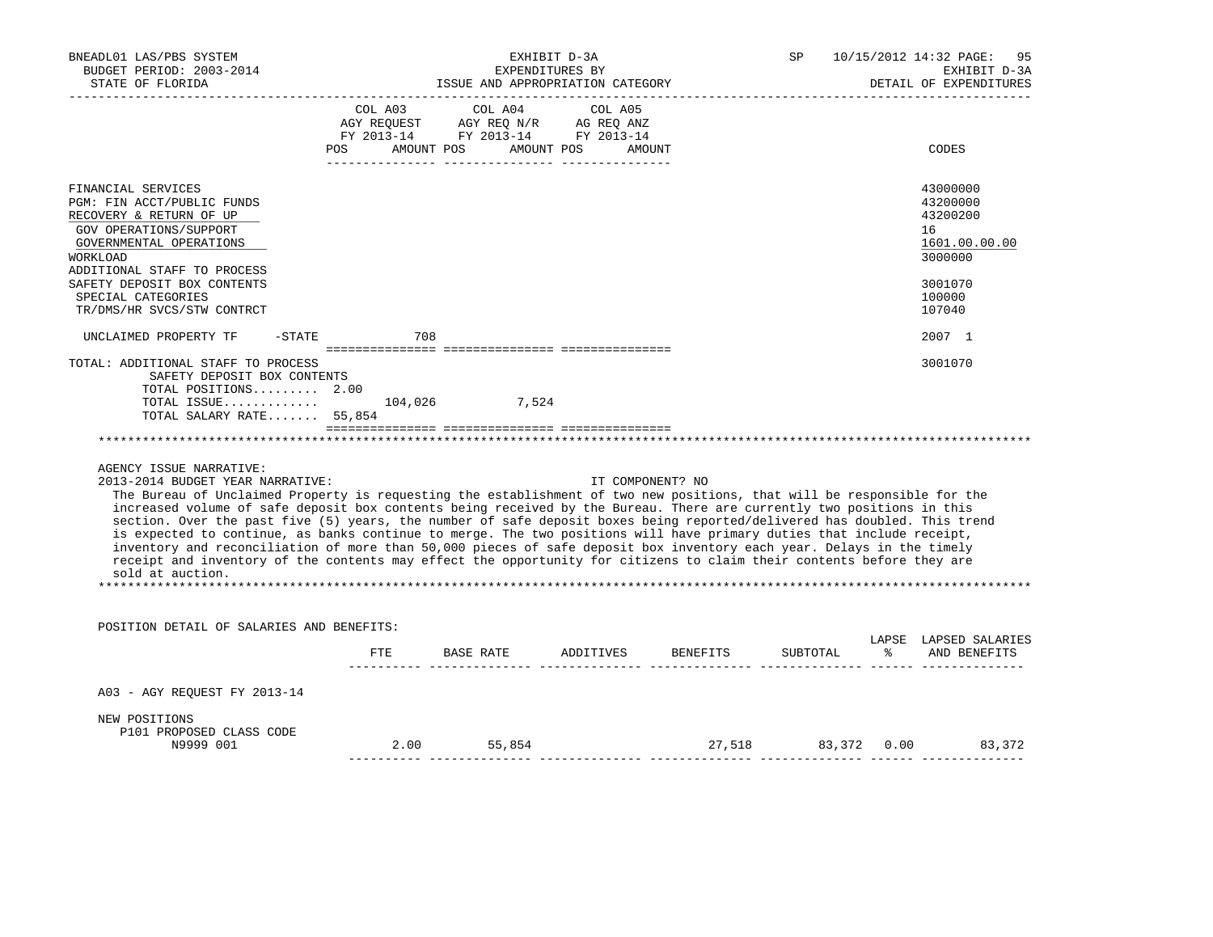BNEADL01 LAS/PBS SYSTEM — EXHIBIT D-3A — EXPENDITURES BY ISSUE AND APPROPRIATION CATEGORY — SP 10/15/2012 14:32

BUDGET PERIOD: 2003-2014 — EXHIBIT D-3A

STATE OF FLORIDA — DETAIL OF EXPENDITURES

| | COL A03 AGY REQUEST FY 2013-14 POS AMOUNT | COL A04 AGY REQ N/R FY 2013-14 POS AMOUNT | COL A05 AG REQ ANZ FY 2013-14 POS AMOUNT | CODES |
|---|---|---|---|---|
| FINANCIAL SERVICES | | | | 43000000 |
| PGM: FIN ACCT/PUBLIC FUNDS | | | | 43200000 |
| RECOVERY & RETURN OF UP | | | | 43200200 |
| GOV OPERATIONS/SUPPORT | | | | 16 |
| GOVERNMENTAL OPERATIONS | | | | 1601.00.00.00 |
| WORKLOAD | | | | 3000000 |
| ADDITIONAL STAFF TO PROCESS SAFETY DEPOSIT BOX CONTENTS | | | | 3001070 |
| SPECIAL CATEGORIES | | | | 100000 |
| TR/DMS/HR SVCS/STW CONTRCT | | | | 107040 |
| UNCLAIMED PROPERTY TF -STATE | 708 | | | 2007 1 |
| TOTAL: ADDITIONAL STAFF TO PROCESS SAFETY DEPOSIT BOX CONTENTS | | | | 3001070 |
| TOTAL POSITIONS......... | 2.00 | | | |
| TOTAL ISSUE............. | 104,026 | 7,524 | | |
| TOTAL SALARY RATE....... | 55,854 | | | |

AGENCY ISSUE NARRATIVE:

2013-2014 BUDGET YEAR NARRATIVE: IT COMPONENT? NO

The Bureau of Unclaimed Property is requesting the establishment of two new positions, that will be responsible for the increased volume of safe deposit box contents being received by the Bureau. There are currently two positions in this section. Over the past five (5) years, the number of safe deposit boxes being reported/delivered has doubled. This trend is expected to continue, as banks continue to merge. The two positions will have primary duties that include receipt, inventory and reconciliation of more than 50,000 pieces of safe deposit box inventory each year. Delays in the timely receipt and inventory of the contents may effect the opportunity for citizens to claim their contents before they are sold at auction.

POSITION DETAIL OF SALARIES AND BENEFITS:

| | FTE | BASE RATE | ADDITIVES | BENEFITS | SUBTOTAL | LAPSE % | LAPSED SALARIES AND BENEFITS |
|---|---|---|---|---|---|---|---|
| A03 - AGY REQUEST FY 2013-14 | | | | | | | |
| NEW POSITIONS | | | | | | | |
| P101 PROPOSED CLASS CODE | | | | | | | |
| N9999 001 | 2.00 | 55,854 | | 27,518 | 83,372 | 0.00 | 83,372 |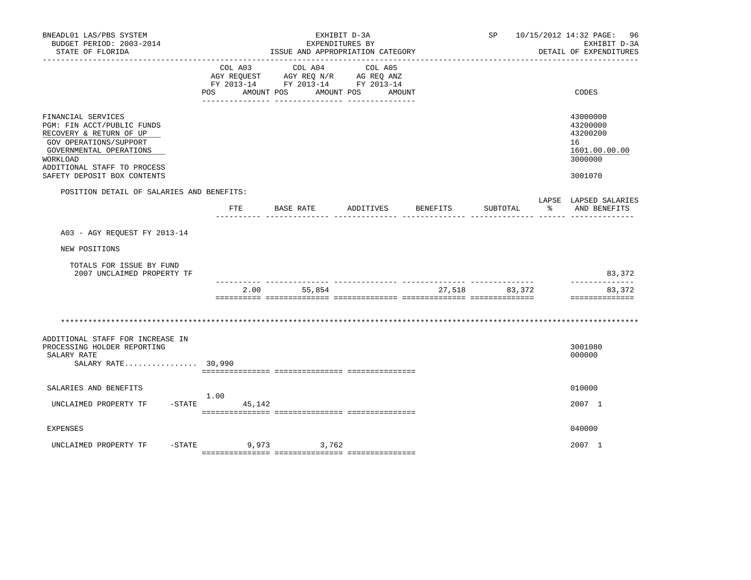BNEADL01 LAS/PBS SYSTEM
BUDGET PERIOD: 2003-2014
STATE OF FLORIDA

EXHIBIT D-3A
EXPENDITURES BY
ISSUE AND APPROPRIATION CATEGORY

SP 10/15/2012 14:32
EXHIBIT D-3A
DETAIL OF EXPENDITURES

| | COL A03 AGY REQUEST FY 2013-14 POS AMOUNT | COL A04 AGY REQ N/R FY 2013-14 POS AMOUNT | COL A05 AG REQ ANZ FY 2013-14 POS AMOUNT | CODES |
|---|---|---|---|---|
| FINANCIAL SERVICES | | | | 43000000 |
| PGM: FIN ACCT/PUBLIC FUNDS | | | | 43200000 |
| RECOVERY & RETURN OF UP | | | | 43200200 |
| GOV OPERATIONS/SUPPORT | | | | 16 |
| GOVERNMENTAL OPERATIONS | | | | 1601.00.00.00 |
| WORKLOAD | | | | 3000000 |
| ADDITIONAL STAFF TO PROCESS SAFETY DEPOSIT BOX CONTENTS | | | | 3001070 |

POSITION DETAIL OF SALARIES AND BENEFITS:

| | FTE | BASE RATE | ADDITIVES | BENEFITS | SUBTOTAL | LAPSE % | LAPSED SALARIES AND BENEFITS |
|---|---|---|---|---|---|---|---|
| A03 - AGY REQUEST FY 2013-14 | | | | | | | |
| NEW POSITIONS | | | | | | | |
| TOTALS FOR ISSUE BY FUND | | | | | | | |
| 2007 UNCLAIMED PROPERTY TF | | | | | | | 83,372 |
| | 2.00 | 55,854 | | 27,518 | 83,372 | | 83,372 |

*****************************************************************************************************************

| | COL A03 | COL A04 | COL A05 | CODES |
|---|---|---|---|---|
| ADDITIONAL STAFF FOR INCREASE IN PROCESSING HOLDER REPORTING | | | | 3001080 |
| SALARY RATE | | | | 000000 |
| SALARY RATE................ | 30,990 | | | |
| SALARIES AND BENEFITS | | | | 010000 |
| UNCLAIMED PROPERTY TF -STATE | 1.00 45,142 | | | 2007 1 |
| EXPENSES | | | | 040000 |
| UNCLAIMED PROPERTY TF -STATE | 9,973 | 3,762 | | 2007 1 |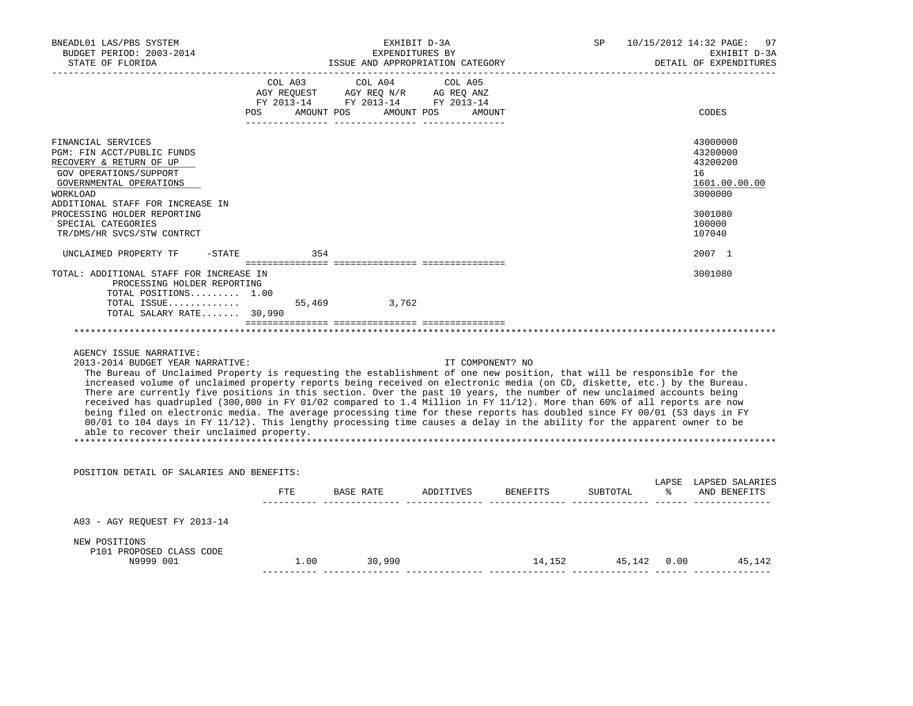BNEADL01 LAS/PBS SYSTEM — BUDGET PERIOD: 2003-2014 — STATE OF FLORIDA

EXHIBIT D-3A — EXPENDITURES BY ISSUE AND APPROPRIATION CATEGORY

SP 10/15/2012 14:32 — EXHIBIT D-3A — DETAIL OF EXPENDITURES

| | COL A03 AGY REQUEST FY 2013-14 POS | AMOUNT | COL A04 AGY REQ N/R FY 2013-14 POS | AMOUNT | COL A05 AG REQ ANZ FY 2013-14 POS | AMOUNT | CODES |
|---|---|---|---|---|---|---|---|
| FINANCIAL SERVICES | | | | | | | 43000000 |
| PGM: FIN ACCT/PUBLIC FUNDS | | | | | | | 43200000 |
| RECOVERY & RETURN OF UP | | | | | | | 43200200 |
| GOV OPERATIONS/SUPPORT | | | | | | | 16 |
| GOVERNMENTAL OPERATIONS | | | | | | | 1601.00.00.00 |
| WORKLOAD | | | | | | | 3000000 |
| ADDITIONAL STAFF FOR INCREASE IN PROCESSING HOLDER REPORTING | | | | | | | 3001080 |
| SPECIAL CATEGORIES | | | | | | | 100000 |
| TR/DMS/HR SVCS/STW CONTRCT | | | | | | | 107040 |
| UNCLAIMED PROPERTY TF -STATE | | 354 | | | | | 2007 1 |
| TOTAL: ADDITIONAL STAFF FOR INCREASE IN PROCESSING HOLDER REPORTING | | | | | | | 3001080 |
| TOTAL POSITIONS......... | 1.00 | | | | | | |
| TOTAL ISSUE............. | | 55,469 | | 3,762 | | | |
| TOTAL SALARY RATE....... | | 30,990 | | | | | |

AGENCY ISSUE NARRATIVE:

2013-2014 BUDGET YEAR NARRATIVE: IT COMPONENT? NO

The Bureau of Unclaimed Property is requesting the establishment of one new position, that will be responsible for the increased volume of unclaimed property reports being received on electronic media (on CD, diskette, etc.) by the Bureau. There are currently five positions in this section. Over the past 10 years, the number of new unclaimed accounts being received has quadrupled (300,000 in FY 01/02 compared to 1.4 Million in FY 11/12). More than 60% of all reports are now being filed on electronic media. The average processing time for these reports has doubled since FY 00/01 (53 days in FY 00/01 to 104 days in FY 11/12). This lengthy processing time causes a delay in the ability for the apparent owner to be able to recover their unclaimed property.

POSITION DETAIL OF SALARIES AND BENEFITS:

| | FTE | BASE RATE | ADDITIVES | BENEFITS | SUBTOTAL | LAPSE % | LAPSED SALARIES AND BENEFITS |
|---|---|---|---|---|---|---|---|
| A03 - AGY REQUEST FY 2013-14 | | | | | | | |
| NEW POSITIONS | | | | | | | |
| P101 PROPOSED CLASS CODE N9999 001 | 1.00 | 30,990 | | 14,152 | 45,142 | 0.00 | 45,142 |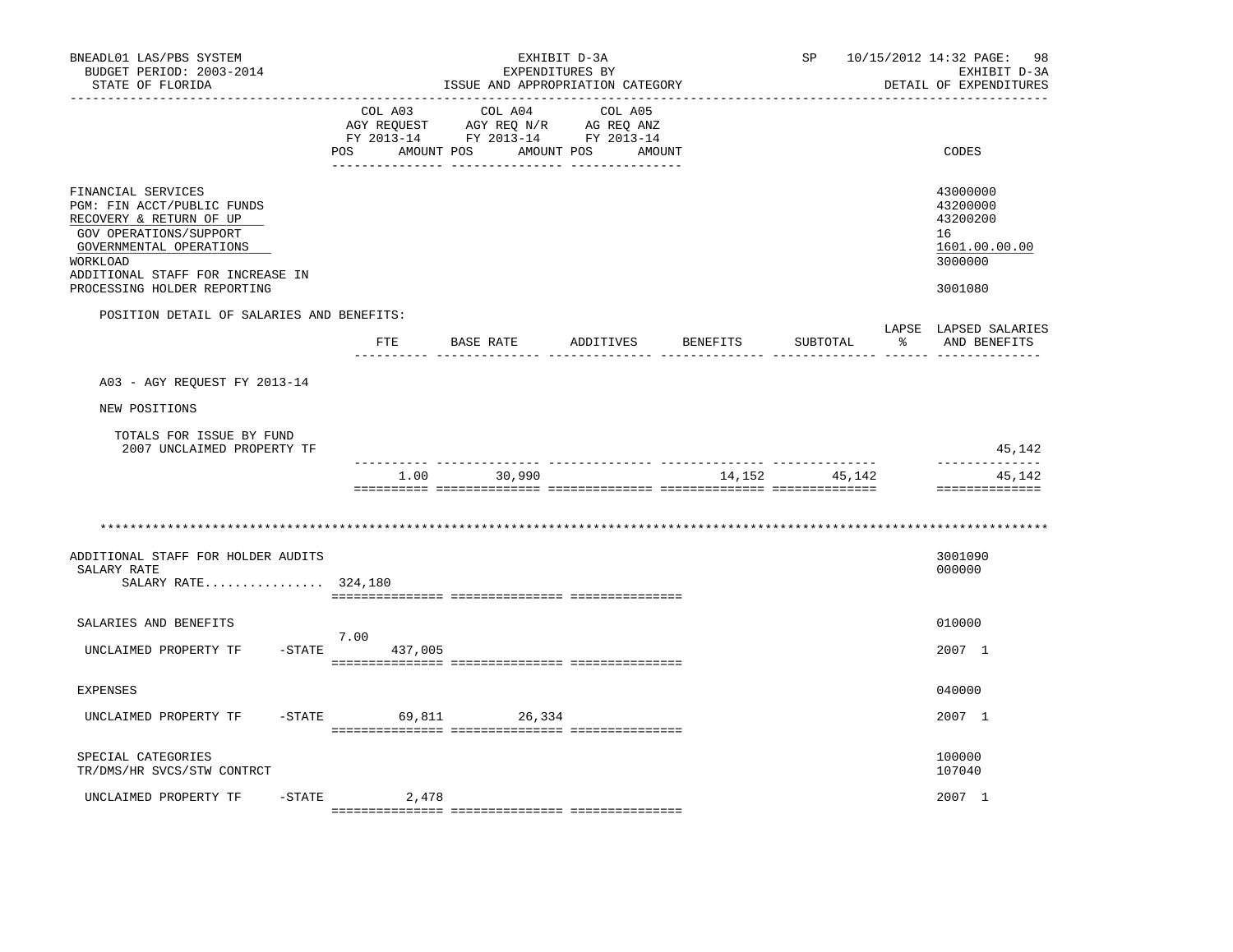BNEADL01 LAS/PBS SYSTEM — EXHIBIT D-3A — EXPENDITURES BY ISSUE AND APPROPRIATION CATEGORY — BUDGET PERIOD: 2003-2014 — STATE OF FLORIDA — SP 10/15/2012 14:32 — DETAIL OF EXPENDITURES

| | COL A03 AGY REQUEST FY 2013-14 POS AMOUNT | COL A04 AGY REQ N/R FY 2013-14 POS AMOUNT | COL A05 AG REQ ANZ FY 2013-14 POS AMOUNT | CODES |
|---|---|---|---|---|
| FINANCIAL SERVICES | | | | 43000000 |
| PGM: FIN ACCT/PUBLIC FUNDS | | | | 43200000 |
| RECOVERY & RETURN OF UP | | | | 43200200 |
| GOV OPERATIONS/SUPPORT | | | | 16 |
| GOVERNMENTAL OPERATIONS | | | | 1601.00.00.00 |
| WORKLOAD | | | | 3000000 |
| ADDITIONAL STAFF FOR INCREASE IN PROCESSING HOLDER REPORTING | | | | 3001080 |

POSITION DETAIL OF SALARIES AND BENEFITS:

| | FTE | BASE RATE | ADDITIVES | BENEFITS | SUBTOTAL | LAPSE % | LAPSED SALARIES AND BENEFITS |
|---|---|---|---|---|---|---|---|
| A03 - AGY REQUEST FY 2013-14 | | | | | | | |
| NEW POSITIONS | | | | | | | |
| TOTALS FOR ISSUE BY FUND | | | | | | | |
| 2007 UNCLAIMED PROPERTY TF | | | | | | | 45,142 |
| | 1.00 | 30,990 | | 14,152 | 45,142 | | 45,142 |

************************************************************************************************************

| | COL A03 AGY REQUEST FY 2013-14 POS AMOUNT | COL A04 AGY REQ N/R FY 2013-14 POS AMOUNT | COL A05 AG REQ ANZ FY 2013-14 POS AMOUNT | CODES |
|---|---|---|---|---|
| ADDITIONAL STAFF FOR HOLDER AUDITS | | | | 3001090 |
| SALARY RATE | | | | 000000 |
| SALARY RATE................ 324,180 | | | | |
| SALARIES AND BENEFITS | | | | 010000 |
| UNCLAIMED PROPERTY TF -STATE | 7.00 437,005 | | | 2007 1 |
| EXPENSES | | | | 040000 |
| UNCLAIMED PROPERTY TF -STATE | 69,811 | 26,334 | | 2007 1 |
| SPECIAL CATEGORIES | | | | 100000 |
| TR/DMS/HR SVCS/STW CONTRCT | | | | 107040 |
| UNCLAIMED PROPERTY TF -STATE | 2,478 | | | 2007 1 |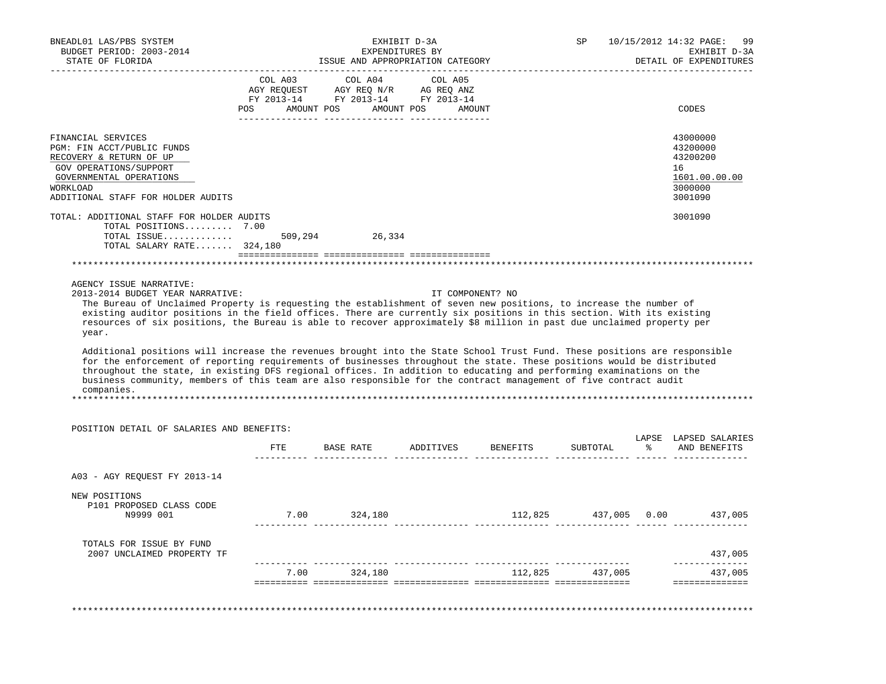BNEADL01 LAS/PBS SYSTEM
BUDGET PERIOD: 2003-2014
STATE OF FLORIDA

EXHIBIT D-3A
EXPENDITURES BY
ISSUE AND APPROPRIATION CATEGORY

SP 10/15/2012 14:32 PAGE: 99
EXHIBIT D-3A
DETAIL OF EXPENDITURES

| | COL A03 AGY REQUEST FY 2013-14 POS AMOUNT | COL A04 AGY REQ N/R FY 2013-14 POS AMOUNT | COL A05 AG REQ ANZ FY 2013-14 POS AMOUNT | CODES |
|---|---|---|---|---|
| FINANCIAL SERVICES | | | | 43000000 |
| PGM: FIN ACCT/PUBLIC FUNDS | | | | 43200000 |
| RECOVERY & RETURN OF UP | | | | 43200200 |
| GOV OPERATIONS/SUPPORT | | | | 16 |
| GOVERNMENTAL OPERATIONS | | | | 1601.00.00.00 |
| WORKLOAD | | | | 3000000 |
| ADDITIONAL STAFF FOR HOLDER AUDITS | | | | 3001090 |
| TOTAL: ADDITIONAL STAFF FOR HOLDER AUDITS | | | | 3001090 |
| TOTAL POSITIONS......... | 7.00 | | | |
| TOTAL ISSUE............ | 509,294 | 26,334 | | |
| TOTAL SALARY RATE....... | 324,180 | | | |

AGENCY ISSUE NARRATIVE:

2013-2014 BUDGET YEAR NARRATIVE: IT COMPONENT? NO

The Bureau of Unclaimed Property is requesting the establishment of seven new positions, to increase the number of existing auditor positions in the field offices. There are currently six positions in this section. With its existing resources of six positions, the Bureau is able to recover approximately $8 million in past due unclaimed property per year.

Additional positions will increase the revenues brought into the State School Trust Fund. These positions are responsible for the enforcement of reporting requirements of businesses throughout the state. These positions would be distributed throughout the state, in existing DFS regional offices. In addition to educating and performing examinations on the business community, members of this team are also responsible for the contract management of five contract audit companies.

POSITION DETAIL OF SALARIES AND BENEFITS:

| | FTE | BASE RATE | ADDITIVES | BENEFITS | SUBTOTAL | LAPSE % | LAPSED SALARIES AND BENEFITS |
|---|---|---|---|---|---|---|---|
| A03 - AGY REQUEST FY 2013-14 | | | | | | | |
| NEW POSITIONS | | | | | | | |
| P101 PROPOSED CLASS CODE N9999 001 | 7.00 | 324,180 | | 112,825 | 437,005 | 0.00 | 437,005 |
| TOTALS FOR ISSUE BY FUND | | | | | | | |
| 2007 UNCLAIMED PROPERTY TF | | | | | | | 437,005 |
| | 7.00 | 324,180 | | 112,825 | 437,005 | | 437,005 |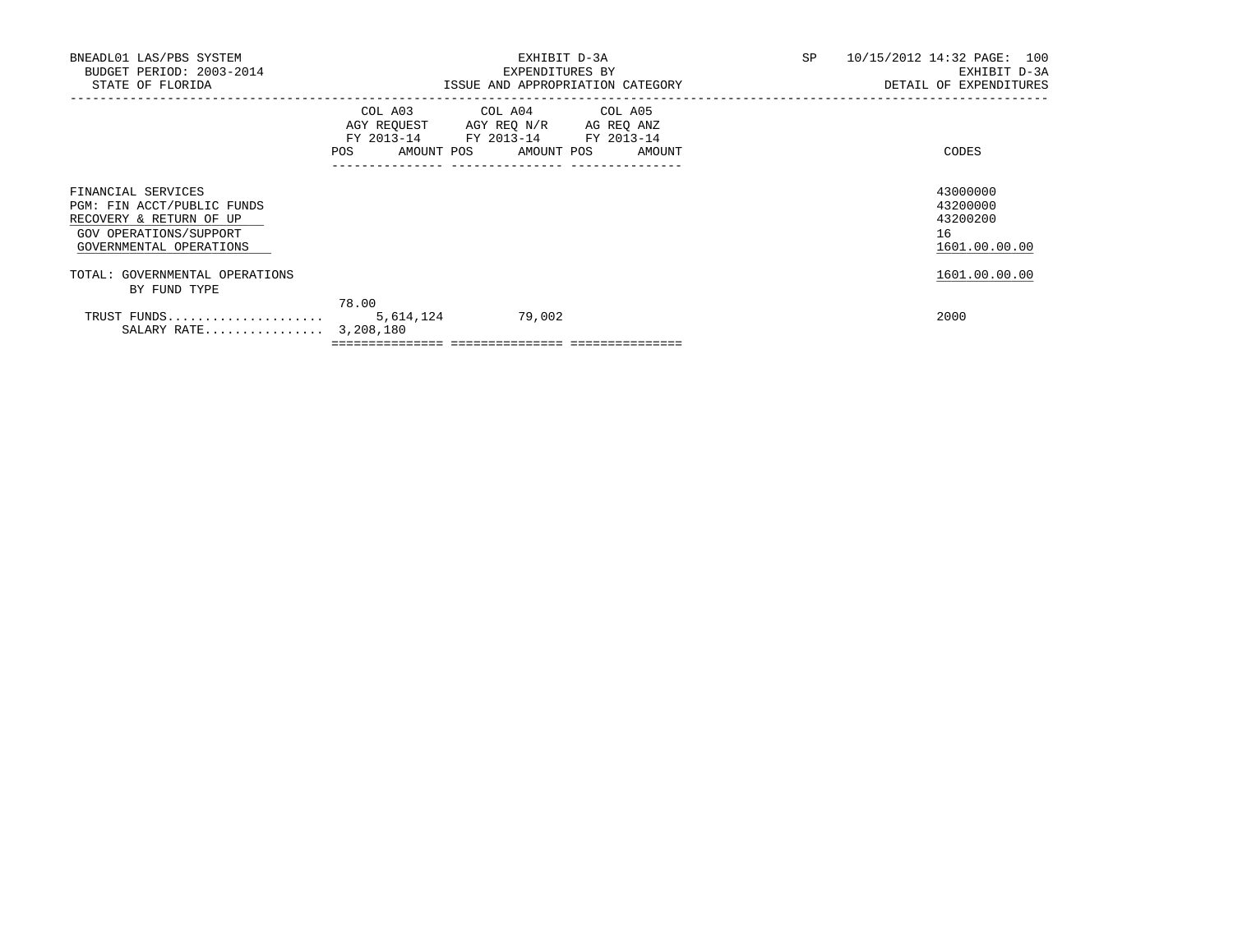BNEADL01 LAS/PBS SYSTEM
BUDGET PERIOD: 2003-2014
STATE OF FLORIDA

EXHIBIT D-3A
EXPENDITURES BY
ISSUE AND APPROPRIATION CATEGORY

SP 10/15/2012 14:32 PAGE: 100
EXHIBIT D-3A
DETAIL OF EXPENDITURES

| | COL A03 AGY REQUEST FY 2013-14 POS | AMOUNT | COL A04 AGY REQ N/R FY 2013-14 POS | AMOUNT | COL A05 AG REQ ANZ FY 2013-14 POS | AMOUNT | CODES |
|---|---|---|---|---|---|---|---|
| FINANCIAL SERVICES | | | | | | | 43000000 |
| PGM: FIN ACCT/PUBLIC FUNDS | | | | | | | 43200000 |
| RECOVERY & RETURN OF UP | | | | | | | 43200200 |
| GOV OPERATIONS/SUPPORT | | | | | | | 16 |
| GOVERNMENTAL OPERATIONS | | | | | | | 1601.00.00.00 |
| TOTAL: GOVERNMENTAL OPERATIONS | | | | | | | 1601.00.00.00 |
| BY FUND TYPE | | | | | | | |
| TRUST FUNDS | 78.00 | 5,614,124 | | 79,002 | | | 2000 |
| SALARY RATE | 3,208,180 | | | | | | |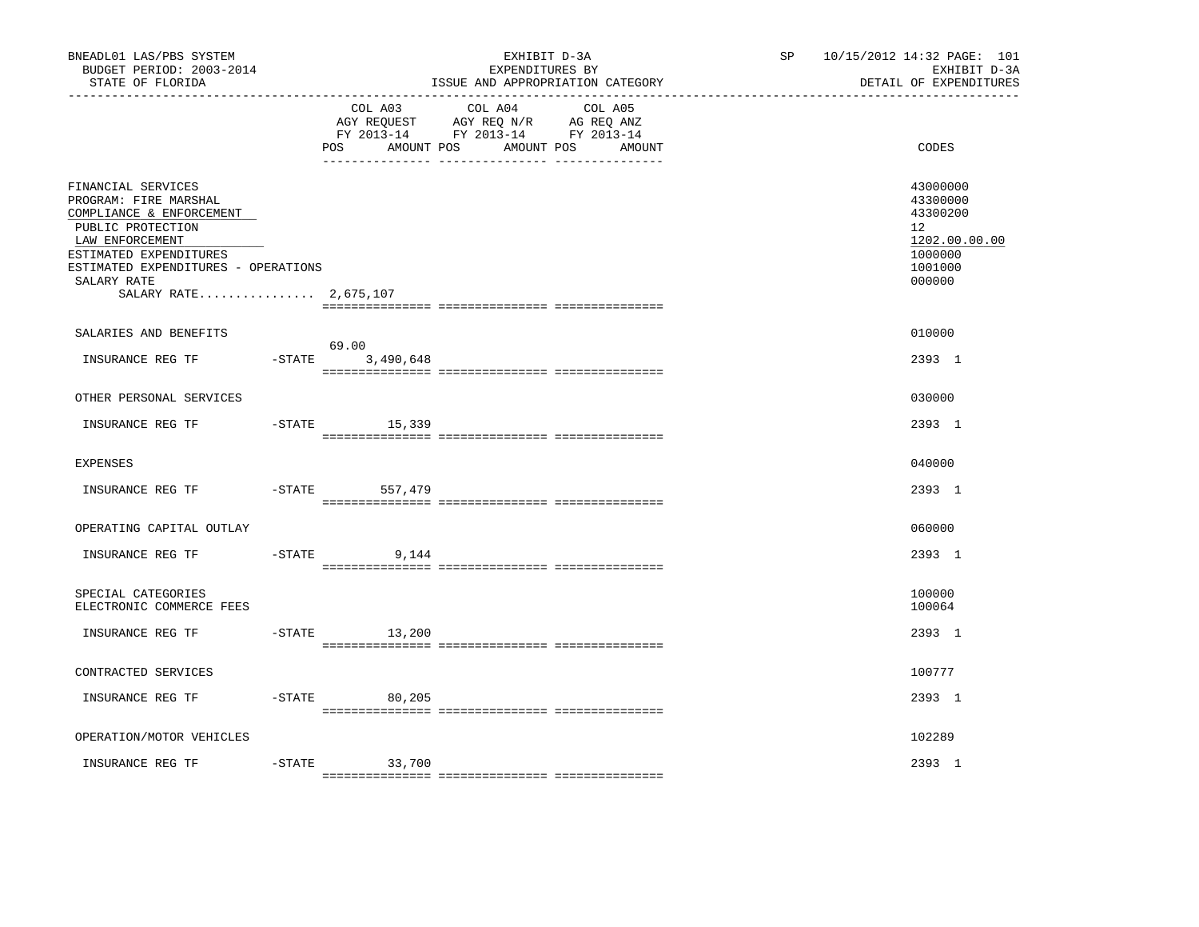BNEADL01 LAS/PBS SYSTEM
BUDGET PERIOD: 2003-2014
STATE OF FLORIDA

EXHIBIT D-3A
EXPENDITURES BY
ISSUE AND APPROPRIATION CATEGORY

SP 10/15/2012 14:32

EXHIBIT D-3A
DETAIL OF EXPENDITURES

| | | COL A03 AGY REQUEST FY 2013-14 POS | AMOUNT | COL A04 AGY REQ N/R FY 2013-14 POS | AMOUNT | COL A05 AG REQ ANZ FY 2013-14 POS | AMOUNT | CODES |
|---|---|---|---|---|---|---|---|---|
| FINANCIAL SERVICES | | | | | | | | 43000000 |
| PROGRAM: FIRE MARSHAL | | | | | | | | 43300000 |
| COMPLIANCE & ENFORCEMENT | | | | | | | | 43300200 |
| PUBLIC PROTECTION | | | | | | | | 12 |
| LAW ENFORCEMENT | | | | | | | | 1202.00.00.00 |
| ESTIMATED EXPENDITURES | | | | | | | | 1000000 |
| ESTIMATED EXPENDITURES - OPERATIONS | | | | | | | | 1001000 |
| SALARY RATE | | | | | | | | 000000 |
| SALARY RATE................ 2,675,107 | | | | | | | | |
| SALARIES AND BENEFITS | | | | | | | | 010000 |
| INSURANCE REG TF | -STATE | 69.00 | 3,490,648 | | | | | 2393 1 |
| OTHER PERSONAL SERVICES | | | | | | | | 030000 |
| INSURANCE REG TF | -STATE | | 15,339 | | | | | 2393 1 |
| EXPENSES | | | | | | | | 040000 |
| INSURANCE REG TF | -STATE | | 557,479 | | | | | 2393 1 |
| OPERATING CAPITAL OUTLAY | | | | | | | | 060000 |
| INSURANCE REG TF | -STATE | | 9,144 | | | | | 2393 1 |
| SPECIAL CATEGORIES | | | | | | | | 100000 |
| ELECTRONIC COMMERCE FEES | | | | | | | | 100064 |
| INSURANCE REG TF | -STATE | | 13,200 | | | | | 2393 1 |
| CONTRACTED SERVICES | | | | | | | | 100777 |
| INSURANCE REG TF | -STATE | | 80,205 | | | | | 2393 1 |
| OPERATION/MOTOR VEHICLES | | | | | | | | 102289 |
| INSURANCE REG TF | -STATE | | 33,700 | | | | | 2393 1 |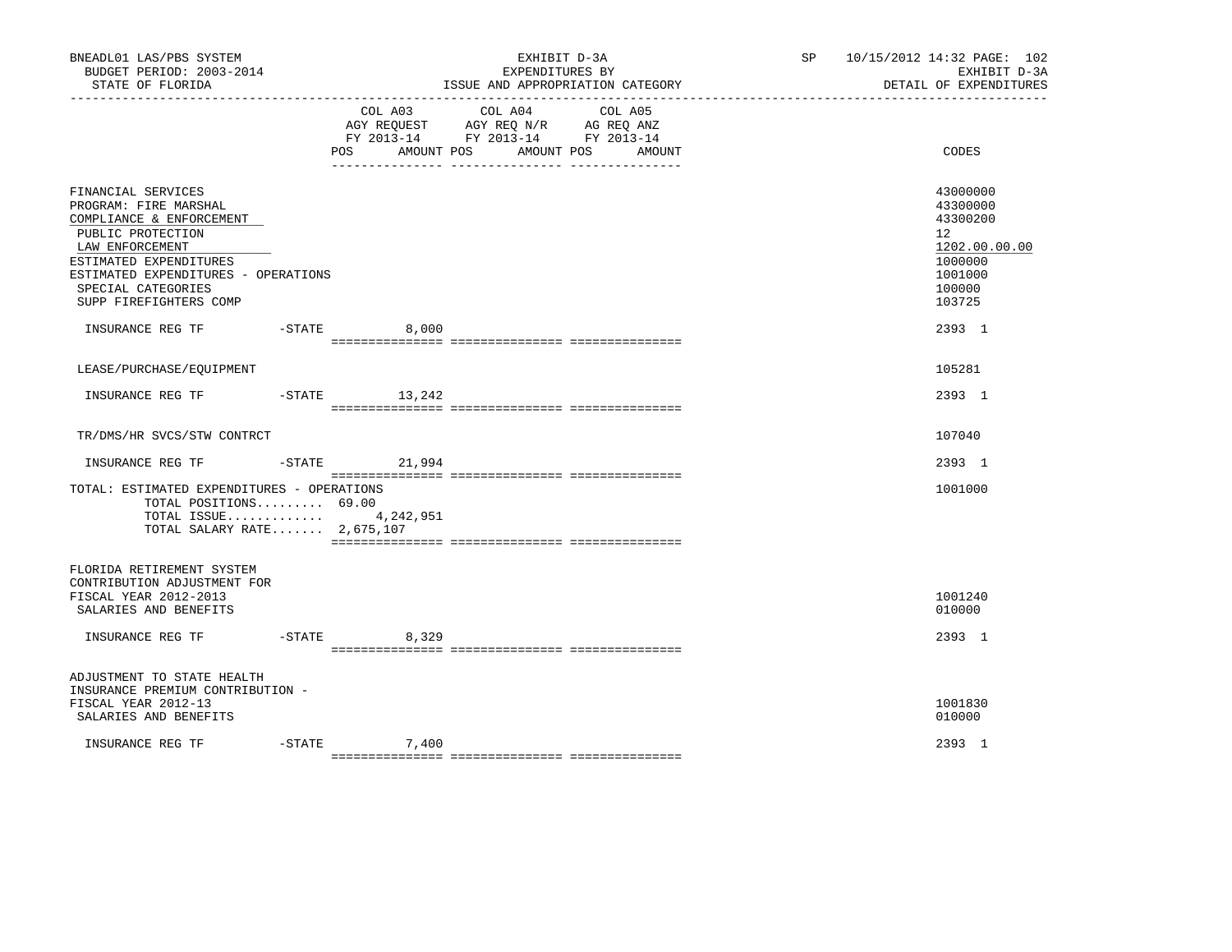BNEADL01 LAS/PBS SYSTEM | EXHIBIT D-3A | SP 10/15/2012 14:32 PAGE: 102
BUDGET PERIOD: 2003-2014 | EXPENDITURES BY | EXHIBIT D-3A
STATE OF FLORIDA | ISSUE AND APPROPRIATION CATEGORY | DETAIL OF EXPENDITURES

| | COL A03 AGY REQUEST FY 2013-14 POS AMOUNT | COL A04 AGY REQ N/R FY 2013-14 POS AMOUNT | COL A05 AG REQ ANZ FY 2013-14 POS AMOUNT | CODES |
|---|---|---|---|---|
| FINANCIAL SERVICES | | | | 43000000 |
| PROGRAM: FIRE MARSHAL | | | | 43300000 |
| COMPLIANCE & ENFORCEMENT | | | | 43300200 |
| PUBLIC PROTECTION | | | | 12 |
| LAW ENFORCEMENT | | | | 1202.00.00.00 |
| ESTIMATED EXPENDITURES | | | | 1000000 |
| ESTIMATED EXPENDITURES - OPERATIONS | | | | 1001000 |
| SPECIAL CATEGORIES | | | | 100000 |
| SUPP FIREFIGHTERS COMP | | | | 103725 |
| INSURANCE REG TF -STATE | 8,000 | | | 2393 1 |
| LEASE/PURCHASE/EQUIPMENT | | | | 105281 |
| INSURANCE REG TF -STATE | 13,242 | | | 2393 1 |
| TR/DMS/HR SVCS/STW CONTRCT | | | | 107040 |
| INSURANCE REG TF -STATE | 21,994 | | | 2393 1 |
| TOTAL: ESTIMATED EXPENDITURES - OPERATIONS | | | | 1001000 |
| TOTAL POSITIONS......... 69.00 | | | | |
| TOTAL ISSUE............. | 4,242,951 | | | |
| TOTAL SALARY RATE....... 2,675,107 | | | | |
| FLORIDA RETIREMENT SYSTEM CONTRIBUTION ADJUSTMENT FOR FISCAL YEAR 2012-2013 | | | | 1001240 |
| SALARIES AND BENEFITS | | | | 010000 |
| INSURANCE REG TF -STATE | 8,329 | | | 2393 1 |
| ADJUSTMENT TO STATE HEALTH INSURANCE PREMIUM CONTRIBUTION - FISCAL YEAR 2012-13 | | | | 1001830 |
| SALARIES AND BENEFITS | | | | 010000 |
| INSURANCE REG TF -STATE | 7,400 | | | 2393 1 |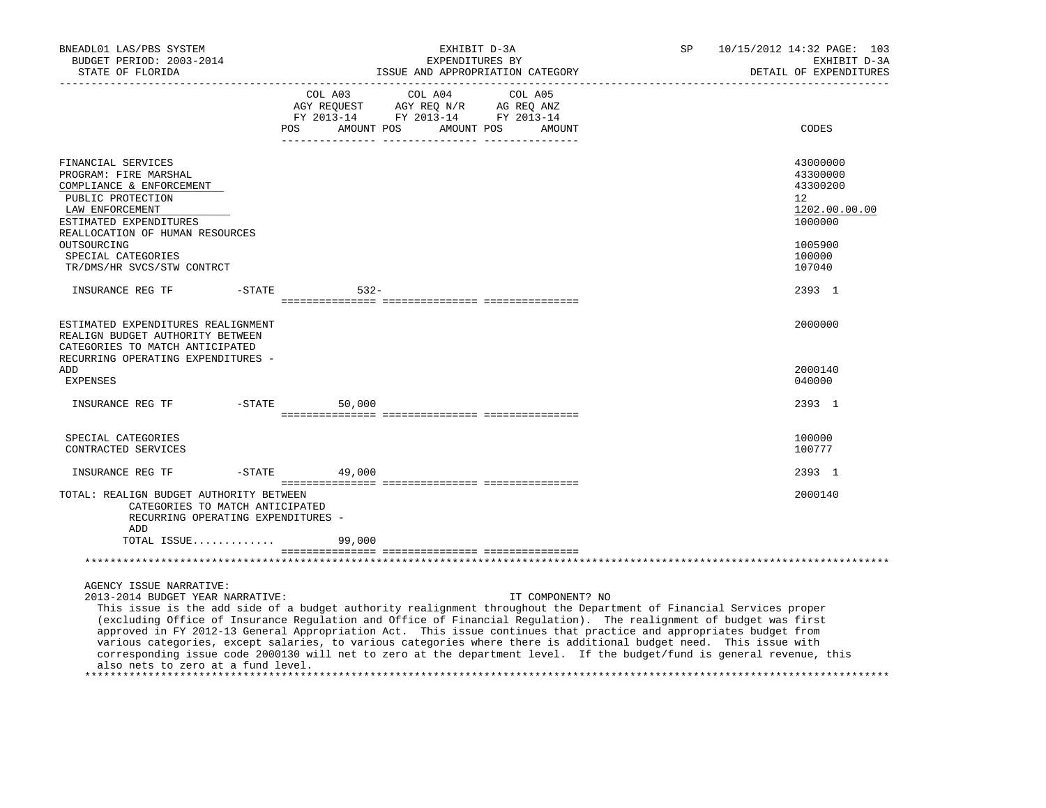BNEADL01 LAS/PBS SYSTEM
BUDGET PERIOD: 2003-2014
STATE OF FLORIDA

EXHIBIT D-3A
EXPENDITURES BY
ISSUE AND APPROPRIATION CATEGORY

SP 10/15/2012 14:32 PAGE: 103
EXHIBIT D-3A
DETAIL OF EXPENDITURES

| | COL A03 AGY REQUEST FY 2013-14 POS AMOUNT | COL A04 AGY REQ N/R FY 2013-14 POS AMOUNT | COL A05 AG REQ ANZ FY 2013-14 POS AMOUNT | CODES |
|---|---|---|---|---|
| FINANCIAL SERVICES | | | | 43000000 |
| PROGRAM: FIRE MARSHAL | | | | 43300000 |
| COMPLIANCE & ENFORCEMENT | | | | 43300200 |
| PUBLIC PROTECTION | | | | 12 |
| LAW ENFORCEMENT | | | | 1202.00.00.00 |
| ESTIMATED EXPENDITURES | | | | 1000000 |
| REALLOCATION OF HUMAN RESOURCES OUTSOURCING | | | | 1005900 |
| SPECIAL CATEGORIES | | | | 100000 |
| TR/DMS/HR SVCS/STW CONTRCT | | | | 107040 |
| INSURANCE REG TF -STATE | 532- | | | 2393 1 |
| ESTIMATED EXPENDITURES REALIGNMENT | | | | 2000000 |
| REALIGN BUDGET AUTHORITY BETWEEN CATEGORIES TO MATCH ANTICIPATED RECURRING OPERATING EXPENDITURES - ADD | | | | 2000140 |
| EXPENSES | | | | 040000 |
| INSURANCE REG TF -STATE | 50,000 | | | 2393 1 |
| SPECIAL CATEGORIES | | | | 100000 |
| CONTRACTED SERVICES | | | | 100777 |
| INSURANCE REG TF -STATE | 49,000 | | | 2393 1 |
| TOTAL: REALIGN BUDGET AUTHORITY BETWEEN CATEGORIES TO MATCH ANTICIPATED RECURRING OPERATING EXPENDITURES - ADD | | | | 2000140 |
| TOTAL ISSUE............. | 99,000 | | | |

AGENCY ISSUE NARRATIVE:
2013-2014 BUDGET YEAR NARRATIVE: IT COMPONENT? NO

This issue is the add side of a budget authority realignment throughout the Department of Financial Services proper (excluding Office of Insurance Regulation and Office of Financial Regulation). The realignment of budget was first approved in FY 2012-13 General Appropriation Act. This issue continues that practice and appropriates budget from various categories, except salaries, to various categories where there is additional budget need. This issue with corresponding issue code 2000130 will net to zero at the department level. If the budget/fund is general revenue, this also nets to zero at a fund level.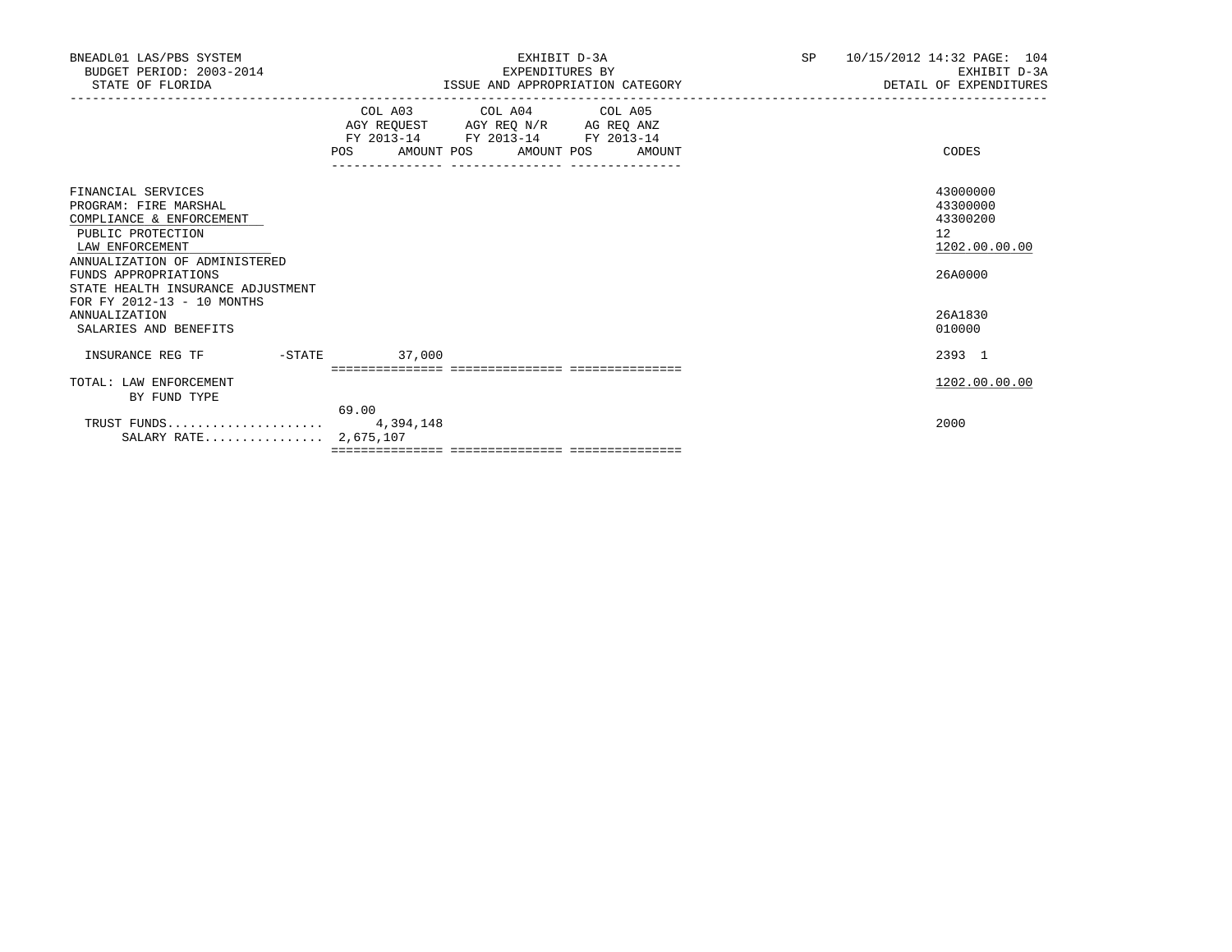| | COL A03 AGY REQUEST FY 2013-14 POS | AMOUNT | COL A04 AGY REQ N/R FY 2013-14 POS | AMOUNT | COL A05 AG REQ ANZ FY 2013-14 POS | AMOUNT | CODES |
|---|---|---|---|---|---|---|---|
| FINANCIAL SERVICES | | | | | | | 43000000 |
| PROGRAM: FIRE MARSHAL | | | | | | | 43300000 |
| COMPLIANCE & ENFORCEMENT | | | | | | | 43300200 |
| PUBLIC PROTECTION | | | | | | | 12 |
| LAW ENFORCEMENT | | | | | | | 1202.00.00.00 |
| ANNUALIZATION OF ADMINISTERED FUNDS APPROPRIATIONS | | | | | | | 26A0000 |
| STATE HEALTH INSURANCE ADJUSTMENT FOR FY 2012-13 - 10 MONTHS ANNUALIZATION | | | | | | | 26A1830 |
| SALARIES AND BENEFITS | | | | | | | 010000 |
| INSURANCE REG TF -STATE | | 37,000 | | | | | 2393 1 |
| TOTAL: LAW ENFORCEMENT | | | | | | | 1202.00.00.00 |
| BY FUND TYPE | | | | | | | |
| TRUST FUNDS | 69.00 | 4,394,148 | | | | | 2000 |
| SALARY RATE | | 2,675,107 | | | | | |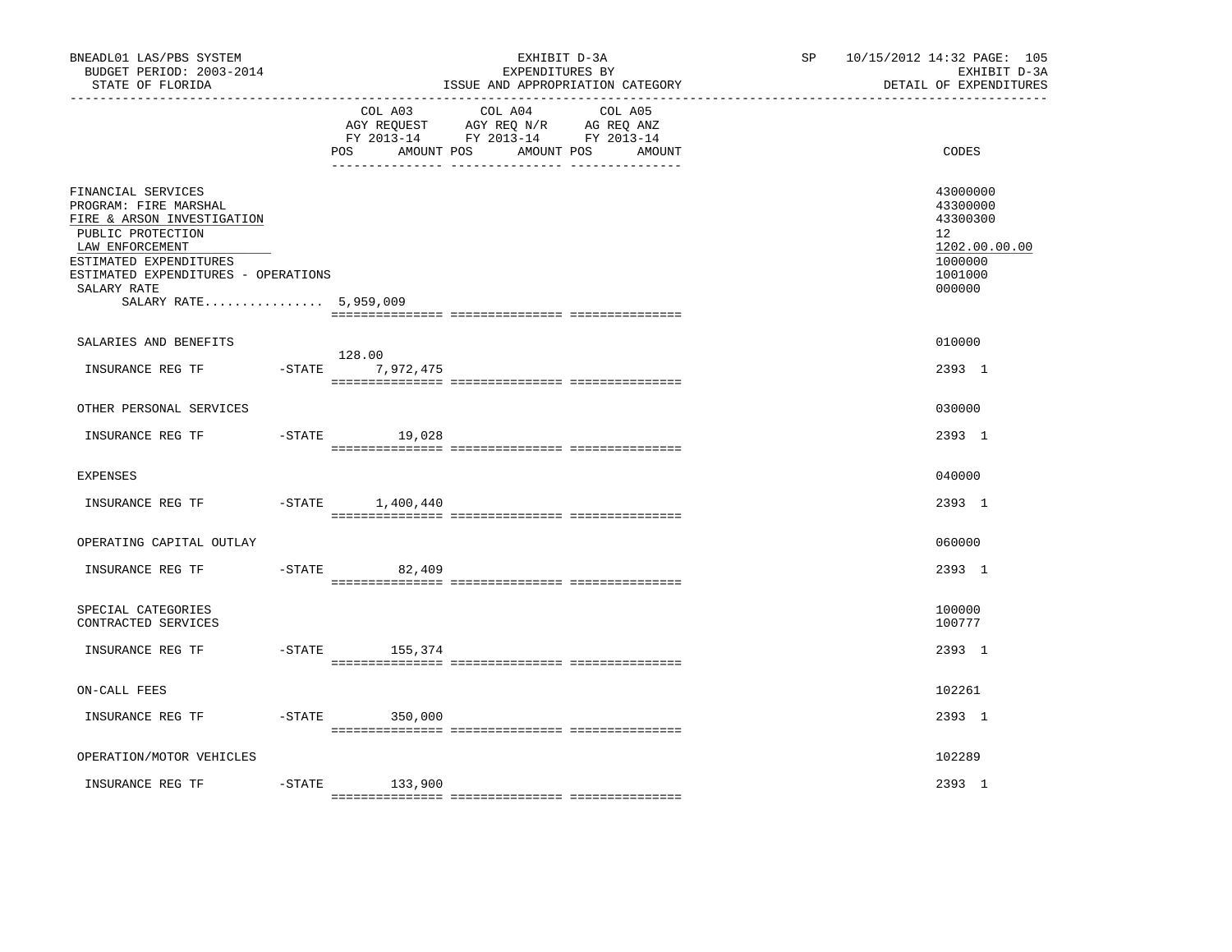BNEADL01 LAS/PBS SYSTEM | EXHIBIT D-3A | SP 10/15/2012 14:32 PAGE: 105
BUDGET PERIOD: 2003-2014 | EXPENDITURES BY | EXHIBIT D-3A
STATE OF FLORIDA | ISSUE AND APPROPRIATION CATEGORY | DETAIL OF EXPENDITURES

| | COL A03 AGY REQUEST FY 2013-14 POS AMOUNT | COL A04 AGY REQ N/R FY 2013-14 POS AMOUNT | COL A05 AG REQ ANZ FY 2013-14 POS AMOUNT | CODES |
|---|---|---|---|---|
| FINANCIAL SERVICES | | | | 43000000 |
| PROGRAM: FIRE MARSHAL | | | | 43300000 |
| FIRE & ARSON INVESTIGATION | | | | 43300300 |
| PUBLIC PROTECTION | | | | 12 |
| LAW ENFORCEMENT | | | | 1202.00.00.00 |
| ESTIMATED EXPENDITURES | | | | 1000000 |
| ESTIMATED EXPENDITURES - OPERATIONS | | | | 1001000 |
| SALARY RATE | | | | 000000 |
| SALARY RATE................ 5,959,009 | | | | |
| SALARIES AND BENEFITS | | | | 010000 |
| INSURANCE REG TF -STATE | 128.00 7,972,475 | | | 2393 1 |
| OTHER PERSONAL SERVICES | | | | 030000 |
| INSURANCE REG TF -STATE | 19,028 | | | 2393 1 |
| EXPENSES | | | | 040000 |
| INSURANCE REG TF -STATE | 1,400,440 | | | 2393 1 |
| OPERATING CAPITAL OUTLAY | | | | 060000 |
| INSURANCE REG TF -STATE | 82,409 | | | 2393 1 |
| SPECIAL CATEGORIES | | | | 100000 |
| CONTRACTED SERVICES | | | | 100777 |
| INSURANCE REG TF -STATE | 155,374 | | | 2393 1 |
| ON-CALL FEES | | | | 102261 |
| INSURANCE REG TF -STATE | 350,000 | | | 2393 1 |
| OPERATION/MOTOR VEHICLES | | | | 102289 |
| INSURANCE REG TF -STATE | 133,900 | | | 2393 1 |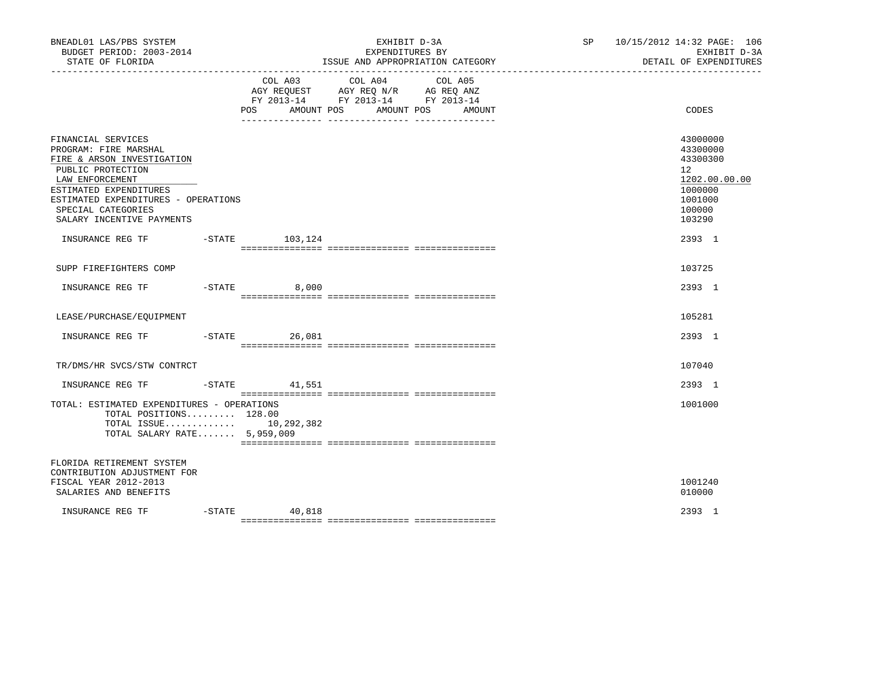BNEADL01 LAS/PBS SYSTEM | EXHIBIT D-3A | SP 10/15/2012 14:32 PAGE: 106
BUDGET PERIOD: 2003-2014 | EXPENDITURES BY | EXHIBIT D-3A
STATE OF FLORIDA | ISSUE AND APPROPRIATION CATEGORY | DETAIL OF EXPENDITURES

| | COL A03 AGY REQUEST FY 2013-14 POS AMOUNT | COL A04 AGY REQ N/R FY 2013-14 POS AMOUNT | COL A05 AG REQ ANZ FY 2013-14 POS AMOUNT | CODES |
|---|---|---|---|---|
| FINANCIAL SERVICES | | | | 43000000 |
| PROGRAM: FIRE MARSHAL | | | | 43300000 |
| FIRE & ARSON INVESTIGATION | | | | 43300300 |
| PUBLIC PROTECTION | | | | 12 |
| LAW ENFORCEMENT | | | | 1202.00.00.00 |
| ESTIMATED EXPENDITURES | | | | 1000000 |
| ESTIMATED EXPENDITURES - OPERATIONS | | | | 1001000 |
| SPECIAL CATEGORIES | | | | 100000 |
| SALARY INCENTIVE PAYMENTS | | | | 103290 |
| INSURANCE REG TF -STATE | 103,124 | | | 2393 1 |
| SUPP FIREFIGHTERS COMP | | | | 103725 |
| INSURANCE REG TF -STATE | 8,000 | | | 2393 1 |
| LEASE/PURCHASE/EQUIPMENT | | | | 105281 |
| INSURANCE REG TF -STATE | 26,081 | | | 2393 1 |
| TR/DMS/HR SVCS/STW CONTRCT | | | | 107040 |
| INSURANCE REG TF -STATE | 41,551 | | | 2393 1 |
| TOTAL: ESTIMATED EXPENDITURES - OPERATIONS | | | | 1001000 |
| TOTAL POSITIONS......... 128.00 | | | | |
| TOTAL ISSUE............. | 10,292,382 | | | |
| TOTAL SALARY RATE....... 5,959,009 | | | | |
| FLORIDA RETIREMENT SYSTEM CONTRIBUTION ADJUSTMENT FOR FISCAL YEAR 2012-2013 | | | | 1001240 |
| SALARIES AND BENEFITS | | | | 010000 |
| INSURANCE REG TF -STATE | 40,818 | | | 2393 1 |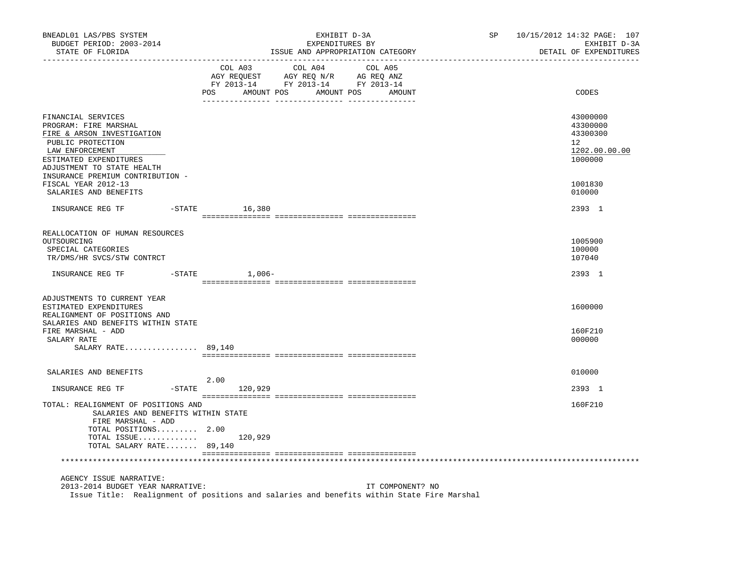BNEADL01 LAS/PBS SYSTEM — EXHIBIT D-3A — EXPENDITURES BY ISSUE AND APPROPRIATION CATEGORY — SP 10/15/2012 14:32 PAGE: 107

BUDGET PERIOD: 2003-2014 — EXHIBIT D-3A

STATE OF FLORIDA — DETAIL OF EXPENDITURES

| | COL A03 AGY REQUEST FY 2013-14 POS | AMOUNT | COL A04 AGY REQ N/R FY 2013-14 POS | AMOUNT | COL A05 AG REQ ANZ FY 2013-14 POS | AMOUNT | CODES |
|---|---|---|---|---|---|---|---|
| FINANCIAL SERVICES | | | | | | | 43000000 |
| PROGRAM: FIRE MARSHAL | | | | | | | 43300000 |
| FIRE & ARSON INVESTIGATION | | | | | | | 43300300 |
| PUBLIC PROTECTION | | | | | | | 12 |
| LAW ENFORCEMENT | | | | | | | 1202.00.00.00 |
| ESTIMATED EXPENDITURES | | | | | | | 1000000 |
| ADJUSTMENT TO STATE HEALTH INSURANCE PREMIUM CONTRIBUTION - FISCAL YEAR 2012-13 | | | | | | | 1001830 |
| SALARIES AND BENEFITS | | | | | | | 010000 |
| INSURANCE REG TF -STATE | | 16,380 | | | | | 2393 1 |
| REALLOCATION OF HUMAN RESOURCES OUTSOURCING | | | | | | | 1005900 |
| SPECIAL CATEGORIES | | | | | | | 100000 |
| TR/DMS/HR SVCS/STW CONTRCT | | | | | | | 107040 |
| INSURANCE REG TF -STATE | | 1,006- | | | | | 2393 1 |
| ADJUSTMENTS TO CURRENT YEAR ESTIMATED EXPENDITURES | | | | | | | 1600000 |
| REALIGNMENT OF POSITIONS AND SALARIES AND BENEFITS WITHIN STATE FIRE MARSHAL - ADD | | | | | | | 160F210 |
| SALARY RATE | | | | | | | 000000 |
| SALARY RATE................ | 89,140 | | | | | | |
| SALARIES AND BENEFITS | | | | | | | 010000 |
| INSURANCE REG TF -STATE | 2.00 | 120,929 | | | | | 2393 1 |
| TOTAL: REALIGNMENT OF POSITIONS AND SALARIES AND BENEFITS WITHIN STATE FIRE MARSHAL - ADD | | | | | | | 160F210 |
| TOTAL POSITIONS......... | 2.00 | | | | | | |
| TOTAL ISSUE............. | | 120,929 | | | | | |
| TOTAL SALARY RATE....... | 89,140 | | | | | | |

AGENCY ISSUE NARRATIVE:

2013-2014 BUDGET YEAR NARRATIVE: IT COMPONENT? NO

Issue Title: Realignment of positions and salaries and benefits within State Fire Marshal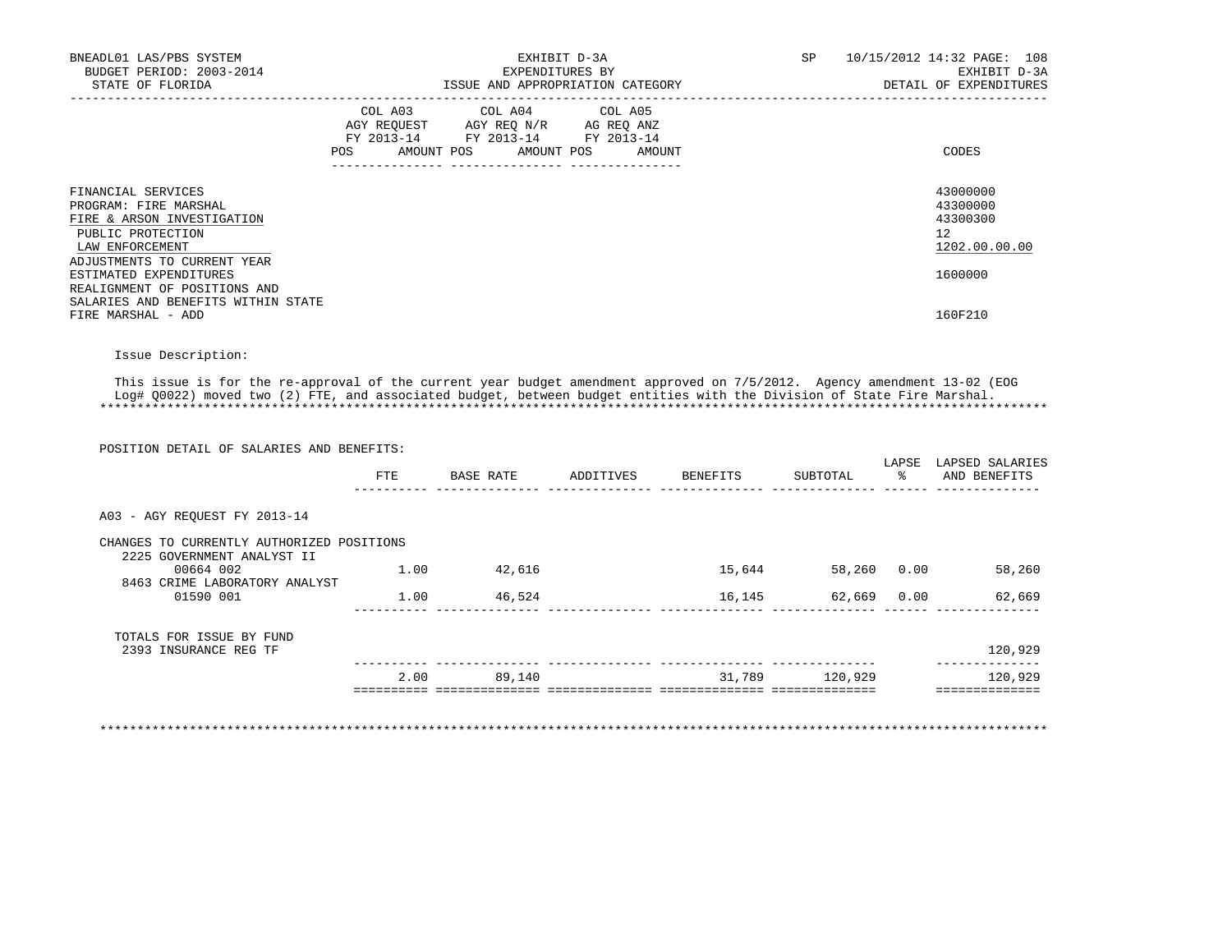BNEADL01 LAS/PBS SYSTEM — EXHIBIT D-3A — SP 10/15/2012 14:32
BUDGET PERIOD: 2003-2014 — EXPENDITURES BY — EXHIBIT D-3A
STATE OF FLORIDA — ISSUE AND APPROPRIATION CATEGORY — DETAIL OF EXPENDITURES

| | COL A03 AGY REQUEST FY 2013-14 POS AMOUNT | COL A04 AGY REQ N/R FY 2013-14 POS AMOUNT | COL A05 AG REQ ANZ FY 2013-14 POS AMOUNT | CODES |
|---|---|---|---|---|
| FINANCIAL SERVICES | | | | 43000000 |
| PROGRAM: FIRE MARSHAL | | | | 43300000 |
| FIRE & ARSON INVESTIGATION | | | | 43300300 |
| PUBLIC PROTECTION | | | | 12 |
| LAW ENFORCEMENT | | | | 1202.00.00.00 |
| ADJUSTMENTS TO CURRENT YEAR ESTIMATED EXPENDITURES | | | | 1600000 |
| REALIGNMENT OF POSITIONS AND SALARIES AND BENEFITS WITHIN STATE FIRE MARSHAL - ADD | | | | 160F210 |

Issue Description:

This issue is for the re-approval of the current year budget amendment approved on 7/5/2012. Agency amendment 13-02 (EOG Log# Q0022) moved two (2) FTE, and associated budget, between budget entities with the Division of State Fire Marshal.

POSITION DETAIL OF SALARIES AND BENEFITS:

| | FTE | BASE RATE | ADDITIVES | BENEFITS | SUBTOTAL | LAPSE % | LAPSED SALARIES AND BENEFITS |
|---|---|---|---|---|---|---|---|
| A03 - AGY REQUEST FY 2013-14 | | | | | | | |
| CHANGES TO CURRENTLY AUTHORIZED POSITIONS | | | | | | | |
| 2225 GOVERNMENT ANALYST II | | | | | | | |
| 00664 002 | 1.00 | 42,616 | | 15,644 | 58,260 | 0.00 | 58,260 |
| 8463 CRIME LABORATORY ANALYST | | | | | | | |
| 01590 001 | 1.00 | 46,524 | | 16,145 | 62,669 | 0.00 | 62,669 |
| TOTALS FOR ISSUE BY FUND | | | | | | | |
| 2393 INSURANCE REG TF | | | | | | | 120,929 |
| | 2.00 | 89,140 | | 31,789 | 120,929 | | 120,929 |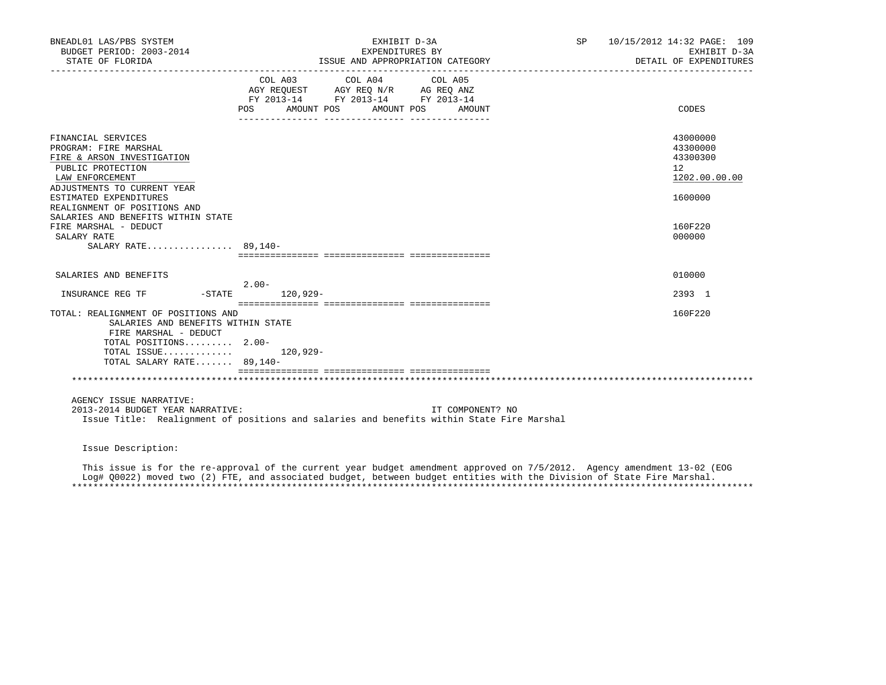BNEADL01 LAS/PBS SYSTEM | EXHIBIT D-3A | SP 10/15/2012 14:32

BUDGET PERIOD: 2003-2014 | EXPENDITURES BY | EXHIBIT D-3A

STATE OF FLORIDA | ISSUE AND APPROPRIATION CATEGORY | DETAIL OF EXPENDITURES

| | COL A03 AGY REQUEST FY 2013-14 POS | AMOUNT | COL A04 AGY REQ N/R FY 2013-14 POS | AMOUNT | COL A05 AG REQ ANZ FY 2013-14 POS | AMOUNT | CODES |
|---|---|---|---|---|---|---|---|
| FINANCIAL SERVICES | | | | | | | 43000000 |
| PROGRAM: FIRE MARSHAL | | | | | | | 43300000 |
| FIRE & ARSON INVESTIGATION | | | | | | | 43300300 |
| PUBLIC PROTECTION | | | | | | | 12 |
| LAW ENFORCEMENT | | | | | | | 1202.00.00.00 |
| ADJUSTMENTS TO CURRENT YEAR ESTIMATED EXPENDITURES | | | | | | | 1600000 |
| REALIGNMENT OF POSITIONS AND SALARIES AND BENEFITS WITHIN STATE FIRE MARSHAL - DEDUCT | | | | | | | 160F220 |
| SALARY RATE | | | | | | | 000000 |
| SALARY RATE................ | 89,140- | | | | | | |
| SALARIES AND BENEFITS | | | | | | | 010000 |
| INSURANCE REG TF -STATE | 2.00- | 120,929- | | | | | 2393 1 |
| TOTAL: REALIGNMENT OF POSITIONS AND SALARIES AND BENEFITS WITHIN STATE FIRE MARSHAL - DEDUCT | | | | | | | 160F220 |
| TOTAL POSITIONS......... | 2.00- | | | | | | |
| TOTAL ISSUE............. | | 120,929- | | | | | |
| TOTAL SALARY RATE....... | 89,140- | | | | | | |

AGENCY ISSUE NARRATIVE:

2013-2014 BUDGET YEAR NARRATIVE: IT COMPONENT? NO

Issue Title: Realignment of positions and salaries and benefits within State Fire Marshal

Issue Description:

This issue is for the re-approval of the current year budget amendment approved on 7/5/2012. Agency amendment 13-02 (EOG Log# Q0022) moved two (2) FTE, and associated budget, between budget entities with the Division of State Fire Marshal.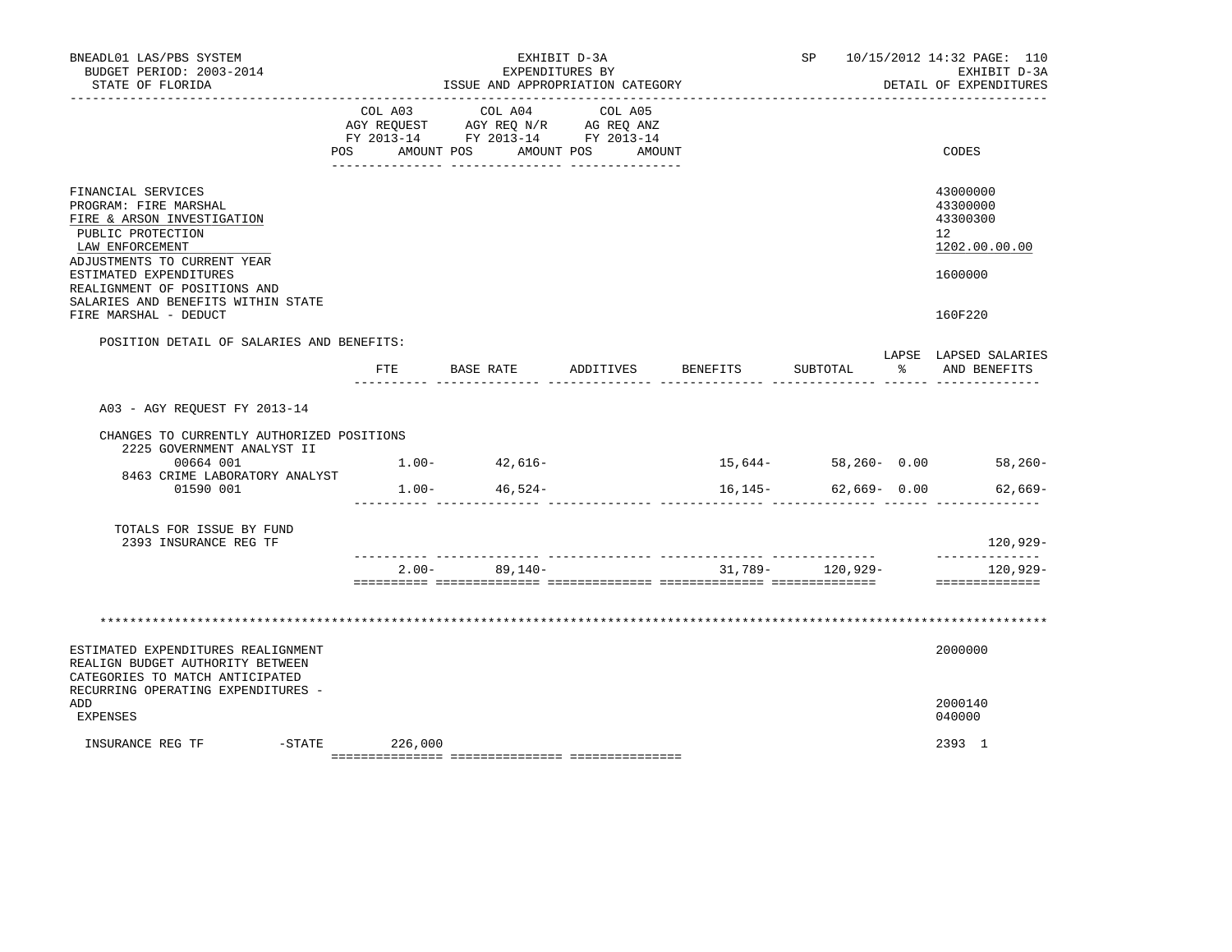BNEADL01 LAS/PBS SYSTEM — EXHIBIT D-3A — EXPENDITURES BY ISSUE AND APPROPRIATION CATEGORY — SP 10/15/2012 14:32

BUDGET PERIOD: 2003-2014 — STATE OF FLORIDA — EXHIBIT D-3A DETAIL OF EXPENDITURES

| | COL A03 AGY REQUEST FY 2013-14 POS AMOUNT | COL A04 AGY REQ N/R FY 2013-14 POS AMOUNT | COL A05 AG REQ ANZ FY 2013-14 POS AMOUNT | CODES |
|---|---|---|---|---|
| FINANCIAL SERVICES | | | | 43000000 |
| PROGRAM: FIRE MARSHAL | | | | 43300000 |
| FIRE & ARSON INVESTIGATION | | | | 43300300 |
| PUBLIC PROTECTION | | | | 12 |
| LAW ENFORCEMENT | | | | 1202.00.00.00 |
| ADJUSTMENTS TO CURRENT YEAR ESTIMATED EXPENDITURES | | | | 1600000 |
| REALIGNMENT OF POSITIONS AND SALARIES AND BENEFITS WITHIN STATE FIRE MARSHAL - DEDUCT | | | | 160F220 |

POSITION DETAIL OF SALARIES AND BENEFITS:

| | FTE | BASE RATE | ADDITIVES | BENEFITS | SUBTOTAL | LAPSE % | LAPSED SALARIES AND BENEFITS |
|---|---|---|---|---|---|---|---|
| A03 - AGY REQUEST FY 2013-14 | | | | | | | |
| CHANGES TO CURRENTLY AUTHORIZED POSITIONS | | | | | | | |
| 2225 GOVERNMENT ANALYST II 00664 001 | 1.00- | 42,616- | | 15,644- | 58,260- | 0.00 | 58,260- |
| 8463 CRIME LABORATORY ANALYST 01590 001 | 1.00- | 46,524- | | 16,145- | 62,669- | 0.00 | 62,669- |
| TOTALS FOR ISSUE BY FUND 2393 INSURANCE REG TF | | | | | | | 120,929- |
| | 2.00- | 89,140- | | 31,789- | 120,929- | | 120,929- |

********************************************************************************

| | COL A03 | COL A04 | COL A05 | CODES |
|---|---|---|---|---|
| ESTIMATED EXPENDITURES REALIGNMENT | | | | 2000000 |
| REALIGN BUDGET AUTHORITY BETWEEN CATEGORIES TO MATCH ANTICIPATED RECURRING OPERATING EXPENDITURES - ADD | | | | 2000140 |
| EXPENSES | | | | 040000 |
| INSURANCE REG TF -STATE | 226,000 | | | 2393 1 |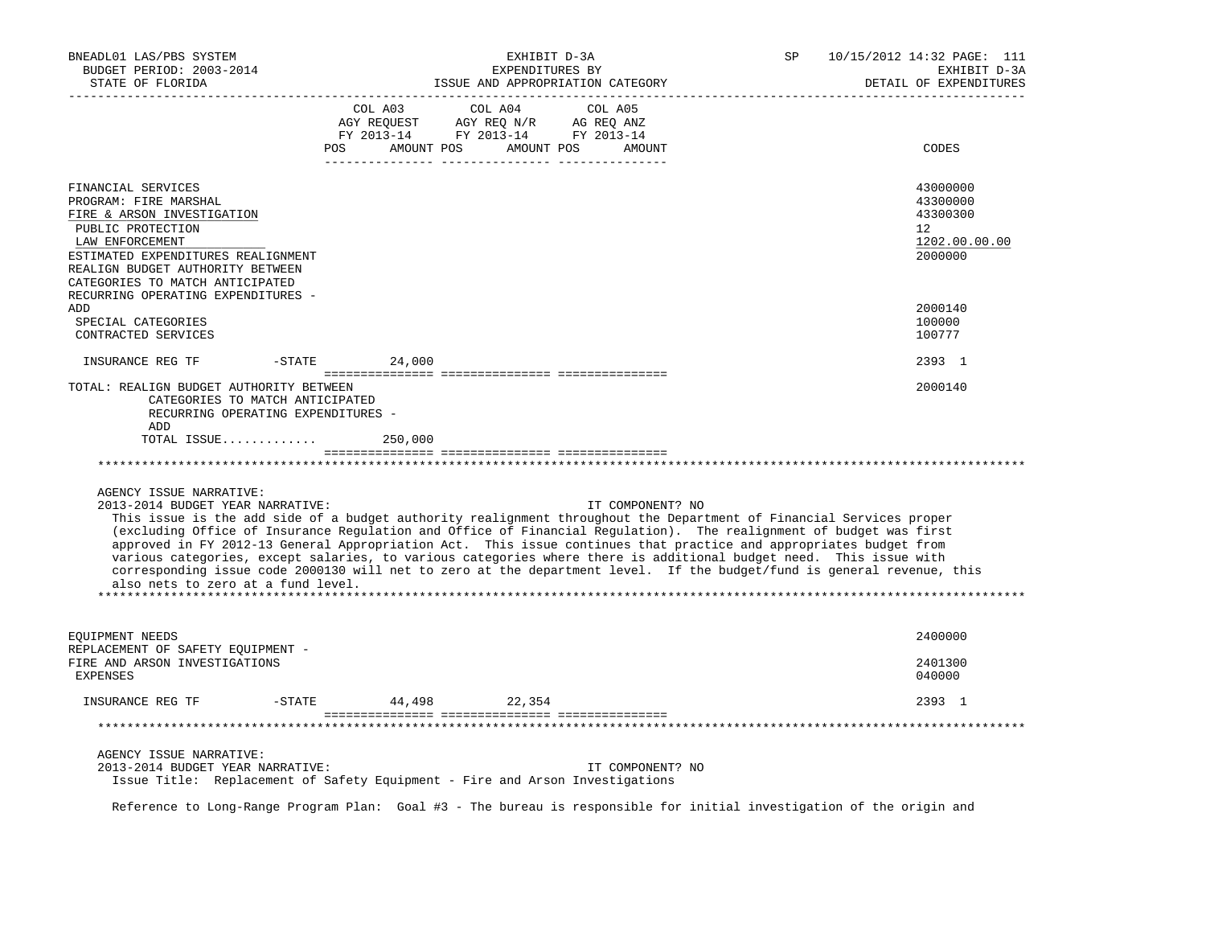| | COL A03 AGY REQUEST FY 2013-14 POS AMOUNT | COL A04 AGY REQ N/R FY 2013-14 POS AMOUNT | COL A05 AG REQ ANZ FY 2013-14 POS AMOUNT | CODES |
|---|---|---|---|---|
| FINANCIAL SERVICES | | | | 43000000 |
| PROGRAM: FIRE MARSHAL | | | | 43300000 |
| FIRE & ARSON INVESTIGATION | | | | 43300300 |
| PUBLIC PROTECTION | | | | 12 |
| LAW ENFORCEMENT | | | | 1202.00.00.00 |
| ESTIMATED EXPENDITURES REALIGNMENT | | | | 2000000 |
| REALIGN BUDGET AUTHORITY BETWEEN CATEGORIES TO MATCH ANTICIPATED RECURRING OPERATING EXPENDITURES - ADD | | | | 2000140 |
| SPECIAL CATEGORIES | | | | 100000 |
| CONTRACTED SERVICES | | | | 100777 |
| INSURANCE REG TF -STATE | 24,000 | | | 2393 1 |
| TOTAL: REALIGN BUDGET AUTHORITY BETWEEN CATEGORIES TO MATCH ANTICIPATED RECURRING OPERATING EXPENDITURES - ADD | | | | 2000140 |
| TOTAL ISSUE............ | 250,000 | | | |

AGENCY ISSUE NARRATIVE:

2013-2014 BUDGET YEAR NARRATIVE: IT COMPONENT? NO

This issue is the add side of a budget authority realignment throughout the Department of Financial Services proper (excluding Office of Insurance Regulation and Office of Financial Regulation). The realignment of budget was first approved in FY 2012-13 General Appropriation Act. This issue continues that practice and appropriates budget from various categories, except salaries, to various categories where there is additional budget need. This issue with corresponding issue code 2000130 will net to zero at the department level. If the budget/fund is general revenue, this also nets to zero at a fund level.

| | COL A03 | COL A04 | COL A05 | CODES |
|---|---|---|---|---|
| EQUIPMENT NEEDS | | | | 2400000 |
| REPLACEMENT OF SAFETY EQUIPMENT - FIRE AND ARSON INVESTIGATIONS | | | | 2401300 |
| EXPENSES | | | | 040000 |
| INSURANCE REG TF -STATE | 44,498 | 22,354 | | 2393 1 |

AGENCY ISSUE NARRATIVE:

2013-2014 BUDGET YEAR NARRATIVE: IT COMPONENT? NO

Issue Title: Replacement of Safety Equipment - Fire and Arson Investigations

Reference to Long-Range Program Plan: Goal #3 - The bureau is responsible for initial investigation of the origin and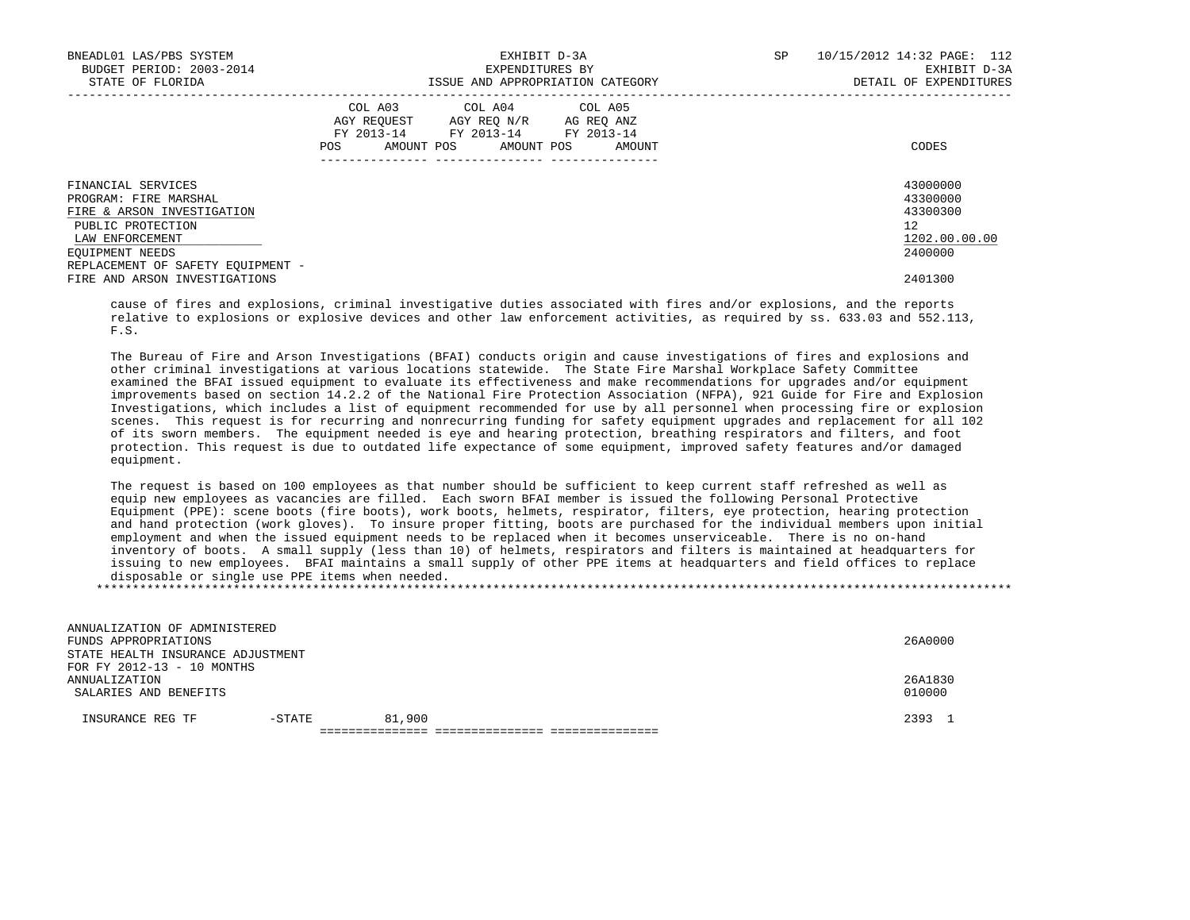| | COL A03 AGY REQUEST FY 2013-14 POS AMOUNT | COL A04 AGY REQ N/R FY 2013-14 POS AMOUNT | COL A05 AG REQ ANZ FY 2013-14 POS AMOUNT | CODES |
|---|---|---|---|---|
| FINANCIAL SERVICES | | | | 43000000 |
| PROGRAM: FIRE MARSHAL | | | | 43300000 |
| FIRE & ARSON INVESTIGATION | | | | 43300300 |
| PUBLIC PROTECTION | | | | 12 |
| LAW ENFORCEMENT | | | | 1202.00.00.00 |
| EQUIPMENT NEEDS | | | | 2400000 |
| REPLACEMENT OF SAFETY EQUIPMENT - FIRE AND ARSON INVESTIGATIONS | | | | 2401300 |

cause of fires and explosions, criminal investigative duties associated with fires and/or explosions, and the reports relative to explosions or explosive devices and other law enforcement activities, as required by ss. 633.03 and 552.113, F.S.

The Bureau of Fire and Arson Investigations (BFAI) conducts origin and cause investigations of fires and explosions and other criminal investigations at various locations statewide. The State Fire Marshal Workplace Safety Committee examined the BFAI issued equipment to evaluate its effectiveness and make recommendations for upgrades and/or equipment improvements based on section 14.2.2 of the National Fire Protection Association (NFPA), 921 Guide for Fire and Explosion Investigations, which includes a list of equipment recommended for use by all personnel when processing fire or explosion scenes. This request is for recurring and nonrecurring funding for safety equipment upgrades and replacement for all 102 of its sworn members. The equipment needed is eye and hearing protection, breathing respirators and filters, and foot protection. This request is due to outdated life expectance of some equipment, improved safety features and/or damaged equipment.

The request is based on 100 employees as that number should be sufficient to keep current staff refreshed as well as equip new employees as vacancies are filled. Each sworn BFAI member is issued the following Personal Protective Equipment (PPE): scene boots (fire boots), work boots, helmets, respirator, filters, eye protection, hearing protection and hand protection (work gloves). To insure proper fitting, boots are purchased for the individual members upon initial employment and when the issued equipment needs to be replaced when it becomes unserviceable. There is no on-hand inventory of boots. A small supply (less than 10) of helmets, respirators and filters is maintained at headquarters for issuing to new employees. BFAI maintains a small supply of other PPE items at headquarters and field offices to replace disposable or single use PPE items when needed.

*******************************************************************************************************************************

| | COL A03 | COL A04 | COL A05 | CODES |
|---|---|---|---|---|
| ANNUALIZATION OF ADMINISTERED FUNDS APPROPRIATIONS | | | | 26A0000 |
| STATE HEALTH INSURANCE ADJUSTMENT FOR FY 2012-13 - 10 MONTHS ANNUALIZATION | | | | 26A1830 |
| SALARIES AND BENEFITS | | | | 010000 |
| INSURANCE REG TF -STATE | 81,900 | | | 2393 1 |
| | =============== | =============== | =============== | |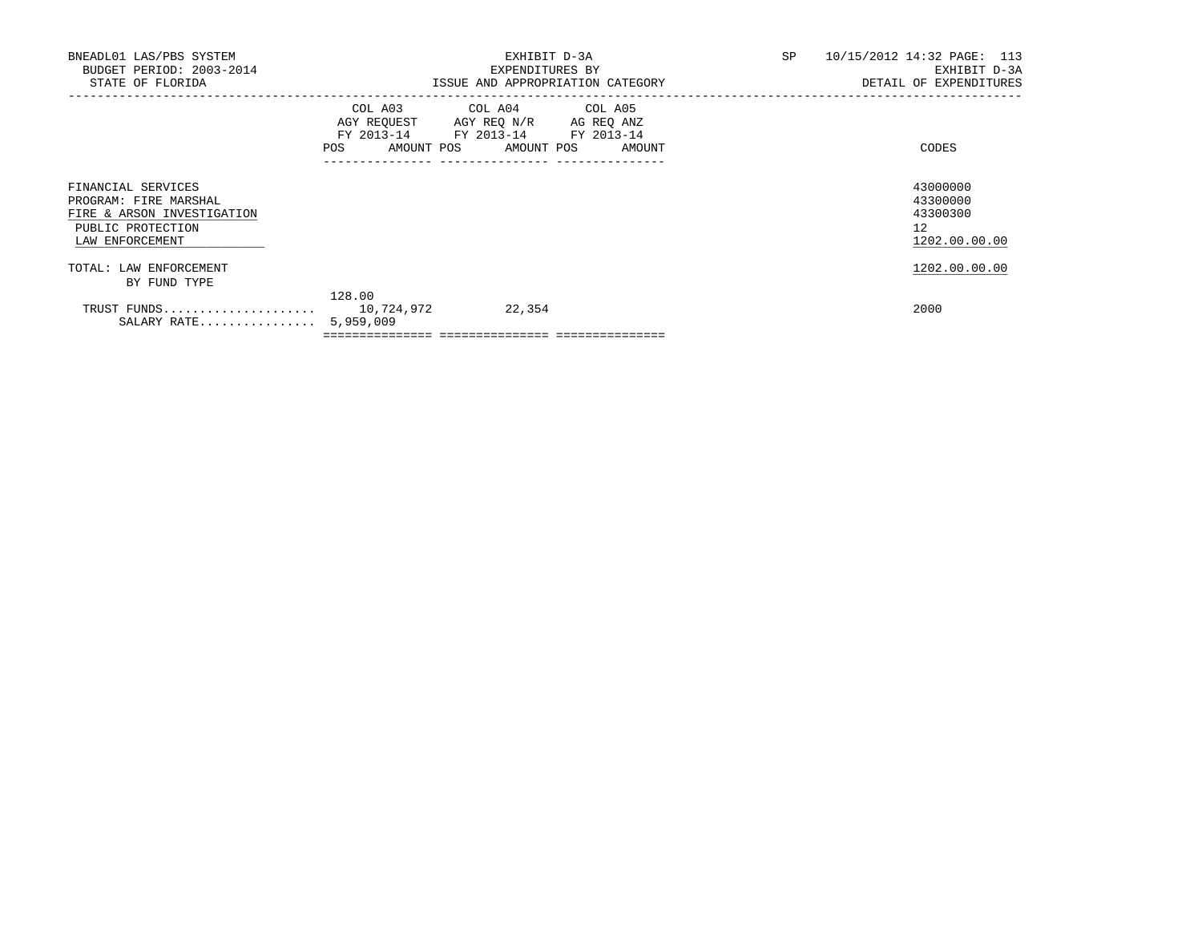BNEADL01 LAS/PBS SYSTEM | EXHIBIT D-3A | SP 10/15/2012 14:32

BUDGET PERIOD: 2003-2014 | EXPENDITURES BY | EXHIBIT D-3A

STATE OF FLORIDA | ISSUE AND APPROPRIATION CATEGORY | DETAIL OF EXPENDITURES

| | COL A03 AGY REQUEST FY 2013-14 | | COL A04 AGY REQ N/R FY 2013-14 | | COL A05 AG REQ ANZ FY 2013-14 | | CODES |
|---|---|---|---|---|---|---|---|
| | POS | AMOUNT | POS | AMOUNT | POS | AMOUNT | |
| FINANCIAL SERVICES | | | | | | | 43000000 |
| PROGRAM: FIRE MARSHAL | | | | | | | 43300000 |
| FIRE & ARSON INVESTIGATION | | | | | | | 43300300 |
| PUBLIC PROTECTION | | | | | | | 12 |
| LAW ENFORCEMENT | | | | | | | 1202.00.00.00 |
| TOTAL: LAW ENFORCEMENT | | | | | | | 1202.00.00.00 |
| BY FUND TYPE | | | | | | | |
| TRUST FUNDS | 128.00 | 10,724,972 | | 22,354 | | | 2000 |
| SALARY RATE | 5,959,009 | | | | | | |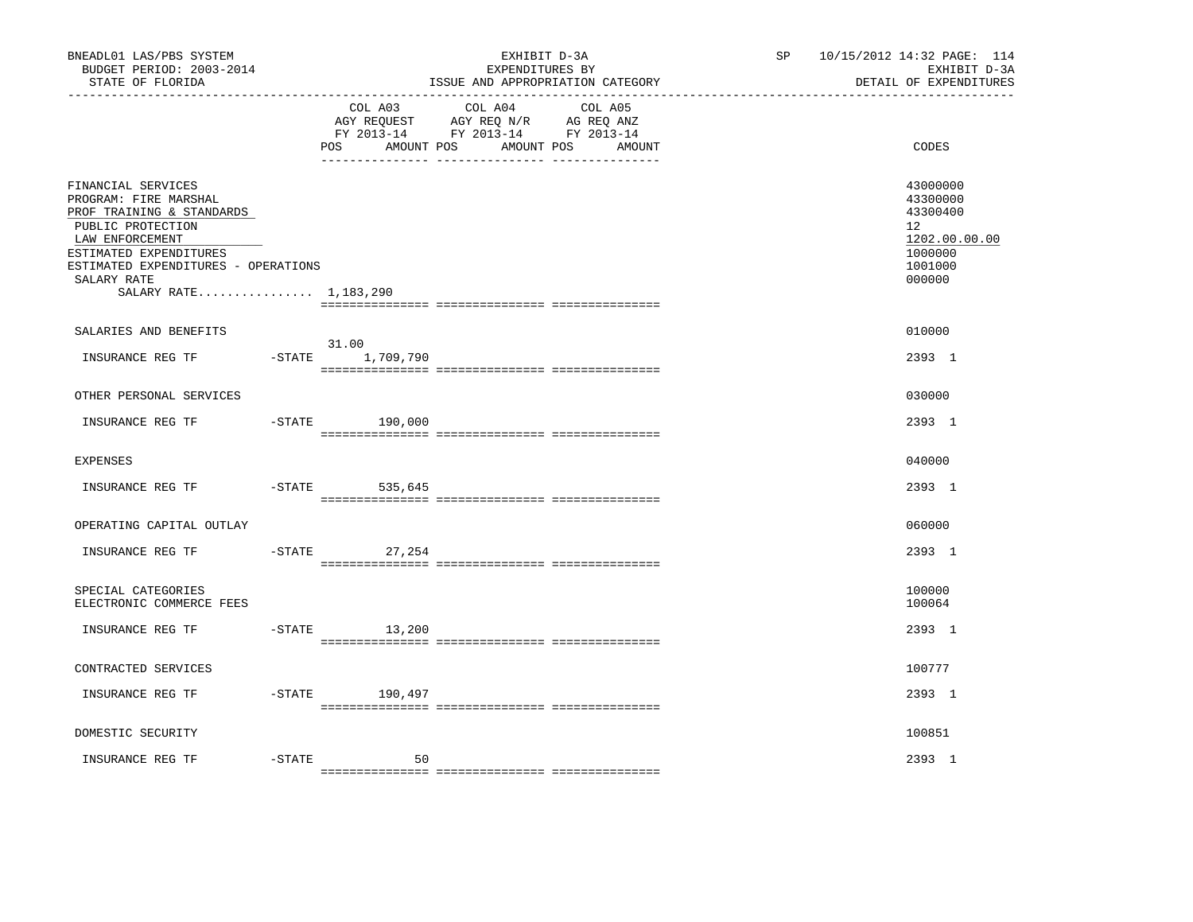BNEADL01 LAS/PBS SYSTEM | EXHIBIT D-3A | SP 10/15/2012 14:32
BUDGET PERIOD: 2003-2014 | EXPENDITURES BY | EXHIBIT D-3A
STATE OF FLORIDA | ISSUE AND APPROPRIATION CATEGORY | DETAIL OF EXPENDITURES

| | COL A03 AGY REQUEST FY 2013-14 POS AMOUNT | COL A04 AGY REQ N/R FY 2013-14 POS AMOUNT | COL A05 AG REQ ANZ FY 2013-14 POS AMOUNT | CODES |
|---|---|---|---|---|
| FINANCIAL SERVICES | | | | 43000000 |
| PROGRAM: FIRE MARSHAL | | | | 43300000 |
| PROF TRAINING & STANDARDS | | | | 43300400 |
| PUBLIC PROTECTION | | | | 12 |
| LAW ENFORCEMENT | | | | 1202.00.00.00 |
| ESTIMATED EXPENDITURES | | | | 1000000 |
| ESTIMATED EXPENDITURES - OPERATIONS | | | | 1001000 |
| SALARY RATE | | | | 000000 |
| SALARY RATE................ 1,183,290 | | | | |
| SALARIES AND BENEFITS | | | | 010000 |
| INSURANCE REG TF -STATE | 31.00 1,709,790 | | | 2393 1 |
| OTHER PERSONAL SERVICES | | | | 030000 |
| INSURANCE REG TF -STATE | 190,000 | | | 2393 1 |
| EXPENSES | | | | 040000 |
| INSURANCE REG TF -STATE | 535,645 | | | 2393 1 |
| OPERATING CAPITAL OUTLAY | | | | 060000 |
| INSURANCE REG TF -STATE | 27,254 | | | 2393 1 |
| SPECIAL CATEGORIES | | | | 100000 |
| ELECTRONIC COMMERCE FEES | | | | 100064 |
| INSURANCE REG TF -STATE | 13,200 | | | 2393 1 |
| CONTRACTED SERVICES | | | | 100777 |
| INSURANCE REG TF -STATE | 190,497 | | | 2393 1 |
| DOMESTIC SECURITY | | | | 100851 |
| INSURANCE REG TF -STATE | 50 | | | 2393 1 |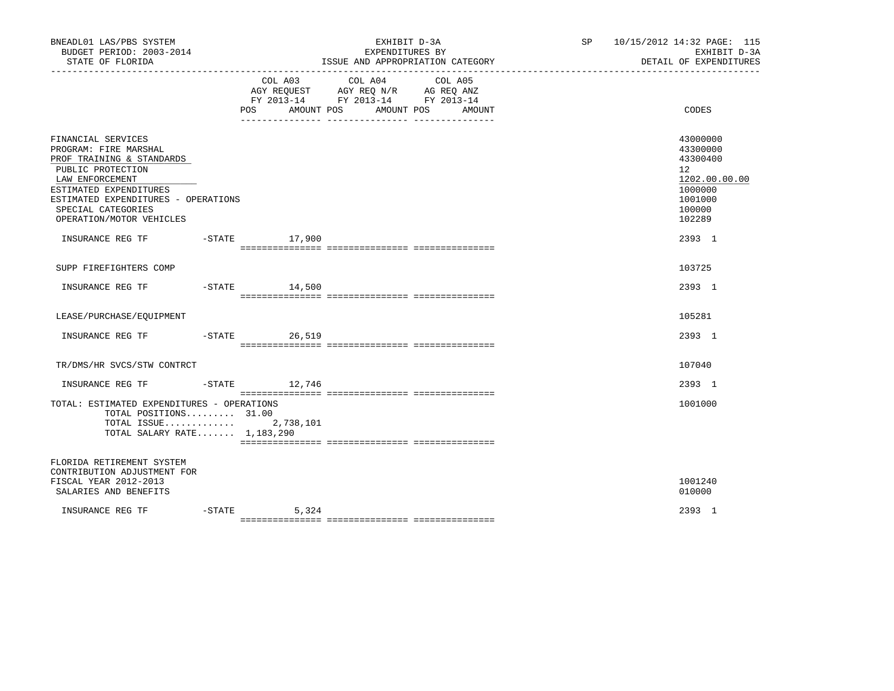| | COL A03 AGY REQUEST FY 2013-14 POS AMOUNT | COL A04 AGY REQ N/R FY 2013-14 POS AMOUNT | COL A05 AG REQ ANZ FY 2013-14 POS AMOUNT | CODES |
|---|---|---|---|---|
| FINANCIAL SERVICES | | | | 43000000 |
| PROGRAM: FIRE MARSHAL | | | | 43300000 |
| PROF TRAINING & STANDARDS | | | | 43300400 |
| PUBLIC PROTECTION | | | | 12 |
| LAW ENFORCEMENT | | | | 1202.00.00.00 |
| ESTIMATED EXPENDITURES | | | | 1000000 |
| ESTIMATED EXPENDITURES - OPERATIONS | | | | 1001000 |
| SPECIAL CATEGORIES | | | | 100000 |
| OPERATION/MOTOR VEHICLES | | | | 102289 |
| INSURANCE REG TF -STATE | 17,900 | | | 2393 1 |
| SUPP FIREFIGHTERS COMP | | | | 103725 |
| INSURANCE REG TF -STATE | 14,500 | | | 2393 1 |
| LEASE/PURCHASE/EQUIPMENT | | | | 105281 |
| INSURANCE REG TF -STATE | 26,519 | | | 2393 1 |
| TR/DMS/HR SVCS/STW CONTRCT | | | | 107040 |
| INSURANCE REG TF -STATE | 12,746 | | | 2393 1 |
| TOTAL: ESTIMATED EXPENDITURES - OPERATIONS | | | | 1001000 |
| TOTAL POSITIONS......... 31.00 | | | | |
| TOTAL ISSUE............. | 2,738,101 | | | |
| TOTAL SALARY RATE....... 1,183,290 | | | | |
| FLORIDA RETIREMENT SYSTEM CONTRIBUTION ADJUSTMENT FOR FISCAL YEAR 2012-2013 | | | | 1001240 |
| SALARIES AND BENEFITS | | | | 010000 |
| INSURANCE REG TF -STATE | 5,324 | | | 2393 1 |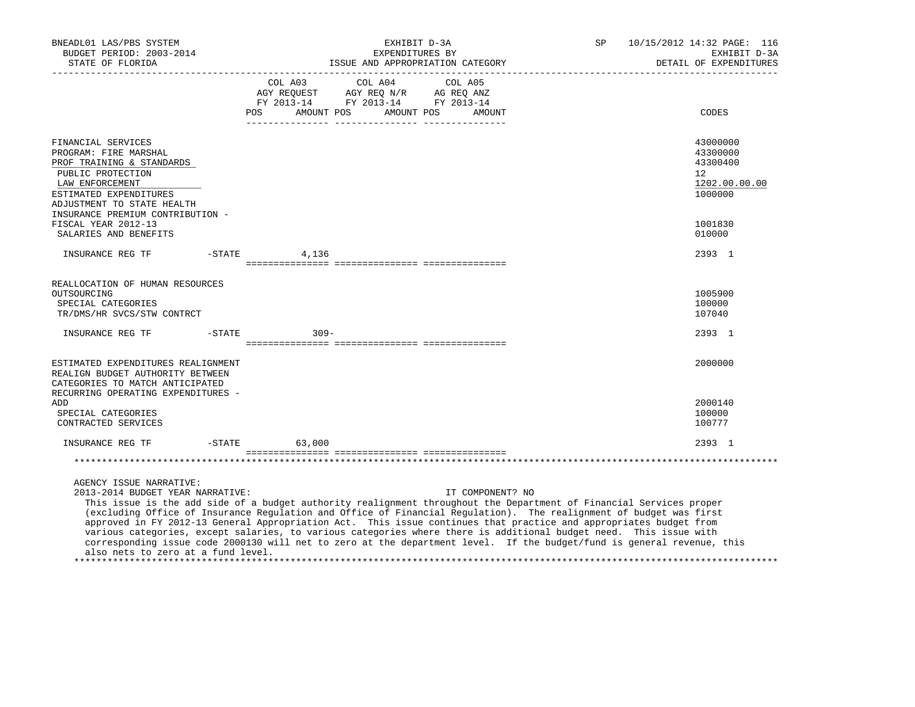BNEADL01 LAS/PBS SYSTEM | EXHIBIT D-3A | SP 10/15/2012 14:32 PAGE: 116
BUDGET PERIOD: 2003-2014 | EXPENDITURES BY | EXHIBIT D-3A
STATE OF FLORIDA | ISSUE AND APPROPRIATION CATEGORY | DETAIL OF EXPENDITURES

| | COL A03 AGY REQUEST FY 2013-14 POS AMOUNT | COL A04 AGY REQ N/R FY 2013-14 POS AMOUNT | COL A05 AG REQ ANZ FY 2013-14 POS AMOUNT | CODES |
|---|---|---|---|---|
| FINANCIAL SERVICES | | | | 43000000 |
| PROGRAM: FIRE MARSHAL | | | | 43300000 |
| PROF TRAINING & STANDARDS | | | | 43300400 |
| PUBLIC PROTECTION | | | | 12 |
| LAW ENFORCEMENT | | | | 1202.00.00.00 |
| ESTIMATED EXPENDITURES | | | | 1000000 |
| ADJUSTMENT TO STATE HEALTH INSURANCE PREMIUM CONTRIBUTION - FISCAL YEAR 2012-13 | | | | 1001830 |
| SALARIES AND BENEFITS | | | | 010000 |
| INSURANCE REG TF -STATE | 4,136 | | | 2393 1 |
| REALLOCATION OF HUMAN RESOURCES OUTSOURCING | | | | 1005900 |
| SPECIAL CATEGORIES | | | | 100000 |
| TR/DMS/HR SVCS/STW CONTRCT | | | | 107040 |
| INSURANCE REG TF -STATE | 309- | | | 2393 1 |
| ESTIMATED EXPENDITURES REALIGNMENT | | | | 2000000 |
| REALIGN BUDGET AUTHORITY BETWEEN CATEGORIES TO MATCH ANTICIPATED RECURRING OPERATING EXPENDITURES - ADD | | | | 2000140 |
| SPECIAL CATEGORIES | | | | 100000 |
| CONTRACTED SERVICES | | | | 100777 |
| INSURANCE REG TF -STATE | 63,000 | | | 2393 1 |

AGENCY ISSUE NARRATIVE:
2013-2014 BUDGET YEAR NARRATIVE: IT COMPONENT? NO

This issue is the add side of a budget authority realignment throughout the Department of Financial Services proper (excluding Office of Insurance Regulation and Office of Financial Regulation). The realignment of budget was first approved in FY 2012-13 General Appropriation Act. This issue continues that practice and appropriates budget from various categories, except salaries, to various categories where there is additional budget need. This issue with corresponding issue code 2000130 will net to zero at the department level. If the budget/fund is general revenue, this also nets to zero at a fund level.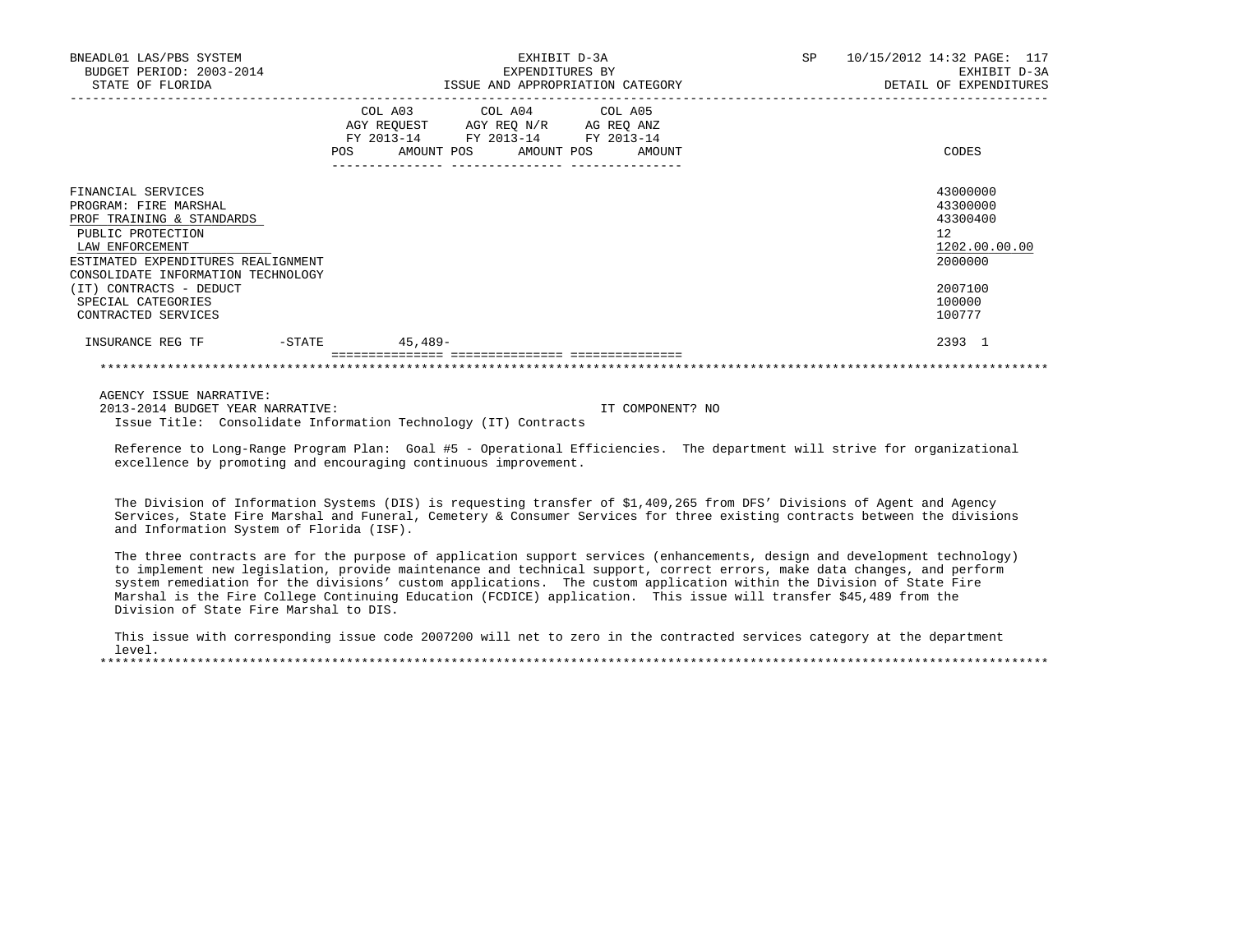| | COL A03 AGY REQUEST FY 2013-14 POS | AMOUNT | COL A04 AGY REQ N/R FY 2013-14 POS | AMOUNT | COL A05 AG REQ ANZ FY 2013-14 POS | AMOUNT | CODES |
|---|---|---|---|---|---|---|---|
| FINANCIAL SERVICES | | | | | | | 43000000 |
| PROGRAM: FIRE MARSHAL | | | | | | | 43300000 |
| PROF TRAINING & STANDARDS | | | | | | | 43300400 |
| PUBLIC PROTECTION | | | | | | | 12 |
| LAW ENFORCEMENT | | | | | | | 1202.00.00.00 |
| ESTIMATED EXPENDITURES REALIGNMENT | | | | | | | 2000000 |
| CONSOLIDATE INFORMATION TECHNOLOGY (IT) CONTRACTS - DEDUCT | | | | | | | 2007100 |
| SPECIAL CATEGORIES | | | | | | | 100000 |
| CONTRACTED SERVICES | | | | | | | 100777 |
| INSURANCE REG TF -STATE | | 45,489- | | | | | 2393 1 |

AGENCY ISSUE NARRATIVE:

2013-2014 BUDGET YEAR NARRATIVE: IT COMPONENT? NO

Issue Title: Consolidate Information Technology (IT) Contracts

Reference to Long-Range Program Plan: Goal #5 - Operational Efficiencies. The department will strive for organizational excellence by promoting and encouraging continuous improvement.

The Division of Information Systems (DIS) is requesting transfer of $1,409,265 from DFS' Divisions of Agent and Agency Services, State Fire Marshal and Funeral, Cemetery & Consumer Services for three existing contracts between the divisions and Information System of Florida (ISF).

The three contracts are for the purpose of application support services (enhancements, design and development technology) to implement new legislation, provide maintenance and technical support, correct errors, make data changes, and perform system remediation for the divisions' custom applications. The custom application within the Division of State Fire Marshal is the Fire College Continuing Education (FCDICE) application. This issue will transfer $45,489 from the Division of State Fire Marshal to DIS.

This issue with corresponding issue code 2007200 will net to zero in the contracted services category at the department level.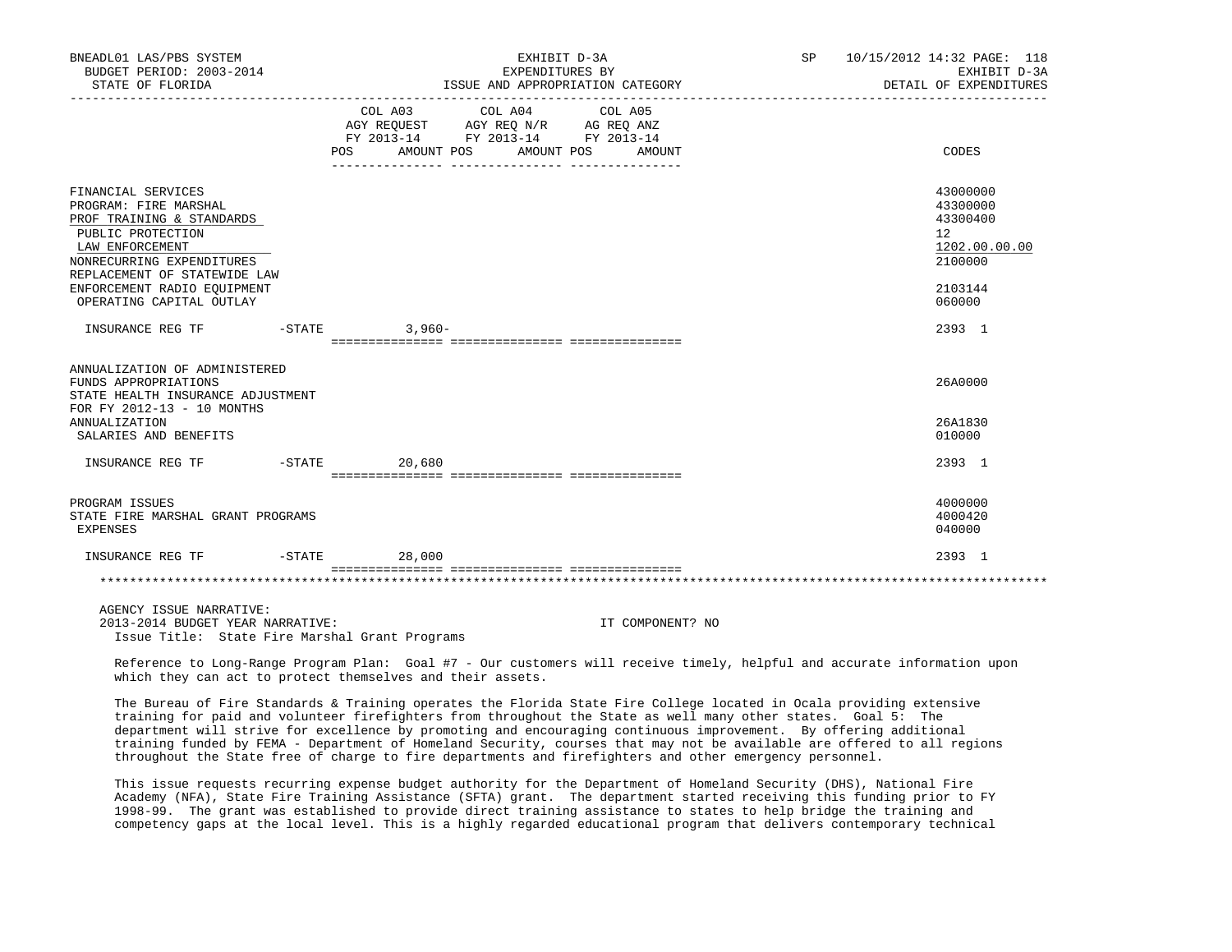| | COL A03 AGY REQUEST FY 2013-14 POS AMOUNT | COL A04 AGY REQ N/R FY 2013-14 POS AMOUNT | COL A05 AG REQ ANZ FY 2013-14 POS AMOUNT | CODES |
|---|---|---|---|---|
| FINANCIAL SERVICES | | | | 43000000 |
| PROGRAM: FIRE MARSHAL | | | | 43300000 |
| PROF TRAINING & STANDARDS | | | | 43300400 |
| PUBLIC PROTECTION | | | | 12 |
| LAW ENFORCEMENT | | | | 1202.00.00.00 |
| NONRECURRING EXPENDITURES | | | | 2100000 |
| REPLACEMENT OF STATEWIDE LAW ENFORCEMENT RADIO EQUIPMENT | | | | 2103144 |
| OPERATING CAPITAL OUTLAY | | | | 060000 |
| INSURANCE REG TF -STATE | 3,960- | | | 2393 1 |
| ANNUALIZATION OF ADMINISTERED FUNDS APPROPRIATIONS | | | | 26A0000 |
| STATE HEALTH INSURANCE ADJUSTMENT FOR FY 2012-13 - 10 MONTHS ANNUALIZATION | | | | 26A1830 |
| SALARIES AND BENEFITS | | | | 010000 |
| INSURANCE REG TF -STATE | 20,680 | | | 2393 1 |
| PROGRAM ISSUES | | | | 4000000 |
| STATE FIRE MARSHAL GRANT PROGRAMS | | | | 4000420 |
| EXPENSES | | | | 040000 |
| INSURANCE REG TF -STATE | 28,000 | | | 2393 1 |

AGENCY ISSUE NARRATIVE:
2013-2014 BUDGET YEAR NARRATIVE: IT COMPONENT? NO
Issue Title: State Fire Marshal Grant Programs

Reference to Long-Range Program Plan: Goal #7 - Our customers will receive timely, helpful and accurate information upon which they can act to protect themselves and their assets.

The Bureau of Fire Standards & Training operates the Florida State Fire College located in Ocala providing extensive training for paid and volunteer firefighters from throughout the State as well many other states. Goal 5: The department will strive for excellence by promoting and encouraging continuous improvement. By offering additional training funded by FEMA - Department of Homeland Security, courses that may not be available are offered to all regions throughout the State free of charge to fire departments and firefighters and other emergency personnel.

This issue requests recurring expense budget authority for the Department of Homeland Security (DHS), National Fire Academy (NFA), State Fire Training Assistance (SFTA) grant. The department started receiving this funding prior to FY 1998-99. The grant was established to provide direct training assistance to states to help bridge the training and competency gaps at the local level. This is a highly regarded educational program that delivers contemporary technical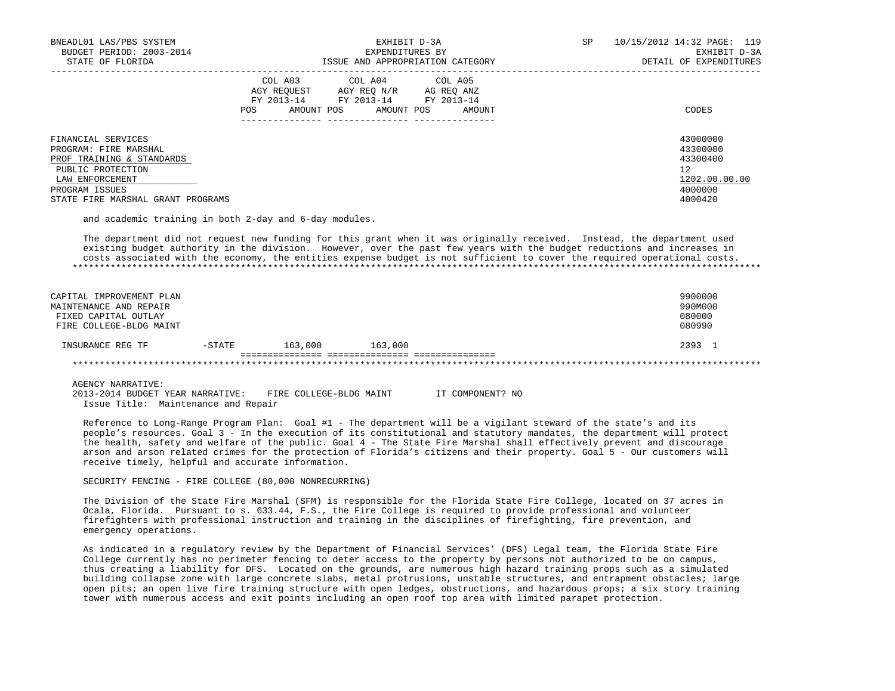| | COL A03 AGY REQUEST FY 2013-14 POS AMOUNT | COL A04 AGY REQ N/R FY 2013-14 POS AMOUNT | COL A05 AG REQ ANZ FY 2013-14 POS AMOUNT | CODES |
|---|---|---|---|---|
| FINANCIAL SERVICES | | | | 43000000 |
| PROGRAM: FIRE MARSHAL | | | | 43300000 |
| PROF TRAINING & STANDARDS | | | | 43300400 |
| PUBLIC PROTECTION | | | | 12 |
| LAW ENFORCEMENT | | | | 1202.00.00.00 |
| PROGRAM ISSUES | | | | 4000000 |
| STATE FIRE MARSHAL GRANT PROGRAMS | | | | 4000420 |

and academic training in both 2-day and 6-day modules.

The department did not request new funding for this grant when it was originally received. Instead, the department used existing budget authority in the division. However, over the past few years with the budget reductions and increases in costs associated with the economy, the entities expense budget is not sufficient to cover the required operational costs.

*****************************************************************************************************************************

| | COL A03 | COL A04 | COL A05 | CODES |
|---|---|---|---|---|
| CAPITAL IMPROVEMENT PLAN | | | | 9900000 |
| MAINTENANCE AND REPAIR | | | | 990M000 |
| FIXED CAPITAL OUTLAY | | | | 080000 |
| FIRE COLLEGE-BLDG MAINT | | | | 080990 |
| INSURANCE REG TF -STATE | 163,000 | 163,000 | | 2393 1 |

*****************************************************************************************************************************

AGENCY NARRATIVE:
2013-2014 BUDGET YEAR NARRATIVE: FIRE COLLEGE-BLDG MAINT IT COMPONENT? NO
Issue Title: Maintenance and Repair

Reference to Long-Range Program Plan: Goal #1 - The department will be a vigilant steward of the state's and its people's resources. Goal 3 - In the execution of its constitutional and statutory mandates, the department will protect the health, safety and welfare of the public. Goal 4 - The State Fire Marshal shall effectively prevent and discourage arson and arson related crimes for the protection of Florida's citizens and their property. Goal 5 - Our customers will receive timely, helpful and accurate information.

SECURITY FENCING - FIRE COLLEGE (80,000 NONRECURRING)

The Division of the State Fire Marshal (SFM) is responsible for the Florida State Fire College, located on 37 acres in Ocala, Florida. Pursuant to s. 633.44, F.S., the Fire College is required to provide professional and volunteer firefighters with professional instruction and training in the disciplines of firefighting, fire prevention, and emergency operations.

As indicated in a regulatory review by the Department of Financial Services' (DFS) Legal team, the Florida State Fire College currently has no perimeter fencing to deter access to the property by persons not authorized to be on campus, thus creating a liability for DFS. Located on the grounds, are numerous high hazard training props such as a simulated building collapse zone with large concrete slabs, metal protrusions, unstable structures, and entrapment obstacles; large open pits; an open live fire training structure with open ledges, obstructions, and hazardous props; a six story training tower with numerous access and exit points including an open roof top area with limited parapet protection.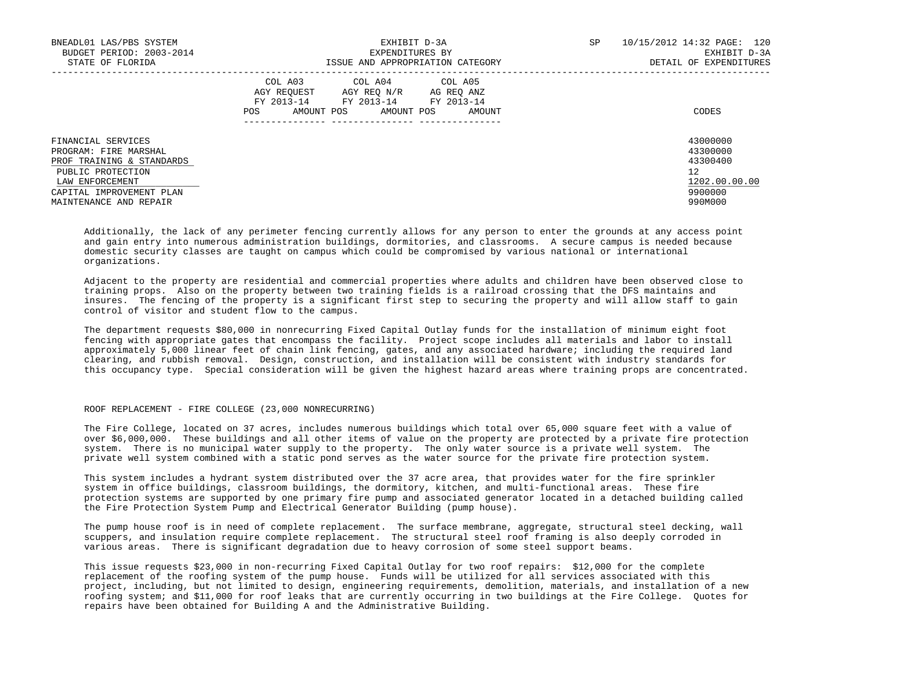| | COL A03 AGY REQUEST FY 2013-14 | | COL A04 AGY REQ N/R FY 2013-14 | | COL A05 AG REQ ANZ FY 2013-14 | | |
|---|---|---|---|---|---|---|---|
| | POS | AMOUNT | POS | AMOUNT | POS | AMOUNT | CODES |
| FINANCIAL SERVICES | | | | | | | 43000000 |
| PROGRAM: FIRE MARSHAL | | | | | | | 43300000 |
| PROF TRAINING & STANDARDS | | | | | | | 43300400 |
| PUBLIC PROTECTION | | | | | | | 12 |
| LAW ENFORCEMENT | | | | | | | 1202.00.00.00 |
| CAPITAL IMPROVEMENT PLAN | | | | | | | 9900000 |
| MAINTENANCE AND REPAIR | | | | | | | 990M000 |

Additionally, the lack of any perimeter fencing currently allows for any person to enter the grounds at any access point and gain entry into numerous administration buildings, dormitories, and classrooms. A secure campus is needed because domestic security classes are taught on campus which could be compromised by various national or international organizations.

Adjacent to the property are residential and commercial properties where adults and children have been observed close to training props. Also on the property between two training fields is a railroad crossing that the DFS maintains and insures. The fencing of the property is a significant first step to securing the property and will allow staff to gain control of visitor and student flow to the campus.

The department requests $80,000 in nonrecurring Fixed Capital Outlay funds for the installation of minimum eight foot fencing with appropriate gates that encompass the facility. Project scope includes all materials and labor to install approximately 5,000 linear feet of chain link fencing, gates, and any associated hardware; including the required land clearing, and rubbish removal. Design, construction, and installation will be consistent with industry standards for this occupancy type. Special consideration will be given the highest hazard areas where training props are concentrated.

ROOF REPLACEMENT - FIRE COLLEGE (23,000 NONRECURRING)

The Fire College, located on 37 acres, includes numerous buildings which total over 65,000 square feet with a value of over $6,000,000. These buildings and all other items of value on the property are protected by a private fire protection system. There is no municipal water supply to the property. The only water source is a private well system. The private well system combined with a static pond serves as the water source for the private fire protection system.

This system includes a hydrant system distributed over the 37 acre area, that provides water for the fire sprinkler system in office buildings, classroom buildings, the dormitory, kitchen, and multi-functional areas. These fire protection systems are supported by one primary fire pump and associated generator located in a detached building called the Fire Protection System Pump and Electrical Generator Building (pump house).

The pump house roof is in need of complete replacement. The surface membrane, aggregate, structural steel decking, wall scuppers, and insulation require complete replacement. The structural steel roof framing is also deeply corroded in various areas. There is significant degradation due to heavy corrosion of some steel support beams.

This issue requests $23,000 in non-recurring Fixed Capital Outlay for two roof repairs: $12,000 for the complete replacement of the roofing system of the pump house. Funds will be utilized for all services associated with this project, including, but not limited to design, engineering requirements, demolition, materials, and installation of a new roofing system; and $11,000 for roof leaks that are currently occurring in two buildings at the Fire College. Quotes for repairs have been obtained for Building A and the Administrative Building.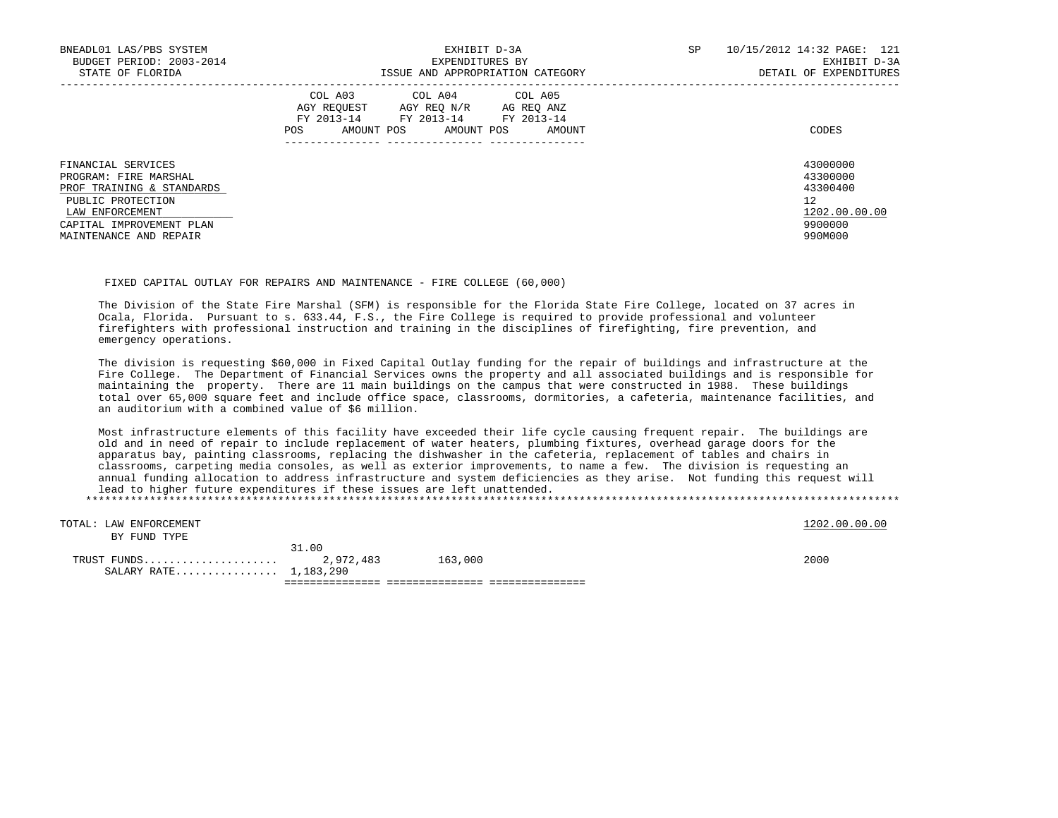| | COL A03 AGY REQUEST FY 2013-14 | | COL A04 AGY REQ N/R FY 2013-14 | | COL A05 AG REQ ANZ FY 2013-14 | | |
|---|---|---|---|---|---|---|---|
| | POS | AMOUNT | POS | AMOUNT | POS | AMOUNT | CODES |
| FINANCIAL SERVICES | | | | | | | 43000000 |
| PROGRAM: FIRE MARSHAL | | | | | | | 43300000 |
| PROF TRAINING & STANDARDS | | | | | | | 43300400 |
| PUBLIC PROTECTION | | | | | | | 12 |
| LAW ENFORCEMENT | | | | | | | 1202.00.00.00 |
| CAPITAL IMPROVEMENT PLAN | | | | | | | 9900000 |
| MAINTENANCE AND REPAIR | | | | | | | 990M000 |

FIXED CAPITAL OUTLAY FOR REPAIRS AND MAINTENANCE - FIRE COLLEGE (60,000)

The Division of the State Fire Marshal (SFM) is responsible for the Florida State Fire College, located on 37 acres in Ocala, Florida. Pursuant to s. 633.44, F.S., the Fire College is required to provide professional and volunteer firefighters with professional instruction and training in the disciplines of firefighting, fire prevention, and emergency operations.

The division is requesting $60,000 in Fixed Capital Outlay funding for the repair of buildings and infrastructure at the Fire College. The Department of Financial Services owns the property and all associated buildings and is responsible for maintaining the property. There are 11 main buildings on the campus that were constructed in 1988. These buildings total over 65,000 square feet and include office space, classrooms, dormitories, a cafeteria, maintenance facilities, and an auditorium with a combined value of $6 million.

Most infrastructure elements of this facility have exceeded their life cycle causing frequent repair. The buildings are old and in need of repair to include replacement of water heaters, plumbing fixtures, overhead garage doors for the apparatus bay, painting classrooms, replacing the dishwasher in the cafeteria, replacement of tables and chairs in classrooms, carpeting media consoles, as well as exterior improvements, to name a few. The division is requesting an annual funding allocation to address infrastructure and system deficiencies as they arise. Not funding this request will lead to higher future expenditures if these issues are left unattended.

*******************************************************************************************************************************

| | COL A03 POS | COL A03 AMOUNT | COL A04 POS | COL A04 AMOUNT | COL A05 POS | COL A05 AMOUNT | CODES |
|---|---|---|---|---|---|---|---|
| TOTAL: LAW ENFORCEMENT | | | | | | | 1202.00.00.00 |
| BY FUND TYPE | | | | | | | |
| TRUST FUNDS | 31.00 | 2,972,483 | | 163,000 | | | 2000 |
| SALARY RATE | | 1,183,290 | | | | | |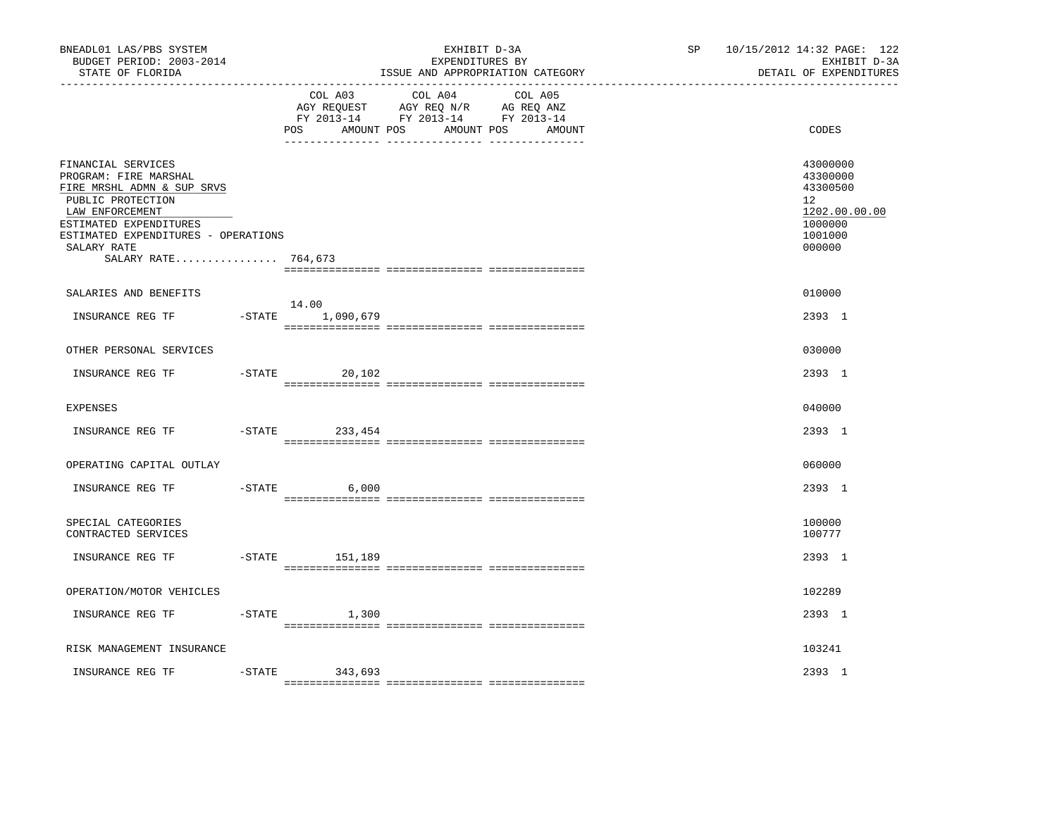BNEADL01 LAS/PBS SYSTEM
BUDGET PERIOD: 2003-2014
STATE OF FLORIDA

EXHIBIT D-3A
EXPENDITURES BY
ISSUE AND APPROPRIATION CATEGORY

SP 10/15/2012 14:32 PAGE: 122
EXHIBIT D-3A
DETAIL OF EXPENDITURES

| | | COL A03 AGY REQUEST FY 2013-14 POS | AMOUNT | COL A04 AGY REQ N/R FY 2013-14 POS | AMOUNT | COL A05 AG REQ ANZ FY 2013-14 POS | AMOUNT | CODES |
|---|---|---|---|---|---|---|---|---|
| FINANCIAL SERVICES | | | | | | | | 43000000 |
| PROGRAM: FIRE MARSHAL | | | | | | | | 43300000 |
| FIRE MRSHL ADMN & SUP SRVS | | | | | | | | 43300500 |
| PUBLIC PROTECTION | | | | | | | | 12 |
| LAW ENFORCEMENT | | | | | | | | 1202.00.00.00 |
| ESTIMATED EXPENDITURES | | | | | | | | 1000000 |
| ESTIMATED EXPENDITURES - OPERATIONS | | | | | | | | 1001000 |
| SALARY RATE | | | | | | | | 000000 |
| SALARY RATE................ 764,673 | | | | | | | | |
| SALARIES AND BENEFITS | | | | | | | | 010000 |
| INSURANCE REG TF | -STATE | 14.00 | 1,090,679 | | | | | 2393 1 |
| OTHER PERSONAL SERVICES | | | | | | | | 030000 |
| INSURANCE REG TF | -STATE | | 20,102 | | | | | 2393 1 |
| EXPENSES | | | | | | | | 040000 |
| INSURANCE REG TF | -STATE | | 233,454 | | | | | 2393 1 |
| OPERATING CAPITAL OUTLAY | | | | | | | | 060000 |
| INSURANCE REG TF | -STATE | | 6,000 | | | | | 2393 1 |
| SPECIAL CATEGORIES | | | | | | | | 100000 |
| CONTRACTED SERVICES | | | | | | | | 100777 |
| INSURANCE REG TF | -STATE | | 151,189 | | | | | 2393 1 |
| OPERATION/MOTOR VEHICLES | | | | | | | | 102289 |
| INSURANCE REG TF | -STATE | | 1,300 | | | | | 2393 1 |
| RISK MANAGEMENT INSURANCE | | | | | | | | 103241 |
| INSURANCE REG TF | -STATE | | 343,693 | | | | | 2393 1 |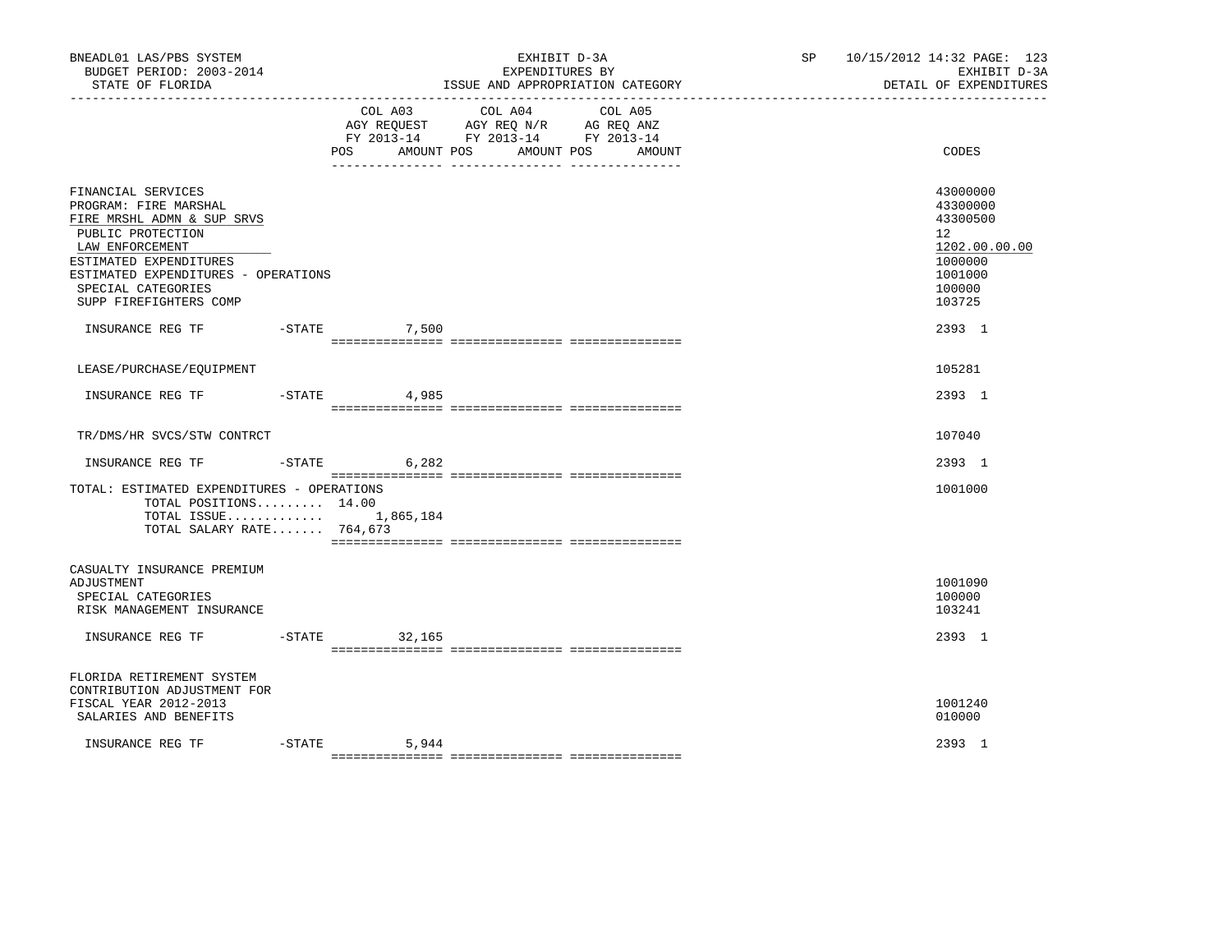| | COL A03 AGY REQUEST FY 2013-14 POS AMOUNT | COL A04 AGY REQ N/R FY 2013-14 POS AMOUNT | COL A05 AG REQ ANZ FY 2013-14 POS AMOUNT | CODES |
|---|---|---|---|---|
| FINANCIAL SERVICES | | | | 43000000 |
| PROGRAM: FIRE MARSHAL | | | | 43300000 |
| FIRE MRSHL ADMN & SUP SRVS | | | | 43300500 |
| PUBLIC PROTECTION | | | | 12 |
| LAW ENFORCEMENT | | | | 1202.00.00.00 |
| ESTIMATED EXPENDITURES | | | | 1000000 |
| ESTIMATED EXPENDITURES - OPERATIONS | | | | 1001000 |
| SPECIAL CATEGORIES | | | | 100000 |
| SUPP FIREFIGHTERS COMP | | | | 103725 |
| INSURANCE REG TF -STATE | 7,500 | | | 2393 1 |
| LEASE/PURCHASE/EQUIPMENT | | | | 105281 |
| INSURANCE REG TF -STATE | 4,985 | | | 2393 1 |
| TR/DMS/HR SVCS/STW CONTRCT | | | | 107040 |
| INSURANCE REG TF -STATE | 6,282 | | | 2393 1 |
| TOTAL: ESTIMATED EXPENDITURES - OPERATIONS | | | | 1001000 |
| TOTAL POSITIONS......... 14.00 | | | | |
| TOTAL ISSUE............ | 1,865,184 | | | |
| TOTAL SALARY RATE....... 764,673 | | | | |
| CASUALTY INSURANCE PREMIUM ADJUSTMENT | | | | 1001090 |
| SPECIAL CATEGORIES | | | | 100000 |
| RISK MANAGEMENT INSURANCE | | | | 103241 |
| INSURANCE REG TF -STATE | 32,165 | | | 2393 1 |
| FLORIDA RETIREMENT SYSTEM CONTRIBUTION ADJUSTMENT FOR FISCAL YEAR 2012-2013 | | | | 1001240 |
| SALARIES AND BENEFITS | | | | 010000 |
| INSURANCE REG TF -STATE | 5,944 | | | 2393 1 |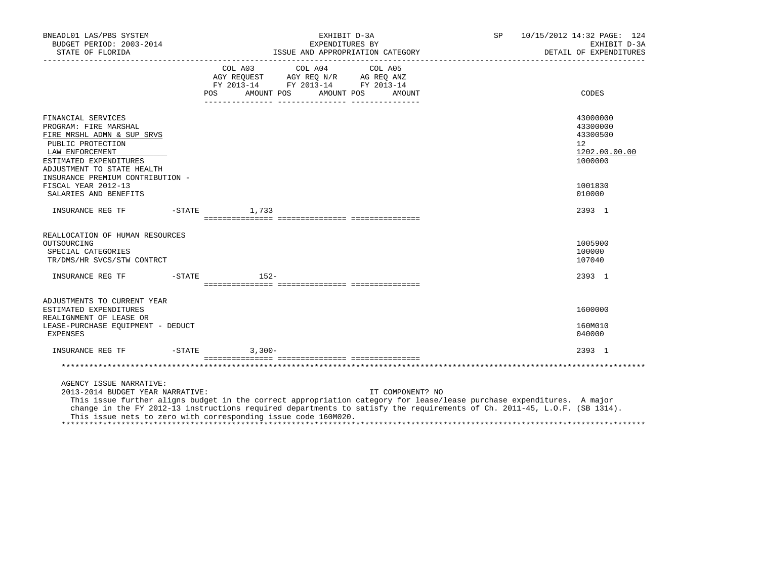BNEADL01 LAS/PBS SYSTEM | EXHIBIT D-3A | SP 10/15/2012 14:32
BUDGET PERIOD: 2003-2014 | EXPENDITURES BY | EXHIBIT D-3A
STATE OF FLORIDA | ISSUE AND APPROPRIATION CATEGORY | DETAIL OF EXPENDITURES

| | COL A03 AGY REQUEST FY 2013-14 POS AMOUNT | COL A04 AGY REQ N/R FY 2013-14 POS AMOUNT | COL A05 AG REQ ANZ FY 2013-14 POS AMOUNT | CODES |
|---|---|---|---|---|
| FINANCIAL SERVICES | | | | 43000000 |
| PROGRAM: FIRE MARSHAL | | | | 43300000 |
| FIRE MRSHL ADMN & SUP SRVS | | | | 43300500 |
| PUBLIC PROTECTION | | | | 12 |
| LAW ENFORCEMENT | | | | 1202.00.00.00 |
| ESTIMATED EXPENDITURES | | | | 1000000 |
| ADJUSTMENT TO STATE HEALTH INSURANCE PREMIUM CONTRIBUTION - FISCAL YEAR 2012-13 | | | | 1001830 |
| SALARIES AND BENEFITS | | | | 010000 |
| INSURANCE REG TF -STATE | 1,733 | | | 2393 1 |
| REALLOCATION OF HUMAN RESOURCES OUTSOURCING | | | | 1005900 |
| SPECIAL CATEGORIES | | | | 100000 |
| TR/DMS/HR SVCS/STW CONTRCT | | | | 107040 |
| INSURANCE REG TF -STATE | 152- | | | 2393 1 |
| ADJUSTMENTS TO CURRENT YEAR ESTIMATED EXPENDITURES | | | | 1600000 |
| REALIGNMENT OF LEASE OR LEASE-PURCHASE EQUIPMENT - DEDUCT | | | | 160M010 |
| EXPENSES | | | | 040000 |
| INSURANCE REG TF -STATE | 3,300- | | | 2393 1 |

AGENCY ISSUE NARRATIVE:

2013-2014 BUDGET YEAR NARRATIVE: IT COMPONENT? NO

This issue further aligns budget in the correct appropriation category for lease/lease purchase expenditures. A major change in the FY 2012-13 instructions required departments to satisfy the requirements of Ch. 2011-45, L.O.F. (SB 1314). This issue nets to zero with corresponding issue code 160M020.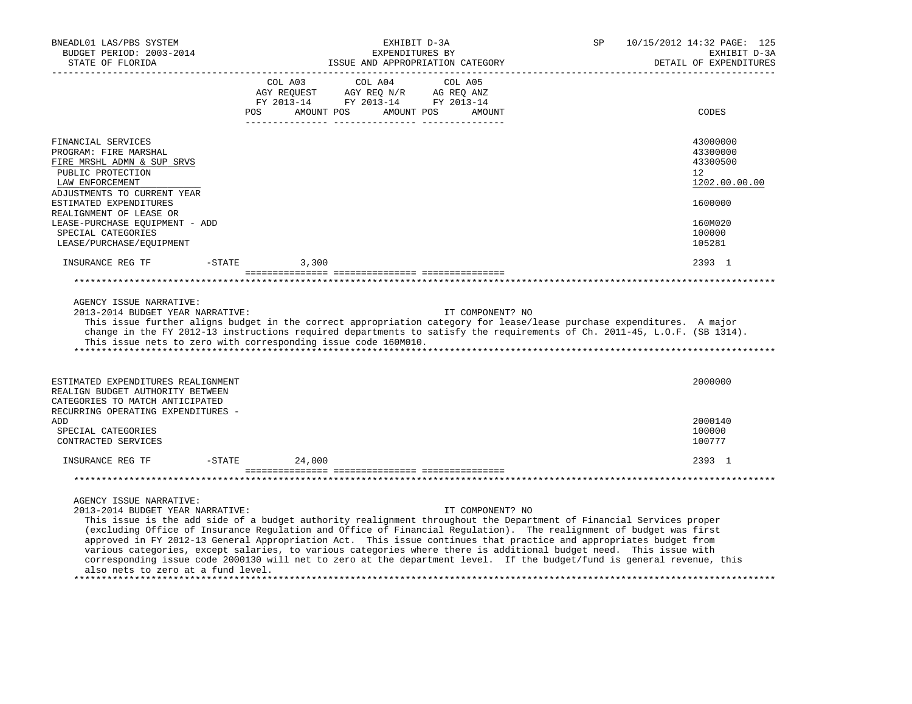| | COL A03 AGY REQUEST FY 2013-14 POS AMOUNT | COL A04 AGY REQ N/R FY 2013-14 POS AMOUNT | COL A05 AG REQ ANZ FY 2013-14 POS AMOUNT | CODES |
|---|---|---|---|---|
| FINANCIAL SERVICES | | | | 43000000 |
| PROGRAM: FIRE MARSHAL | | | | 43300000 |
| FIRE MRSHL ADMN & SUP SRVS | | | | 43300500 |
| PUBLIC PROTECTION | | | | 12 |
| LAW ENFORCEMENT | | | | 1202.00.00.00 |
| ADJUSTMENTS TO CURRENT YEAR ESTIMATED EXPENDITURES | | | | 1600000 |
| REALIGNMENT OF LEASE OR LEASE-PURCHASE EQUIPMENT - ADD | | | | 160M020 |
| SPECIAL CATEGORIES | | | | 100000 |
| LEASE/PURCHASE/EQUIPMENT | | | | 105281 |
| INSURANCE REG TF -STATE | 3,300 | | | 2393 1 |

AGENCY ISSUE NARRATIVE:
2013-2014 BUDGET YEAR NARRATIVE: IT COMPONENT? NO

This issue further aligns budget in the correct appropriation category for lease/lease purchase expenditures. A major change in the FY 2012-13 instructions required departments to satisfy the requirements of Ch. 2011-45, L.O.F. (SB 1314). This issue nets to zero with corresponding issue code 160M010.

| | COL A03 | COL A04 | COL A05 | CODES |
|---|---|---|---|---|
| ESTIMATED EXPENDITURES REALIGNMENT | | | | 2000000 |
| REALIGN BUDGET AUTHORITY BETWEEN CATEGORIES TO MATCH ANTICIPATED RECURRING OPERATING EXPENDITURES - ADD | | | | 2000140 |
| SPECIAL CATEGORIES | | | | 100000 |
| CONTRACTED SERVICES | | | | 100777 |
| INSURANCE REG TF -STATE | 24,000 | | | 2393 1 |

AGENCY ISSUE NARRATIVE:
2013-2014 BUDGET YEAR NARRATIVE: IT COMPONENT? NO

This issue is the add side of a budget authority realignment throughout the Department of Financial Services proper (excluding Office of Insurance Regulation and Office of Financial Regulation). The realignment of budget was first approved in FY 2012-13 General Appropriation Act. This issue continues that practice and appropriates budget from various categories, except salaries, to various categories where there is additional budget need. This issue with corresponding issue code 2000130 will net to zero at the department level. If the budget/fund is general revenue, this also nets to zero at a fund level.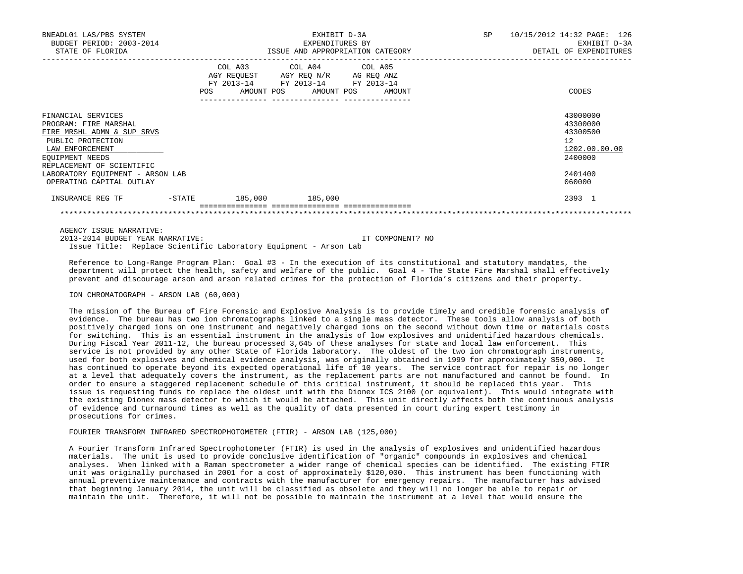| | COL A03 AGY REQUEST FY 2013-14 POS AMOUNT | COL A04 AGY REQ N/R FY 2013-14 POS AMOUNT | COL A05 AG REQ ANZ FY 2013-14 POS AMOUNT | CODES |
|---|---|---|---|---|
| FINANCIAL SERVICES | | | | 43000000 |
| PROGRAM: FIRE MARSHAL | | | | 43300000 |
| FIRE MRSHL ADMN & SUP SRVS | | | | 43300500 |
| PUBLIC PROTECTION | | | | 12 |
| LAW ENFORCEMENT | | | | 1202.00.00.00 |
| EQUIPMENT NEEDS | | | | 2400000 |
| REPLACEMENT OF SCIENTIFIC LABORATORY EQUIPMENT - ARSON LAB | | | | 2401400 |
| OPERATING CAPITAL OUTLAY | | | | 060000 |
| INSURANCE REG TF -STATE | 185,000 | 185,000 | | 2393 1 |

AGENCY ISSUE NARRATIVE:

2013-2014 BUDGET YEAR NARRATIVE: IT COMPONENT? NO

Issue Title: Replace Scientific Laboratory Equipment - Arson Lab

Reference to Long-Range Program Plan: Goal #3 - In the execution of its constitutional and statutory mandates, the department will protect the health, safety and welfare of the public. Goal 4 - The State Fire Marshal shall effectively prevent and discourage arson and arson related crimes for the protection of Florida's citizens and their property.

ION CHROMATOGRAPH - ARSON LAB (60,000)

The mission of the Bureau of Fire Forensic and Explosive Analysis is to provide timely and credible forensic analysis of evidence. The bureau has two ion chromatographs linked to a single mass detector. These tools allow analysis of both positively charged ions on one instrument and negatively charged ions on the second without down time or materials costs for switching. This is an essential instrument in the analysis of low explosives and unidentified hazardous chemicals. During Fiscal Year 2011-12, the bureau processed 3,645 of these analyses for state and local law enforcement. This service is not provided by any other State of Florida laboratory. The oldest of the two ion chromatograph instruments, used for both explosives and chemical evidence analysis, was originally obtained in 1999 for approximately $50,000. It has continued to operate beyond its expected operational life of 10 years. The service contract for repair is no longer at a level that adequately covers the instrument, as the replacement parts are not manufactured and cannot be found. In order to ensure a staggered replacement schedule of this critical instrument, it should be replaced this year. This issue is requesting funds to replace the oldest unit with the Dionex ICS 2100 (or equivalent). This would integrate with the existing Dionex mass detector to which it would be attached. This unit directly affects both the continuous analysis of evidence and turnaround times as well as the quality of data presented in court during expert testimony in prosecutions for crimes.

FOURIER TRANSFORM INFRARED SPECTROPHOTOMETER (FTIR) - ARSON LAB (125,000)

A Fourier Transform Infrared Spectrophotometer (FTIR) is used in the analysis of explosives and unidentified hazardous materials. The unit is used to provide conclusive identification of "organic" compounds in explosives and chemical analyses. When linked with a Raman spectrometer a wider range of chemical species can be identified. The existing FTIR unit was originally purchased in 2001 for a cost of approximately $120,000. This instrument has been functioning with annual preventive maintenance and contracts with the manufacturer for emergency repairs. The manufacturer has advised that beginning January 2014, the unit will be classified as obsolete and they will no longer be able to repair or maintain the unit. Therefore, it will not be possible to maintain the instrument at a level that would ensure the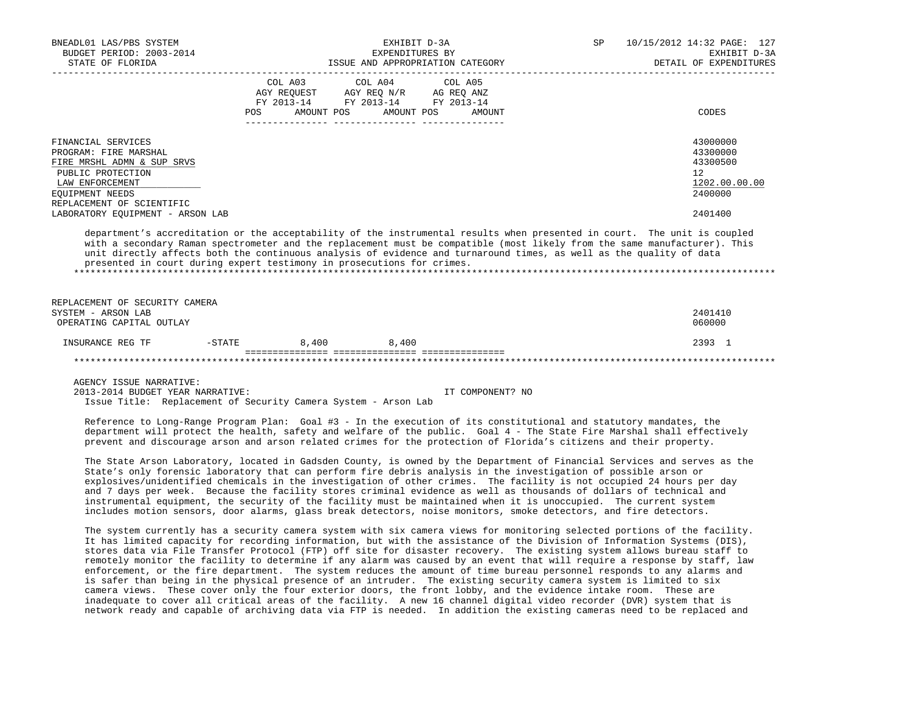| | COL A03 AGY REQUEST FY 2013-14 POS AMOUNT | COL A04 AGY REQ N/R FY 2013-14 POS AMOUNT | COL A05 AG REQ ANZ FY 2013-14 POS AMOUNT | CODES |
|---|---|---|---|---|
| FINANCIAL SERVICES | | | | 43000000 |
| PROGRAM: FIRE MARSHAL | | | | 43300000 |
| FIRE MRSHL ADMN & SUP SRVS | | | | 43300500 |
| PUBLIC PROTECTION | | | | 12 |
| LAW ENFORCEMENT | | | | 1202.00.00.00 |
| EQUIPMENT NEEDS | | | | 2400000 |
| REPLACEMENT OF SCIENTIFIC LABORATORY EQUIPMENT - ARSON LAB | | | | 2401400 |

department's accreditation or the acceptability of the instrumental results when presented in court. The unit is coupled with a secondary Raman spectrometer and the replacement must be compatible (most likely from the same manufacturer). This unit directly affects both the continuous analysis of evidence and turnaround times, as well as the quality of data presented in court during expert testimony in prosecutions for crimes.

| | COL A03 | COL A04 | COL A05 | CODES |
|---|---|---|---|---|
| REPLACEMENT OF SECURITY CAMERA SYSTEM - ARSON LAB | | | | 2401410 |
| OPERATING CAPITAL OUTLAY | | | | 060000 |
| INSURANCE REG TF -STATE | 8,400 | 8,400 | | 2393 1 |

AGENCY ISSUE NARRATIVE:
2013-2014 BUDGET YEAR NARRATIVE: IT COMPONENT? NO
Issue Title: Replacement of Security Camera System - Arson Lab

Reference to Long-Range Program Plan: Goal #3 - In the execution of its constitutional and statutory mandates, the department will protect the health, safety and welfare of the public. Goal 4 - The State Fire Marshal shall effectively prevent and discourage arson and arson related crimes for the protection of Florida's citizens and their property.

The State Arson Laboratory, located in Gadsden County, is owned by the Department of Financial Services and serves as the State's only forensic laboratory that can perform fire debris analysis in the investigation of possible arson or explosives/unidentified chemicals in the investigation of other crimes. The facility is not occupied 24 hours per day and 7 days per week. Because the facility stores criminal evidence as well as thousands of dollars of technical and instrumental equipment, the security of the facility must be maintained when it is unoccupied. The current system includes motion sensors, door alarms, glass break detectors, noise monitors, smoke detectors, and fire detectors.

The system currently has a security camera system with six camera views for monitoring selected portions of the facility. It has limited capacity for recording information, but with the assistance of the Division of Information Systems (DIS), stores data via File Transfer Protocol (FTP) off site for disaster recovery. The existing system allows bureau staff to remotely monitor the facility to determine if any alarm was caused by an event that will require a response by staff, law enforcement, or the fire department. The system reduces the amount of time bureau personnel responds to any alarms and is safer than being in the physical presence of an intruder. The existing security camera system is limited to six camera views. These cover only the four exterior doors, the front lobby, and the evidence intake room. These are inadequate to cover all critical areas of the facility. A new 16 channel digital video recorder (DVR) system that is network ready and capable of archiving data via FTP is needed. In addition the existing cameras need to be replaced and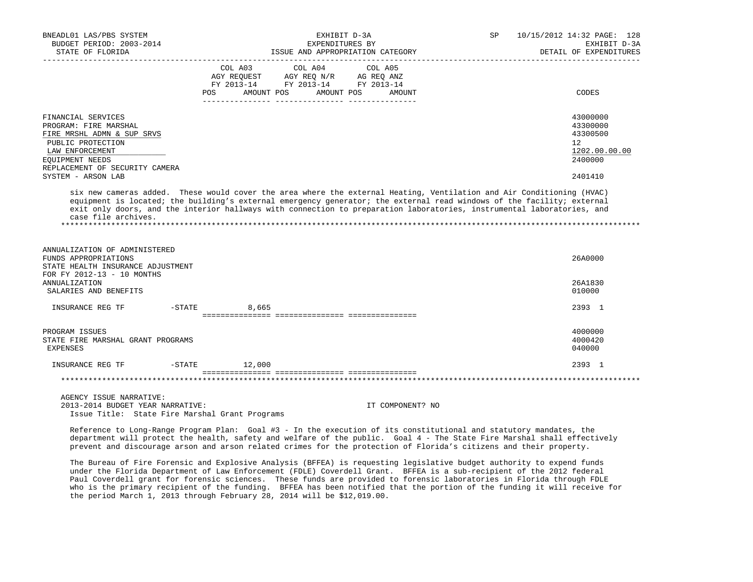| | COL A03 AGY REQUEST FY 2013-14 POS AMOUNT | COL A04 AGY REQ N/R FY 2013-14 POS AMOUNT | COL A05 AG REQ ANZ FY 2013-14 POS AMOUNT | CODES |
|---|---|---|---|---|
| FINANCIAL SERVICES | | | | 43000000 |
| PROGRAM: FIRE MARSHAL | | | | 43300000 |
| FIRE MRSHL ADMN & SUP SRVS | | | | 43300500 |
| PUBLIC PROTECTION | | | | 12 |
| LAW ENFORCEMENT | | | | 1202.00.00.00 |
| EQUIPMENT NEEDS | | | | 2400000 |
| REPLACEMENT OF SECURITY CAMERA SYSTEM - ARSON LAB | | | | 2401410 |

six new cameras added. These would cover the area where the external Heating, Ventilation and Air Conditioning (HVAC) equipment is located; the building's external emergency generator; the external read windows of the facility; external exit only doors, and the interior hallways with connection to preparation laboratories, instrumental laboratories, and case file archives.

*****************************************************************************************************************************

| | COL A03 | COL A04 | COL A05 | CODES |
|---|---|---|---|---|
| ANNUALIZATION OF ADMINISTERED FUNDS APPROPRIATIONS | | | | 26A0000 |
| STATE HEALTH INSURANCE ADJUSTMENT FOR FY 2012-13 - 10 MONTHS ANNUALIZATION | | | | 26A1830 |
| SALARIES AND BENEFITS | | | | 010000 |
| INSURANCE REG TF -STATE | 8,665 | | | 2393 1 |
| PROGRAM ISSUES | | | | 4000000 |
| STATE FIRE MARSHAL GRANT PROGRAMS | | | | 4000420 |
| EXPENSES | | | | 040000 |
| INSURANCE REG TF -STATE | 12,000 | | | 2393 1 |

*****************************************************************************************************************************

AGENCY ISSUE NARRATIVE:
2013-2014 BUDGET YEAR NARRATIVE: IT COMPONENT? NO
Issue Title: State Fire Marshal Grant Programs

Reference to Long-Range Program Plan: Goal #3 - In the execution of its constitutional and statutory mandates, the department will protect the health, safety and welfare of the public. Goal 4 - The State Fire Marshal shall effectively prevent and discourage arson and arson related crimes for the protection of Florida's citizens and their property.

The Bureau of Fire Forensic and Explosive Analysis (BFFEA) is requesting legislative budget authority to expend funds under the Florida Department of Law Enforcement (FDLE) Coverdell Grant. BFFEA is a sub-recipient of the 2012 federal Paul Coverdell grant for forensic sciences. These funds are provided to forensic laboratories in Florida through FDLE who is the primary recipient of the funding. BFFEA has been notified that the portion of the funding it will receive for the period March 1, 2013 through February 28, 2014 will be $12,019.00.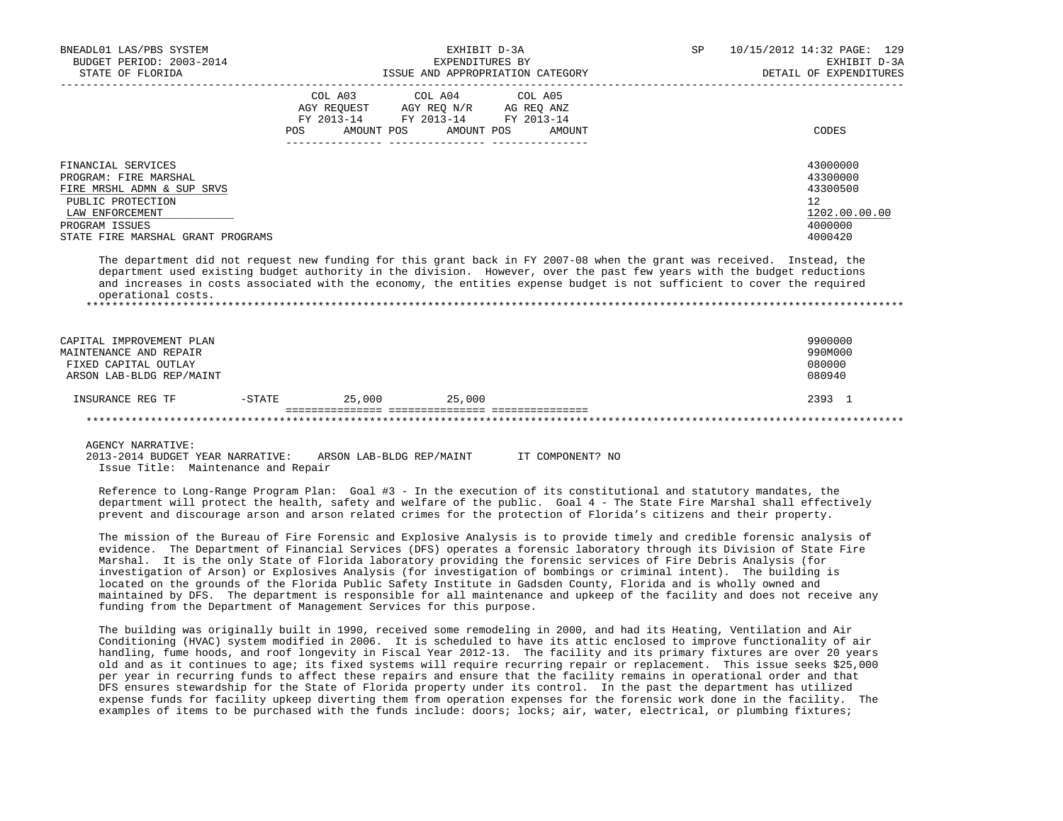| | COL A03 AGY REQUEST FY 2013-14 POS AMOUNT | COL A04 AGY REQ N/R FY 2013-14 POS AMOUNT | COL A05 AG REQ ANZ FY 2013-14 POS AMOUNT | CODES |
|---|---|---|---|---|
| FINANCIAL SERVICES | | | | 43000000 |
| PROGRAM: FIRE MARSHAL | | | | 43300000 |
| FIRE MRSHL ADMN & SUP SRVS | | | | 43300500 |
| PUBLIC PROTECTION | | | | 12 |
| LAW ENFORCEMENT | | | | 1202.00.00.00 |
| PROGRAM ISSUES | | | | 4000000 |
| STATE FIRE MARSHAL GRANT PROGRAMS | | | | 4000420 |

The department did not request new funding for this grant back in FY 2007-08 when the grant was received. Instead, the department used existing budget authority in the division. However, over the past few years with the budget reductions and increases in costs associated with the economy, the entities expense budget is not sufficient to cover the required operational costs.

*******************************************************************************************************************

| | COL A03 | COL A04 | COL A05 | CODES |
|---|---|---|---|---|
| CAPITAL IMPROVEMENT PLAN | | | | 9900000 |
| MAINTENANCE AND REPAIR | | | | 990M000 |
| FIXED CAPITAL OUTLAY | | | | 080000 |
| ARSON LAB-BLDG REP/MAINT | | | | 080940 |
| INSURANCE REG TF -STATE | 25,000 | 25,000 | | 2393 1 |

*******************************************************************************************************************

AGENCY NARRATIVE:
2013-2014 BUDGET YEAR NARRATIVE: ARSON LAB-BLDG REP/MAINT IT COMPONENT? NO
Issue Title: Maintenance and Repair

Reference to Long-Range Program Plan: Goal #3 - In the execution of its constitutional and statutory mandates, the department will protect the health, safety and welfare of the public. Goal 4 - The State Fire Marshal shall effectively prevent and discourage arson and arson related crimes for the protection of Florida's citizens and their property.

The mission of the Bureau of Fire Forensic and Explosive Analysis is to provide timely and credible forensic analysis of evidence. The Department of Financial Services (DFS) operates a forensic laboratory through its Division of State Fire Marshal. It is the only State of Florida laboratory providing the forensic services of Fire Debris Analysis (for investigation of Arson) or Explosives Analysis (for investigation of bombings or criminal intent). The building is located on the grounds of the Florida Public Safety Institute in Gadsden County, Florida and is wholly owned and maintained by DFS. The department is responsible for all maintenance and upkeep of the facility and does not receive any funding from the Department of Management Services for this purpose.

The building was originally built in 1990, received some remodeling in 2000, and had its Heating, Ventilation and Air Conditioning (HVAC) system modified in 2006. It is scheduled to have its attic enclosed to improve functionality of air handling, fume hoods, and roof longevity in Fiscal Year 2012-13. The facility and its primary fixtures are over 20 years old and as it continues to age; its fixed systems will require recurring repair or replacement. This issue seeks $25,000 per year in recurring funds to affect these repairs and ensure that the facility remains in operational order and that DFS ensures stewardship for the State of Florida property under its control. In the past the department has utilized expense funds for facility upkeep diverting them from operation expenses for the forensic work done in the facility. The examples of items to be purchased with the funds include: doors; locks; air, water, electrical, or plumbing fixtures;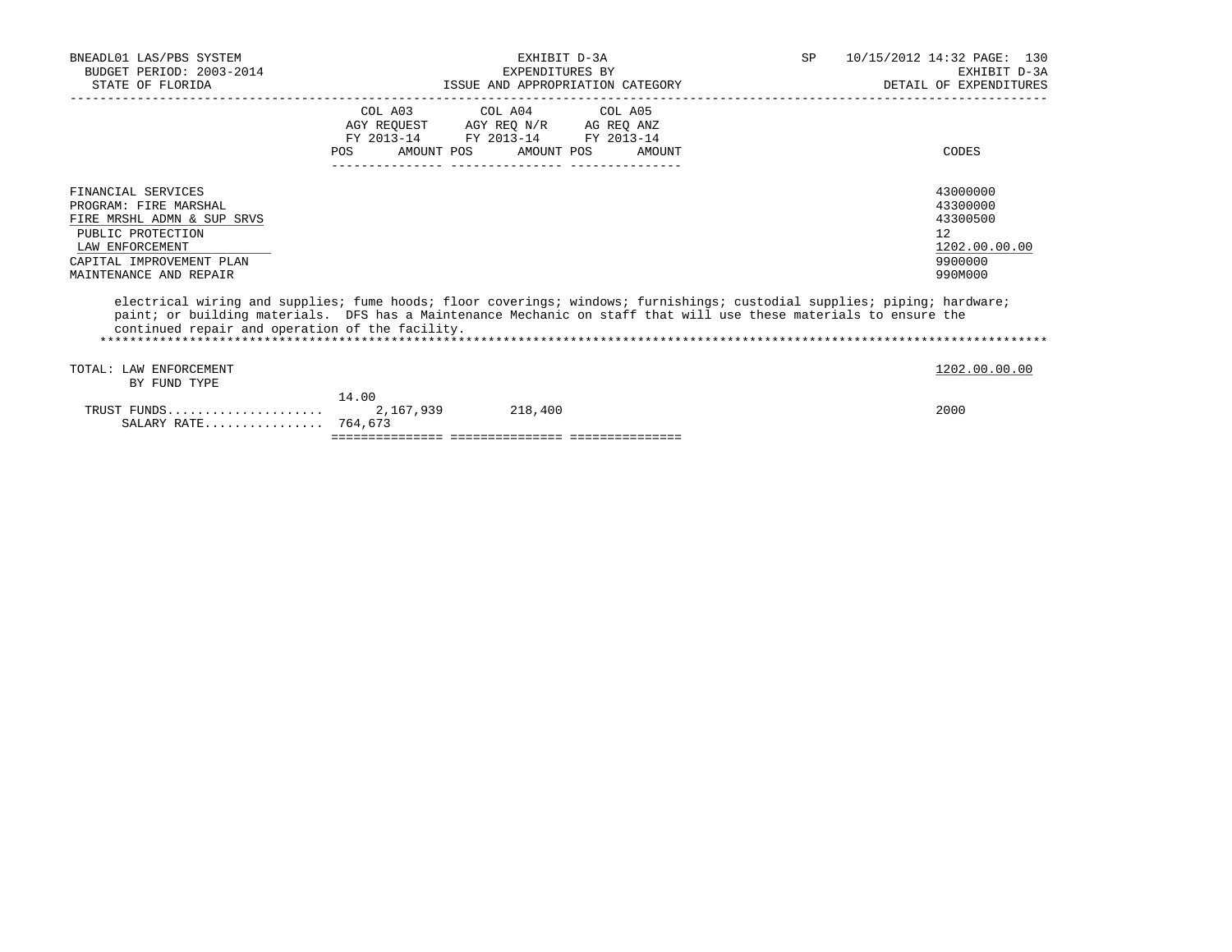| | COL A03 AGY REQUEST FY 2013-14 POS AMOUNT | COL A04 AGY REQ N/R FY 2013-14 POS AMOUNT | COL A05 AG REQ ANZ FY 2013-14 POS AMOUNT | CODES |
|---|---|---|---|---|
| FINANCIAL SERVICES | | | | 43000000 |
| PROGRAM: FIRE MARSHAL | | | | 43300000 |
| FIRE MRSHL ADMN & SUP SRVS | | | | 43300500 |
| PUBLIC PROTECTION | | | | 12 |
| LAW ENFORCEMENT | | | | 1202.00.00.00 |
| CAPITAL IMPROVEMENT PLAN | | | | 9900000 |
| MAINTENANCE AND REPAIR | | | | 990M000 |

electrical wiring and supplies; fume hoods; floor coverings; windows; furnishings; custodial supplies; piping; hardware; paint; or building materials. DFS has a Maintenance Mechanic on staff that will use these materials to ensure the continued repair and operation of the facility.

*******************************************************************************************************************

| | COL A03 AGY REQUEST FY 2013-14 POS AMOUNT | COL A04 AGY REQ N/R FY 2013-14 POS AMOUNT | COL A05 AG REQ ANZ FY 2013-14 POS AMOUNT | CODES |
|---|---|---|---|---|
| TOTAL: LAW ENFORCEMENT | | | | 1202.00.00.00 |
| BY FUND TYPE | | | | |
| TRUST FUNDS | 14.00 2,167,939 | 218,400 | | 2000 |
| SALARY RATE | 764,673 | | | |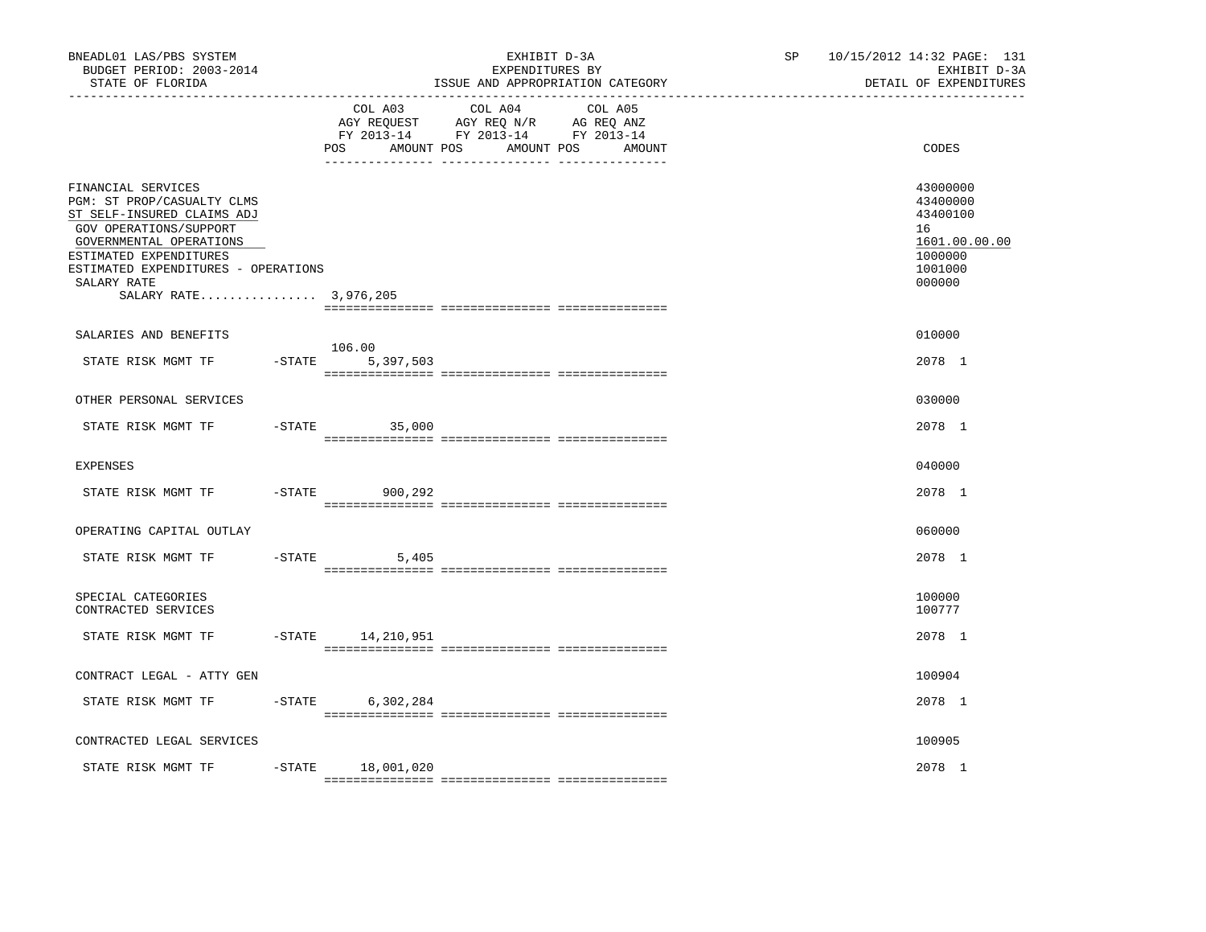BNEADL01 LAS/PBS SYSTEM | EXHIBIT D-3A | SP 10/15/2012 14:32 PAGE: 131
BUDGET PERIOD: 2003-2014 | EXPENDITURES BY | EXHIBIT D-3A
STATE OF FLORIDA | ISSUE AND APPROPRIATION CATEGORY | DETAIL OF EXPENDITURES

| | COL A03 AGY REQUEST FY 2013-14 POS AMOUNT | COL A04 AGY REQ N/R FY 2013-14 POS AMOUNT | COL A05 AG REQ ANZ FY 2013-14 POS AMOUNT | CODES |
|---|---|---|---|---|
| FINANCIAL SERVICES | | | | 43000000 |
| PGM: ST PROP/CASUALTY CLMS | | | | 43400000 |
| ST SELF-INSURED CLAIMS ADJ | | | | 43400100 |
| GOV OPERATIONS/SUPPORT | | | | 16 |
| GOVERNMENTAL OPERATIONS | | | | 1601.00.00.00 |
| ESTIMATED EXPENDITURES | | | | 1000000 |
| ESTIMATED EXPENDITURES - OPERATIONS | | | | 1001000 |
| SALARY RATE | | | | 000000 |
| SALARY RATE................ 3,976,205 | | | | |
| SALARIES AND BENEFITS | | | | 010000 |
| STATE RISK MGMT TF -STATE | 106.00 5,397,503 | | | 2078 1 |
| OTHER PERSONAL SERVICES | | | | 030000 |
| STATE RISK MGMT TF -STATE | 35,000 | | | 2078 1 |
| EXPENSES | | | | 040000 |
| STATE RISK MGMT TF -STATE | 900,292 | | | 2078 1 |
| OPERATING CAPITAL OUTLAY | | | | 060000 |
| STATE RISK MGMT TF -STATE | 5,405 | | | 2078 1 |
| SPECIAL CATEGORIES | | | | 100000 |
| CONTRACTED SERVICES | | | | 100777 |
| STATE RISK MGMT TF -STATE | 14,210,951 | | | 2078 1 |
| CONTRACT LEGAL - ATTY GEN | | | | 100904 |
| STATE RISK MGMT TF -STATE | 6,302,284 | | | 2078 1 |
| CONTRACTED LEGAL SERVICES | | | | 100905 |
| STATE RISK MGMT TF -STATE | 18,001,020 | | | 2078 1 |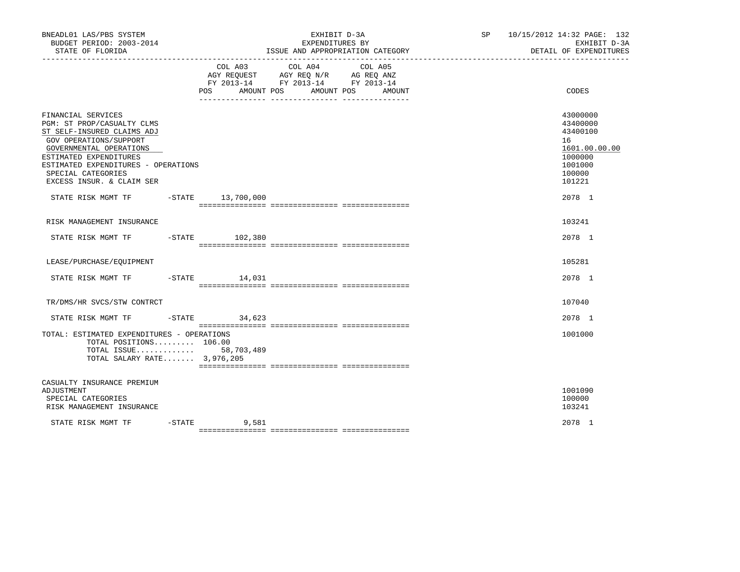BNEADL01 LAS/PBS SYSTEM
BUDGET PERIOD: 2003-2014
STATE OF FLORIDA

EXHIBIT D-3A
EXPENDITURES BY
ISSUE AND APPROPRIATION CATEGORY

SP 10/15/2012 14:32
EXHIBIT D-3A
DETAIL OF EXPENDITURES

| | COL A03 AGY REQUEST FY 2013-14 POS AMOUNT | COL A04 AGY REQ N/R FY 2013-14 POS AMOUNT | COL A05 AG REQ ANZ FY 2013-14 POS AMOUNT | CODES |
|---|---|---|---|---|
| FINANCIAL SERVICES | | | | 43000000 |
| PGM: ST PROP/CASUALTY CLMS | | | | 43400000 |
| ST SELF-INSURED CLAIMS ADJ | | | | 43400100 |
| GOV OPERATIONS/SUPPORT | | | | 16 |
| GOVERNMENTAL OPERATIONS | | | | 1601.00.00.00 |
| ESTIMATED EXPENDITURES | | | | 1000000 |
| ESTIMATED EXPENDITURES - OPERATIONS | | | | 1001000 |
| SPECIAL CATEGORIES | | | | 100000 |
| EXCESS INSUR. & CLAIM SER | | | | 101221 |
| STATE RISK MGMT TF -STATE | 13,700,000 | | | 2078 1 |
| RISK MANAGEMENT INSURANCE | | | | 103241 |
| STATE RISK MGMT TF -STATE | 102,380 | | | 2078 1 |
| LEASE/PURCHASE/EQUIPMENT | | | | 105281 |
| STATE RISK MGMT TF -STATE | 14,031 | | | 2078 1 |
| TR/DMS/HR SVCS/STW CONTRCT | | | | 107040 |
| STATE RISK MGMT TF -STATE | 34,623 | | | 2078 1 |
| TOTAL: ESTIMATED EXPENDITURES - OPERATIONS | | | | 1001000 |
| TOTAL POSITIONS......... 106.00 | | | | |
| TOTAL ISSUE............. | 58,703,489 | | | |
| TOTAL SALARY RATE....... 3,976,205 | | | | |
| CASUALTY INSURANCE PREMIUM ADJUSTMENT | | | | 1001090 |
| SPECIAL CATEGORIES | | | | 100000 |
| RISK MANAGEMENT INSURANCE | | | | 103241 |
| STATE RISK MGMT TF -STATE | 9,581 | | | 2078 1 |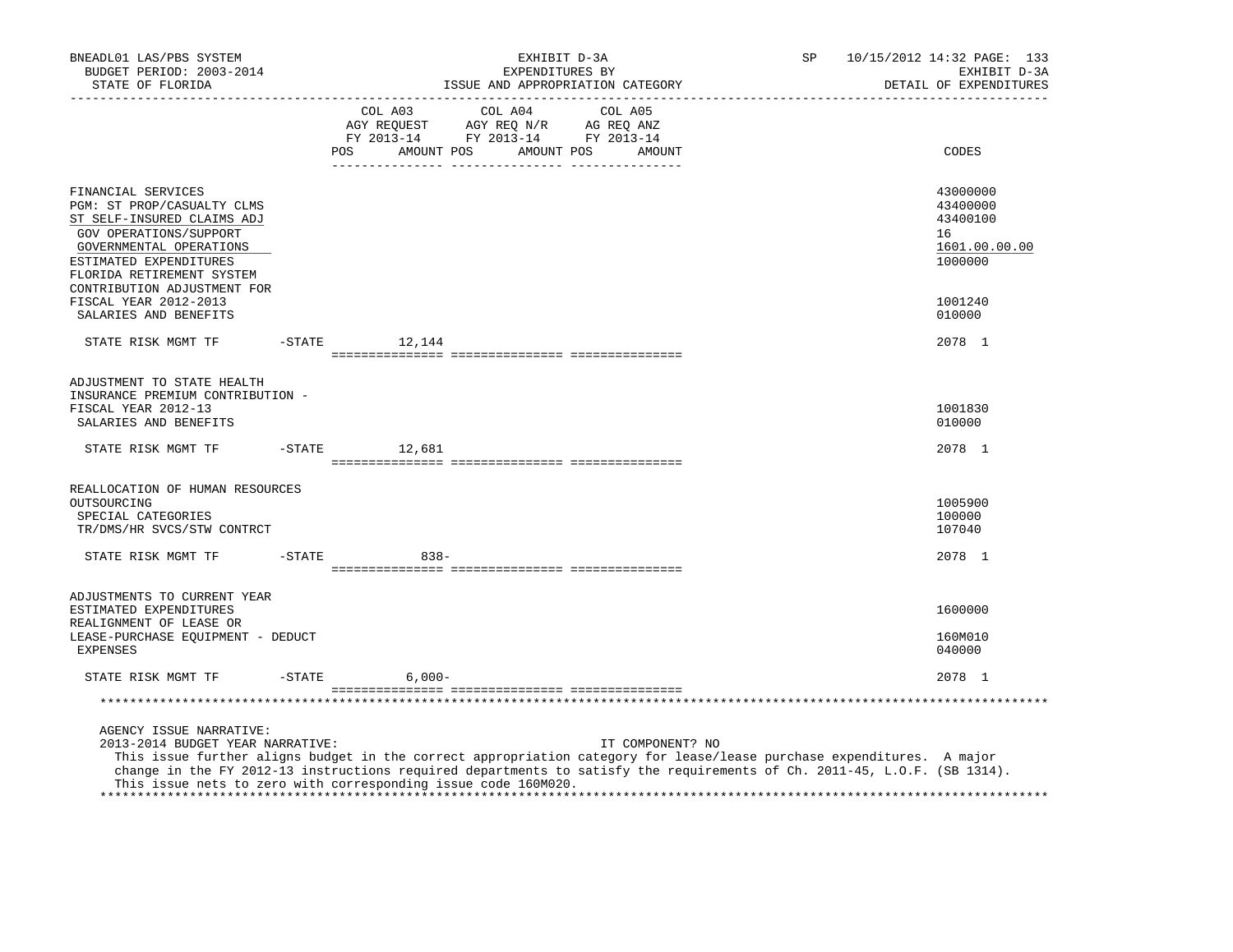BNEADL01 LAS/PBS SYSTEM | EXHIBIT D-3A | SP 10/15/2012 14:32 PAGE: 133
BUDGET PERIOD: 2003-2014 | EXPENDITURES BY | EXHIBIT D-3A
STATE OF FLORIDA | ISSUE AND APPROPRIATION CATEGORY | DETAIL OF EXPENDITURES

| | COL A03 AGY REQUEST FY 2013-14 POS AMOUNT | COL A04 AGY REQ N/R FY 2013-14 POS AMOUNT | COL A05 AG REQ ANZ FY 2013-14 POS AMOUNT | CODES |
|---|---|---|---|---|
| FINANCIAL SERVICES | | | | 43000000 |
| PGM: ST PROP/CASUALTY CLMS | | | | 43400000 |
| ST SELF-INSURED CLAIMS ADJ | | | | 43400100 |
| GOV OPERATIONS/SUPPORT | | | | 16 |
| GOVERNMENTAL OPERATIONS | | | | 1601.00.00.00 |
| ESTIMATED EXPENDITURES | | | | 1000000 |
| FLORIDA RETIREMENT SYSTEM CONTRIBUTION ADJUSTMENT FOR FISCAL YEAR 2012-2013 | | | | 1001240 |
| SALARIES AND BENEFITS | | | | 010000 |
| STATE RISK MGMT TF -STATE | 12,144 | | | 2078 1 |
| ADJUSTMENT TO STATE HEALTH INSURANCE PREMIUM CONTRIBUTION - FISCAL YEAR 2012-13 | | | | 1001830 |
| SALARIES AND BENEFITS | | | | 010000 |
| STATE RISK MGMT TF -STATE | 12,681 | | | 2078 1 |
| REALLOCATION OF HUMAN RESOURCES OUTSOURCING | | | | 1005900 |
| SPECIAL CATEGORIES | | | | 100000 |
| TR/DMS/HR SVCS/STW CONTRCT | | | | 107040 |
| STATE RISK MGMT TF -STATE | 838- | | | 2078 1 |
| ADJUSTMENTS TO CURRENT YEAR ESTIMATED EXPENDITURES | | | | 1600000 |
| REALIGNMENT OF LEASE OR LEASE-PURCHASE EQUIPMENT - DEDUCT | | | | 160M010 |
| EXPENSES | | | | 040000 |
| STATE RISK MGMT TF -STATE | 6,000- | | | 2078 1 |

AGENCY ISSUE NARRATIVE:
2013-2014 BUDGET YEAR NARRATIVE: IT COMPONENT? NO
This issue further aligns budget in the correct appropriation category for lease/lease purchase expenditures. A major change in the FY 2012-13 instructions required departments to satisfy the requirements of Ch. 2011-45, L.O.F. (SB 1314). This issue nets to zero with corresponding issue code 160M020.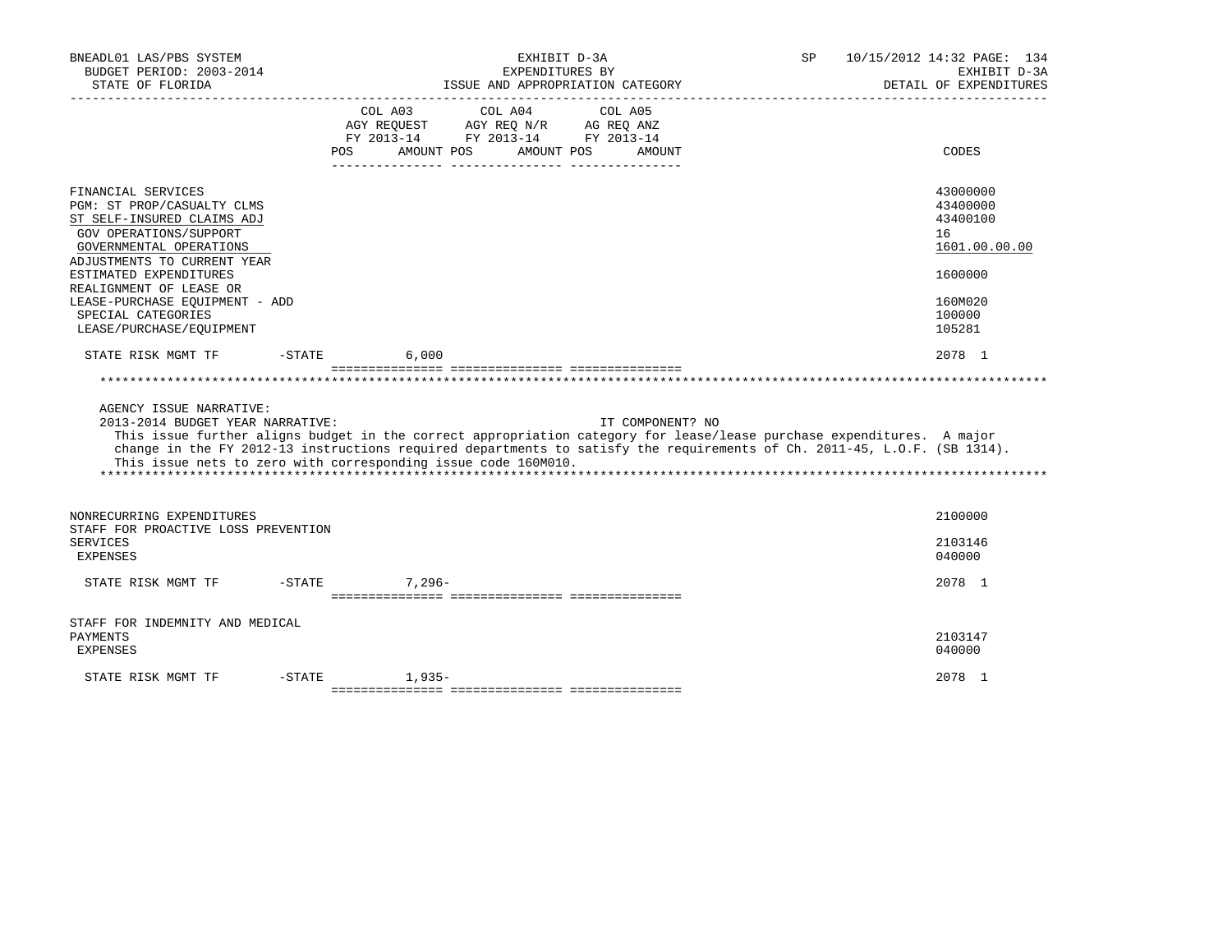| | COL A03 AGY REQUEST FY 2013-14 POS AMOUNT | COL A04 AGY REQ N/R FY 2013-14 POS AMOUNT | COL A05 AG REQ ANZ FY 2013-14 POS AMOUNT | CODES |
|---|---|---|---|---|
| FINANCIAL SERVICES | | | | 43000000 |
| PGM: ST PROP/CASUALTY CLMS | | | | 43400000 |
| ST SELF-INSURED CLAIMS ADJ | | | | 43400100 |
| GOV OPERATIONS/SUPPORT | | | | 16 |
| GOVERNMENTAL OPERATIONS | | | | 1601.00.00.00 |
| ADJUSTMENTS TO CURRENT YEAR ESTIMATED EXPENDITURES | | | | 1600000 |
| REALIGNMENT OF LEASE OR LEASE-PURCHASE EQUIPMENT - ADD | | | | 160M020 |
| SPECIAL CATEGORIES | | | | 100000 |
| LEASE/PURCHASE/EQUIPMENT | | | | 105281 |
| STATE RISK MGMT TF -STATE | 6,000 | | | 2078 1 |

AGENCY ISSUE NARRATIVE:
2013-2014 BUDGET YEAR NARRATIVE: IT COMPONENT? NO

This issue further aligns budget in the correct appropriation category for lease/lease purchase expenditures. A major change in the FY 2012-13 instructions required departments to satisfy the requirements of Ch. 2011-45, L.O.F. (SB 1314). This issue nets to zero with corresponding issue code 160M010.

| | COL A03 | COL A04 | COL A05 | CODES |
|---|---|---|---|---|
| NONRECURRING EXPENDITURES | | | | 2100000 |
| STAFF FOR PROACTIVE LOSS PREVENTION SERVICES | | | | 2103146 |
| EXPENSES | | | | 040000 |
| STATE RISK MGMT TF -STATE | 7,296- | | | 2078 1 |
| STAFF FOR INDEMNITY AND MEDICAL PAYMENTS | | | | 2103147 |
| EXPENSES | | | | 040000 |
| STATE RISK MGMT TF -STATE | 1,935- | | | 2078 1 |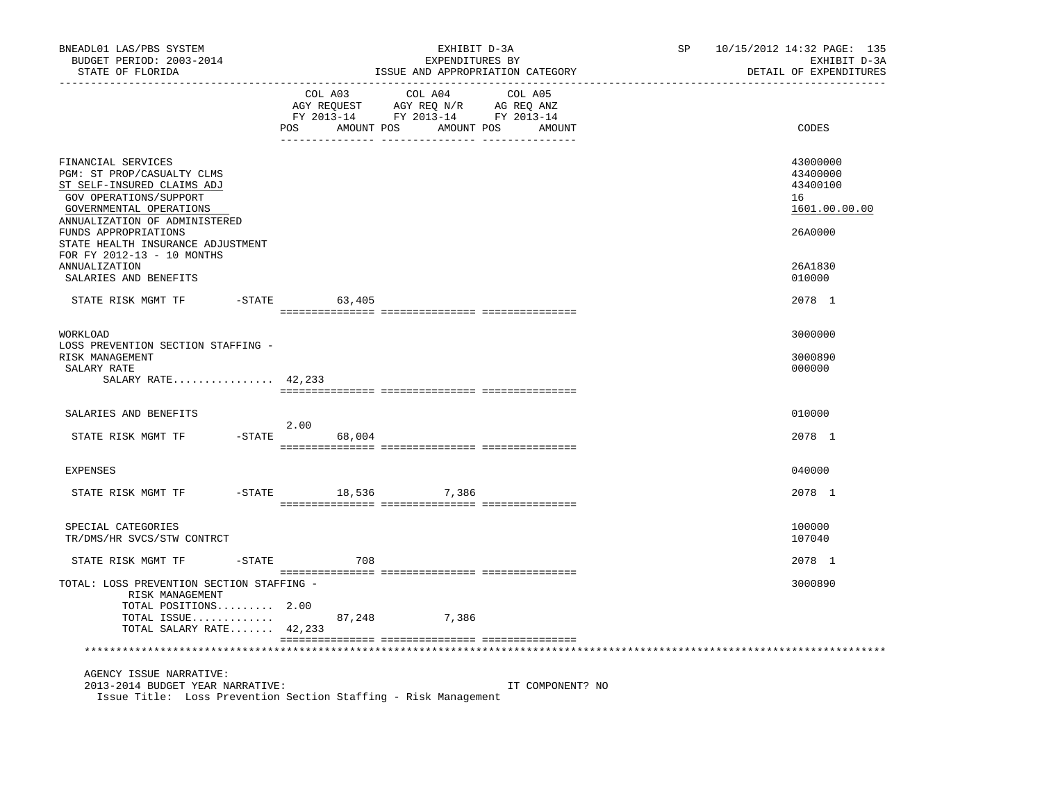BNEADL01 LAS/PBS SYSTEM | EXHIBIT D-3A | SP 10/15/2012 14:32
BUDGET PERIOD: 2003-2014 | EXPENDITURES BY | EXHIBIT D-3A
STATE OF FLORIDA | ISSUE AND APPROPRIATION CATEGORY | DETAIL OF EXPENDITURES

| | COL A03 AGY REQUEST FY 2013-14 POS | AMOUNT | COL A04 AGY REQ N/R FY 2013-14 POS | AMOUNT | COL A05 AG REQ ANZ FY 2013-14 POS | AMOUNT | CODES |
|---|---|---|---|---|---|---|---|
| FINANCIAL SERVICES | | | | | | | 43000000 |
| PGM: ST PROP/CASUALTY CLMS | | | | | | | 43400000 |
| ST SELF-INSURED CLAIMS ADJ | | | | | | | 43400100 |
| GOV OPERATIONS/SUPPORT | | | | | | | 16 |
| GOVERNMENTAL OPERATIONS | | | | | | | 1601.00.00.00 |
| ANNUALIZATION OF ADMINISTERED FUNDS APPROPRIATIONS | | | | | | | 26A0000 |
| STATE HEALTH INSURANCE ADJUSTMENT FOR FY 2012-13 - 10 MONTHS ANNUALIZATION | | | | | | | 26A1830 |
| SALARIES AND BENEFITS | | | | | | | 010000 |
| STATE RISK MGMT TF -STATE | | 63,405 | | | | | 2078 1 |
| WORKLOAD | | | | | | | 3000000 |
| LOSS PREVENTION SECTION STAFFING - RISK MANAGEMENT | | | | | | | 3000890 |
| SALARY RATE | | | | | | | 000000 |
| SALARY RATE................ | 42,233 | | | | | | |
| SALARIES AND BENEFITS | | | | | | | 010000 |
| STATE RISK MGMT TF -STATE | 2.00 | 68,004 | | | | | 2078 1 |
| EXPENSES | | | | | | | 040000 |
| STATE RISK MGMT TF -STATE | | 18,536 | | 7,386 | | | 2078 1 |
| SPECIAL CATEGORIES | | | | | | | 100000 |
| TR/DMS/HR SVCS/STW CONTRCT | | | | | | | 107040 |
| STATE RISK MGMT TF -STATE | | 708 | | | | | 2078 1 |
| TOTAL: LOSS PREVENTION SECTION STAFFING - RISK MANAGEMENT | | | | | | | 3000890 |
| TOTAL POSITIONS......... | 2.00 | | | | | | |
| TOTAL ISSUE............. | | 87,248 | | 7,386 | | | |
| TOTAL SALARY RATE....... | 42,233 | | | | | | |

AGENCY ISSUE NARRATIVE:

2013-2014 BUDGET YEAR NARRATIVE: IT COMPONENT? NO

Issue Title: Loss Prevention Section Staffing - Risk Management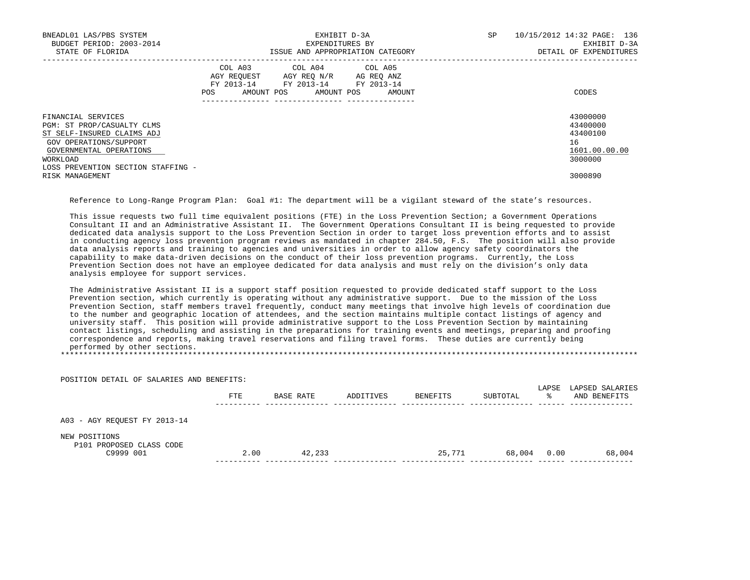BNEADL01 LAS/PBS SYSTEM | EXHIBIT D-3A | SP 10/15/2012 14:32

BUDGET PERIOD: 2003-2014 | EXPENDITURES BY | EXHIBIT D-3A

STATE OF FLORIDA | ISSUE AND APPROPRIATION CATEGORY | DETAIL OF EXPENDITURES

| | COL A03 AGY REQUEST FY 2013-14 POS AMOUNT | COL A04 AGY REQ N/R FY 2013-14 POS AMOUNT | COL A05 AG REQ ANZ FY 2013-14 POS AMOUNT | CODES |
|---|---|---|---|---|
| FINANCIAL SERVICES | | | | 43000000 |
| PGM: ST PROP/CASUALTY CLMS | | | | 43400000 |
| ST SELF-INSURED CLAIMS ADJ | | | | 43400100 |
| GOV OPERATIONS/SUPPORT | | | | 16 |
| GOVERNMENTAL OPERATIONS | | | | 1601.00.00.00 |
| WORKLOAD | | | | 3000000 |
| LOSS PREVENTION SECTION STAFFING - RISK MANAGEMENT | | | | 3000890 |

Reference to Long-Range Program Plan: Goal #1: The department will be a vigilant steward of the state's resources.

This issue requests two full time equivalent positions (FTE) in the Loss Prevention Section; a Government Operations Consultant II and an Administrative Assistant II. The Government Operations Consultant II is being requested to provide dedicated data analysis support to the Loss Prevention Section in order to target loss prevention efforts and to assist in conducting agency loss prevention program reviews as mandated in chapter 284.50, F.S. The position will also provide data analysis reports and training to agencies and universities in order to allow agency safety coordinators the capability to make data-driven decisions on the conduct of their loss prevention programs. Currently, the Loss Prevention Section does not have an employee dedicated for data analysis and must rely on the division's only data analysis employee for support services.

The Administrative Assistant II is a support staff position requested to provide dedicated staff support to the Loss Prevention section, which currently is operating without any administrative support. Due to the mission of the Loss Prevention Section, staff members travel frequently, conduct many meetings that involve high levels of coordination due to the number and geographic location of attendees, and the section maintains multiple contact listings of agency and university staff. This position will provide administrative support to the Loss Prevention Section by maintaining contact listings, scheduling and assisting in the preparations for training events and meetings, preparing and proofing correspondence and reports, making travel reservations and filing travel forms. These duties are currently being performed by other sections.

*******************************************************************************************************************************

POSITION DETAIL OF SALARIES AND BENEFITS:

| | FTE | BASE RATE | ADDITIVES | BENEFITS | SUBTOTAL | LAPSE % | LAPSED SALARIES AND BENEFITS |
|---|---|---|---|---|---|---|---|
| A03 - AGY REQUEST FY 2013-14 | | | | | | | |
| NEW POSITIONS | | | | | | | |
| P101 PROPOSED CLASS CODE C9999 001 | 2.00 | 42,233 | | 25,771 | 68,004 | 0.00 | 68,004 |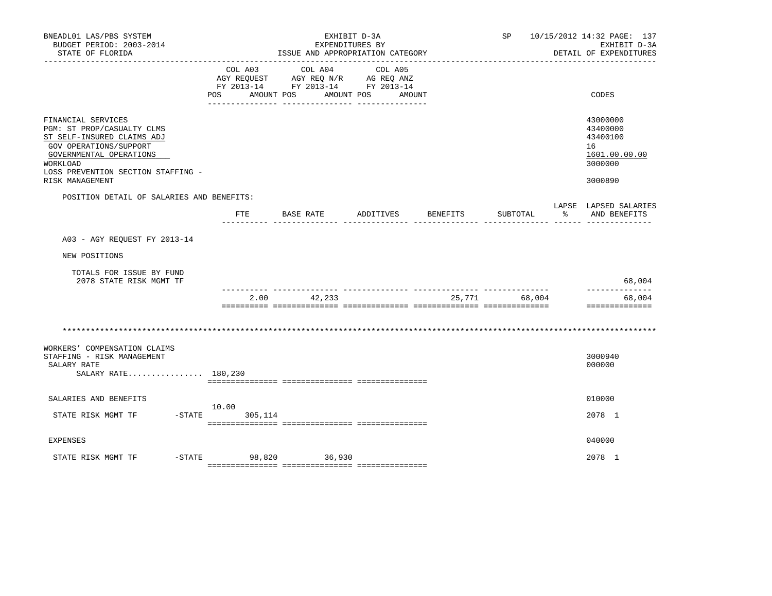BNEADL01 LAS/PBS SYSTEM | EXHIBIT D-3A | SP 10/15/2012 14:32 PAGE: 137
BUDGET PERIOD: 2003-2014 | EXPENDITURES BY | EXHIBIT D-3A
STATE OF FLORIDA | ISSUE AND APPROPRIATION CATEGORY | DETAIL OF EXPENDITURES

| | COL A03 AGY REQUEST FY 2013-14 POS AMOUNT | COL A04 AGY REQ N/R FY 2013-14 POS AMOUNT | COL A05 AG REQ ANZ FY 2013-14 POS AMOUNT | CODES |
|---|---|---|---|---|
| FINANCIAL SERVICES | | | | 43000000 |
| PGM: ST PROP/CASUALTY CLMS | | | | 43400000 |
| ST SELF-INSURED CLAIMS ADJ | | | | 43400100 |
| GOV OPERATIONS/SUPPORT | | | | 16 |
| GOVERNMENTAL OPERATIONS | | | | 1601.00.00.00 |
| WORKLOAD | | | | 3000000 |
| LOSS PREVENTION SECTION STAFFING - RISK MANAGEMENT | | | | 3000890 |

POSITION DETAIL OF SALARIES AND BENEFITS:

| | FTE | BASE RATE | ADDITIVES | BENEFITS | SUBTOTAL | LAPSE % | LAPSED SALARIES AND BENEFITS |
|---|---|---|---|---|---|---|---|
| A03 - AGY REQUEST FY 2013-14 | | | | | | | |
| NEW POSITIONS | | | | | | | |
| TOTALS FOR ISSUE BY FUND | | | | | | | |
| 2078 STATE RISK MGMT TF | | | | | | | 68,004 |
| | 2.00 | 42,233 | | 25,771 | 68,004 | | 68,004 |

\*\*\*\*\*\*\*\*\*\*\*\*\*\*\*\*\*\*\*\*\*\*\*\*\*\*\*\*\*\*\*\*\*\*\*\*\*\*\*\*\*\*\*\*\*\*\*\*\*\*\*\*\*\*\*\*\*\*\*\*\*\*\*\*\*\*\*\*\*\*\*\*\*\*\*\*\*\*

| | COL A03 | COL A04 | COL A05 | CODES |
|---|---|---|---|---|
| WORKERS' COMPENSATION CLAIMS STAFFING - RISK MANAGEMENT | | | | 3000940 |
| SALARY RATE | | | | 000000 |
| SALARY RATE................ | 180,230 | | | |
| SALARIES AND BENEFITS | | | | 010000 |
| STATE RISK MGMT TF -STATE | 10.00 305,114 | | | 2078 1 |
| EXPENSES | | | | 040000 |
| STATE RISK MGMT TF -STATE | 98,820 | 36,930 | | 2078 1 |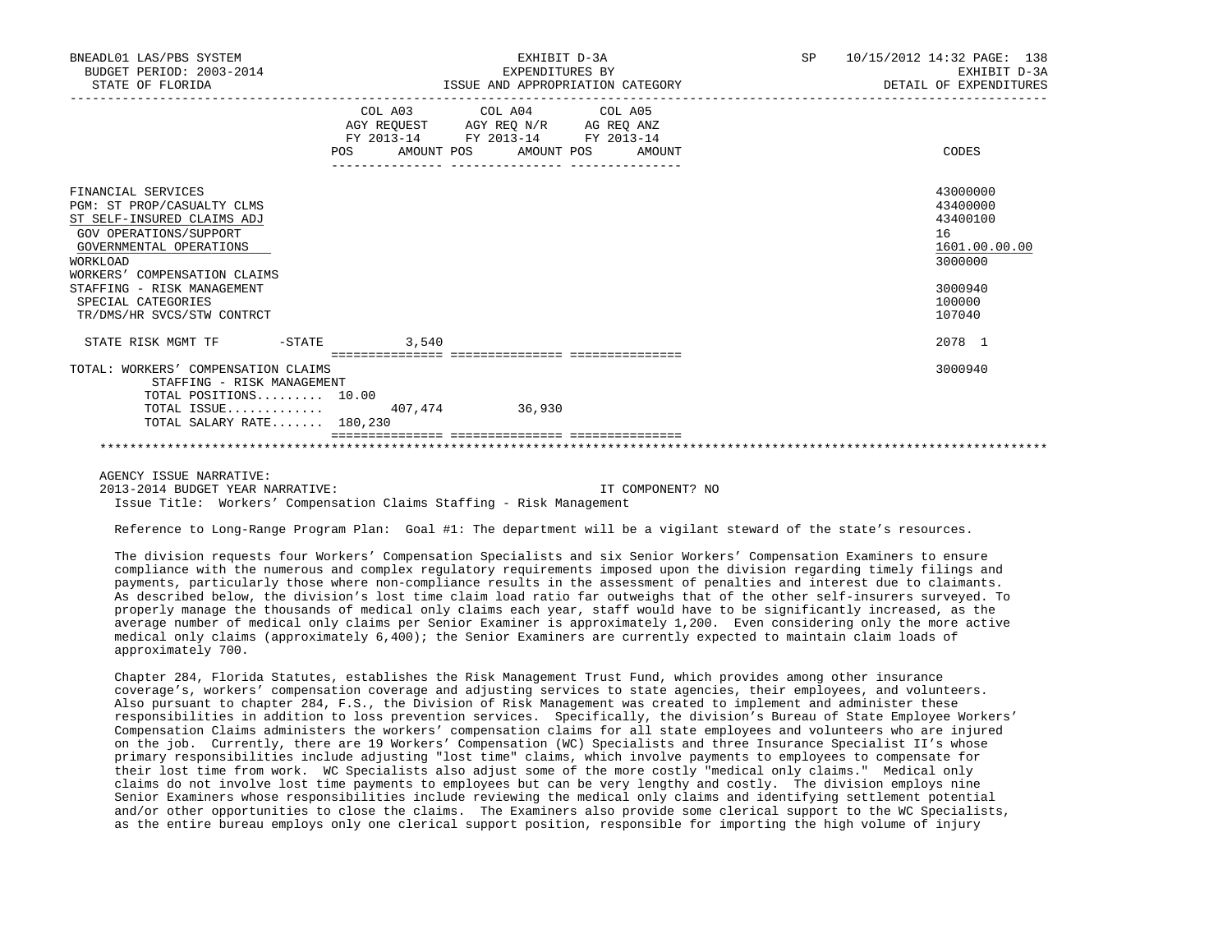| | COL A03 AGY REQUEST FY 2013-14 POS AMOUNT | COL A04 AGY REQ N/R FY 2013-14 POS AMOUNT | COL A05 AG REQ ANZ FY 2013-14 POS AMOUNT | CODES |
|---|---|---|---|---|
| FINANCIAL SERVICES | | | | 43000000 |
| PGM: ST PROP/CASUALTY CLMS | | | | 43400000 |
| ST SELF-INSURED CLAIMS ADJ | | | | 43400100 |
| GOV OPERATIONS/SUPPORT | | | | 16 |
| GOVERNMENTAL OPERATIONS | | | | 1601.00.00.00 |
| WORKLOAD | | | | 3000000 |
| WORKERS' COMPENSATION CLAIMS STAFFING - RISK MANAGEMENT | | | | 3000940 |
| SPECIAL CATEGORIES | | | | 100000 |
| TR/DMS/HR SVCS/STW CONTRCT | | | | 107040 |
| STATE RISK MGMT TF -STATE | 3,540 | | | 2078 1 |
| TOTAL: WORKERS' COMPENSATION CLAIMS STAFFING - RISK MANAGEMENT | | | | 3000940 |
| TOTAL POSITIONS......... | 10.00 | | | |
| TOTAL ISSUE............ | 407,474 | 36,930 | | |
| TOTAL SALARY RATE....... | 180,230 | | | |

AGENCY ISSUE NARRATIVE:

2013-2014 BUDGET YEAR NARRATIVE: IT COMPONENT? NO

Issue Title: Workers' Compensation Claims Staffing - Risk Management

Reference to Long-Range Program Plan: Goal #1: The department will be a vigilant steward of the state's resources.

The division requests four Workers' Compensation Specialists and six Senior Workers' Compensation Examiners to ensure compliance with the numerous and complex regulatory requirements imposed upon the division regarding timely filings and payments, particularly those where non-compliance results in the assessment of penalties and interest due to claimants. As described below, the division's lost time claim load ratio far outweighs that of the other self-insurers surveyed. To properly manage the thousands of medical only claims each year, staff would have to be significantly increased, as the average number of medical only claims per Senior Examiner is approximately 1,200. Even considering only the more active medical only claims (approximately 6,400); the Senior Examiners are currently expected to maintain claim loads of approximately 700.

Chapter 284, Florida Statutes, establishes the Risk Management Trust Fund, which provides among other insurance coverage's, workers' compensation coverage and adjusting services to state agencies, their employees, and volunteers. Also pursuant to chapter 284, F.S., the Division of Risk Management was created to implement and administer these responsibilities in addition to loss prevention services. Specifically, the division's Bureau of State Employee Workers' Compensation Claims administers the workers' compensation claims for all state employees and volunteers who are injured on the job. Currently, there are 19 Workers' Compensation (WC) Specialists and three Insurance Specialist II's whose primary responsibilities include adjusting "lost time" claims, which involve payments to employees to compensate for their lost time from work. WC Specialists also adjust some of the more costly "medical only claims." Medical only claims do not involve lost time payments to employees but can be very lengthy and costly. The division employs nine Senior Examiners whose responsibilities include reviewing the medical only claims and identifying settlement potential and/or other opportunities to close the claims. The Examiners also provide some clerical support to the WC Specialists, as the entire bureau employs only one clerical support position, responsible for importing the high volume of injury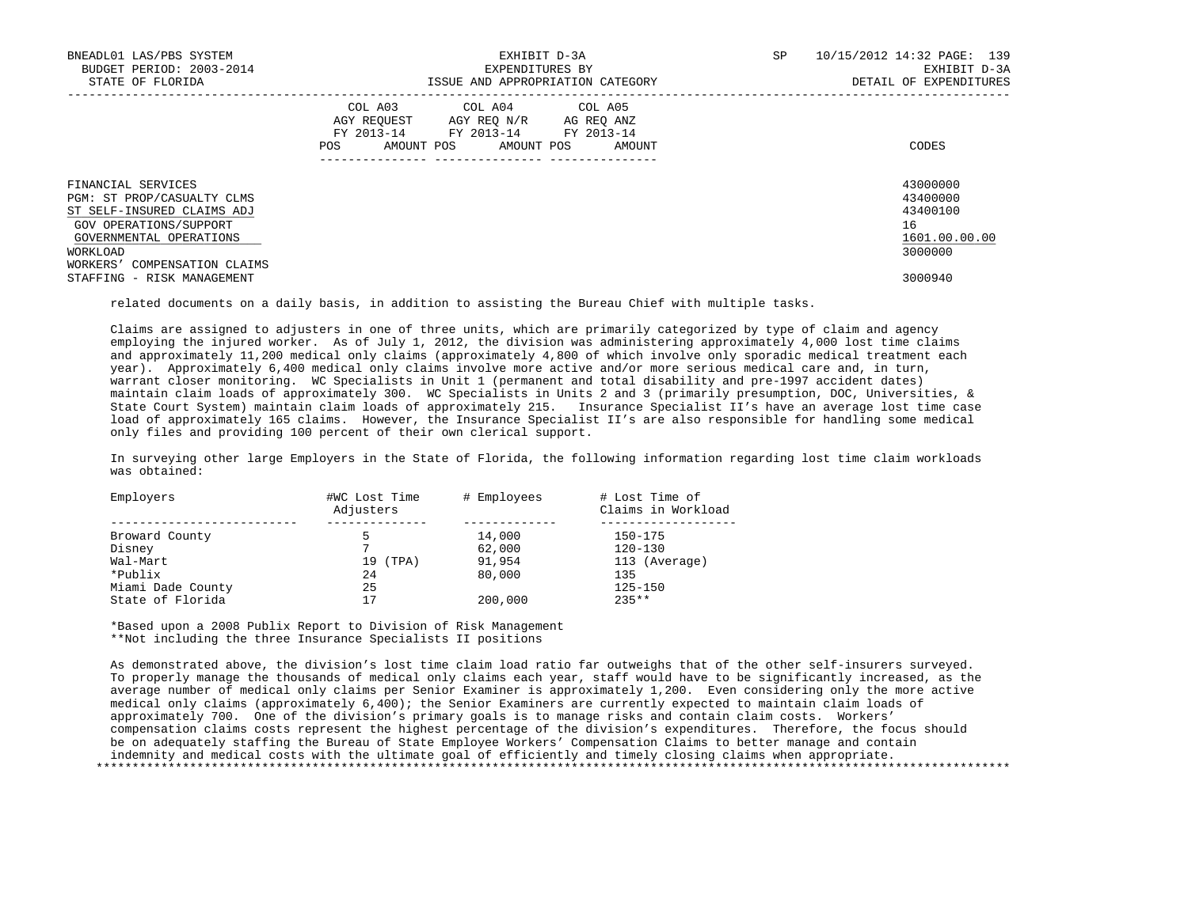FINANCIAL SERVICES 43000000
PGM: ST PROP/CASUALTY CLMS 43400000
ST SELF-INSURED CLAIMS ADJ 43400100
GOV OPERATIONS/SUPPORT 16
GOVERNMENTAL OPERATIONS 1601.00.00.00
WORKLOAD 3000000
WORKERS' COMPENSATION CLAIMS
STAFFING - RISK MANAGEMENT 3000940

related documents on a daily basis, in addition to assisting the Bureau Chief with multiple tasks.

Claims are assigned to adjusters in one of three units, which are primarily categorized by type of claim and agency employing the injured worker. As of July 1, 2012, the division was administering approximately 4,000 lost time claims and approximately 11,200 medical only claims (approximately 4,800 of which involve only sporadic medical treatment each year). Approximately 6,400 medical only claims involve more active and/or more serious medical care and, in turn, warrant closer monitoring. WC Specialists in Unit 1 (permanent and total disability and pre-1997 accident dates) maintain claim loads of approximately 300. WC Specialists in Units 2 and 3 (primarily presumption, DOC, Universities, & State Court System) maintain claim loads of approximately 215. Insurance Specialist II's have an average lost time case load of approximately 165 claims. However, the Insurance Specialist II's are also responsible for handling some medical only files and providing 100 percent of their own clerical support.

In surveying other large Employers in the State of Florida, the following information regarding lost time claim workloads was obtained:

| Employers | #WC Lost Time Adjusters | # Employees | # Lost Time of Claims in Workload |
|---|---|---|---|
| Broward County | 5 | 14,000 | 150-175 |
| Disney | 7 | 62,000 | 120-130 |
| Wal-Mart | 19 (TPA) | 91,954 | 113 (Average) |
| *Publix | 24 | 80,000 | 135 |
| Miami Dade County | 25 | | 125-150 |
| State of Florida | 17 | 200,000 | 235** |

*Based upon a 2008 Publix Report to Division of Risk Management
**Not including the three Insurance Specialists II positions

As demonstrated above, the division's lost time claim load ratio far outweighs that of the other self-insurers surveyed. To properly manage the thousands of medical only claims each year, staff would have to be significantly increased, as the average number of medical only claims per Senior Examiner is approximately 1,200. Even considering only the more active medical only claims (approximately 6,400); the Senior Examiners are currently expected to maintain claim loads of approximately 700. One of the division's primary goals is to manage risks and contain claim costs. Workers' compensation claims costs represent the highest percentage of the division's expenditures. Therefore, the focus should be on adequately staffing the Bureau of State Employee Workers' Compensation Claims to better manage and contain indemnity and medical costs with the ultimate goal of efficiently and timely closing claims when appropriate.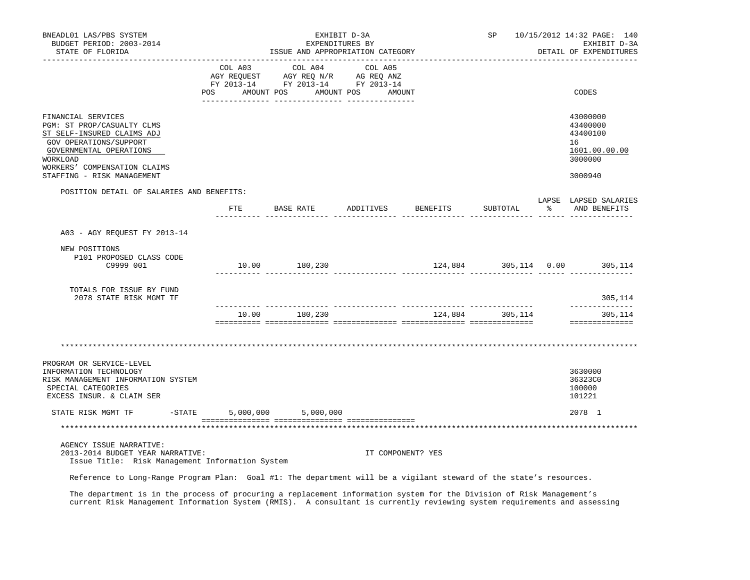BNEADL01 LAS/PBS SYSTEM — EXHIBIT D-3A — EXPENDITURES BY ISSUE AND APPROPRIATION CATEGORY — DETAIL OF EXPENDITURES

BUDGET PERIOD: 2003-2014

STATE OF FLORIDA

SP 10/15/2012 14:32

| | COL A03 AGY REQUEST FY 2013-14 POS AMOUNT | COL A04 AGY REQ N/R FY 2013-14 POS AMOUNT | COL A05 AG REQ ANZ FY 2013-14 POS AMOUNT | CODES |
|---|---|---|---|---|
| FINANCIAL SERVICES | | | | 43000000 |
| PGM: ST PROP/CASUALTY CLMS | | | | 43400000 |
| ST SELF-INSURED CLAIMS ADJ | | | | 43400100 |
| GOV OPERATIONS/SUPPORT | | | | 16 |
| GOVERNMENTAL OPERATIONS | | | | 1601.00.00.00 |
| WORKLOAD | | | | 3000000 |
| WORKERS' COMPENSATION CLAIMS | | | | |
| STAFFING - RISK MANAGEMENT | | | | 3000940 |

POSITION DETAIL OF SALARIES AND BENEFITS:

| | FTE | BASE RATE | ADDITIVES | BENEFITS | SUBTOTAL | LAPSE % | LAPSED SALARIES AND BENEFITS |
|---|---|---|---|---|---|---|---|
| A03 - AGY REQUEST FY 2013-14 | | | | | | | |
| NEW POSITIONS | | | | | | | |
| P101 PROPOSED CLASS CODE C9999 001 | 10.00 | 180,230 | | 124,884 | 305,114 | 0.00 | 305,114 |
| TOTALS FOR ISSUE BY FUND | | | | | | | |
| 2078 STATE RISK MGMT TF | | | | | | | 305,114 |
| | 10.00 | 180,230 | | 124,884 | 305,114 | | 305,114 |

*******************************************************************************************************************

| | COL A03 | COL A04 | COL A05 | CODES |
|---|---|---|---|---|
| PROGRAM OR SERVICE-LEVEL | | | | |
| INFORMATION TECHNOLOGY | | | | 3630000 |
| RISK MANAGEMENT INFORMATION SYSTEM | | | | 36323C0 |
| SPECIAL CATEGORIES | | | | 100000 |
| EXCESS INSUR. & CLAIM SER | | | | 101221 |
| STATE RISK MGMT TF -STATE | 5,000,000 | 5,000,000 | | 2078 1 |

*******************************************************************************************************************

AGENCY ISSUE NARRATIVE:

2013-2014 BUDGET YEAR NARRATIVE: IT COMPONENT? YES

Issue Title: Risk Management Information System

Reference to Long-Range Program Plan: Goal #1: The department will be a vigilant steward of the state's resources.

The department is in the process of procuring a replacement information system for the Division of Risk Management's current Risk Management Information System (RMIS). A consultant is currently reviewing system requirements and assessing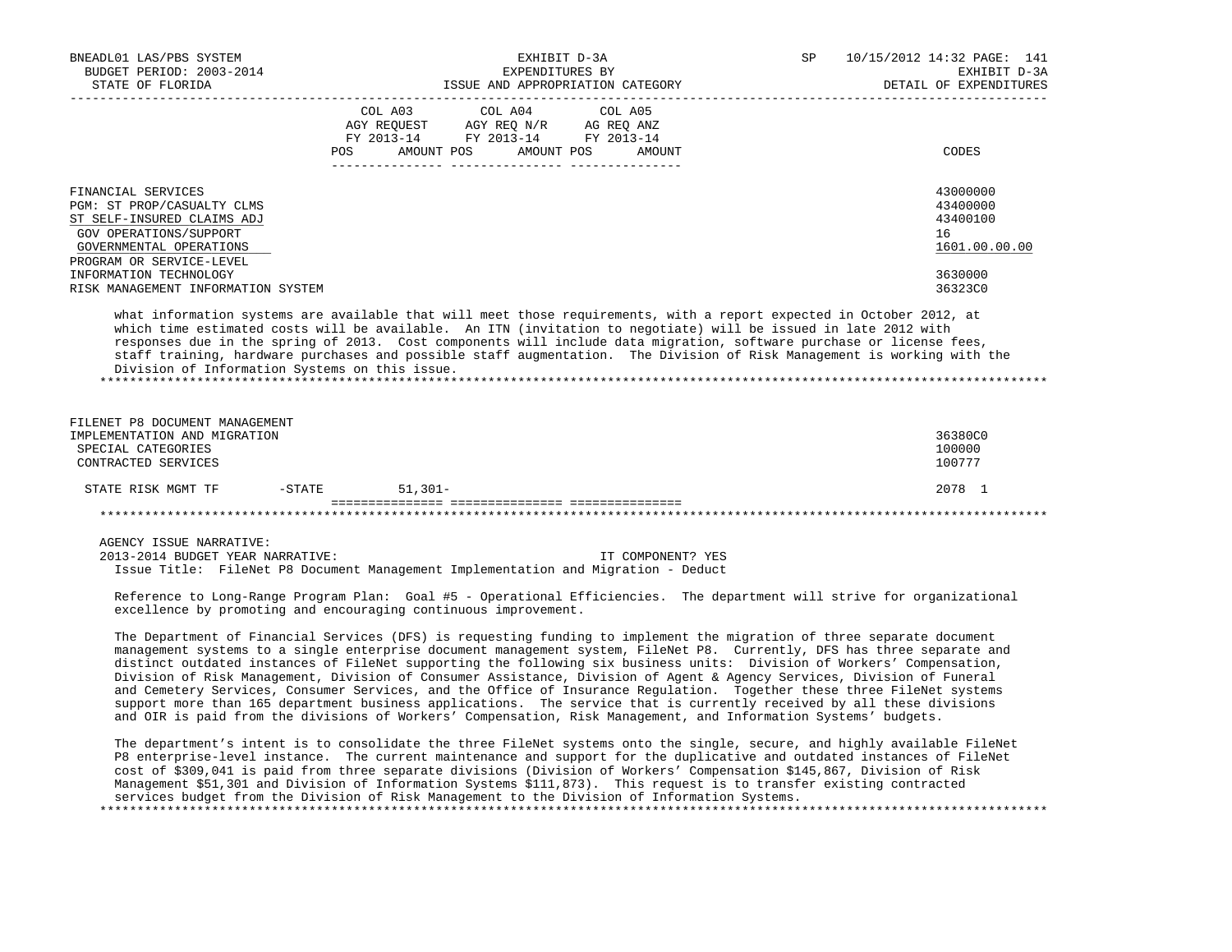| | COL A03 AGY REQUEST FY 2013-14 POS AMOUNT | COL A04 AGY REQ N/R FY 2013-14 POS AMOUNT | COL A05 AG REQ ANZ FY 2013-14 POS AMOUNT | CODES |
|---|---|---|---|---|
| FINANCIAL SERVICES | | | | 43000000 |
| PGM: ST PROP/CASUALTY CLMS | | | | 43400000 |
| ST SELF-INSURED CLAIMS ADJ | | | | 43400100 |
| GOV OPERATIONS/SUPPORT | | | | 16 |
| GOVERNMENTAL OPERATIONS | | | | 1601.00.00.00 |
| PROGRAM OR SERVICE-LEVEL | | | | |
| INFORMATION TECHNOLOGY | | | | 3630000 |
| RISK MANAGEMENT INFORMATION SYSTEM | | | | 36323C0 |

what information systems are available that will meet those requirements, with a report expected in October 2012, at which time estimated costs will be available. An ITN (invitation to negotiate) will be issued in late 2012 with responses due in the spring of 2013. Cost components will include data migration, software purchase or license fees, staff training, hardware purchases and possible staff augmentation. The Division of Risk Management is working with the Division of Information Systems on this issue.

*******************************************************************************************************************

| | COL A03 | COL A04 | COL A05 | CODES |
|---|---|---|---|---|
| FILENET P8 DOCUMENT MANAGEMENT IMPLEMENTATION AND MIGRATION | | | | 36380C0 |
| SPECIAL CATEGORIES | | | | 100000 |
| CONTRACTED SERVICES | | | | 100777 |
| STATE RISK MGMT TF -STATE | 51,301- | | | 2078 1 |

*******************************************************************************************************************

AGENCY ISSUE NARRATIVE:

2013-2014 BUDGET YEAR NARRATIVE: IT COMPONENT? YES

Issue Title: FileNet P8 Document Management Implementation and Migration - Deduct

Reference to Long-Range Program Plan: Goal #5 - Operational Efficiencies. The department will strive for organizational excellence by promoting and encouraging continuous improvement.

The Department of Financial Services (DFS) is requesting funding to implement the migration of three separate document management systems to a single enterprise document management system, FileNet P8. Currently, DFS has three separate and distinct outdated instances of FileNet supporting the following six business units: Division of Workers' Compensation, Division of Risk Management, Division of Consumer Assistance, Division of Agent & Agency Services, Division of Funeral and Cemetery Services, Consumer Services, and the Office of Insurance Regulation. Together these three FileNet systems support more than 165 department business applications. The service that is currently received by all these divisions and OIR is paid from the divisions of Workers' Compensation, Risk Management, and Information Systems' budgets.

The department's intent is to consolidate the three FileNet systems onto the single, secure, and highly available FileNet P8 enterprise-level instance. The current maintenance and support for the duplicative and outdated instances of FileNet cost of $309,041 is paid from three separate divisions (Division of Workers' Compensation $145,867, Division of Risk Management $51,301 and Division of Information Systems $111,873). This request is to transfer existing contracted services budget from the Division of Risk Management to the Division of Information Systems.

*******************************************************************************************************************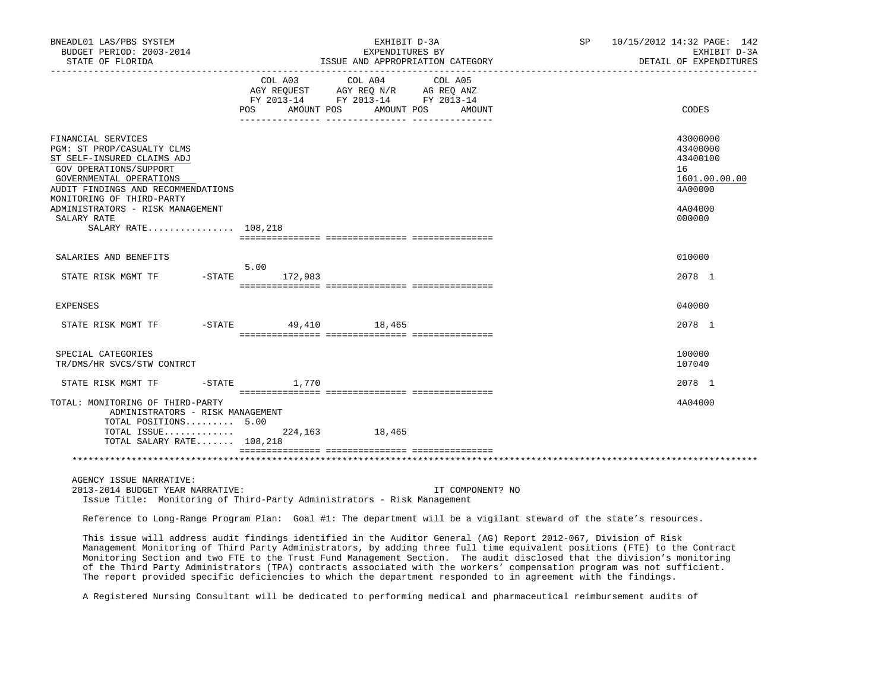BNEADL01 LAS/PBS SYSTEM | EXHIBIT D-3A | SP 10/15/2012 14:32 PAGE: 142
BUDGET PERIOD: 2003-2014 | EXPENDITURES BY | EXHIBIT D-3A
STATE OF FLORIDA | ISSUE AND APPROPRIATION CATEGORY | DETAIL OF EXPENDITURES

| | COL A03 AGY REQUEST FY 2013-14 POS | AMOUNT | COL A04 AGY REQ N/R FY 2013-14 POS | AMOUNT | COL A05 AG REQ ANZ FY 2013-14 POS | AMOUNT | CODES |
|---|---|---|---|---|---|---|---|
| FINANCIAL SERVICES | | | | | | | 43000000 |
| PGM: ST PROP/CASUALTY CLMS | | | | | | | 43400000 |
| ST SELF-INSURED CLAIMS ADJ | | | | | | | 43400100 |
| GOV OPERATIONS/SUPPORT | | | | | | | 16 |
| GOVERNMENTAL OPERATIONS | | | | | | | 1601.00.00.00 |
| AUDIT FINDINGS AND RECOMMENDATIONS | | | | | | | 4A00000 |
| MONITORING OF THIRD-PARTY ADMINISTRATORS - RISK MANAGEMENT | | | | | | | 4A04000 |
| SALARY RATE | | | | | | | 000000 |
| SALARY RATE................ | 108,218 | | | | | | |
| SALARIES AND BENEFITS | | | | | | | 010000 |
| STATE RISK MGMT TF -STATE | 5.00 | 172,983 | | | | | 2078 1 |
| EXPENSES | | | | | | | 040000 |
| STATE RISK MGMT TF -STATE | | 49,410 | | 18,465 | | | 2078 1 |
| SPECIAL CATEGORIES | | | | | | | 100000 |
| TR/DMS/HR SVCS/STW CONTRCT | | | | | | | 107040 |
| STATE RISK MGMT TF -STATE | | 1,770 | | | | | 2078 1 |
| TOTAL: MONITORING OF THIRD-PARTY ADMINISTRATORS - RISK MANAGEMENT | | | | | | | 4A04000 |
| TOTAL POSITIONS......... | 5.00 | | | | | | |
| TOTAL ISSUE............. | | 224,163 | | 18,465 | | | |
| TOTAL SALARY RATE....... | 108,218 | | | | | | |

AGENCY ISSUE NARRATIVE:
2013-2014 BUDGET YEAR NARRATIVE: IT COMPONENT? NO
Issue Title: Monitoring of Third-Party Administrators - Risk Management

Reference to Long-Range Program Plan: Goal #1: The department will be a vigilant steward of the state's resources.

This issue will address audit findings identified in the Auditor General (AG) Report 2012-067, Division of Risk Management Monitoring of Third Party Administrators, by adding three full time equivalent positions (FTE) to the Contract Monitoring Section and two FTE to the Trust Fund Management Section. The audit disclosed that the division's monitoring of the Third Party Administrators (TPA) contracts associated with the workers' compensation program was not sufficient. The report provided specific deficiencies to which the department responded to in agreement with the findings.

A Registered Nursing Consultant will be dedicated to performing medical and pharmaceutical reimbursement audits of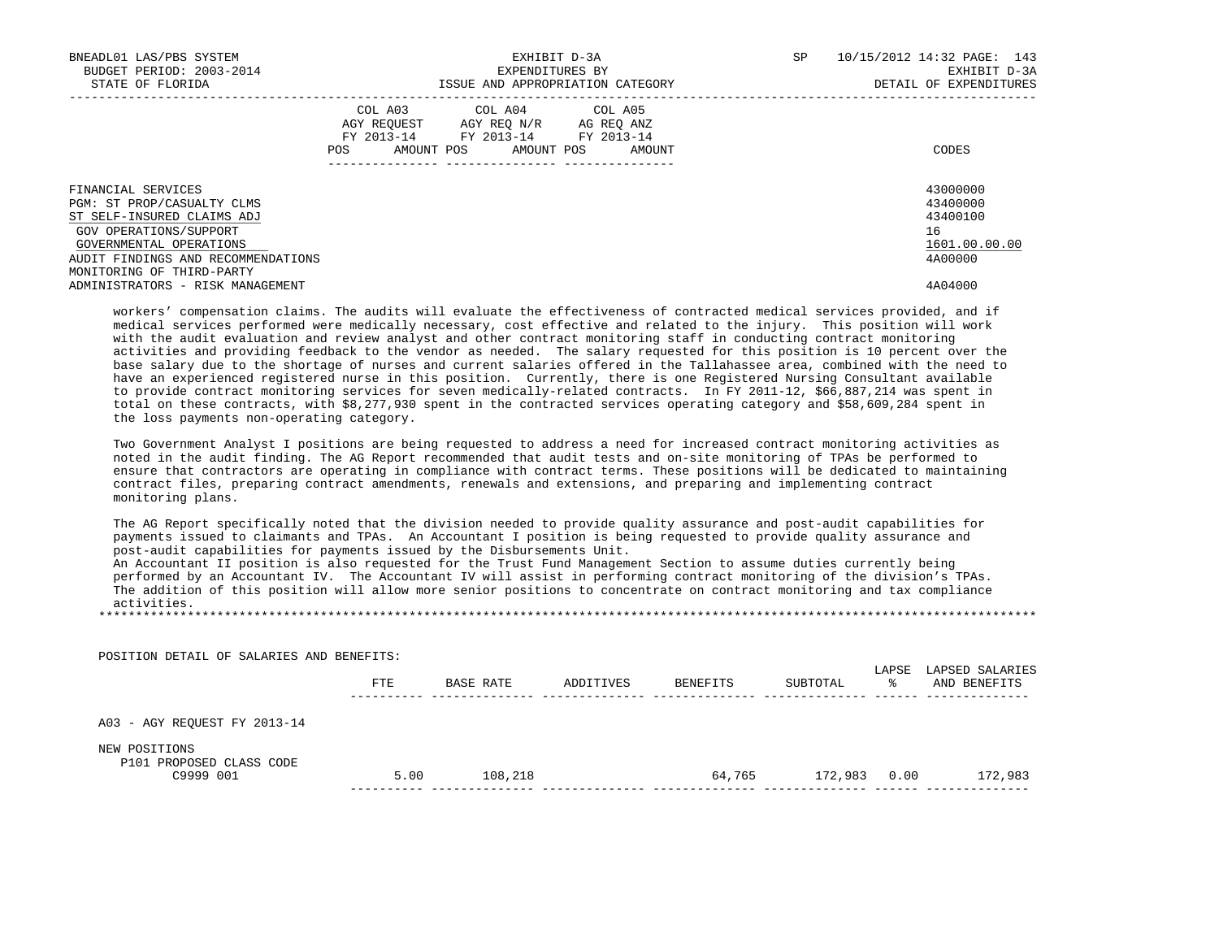| | COL A03 AGY REQUEST FY 2013-14 | | COL A04 AGY REQ N/R FY 2013-14 | | COL A05 AG REQ ANZ FY 2013-14 | | |
|---|---|---|---|---|---|---|---|
| | POS | AMOUNT | POS | AMOUNT | POS | AMOUNT | CODES |
| FINANCIAL SERVICES | | | | | | | 43000000 |
| PGM: ST PROP/CASUALTY CLMS | | | | | | | 43400000 |
| ST SELF-INSURED CLAIMS ADJ | | | | | | | 43400100 |
| GOV OPERATIONS/SUPPORT | | | | | | | 16 |
| GOVERNMENTAL OPERATIONS | | | | | | | 1601.00.00.00 |
| AUDIT FINDINGS AND RECOMMENDATIONS | | | | | | | 4A00000 |
| MONITORING OF THIRD-PARTY ADMINISTRATORS - RISK MANAGEMENT | | | | | | | 4A04000 |

workers' compensation claims. The audits will evaluate the effectiveness of contracted medical services provided, and if medical services performed were medically necessary, cost effective and related to the injury. This position will work with the audit evaluation and review analyst and other contract monitoring staff in conducting contract monitoring activities and providing feedback to the vendor as needed. The salary requested for this position is 10 percent over the base salary due to the shortage of nurses and current salaries offered in the Tallahassee area, combined with the need to have an experienced registered nurse in this position. Currently, there is one Registered Nursing Consultant available to provide contract monitoring services for seven medically-related contracts. In FY 2011-12, $66,887,214 was spent in total on these contracts, with $8,277,930 spent in the contracted services operating category and $58,609,284 spent in the loss payments non-operating category.

Two Government Analyst I positions are being requested to address a need for increased contract monitoring activities as noted in the audit finding. The AG Report recommended that audit tests and on-site monitoring of TPAs be performed to ensure that contractors are operating in compliance with contract terms. These positions will be dedicated to maintaining contract files, preparing contract amendments, renewals and extensions, and preparing and implementing contract monitoring plans.

The AG Report specifically noted that the division needed to provide quality assurance and post-audit capabilities for payments issued to claimants and TPAs. An Accountant I position is being requested to provide quality assurance and post-audit capabilities for payments issued by the Disbursements Unit.
An Accountant II position is also requested for the Trust Fund Management Section to assume duties currently being performed by an Accountant IV. The Accountant IV will assist in performing contract monitoring of the division's TPAs. The addition of this position will allow more senior positions to concentrate on contract monitoring and tax compliance activities.

*******************************************************************************************************************************

POSITION DETAIL OF SALARIES AND BENEFITS:

| | FTE | BASE RATE | ADDITIVES | BENEFITS | SUBTOTAL | LAPSE % | LAPSED SALARIES AND BENEFITS |
|---|---|---|---|---|---|---|---|
| A03 - AGY REQUEST FY 2013-14 | | | | | | | |
| NEW POSITIONS | | | | | | | |
| P101 PROPOSED CLASS CODE C9999 001 | 5.00 | 108,218 | | 64,765 | 172,983 | 0.00 | 172,983 |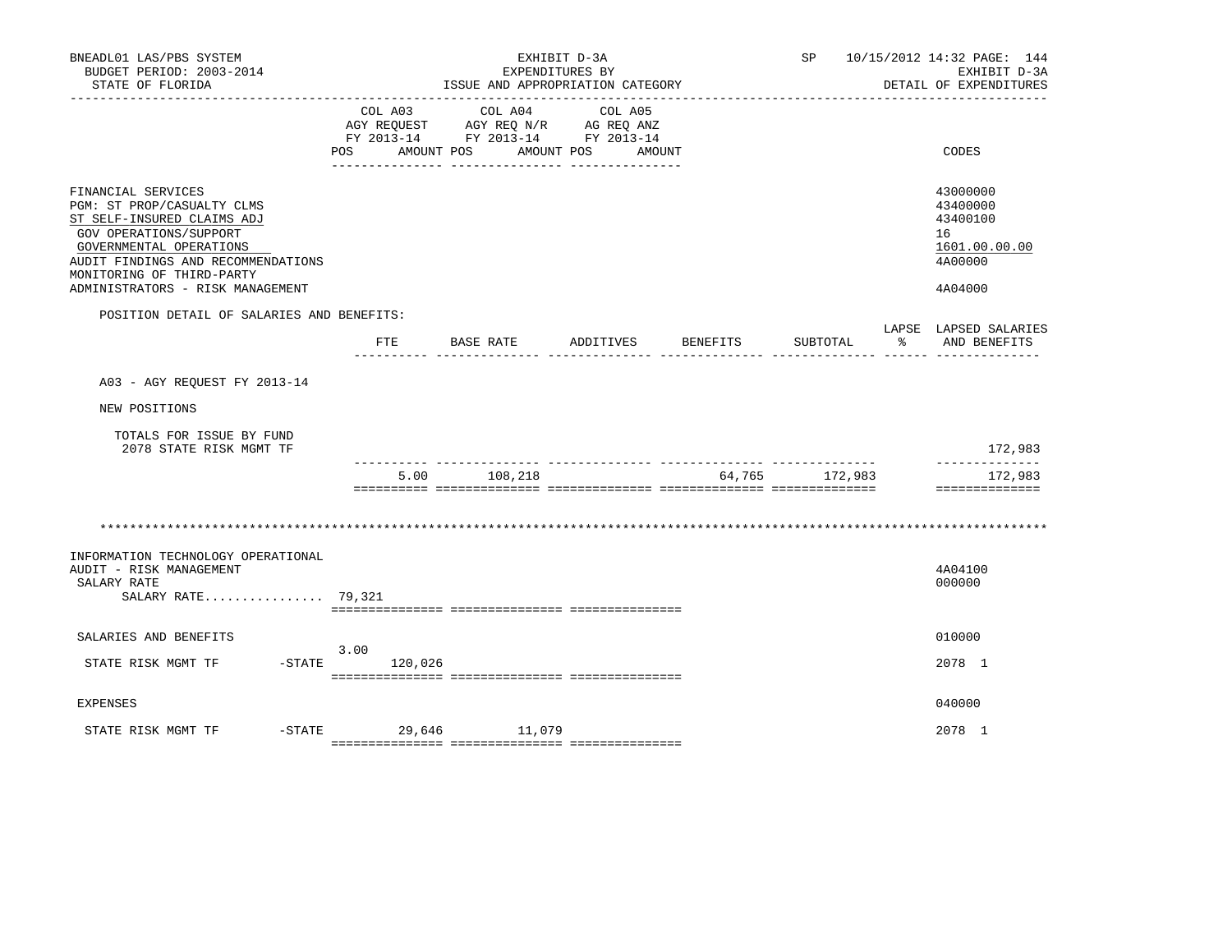BNEADL01 LAS/PBS SYSTEM
BUDGET PERIOD: 2003-2014
STATE OF FLORIDA

EXHIBIT D-3A
EXPENDITURES BY
ISSUE AND APPROPRIATION CATEGORY

SP 10/15/2012 14:32 PAGE: 144
EXHIBIT D-3A
DETAIL OF EXPENDITURES

| | COL A03 AGY REQUEST FY 2013-14 POS AMOUNT | COL A04 AGY REQ N/R FY 2013-14 POS AMOUNT | COL A05 AG REQ ANZ FY 2013-14 POS AMOUNT | CODES |
|---|---|---|---|---|
| FINANCIAL SERVICES | | | | 43000000 |
| PGM: ST PROP/CASUALTY CLMS | | | | 43400000 |
| ST SELF-INSURED CLAIMS ADJ | | | | 43400100 |
| GOV OPERATIONS/SUPPORT | | | | 16 |
| GOVERNMENTAL OPERATIONS | | | | 1601.00.00.00 |
| AUDIT FINDINGS AND RECOMMENDATIONS | | | | 4A00000 |
| MONITORING OF THIRD-PARTY ADMINISTRATORS - RISK MANAGEMENT | | | | 4A04000 |

POSITION DETAIL OF SALARIES AND BENEFITS:

| | FTE | BASE RATE | ADDITIVES | BENEFITS | SUBTOTAL | LAPSE % | LAPSED SALARIES AND BENEFITS |
|---|---|---|---|---|---|---|---|
| A03 - AGY REQUEST FY 2013-14 | | | | | | | |
| NEW POSITIONS | | | | | | | |
| TOTALS FOR ISSUE BY FUND | | | | | | | |
| 2078 STATE RISK MGMT TF | | | | | | | 172,983 |
| | 5.00 | 108,218 | | 64,765 | 172,983 | | 172,983 |

\*\*\*\*\*\*\*\*\*\*\*\*\*\*\*\*\*\*\*\*\*\*\*\*\*\*\*\*\*\*\*\*\*\*\*\*\*\*\*\*\*\*\*\*\*\*\*\*\*\*\*\*\*\*\*\*\*\*\*\*\*\*\*\*\*\*\*\*\*\*\*\*\*\*\*\*\*\*\*\*\*\*\*\*\*\*\*\*\*\*\*\*\*\*\*\*\*\*\*\*\*\*\*\*\*\*\*\*\*\*\*\*\*\*\*\*\*\*\*\*\*\*\*\*\*\*\*\*\*\*

| | COL A03 POS AMOUNT | COL A04 POS AMOUNT | COL A05 POS AMOUNT | CODES |
|---|---|---|---|---|
| INFORMATION TECHNOLOGY OPERATIONAL AUDIT - RISK MANAGEMENT | | | | 4A04100 |
| SALARY RATE | | | | 000000 |
| SALARY RATE................ | 79,321 | | | |
| SALARIES AND BENEFITS | | | | 010000 |
| STATE RISK MGMT TF -STATE | 3.00 120,026 | | | 2078 1 |
| EXPENSES | | | | 040000 |
| STATE RISK MGMT TF -STATE | 29,646 | 11,079 | | 2078 1 |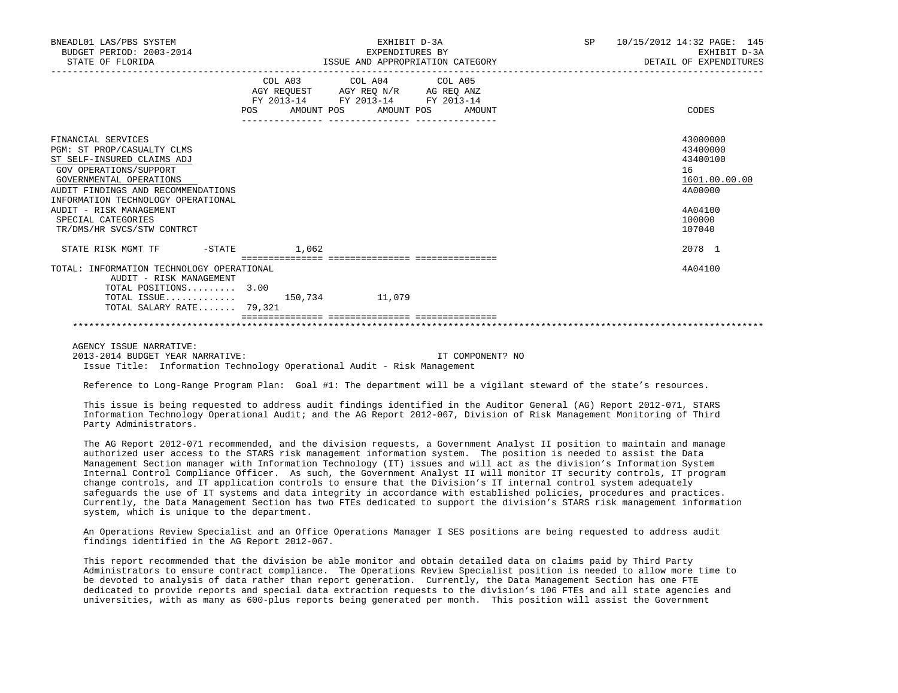| | COL A03 AGY REQUEST FY 2013-14 POS AMOUNT | COL A04 AGY REQ N/R FY 2013-14 POS AMOUNT | COL A05 AG REQ ANZ FY 2013-14 POS AMOUNT | CODES |
|---|---|---|---|---|
| FINANCIAL SERVICES | | | | 43000000 |
| PGM: ST PROP/CASUALTY CLMS | | | | 43400000 |
| ST SELF-INSURED CLAIMS ADJ | | | | 43400100 |
| GOV OPERATIONS/SUPPORT | | | | 16 |
| GOVERNMENTAL OPERATIONS | | | | 1601.00.00.00 |
| AUDIT FINDINGS AND RECOMMENDATIONS | | | | 4A00000 |
| INFORMATION TECHNOLOGY OPERATIONAL AUDIT - RISK MANAGEMENT | | | | 4A04100 |
| SPECIAL CATEGORIES | | | | 100000 |
| TR/DMS/HR SVCS/STW CONTRCT | | | | 107040 |
| STATE RISK MGMT TF -STATE | 1,062 | | | 2078 1 |
| TOTAL: INFORMATION TECHNOLOGY OPERATIONAL AUDIT - RISK MANAGEMENT | | | | 4A04100 |
| TOTAL POSITIONS......... | 3.00 | | | |
| TOTAL ISSUE............. | 150,734 | 11,079 | | |
| TOTAL SALARY RATE....... | 79,321 | | | |

AGENCY ISSUE NARRATIVE:

2013-2014 BUDGET YEAR NARRATIVE: IT COMPONENT? NO

Issue Title: Information Technology Operational Audit - Risk Management

Reference to Long-Range Program Plan: Goal #1: The department will be a vigilant steward of the state's resources.

This issue is being requested to address audit findings identified in the Auditor General (AG) Report 2012-071, STARS Information Technology Operational Audit; and the AG Report 2012-067, Division of Risk Management Monitoring of Third Party Administrators.

The AG Report 2012-071 recommended, and the division requests, a Government Analyst II position to maintain and manage authorized user access to the STARS risk management information system. The position is needed to assist the Data Management Section manager with Information Technology (IT) issues and will act as the division's Information System Internal Control Compliance Officer. As such, the Government Analyst II will monitor IT security controls, IT program change controls, and IT application controls to ensure that the Division's IT internal control system adequately safeguards the use of IT systems and data integrity in accordance with established policies, procedures and practices. Currently, the Data Management Section has two FTEs dedicated to support the division's STARS risk management information system, which is unique to the department.

An Operations Review Specialist and an Office Operations Manager I SES positions are being requested to address audit findings identified in the AG Report 2012-067.

This report recommended that the division be able monitor and obtain detailed data on claims paid by Third Party Administrators to ensure contract compliance. The Operations Review Specialist position is needed to allow more time to be devoted to analysis of data rather than report generation. Currently, the Data Management Section has one FTE dedicated to provide reports and special data extraction requests to the division's 106 FTEs and all state agencies and universities, with as many as 600-plus reports being generated per month. This position will assist the Government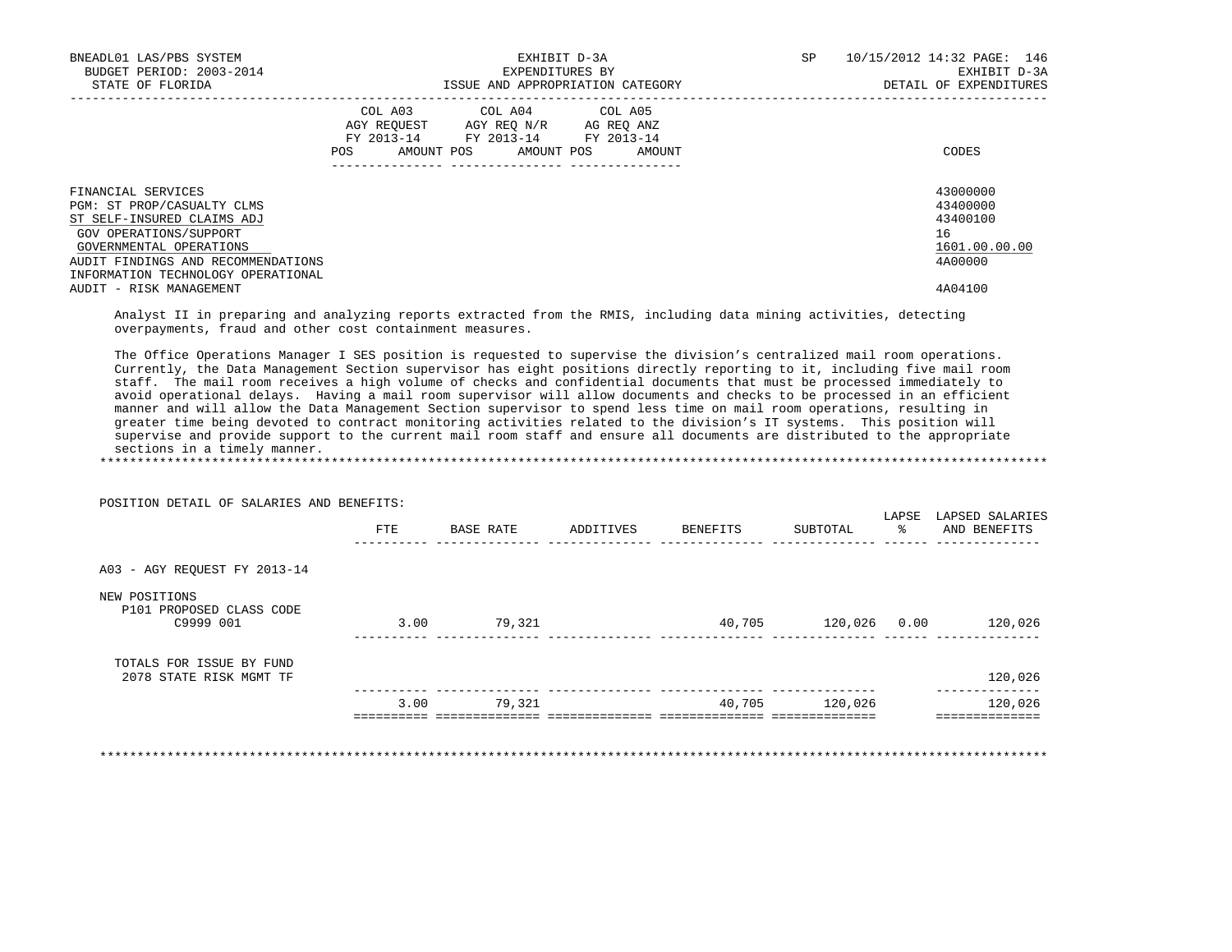| | COL A03 AGY REQUEST FY 2013-14 POS AMOUNT | COL A04 AGY REQ N/R FY 2013-14 POS AMOUNT | COL A05 AG REQ ANZ FY 2013-14 POS AMOUNT | CODES |
|---|---|---|---|---|
| FINANCIAL SERVICES | | | | 43000000 |
| PGM: ST PROP/CASUALTY CLMS | | | | 43400000 |
| ST SELF-INSURED CLAIMS ADJ | | | | 43400100 |
| GOV OPERATIONS/SUPPORT | | | | 16 |
| GOVERNMENTAL OPERATIONS | | | | 1601.00.00.00 |
| AUDIT FINDINGS AND RECOMMENDATIONS | | | | 4A00000 |
| INFORMATION TECHNOLOGY OPERATIONAL | | | | |
| AUDIT - RISK MANAGEMENT | | | | 4A04100 |

Analyst II in preparing and analyzing reports extracted from the RMIS, including data mining activities, detecting overpayments, fraud and other cost containment measures.

The Office Operations Manager I SES position is requested to supervise the division's centralized mail room operations. Currently, the Data Management Section supervisor has eight positions directly reporting to it, including five mail room staff. The mail room receives a high volume of checks and confidential documents that must be processed immediately to avoid operational delays. Having a mail room supervisor will allow documents and checks to be processed in an efficient manner and will allow the Data Management Section supervisor to spend less time on mail room operations, resulting in greater time being devoted to contract monitoring activities related to the division's IT systems. This position will supervise and provide support to the current mail room staff and ensure all documents are distributed to the appropriate sections in a timely manner.

*******************************************************************************************************************************

POSITION DETAIL OF SALARIES AND BENEFITS:

| | FTE | BASE RATE | ADDITIVES | BENEFITS | SUBTOTAL | LAPSE % | LAPSED SALARIES AND BENEFITS |
|---|---|---|---|---|---|---|---|
| A03 - AGY REQUEST FY 2013-14 | | | | | | | |
| NEW POSITIONS | | | | | | | |
| P101 PROPOSED CLASS CODE C9999 001 | 3.00 | 79,321 | | 40,705 | 120,026 | 0.00 | 120,026 |
| TOTALS FOR ISSUE BY FUND | | | | | | | |
| 2078 STATE RISK MGMT TF | | | | | | | 120,026 |
| | 3.00 | 79,321 | | 40,705 | 120,026 | | 120,026 |

*******************************************************************************************************************************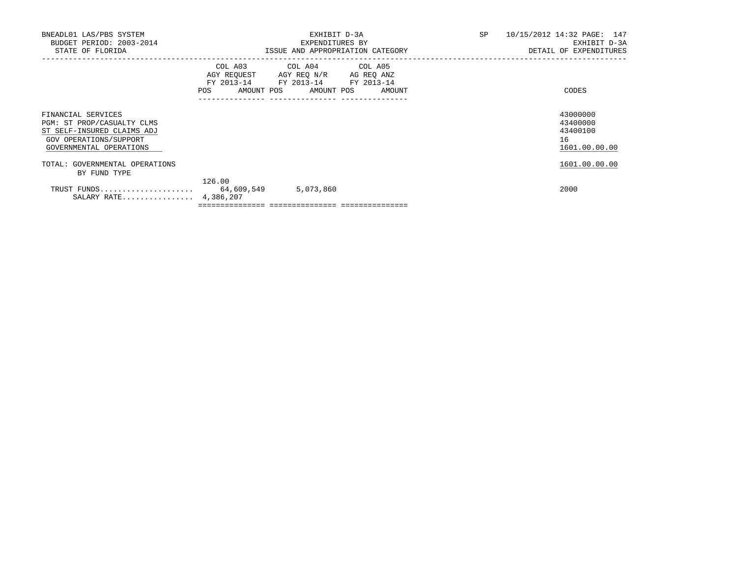BNEADL01 LAS/PBS SYSTEM
BUDGET PERIOD: 2003-2014
STATE OF FLORIDA

EXHIBIT D-3A
EXPENDITURES BY
ISSUE AND APPROPRIATION CATEGORY

SP 10/15/2012 14:32 PAGE: 147
EXHIBIT D-3A
DETAIL OF EXPENDITURES

| | COL A03 AGY REQUEST FY 2013-14 POS AMOUNT | COL A04 AGY REQ N/R FY 2013-14 POS AMOUNT | COL A05 AG REQ ANZ FY 2013-14 POS AMOUNT | CODES |
|---|---|---|---|---|
| FINANCIAL SERVICES | | | | 43000000 |
| PGM: ST PROP/CASUALTY CLMS | | | | 43400000 |
| ST SELF-INSURED CLAIMS ADJ | | | | 43400100 |
| GOV OPERATIONS/SUPPORT | | | | 16 |
| GOVERNMENTAL OPERATIONS | | | | 1601.00.00.00 |
| TOTAL: GOVERNMENTAL OPERATIONS | | | | 1601.00.00.00 |
| BY FUND TYPE | | | | |
| TRUST FUNDS..................... | 126.00 64,609,549 | 5,073,860 | | 2000 |
| SALARY RATE................ | 4,386,207 | | | |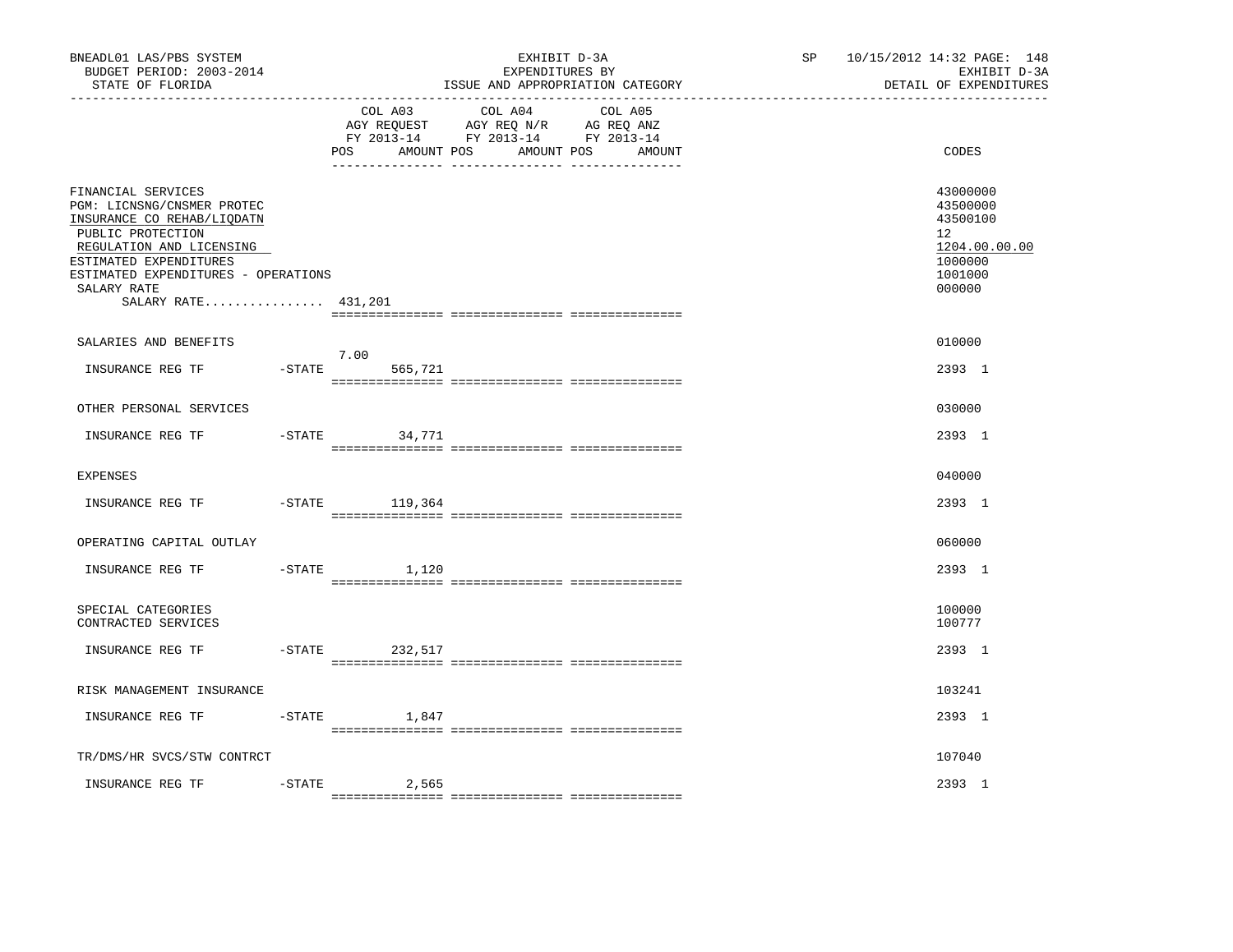BNEADL01 LAS/PBS SYSTEM — EXHIBIT D-3A — EXPENDITURES BY ISSUE AND APPROPRIATION CATEGORY
BUDGET PERIOD: 2003-2014 — STATE OF FLORIDA — SP 10/15/2012 14:32 — EXHIBIT D-3A DETAIL OF EXPENDITURES

| | COL A03 AGY REQUEST FY 2013-14 POS | AMOUNT | COL A04 AGY REQ N/R FY 2013-14 POS | AMOUNT | COL A05 AG REQ ANZ FY 2013-14 POS | AMOUNT | CODES |
|---|---|---|---|---|---|---|---|
| FINANCIAL SERVICES | | | | | | | 43000000 |
| PGM: LICNSNG/CNSMER PROTEC | | | | | | | 43500000 |
| INSURANCE CO REHAB/LIQDATN | | | | | | | 43500100 |
| PUBLIC PROTECTION | | | | | | | 12 |
| REGULATION AND LICENSING | | | | | | | 1204.00.00.00 |
| ESTIMATED EXPENDITURES | | | | | | | 1000000 |
| ESTIMATED EXPENDITURES - OPERATIONS | | | | | | | 1001000 |
| SALARY RATE | | | | | | | 000000 |
| SALARY RATE................ 431,201 | | | | | | | |
| SALARIES AND BENEFITS | | | | | | | 010000 |
| INSURANCE REG TF -STATE | 7.00 | 565,721 | | | | | 2393 1 |
| OTHER PERSONAL SERVICES | | | | | | | 030000 |
| INSURANCE REG TF -STATE | | 34,771 | | | | | 2393 1 |
| EXPENSES | | | | | | | 040000 |
| INSURANCE REG TF -STATE | | 119,364 | | | | | 2393 1 |
| OPERATING CAPITAL OUTLAY | | | | | | | 060000 |
| INSURANCE REG TF -STATE | | 1,120 | | | | | 2393 1 |
| SPECIAL CATEGORIES | | | | | | | 100000 |
| CONTRACTED SERVICES | | | | | | | 100777 |
| INSURANCE REG TF -STATE | | 232,517 | | | | | 2393 1 |
| RISK MANAGEMENT INSURANCE | | | | | | | 103241 |
| INSURANCE REG TF -STATE | | 1,847 | | | | | 2393 1 |
| TR/DMS/HR SVCS/STW CONTRCT | | | | | | | 107040 |
| INSURANCE REG TF -STATE | | 2,565 | | | | | 2393 1 |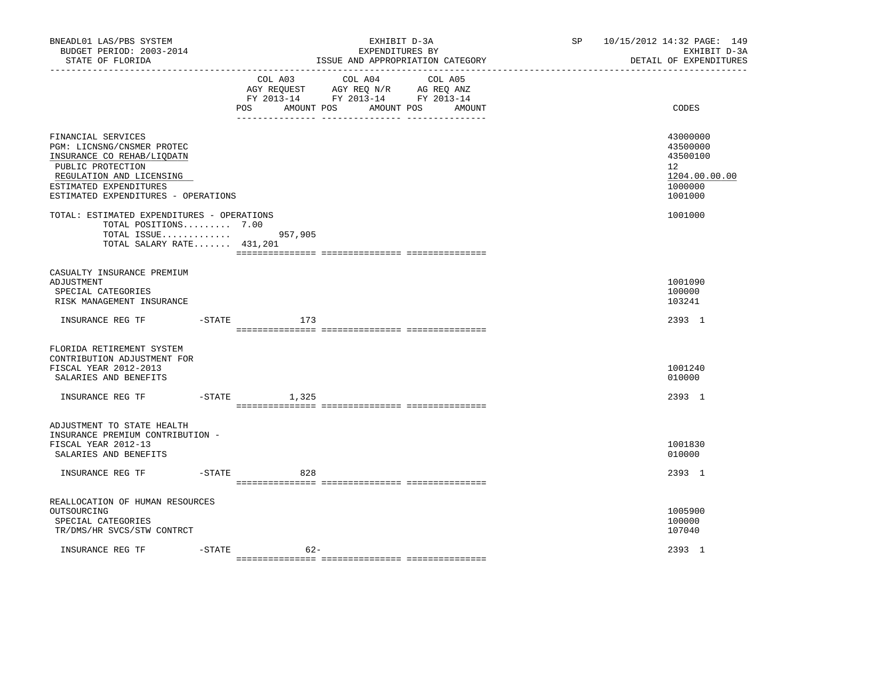BNEADL01 LAS/PBS SYSTEM
BUDGET PERIOD: 2003-2014
STATE OF FLORIDA

EXHIBIT D-3A
EXPENDITURES BY
ISSUE AND APPROPRIATION CATEGORY

SP 10/15/2012 14:32 PAGE: 149
EXHIBIT D-3A
DETAIL OF EXPENDITURES

| | COL A03 AGY REQUEST FY 2013-14 POS AMOUNT | COL A04 AGY REQ N/R FY 2013-14 POS AMOUNT | COL A05 AG REQ ANZ FY 2013-14 POS AMOUNT | CODES |
|---|---|---|---|---|
| FINANCIAL SERVICES | | | | 43000000 |
| PGM: LICNSNG/CNSMER PROTEC | | | | 43500000 |
| INSURANCE CO REHAB/LIQDATN | | | | 43500100 |
| PUBLIC PROTECTION | | | | 12 |
| REGULATION AND LICENSING | | | | 1204.00.00.00 |
| ESTIMATED EXPENDITURES | | | | 1000000 |
| ESTIMATED EXPENDITURES - OPERATIONS | | | | 1001000 |
| TOTAL: ESTIMATED EXPENDITURES - OPERATIONS | | | | 1001000 |
| TOTAL POSITIONS......... | 7.00 | | | |
| TOTAL ISSUE............. | 957,905 | | | |
| TOTAL SALARY RATE....... | 431,201 | | | |
| CASUALTY INSURANCE PREMIUM ADJUSTMENT | | | | 1001090 |
| SPECIAL CATEGORIES | | | | 100000 |
| RISK MANAGEMENT INSURANCE | | | | 103241 |
| INSURANCE REG TF -STATE | 173 | | | 2393 1 |
| FLORIDA RETIREMENT SYSTEM CONTRIBUTION ADJUSTMENT FOR FISCAL YEAR 2012-2013 | | | | 1001240 |
| SALARIES AND BENEFITS | | | | 010000 |
| INSURANCE REG TF -STATE | 1,325 | | | 2393 1 |
| ADJUSTMENT TO STATE HEALTH INSURANCE PREMIUM CONTRIBUTION - FISCAL YEAR 2012-13 | | | | 1001830 |
| SALARIES AND BENEFITS | | | | 010000 |
| INSURANCE REG TF -STATE | 828 | | | 2393 1 |
| REALLOCATION OF HUMAN RESOURCES OUTSOURCING | | | | 1005900 |
| SPECIAL CATEGORIES | | | | 100000 |
| TR/DMS/HR SVCS/STW CONTRCT | | | | 107040 |
| INSURANCE REG TF -STATE | 62- | | | 2393 1 |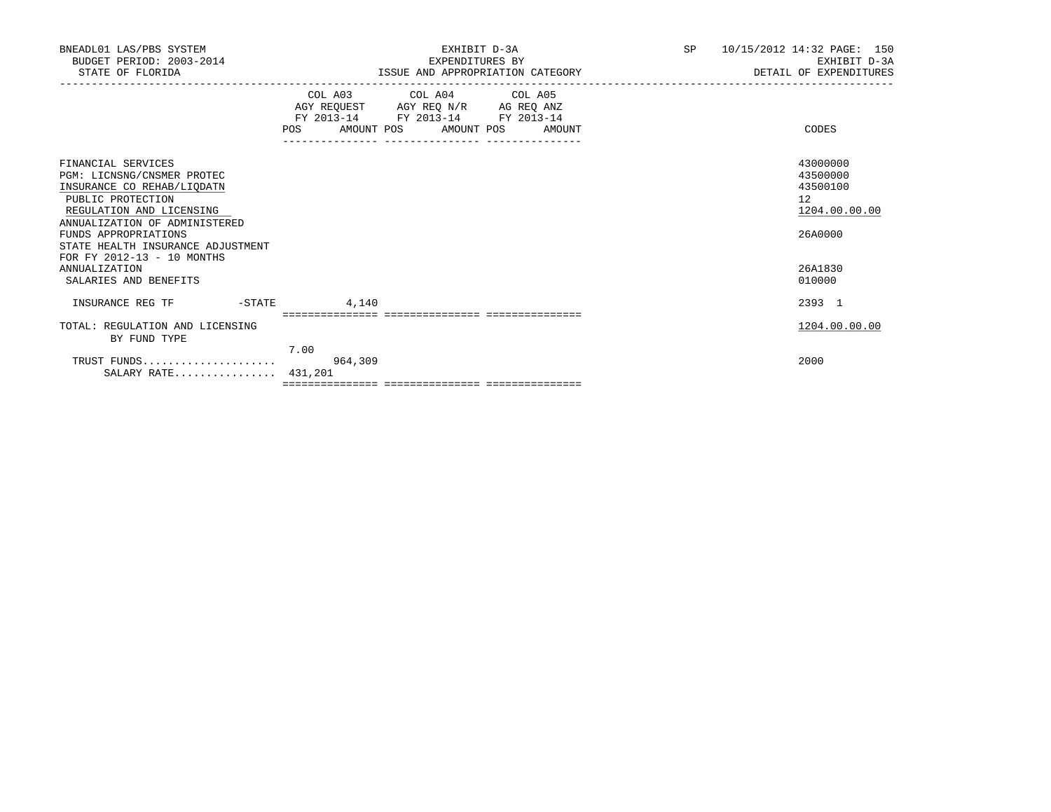BNEADL01 LAS/PBS SYSTEM
BUDGET PERIOD: 2003-2014
STATE OF FLORIDA

EXHIBIT D-3A
EXPENDITURES BY
ISSUE AND APPROPRIATION CATEGORY

SP 10/15/2012 14:32
EXHIBIT D-3A
DETAIL OF EXPENDITURES

| | COL A03 AGY REQUEST FY 2013-14 POS | AMOUNT | COL A04 AGY REQ N/R FY 2013-14 POS | AMOUNT | COL A05 AG REQ ANZ FY 2013-14 POS | AMOUNT | CODES |
|---|---|---|---|---|---|---|---|
| FINANCIAL SERVICES | | | | | | | 43000000 |
| PGM: LICNSNG/CNSMER PROTEC | | | | | | | 43500000 |
| INSURANCE CO REHAB/LIQDATN | | | | | | | 43500100 |
| PUBLIC PROTECTION | | | | | | | 12 |
| REGULATION AND LICENSING | | | | | | | 1204.00.00.00 |
| ANNUALIZATION OF ADMINISTERED FUNDS APPROPRIATIONS | | | | | | | 26A0000 |
| STATE HEALTH INSURANCE ADJUSTMENT FOR FY 2012-13 - 10 MONTHS ANNUALIZATION | | | | | | | 26A1830 |
| SALARIES AND BENEFITS | | | | | | | 010000 |
| INSURANCE REG TF -STATE | | 4,140 | | | | | 2393 1 |
| TOTAL: REGULATION AND LICENSING BY FUND TYPE | | | | | | | 1204.00.00.00 |
| TRUST FUNDS | 7.00 | 964,309 | | | | | 2000 |
| SALARY RATE | 431,201 | | | | | | |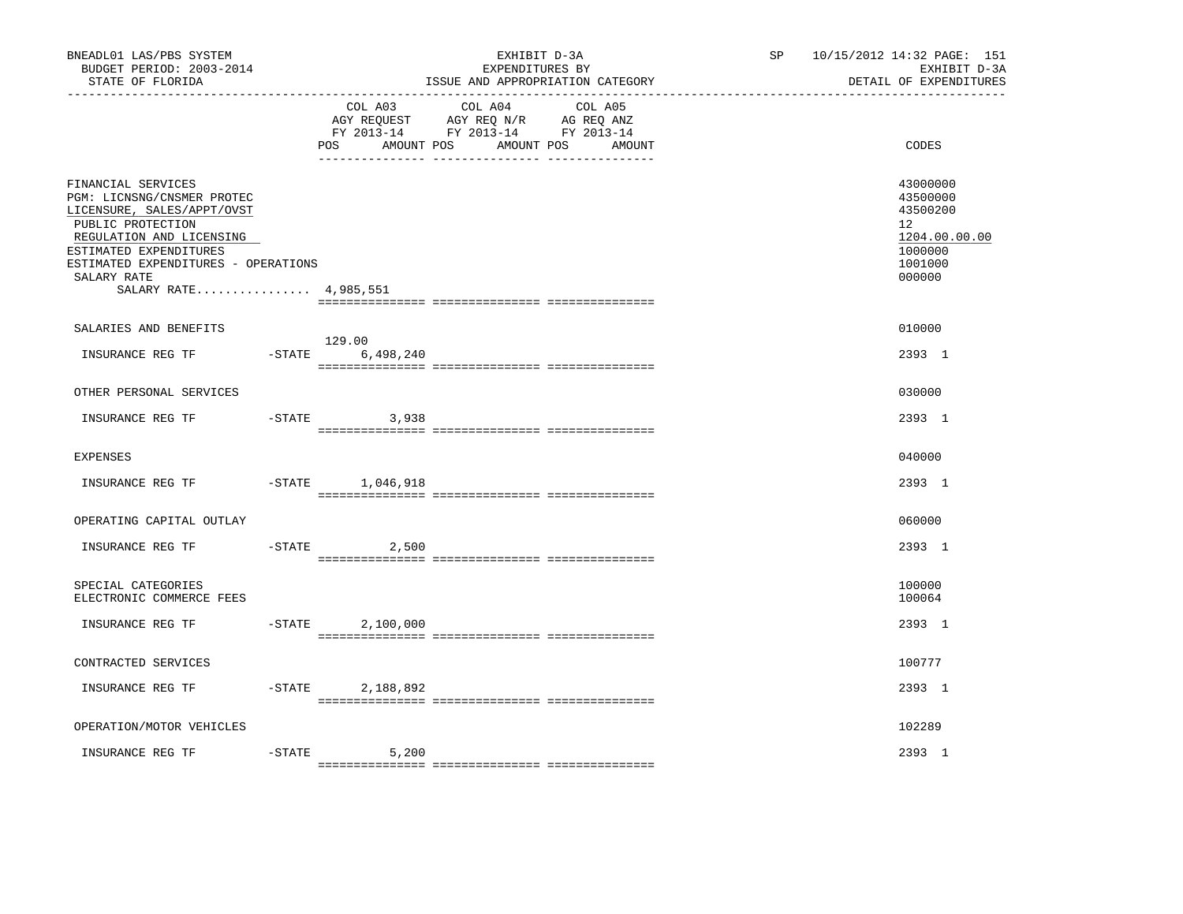BNEADL01 LAS/PBS SYSTEM — EXHIBIT D-3A — SP 10/15/2012 14:32 PAGE: 151
BUDGET PERIOD: 2003-2014 — EXPENDITURES BY — EXHIBIT D-3A
STATE OF FLORIDA — ISSUE AND APPROPRIATION CATEGORY — DETAIL OF EXPENDITURES

| | COL A03 AGY REQUEST FY 2013-14 POS | AMOUNT | COL A04 AGY REQ N/R FY 2013-14 POS | AMOUNT | COL A05 AG REQ ANZ FY 2013-14 POS | AMOUNT | CODES |
|---|---|---|---|---|---|---|---|
| FINANCIAL SERVICES | | | | | | | 43000000 |
| PGM: LICNSNG/CNSMER PROTEC | | | | | | | 43500000 |
| LICENSURE, SALES/APPT/OVST | | | | | | | 43500200 |
| PUBLIC PROTECTION | | | | | | | 12 |
| REGULATION AND LICENSING | | | | | | | 1204.00.00.00 |
| ESTIMATED EXPENDITURES | | | | | | | 1000000 |
| ESTIMATED EXPENDITURES - OPERATIONS | | | | | | | 1001000 |
| SALARY RATE | | | | | | | 000000 |
| SALARY RATE................ 4,985,551 | | | | | | | |
| SALARIES AND BENEFITS | | | | | | | 010000 |
| INSURANCE REG TF -STATE | 129.00 | 6,498,240 | | | | | 2393 1 |
| OTHER PERSONAL SERVICES | | | | | | | 030000 |
| INSURANCE REG TF -STATE | | 3,938 | | | | | 2393 1 |
| EXPENSES | | | | | | | 040000 |
| INSURANCE REG TF -STATE | | 1,046,918 | | | | | 2393 1 |
| OPERATING CAPITAL OUTLAY | | | | | | | 060000 |
| INSURANCE REG TF -STATE | | 2,500 | | | | | 2393 1 |
| SPECIAL CATEGORIES | | | | | | | 100000 |
| ELECTRONIC COMMERCE FEES | | | | | | | 100064 |
| INSURANCE REG TF -STATE | | 2,100,000 | | | | | 2393 1 |
| CONTRACTED SERVICES | | | | | | | 100777 |
| INSURANCE REG TF -STATE | | 2,188,892 | | | | | 2393 1 |
| OPERATION/MOTOR VEHICLES | | | | | | | 102289 |
| INSURANCE REG TF -STATE | | 5,200 | | | | | 2393 1 |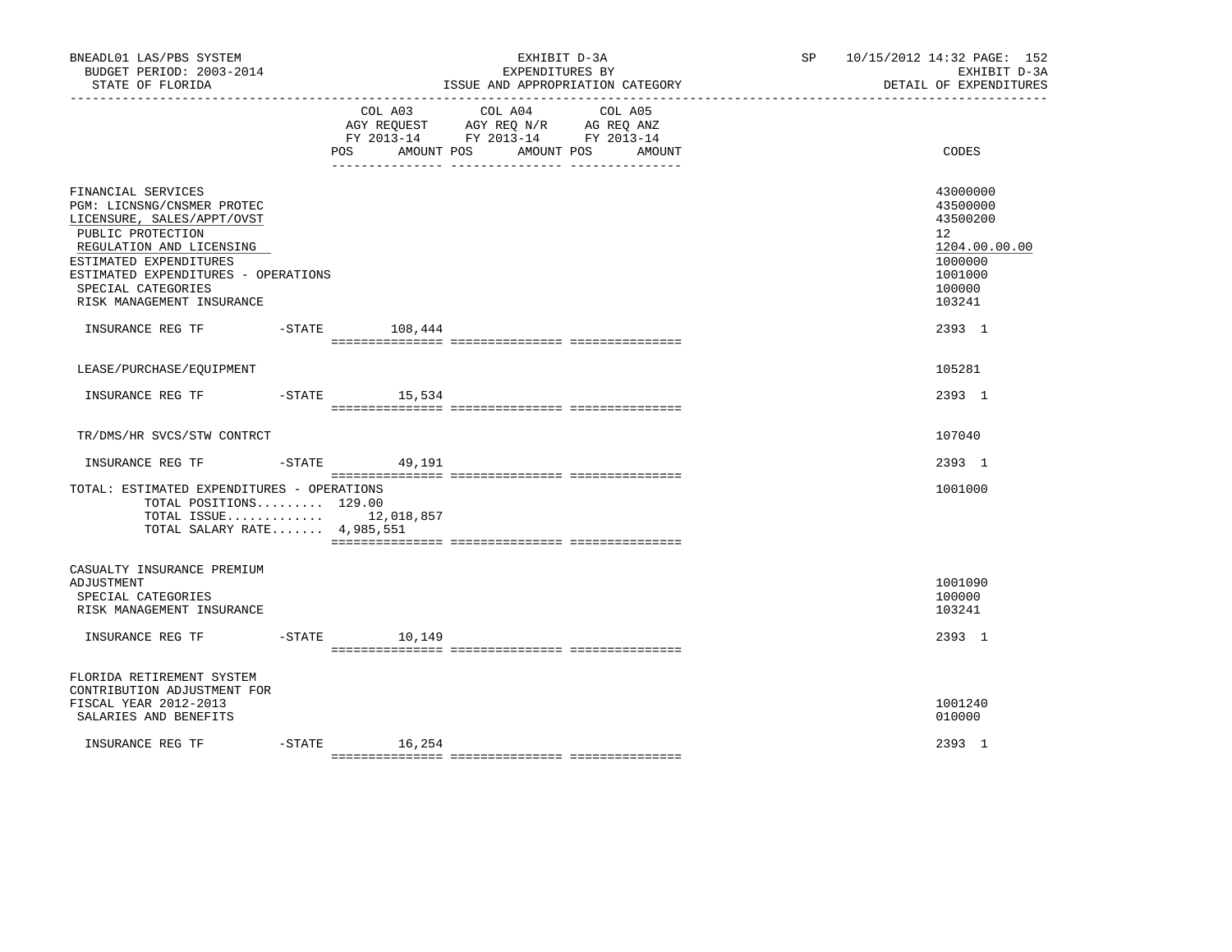BNEADL01 LAS/PBS SYSTEM — EXHIBIT D-3A — EXPENDITURES BY ISSUE AND APPROPRIATION CATEGORY

BUDGET PERIOD: 2003-2014 — STATE OF FLORIDA — SP 10/15/2012 14:32 — EXHIBIT D-3A DETAIL OF EXPENDITURES

| | COL A03 AGY REQUEST FY 2013-14 POS AMOUNT | COL A04 AGY REQ N/R FY 2013-14 POS AMOUNT | COL A05 AG REQ ANZ FY 2013-14 POS AMOUNT | CODES |
|---|---|---|---|---|
| FINANCIAL SERVICES | | | | 43000000 |
| PGM: LICNSNG/CNSMER PROTEC | | | | 43500000 |
| LICENSURE, SALES/APPT/OVST | | | | 43500200 |
| PUBLIC PROTECTION | | | | 12 |
| REGULATION AND LICENSING | | | | 1204.00.00.00 |
| ESTIMATED EXPENDITURES | | | | 1000000 |
| ESTIMATED EXPENDITURES - OPERATIONS | | | | 1001000 |
| SPECIAL CATEGORIES | | | | 100000 |
| RISK MANAGEMENT INSURANCE | | | | 103241 |
| INSURANCE REG TF -STATE | 108,444 | | | 2393 1 |
| LEASE/PURCHASE/EQUIPMENT | | | | 105281 |
| INSURANCE REG TF -STATE | 15,534 | | | 2393 1 |
| TR/DMS/HR SVCS/STW CONTRCT | | | | 107040 |
| INSURANCE REG TF -STATE | 49,191 | | | 2393 1 |
| TOTAL: ESTIMATED EXPENDITURES - OPERATIONS | | | | 1001000 |
| TOTAL POSITIONS......... | 129.00 | | | |
| TOTAL ISSUE............. | 12,018,857 | | | |
| TOTAL SALARY RATE....... | 4,985,551 | | | |
| CASUALTY INSURANCE PREMIUM ADJUSTMENT | | | | 1001090 |
| SPECIAL CATEGORIES | | | | 100000 |
| RISK MANAGEMENT INSURANCE | | | | 103241 |
| INSURANCE REG TF -STATE | 10,149 | | | 2393 1 |
| FLORIDA RETIREMENT SYSTEM CONTRIBUTION ADJUSTMENT FOR FISCAL YEAR 2012-2013 | | | | 1001240 |
| SALARIES AND BENEFITS | | | | 010000 |
| INSURANCE REG TF -STATE | 16,254 | | | 2393 1 |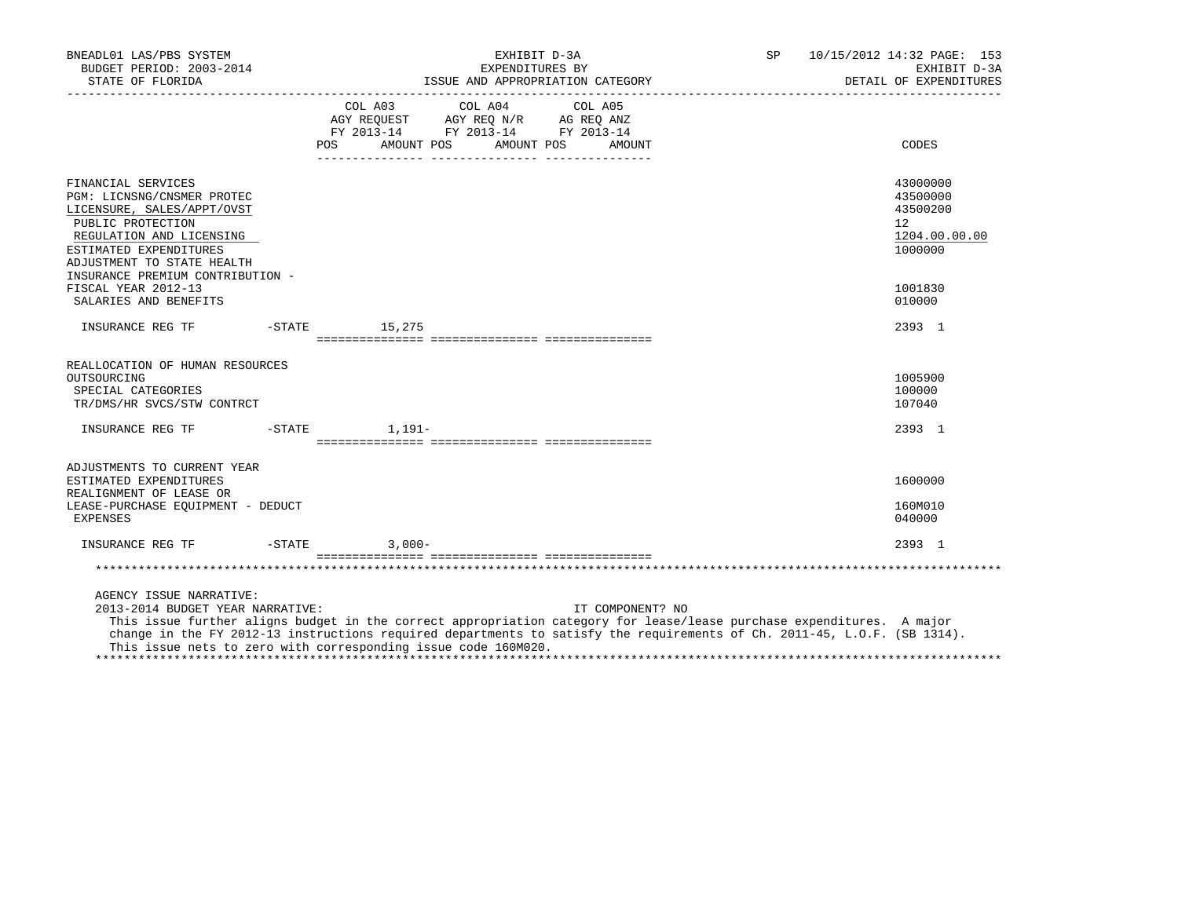BNEADL01 LAS/PBS SYSTEM | EXHIBIT D-3A | SP 10/15/2012 14:32
BUDGET PERIOD: 2003-2014 | EXPENDITURES BY | EXHIBIT D-3A
STATE OF FLORIDA | ISSUE AND APPROPRIATION CATEGORY | DETAIL OF EXPENDITURES

| | COL A03 AGY REQUEST FY 2013-14 POS AMOUNT | COL A04 AGY REQ N/R FY 2013-14 POS AMOUNT | COL A05 AG REQ ANZ FY 2013-14 POS AMOUNT | CODES |
|---|---|---|---|---|
| FINANCIAL SERVICES | | | | 43000000 |
| PGM: LICNSNG/CNSMER PROTEC | | | | 43500000 |
| LICENSURE, SALES/APPT/OVST | | | | 43500200 |
| PUBLIC PROTECTION | | | | 12 |
| REGULATION AND LICENSING | | | | 1204.00.00.00 |
| ESTIMATED EXPENDITURES | | | | 1000000 |
| ADJUSTMENT TO STATE HEALTH INSURANCE PREMIUM CONTRIBUTION - FISCAL YEAR 2012-13 | | | | 1001830 |
| SALARIES AND BENEFITS | | | | 010000 |
| INSURANCE REG TF -STATE | 15,275 | | | 2393 1 |
| REALLOCATION OF HUMAN RESOURCES OUTSOURCING | | | | 1005900 |
| SPECIAL CATEGORIES | | | | 100000 |
| TR/DMS/HR SVCS/STW CONTRCT | | | | 107040 |
| INSURANCE REG TF -STATE | 1,191- | | | 2393 1 |
| ADJUSTMENTS TO CURRENT YEAR ESTIMATED EXPENDITURES | | | | 1600000 |
| REALIGNMENT OF LEASE OR LEASE-PURCHASE EQUIPMENT - DEDUCT | | | | 160M010 |
| EXPENSES | | | | 040000 |
| INSURANCE REG TF -STATE | 3,000- | | | 2393 1 |

AGENCY ISSUE NARRATIVE:
2013-2014 BUDGET YEAR NARRATIVE: IT COMPONENT? NO

This issue further aligns budget in the correct appropriation category for lease/lease purchase expenditures. A major change in the FY 2012-13 instructions required departments to satisfy the requirements of Ch. 2011-45, L.O.F. (SB 1314). This issue nets to zero with corresponding issue code 160M020.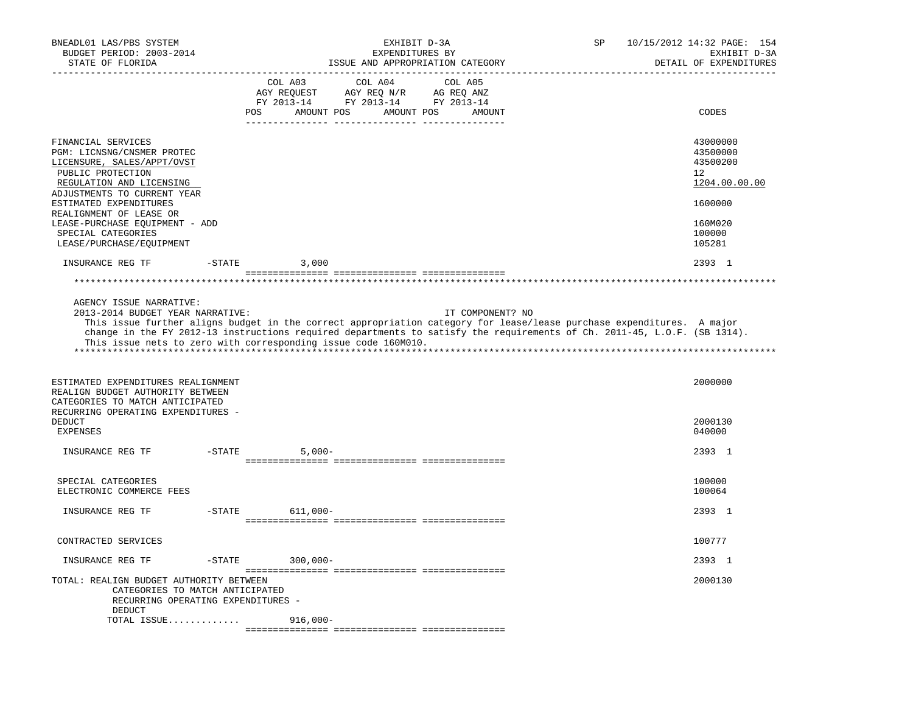BNEADL01 LAS/PBS SYSTEM — EXHIBIT D-3A — EXPENDITURES BY ISSUE AND APPROPRIATION CATEGORY
BUDGET PERIOD: 2003-2014 — STATE OF FLORIDA — SP 10/15/2012 14:32 — EXHIBIT D-3A DETAIL OF EXPENDITURES

| | COL A03 AGY REQUEST FY 2013-14 POS AMOUNT | COL A04 AGY REQ N/R FY 2013-14 POS AMOUNT | COL A05 AG REQ ANZ FY 2013-14 POS AMOUNT | CODES |
|---|---|---|---|---|
| FINANCIAL SERVICES | | | | 43000000 |
| PGM: LICNSNG/CNSMER PROTEC | | | | 43500000 |
| LICENSURE, SALES/APPT/OVST | | | | 43500200 |
| PUBLIC PROTECTION | | | | 12 |
| REGULATION AND LICENSING | | | | 1204.00.00.00 |
| ADJUSTMENTS TO CURRENT YEAR ESTIMATED EXPENDITURES | | | | 1600000 |
| REALIGNMENT OF LEASE OR LEASE-PURCHASE EQUIPMENT - ADD | | | | 160M020 |
| SPECIAL CATEGORIES | | | | 100000 |
| LEASE/PURCHASE/EQUIPMENT | | | | 105281 |
| INSURANCE REG TF -STATE | 3,000 | | | 2393 1 |

AGENCY ISSUE NARRATIVE:

2013-2014 BUDGET YEAR NARRATIVE: IT COMPONENT? NO

This issue further aligns budget in the correct appropriation category for lease/lease purchase expenditures. A major change in the FY 2012-13 instructions required departments to satisfy the requirements of Ch. 2011-45, L.O.F. (SB 1314). This issue nets to zero with corresponding issue code 160M010.

| | COL A03 | COL A04 | COL A05 | CODES |
|---|---|---|---|---|
| ESTIMATED EXPENDITURES REALIGNMENT | | | | 2000000 |
| REALIGN BUDGET AUTHORITY BETWEEN CATEGORIES TO MATCH ANTICIPATED RECURRING OPERATING EXPENDITURES - DEDUCT | | | | 2000130 |
| EXPENSES | | | | 040000 |
| INSURANCE REG TF -STATE | 5,000- | | | 2393 1 |
| SPECIAL CATEGORIES | | | | 100000 |
| ELECTRONIC COMMERCE FEES | | | | 100064 |
| INSURANCE REG TF -STATE | 611,000- | | | 2393 1 |
| CONTRACTED SERVICES | | | | 100777 |
| INSURANCE REG TF -STATE | 300,000- | | | 2393 1 |
| TOTAL: REALIGN BUDGET AUTHORITY BETWEEN CATEGORIES TO MATCH ANTICIPATED RECURRING OPERATING EXPENDITURES - DEDUCT | | | | 2000130 |
| TOTAL ISSUE............ | 916,000- | | | |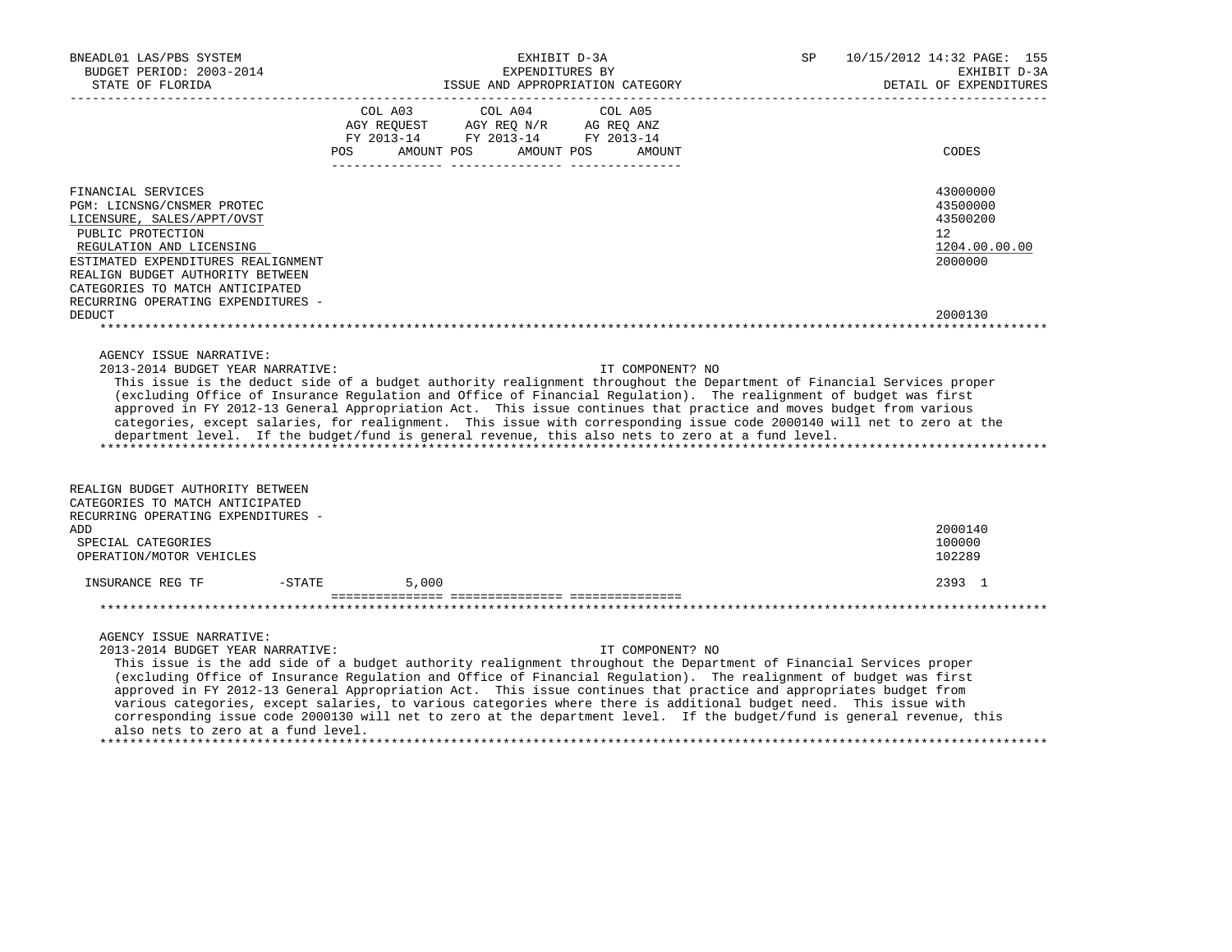| | COL A03 AGY REQUEST FY 2013-14 POS AMOUNT | COL A04 AGY REQ N/R FY 2013-14 POS AMOUNT | COL A05 AG REQ ANZ FY 2013-14 POS AMOUNT | CODES |
|---|---|---|---|---|
| FINANCIAL SERVICES | | | | 43000000 |
| PGM: LICNSNG/CNSMER PROTEC | | | | 43500000 |
| LICENSURE, SALES/APPT/OVST | | | | 43500200 |
| PUBLIC PROTECTION | | | | 12 |
| REGULATION AND LICENSING | | | | 1204.00.00.00 |
| ESTIMATED EXPENDITURES REALIGNMENT | | | | 2000000 |
| REALIGN BUDGET AUTHORITY BETWEEN CATEGORIES TO MATCH ANTICIPATED RECURRING OPERATING EXPENDITURES - DEDUCT | | | | 2000130 |

AGENCY ISSUE NARRATIVE:

2013-2014 BUDGET YEAR NARRATIVE: IT COMPONENT? NO

This issue is the deduct side of a budget authority realignment throughout the Department of Financial Services proper (excluding Office of Insurance Regulation and Office of Financial Regulation). The realignment of budget was first approved in FY 2012-13 General Appropriation Act. This issue continues that practice and moves budget from various categories, except salaries, for realignment. This issue with corresponding issue code 2000140 will net to zero at the department level. If the budget/fund is general revenue, this also nets to zero at a fund level.

| | COL A03 | COL A04 | COL A05 | CODES |
|---|---|---|---|---|
| REALIGN BUDGET AUTHORITY BETWEEN CATEGORIES TO MATCH ANTICIPATED RECURRING OPERATING EXPENDITURES - ADD | | | | 2000140 |
| SPECIAL CATEGORIES | | | | 100000 |
| OPERATION/MOTOR VEHICLES | | | | 102289 |
| INSURANCE REG TF -STATE | 5,000 | | | 2393 1 |

AGENCY ISSUE NARRATIVE:

2013-2014 BUDGET YEAR NARRATIVE: IT COMPONENT? NO

This issue is the add side of a budget authority realignment throughout the Department of Financial Services proper (excluding Office of Insurance Regulation and Office of Financial Regulation). The realignment of budget was first approved in FY 2012-13 General Appropriation Act. This issue continues that practice and appropriates budget from various categories, except salaries, to various categories where there is additional budget need. This issue with corresponding issue code 2000130 will net to zero at the department level. If the budget/fund is general revenue, this also nets to zero at a fund level.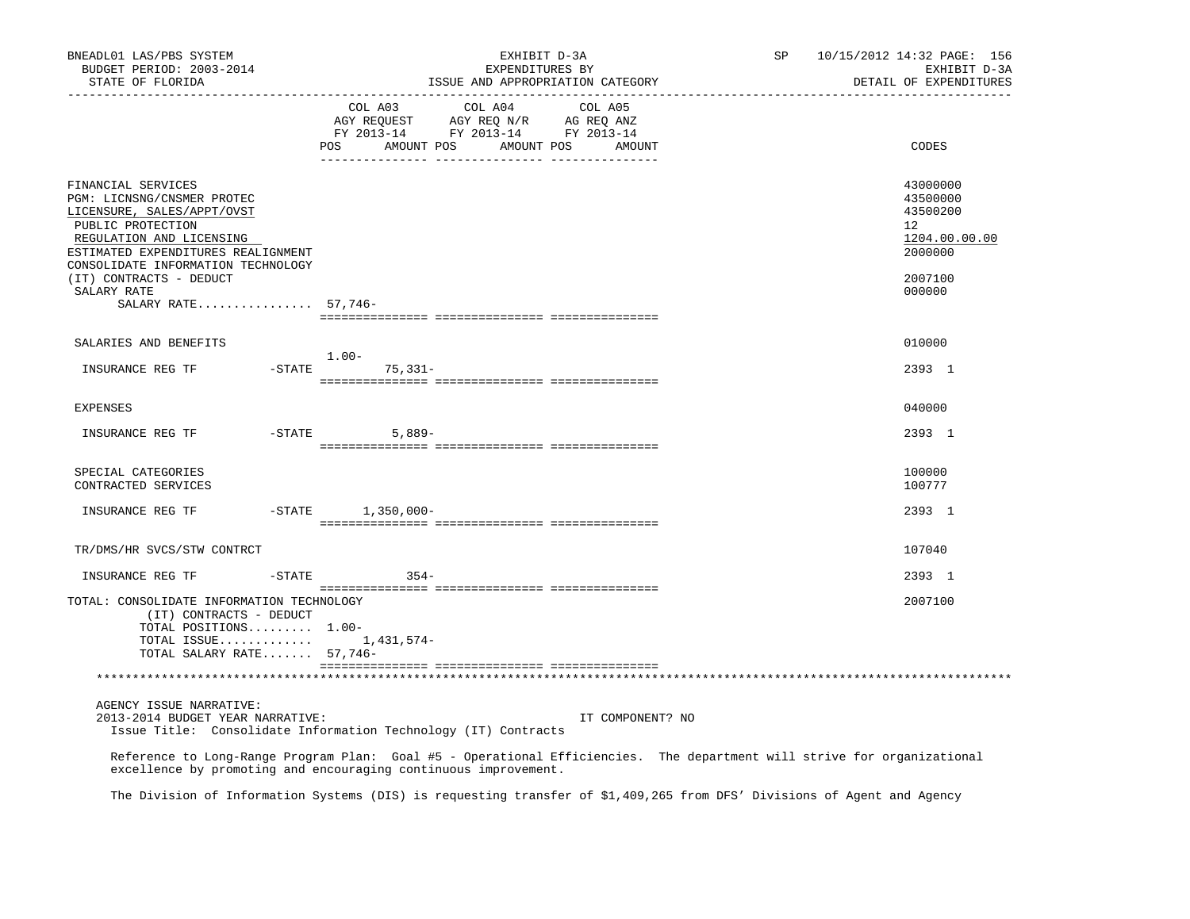BNEADL01 LAS/PBS SYSTEM | EXHIBIT D-3A | SP 10/15/2012 14:32
BUDGET PERIOD: 2003-2014 | EXPENDITURES BY | EXHIBIT D-3A
STATE OF FLORIDA | ISSUE AND APPROPRIATION CATEGORY | DETAIL OF EXPENDITURES

| | COL A03 AGY REQUEST FY 2013-14 POS | AMOUNT | COL A04 AGY REQ N/R FY 2013-14 POS | AMOUNT | COL A05 AG REQ ANZ FY 2013-14 POS | AMOUNT | CODES |
|---|---|---|---|---|---|---|---|
| FINANCIAL SERVICES | | | | | | | 43000000 |
| PGM: LICNSNG/CNSMER PROTEC | | | | | | | 43500000 |
| LICENSURE, SALES/APPT/OVST | | | | | | | 43500200 |
| PUBLIC PROTECTION | | | | | | | 12 |
| REGULATION AND LICENSING | | | | | | | 1204.00.00.00 |
| ESTIMATED EXPENDITURES REALIGNMENT | | | | | | | 2000000 |
| CONSOLIDATE INFORMATION TECHNOLOGY (IT) CONTRACTS - DEDUCT | | | | | | | 2007100 |
| SALARY RATE | | | | | | | 000000 |
| SALARY RATE................ | 57,746- | | | | | | |
| SALARIES AND BENEFITS | | | | | | | 010000 |
| INSURANCE REG TF -STATE | 1.00- | 75,331- | | | | | 2393 1 |
| EXPENSES | | | | | | | 040000 |
| INSURANCE REG TF -STATE | | 5,889- | | | | | 2393 1 |
| SPECIAL CATEGORIES | | | | | | | 100000 |
| CONTRACTED SERVICES | | | | | | | 100777 |
| INSURANCE REG TF -STATE | | 1,350,000- | | | | | 2393 1 |
| TR/DMS/HR SVCS/STW CONTRCT | | | | | | | 107040 |
| INSURANCE REG TF -STATE | | 354- | | | | | 2393 1 |
| TOTAL: CONSOLIDATE INFORMATION TECHNOLOGY (IT) CONTRACTS - DEDUCT | | | | | | | 2007100 |
| TOTAL POSITIONS......... | 1.00- | | | | | | |
| TOTAL ISSUE............. | | 1,431,574- | | | | | |
| TOTAL SALARY RATE....... | 57,746- | | | | | | |

AGENCY ISSUE NARRATIVE:
2013-2014 BUDGET YEAR NARRATIVE: IT COMPONENT? NO
Issue Title: Consolidate Information Technology (IT) Contracts

Reference to Long-Range Program Plan: Goal #5 - Operational Efficiencies. The department will strive for organizational excellence by promoting and encouraging continuous improvement.

The Division of Information Systems (DIS) is requesting transfer of $1,409,265 from DFS' Divisions of Agent and Agency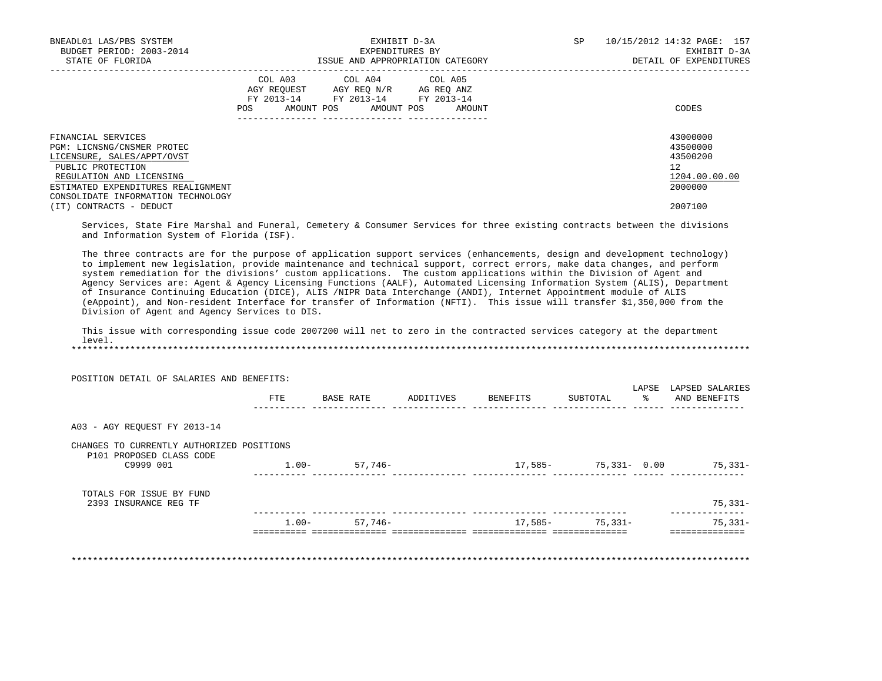BNEADL01 LAS/PBS SYSTEM — EXHIBIT D-3A — SP 10/15/2012 14:32

BUDGET PERIOD: 2003-2014 — EXPENDITURES BY — EXHIBIT D-3A

STATE OF FLORIDA — ISSUE AND APPROPRIATION CATEGORY — DETAIL OF EXPENDITURES

| | COL A03 AGY REQUEST FY 2013-14 POS AMOUNT | COL A04 AGY REQ N/R FY 2013-14 POS AMOUNT | COL A05 AG REQ ANZ FY 2013-14 POS AMOUNT | CODES |
|---|---|---|---|---|
| FINANCIAL SERVICES | | | | 43000000 |
| PGM: LICNSNG/CNSMER PROTEC | | | | 43500000 |
| LICENSURE, SALES/APPT/OVST | | | | 43500200 |
| PUBLIC PROTECTION | | | | 12 |
| REGULATION AND LICENSING | | | | 1204.00.00.00 |
| ESTIMATED EXPENDITURES REALIGNMENT | | | | 2000000 |
| CONSOLIDATE INFORMATION TECHNOLOGY (IT) CONTRACTS - DEDUCT | | | | 2007100 |

Services, State Fire Marshal and Funeral, Cemetery & Consumer Services for three existing contracts between the divisions and Information System of Florida (ISF).

The three contracts are for the purpose of application support services (enhancements, design and development technology) to implement new legislation, provide maintenance and technical support, correct errors, make data changes, and perform system remediation for the divisions' custom applications. The custom applications within the Division of Agent and Agency Services are: Agent & Agency Licensing Functions (AALF), Automated Licensing Information System (ALIS), Department of Insurance Continuing Education (DICE), ALIS /NIPR Data Interchange (ANDI), Internet Appointment module of ALIS (eAppoint), and Non-resident Interface for transfer of Information (NFTI). This issue will transfer $1,350,000 from the Division of Agent and Agency Services to DIS.

This issue with corresponding issue code 2007200 will net to zero in the contracted services category at the department level.

*******************************************************************************************************************

POSITION DETAIL OF SALARIES AND BENEFITS:

| | FTE | BASE RATE | ADDITIVES | BENEFITS | SUBTOTAL | LAPSE % | LAPSED SALARIES AND BENEFITS |
|---|---|---|---|---|---|---|---|
| A03 - AGY REQUEST FY 2013-14 | | | | | | | |
| CHANGES TO CURRENTLY AUTHORIZED POSITIONS | | | | | | | |
| P101 PROPOSED CLASS CODE | | | | | | | |
| C9999 001 | 1.00- | 57,746- | | 17,585- | 75,331- | 0.00 | 75,331- |
| TOTALS FOR ISSUE BY FUND | | | | | | | |
| 2393 INSURANCE REG TF | | | | | | | 75,331- |
| | 1.00- | 57,746- | | 17,585- | 75,331- | | 75,331- |

*******************************************************************************************************************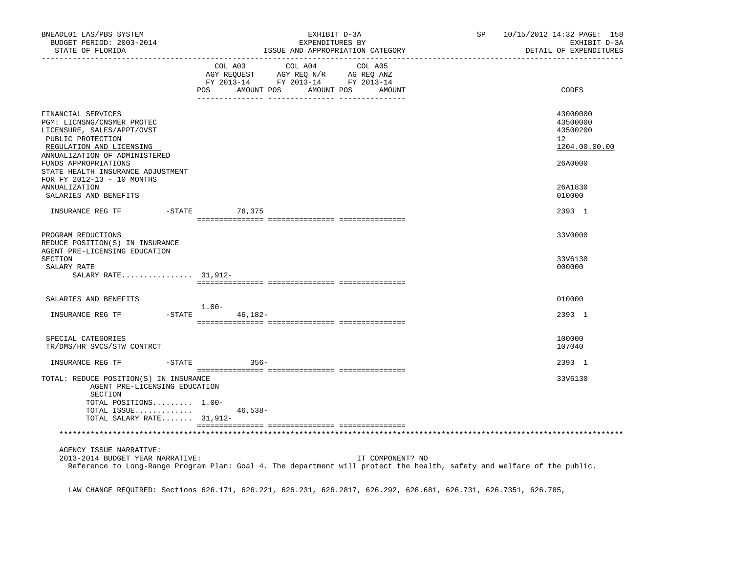BNEADL01 LAS/PBS SYSTEM — EXHIBIT D-3A — EXPENDITURES BY ISSUE AND APPROPRIATION CATEGORY — DETAIL OF EXPENDITURES

BUDGET PERIOD: 2003-2014

STATE OF FLORIDA

SP 10/15/2012 14:32

| | COL A03 AGY REQUEST FY 2013-14 POS AMOUNT | COL A04 AGY REQ N/R FY 2013-14 POS AMOUNT | COL A05 AG REQ ANZ FY 2013-14 POS AMOUNT | CODES |
|---|---|---|---|---|
| FINANCIAL SERVICES | | | | 43000000 |
| PGM: LICNSNG/CNSMER PROTEC | | | | 43500000 |
| LICENSURE, SALES/APPT/OVST | | | | 43500200 |
| PUBLIC PROTECTION | | | | 12 |
| REGULATION AND LICENSING | | | | 1204.00.00.00 |
| ANNUALIZATION OF ADMINISTERED FUNDS APPROPRIATIONS | | | | 26A0000 |
| STATE HEALTH INSURANCE ADJUSTMENT FOR FY 2012-13 - 10 MONTHS ANNUALIZATION | | | | 26A1830 |
| SALARIES AND BENEFITS | | | | 010000 |
| INSURANCE REG TF -STATE | 76,375 | | | 2393 1 |
| PROGRAM REDUCTIONS | | | | 33V0000 |
| REDUCE POSITION(S) IN INSURANCE AGENT PRE-LICENSING EDUCATION SECTION | | | | 33V6130 |
| SALARY RATE | | | | 000000 |
| SALARY RATE................ 31,912- | | | | |
| SALARIES AND BENEFITS | | | | 010000 |
| INSURANCE REG TF -STATE | 1.00- 46,182- | | | 2393 1 |
| SPECIAL CATEGORIES | | | | 100000 |
| TR/DMS/HR SVCS/STW CONTRCT | | | | 107040 |
| INSURANCE REG TF -STATE | 356- | | | 2393 1 |
| TOTAL: REDUCE POSITION(S) IN INSURANCE AGENT PRE-LICENSING EDUCATION SECTION | | | | 33V6130 |
| TOTAL POSITIONS......... 1.00- | | | | |
| TOTAL ISSUE............. | 46,538- | | | |
| TOTAL SALARY RATE....... 31,912- | | | | |

AGENCY ISSUE NARRATIVE:

2013-2014 BUDGET YEAR NARRATIVE: IT COMPONENT? NO

Reference to Long-Range Program Plan: Goal 4. The department will protect the health, safety and welfare of the public.

LAW CHANGE REQUIRED: Sections 626.171, 626.221, 626.231, 626.2817, 626.292, 626.681, 626.731, 626.7351, 626.785,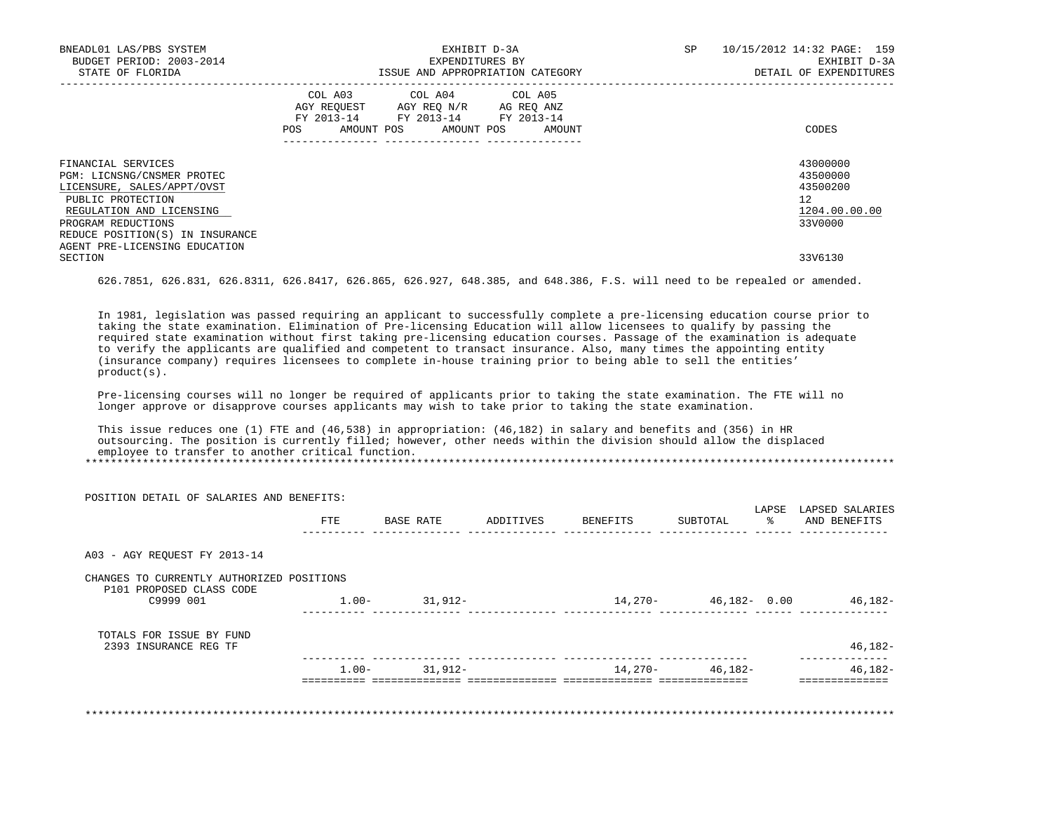| | COL A03 AGY REQUEST FY 2013-14 | | COL A04 AGY REQ N/R FY 2013-14 | | COL A05 AG REQ ANZ FY 2013-14 | | |
|---|---|---|---|---|---|---|---|
| | POS | AMOUNT | POS | AMOUNT | POS | AMOUNT | CODES |
| FINANCIAL SERVICES | | | | | | | 43000000 |
| PGM: LICNSNG/CNSMER PROTEC | | | | | | | 43500000 |
| LICENSURE, SALES/APPT/OVST | | | | | | | 43500200 |
| PUBLIC PROTECTION | | | | | | | 12 |
| REGULATION AND LICENSING | | | | | | | 1204.00.00.00 |
| PROGRAM REDUCTIONS | | | | | | | 33V0000 |
| REDUCE POSITION(S) IN INSURANCE AGENT PRE-LICENSING EDUCATION SECTION | | | | | | | 33V6130 |

626.7851, 626.831, 626.8311, 626.8417, 626.865, 626.927, 648.385, and 648.386, F.S. will need to be repealed or amended.

In 1981, legislation was passed requiring an applicant to successfully complete a pre-licensing education course prior to taking the state examination. Elimination of Pre-licensing Education will allow licensees to qualify by passing the required state examination without first taking pre-licensing education courses. Passage of the examination is adequate to verify the applicants are qualified and competent to transact insurance. Also, many times the appointing entity (insurance company) requires licensees to complete in-house training prior to being able to sell the entities' product(s).

Pre-licensing courses will no longer be required of applicants prior to taking the state examination. The FTE will no longer approve or disapprove courses applicants may wish to take prior to taking the state examination.

This issue reduces one (1) FTE and (46,538) in appropriation: (46,182) in salary and benefits and (356) in HR outsourcing. The position is currently filled; however, other needs within the division should allow the displaced employee to transfer to another critical function.

POSITION DETAIL OF SALARIES AND BENEFITS:

| | FTE | BASE RATE | ADDITIVES | BENEFITS | SUBTOTAL | LAPSE % | LAPSED SALARIES AND BENEFITS |
|---|---|---|---|---|---|---|---|
| A03 - AGY REQUEST FY 2013-14 | | | | | | | |
| CHANGES TO CURRENTLY AUTHORIZED POSITIONS | | | | | | | |
| P101 PROPOSED CLASS CODE C9999 001 | 1.00- | 31,912- | | 14,270- | 46,182- | 0.00 | 46,182- |
| TOTALS FOR ISSUE BY FUND | | | | | | | |
| 2393 INSURANCE REG TF | | | | | | | 46,182- |
| | 1.00- | 31,912- | | 14,270- | 46,182- | | 46,182- |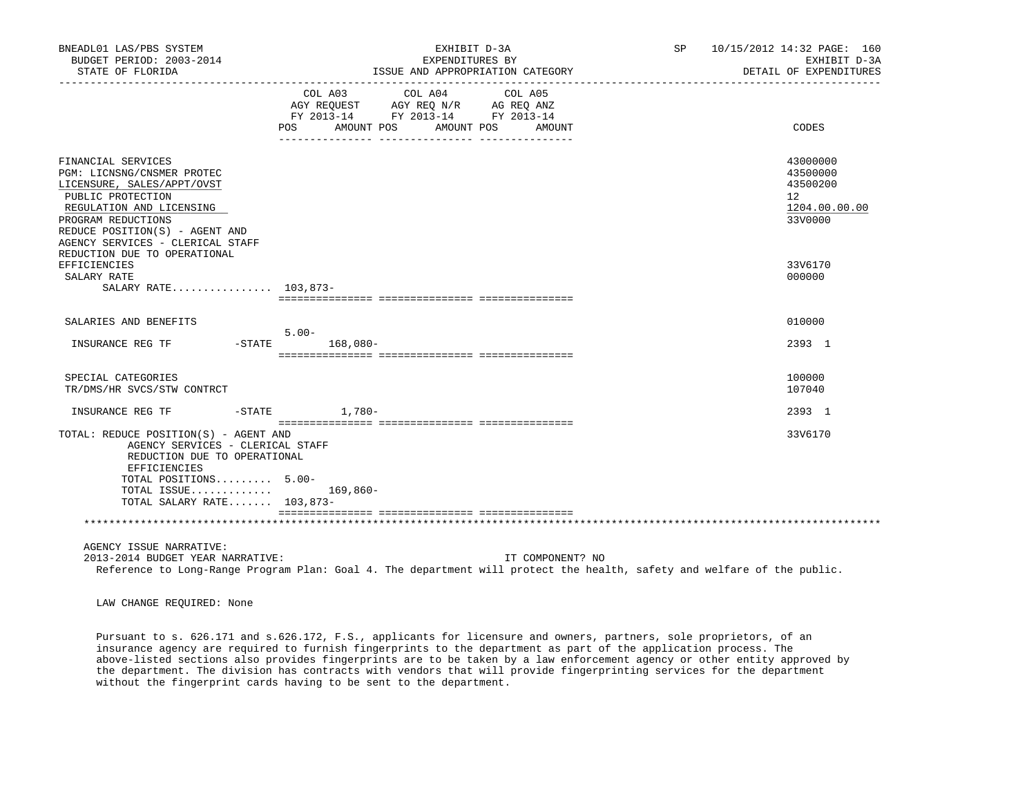BNEADL01 LAS/PBS SYSTEM — EXHIBIT D-3A — EXPENDITURES BY ISSUE AND APPROPRIATION CATEGORY — SP 10/15/2012 14:32 PAGE: 160

BUDGET PERIOD: 2003-2014 — STATE OF FLORIDA — EXHIBIT D-3A DETAIL OF EXPENDITURES

| | COL A03 AGY REQUEST FY 2013-14 POS | AMOUNT | COL A04 AGY REQ N/R FY 2013-14 POS | AMOUNT | COL A05 AG REQ ANZ FY 2013-14 POS | AMOUNT | CODES |
|---|---|---|---|---|---|---|---|
| FINANCIAL SERVICES | | | | | | | 43000000 |
| PGM: LICNSNG/CNSMER PROTEC | | | | | | | 43500000 |
| LICENSURE, SALES/APPT/OVST | | | | | | | 43500200 |
| PUBLIC PROTECTION | | | | | | | 12 |
| REGULATION AND LICENSING | | | | | | | 1204.00.00.00 |
| PROGRAM REDUCTIONS | | | | | | | 33V0000 |
| REDUCE POSITION(S) - AGENT AND AGENCY SERVICES - CLERICAL STAFF REDUCTION DUE TO OPERATIONAL EFFICIENCIES | | | | | | | 33V6170 |
| SALARY RATE | | | | | | | 000000 |
| SALARY RATE................ | 103,873- | | | | | | |
| SALARIES AND BENEFITS | 5.00- | | | | | | 010000 |
| INSURANCE REG TF -STATE | | 168,080- | | | | | 2393 1 |
| SPECIAL CATEGORIES | | | | | | | 100000 |
| TR/DMS/HR SVCS/STW CONTRCT | | | | | | | 107040 |
| INSURANCE REG TF -STATE | | 1,780- | | | | | 2393 1 |
| TOTAL: REDUCE POSITION(S) - AGENT AND AGENCY SERVICES - CLERICAL STAFF REDUCTION DUE TO OPERATIONAL EFFICIENCIES | | | | | | | 33V6170 |
| TOTAL POSITIONS......... | 5.00- | | | | | | |
| TOTAL ISSUE............. | | 169,860- | | | | | |
| TOTAL SALARY RATE....... | 103,873- | | | | | | |

AGENCY ISSUE NARRATIVE:

2013-2014 BUDGET YEAR NARRATIVE: IT COMPONENT? NO

Reference to Long-Range Program Plan: Goal 4. The department will protect the health, safety and welfare of the public.

LAW CHANGE REQUIRED: None

Pursuant to s. 626.171 and s.626.172, F.S., applicants for licensure and owners, partners, sole proprietors, of an insurance agency are required to furnish fingerprints to the department as part of the application process. The above-listed sections also provides fingerprints are to be taken by a law enforcement agency or other entity approved by the department. The division has contracts with vendors that will provide fingerprinting services for the department without the fingerprint cards having to be sent to the department.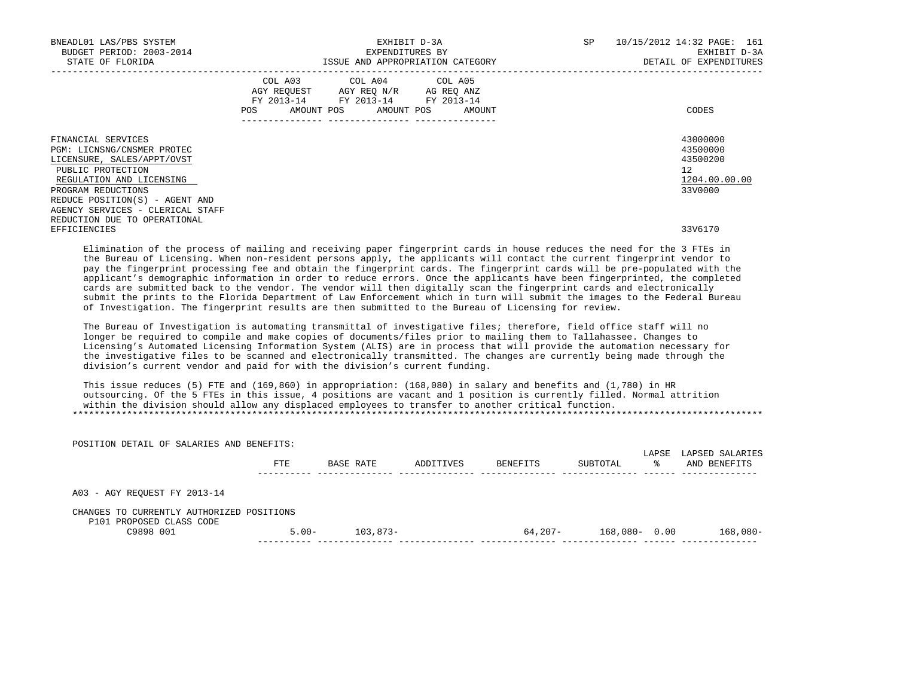BNEADL01 LAS/PBS SYSTEM | EXHIBIT D-3A | SP 10/15/2012 14:32
BUDGET PERIOD: 2003-2014 | EXPENDITURES BY | EXHIBIT D-3A
STATE OF FLORIDA | ISSUE AND APPROPRIATION CATEGORY | DETAIL OF EXPENDITURES

| | COL A03 AGY REQUEST FY 2013-14 POS AMOUNT | COL A04 AGY REQ N/R FY 2013-14 POS AMOUNT | COL A05 AG REQ ANZ FY 2013-14 POS AMOUNT | CODES |
|---|---|---|---|---|
| FINANCIAL SERVICES | | | | 43000000 |
| PGM: LICNSNG/CNSMER PROTEC | | | | 43500000 |
| LICENSURE, SALES/APPT/OVST | | | | 43500200 |
| PUBLIC PROTECTION | | | | 12 |
| REGULATION AND LICENSING | | | | 1204.00.00.00 |
| PROGRAM REDUCTIONS | | | | 33V0000 |
| REDUCE POSITION(S) - AGENT AND AGENCY SERVICES - CLERICAL STAFF REDUCTION DUE TO OPERATIONAL EFFICIENCIES | | | | 33V6170 |

Elimination of the process of mailing and receiving paper fingerprint cards in house reduces the need for the 3 FTEs in the Bureau of Licensing. When non-resident persons apply, the applicants will contact the current fingerprint vendor to pay the fingerprint processing fee and obtain the fingerprint cards. The fingerprint cards will be pre-populated with the applicant's demographic information in order to reduce errors. Once the applicants have been fingerprinted, the completed cards are submitted back to the vendor. The vendor will then digitally scan the fingerprint cards and electronically submit the prints to the Florida Department of Law Enforcement which in turn will submit the images to the Federal Bureau of Investigation. The fingerprint results are then submitted to the Bureau of Licensing for review.

The Bureau of Investigation is automating transmittal of investigative files; therefore, field office staff will no longer be required to compile and make copies of documents/files prior to mailing them to Tallahassee. Changes to Licensing's Automated Licensing Information System (ALIS) are in process that will provide the automation necessary for the investigative files to be scanned and electronically transmitted. The changes are currently being made through the division's current vendor and paid for with the division's current funding.

This issue reduces (5) FTE and (169,860) in appropriation: (168,080) in salary and benefits and (1,780) in HR outsourcing. Of the 5 FTEs in this issue, 4 positions are vacant and 1 position is currently filled. Normal attrition within the division should allow any displaced employees to transfer to another critical function.

*******************************************************************************************************************************

POSITION DETAIL OF SALARIES AND BENEFITS:

| | FTE | BASE RATE | ADDITIVES | BENEFITS | SUBTOTAL | LAPSE % | LAPSED SALARIES AND BENEFITS |
|---|---|---|---|---|---|---|---|
| A03 - AGY REQUEST FY 2013-14 | | | | | | | |
| CHANGES TO CURRENTLY AUTHORIZED POSITIONS | | | | | | | |
| P101 PROPOSED CLASS CODE | | | | | | | |
| C9898 001 | 5.00- | 103,873- | | 64,207- | 168,080- | 0.00 | 168,080- |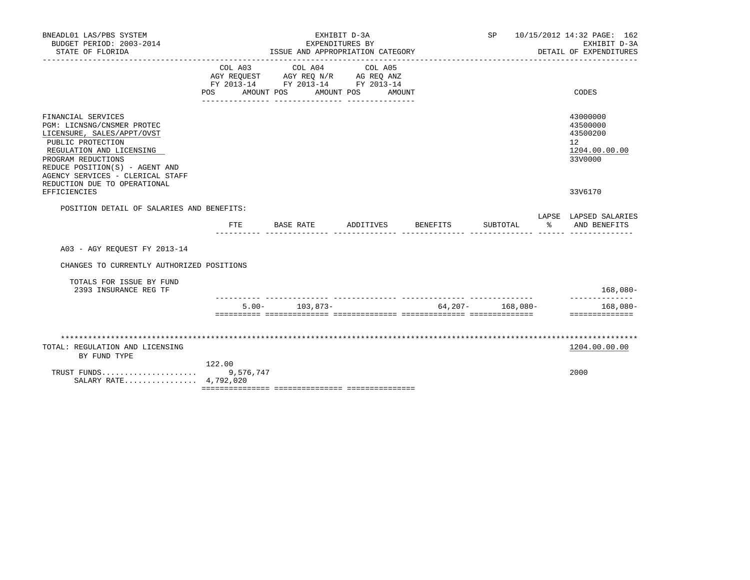BNEADL01 LAS/PBS SYSTEM — EXHIBIT D-3A — SP 10/15/2012 14:32
BUDGET PERIOD: 2003-2014 — EXPENDITURES BY — EXHIBIT D-3A
STATE OF FLORIDA — ISSUE AND APPROPRIATION CATEGORY — DETAIL OF EXPENDITURES

| | COL A03 AGY REQUEST FY 2013-14 POS AMOUNT | COL A04 AGY REQ N/R FY 2013-14 POS AMOUNT | COL A05 AG REQ ANZ FY 2013-14 POS AMOUNT | CODES |
|---|---|---|---|---|
| FINANCIAL SERVICES | | | | 43000000 |
| PGM: LICNSNG/CNSMER PROTEC | | | | 43500000 |
| LICENSURE, SALES/APPT/OVST | | | | 43500200 |
| PUBLIC PROTECTION | | | | 12 |
| REGULATION AND LICENSING | | | | 1204.00.00.00 |
| PROGRAM REDUCTIONS | | | | 33V0000 |
| REDUCE POSITION(S) - AGENT AND AGENCY SERVICES - CLERICAL STAFF REDUCTION DUE TO OPERATIONAL EFFICIENCIES | | | | 33V6170 |

POSITION DETAIL OF SALARIES AND BENEFITS:

| | FTE | BASE RATE | ADDITIVES | BENEFITS | SUBTOTAL | LAPSE % | LAPSED SALARIES AND BENEFITS |
|---|---|---|---|---|---|---|---|
| A03 - AGY REQUEST FY 2013-14 | | | | | | | |
| CHANGES TO CURRENTLY AUTHORIZED POSITIONS | | | | | | | |
| TOTALS FOR ISSUE BY FUND | | | | | | | |
| 2393 INSURANCE REG TF | | | | | | | 168,080- |
| | 5.00- | 103,873- | | 64,207- | 168,080- | | 168,080- |

TOTAL: REGULATION AND LICENSING — 1204.00.00.00
BY FUND TYPE

| | POS | AMOUNT | CODES |
|---|---|---|---|
| | 122.00 | | |
| TRUST FUNDS..................... | | 9,576,747 | 2000 |
| SALARY RATE................ | | 4,792,020 | |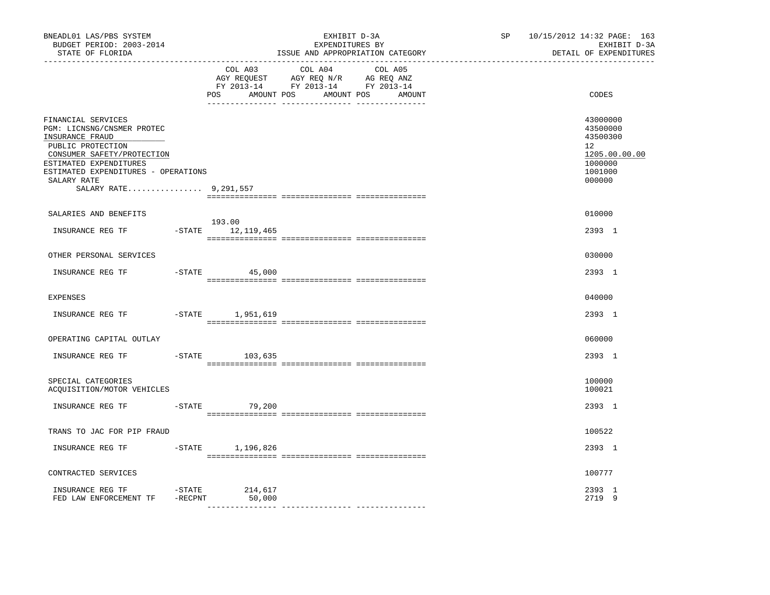BNEADL01 LAS/PBS SYSTEM
BUDGET PERIOD: 2003-2014
STATE OF FLORIDA

EXHIBIT D-3A
EXPENDITURES BY
ISSUE AND APPROPRIATION CATEGORY

SP 10/15/2012 14:32 PAGE: 163
EXHIBIT D-3A
DETAIL OF EXPENDITURES

| | COL A03 AGY REQUEST FY 2013-14 POS AMOUNT | COL A04 AGY REQ N/R FY 2013-14 POS AMOUNT | COL A05 AG REQ ANZ FY 2013-14 POS AMOUNT | CODES |
|---|---|---|---|---|
| FINANCIAL SERVICES | | | | 43000000 |
| PGM: LICNSNG/CNSMER PROTEC | | | | 43500000 |
| INSURANCE FRAUD | | | | 43500300 |
| PUBLIC PROTECTION | | | | 12 |
| CONSUMER SAFETY/PROTECTION | | | | 1205.00.00.00 |
| ESTIMATED EXPENDITURES | | | | 1000000 |
| ESTIMATED EXPENDITURES - OPERATIONS | | | | 1001000 |
| SALARY RATE | | | | 000000 |
| SALARY RATE................ 9,291,557 | | | | |
| SALARIES AND BENEFITS | | | | 010000 |
| INSURANCE REG TF -STATE | 193.00 12,119,465 | | | 2393 1 |
| OTHER PERSONAL SERVICES | | | | 030000 |
| INSURANCE REG TF -STATE | 45,000 | | | 2393 1 |
| EXPENSES | | | | 040000 |
| INSURANCE REG TF -STATE | 1,951,619 | | | 2393 1 |
| OPERATING CAPITAL OUTLAY | | | | 060000 |
| INSURANCE REG TF -STATE | 103,635 | | | 2393 1 |
| SPECIAL CATEGORIES | | | | 100000 |
| ACQUISITION/MOTOR VEHICLES | | | | 100021 |
| INSURANCE REG TF -STATE | 79,200 | | | 2393 1 |
| TRANS TO JAC FOR PIP FRAUD | | | | 100522 |
| INSURANCE REG TF -STATE | 1,196,826 | | | 2393 1 |
| CONTRACTED SERVICES | | | | 100777 |
| INSURANCE REG TF -STATE | 214,617 | | | 2393 1 |
| FED LAW ENFORCEMENT TF -RECPNT | 50,000 | | | 2719 9 |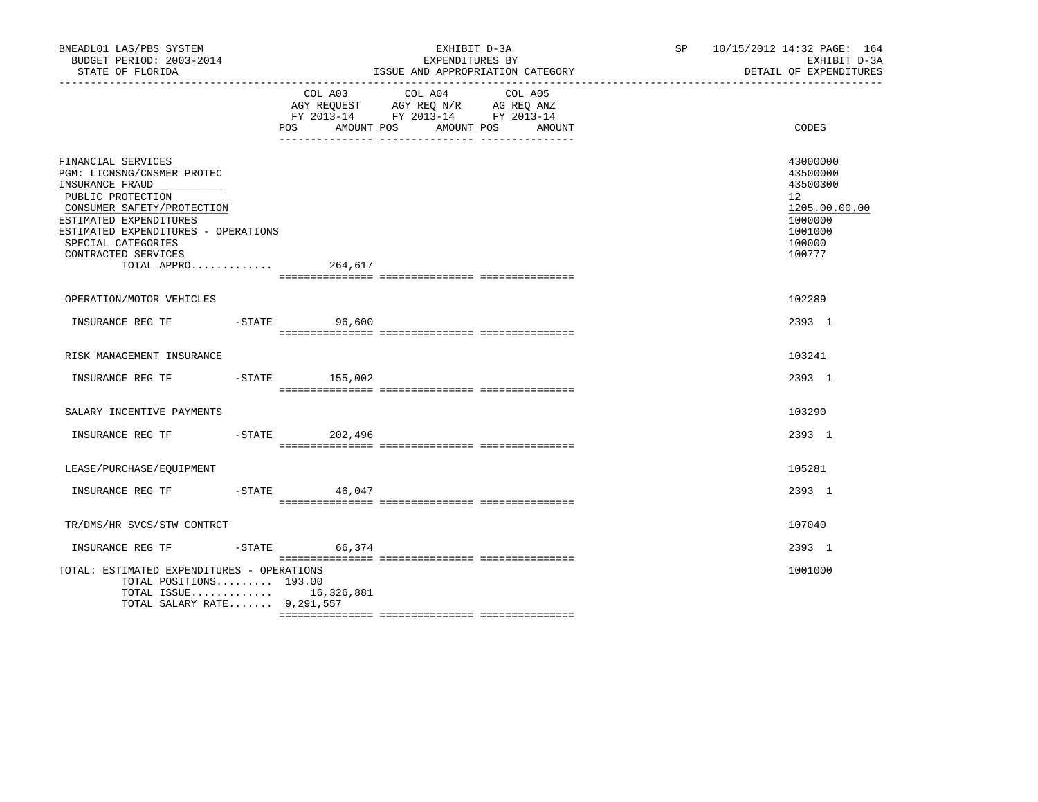BNEADL01 LAS/PBS SYSTEM | EXHIBIT D-3A | SP 10/15/2012 14:32 PAGE: 164
BUDGET PERIOD: 2003-2014 | EXPENDITURES BY | EXHIBIT D-3A
STATE OF FLORIDA | ISSUE AND APPROPRIATION CATEGORY | DETAIL OF EXPENDITURES

| | COL A03 AGY REQUEST FY 2013-14 POS AMOUNT | COL A04 AGY REQ N/R FY 2013-14 POS AMOUNT | COL A05 AG REQ ANZ FY 2013-14 POS AMOUNT | CODES |
|---|---|---|---|---|
| FINANCIAL SERVICES | | | | 43000000 |
| PGM: LICNSNG/CNSMER PROTEC | | | | 43500000 |
| INSURANCE FRAUD | | | | 43500300 |
| PUBLIC PROTECTION | | | | 12 |
| CONSUMER SAFETY/PROTECTION | | | | 1205.00.00.00 |
| ESTIMATED EXPENDITURES | | | | 1000000 |
| ESTIMATED EXPENDITURES - OPERATIONS | | | | 1001000 |
| SPECIAL CATEGORIES | | | | 100000 |
| CONTRACTED SERVICES | | | | 100777 |
| TOTAL APPRO............. | 264,617 | | | |
| OPERATION/MOTOR VEHICLES | | | | 102289 |
| INSURANCE REG TF -STATE | 96,600 | | | 2393 1 |
| RISK MANAGEMENT INSURANCE | | | | 103241 |
| INSURANCE REG TF -STATE | 155,002 | | | 2393 1 |
| SALARY INCENTIVE PAYMENTS | | | | 103290 |
| INSURANCE REG TF -STATE | 202,496 | | | 2393 1 |
| LEASE/PURCHASE/EQUIPMENT | | | | 105281 |
| INSURANCE REG TF -STATE | 46,047 | | | 2393 1 |
| TR/DMS/HR SVCS/STW CONTRCT | | | | 107040 |
| INSURANCE REG TF -STATE | 66,374 | | | 2393 1 |
| TOTAL: ESTIMATED EXPENDITURES - OPERATIONS | | | | 1001000 |
| TOTAL POSITIONS......... | 193.00 | | | |
| TOTAL ISSUE............. | 16,326,881 | | | |
| TOTAL SALARY RATE....... | 9,291,557 | | | |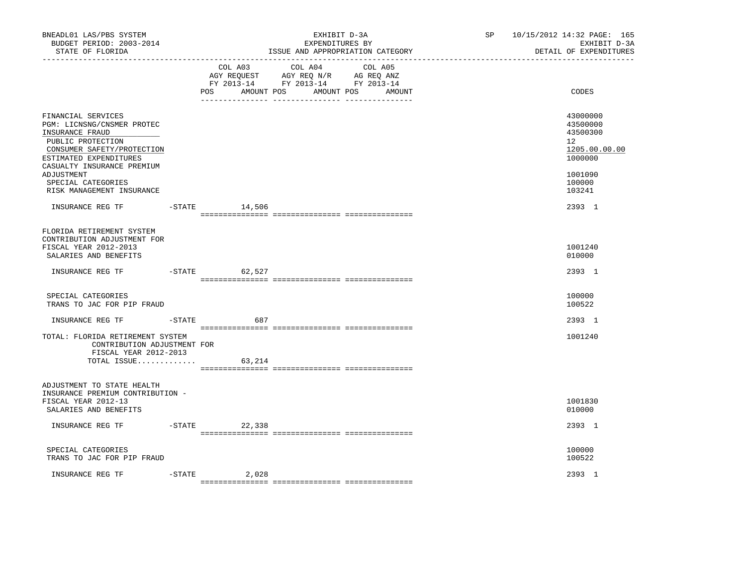| | COL A03 AGY REQUEST FY 2013-14 POS AMOUNT | COL A04 AGY REQ N/R FY 2013-14 POS AMOUNT | COL A05 AG REQ ANZ FY 2013-14 POS AMOUNT | CODES |
|---|---|---|---|---|
| FINANCIAL SERVICES | | | | 43000000 |
| PGM: LICNSNG/CNSMER PROTEC | | | | 43500000 |
| INSURANCE FRAUD | | | | 43500300 |
| PUBLIC PROTECTION | | | | 12 |
| CONSUMER SAFETY/PROTECTION | | | | 1205.00.00.00 |
| ESTIMATED EXPENDITURES | | | | 1000000 |
| CASUALTY INSURANCE PREMIUM ADJUSTMENT | | | | 1001090 |
| SPECIAL CATEGORIES | | | | 100000 |
| RISK MANAGEMENT INSURANCE | | | | 103241 |
| INSURANCE REG TF -STATE | 14,506 | | | 2393 1 |
| FLORIDA RETIREMENT SYSTEM CONTRIBUTION ADJUSTMENT FOR FISCAL YEAR 2012-2013 | | | | 1001240 |
| SALARIES AND BENEFITS | | | | 010000 |
| INSURANCE REG TF -STATE | 62,527 | | | 2393 1 |
| SPECIAL CATEGORIES | | | | 100000 |
| TRANS TO JAC FOR PIP FRAUD | | | | 100522 |
| INSURANCE REG TF -STATE | 687 | | | 2393 1 |
| TOTAL: FLORIDA RETIREMENT SYSTEM CONTRIBUTION ADJUSTMENT FOR FISCAL YEAR 2012-2013 | | | | 1001240 |
| TOTAL ISSUE............. | 63,214 | | | |
| ADJUSTMENT TO STATE HEALTH INSURANCE PREMIUM CONTRIBUTION - FISCAL YEAR 2012-13 | | | | 1001830 |
| SALARIES AND BENEFITS | | | | 010000 |
| INSURANCE REG TF -STATE | 22,338 | | | 2393 1 |
| SPECIAL CATEGORIES | | | | 100000 |
| TRANS TO JAC FOR PIP FRAUD | | | | 100522 |
| INSURANCE REG TF -STATE | 2,028 | | | 2393 1 |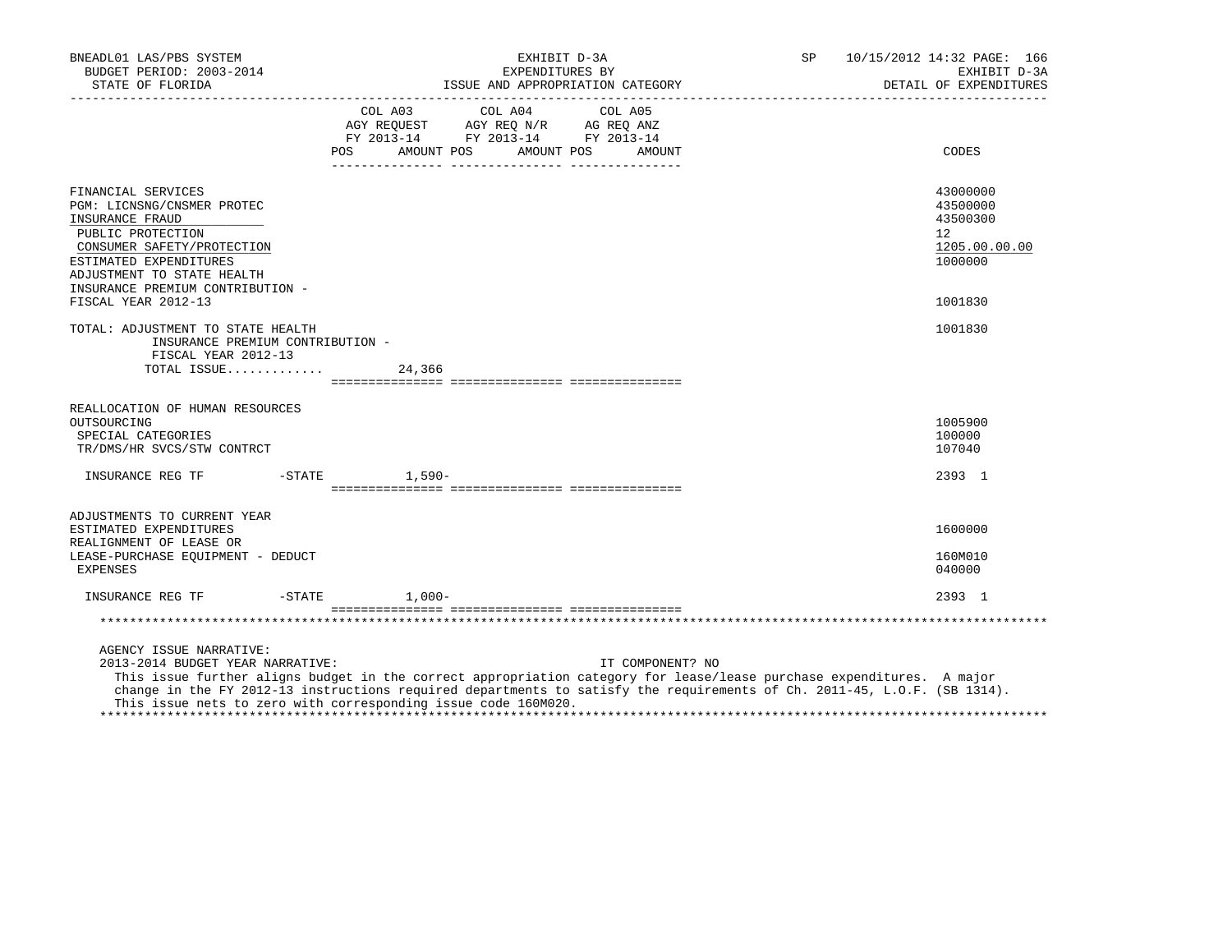| | COL A03 AGY REQUEST FY 2013-14 POS AMOUNT | COL A04 AGY REQ N/R FY 2013-14 POS AMOUNT | COL A05 AG REQ ANZ FY 2013-14 POS AMOUNT | CODES |
|---|---|---|---|---|
| FINANCIAL SERVICES | | | | 43000000 |
| PGM: LICNSNG/CNSMER PROTEC | | | | 43500000 |
| INSURANCE FRAUD | | | | 43500300 |
| PUBLIC PROTECTION | | | | 12 |
| CONSUMER SAFETY/PROTECTION | | | | 1205.00.00.00 |
| ESTIMATED EXPENDITURES | | | | 1000000 |
| ADJUSTMENT TO STATE HEALTH INSURANCE PREMIUM CONTRIBUTION - FISCAL YEAR 2012-13 | | | | 1001830 |
| TOTAL: ADJUSTMENT TO STATE HEALTH INSURANCE PREMIUM CONTRIBUTION - FISCAL YEAR 2012-13 | | | | 1001830 |
| TOTAL ISSUE............. | 24,366 | | | |
| REALLOCATION OF HUMAN RESOURCES OUTSOURCING | | | | 1005900 |
| SPECIAL CATEGORIES | | | | 100000 |
| TR/DMS/HR SVCS/STW CONTRCT | | | | 107040 |
| INSURANCE REG TF -STATE | 1,590- | | | 2393 1 |
| ADJUSTMENTS TO CURRENT YEAR ESTIMATED EXPENDITURES | | | | 1600000 |
| REALIGNMENT OF LEASE OR LEASE-PURCHASE EQUIPMENT - DEDUCT | | | | 160M010 |
| EXPENSES | | | | 040000 |
| INSURANCE REG TF -STATE | 1,000- | | | 2393 1 |

AGENCY ISSUE NARRATIVE:

2013-2014 BUDGET YEAR NARRATIVE: IT COMPONENT? NO

This issue further aligns budget in the correct appropriation category for lease/lease purchase expenditures. A major change in the FY 2012-13 instructions required departments to satisfy the requirements of Ch. 2011-45, L.O.F. (SB 1314). This issue nets to zero with corresponding issue code 160M020.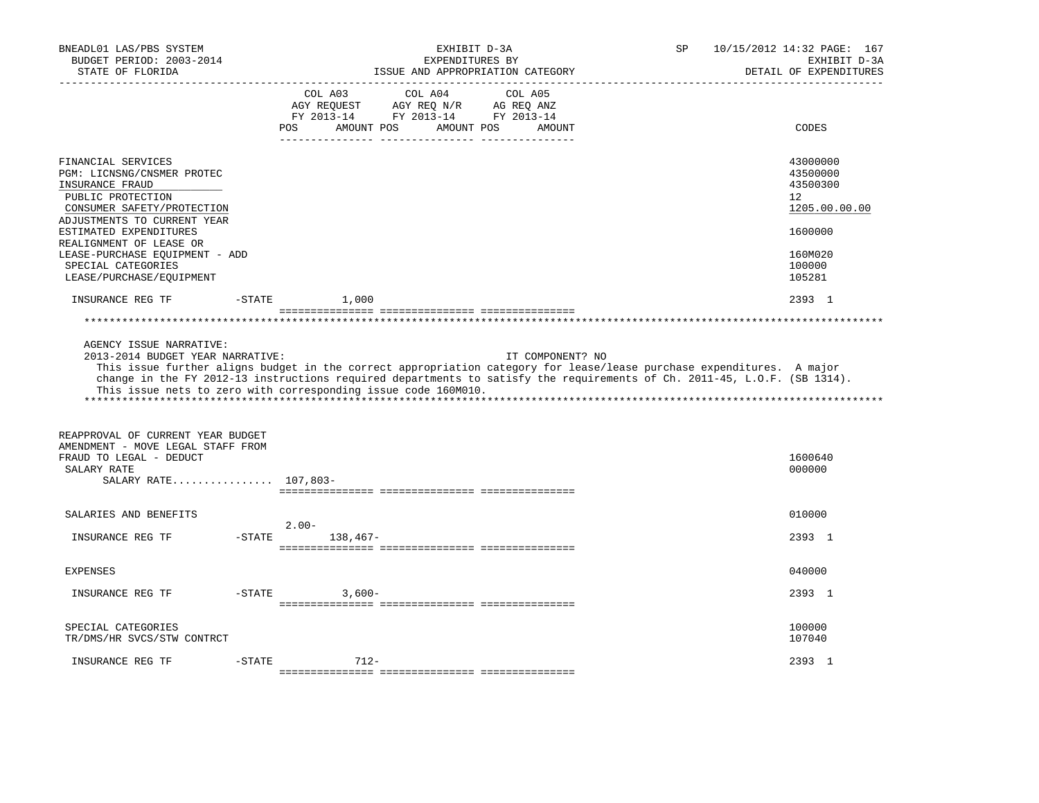| | COL A03 AGY REQUEST FY 2013-14 POS AMOUNT | COL A04 AGY REQ N/R FY 2013-14 POS AMOUNT | COL A05 AG REQ ANZ FY 2013-14 POS AMOUNT | CODES |
|---|---|---|---|---|
| FINANCIAL SERVICES | | | | 43000000 |
| PGM: LICNSNG/CNSMER PROTEC | | | | 43500000 |
| INSURANCE FRAUD | | | | 43500300 |
| PUBLIC PROTECTION | | | | 12 |
| CONSUMER SAFETY/PROTECTION | | | | 1205.00.00.00 |
| ADJUSTMENTS TO CURRENT YEAR ESTIMATED EXPENDITURES | | | | 1600000 |
| REALIGNMENT OF LEASE OR LEASE-PURCHASE EQUIPMENT - ADD | | | | 160M020 |
| SPECIAL CATEGORIES | | | | 100000 |
| LEASE/PURCHASE/EQUIPMENT | | | | 105281 |
| INSURANCE REG TF -STATE | 1,000 | | | 2393 1 |

AGENCY ISSUE NARRATIVE:

2013-2014 BUDGET YEAR NARRATIVE: IT COMPONENT? NO

This issue further aligns budget in the correct appropriation category for lease/lease purchase expenditures. A major change in the FY 2012-13 instructions required departments to satisfy the requirements of Ch. 2011-45, L.O.F. (SB 1314). This issue nets to zero with corresponding issue code 160M010.

| | COL A03 POS AMOUNT | COL A04 POS AMOUNT | COL A05 POS AMOUNT | CODES |
|---|---|---|---|---|
| REAPPROVAL OF CURRENT YEAR BUDGET AMENDMENT - MOVE LEGAL STAFF FROM FRAUD TO LEGAL - DEDUCT | | | | 1600640 |
| SALARY RATE | | | | 000000 |
| SALARY RATE................ 107,803- | | | | |
| SALARIES AND BENEFITS | 2.00- | | | 010000 |
| INSURANCE REG TF -STATE | 138,467- | | | 2393 1 |
| EXPENSES | | | | 040000 |
| INSURANCE REG TF -STATE | 3,600- | | | 2393 1 |
| SPECIAL CATEGORIES | | | | 100000 |
| TR/DMS/HR SVCS/STW CONTRCT | | | | 107040 |
| INSURANCE REG TF -STATE | 712- | | | 2393 1 |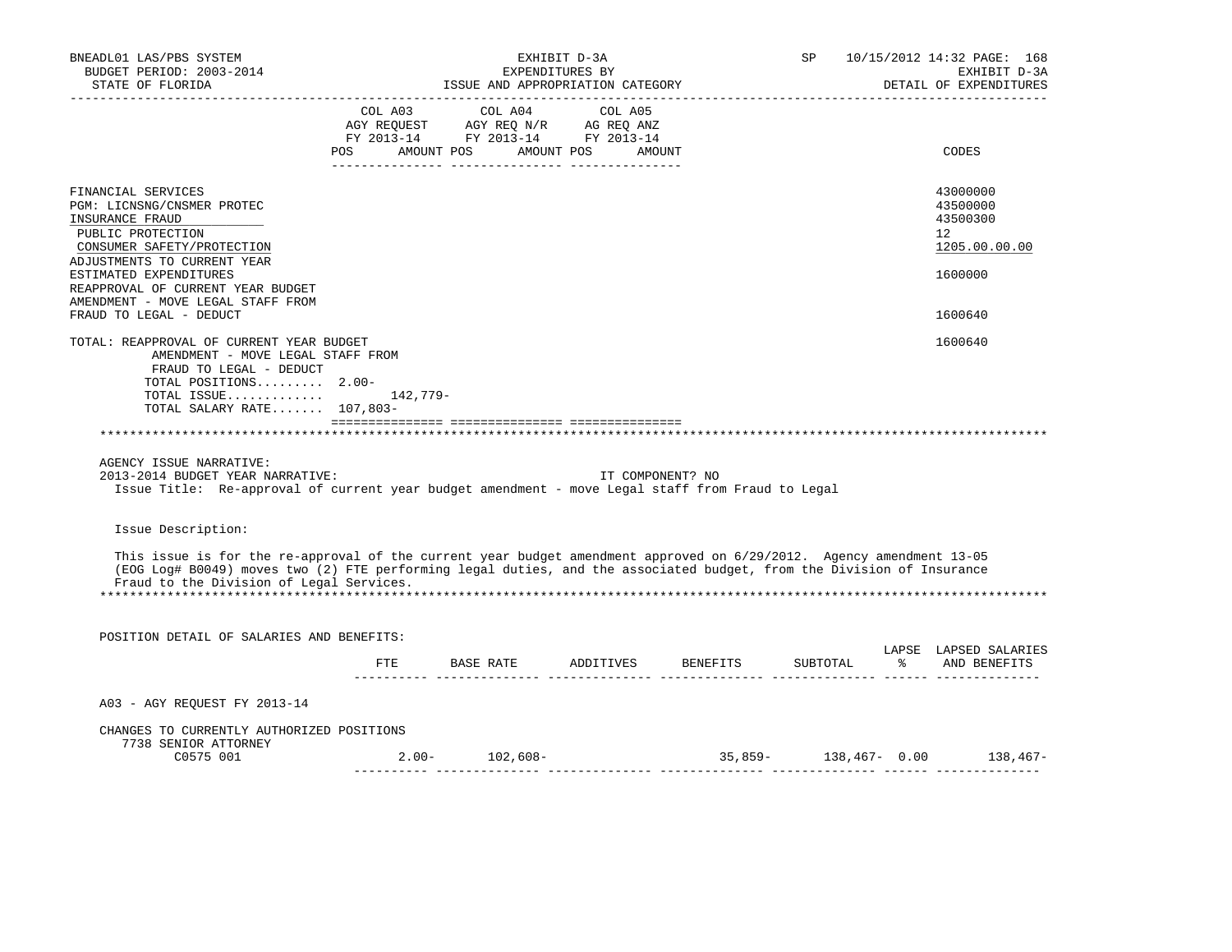| | COL A03 AGY REQUEST FY 2013-14 POS AMOUNT | COL A04 AGY REQ N/R FY 2013-14 POS AMOUNT | COL A05 AG REQ ANZ FY 2013-14 POS AMOUNT | CODES |
|---|---|---|---|---|
| FINANCIAL SERVICES | | | | 43000000 |
| PGM: LICNSNG/CNSMER PROTEC | | | | 43500000 |
| INSURANCE FRAUD | | | | 43500300 |
| PUBLIC PROTECTION | | | | 12 |
| CONSUMER SAFETY/PROTECTION | | | | 1205.00.00.00 |
| ADJUSTMENTS TO CURRENT YEAR ESTIMATED EXPENDITURES | | | | 1600000 |
| REAPPROVAL OF CURRENT YEAR BUDGET AMENDMENT - MOVE LEGAL STAFF FROM FRAUD TO LEGAL - DEDUCT | | | | 1600640 |
| TOTAL: REAPPROVAL OF CURRENT YEAR BUDGET AMENDMENT - MOVE LEGAL STAFF FROM FRAUD TO LEGAL - DEDUCT | | | | 1600640 |
| TOTAL POSITIONS......... | 2.00- | | | |
| TOTAL ISSUE............. | 142,779- | | | |
| TOTAL SALARY RATE....... | 107,803- | | | |

AGENCY ISSUE NARRATIVE:

2013-2014 BUDGET YEAR NARRATIVE: IT COMPONENT? NO

Issue Title: Re-approval of current year budget amendment - move Legal staff from Fraud to Legal

Issue Description:

This issue is for the re-approval of the current year budget amendment approved on 6/29/2012. Agency amendment 13-05 (EOG Log# B0049) moves two (2) FTE performing legal duties, and the associated budget, from the Division of Insurance Fraud to the Division of Legal Services.

POSITION DETAIL OF SALARIES AND BENEFITS:

| | FTE | BASE RATE | ADDITIVES | BENEFITS | SUBTOTAL | LAPSE % | LAPSED SALARIES AND BENEFITS |
|---|---|---|---|---|---|---|---|
| A03 - AGY REQUEST FY 2013-14 | | | | | | | |
| CHANGES TO CURRENTLY AUTHORIZED POSITIONS | | | | | | | |
| 7738 SENIOR ATTORNEY | | | | | | | |
| C0575 001 | 2.00- | 102,608- | | 35,859- | 138,467- | 0.00 | 138,467- |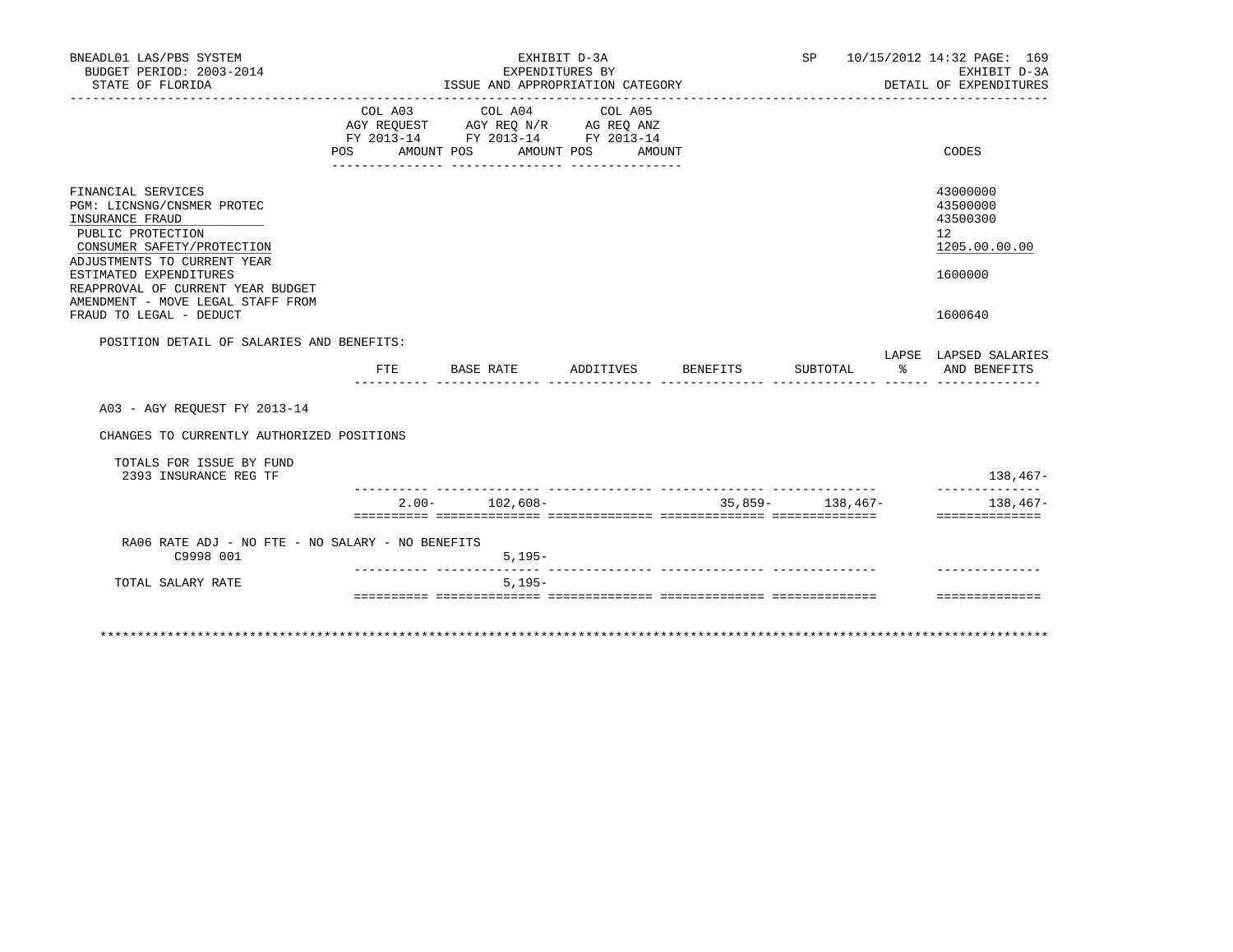BNEADL01 LAS/PBS SYSTEM — EXHIBIT D-3A — SP 10/15/2012 14:32
BUDGET PERIOD: 2003-2014 — EXPENDITURES BY — EXHIBIT D-3A
STATE OF FLORIDA — ISSUE AND APPROPRIATION CATEGORY — DETAIL OF EXPENDITURES

| | COL A03 AGY REQUEST FY 2013-14 POS AMOUNT | COL A04 AGY REQ N/R FY 2013-14 POS AMOUNT | COL A05 AG REQ ANZ FY 2013-14 POS AMOUNT | CODES |
|---|---|---|---|---|
| FINANCIAL SERVICES | | | | 43000000 |
| PGM: LICNSNG/CNSMER PROTEC | | | | 43500000 |
| INSURANCE FRAUD | | | | 43500300 |
| PUBLIC PROTECTION | | | | 12 |
| CONSUMER SAFETY/PROTECTION | | | | 1205.00.00.00 |
| ADJUSTMENTS TO CURRENT YEAR ESTIMATED EXPENDITURES | | | | 1600000 |
| REAPPROVAL OF CURRENT YEAR BUDGET AMENDMENT - MOVE LEGAL STAFF FROM FRAUD TO LEGAL - DEDUCT | | | | 1600640 |

POSITION DETAIL OF SALARIES AND BENEFITS:

| | FTE | BASE RATE | ADDITIVES | BENEFITS | SUBTOTAL | LAPSE % | LAPSED SALARIES AND BENEFITS |
|---|---|---|---|---|---|---|---|
| A03 - AGY REQUEST FY 2013-14 | | | | | | | |
| CHANGES TO CURRENTLY AUTHORIZED POSITIONS | | | | | | | |
| TOTALS FOR ISSUE BY FUND | | | | | | | |
| 2393 INSURANCE REG TF | | | | | | | 138,467- |
| | 2.00- | 102,608- | | 35,859- | 138,467- | | 138,467- |
| RA06 RATE ADJ - NO FTE - NO SALARY - NO BENEFITS | | | | | | | |
| C9998 001 | | 5,195- | | | | | |
| TOTAL SALARY RATE | | 5,195- | | | | | |

**************************************************************************************************************************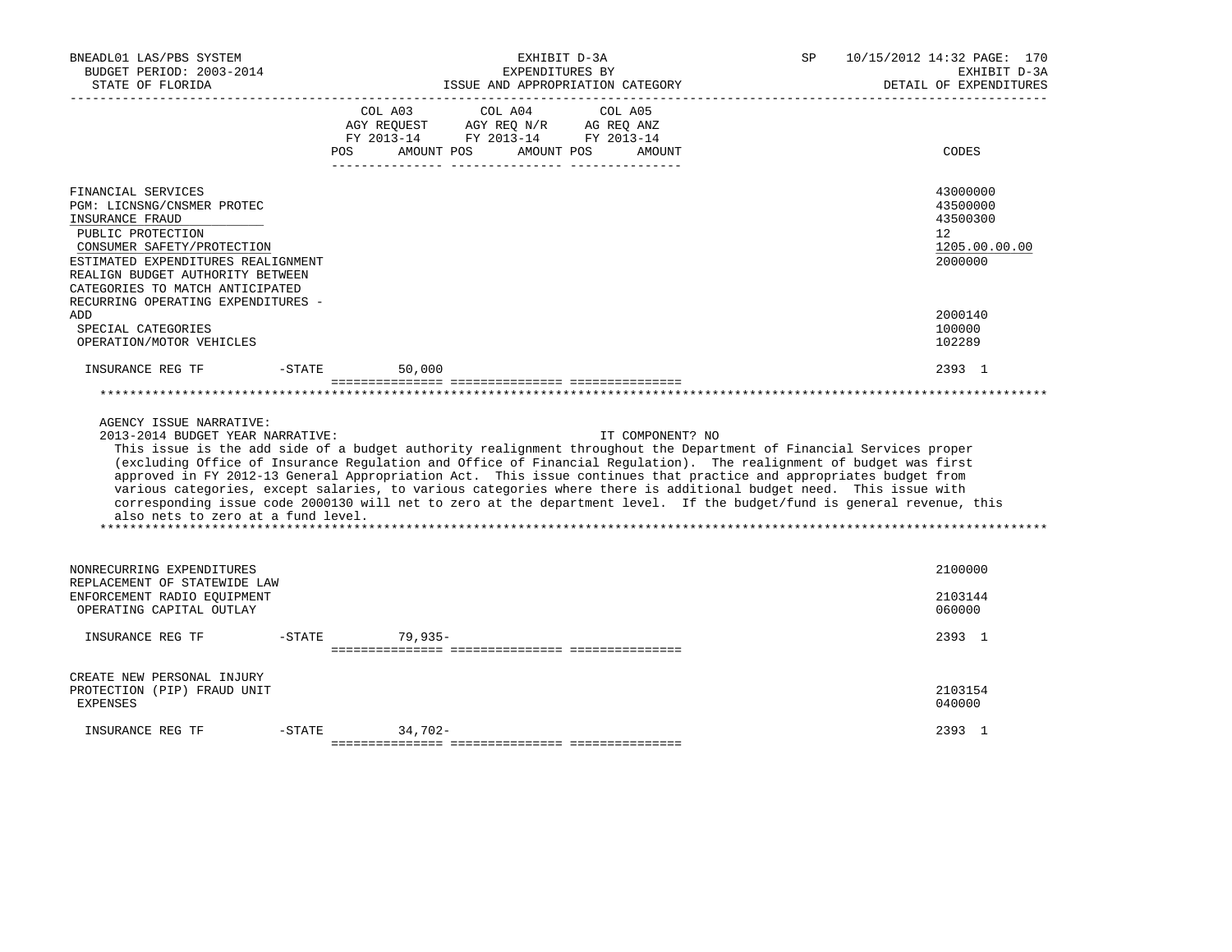BNEADL01 LAS/PBS SYSTEM | EXHIBIT D-3A | SP 10/15/2012 14:32
BUDGET PERIOD: 2003-2014 | EXPENDITURES BY | EXHIBIT D-3A
STATE OF FLORIDA | ISSUE AND APPROPRIATION CATEGORY | DETAIL OF EXPENDITURES

| | | COL A03 AGY REQUEST FY 2013-14 POS | AMOUNT | COL A04 AGY REQ N/R FY 2013-14 POS | AMOUNT | COL A05 AG REQ ANZ FY 2013-14 POS | AMOUNT | CODES |
|---|---|---|---|---|---|---|---|---|
| FINANCIAL SERVICES | | | | | | | | 43000000 |
| PGM: LICNSNG/CNSMER PROTEC | | | | | | | | 43500000 |
| INSURANCE FRAUD | | | | | | | | 43500300 |
| PUBLIC PROTECTION | | | | | | | | 12 |
| CONSUMER SAFETY/PROTECTION | | | | | | | | 1205.00.00.00 |
| ESTIMATED EXPENDITURES REALIGNMENT | | | | | | | | 2000000 |
| REALIGN BUDGET AUTHORITY BETWEEN CATEGORIES TO MATCH ANTICIPATED RECURRING OPERATING EXPENDITURES - ADD | | | | | | | | 2000140 |
| SPECIAL CATEGORIES | | | | | | | | 100000 |
| OPERATION/MOTOR VEHICLES | | | | | | | | 102289 |
| INSURANCE REG TF | -STATE | | 50,000 | | | | | 2393 1 |

AGENCY ISSUE NARRATIVE:
2013-2014 BUDGET YEAR NARRATIVE: IT COMPONENT? NO

This issue is the add side of a budget authority realignment throughout the Department of Financial Services proper (excluding Office of Insurance Regulation and Office of Financial Regulation). The realignment of budget was first approved in FY 2012-13 General Appropriation Act. This issue continues that practice and appropriates budget from various categories, except salaries, to various categories where there is additional budget need. This issue with corresponding issue code 2000130 will net to zero at the department level. If the budget/fund is general revenue, this also nets to zero at a fund level.

| | | COL A03 POS | AMOUNT | COL A04 POS | AMOUNT | COL A05 POS | AMOUNT | CODES |
|---|---|---|---|---|---|---|---|---|
| NONRECURRING EXPENDITURES | | | | | | | | 2100000 |
| REPLACEMENT OF STATEWIDE LAW ENFORCEMENT RADIO EQUIPMENT | | | | | | | | 2103144 |
| OPERATING CAPITAL OUTLAY | | | | | | | | 060000 |
| INSURANCE REG TF | -STATE | | 79,935- | | | | | 2393 1 |
| CREATE NEW PERSONAL INJURY PROTECTION (PIP) FRAUD UNIT | | | | | | | | 2103154 |
| EXPENSES | | | | | | | | 040000 |
| INSURANCE REG TF | -STATE | | 34,702- | | | | | 2393 1 |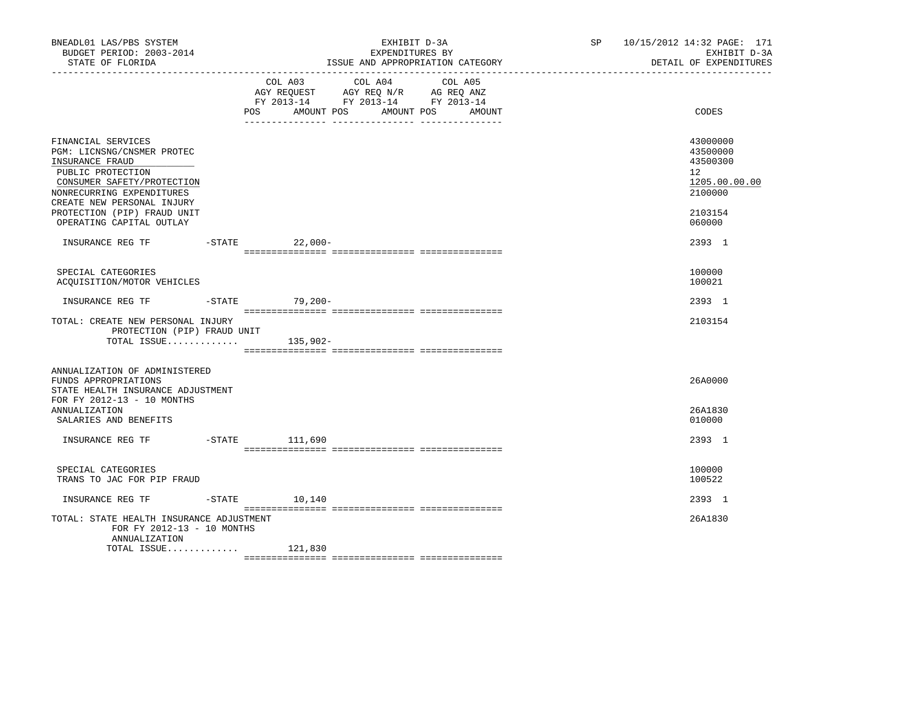BNEADL01 LAS/PBS SYSTEM | EXHIBIT D-3A | SP 10/15/2012 14:32 PAGE: 171
BUDGET PERIOD: 2003-2014 | EXPENDITURES BY | EXHIBIT D-3A
STATE OF FLORIDA | ISSUE AND APPROPRIATION CATEGORY | DETAIL OF EXPENDITURES

| | COL A03 AGY REQUEST FY 2013-14 POS AMOUNT | COL A04 AGY REQ N/R FY 2013-14 POS AMOUNT | COL A05 AG REQ ANZ FY 2013-14 POS AMOUNT | CODES |
|---|---|---|---|---|
| FINANCIAL SERVICES | | | | 43000000 |
| PGM: LICNSNG/CNSMER PROTEC | | | | 43500000 |
| INSURANCE FRAUD | | | | 43500300 |
| PUBLIC PROTECTION | | | | 12 |
| CONSUMER SAFETY/PROTECTION | | | | 1205.00.00.00 |
| NONRECURRING EXPENDITURES | | | | 2100000 |
| CREATE NEW PERSONAL INJURY PROTECTION (PIP) FRAUD UNIT | | | | 2103154 |
| OPERATING CAPITAL OUTLAY | | | | 060000 |
| INSURANCE REG TF -STATE | 22,000- | | | 2393 1 |
| SPECIAL CATEGORIES | | | | 100000 |
| ACQUISITION/MOTOR VEHICLES | | | | 100021 |
| INSURANCE REG TF -STATE | 79,200- | | | 2393 1 |
| TOTAL: CREATE NEW PERSONAL INJURY PROTECTION (PIP) FRAUD UNIT | | | | 2103154 |
| TOTAL ISSUE............. | 135,902- | | | |
| ANNUALIZATION OF ADMINISTERED FUNDS APPROPRIATIONS | | | | 26A0000 |
| STATE HEALTH INSURANCE ADJUSTMENT FOR FY 2012-13 - 10 MONTHS ANNUALIZATION | | | | 26A1830 |
| SALARIES AND BENEFITS | | | | 010000 |
| INSURANCE REG TF -STATE | 111,690 | | | 2393 1 |
| SPECIAL CATEGORIES | | | | 100000 |
| TRANS TO JAC FOR PIP FRAUD | | | | 100522 |
| INSURANCE REG TF -STATE | 10,140 | | | 2393 1 |
| TOTAL: STATE HEALTH INSURANCE ADJUSTMENT FOR FY 2012-13 - 10 MONTHS ANNUALIZATION | | | | 26A1830 |
| TOTAL ISSUE............. | 121,830 | | | |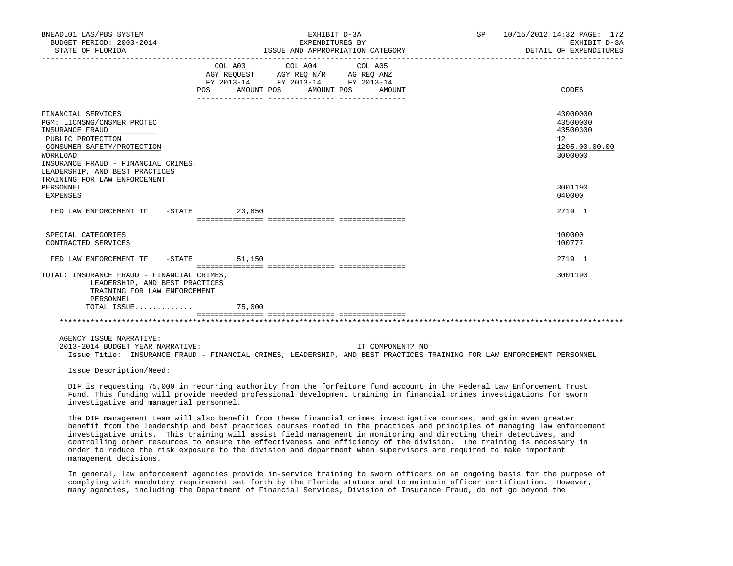| | COL A03 AGY REQUEST FY 2013-14 POS AMOUNT | COL A04 AGY REQ N/R FY 2013-14 POS AMOUNT | COL A05 AG REQ ANZ FY 2013-14 POS AMOUNT | CODES |
|---|---|---|---|---|
| FINANCIAL SERVICES | | | | 43000000 |
| PGM: LICNSNG/CNSMER PROTEC | | | | 43500000 |
| INSURANCE FRAUD | | | | 43500300 |
| PUBLIC PROTECTION | | | | 12 |
| CONSUMER SAFETY/PROTECTION | | | | 1205.00.00.00 |
| WORKLOAD | | | | 3000000 |
| INSURANCE FRAUD - FINANCIAL CRIMES, LEADERSHIP, AND BEST PRACTICES TRAINING FOR LAW ENFORCEMENT PERSONNEL | | | | 3001190 |
| EXPENSES | | | | 040000 |
| FED LAW ENFORCEMENT TF -STATE | 23,850 | | | 2719 1 |
| SPECIAL CATEGORIES | | | | 100000 |
| CONTRACTED SERVICES | | | | 100777 |
| FED LAW ENFORCEMENT TF -STATE | 51,150 | | | 2719 1 |
| TOTAL: INSURANCE FRAUD - FINANCIAL CRIMES, LEADERSHIP, AND BEST PRACTICES TRAINING FOR LAW ENFORCEMENT PERSONNEL | | | | 3001190 |
| TOTAL ISSUE............ | 75,000 | | | |

AGENCY ISSUE NARRATIVE:

2013-2014 BUDGET YEAR NARRATIVE: IT COMPONENT? NO

Issue Title: INSURANCE FRAUD - FINANCIAL CRIMES, LEADERSHIP, AND BEST PRACTICES TRAINING FOR LAW ENFORCEMENT PERSONNEL

Issue Description/Need:

DIF is requesting 75,000 in recurring authority from the forfeiture fund account in the Federal Law Enforcement Trust Fund. This funding will provide needed professional development training in financial crimes investigations for sworn investigative and managerial personnel.

The DIF management team will also benefit from these financial crimes investigative courses, and gain even greater benefit from the leadership and best practices courses rooted in the practices and principles of managing law enforcement investigative units. This training will assist field management in monitoring and directing their detectives, and controlling other resources to ensure the effectiveness and efficiency of the division. The training is necessary in order to reduce the risk exposure to the division and department when supervisors are required to make important management decisions.

In general, law enforcement agencies provide in-service training to sworn officers on an ongoing basis for the purpose of complying with mandatory requirement set forth by the Florida statues and to maintain officer certification. However, many agencies, including the Department of Financial Services, Division of Insurance Fraud, do not go beyond the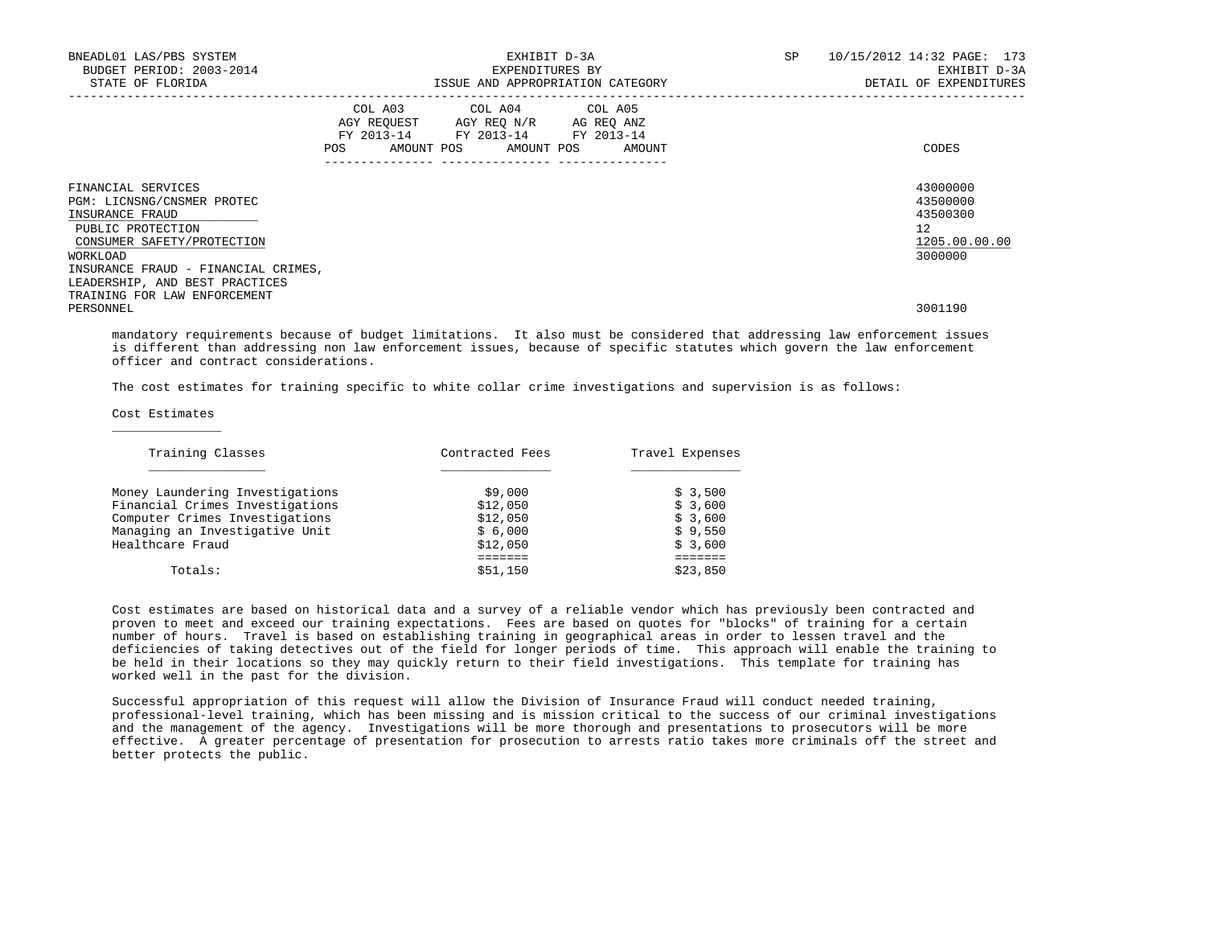| | COL A03 AGY REQUEST FY 2013-14 | | COL A04 AGY REQ N/R FY 2013-14 | | COL A05 AG REQ ANZ FY 2013-14 | | |
|---|---|---|---|---|---|---|---|
| | POS | AMOUNT | POS | AMOUNT | POS | AMOUNT | CODES |

FINANCIAL SERVICES — 43000000
PGM: LICNSNG/CNSMER PROTEC — 43500000
INSURANCE FRAUD — 43500300
PUBLIC PROTECTION — 12
CONSUMER SAFETY/PROTECTION — 1205.00.00.00
WORKLOAD — 3000000
INSURANCE FRAUD - FINANCIAL CRIMES, LEADERSHIP, AND BEST PRACTICES TRAINING FOR LAW ENFORCEMENT
PERSONNEL — 3001190

mandatory requirements because of budget limitations. It also must be considered that addressing law enforcement issues is different than addressing non law enforcement issues, because of specific statutes which govern the law enforcement officer and contract considerations.

The cost estimates for training specific to white collar crime investigations and supervision is as follows:

Cost Estimates

| Training Classes | Contracted Fees | Travel Expenses |
|---|---|---|
| Money Laundering Investigations | $9,000 | $ 3,500 |
| Financial Crimes Investigations | $12,050 | $ 3,600 |
| Computer Crimes Investigations | $12,050 | $ 3,600 |
| Managing an Investigative Unit | $ 6,000 | $ 9,550 |
| Healthcare Fraud | $12,050 | $ 3,600 |
| Totals: | $51,150 | $23,850 |

Cost estimates are based on historical data and a survey of a reliable vendor which has previously been contracted and proven to meet and exceed our training expectations. Fees are based on quotes for "blocks" of training for a certain number of hours. Travel is based on establishing training in geographical areas in order to lessen travel and the deficiencies of taking detectives out of the field for longer periods of time. This approach will enable the training to be held in their locations so they may quickly return to their field investigations. This template for training has worked well in the past for the division.

Successful appropriation of this request will allow the Division of Insurance Fraud will conduct needed training, professional-level training, which has been missing and is mission critical to the success of our criminal investigations and the management of the agency. Investigations will be more thorough and presentations to prosecutors will be more effective. A greater percentage of presentation for prosecution to arrests ratio takes more criminals off the street and better protects the public.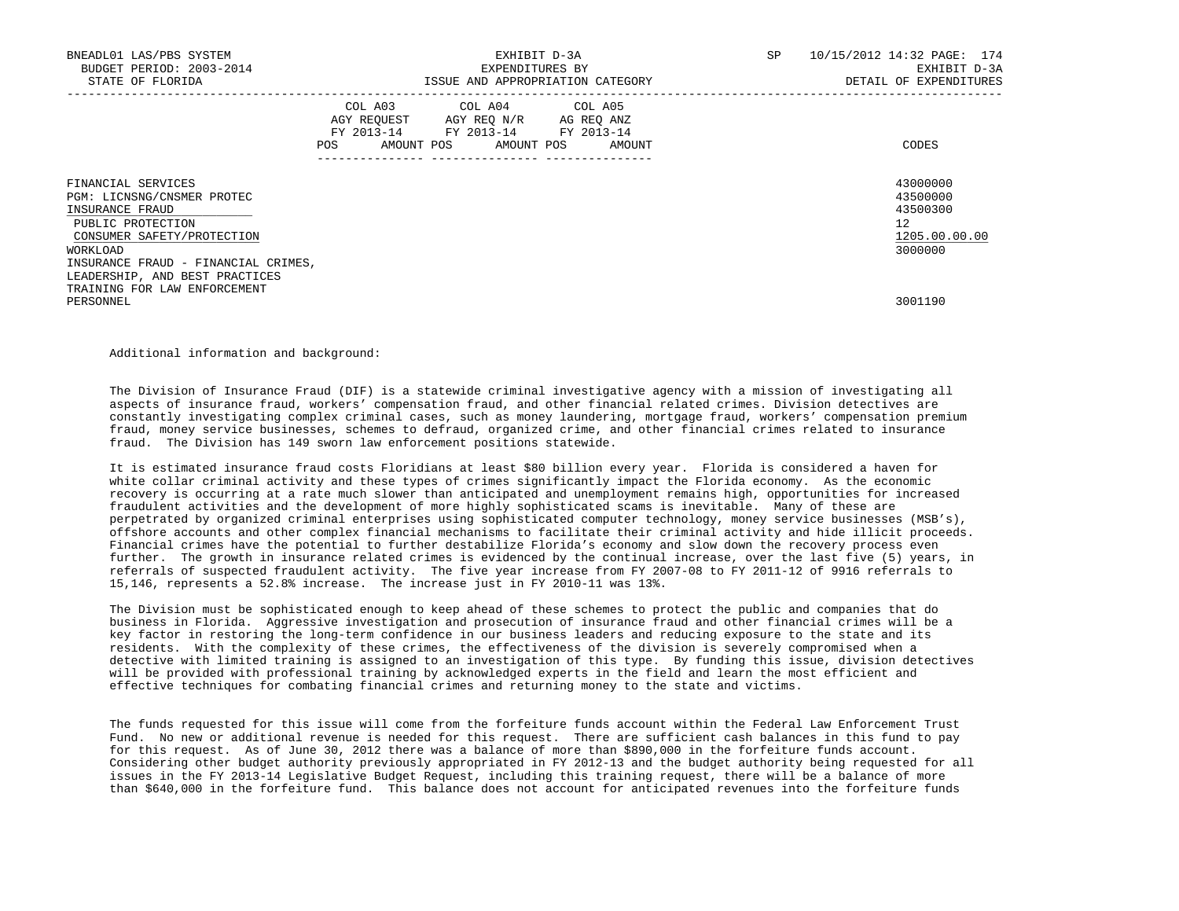| | COL A03 AGY REQUEST FY 2013-14 POS AMOUNT | COL A04 AGY REQ N/R FY 2013-14 POS AMOUNT | COL A05 AG REQ ANZ FY 2013-14 POS AMOUNT | CODES |
|---|---|---|---|---|
| FINANCIAL SERVICES | | | | 43000000 |
| PGM: LICNSNG/CNSMER PROTEC | | | | 43500000 |
| INSURANCE FRAUD | | | | 43500300 |
| PUBLIC PROTECTION | | | | 12 |
| CONSUMER SAFETY/PROTECTION | | | | 1205.00.00.00 |
| WORKLOAD | | | | 3000000 |
| INSURANCE FRAUD - FINANCIAL CRIMES, LEADERSHIP, AND BEST PRACTICES TRAINING FOR LAW ENFORCEMENT PERSONNEL | | | | 3001190 |

Additional information and background:

The Division of Insurance Fraud (DIF) is a statewide criminal investigative agency with a mission of investigating all aspects of insurance fraud, workers' compensation fraud, and other financial related crimes. Division detectives are constantly investigating complex criminal cases, such as money laundering, mortgage fraud, workers' compensation premium fraud, money service businesses, schemes to defraud, organized crime, and other financial crimes related to insurance fraud. The Division has 149 sworn law enforcement positions statewide.

It is estimated insurance fraud costs Floridians at least $80 billion every year. Florida is considered a haven for white collar criminal activity and these types of crimes significantly impact the Florida economy. As the economic recovery is occurring at a rate much slower than anticipated and unemployment remains high, opportunities for increased fraudulent activities and the development of more highly sophisticated scams is inevitable. Many of these are perpetrated by organized criminal enterprises using sophisticated computer technology, money service businesses (MSB's), offshore accounts and other complex financial mechanisms to facilitate their criminal activity and hide illicit proceeds. Financial crimes have the potential to further destabilize Florida's economy and slow down the recovery process even further. The growth in insurance related crimes is evidenced by the continual increase, over the last five (5) years, in referrals of suspected fraudulent activity. The five year increase from FY 2007-08 to FY 2011-12 of 9916 referrals to 15,146, represents a 52.8% increase. The increase just in FY 2010-11 was 13%.

The Division must be sophisticated enough to keep ahead of these schemes to protect the public and companies that do business in Florida. Aggressive investigation and prosecution of insurance fraud and other financial crimes will be a key factor in restoring the long-term confidence in our business leaders and reducing exposure to the state and its residents. With the complexity of these crimes, the effectiveness of the division is severely compromised when a detective with limited training is assigned to an investigation of this type. By funding this issue, division detectives will be provided with professional training by acknowledged experts in the field and learn the most efficient and effective techniques for combating financial crimes and returning money to the state and victims.

The funds requested for this issue will come from the forfeiture funds account within the Federal Law Enforcement Trust Fund. No new or additional revenue is needed for this request. There are sufficient cash balances in this fund to pay for this request. As of June 30, 2012 there was a balance of more than $890,000 in the forfeiture funds account. Considering other budget authority previously appropriated in FY 2012-13 and the budget authority being requested for all issues in the FY 2013-14 Legislative Budget Request, including this training request, there will be a balance of more than $640,000 in the forfeiture fund. This balance does not account for anticipated revenues into the forfeiture funds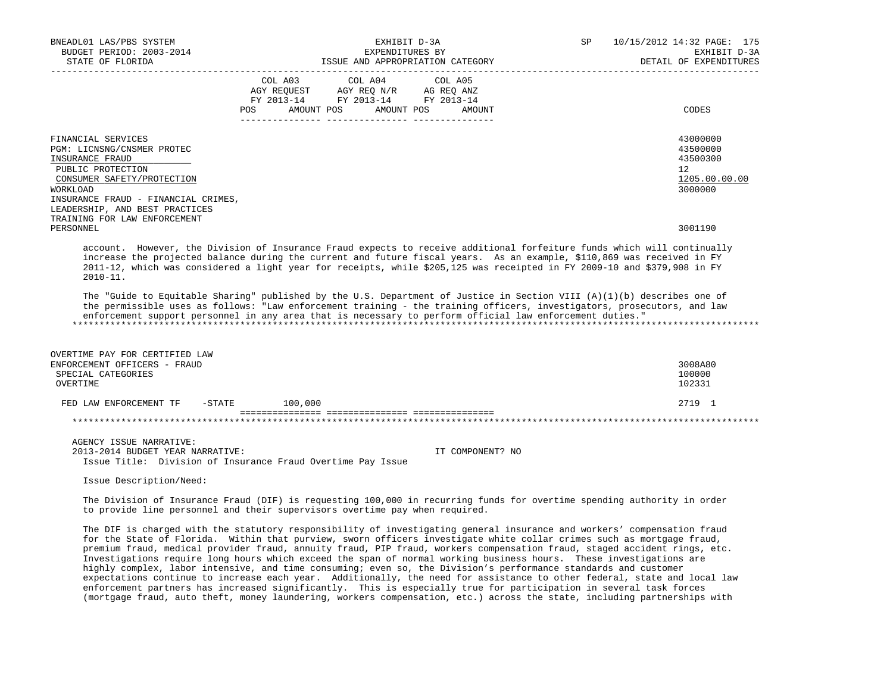| | COL A03 AGY REQUEST FY 2013-14 POS AMOUNT | COL A04 AGY REQ N/R FY 2013-14 POS AMOUNT | COL A05 AG REQ ANZ FY 2013-14 POS AMOUNT | CODES |
|---|---|---|---|---|
| FINANCIAL SERVICES | | | | 43000000 |
| PGM: LICNSNG/CNSMER PROTEC | | | | 43500000 |
| INSURANCE FRAUD | | | | 43500300 |
| PUBLIC PROTECTION | | | | 12 |
| CONSUMER SAFETY/PROTECTION | | | | 1205.00.00.00 |
| WORKLOAD | | | | 3000000 |
| INSURANCE FRAUD - FINANCIAL CRIMES, LEADERSHIP, AND BEST PRACTICES TRAINING FOR LAW ENFORCEMENT PERSONNEL | | | | 3001190 |

account. However, the Division of Insurance Fraud expects to receive additional forfeiture funds which will continually increase the projected balance during the current and future fiscal years. As an example, $110,869 was received in FY 2011-12, which was considered a light year for receipts, while $205,125 was receipted in FY 2009-10 and $379,908 in FY 2010-11.

The "Guide to Equitable Sharing" published by the U.S. Department of Justice in Section VIII (A)(1)(b) describes one of the permissible uses as follows: "Law enforcement training - the training officers, investigators, prosecutors, and law enforcement support personnel in any area that is necessary to perform official law enforcement duties."

| | COL A03 | COL A04 | COL A05 | CODES |
|---|---|---|---|---|
| OVERTIME PAY FOR CERTIFIED LAW ENFORCEMENT OFFICERS - FRAUD | | | | 3008A80 |
| SPECIAL CATEGORIES | | | | 100000 |
| OVERTIME | | | | 102331 |
| FED LAW ENFORCEMENT TF -STATE | 100,000 | | | 2719 1 |

AGENCY ISSUE NARRATIVE:
2013-2014 BUDGET YEAR NARRATIVE: IT COMPONENT? NO

Issue Title: Division of Insurance Fraud Overtime Pay Issue

Issue Description/Need:

The Division of Insurance Fraud (DIF) is requesting 100,000 in recurring funds for overtime spending authority in order to provide line personnel and their supervisors overtime pay when required.

The DIF is charged with the statutory responsibility of investigating general insurance and workers' compensation fraud for the State of Florida. Within that purview, sworn officers investigate white collar crimes such as mortgage fraud, premium fraud, medical provider fraud, annuity fraud, PIP fraud, workers compensation fraud, staged accident rings, etc. Investigations require long hours which exceed the span of normal working business hours. These investigations are highly complex, labor intensive, and time consuming; even so, the Division's performance standards and customer expectations continue to increase each year. Additionally, the need for assistance to other federal, state and local law enforcement partners has increased significantly. This is especially true for participation in several task forces (mortgage fraud, auto theft, money laundering, workers compensation, etc.) across the state, including partnerships with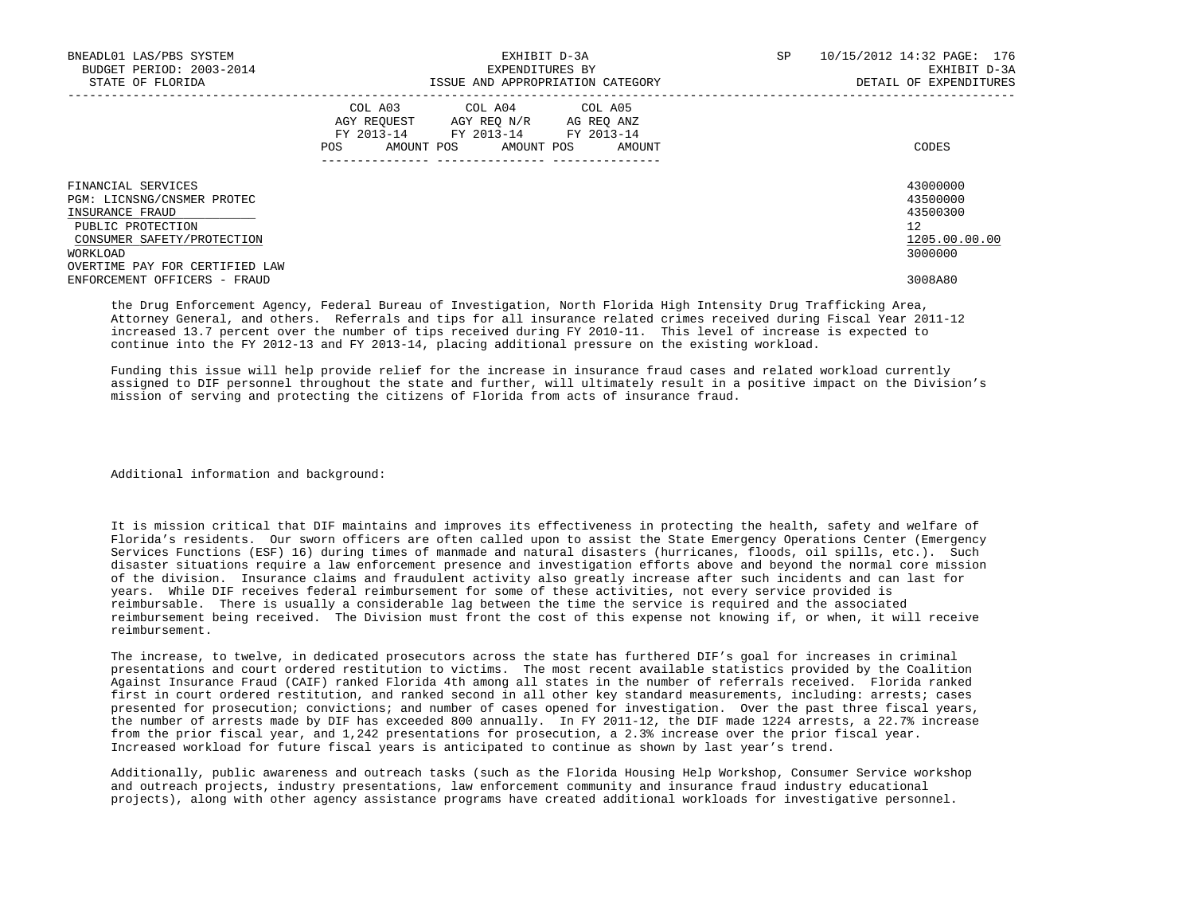| | COL A03 AGY REQUEST FY 2013-14 POS AMOUNT | COL A04 AGY REQ N/R FY 2013-14 POS AMOUNT | COL A05 AG REQ ANZ FY 2013-14 POS AMOUNT | CODES |
|---|---|---|---|---|
| FINANCIAL SERVICES | | | | 43000000 |
| PGM: LICNSNG/CNSMER PROTEC | | | | 43500000 |
| INSURANCE FRAUD | | | | 43500300 |
| PUBLIC PROTECTION | | | | 12 |
| CONSUMER SAFETY/PROTECTION | | | | 1205.00.00.00 |
| WORKLOAD | | | | 3000000 |
| OVERTIME PAY FOR CERTIFIED LAW ENFORCEMENT OFFICERS - FRAUD | | | | 3008A80 |

the Drug Enforcement Agency, Federal Bureau of Investigation, North Florida High Intensity Drug Trafficking Area, Attorney General, and others. Referrals and tips for all insurance related crimes received during Fiscal Year 2011-12 increased 13.7 percent over the number of tips received during FY 2010-11. This level of increase is expected to continue into the FY 2012-13 and FY 2013-14, placing additional pressure on the existing workload.

Funding this issue will help provide relief for the increase in insurance fraud cases and related workload currently assigned to DIF personnel throughout the state and further, will ultimately result in a positive impact on the Division's mission of serving and protecting the citizens of Florida from acts of insurance fraud.

Additional information and background:

It is mission critical that DIF maintains and improves its effectiveness in protecting the health, safety and welfare of Florida's residents. Our sworn officers are often called upon to assist the State Emergency Operations Center (Emergency Services Functions (ESF) 16) during times of manmade and natural disasters (hurricanes, floods, oil spills, etc.). Such disaster situations require a law enforcement presence and investigation efforts above and beyond the normal core mission of the division. Insurance claims and fraudulent activity also greatly increase after such incidents and can last for years. While DIF receives federal reimbursement for some of these activities, not every service provided is reimbursable. There is usually a considerable lag between the time the service is required and the associated reimbursement being received. The Division must front the cost of this expense not knowing if, or when, it will receive reimbursement.

The increase, to twelve, in dedicated prosecutors across the state has furthered DIF's goal for increases in criminal presentations and court ordered restitution to victims. The most recent available statistics provided by the Coalition Against Insurance Fraud (CAIF) ranked Florida 4th among all states in the number of referrals received. Florida ranked first in court ordered restitution, and ranked second in all other key standard measurements, including: arrests; cases presented for prosecution; convictions; and number of cases opened for investigation. Over the past three fiscal years, the number of arrests made by DIF has exceeded 800 annually. In FY 2011-12, the DIF made 1224 arrests, a 22.7% increase from the prior fiscal year, and 1,242 presentations for prosecution, a 2.3% increase over the prior fiscal year. Increased workload for future fiscal years is anticipated to continue as shown by last year's trend.

Additionally, public awareness and outreach tasks (such as the Florida Housing Help Workshop, Consumer Service workshop and outreach projects, industry presentations, law enforcement community and insurance fraud industry educational projects), along with other agency assistance programs have created additional workloads for investigative personnel.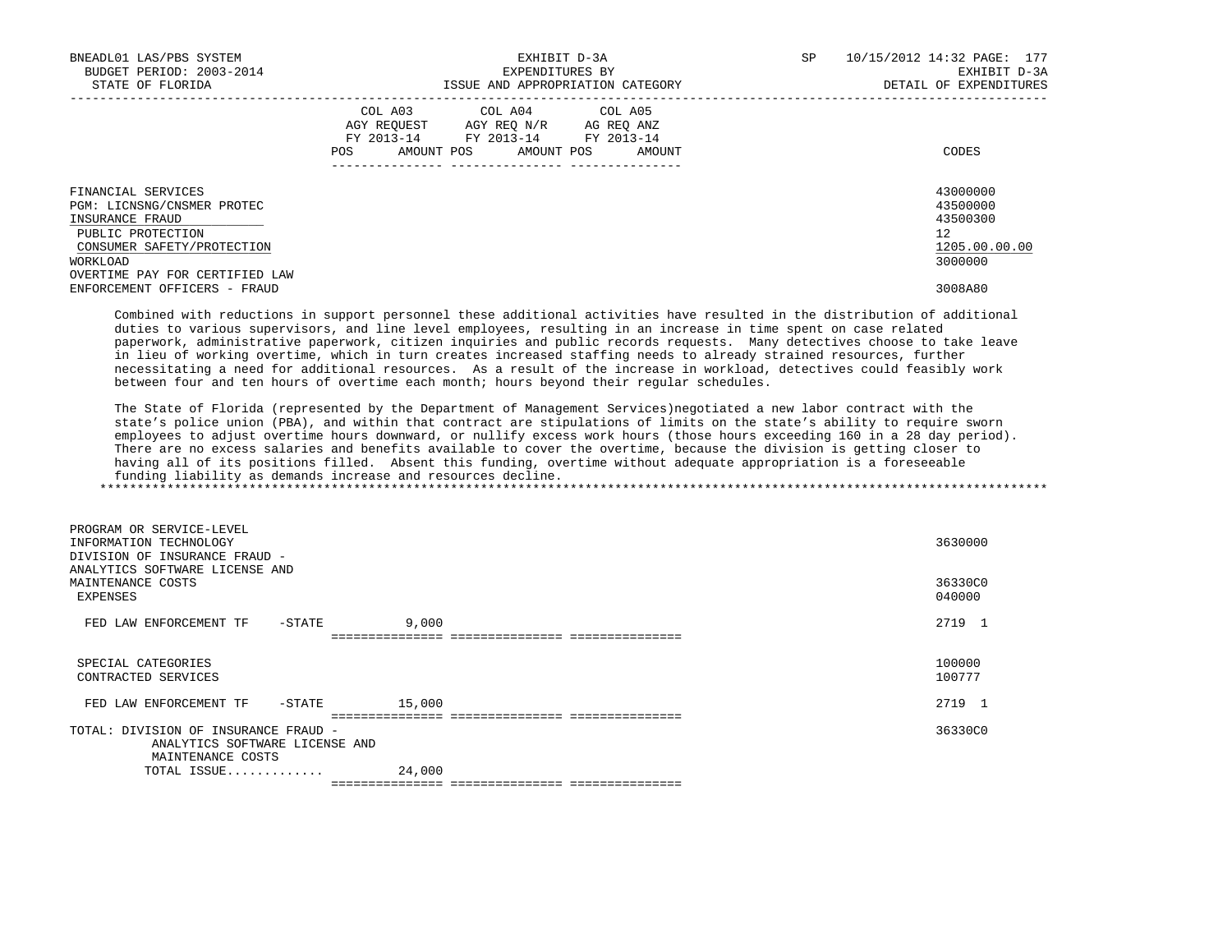| | COL A03 AGY REQUEST FY 2013-14 POS AMOUNT | COL A04 AGY REQ N/R FY 2013-14 POS AMOUNT | COL A05 AG REQ ANZ FY 2013-14 POS AMOUNT | CODES |
|---|---|---|---|---|
| FINANCIAL SERVICES | | | | 43000000 |
| PGM: LICNSNG/CNSMER PROTEC | | | | 43500000 |
| INSURANCE FRAUD | | | | 43500300 |
| PUBLIC PROTECTION | | | | 12 |
| CONSUMER SAFETY/PROTECTION | | | | 1205.00.00.00 |
| WORKLOAD | | | | 3000000 |
| OVERTIME PAY FOR CERTIFIED LAW ENFORCEMENT OFFICERS - FRAUD | | | | 3008A80 |

Combined with reductions in support personnel these additional activities have resulted in the distribution of additional duties to various supervisors, and line level employees, resulting in an increase in time spent on case related paperwork, administrative paperwork, citizen inquiries and public records requests. Many detectives choose to take leave in lieu of working overtime, which in turn creates increased staffing needs to already strained resources, further necessitating a need for additional resources. As a result of the increase in workload, detectives could feasibly work between four and ten hours of overtime each month; hours beyond their regular schedules.

The State of Florida (represented by the Department of Management Services)negotiated a new labor contract with the state's police union (PBA), and within that contract are stipulations of limits on the state's ability to require sworn employees to adjust overtime hours downward, or nullify excess work hours (those hours exceeding 160 in a 28 day period). There are no excess salaries and benefits available to cover the overtime, because the division is getting closer to having all of its positions filled. Absent this funding, overtime without adequate appropriation is a foreseeable funding liability as demands increase and resources decline.

*******************************************************************************************************************************

| | COL A03 | COL A04 | COL A05 | CODES |
|---|---|---|---|---|
| PROGRAM OR SERVICE-LEVEL INFORMATION TECHNOLOGY | | | | 3630000 |
| DIVISION OF INSURANCE FRAUD - ANALYTICS SOFTWARE LICENSE AND MAINTENANCE COSTS | | | | 36330C0 |
| EXPENSES | | | | 040000 |
| FED LAW ENFORCEMENT TF -STATE | 9,000 | | | 2719 1 |
| SPECIAL CATEGORIES | | | | 100000 |
| CONTRACTED SERVICES | | | | 100777 |
| FED LAW ENFORCEMENT TF -STATE | 15,000 | | | 2719 1 |
| TOTAL: DIVISION OF INSURANCE FRAUD - ANALYTICS SOFTWARE LICENSE AND MAINTENANCE COSTS | | | | 36330C0 |
| TOTAL ISSUE............ | 24,000 | | | |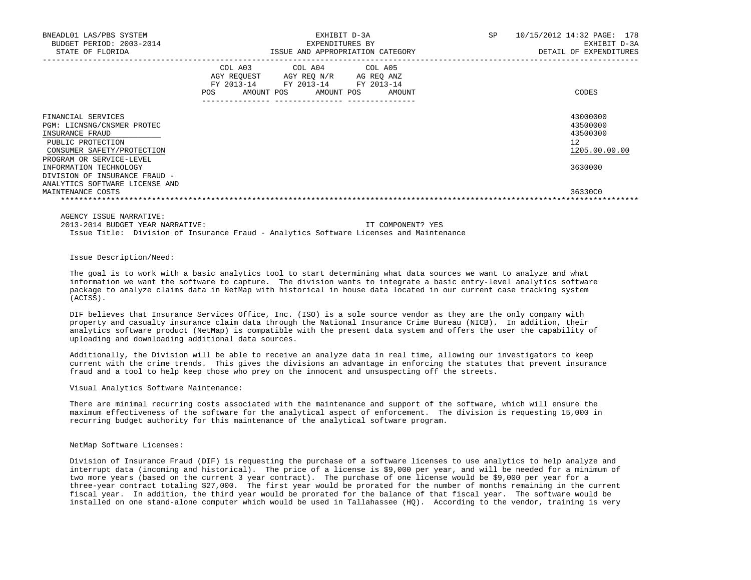| | COL A03 AGY REQUEST FY 2013-14 | | COL A04 AGY REQ N/R FY 2013-14 | | COL A05 AG REQ ANZ FY 2013-14 | | |
|---|---|---|---|---|---|---|---|
| | POS | AMOUNT | POS | AMOUNT | POS | AMOUNT | CODES |
| FINANCIAL SERVICES | | | | | | | 43000000 |
| PGM: LICNSNG/CNSMER PROTEC | | | | | | | 43500000 |
| INSURANCE FRAUD | | | | | | | 43500300 |
| PUBLIC PROTECTION | | | | | | | 12 |
| CONSUMER SAFETY/PROTECTION | | | | | | | 1205.00.00.00 |
| PROGRAM OR SERVICE-LEVEL | | | | | | | |
| INFORMATION TECHNOLOGY | | | | | | | 3630000 |
| DIVISION OF INSURANCE FRAUD - ANALYTICS SOFTWARE LICENSE AND MAINTENANCE COSTS | | | | | | | 36330C0 |

AGENCY ISSUE NARRATIVE:

2013-2014 BUDGET YEAR NARRATIVE: IT COMPONENT? YES

Issue Title: Division of Insurance Fraud - Analytics Software Licenses and Maintenance

Issue Description/Need:

The goal is to work with a basic analytics tool to start determining what data sources we want to analyze and what information we want the software to capture. The division wants to integrate a basic entry-level analytics software package to analyze claims data in NetMap with historical in house data located in our current case tracking system (ACISS).

DIF believes that Insurance Services Office, Inc. (ISO) is a sole source vendor as they are the only company with property and casualty insurance claim data through the National Insurance Crime Bureau (NICB). In addition, their analytics software product (NetMap) is compatible with the present data system and offers the user the capability of uploading and downloading additional data sources.

Additionally, the Division will be able to receive an analyze data in real time, allowing our investigators to keep current with the crime trends. This gives the divisions an advantage in enforcing the statutes that prevent insurance fraud and a tool to help keep those who prey on the innocent and unsuspecting off the streets.

Visual Analytics Software Maintenance:

There are minimal recurring costs associated with the maintenance and support of the software, which will ensure the maximum effectiveness of the software for the analytical aspect of enforcement. The division is requesting 15,000 in recurring budget authority for this maintenance of the analytical software program.

NetMap Software Licenses:

Division of Insurance Fraud (DIF) is requesting the purchase of a software licenses to use analytics to help analyze and interrupt data (incoming and historical). The price of a license is $9,000 per year, and will be needed for a minimum of two more years (based on the current 3 year contract). The purchase of one license would be $9,000 per year for a three-year contract totaling $27,000. The first year would be prorated for the number of months remaining in the current fiscal year. In addition, the third year would be prorated for the balance of that fiscal year. The software would be installed on one stand-alone computer which would be used in Tallahassee (HQ). According to the vendor, training is very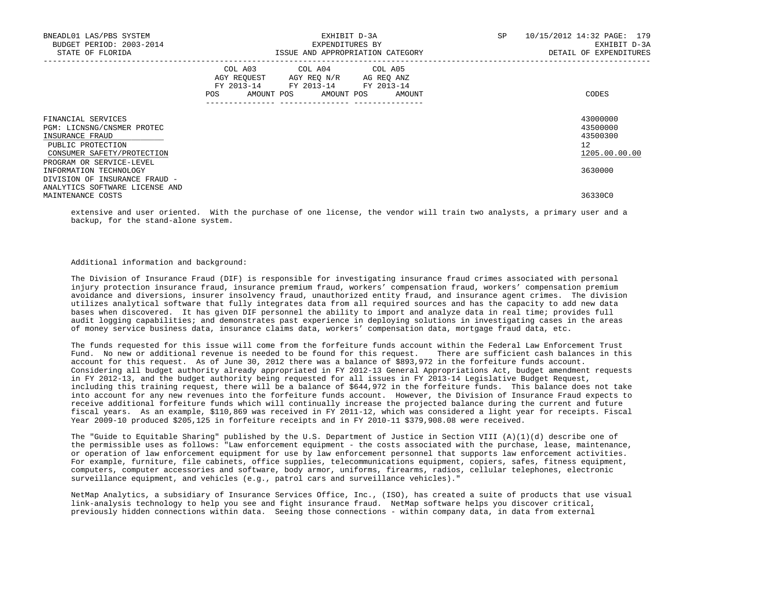| | COL A03 AGY REQUEST FY 2013-14 POS AMOUNT | COL A04 AGY REQ N/R FY 2013-14 POS AMOUNT | COL A05 AG REQ ANZ FY 2013-14 POS AMOUNT | CODES |
|---|---|---|---|---|
| FINANCIAL SERVICES | | | | 43000000 |
| PGM: LICNSNG/CNSMER PROTEC | | | | 43500000 |
| INSURANCE FRAUD | | | | 43500300 |
| PUBLIC PROTECTION | | | | 12 |
| CONSUMER SAFETY/PROTECTION | | | | 1205.00.00.00 |
| PROGRAM OR SERVICE-LEVEL INFORMATION TECHNOLOGY | | | | 3630000 |
| DIVISION OF INSURANCE FRAUD - ANALYTICS SOFTWARE LICENSE AND MAINTENANCE COSTS | | | | 36330C0 |

extensive and user oriented. With the purchase of one license, the vendor will train two analysts, a primary user and a backup, for the stand-alone system.

Additional information and background:

The Division of Insurance Fraud (DIF) is responsible for investigating insurance fraud crimes associated with personal injury protection insurance fraud, insurance premium fraud, workers' compensation fraud, workers' compensation premium avoidance and diversions, insurer insolvency fraud, unauthorized entity fraud, and insurance agent crimes. The division utilizes analytical software that fully integrates data from all required sources and has the capacity to add new data bases when discovered. It has given DIF personnel the ability to import and analyze data in real time; provides full audit logging capabilities; and demonstrates past experience in deploying solutions in investigating cases in the areas of money service business data, insurance claims data, workers' compensation data, mortgage fraud data, etc.

The funds requested for this issue will come from the forfeiture funds account within the Federal Law Enforcement Trust Fund. No new or additional revenue is needed to be found for this request. There are sufficient cash balances in this account for this request. As of June 30, 2012 there was a balance of $893,972 in the forfeiture funds account. Considering all budget authority already appropriated in FY 2012-13 General Appropriations Act, budget amendment requests in FY 2012-13, and the budget authority being requested for all issues in FY 2013-14 Legislative Budget Request, including this training request, there will be a balance of $644,972 in the forfeiture funds. This balance does not take into account for any new revenues into the forfeiture funds account. However, the Division of Insurance Fraud expects to receive additional forfeiture funds which will continually increase the projected balance during the current and future fiscal years. As an example, $110,869 was received in FY 2011-12, which was considered a light year for receipts. Fiscal Year 2009-10 produced $205,125 in forfeiture receipts and in FY 2010-11 $379,908.08 were received.

The "Guide to Equitable Sharing" published by the U.S. Department of Justice in Section VIII (A)(1)(d) describe one of the permissible uses as follows: "Law enforcement equipment - the costs associated with the purchase, lease, maintenance, or operation of law enforcement equipment for use by law enforcement personnel that supports law enforcement activities. For example, furniture, file cabinets, office supplies, telecommunications equipment, copiers, safes, fitness equipment, computers, computer accessories and software, body armor, uniforms, firearms, radios, cellular telephones, electronic surveillance equipment, and vehicles (e.g., patrol cars and surveillance vehicles)."

NetMap Analytics, a subsidiary of Insurance Services Office, Inc., (ISO), has created a suite of products that use visual link-analysis technology to help you see and fight insurance fraud. NetMap software helps you discover critical, previously hidden connections within data. Seeing those connections - within company data, in data from external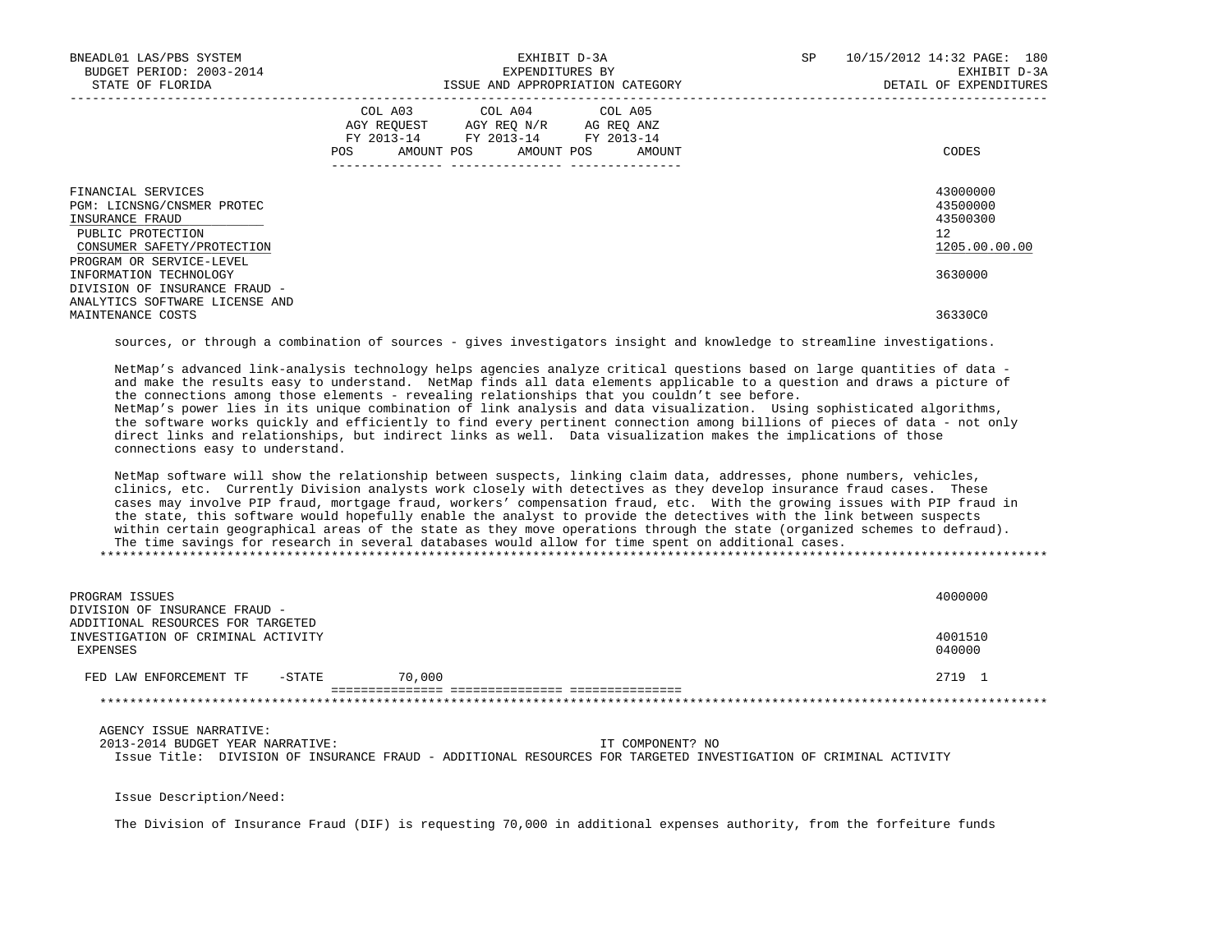| | COL A03 AGY REQUEST FY 2013-14 POS AMOUNT | COL A04 AGY REQ N/R FY 2013-14 POS AMOUNT | COL A05 AG REQ ANZ FY 2013-14 POS AMOUNT | CODES |
|---|---|---|---|---|
| FINANCIAL SERVICES | | | | 43000000 |
| PGM: LICNSNG/CNSMER PROTEC | | | | 43500000 |
| INSURANCE FRAUD | | | | 43500300 |
| PUBLIC PROTECTION | | | | 12 |
| CONSUMER SAFETY/PROTECTION | | | | 1205.00.00.00 |
| PROGRAM OR SERVICE-LEVEL INFORMATION TECHNOLOGY | | | | 3630000 |
| DIVISION OF INSURANCE FRAUD - ANALYTICS SOFTWARE LICENSE AND MAINTENANCE COSTS | | | | 36330C0 |

sources, or through a combination of sources - gives investigators insight and knowledge to streamline investigations.

NetMap's advanced link-analysis technology helps agencies analyze critical questions based on large quantities of data - and make the results easy to understand. NetMap finds all data elements applicable to a question and draws a picture of the connections among those elements - revealing relationships that you couldn't see before.
NetMap's power lies in its unique combination of link analysis and data visualization. Using sophisticated algorithms, the software works quickly and efficiently to find every pertinent connection among billions of pieces of data - not only direct links and relationships, but indirect links as well. Data visualization makes the implications of those connections easy to understand.

NetMap software will show the relationship between suspects, linking claim data, addresses, phone numbers, vehicles, clinics, etc. Currently Division analysts work closely with detectives as they develop insurance fraud cases. These cases may involve PIP fraud, mortgage fraud, workers' compensation fraud, etc. With the growing issues with PIP fraud in the state, this software would hopefully enable the analyst to provide the detectives with the link between suspects within certain geographical areas of the state as they move operations through the state (organized schemes to defraud). The time savings for research in several databases would allow for time spent on additional cases.

*******************************************************************************************************************

| | COL A03 | COL A04 | COL A05 | CODES |
|---|---|---|---|---|
| PROGRAM ISSUES | | | | 4000000 |
| DIVISION OF INSURANCE FRAUD - ADDITIONAL RESOURCES FOR TARGETED INVESTIGATION OF CRIMINAL ACTIVITY | | | | 4001510 |
| EXPENSES | | | | 040000 |
| FED LAW ENFORCEMENT TF -STATE | 70,000 | | | 2719 1 |

*******************************************************************************************************************

AGENCY ISSUE NARRATIVE:
2013-2014 BUDGET YEAR NARRATIVE: IT COMPONENT? NO

Issue Title: DIVISION OF INSURANCE FRAUD - ADDITIONAL RESOURCES FOR TARGETED INVESTIGATION OF CRIMINAL ACTIVITY

Issue Description/Need:

The Division of Insurance Fraud (DIF) is requesting 70,000 in additional expenses authority, from the forfeiture funds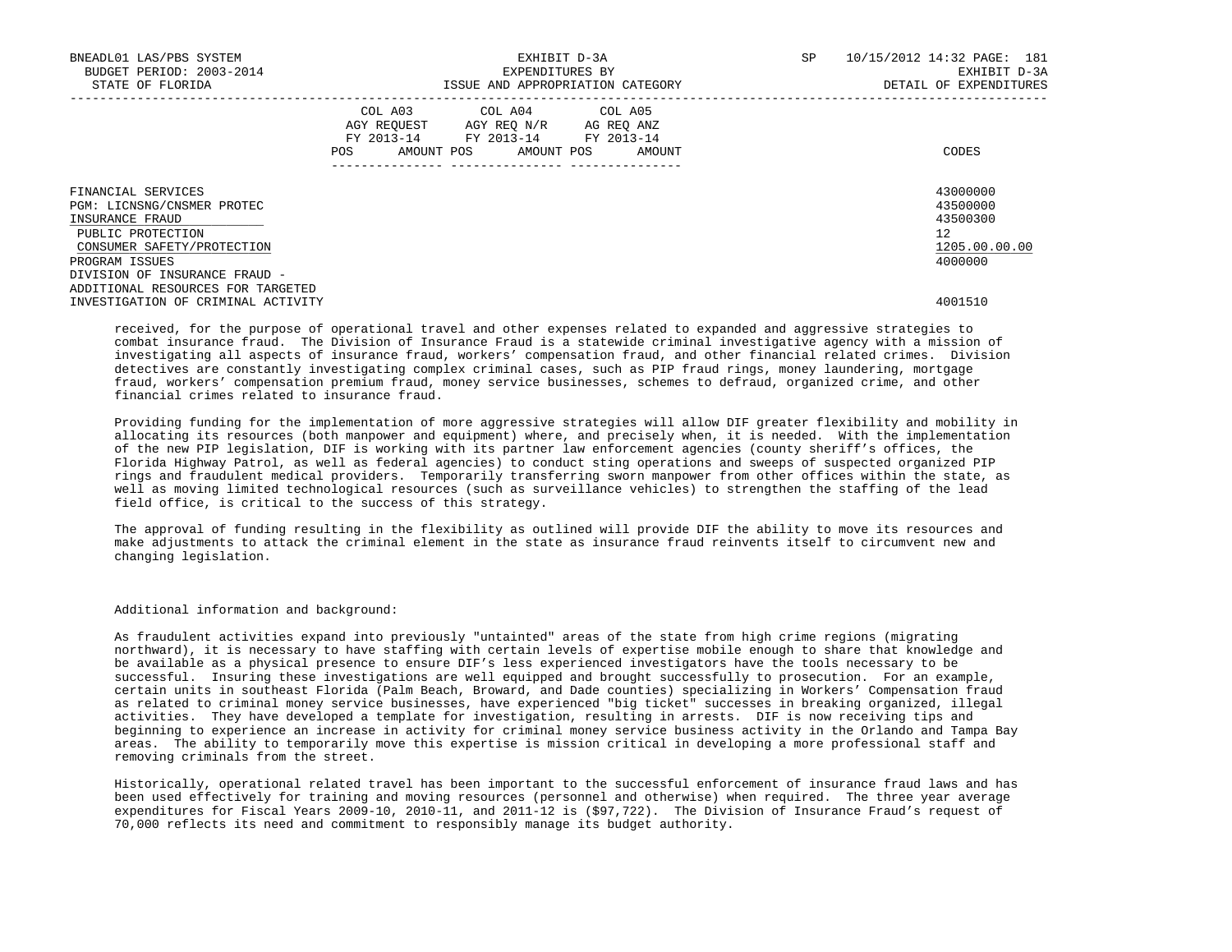| | COL A03 AGY REQUEST FY 2013-14 | | COL A04 AGY REQ N/R FY 2013-14 | | COL A05 AG REQ ANZ FY 2013-14 | | |
|---|---|---|---|---|---|---|---|
| | POS | AMOUNT | POS | AMOUNT | POS | AMOUNT | CODES |
| FINANCIAL SERVICES | | | | | | | 43000000 |
| PGM: LICNSNG/CNSMER PROTEC | | | | | | | 43500000 |
| INSURANCE FRAUD | | | | | | | 43500300 |
| PUBLIC PROTECTION | | | | | | | 12 |
| CONSUMER SAFETY/PROTECTION | | | | | | | 1205.00.00.00 |
| PROGRAM ISSUES | | | | | | | 4000000 |
| DIVISION OF INSURANCE FRAUD - ADDITIONAL RESOURCES FOR TARGETED INVESTIGATION OF CRIMINAL ACTIVITY | | | | | | | 4001510 |

received, for the purpose of operational travel and other expenses related to expanded and aggressive strategies to combat insurance fraud. The Division of Insurance Fraud is a statewide criminal investigative agency with a mission of investigating all aspects of insurance fraud, workers' compensation fraud, and other financial related crimes. Division detectives are constantly investigating complex criminal cases, such as PIP fraud rings, money laundering, mortgage fraud, workers' compensation premium fraud, money service businesses, schemes to defraud, organized crime, and other financial crimes related to insurance fraud.

Providing funding for the implementation of more aggressive strategies will allow DIF greater flexibility and mobility in allocating its resources (both manpower and equipment) where, and precisely when, it is needed. With the implementation of the new PIP legislation, DIF is working with its partner law enforcement agencies (county sheriff's offices, the Florida Highway Patrol, as well as federal agencies) to conduct sting operations and sweeps of suspected organized PIP rings and fraudulent medical providers. Temporarily transferring sworn manpower from other offices within the state, as well as moving limited technological resources (such as surveillance vehicles) to strengthen the staffing of the lead field office, is critical to the success of this strategy.

The approval of funding resulting in the flexibility as outlined will provide DIF the ability to move its resources and make adjustments to attack the criminal element in the state as insurance fraud reinvents itself to circumvent new and changing legislation.

Additional information and background:

As fraudulent activities expand into previously "untainted" areas of the state from high crime regions (migrating northward), it is necessary to have staffing with certain levels of expertise mobile enough to share that knowledge and be available as a physical presence to ensure DIF's less experienced investigators have the tools necessary to be successful. Insuring these investigations are well equipped and brought successfully to prosecution. For an example, certain units in southeast Florida (Palm Beach, Broward, and Dade counties) specializing in Workers' Compensation fraud as related to criminal money service businesses, have experienced "big ticket" successes in breaking organized, illegal activities. They have developed a template for investigation, resulting in arrests. DIF is now receiving tips and beginning to experience an increase in activity for criminal money service business activity in the Orlando and Tampa Bay areas. The ability to temporarily move this expertise is mission critical in developing a more professional staff and removing criminals from the street.

Historically, operational related travel has been important to the successful enforcement of insurance fraud laws and has been used effectively for training and moving resources (personnel and otherwise) when required. The three year average expenditures for Fiscal Years 2009-10, 2010-11, and 2011-12 is ($97,722). The Division of Insurance Fraud's request of 70,000 reflects its need and commitment to responsibly manage its budget authority.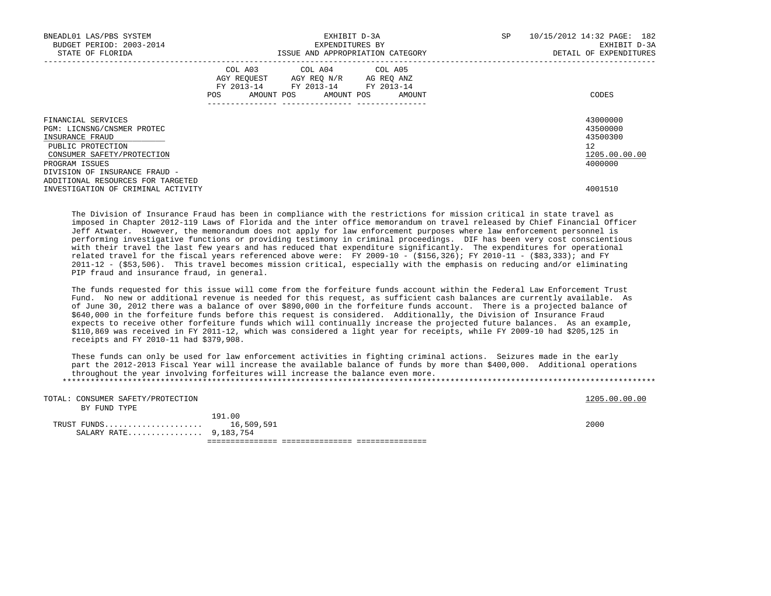| | COL A03 AGY REQUEST FY 2013-14 | | COL A04 AGY REQ N/R FY 2013-14 | | COL A05 AG REQ ANZ FY 2013-14 | | |
|---|---|---|---|---|---|---|---|
| | POS | AMOUNT | POS | AMOUNT | POS | AMOUNT | CODES |
| FINANCIAL SERVICES | | | | | | | 43000000 |
| PGM: LICNSNG/CNSMER PROTEC | | | | | | | 43500000 |
| INSURANCE FRAUD | | | | | | | 43500300 |
| PUBLIC PROTECTION | | | | | | | 12 |
| CONSUMER SAFETY/PROTECTION | | | | | | | 1205.00.00.00 |
| PROGRAM ISSUES | | | | | | | 4000000 |
| DIVISION OF INSURANCE FRAUD - ADDITIONAL RESOURCES FOR TARGETED INVESTIGATION OF CRIMINAL ACTIVITY | | | | | | | 4001510 |

The Division of Insurance Fraud has been in compliance with the restrictions for mission critical in state travel as imposed in Chapter 2012-119 Laws of Florida and the inter office memorandum on travel released by Chief Financial Officer Jeff Atwater. However, the memorandum does not apply for law enforcement purposes where law enforcement personnel is performing investigative functions or providing testimony in criminal proceedings. DIF has been very cost conscientious with their travel the last few years and has reduced that expenditure significantly. The expenditures for operational related travel for the fiscal years referenced above were: FY 2009-10 - ($156,326); FY 2010-11 - ($83,333); and FY 2011-12 - ($53,506). This travel becomes mission critical, especially with the emphasis on reducing and/or eliminating PIP fraud and insurance fraud, in general.

The funds requested for this issue will come from the forfeiture funds account within the Federal Law Enforcement Trust Fund. No new or additional revenue is needed for this request, as sufficient cash balances are currently available. As of June 30, 2012 there was a balance of over $890,000 in the forfeiture funds account. There is a projected balance of $640,000 in the forfeiture funds before this request is considered. Additionally, the Division of Insurance Fraud expects to receive other forfeiture funds which will continually increase the projected future balances. As an example, $110,869 was received in FY 2011-12, which was considered a light year for receipts, while FY 2009-10 had $205,125 in receipts and FY 2010-11 had $379,908.

These funds can only be used for law enforcement activities in fighting criminal actions. Seizures made in the early part the 2012-2013 Fiscal Year will increase the available balance of funds by more than $400,000. Additional operations throughout the year involving forfeitures will increase the balance even more.

*******************************************************************************************************************************

| | COL A03 POS | COL A03 AMOUNT | COL A04 POS | COL A04 AMOUNT | COL A05 POS | COL A05 AMOUNT | CODES |
|---|---|---|---|---|---|---|---|
| TOTAL: CONSUMER SAFETY/PROTECTION | | | | | | | 1205.00.00.00 |
| BY FUND TYPE | | | | | | | |
| TRUST FUNDS | 191.00 | 16,509,591 | | | | | 2000 |
| SALARY RATE | 9,183,754 | | | | | | |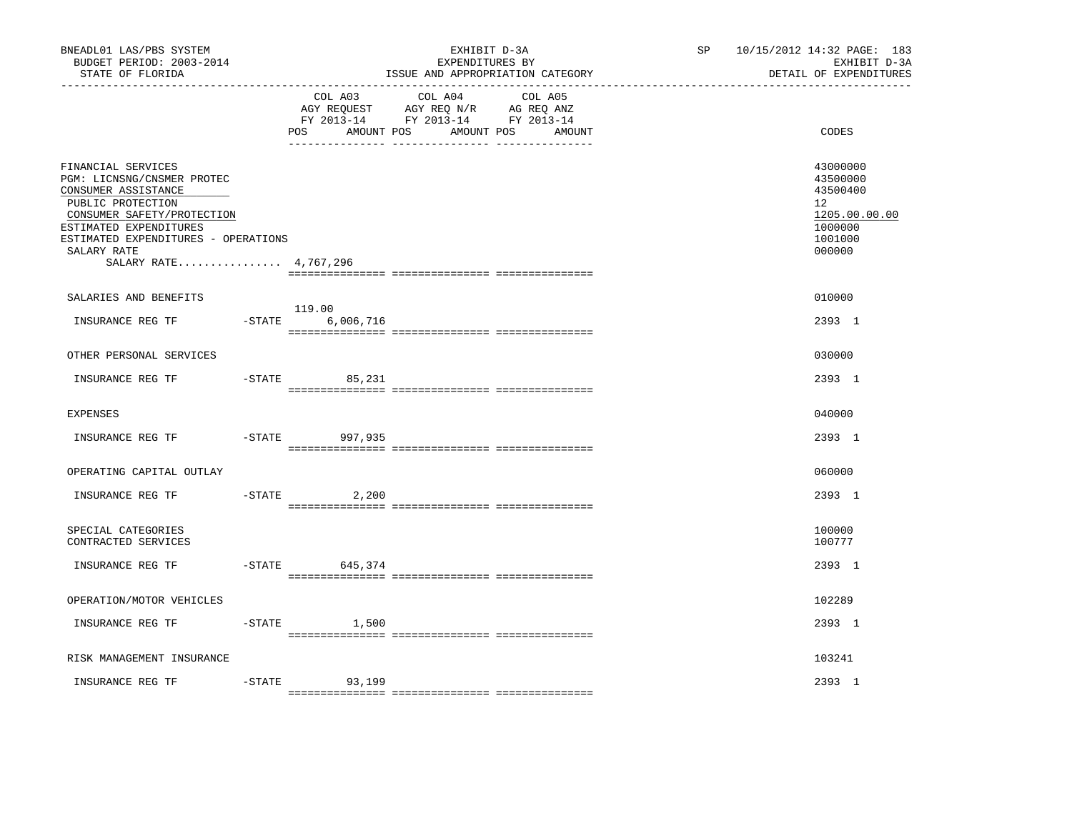BNEADL01 LAS/PBS SYSTEM
BUDGET PERIOD: 2003-2014
STATE OF FLORIDA

EXHIBIT D-3A
EXPENDITURES BY
ISSUE AND APPROPRIATION CATEGORY

SP 10/15/2012 14:32 PAGE: 183
EXHIBIT D-3A
DETAIL OF EXPENDITURES

| | COL A03 AGY REQUEST FY 2013-14 POS AMOUNT | COL A04 AGY REQ N/R FY 2013-14 POS AMOUNT | COL A05 AG REQ ANZ FY 2013-14 POS AMOUNT | CODES |
|---|---|---|---|---|
| FINANCIAL SERVICES | | | | 43000000 |
| PGM: LICNSNG/CNSMER PROTEC | | | | 43500000 |
| CONSUMER ASSISTANCE | | | | 43500400 |
| PUBLIC PROTECTION | | | | 12 |
| CONSUMER SAFETY/PROTECTION | | | | 1205.00.00.00 |
| ESTIMATED EXPENDITURES | | | | 1000000 |
| ESTIMATED EXPENDITURES - OPERATIONS | | | | 1001000 |
| SALARY RATE | | | | 000000 |
| SALARY RATE................ 4,767,296 | | | | |
| SALARIES AND BENEFITS | | | | 010000 |
| INSURANCE REG TF -STATE | 119.00 6,006,716 | | | 2393 1 |
| OTHER PERSONAL SERVICES | | | | 030000 |
| INSURANCE REG TF -STATE | 85,231 | | | 2393 1 |
| EXPENSES | | | | 040000 |
| INSURANCE REG TF -STATE | 997,935 | | | 2393 1 |
| OPERATING CAPITAL OUTLAY | | | | 060000 |
| INSURANCE REG TF -STATE | 2,200 | | | 2393 1 |
| SPECIAL CATEGORIES | | | | 100000 |
| CONTRACTED SERVICES | | | | 100777 |
| INSURANCE REG TF -STATE | 645,374 | | | 2393 1 |
| OPERATION/MOTOR VEHICLES | | | | 102289 |
| INSURANCE REG TF -STATE | 1,500 | | | 2393 1 |
| RISK MANAGEMENT INSURANCE | | | | 103241 |
| INSURANCE REG TF -STATE | 93,199 | | | 2393 1 |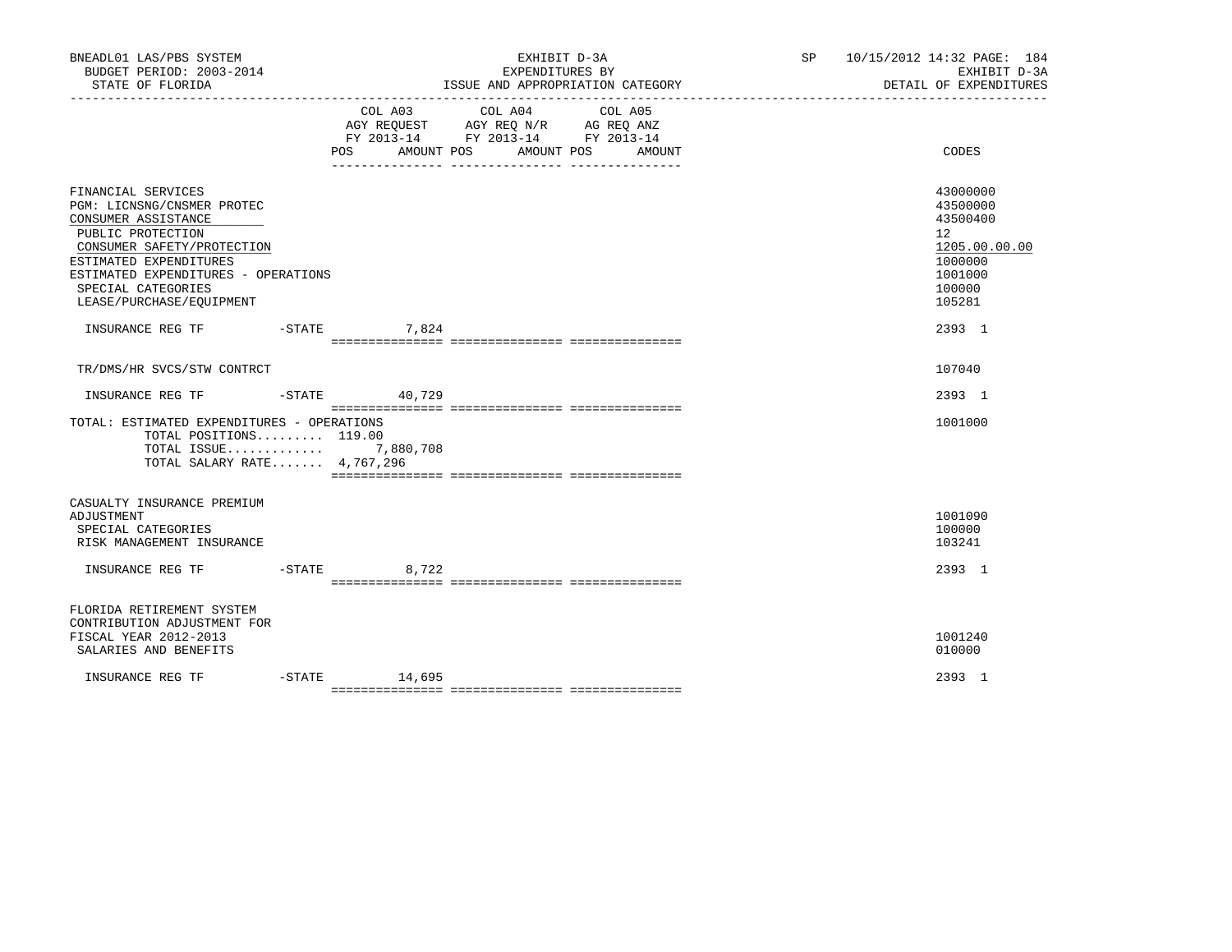BNEADL01 LAS/PBS SYSTEM | EXHIBIT D-3A | SP 10/15/2012 14:32 PAGE: 184
BUDGET PERIOD: 2003-2014 | EXPENDITURES BY | EXHIBIT D-3A
STATE OF FLORIDA | ISSUE AND APPROPRIATION CATEGORY | DETAIL OF EXPENDITURES

| | COL A03 AGY REQUEST FY 2013-14 POS AMOUNT | COL A04 AGY REQ N/R FY 2013-14 POS AMOUNT | COL A05 AG REQ ANZ FY 2013-14 POS AMOUNT | CODES |
|---|---|---|---|---|
| FINANCIAL SERVICES | | | | 43000000 |
| PGM: LICNSNG/CNSMER PROTEC | | | | 43500000 |
| CONSUMER ASSISTANCE | | | | 43500400 |
| PUBLIC PROTECTION | | | | 12 |
| CONSUMER SAFETY/PROTECTION | | | | 1205.00.00.00 |
| ESTIMATED EXPENDITURES | | | | 1000000 |
| ESTIMATED EXPENDITURES - OPERATIONS | | | | 1001000 |
| SPECIAL CATEGORIES | | | | 100000 |
| LEASE/PURCHASE/EQUIPMENT | | | | 105281 |
| INSURANCE REG TF -STATE | 7,824 | | | 2393 1 |
| TR/DMS/HR SVCS/STW CONTRCT | | | | 107040 |
| INSURANCE REG TF -STATE | 40,729 | | | 2393 1 |
| TOTAL: ESTIMATED EXPENDITURES - OPERATIONS | | | | 1001000 |
| TOTAL POSITIONS......... 119.00 | | | | |
| TOTAL ISSUE............. | 7,880,708 | | | |
| TOTAL SALARY RATE....... 4,767,296 | | | | |
| CASUALTY INSURANCE PREMIUM ADJUSTMENT | | | | 1001090 |
| SPECIAL CATEGORIES | | | | 100000 |
| RISK MANAGEMENT INSURANCE | | | | 103241 |
| INSURANCE REG TF -STATE | 8,722 | | | 2393 1 |
| FLORIDA RETIREMENT SYSTEM CONTRIBUTION ADJUSTMENT FOR FISCAL YEAR 2012-2013 | | | | 1001240 |
| SALARIES AND BENEFITS | | | | 010000 |
| INSURANCE REG TF -STATE | 14,695 | | | 2393 1 |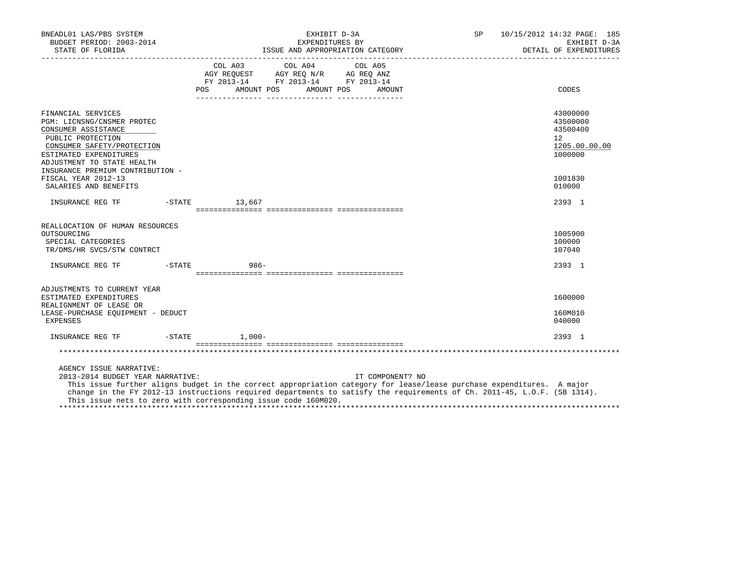BNEADL01 LAS/PBS SYSTEM — EXHIBIT D-3A — EXPENDITURES BY ISSUE AND APPROPRIATION CATEGORY — SP 10/15/2012 14:32 PAGE: 185
BUDGET PERIOD: 2003-2014 — EXHIBIT D-3A
STATE OF FLORIDA — DETAIL OF EXPENDITURES

| | COL A03 AGY REQUEST FY 2013-14 POS AMOUNT | COL A04 AGY REQ N/R FY 2013-14 POS AMOUNT | COL A05 AG REQ ANZ FY 2013-14 POS AMOUNT | CODES |
|---|---|---|---|---|
| FINANCIAL SERVICES | | | | 43000000 |
| PGM: LICNSNG/CNSMER PROTEC | | | | 43500000 |
| CONSUMER ASSISTANCE | | | | 43500400 |
| PUBLIC PROTECTION | | | | 12 |
| CONSUMER SAFETY/PROTECTION | | | | 1205.00.00.00 |
| ESTIMATED EXPENDITURES | | | | 1000000 |
| ADJUSTMENT TO STATE HEALTH INSURANCE PREMIUM CONTRIBUTION - FISCAL YEAR 2012-13 | | | | 1001830 |
| SALARIES AND BENEFITS | | | | 010000 |
| INSURANCE REG TF -STATE | 13,667 | | | 2393 1 |
| REALLOCATION OF HUMAN RESOURCES OUTSOURCING | | | | 1005900 |
| SPECIAL CATEGORIES | | | | 100000 |
| TR/DMS/HR SVCS/STW CONTRCT | | | | 107040 |
| INSURANCE REG TF -STATE | 986- | | | 2393 1 |
| ADJUSTMENTS TO CURRENT YEAR ESTIMATED EXPENDITURES | | | | 1600000 |
| REALIGNMENT OF LEASE OR LEASE-PURCHASE EQUIPMENT - DEDUCT | | | | 160M010 |
| EXPENSES | | | | 040000 |
| INSURANCE REG TF -STATE | 1,000- | | | 2393 1 |

AGENCY ISSUE NARRATIVE:
2013-2014 BUDGET YEAR NARRATIVE: IT COMPONENT? NO
This issue further aligns budget in the correct appropriation category for lease/lease purchase expenditures. A major change in the FY 2012-13 instructions required departments to satisfy the requirements of Ch. 2011-45, L.O.F. (SB 1314). This issue nets to zero with corresponding issue code 160M020.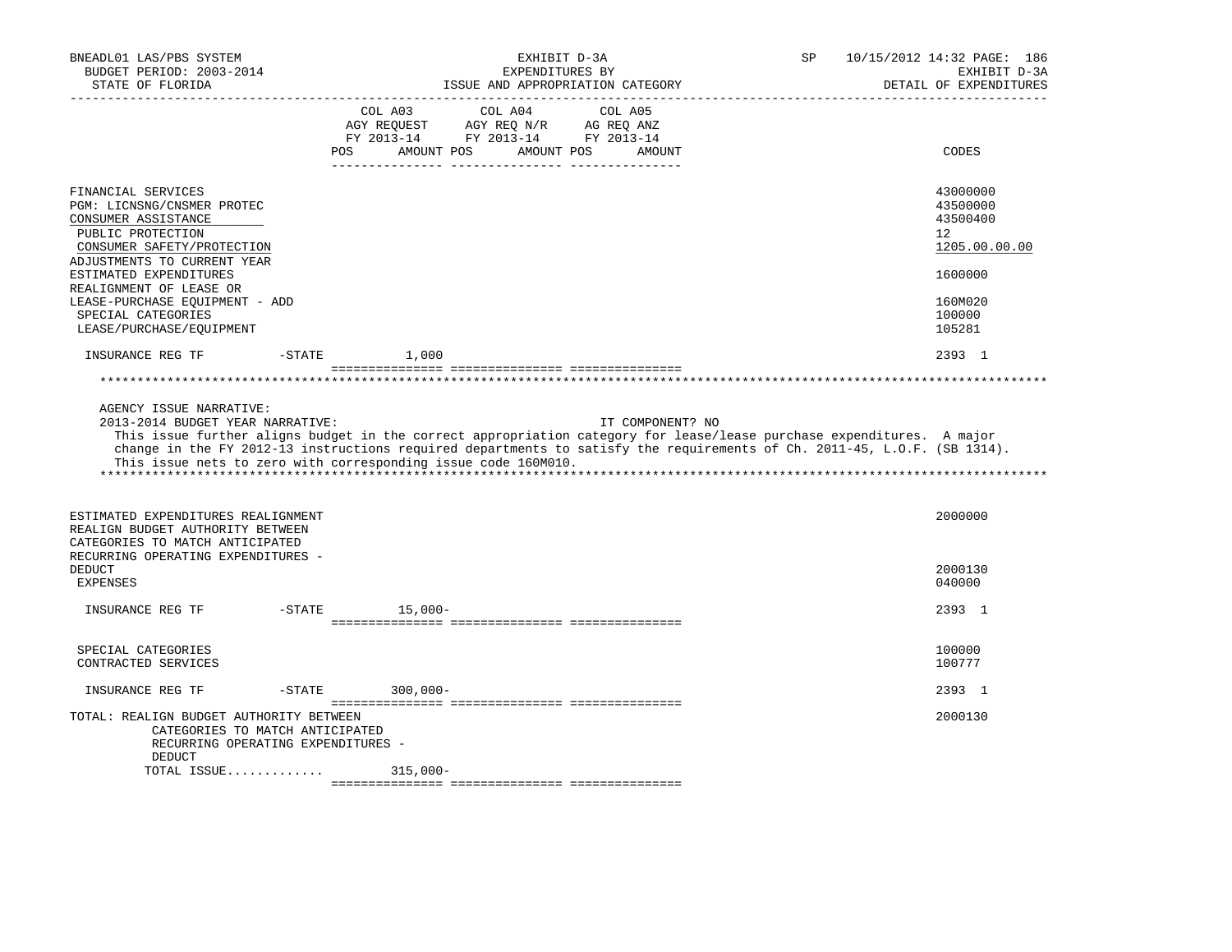| | COL A03 AGY REQUEST FY 2013-14 POS AMOUNT | COL A04 AGY REQ N/R FY 2013-14 POS AMOUNT | COL A05 AG REQ ANZ FY 2013-14 POS AMOUNT | CODES |
|---|---|---|---|---|
| FINANCIAL SERVICES | | | | 43000000 |
| PGM: LICNSNG/CNSMER PROTEC | | | | 43500000 |
| CONSUMER ASSISTANCE | | | | 43500400 |
| PUBLIC PROTECTION | | | | 12 |
| CONSUMER SAFETY/PROTECTION | | | | 1205.00.00.00 |
| ADJUSTMENTS TO CURRENT YEAR ESTIMATED EXPENDITURES | | | | 1600000 |
| REALIGNMENT OF LEASE OR LEASE-PURCHASE EQUIPMENT - ADD | | | | 160M020 |
| SPECIAL CATEGORIES | | | | 100000 |
| LEASE/PURCHASE/EQUIPMENT | | | | 105281 |
| INSURANCE REG TF -STATE | 1,000 | | | 2393 1 |

AGENCY ISSUE NARRATIVE:

2013-2014 BUDGET YEAR NARRATIVE: IT COMPONENT? NO

This issue further aligns budget in the correct appropriation category for lease/lease purchase expenditures. A major change in the FY 2012-13 instructions required departments to satisfy the requirements of Ch. 2011-45, L.O.F. (SB 1314). This issue nets to zero with corresponding issue code 160M010.

| | COL A03 | COL A04 | COL A05 | CODES |
|---|---|---|---|---|
| ESTIMATED EXPENDITURES REALIGNMENT | | | | 2000000 |
| REALIGN BUDGET AUTHORITY BETWEEN CATEGORIES TO MATCH ANTICIPATED RECURRING OPERATING EXPENDITURES - DEDUCT | | | | 2000130 |
| EXPENSES | | | | 040000 |
| INSURANCE REG TF -STATE | 15,000- | | | 2393 1 |
| SPECIAL CATEGORIES | | | | 100000 |
| CONTRACTED SERVICES | | | | 100777 |
| INSURANCE REG TF -STATE | 300,000- | | | 2393 1 |
| TOTAL: REALIGN BUDGET AUTHORITY BETWEEN CATEGORIES TO MATCH ANTICIPATED RECURRING OPERATING EXPENDITURES - DEDUCT | | | | 2000130 |
| TOTAL ISSUE............ | 315,000- | | | |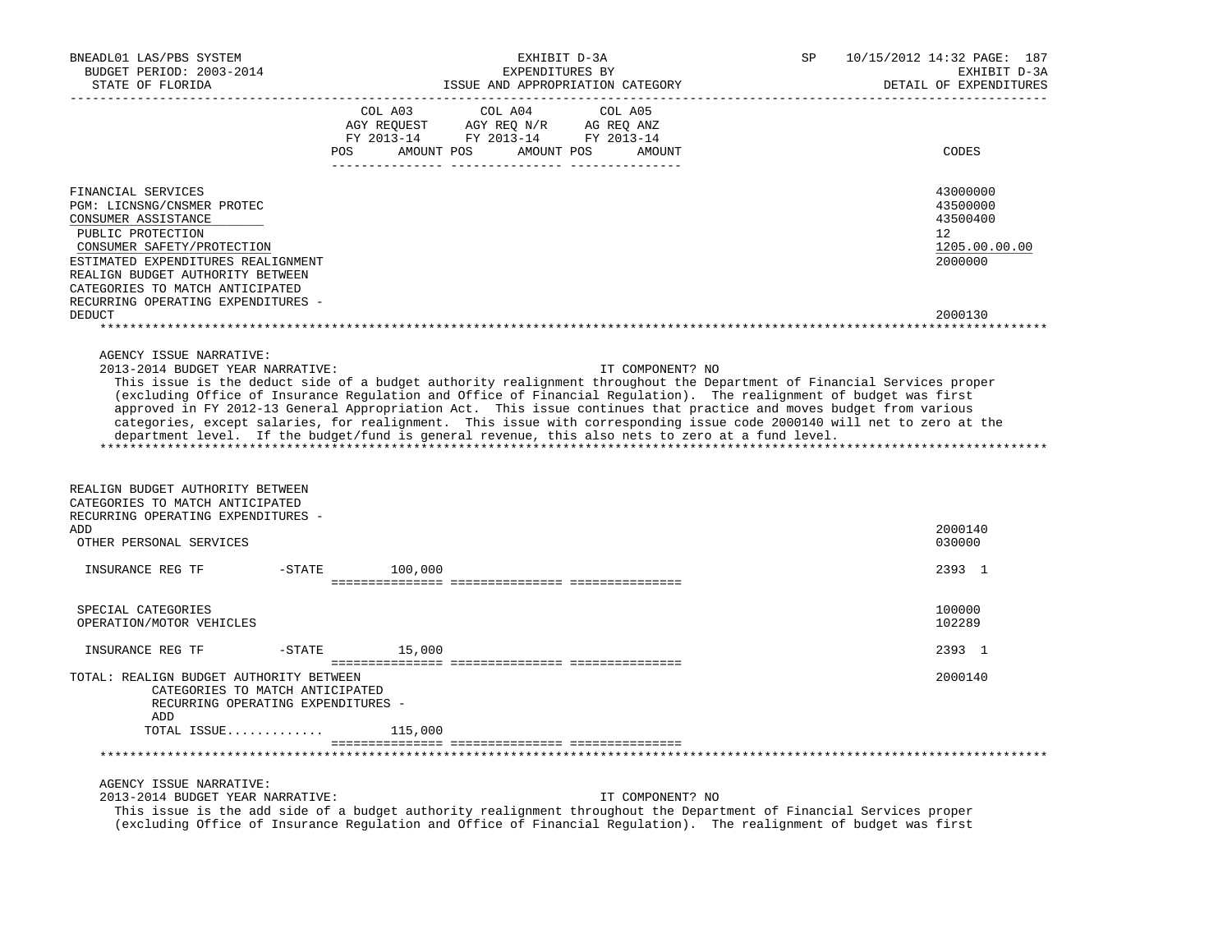| | COL A03 AGY REQUEST FY 2013-14 POS AMOUNT | COL A04 AGY REQ N/R FY 2013-14 POS AMOUNT | COL A05 AG REQ ANZ FY 2013-14 POS AMOUNT | CODES |
|---|---|---|---|---|
| FINANCIAL SERVICES | | | | 43000000 |
| PGM: LICNSNG/CNSMER PROTEC | | | | 43500000 |
| CONSUMER ASSISTANCE | | | | 43500400 |
| PUBLIC PROTECTION | | | | 12 |
| CONSUMER SAFETY/PROTECTION | | | | 1205.00.00.00 |
| ESTIMATED EXPENDITURES REALIGNMENT | | | | 2000000 |
| REALIGN BUDGET AUTHORITY BETWEEN CATEGORIES TO MATCH ANTICIPATED RECURRING OPERATING EXPENDITURES - DEDUCT | | | | 2000130 |

AGENCY ISSUE NARRATIVE:

2013-2014 BUDGET YEAR NARRATIVE: IT COMPONENT? NO

This issue is the deduct side of a budget authority realignment throughout the Department of Financial Services proper (excluding Office of Insurance Regulation and Office of Financial Regulation). The realignment of budget was first approved in FY 2012-13 General Appropriation Act. This issue continues that practice and moves budget from various categories, except salaries, for realignment. This issue with corresponding issue code 2000140 will net to zero at the department level. If the budget/fund is general revenue, this also nets to zero at a fund level.

| | COL A03 | COL A04 | COL A05 | CODES |
|---|---|---|---|---|
| REALIGN BUDGET AUTHORITY BETWEEN CATEGORIES TO MATCH ANTICIPATED RECURRING OPERATING EXPENDITURES - ADD | | | | 2000140 |
| OTHER PERSONAL SERVICES | | | | 030000 |
| INSURANCE REG TF -STATE | 100,000 | | | 2393 1 |
| SPECIAL CATEGORIES | | | | 100000 |
| OPERATION/MOTOR VEHICLES | | | | 102289 |
| INSURANCE REG TF -STATE | 15,000 | | | 2393 1 |
| TOTAL: REALIGN BUDGET AUTHORITY BETWEEN CATEGORIES TO MATCH ANTICIPATED RECURRING OPERATING EXPENDITURES - ADD | | | | 2000140 |
| TOTAL ISSUE............ | 115,000 | | | |

AGENCY ISSUE NARRATIVE:

2013-2014 BUDGET YEAR NARRATIVE: IT COMPONENT? NO

This issue is the add side of a budget authority realignment throughout the Department of Financial Services proper (excluding Office of Insurance Regulation and Office of Financial Regulation). The realignment of budget was first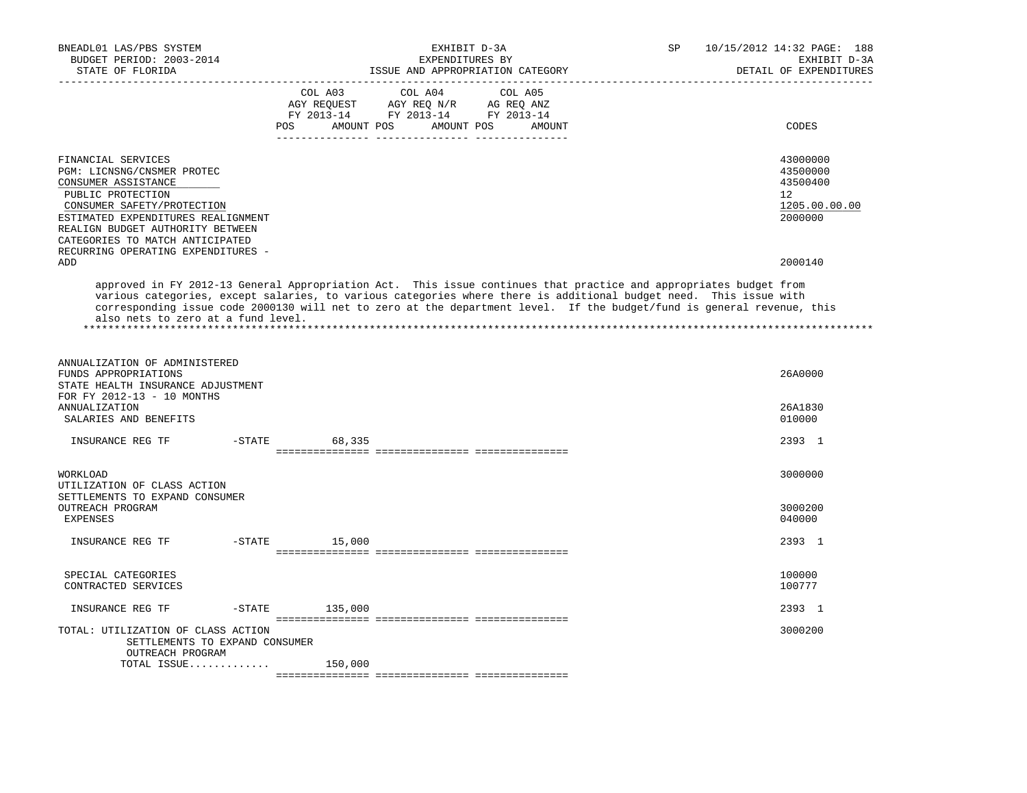| | COL A03 AGY REQUEST FY 2013-14 POS AMOUNT | COL A04 AGY REQ N/R FY 2013-14 POS AMOUNT | COL A05 AG REQ ANZ FY 2013-14 POS AMOUNT | CODES |
|---|---|---|---|---|
| FINANCIAL SERVICES | | | | 43000000 |
| PGM: LICNSNG/CNSMER PROTEC | | | | 43500000 |
| CONSUMER ASSISTANCE | | | | 43500400 |
| PUBLIC PROTECTION | | | | 12 |
| CONSUMER SAFETY/PROTECTION | | | | 1205.00.00.00 |
| ESTIMATED EXPENDITURES REALIGNMENT | | | | 2000000 |
| REALIGN BUDGET AUTHORITY BETWEEN CATEGORIES TO MATCH ANTICIPATED RECURRING OPERATING EXPENDITURES - ADD | | | | 2000140 |

approved in FY 2012-13 General Appropriation Act. This issue continues that practice and appropriates budget from various categories, except salaries, to various categories where there is additional budget need. This issue with corresponding issue code 2000130 will net to zero at the department level. If the budget/fund is general revenue, this also nets to zero at a fund level.

*******************************************************************************************************************

| | COL A03 | COL A04 | COL A05 | CODES |
|---|---|---|---|---|
| ANNUALIZATION OF ADMINISTERED FUNDS APPROPRIATIONS | | | | 26A0000 |
| STATE HEALTH INSURANCE ADJUSTMENT FOR FY 2012-13 - 10 MONTHS ANNUALIZATION | | | | 26A1830 |
| SALARIES AND BENEFITS | | | | 010000 |
| INSURANCE REG TF -STATE | 68,335 | | | 2393 1 |
| WORKLOAD | | | | 3000000 |
| UTILIZATION OF CLASS ACTION SETTLEMENTS TO EXPAND CONSUMER OUTREACH PROGRAM | | | | 3000200 |
| EXPENSES | | | | 040000 |
| INSURANCE REG TF -STATE | 15,000 | | | 2393 1 |
| SPECIAL CATEGORIES | | | | 100000 |
| CONTRACTED SERVICES | | | | 100777 |
| INSURANCE REG TF -STATE | 135,000 | | | 2393 1 |
| TOTAL: UTILIZATION OF CLASS ACTION SETTLEMENTS TO EXPAND CONSUMER OUTREACH PROGRAM | | | | 3000200 |
| TOTAL ISSUE............. | 150,000 | | | |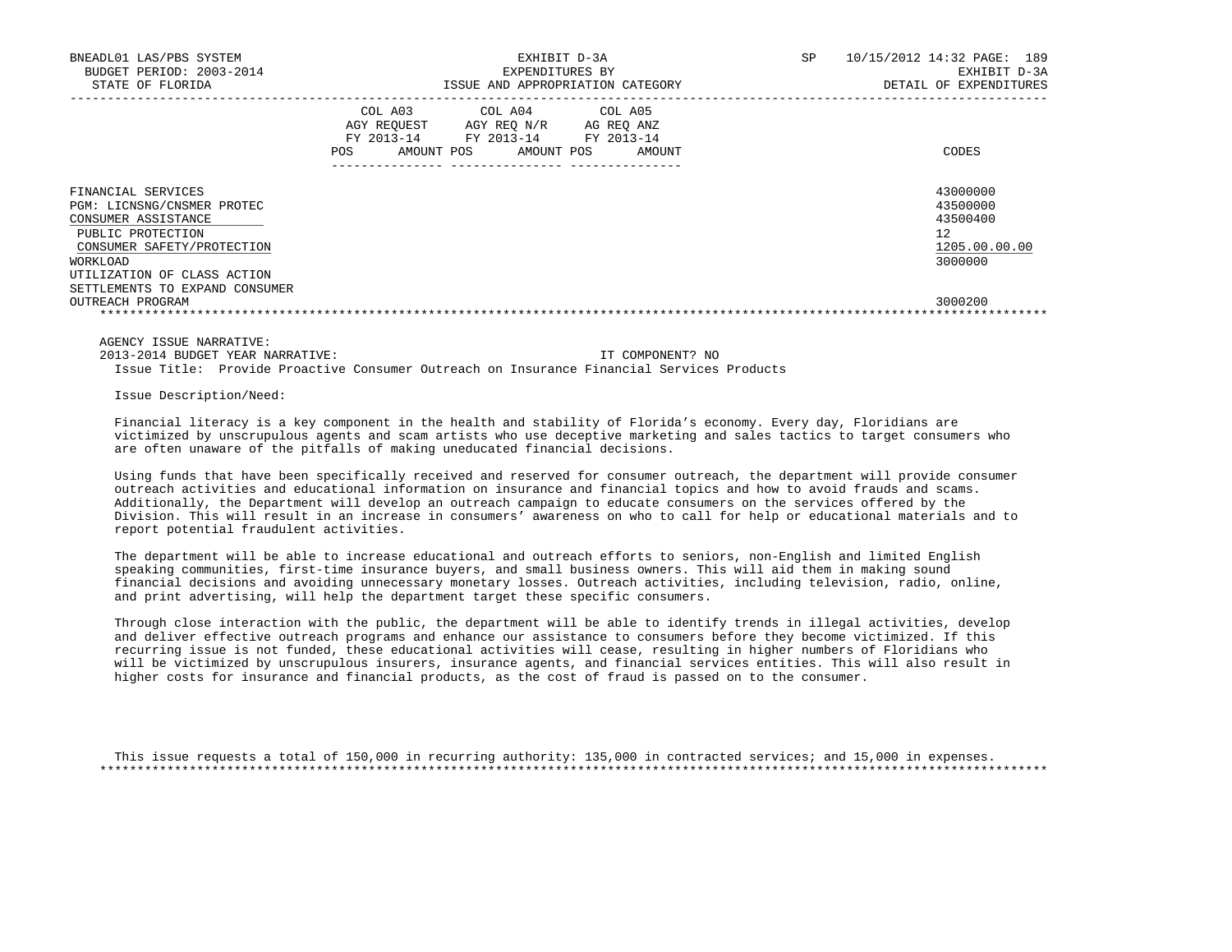| | COL A03 AGY REQUEST FY 2013-14 POS AMOUNT | COL A04 AGY REQ N/R FY 2013-14 POS AMOUNT | COL A05 AG REQ ANZ FY 2013-14 POS AMOUNT | CODES |
|---|---|---|---|---|
| FINANCIAL SERVICES | | | | 43000000 |
| PGM: LICNSNG/CNSMER PROTEC | | | | 43500000 |
| CONSUMER ASSISTANCE | | | | 43500400 |
| PUBLIC PROTECTION | | | | 12 |
| CONSUMER SAFETY/PROTECTION | | | | 1205.00.00.00 |
| WORKLOAD | | | | 3000000 |
| UTILIZATION OF CLASS ACTION SETTLEMENTS TO EXPAND CONSUMER OUTREACH PROGRAM | | | | 3000200 |

AGENCY ISSUE NARRATIVE:

2013-2014 BUDGET YEAR NARRATIVE: IT COMPONENT? NO

Issue Title: Provide Proactive Consumer Outreach on Insurance Financial Services Products

Issue Description/Need:

Financial literacy is a key component in the health and stability of Florida's economy. Every day, Floridians are victimized by unscrupulous agents and scam artists who use deceptive marketing and sales tactics to target consumers who are often unaware of the pitfalls of making uneducated financial decisions.

Using funds that have been specifically received and reserved for consumer outreach, the department will provide consumer outreach activities and educational information on insurance and financial topics and how to avoid frauds and scams. Additionally, the Department will develop an outreach campaign to educate consumers on the services offered by the Division. This will result in an increase in consumers' awareness on who to call for help or educational materials and to report potential fraudulent activities.

The department will be able to increase educational and outreach efforts to seniors, non-English and limited English speaking communities, first-time insurance buyers, and small business owners. This will aid them in making sound financial decisions and avoiding unnecessary monetary losses. Outreach activities, including television, radio, online, and print advertising, will help the department target these specific consumers.

Through close interaction with the public, the department will be able to identify trends in illegal activities, develop and deliver effective outreach programs and enhance our assistance to consumers before they become victimized. If this recurring issue is not funded, these educational activities will cease, resulting in higher numbers of Floridians who will be victimized by unscrupulous insurers, insurance agents, and financial services entities. This will also result in higher costs for insurance and financial products, as the cost of fraud is passed on to the consumer.

This issue requests a total of 150,000 in recurring authority: 135,000 in contracted services; and 15,000 in expenses.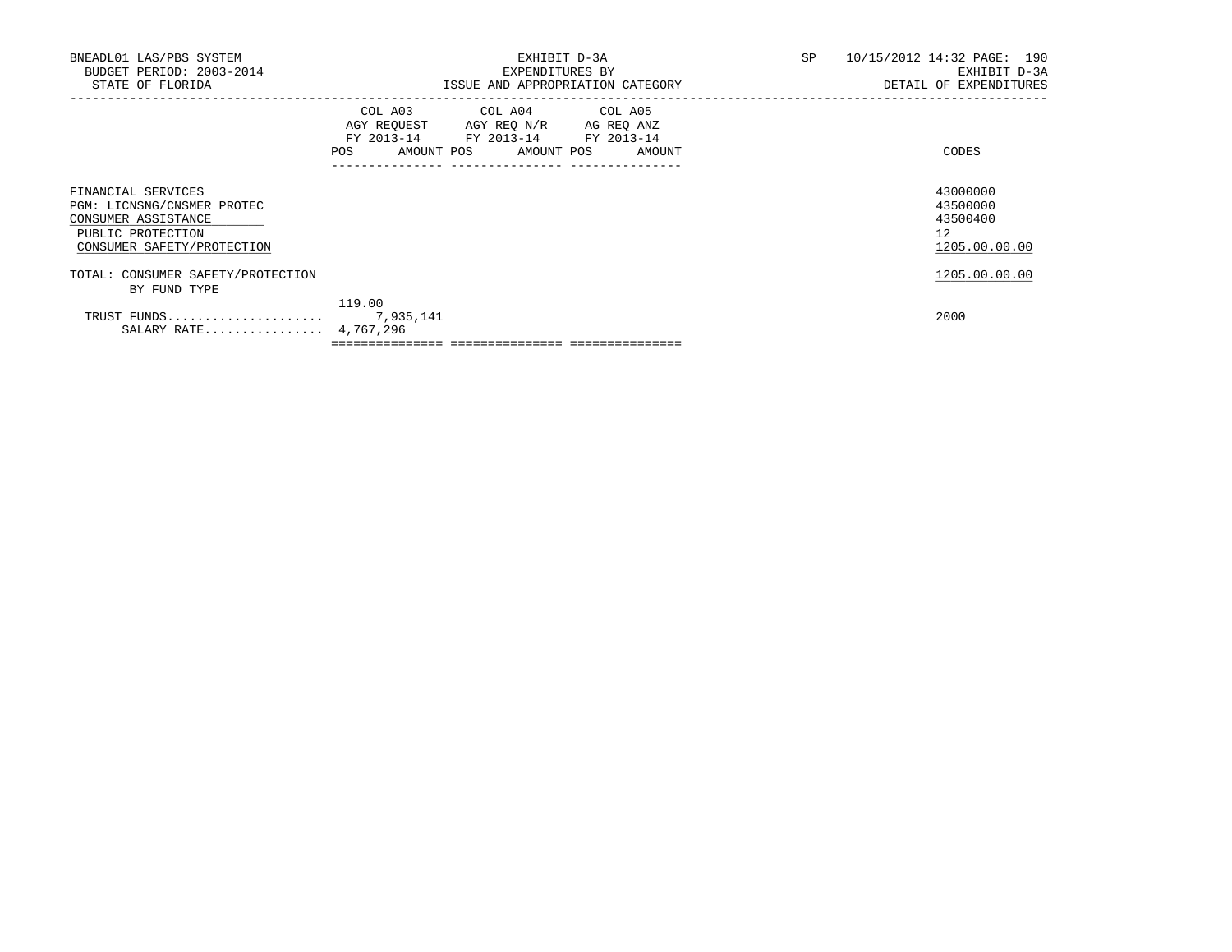BNEADL01 LAS/PBS SYSTEM
BUDGET PERIOD: 2003-2014
STATE OF FLORIDA

EXHIBIT D-3A
EXPENDITURES BY
ISSUE AND APPROPRIATION CATEGORY

SP 10/15/2012 14:32 PAGE: 190
EXHIBIT D-3A
DETAIL OF EXPENDITURES

| | COL A03 AGY REQUEST FY 2013-14 POS AMOUNT | COL A04 AGY REQ N/R FY 2013-14 POS AMOUNT | COL A05 AG REQ ANZ FY 2013-14 POS AMOUNT | CODES |
|---|---|---|---|---|
| FINANCIAL SERVICES | | | | 43000000 |
| PGM: LICNSNG/CNSMER PROTEC | | | | 43500000 |
| CONSUMER ASSISTANCE | | | | 43500400 |
| PUBLIC PROTECTION | | | | 12 |
| CONSUMER SAFETY/PROTECTION | | | | 1205.00.00.00 |
| TOTAL: CONSUMER SAFETY/PROTECTION | | | | 1205.00.00.00 |
| BY FUND TYPE | | | | |
| TRUST FUNDS..................... | 119.00 7,935,141 | | | 2000 |
| SALARY RATE................ | 4,767,296 | | | |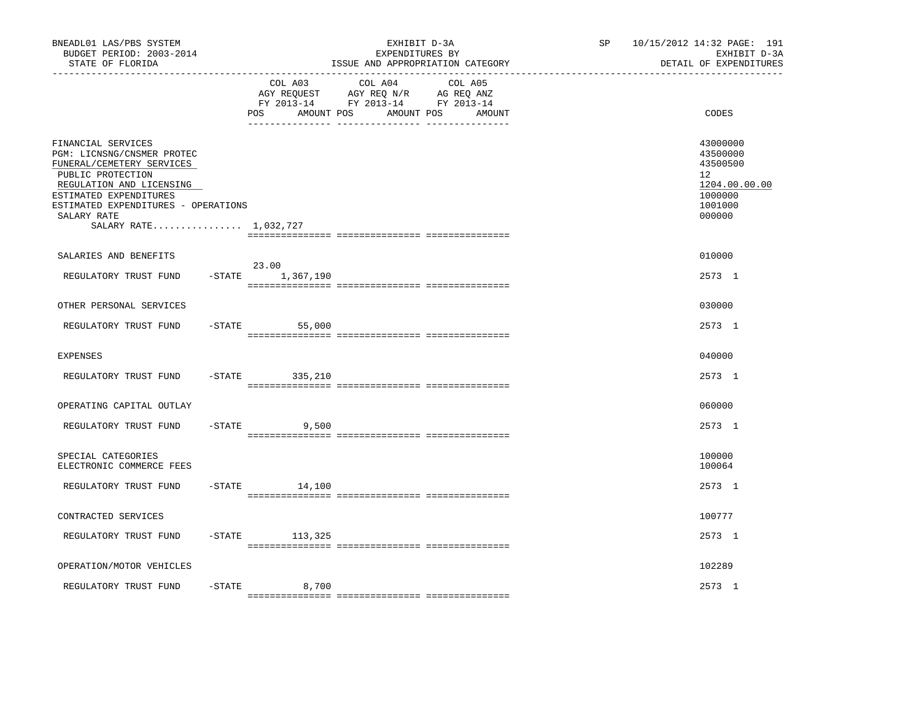BNEADL01 LAS/PBS SYSTEM
BUDGET PERIOD: 2003-2014
STATE OF FLORIDA

EXHIBIT D-3A
EXPENDITURES BY
ISSUE AND APPROPRIATION CATEGORY

SP 10/15/2012 14:32 PAGE: 191
EXHIBIT D-3A
DETAIL OF EXPENDITURES

| | | COL A03 AGY REQUEST FY 2013-14 POS | AMOUNT | COL A04 AGY REQ N/R FY 2013-14 POS | AMOUNT | COL A05 AG REQ ANZ FY 2013-14 POS | AMOUNT | CODES |
|---|---|---|---|---|---|---|---|---|
| FINANCIAL SERVICES | | | | | | | | 43000000 |
| PGM: LICNSNG/CNSMER PROTEC | | | | | | | | 43500000 |
| FUNERAL/CEMETERY SERVICES | | | | | | | | 43500500 |
| PUBLIC PROTECTION | | | | | | | | 12 |
| REGULATION AND LICENSING | | | | | | | | 1204.00.00.00 |
| ESTIMATED EXPENDITURES | | | | | | | | 1000000 |
| ESTIMATED EXPENDITURES - OPERATIONS | | | | | | | | 1001000 |
| SALARY RATE | | | | | | | | 000000 |
| SALARY RATE................ 1,032,727 | | | | | | | | |
| SALARIES AND BENEFITS | | | | | | | | 010000 |
| REGULATORY TRUST FUND | -STATE | 23.00 | 1,367,190 | | | | | 2573 1 |
| OTHER PERSONAL SERVICES | | | | | | | | 030000 |
| REGULATORY TRUST FUND | -STATE | | 55,000 | | | | | 2573 1 |
| EXPENSES | | | | | | | | 040000 |
| REGULATORY TRUST FUND | -STATE | | 335,210 | | | | | 2573 1 |
| OPERATING CAPITAL OUTLAY | | | | | | | | 060000 |
| REGULATORY TRUST FUND | -STATE | | 9,500 | | | | | 2573 1 |
| SPECIAL CATEGORIES | | | | | | | | 100000 |
| ELECTRONIC COMMERCE FEES | | | | | | | | 100064 |
| REGULATORY TRUST FUND | -STATE | | 14,100 | | | | | 2573 1 |
| CONTRACTED SERVICES | | | | | | | | 100777 |
| REGULATORY TRUST FUND | -STATE | | 113,325 | | | | | 2573 1 |
| OPERATION/MOTOR VEHICLES | | | | | | | | 102289 |
| REGULATORY TRUST FUND | -STATE | | 8,700 | | | | | 2573 1 |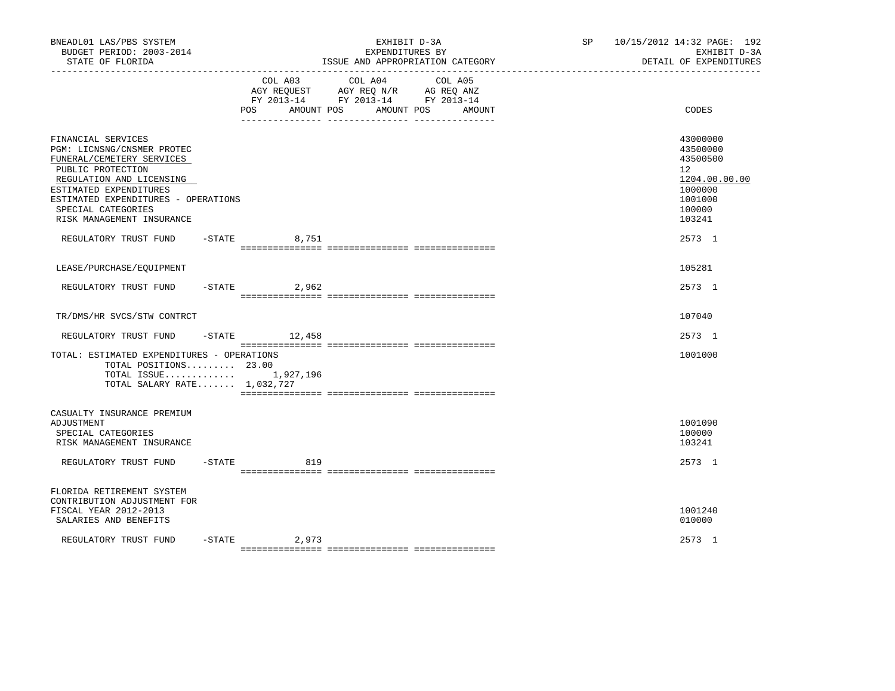BNEADL01 LAS/PBS SYSTEM
BUDGET PERIOD: 2003-2014
STATE OF FLORIDA

EXHIBIT D-3A
EXPENDITURES BY
ISSUE AND APPROPRIATION CATEGORY

SP 10/15/2012 14:32
EXHIBIT D-3A
DETAIL OF EXPENDITURES

| | COL A03 AGY REQUEST FY 2013-14 POS AMOUNT | COL A04 AGY REQ N/R FY 2013-14 POS AMOUNT | COL A05 AG REQ ANZ FY 2013-14 POS AMOUNT | CODES |
|---|---|---|---|---|
| FINANCIAL SERVICES | | | | 43000000 |
| PGM: LICNSNG/CNSMER PROTEC | | | | 43500000 |
| FUNERAL/CEMETERY SERVICES | | | | 43500500 |
| PUBLIC PROTECTION | | | | 12 |
| REGULATION AND LICENSING | | | | 1204.00.00.00 |
| ESTIMATED EXPENDITURES | | | | 1000000 |
| ESTIMATED EXPENDITURES - OPERATIONS | | | | 1001000 |
| SPECIAL CATEGORIES | | | | 100000 |
| RISK MANAGEMENT INSURANCE | | | | 103241 |
| REGULATORY TRUST FUND -STATE | 8,751 | | | 2573 1 |
| LEASE/PURCHASE/EQUIPMENT | | | | 105281 |
| REGULATORY TRUST FUND -STATE | 2,962 | | | 2573 1 |
| TR/DMS/HR SVCS/STW CONTRCT | | | | 107040 |
| REGULATORY TRUST FUND -STATE | 12,458 | | | 2573 1 |
| TOTAL: ESTIMATED EXPENDITURES - OPERATIONS | | | | 1001000 |
| TOTAL POSITIONS......... | 23.00 | | | |
| TOTAL ISSUE............. | 1,927,196 | | | |
| TOTAL SALARY RATE....... | 1,032,727 | | | |
| CASUALTY INSURANCE PREMIUM ADJUSTMENT | | | | 1001090 |
| SPECIAL CATEGORIES | | | | 100000 |
| RISK MANAGEMENT INSURANCE | | | | 103241 |
| REGULATORY TRUST FUND -STATE | 819 | | | 2573 1 |
| FLORIDA RETIREMENT SYSTEM CONTRIBUTION ADJUSTMENT FOR FISCAL YEAR 2012-2013 | | | | 1001240 |
| SALARIES AND BENEFITS | | | | 010000 |
| REGULATORY TRUST FUND -STATE | 2,973 | | | 2573 1 |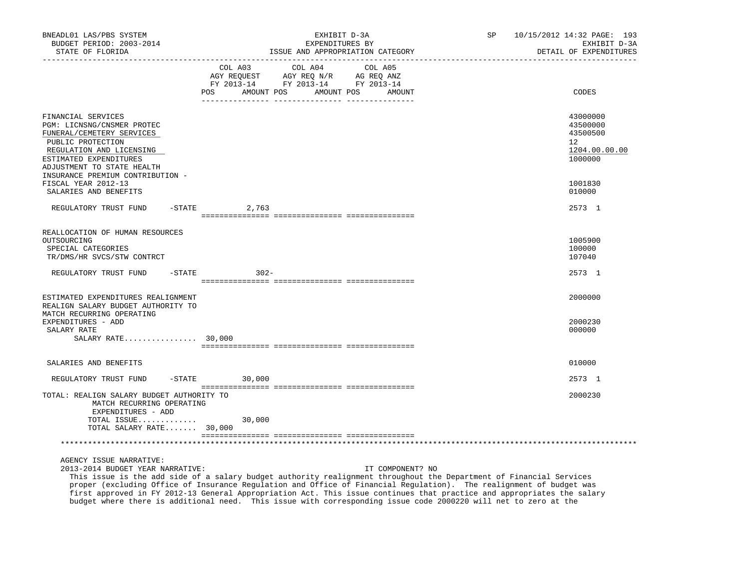| | COL A03 AGY REQUEST FY 2013-14 POS AMOUNT | COL A04 AGY REQ N/R FY 2013-14 POS AMOUNT | COL A05 AG REQ ANZ FY 2013-14 POS AMOUNT | CODES |
|---|---|---|---|---|
| FINANCIAL SERVICES | | | | 43000000 |
| PGM: LICNSNG/CNSMER PROTEC | | | | 43500000 |
| FUNERAL/CEMETERY SERVICES | | | | 43500500 |
| PUBLIC PROTECTION | | | | 12 |
| REGULATION AND LICENSING | | | | 1204.00.00.00 |
| ESTIMATED EXPENDITURES | | | | 1000000 |
| ADJUSTMENT TO STATE HEALTH INSURANCE PREMIUM CONTRIBUTION - FISCAL YEAR 2012-13 | | | | 1001830 |
| SALARIES AND BENEFITS | | | | 010000 |
| REGULATORY TRUST FUND -STATE | 2,763 | | | 2573 1 |
| REALLOCATION OF HUMAN RESOURCES OUTSOURCING | | | | 1005900 |
| SPECIAL CATEGORIES | | | | 100000 |
| TR/DMS/HR SVCS/STW CONTRCT | | | | 107040 |
| REGULATORY TRUST FUND -STATE | 302- | | | 2573 1 |
| ESTIMATED EXPENDITURES REALIGNMENT | | | | 2000000 |
| REALIGN SALARY BUDGET AUTHORITY TO MATCH RECURRING OPERATING EXPENDITURES - ADD | | | | 2000230 |
| SALARY RATE | | | | 000000 |
| SALARY RATE................ 30,000 | | | | |
| SALARIES AND BENEFITS | | | | 010000 |
| REGULATORY TRUST FUND -STATE | 30,000 | | | 2573 1 |
| TOTAL: REALIGN SALARY BUDGET AUTHORITY TO MATCH RECURRING OPERATING EXPENDITURES - ADD | | | | 2000230 |
| TOTAL ISSUE............. | 30,000 | | | |
| TOTAL SALARY RATE....... 30,000 | | | | |

AGENCY ISSUE NARRATIVE:

2013-2014 BUDGET YEAR NARRATIVE: IT COMPONENT? NO

This issue is the add side of a salary budget authority realignment throughout the Department of Financial Services proper (excluding Office of Insurance Regulation and Office of Financial Regulation). The realignment of budget was first approved in FY 2012-13 General Appropriation Act. This issue continues that practice and appropriates the salary budget where there is additional need. This issue with corresponding issue code 2000220 will net to zero at the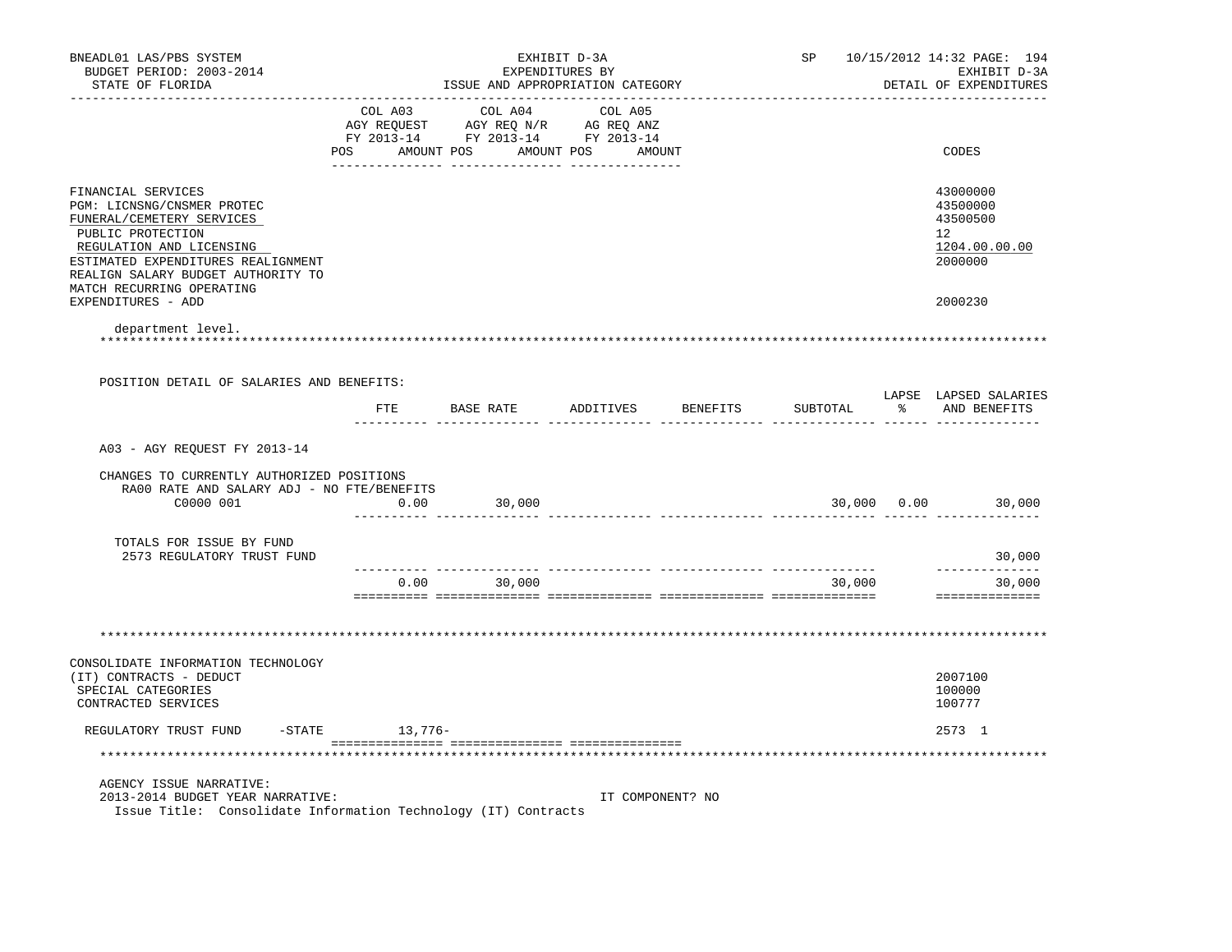BNEADL01 LAS/PBS SYSTEM
BUDGET PERIOD: 2003-2014
STATE OF FLORIDA

EXHIBIT D-3A
EXPENDITURES BY
ISSUE AND APPROPRIATION CATEGORY

SP 10/15/2012 14:32 PAGE: 194
EXHIBIT D-3A
DETAIL OF EXPENDITURES

| | COL A03 AGY REQUEST FY 2013-14 POS AMOUNT | COL A04 AGY REQ N/R FY 2013-14 POS AMOUNT | COL A05 AG REQ ANZ FY 2013-14 POS AMOUNT | CODES |
|---|---|---|---|---|
| FINANCIAL SERVICES | | | | 43000000 |
| PGM: LICNSNG/CNSMER PROTEC | | | | 43500000 |
| FUNERAL/CEMETERY SERVICES | | | | 43500500 |
| PUBLIC PROTECTION | | | | 12 |
| REGULATION AND LICENSING | | | | 1204.00.00.00 |
| ESTIMATED EXPENDITURES REALIGNMENT | | | | 2000000 |
| REALIGN SALARY BUDGET AUTHORITY TO MATCH RECURRING OPERATING EXPENDITURES - ADD | | | | 2000230 |

department level.

POSITION DETAIL OF SALARIES AND BENEFITS:

| | FTE | BASE RATE | ADDITIVES | BENEFITS | SUBTOTAL | LAPSE % | LAPSED SALARIES AND BENEFITS |
|---|---|---|---|---|---|---|---|
| A03 - AGY REQUEST FY 2013-14 | | | | | | | |
| CHANGES TO CURRENTLY AUTHORIZED POSITIONS | | | | | | | |
| RA00 RATE AND SALARY ADJ - NO FTE/BENEFITS | | | | | | | |
| C0000 001 | 0.00 | 30,000 | | | 30,000 | 0.00 | 30,000 |
| TOTALS FOR ISSUE BY FUND | | | | | | | |
| 2573 REGULATORY TRUST FUND | | | | | | | 30,000 |
| | 0.00 | 30,000 | | | 30,000 | | 30,000 |

| | COL A03 | COL A04 | COL A05 | CODES |
|---|---|---|---|---|
| CONSOLIDATE INFORMATION TECHNOLOGY (IT) CONTRACTS - DEDUCT | | | | 2007100 |
| SPECIAL CATEGORIES | | | | 100000 |
| CONTRACTED SERVICES | | | | 100777 |
| REGULATORY TRUST FUND -STATE | 13,776- | | | 2573 1 |

AGENCY ISSUE NARRATIVE:
2013-2014 BUDGET YEAR NARRATIVE: IT COMPONENT? NO
Issue Title: Consolidate Information Technology (IT) Contracts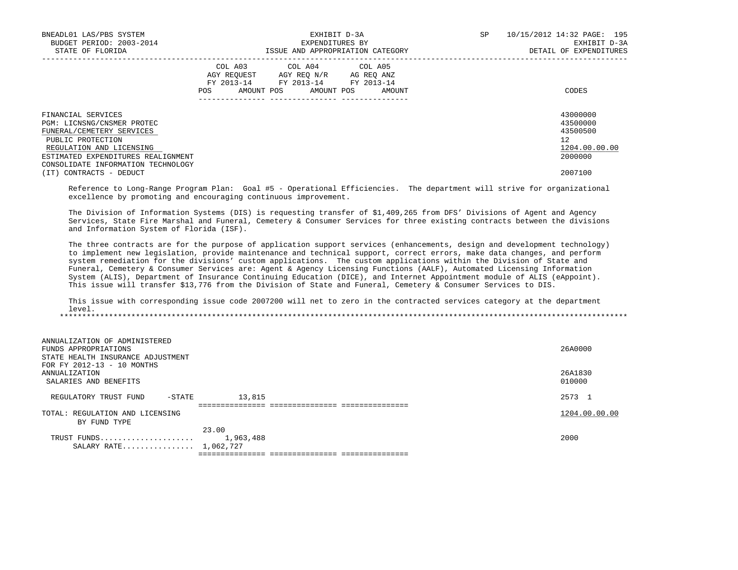| | COL A03 AGY REQUEST FY 2013-14 POS AMOUNT | COL A04 AGY REQ N/R FY 2013-14 POS AMOUNT | COL A05 AG REQ ANZ FY 2013-14 POS AMOUNT | CODES |
|---|---|---|---|---|
| FINANCIAL SERVICES | | | | 43000000 |
| PGM: LICNSNG/CNSMER PROTEC | | | | 43500000 |
| FUNERAL/CEMETERY SERVICES | | | | 43500500 |
| PUBLIC PROTECTION | | | | 12 |
| REGULATION AND LICENSING | | | | 1204.00.00.00 |
| ESTIMATED EXPENDITURES REALIGNMENT | | | | 2000000 |
| CONSOLIDATE INFORMATION TECHNOLOGY (IT) CONTRACTS - DEDUCT | | | | 2007100 |

Reference to Long-Range Program Plan: Goal #5 - Operational Efficiencies. The department will strive for organizational excellence by promoting and encouraging continuous improvement.

The Division of Information Systems (DIS) is requesting transfer of $1,409,265 from DFS' Divisions of Agent and Agency Services, State Fire Marshal and Funeral, Cemetery & Consumer Services for three existing contracts between the divisions and Information System of Florida (ISF).

The three contracts are for the purpose of application support services (enhancements, design and development technology) to implement new legislation, provide maintenance and technical support, correct errors, make data changes, and perform system remediation for the divisions' custom applications. The custom applications within the Division of State and Funeral, Cemetery & Consumer Services are: Agent & Agency Licensing Functions (AALF), Automated Licensing Information System (ALIS), Department of Insurance Continuing Education (DICE), and Internet Appointment module of ALIS (eAppoint). This issue will transfer $13,776 from the Division of State and Funeral, Cemetery & Consumer Services to DIS.

This issue with corresponding issue code 2007200 will net to zero in the contracted services category at the department level.

*******************************************************************************************************************************

| | COL A03 | COL A04 | COL A05 | CODES |
|---|---|---|---|---|
| ANNUALIZATION OF ADMINISTERED FUNDS APPROPRIATIONS | | | | 26A0000 |
| STATE HEALTH INSURANCE ADJUSTMENT FOR FY 2012-13 - 10 MONTHS ANNUALIZATION | | | | 26A1830 |
| SALARIES AND BENEFITS | | | | 010000 |
| REGULATORY TRUST FUND -STATE | 13,815 | | | 2573 1 |
| TOTAL: REGULATION AND LICENSING | | | | 1204.00.00.00 |
| BY FUND TYPE | 23.00 | | | |
| TRUST FUNDS..................... | 1,963,488 | | | 2000 |
| SALARY RATE................ | 1,062,727 | | | |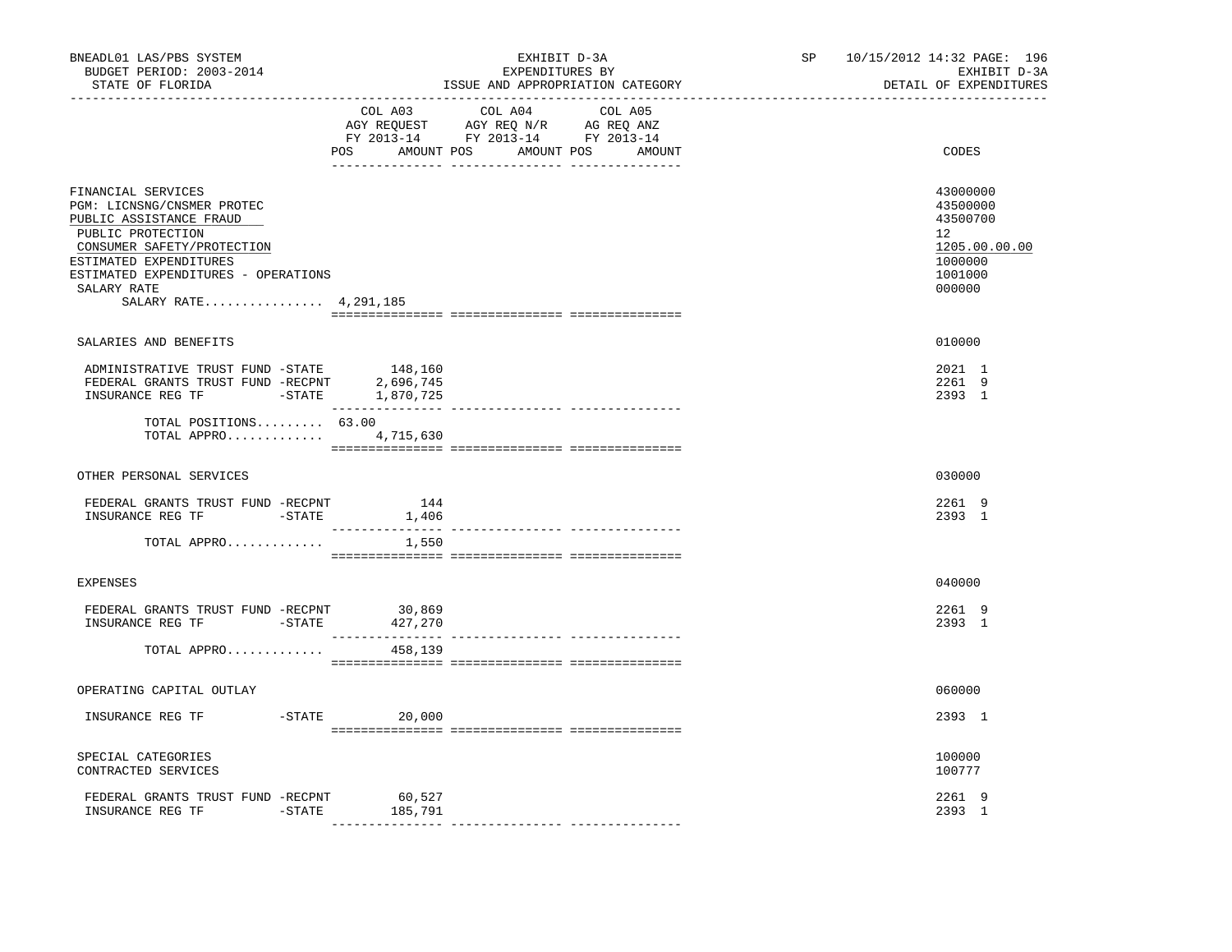BNEADL01 LAS/PBS SYSTEM
BUDGET PERIOD: 2003-2014
STATE OF FLORIDA

EXHIBIT D-3A
EXPENDITURES BY
ISSUE AND APPROPRIATION CATEGORY

SP 10/15/2012 14:32 PAGE: 196
EXHIBIT D-3A
DETAIL OF EXPENDITURES

| | COL A03 AGY REQUEST FY 2013-14 POS AMOUNT | COL A04 AGY REQ N/R FY 2013-14 POS AMOUNT | COL A05 AG REQ ANZ FY 2013-14 POS AMOUNT | CODES |
|---|---|---|---|---|
| FINANCIAL SERVICES | | | | 43000000 |
| PGM: LICNSNG/CNSMER PROTEC | | | | 43500000 |
| PUBLIC ASSISTANCE FRAUD | | | | 43500700 |
| PUBLIC PROTECTION | | | | 12 |
| CONSUMER SAFETY/PROTECTION | | | | 1205.00.00.00 |
| ESTIMATED EXPENDITURES | | | | 1000000 |
| ESTIMATED EXPENDITURES - OPERATIONS | | | | 1001000 |
| SALARY RATE | | | | 000000 |
| SALARY RATE................ 4,291,185 | | | | |
| SALARIES AND BENEFITS | | | | 010000 |
| ADMINISTRATIVE TRUST FUND -STATE | 148,160 | | | 2021 1 |
| FEDERAL GRANTS TRUST FUND -RECPNT | 2,696,745 | | | 2261 9 |
| INSURANCE REG TF -STATE | 1,870,725 | | | 2393 1 |
| TOTAL POSITIONS......... | 63.00 | | | |
| TOTAL APPRO............. | 4,715,630 | | | |
| OTHER PERSONAL SERVICES | | | | 030000 |
| FEDERAL GRANTS TRUST FUND -RECPNT | 144 | | | 2261 9 |
| INSURANCE REG TF -STATE | 1,406 | | | 2393 1 |
| TOTAL APPRO............. | 1,550 | | | |
| EXPENSES | | | | 040000 |
| FEDERAL GRANTS TRUST FUND -RECPNT | 30,869 | | | 2261 9 |
| INSURANCE REG TF -STATE | 427,270 | | | 2393 1 |
| TOTAL APPRO............. | 458,139 | | | |
| OPERATING CAPITAL OUTLAY | | | | 060000 |
| INSURANCE REG TF -STATE | 20,000 | | | 2393 1 |
| SPECIAL CATEGORIES | | | | 100000 |
| CONTRACTED SERVICES | | | | 100777 |
| FEDERAL GRANTS TRUST FUND -RECPNT | 60,527 | | | 2261 9 |
| INSURANCE REG TF -STATE | 185,791 | | | 2393 1 |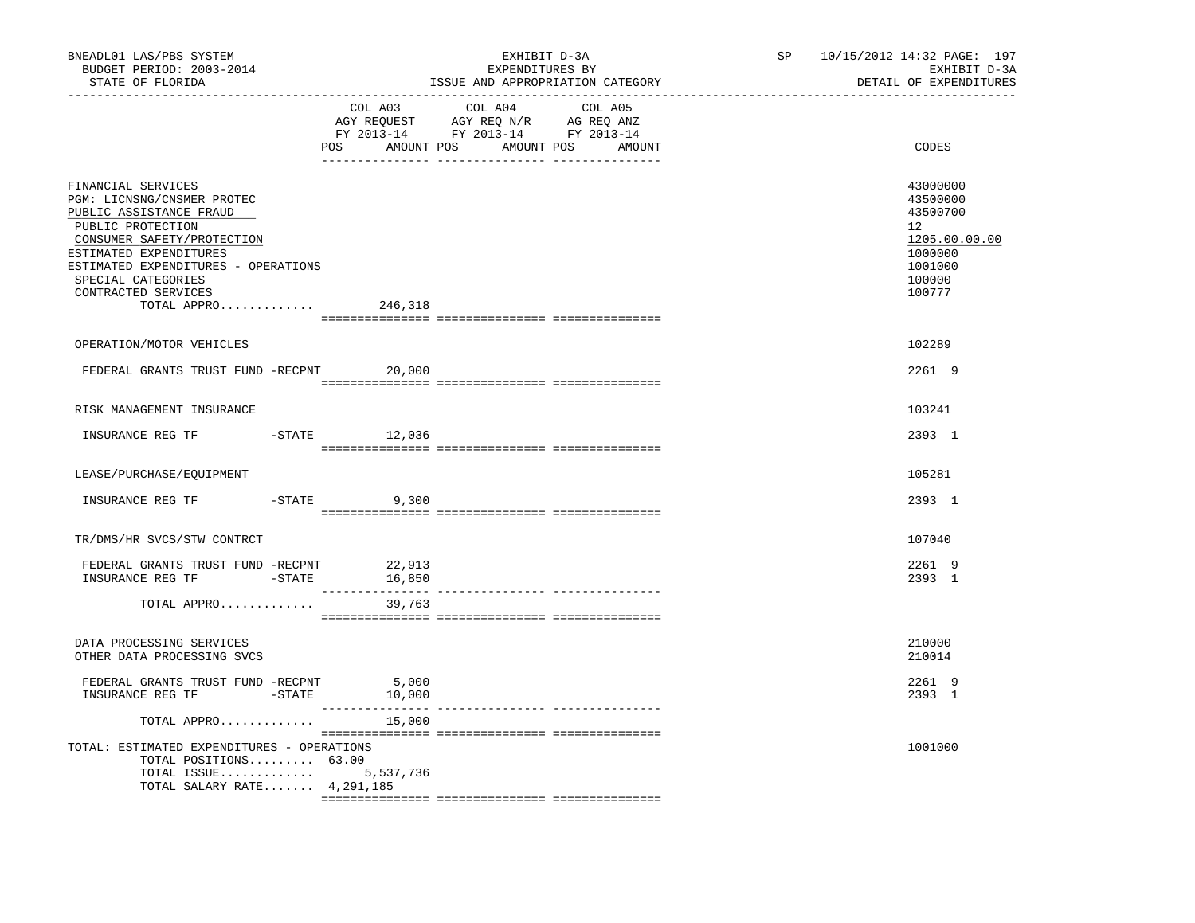BNEADL01 LAS/PBS SYSTEM — EXHIBIT D-3A — SP 10/15/2012 14:32 PAGE: 197
BUDGET PERIOD: 2003-2014 — EXPENDITURES BY — EXHIBIT D-3A
STATE OF FLORIDA — ISSUE AND APPROPRIATION CATEGORY — DETAIL OF EXPENDITURES

| | COL A03 AGY REQUEST FY 2013-14 POS AMOUNT | COL A04 AGY REQ N/R FY 2013-14 POS AMOUNT | COL A05 AG REQ ANZ FY 2013-14 POS AMOUNT | CODES |
|---|---|---|---|---|
| FINANCIAL SERVICES | | | | 43000000 |
| PGM: LICNSNG/CNSMER PROTEC | | | | 43500000 |
| PUBLIC ASSISTANCE FRAUD | | | | 43500700 |
| PUBLIC PROTECTION | | | | 12 |
| CONSUMER SAFETY/PROTECTION | | | | 1205.00.00.00 |
| ESTIMATED EXPENDITURES | | | | 1000000 |
| ESTIMATED EXPENDITURES - OPERATIONS | | | | 1001000 |
| SPECIAL CATEGORIES | | | | 100000 |
| CONTRACTED SERVICES | | | | 100777 |
| TOTAL APPRO............. | 246,318 | | | |
| OPERATION/MOTOR VEHICLES | | | | 102289 |
| FEDERAL GRANTS TRUST FUND -RECPNT | 20,000 | | | 2261 9 |
| RISK MANAGEMENT INSURANCE | | | | 103241 |
| INSURANCE REG TF -STATE | 12,036 | | | 2393 1 |
| LEASE/PURCHASE/EQUIPMENT | | | | 105281 |
| INSURANCE REG TF -STATE | 9,300 | | | 2393 1 |
| TR/DMS/HR SVCS/STW CONTRCT | | | | 107040 |
| FEDERAL GRANTS TRUST FUND -RECPNT | 22,913 | | | 2261 9 |
| INSURANCE REG TF -STATE | 16,850 | | | 2393 1 |
| TOTAL APPRO............. | 39,763 | | | |
| DATA PROCESSING SERVICES | | | | 210000 |
| OTHER DATA PROCESSING SVCS | | | | 210014 |
| FEDERAL GRANTS TRUST FUND -RECPNT | 5,000 | | | 2261 9 |
| INSURANCE REG TF -STATE | 10,000 | | | 2393 1 |
| TOTAL APPRO............. | 15,000 | | | |
| TOTAL: ESTIMATED EXPENDITURES - OPERATIONS | | | | 1001000 |
| TOTAL POSITIONS......... | 63.00 | | | |
| TOTAL ISSUE............. | 5,537,736 | | | |
| TOTAL SALARY RATE....... | 4,291,185 | | | |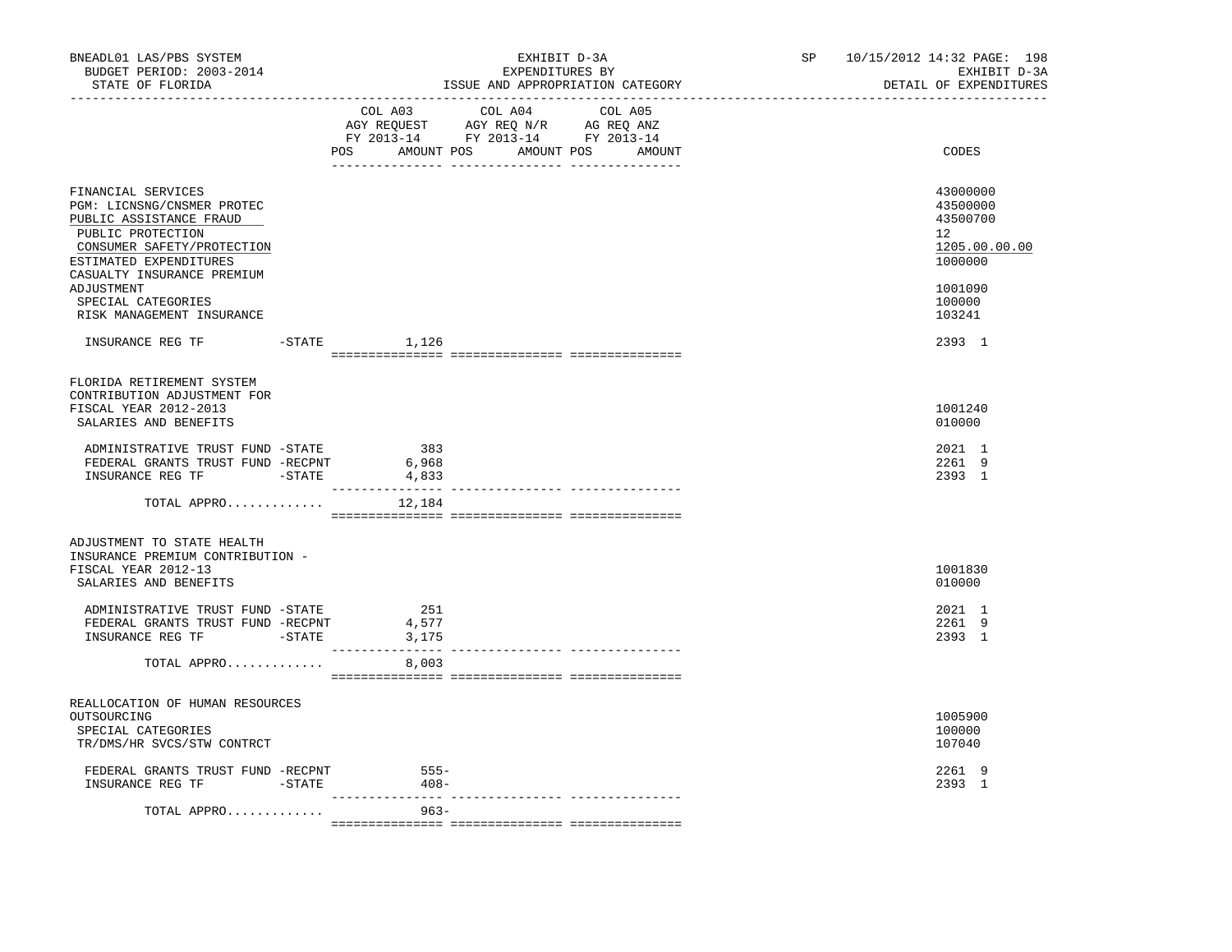BNEADL01 LAS/PBS SYSTEM | EXHIBIT D-3A | SP 10/15/2012 14:32 PAGE: 198
BUDGET PERIOD: 2003-2014 | EXPENDITURES BY | EXHIBIT D-3A
STATE OF FLORIDA | ISSUE AND APPROPRIATION CATEGORY | DETAIL OF EXPENDITURES

| | COL A03 AGY REQUEST FY 2013-14 POS | AMOUNT | COL A04 AGY REQ N/R FY 2013-14 POS | AMOUNT | COL A05 AG REQ ANZ FY 2013-14 POS | AMOUNT | CODES |
|---|---|---|---|---|---|---|---|
| FINANCIAL SERVICES | | | | | | | 43000000 |
| PGM: LICNSNG/CNSMER PROTEC | | | | | | | 43500000 |
| PUBLIC ASSISTANCE FRAUD | | | | | | | 43500700 |
| PUBLIC PROTECTION | | | | | | | 12 |
| CONSUMER SAFETY/PROTECTION | | | | | | | 1205.00.00.00 |
| ESTIMATED EXPENDITURES | | | | | | | 1000000 |
| CASUALTY INSURANCE PREMIUM ADJUSTMENT | | | | | | | 1001090 |
| SPECIAL CATEGORIES | | | | | | | 100000 |
| RISK MANAGEMENT INSURANCE | | | | | | | 103241 |
| INSURANCE REG TF -STATE | | 1,126 | | | | | 2393 1 |
| FLORIDA RETIREMENT SYSTEM CONTRIBUTION ADJUSTMENT FOR FISCAL YEAR 2012-2013 | | | | | | | 1001240 |
| SALARIES AND BENEFITS | | | | | | | 010000 |
| ADMINISTRATIVE TRUST FUND -STATE | | 383 | | | | | 2021 1 |
| FEDERAL GRANTS TRUST FUND -RECPNT | | 6,968 | | | | | 2261 9 |
| INSURANCE REG TF -STATE | | 4,833 | | | | | 2393 1 |
| TOTAL APPRO............. | | 12,184 | | | | | |
| ADJUSTMENT TO STATE HEALTH INSURANCE PREMIUM CONTRIBUTION - FISCAL YEAR 2012-13 | | | | | | | 1001830 |
| SALARIES AND BENEFITS | | | | | | | 010000 |
| ADMINISTRATIVE TRUST FUND -STATE | | 251 | | | | | 2021 1 |
| FEDERAL GRANTS TRUST FUND -RECPNT | | 4,577 | | | | | 2261 9 |
| INSURANCE REG TF -STATE | | 3,175 | | | | | 2393 1 |
| TOTAL APPRO............. | | 8,003 | | | | | |
| REALLOCATION OF HUMAN RESOURCES OUTSOURCING | | | | | | | 1005900 |
| SPECIAL CATEGORIES | | | | | | | 100000 |
| TR/DMS/HR SVCS/STW CONTRCT | | | | | | | 107040 |
| FEDERAL GRANTS TRUST FUND -RECPNT | | 555- | | | | | 2261 9 |
| INSURANCE REG TF -STATE | | 408- | | | | | 2393 1 |
| TOTAL APPRO............. | | 963- | | | | | |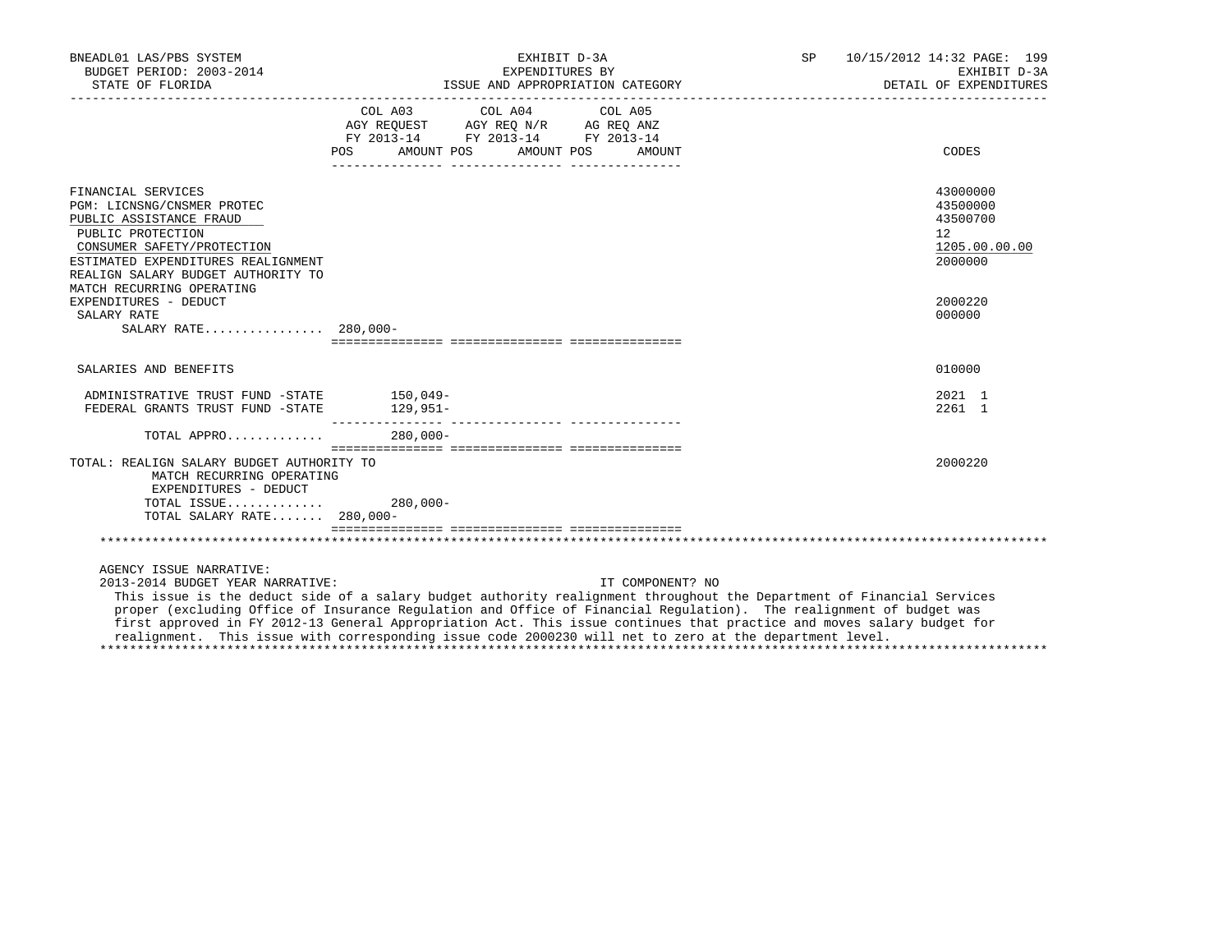BNEADL01 LAS/PBS SYSTEM — EXHIBIT D-3A — SP 10/15/2012 14:32
BUDGET PERIOD: 2003-2014 — EXPENDITURES BY — EXHIBIT D-3A
STATE OF FLORIDA — ISSUE AND APPROPRIATION CATEGORY — DETAIL OF EXPENDITURES

| | COL A03 AGY REQUEST FY 2013-14 POS | AMOUNT | COL A04 AGY REQ N/R FY 2013-14 POS | AMOUNT | COL A05 AG REQ ANZ FY 2013-14 POS | AMOUNT | CODES |
|---|---|---|---|---|---|---|---|
| FINANCIAL SERVICES | | | | | | | 43000000 |
| PGM: LICNSNG/CNSMER PROTEC | | | | | | | 43500000 |
| PUBLIC ASSISTANCE FRAUD | | | | | | | 43500700 |
| PUBLIC PROTECTION | | | | | | | 12 |
| CONSUMER SAFETY/PROTECTION | | | | | | | 1205.00.00.00 |
| ESTIMATED EXPENDITURES REALIGNMENT | | | | | | | 2000000 |
| REALIGN SALARY BUDGET AUTHORITY TO MATCH RECURRING OPERATING EXPENDITURES - DEDUCT | | | | | | | 2000220 |
| SALARY RATE | | | | | | | 000000 |
| SALARY RATE................ | 280,000- | | | | | | |
| SALARIES AND BENEFITS | | | | | | | 010000 |
| ADMINISTRATIVE TRUST FUND -STATE | | 150,049- | | | | | 2021 1 |
| FEDERAL GRANTS TRUST FUND -STATE | | 129,951- | | | | | 2261 1 |
| TOTAL APPRO............ | | 280,000- | | | | | |
| TOTAL: REALIGN SALARY BUDGET AUTHORITY TO MATCH RECURRING OPERATING EXPENDITURES - DEDUCT | | | | | | | 2000220 |
| TOTAL ISSUE............ | | 280,000- | | | | | |
| TOTAL SALARY RATE....... | 280,000- | | | | | | |

AGENCY ISSUE NARRATIVE:

2013-2014 BUDGET YEAR NARRATIVE: IT COMPONENT? NO

This issue is the deduct side of a salary budget authority realignment throughout the Department of Financial Services proper (excluding Office of Insurance Regulation and Office of Financial Regulation). The realignment of budget was first approved in FY 2012-13 General Appropriation Act. This issue continues that practice and moves salary budget for realignment. This issue with corresponding issue code 2000230 will net to zero at the department level.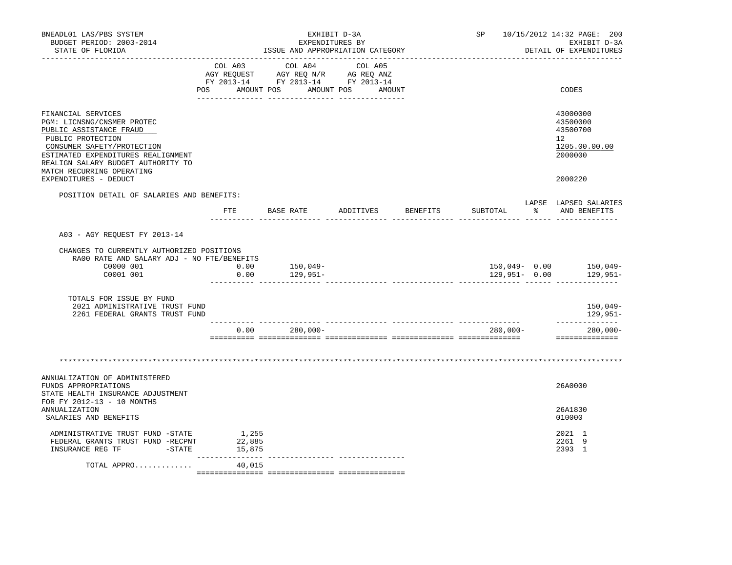BNEADL01 LAS/PBS SYSTEM — EXHIBIT D-3A — SP 10/15/2012 14:32

BUDGET PERIOD: 2003-2014 — EXPENDITURES BY — EXHIBIT D-3A

STATE OF FLORIDA — ISSUE AND APPROPRIATION CATEGORY — DETAIL OF EXPENDITURES

| | COL A03 AGY REQUEST FY 2013-14 POS AMOUNT | COL A04 AGY REQ N/R FY 2013-14 POS AMOUNT | COL A05 AG REQ ANZ FY 2013-14 POS AMOUNT | CODES |
|---|---|---|---|---|
| FINANCIAL SERVICES | | | | 43000000 |
| PGM: LICNSNG/CNSMER PROTEC | | | | 43500000 |
| PUBLIC ASSISTANCE FRAUD | | | | 43500700 |
| PUBLIC PROTECTION | | | | 12 |
| CONSUMER SAFETY/PROTECTION | | | | 1205.00.00.00 |
| ESTIMATED EXPENDITURES REALIGNMENT | | | | 2000000 |
| REALIGN SALARY BUDGET AUTHORITY TO MATCH RECURRING OPERATING EXPENDITURES - DEDUCT | | | | 2000220 |

POSITION DETAIL OF SALARIES AND BENEFITS:

| | FTE | BASE RATE | ADDITIVES | BENEFITS | SUBTOTAL | LAPSE % | LAPSED SALARIES AND BENEFITS |
|---|---|---|---|---|---|---|---|
| A03 - AGY REQUEST FY 2013-14 | | | | | | | |
| CHANGES TO CURRENTLY AUTHORIZED POSITIONS | | | | | | | |
| RA00 RATE AND SALARY ADJ - NO FTE/BENEFITS | | | | | | | |
| C0000 001 | 0.00 | 150,049- | | | 150,049- | 0.00 | 150,049- |
| C0001 001 | 0.00 | 129,951- | | | 129,951- | 0.00 | 129,951- |
| TOTALS FOR ISSUE BY FUND | | | | | | | |
| 2021 ADMINISTRATIVE TRUST FUND | | | | | | | 150,049- |
| 2261 FEDERAL GRANTS TRUST FUND | | | | | | | 129,951- |
| | 0.00 | 280,000- | | | 280,000- | | 280,000- |

\*\*\*\*\*\*\*\*\*\*\*\*\*\*\*\*\*\*\*\*\*\*\*\*\*\*\*\*\*\*\*\*\*\*\*\*\*\*\*\*\*\*\*\*\*\*\*\*\*\*\*\*\*\*\*\*\*\*\*\*\*\*\*\*\*\*\*\*\*\*\*\*\*\*\*\*\*\*\*\*\*\*

| | COL A03 | COL A04 | COL A05 | CODES |
|---|---|---|---|---|
| ANNUALIZATION OF ADMINISTERED FUNDS APPROPRIATIONS | | | | 26A0000 |
| STATE HEALTH INSURANCE ADJUSTMENT FOR FY 2012-13 - 10 MONTHS ANNUALIZATION | | | | 26A1830 |
| SALARIES AND BENEFITS | | | | 010000 |
| ADMINISTRATIVE TRUST FUND -STATE | 1,255 | | | 2021 1 |
| FEDERAL GRANTS TRUST FUND -RECPNT | 22,885 | | | 2261 9 |
| INSURANCE REG TF -STATE | 15,875 | | | 2393 1 |
| TOTAL APPRO............. | 40,015 | | | |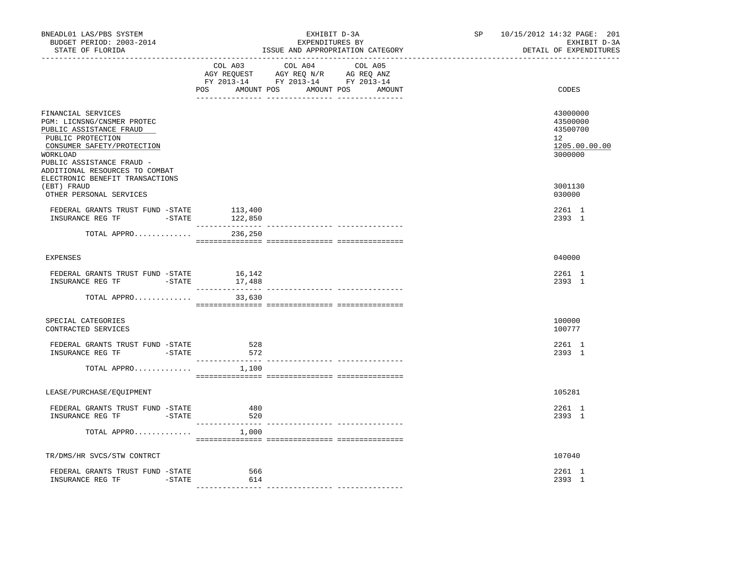BNEADL01 LAS/PBS SYSTEM — EXHIBIT D-3A — EXPENDITURES BY ISSUE AND APPROPRIATION CATEGORY — BUDGET PERIOD: 2003-2014 — STATE OF FLORIDA — SP 10/15/2012 14:32 — EXHIBIT D-3A DETAIL OF EXPENDITURES

| | COL A03 AGY REQUEST FY 2013-14 POS | AMOUNT | COL A04 AGY REQ N/R FY 2013-14 POS | AMOUNT | COL A05 AG REQ ANZ FY 2013-14 POS | AMOUNT | CODES |
|---|---|---|---|---|---|---|---|
| FINANCIAL SERVICES | | | | | | | 43000000 |
| PGM: LICNSNG/CNSMER PROTEC | | | | | | | 43500000 |
| PUBLIC ASSISTANCE FRAUD | | | | | | | 43500700 |
| PUBLIC PROTECTION | | | | | | | 12 |
| CONSUMER SAFETY/PROTECTION | | | | | | | 1205.00.00.00 |
| WORKLOAD | | | | | | | 3000000 |
| PUBLIC ASSISTANCE FRAUD - ADDITIONAL RESOURCES TO COMBAT ELECTRONIC BENEFIT TRANSACTIONS (EBT) FRAUD | | | | | | | 3001130 |
| OTHER PERSONAL SERVICES | | | | | | | 030000 |
| FEDERAL GRANTS TRUST FUND -STATE | | 113,400 | | | | | 2261 1 |
| INSURANCE REG TF -STATE | | 122,850 | | | | | 2393 1 |
| TOTAL APPRO............. | | 236,250 | | | | | |
| EXPENSES | | | | | | | 040000 |
| FEDERAL GRANTS TRUST FUND -STATE | | 16,142 | | | | | 2261 1 |
| INSURANCE REG TF -STATE | | 17,488 | | | | | 2393 1 |
| TOTAL APPRO............. | | 33,630 | | | | | |
| SPECIAL CATEGORIES | | | | | | | 100000 |
| CONTRACTED SERVICES | | | | | | | 100777 |
| FEDERAL GRANTS TRUST FUND -STATE | | 528 | | | | | 2261 1 |
| INSURANCE REG TF -STATE | | 572 | | | | | 2393 1 |
| TOTAL APPRO............. | | 1,100 | | | | | |
| LEASE/PURCHASE/EQUIPMENT | | | | | | | 105281 |
| FEDERAL GRANTS TRUST FUND -STATE | | 480 | | | | | 2261 1 |
| INSURANCE REG TF -STATE | | 520 | | | | | 2393 1 |
| TOTAL APPRO............. | | 1,000 | | | | | |
| TR/DMS/HR SVCS/STW CONTRCT | | | | | | | 107040 |
| FEDERAL GRANTS TRUST FUND -STATE | | 566 | | | | | 2261 1 |
| INSURANCE REG TF -STATE | | 614 | | | | | 2393 1 |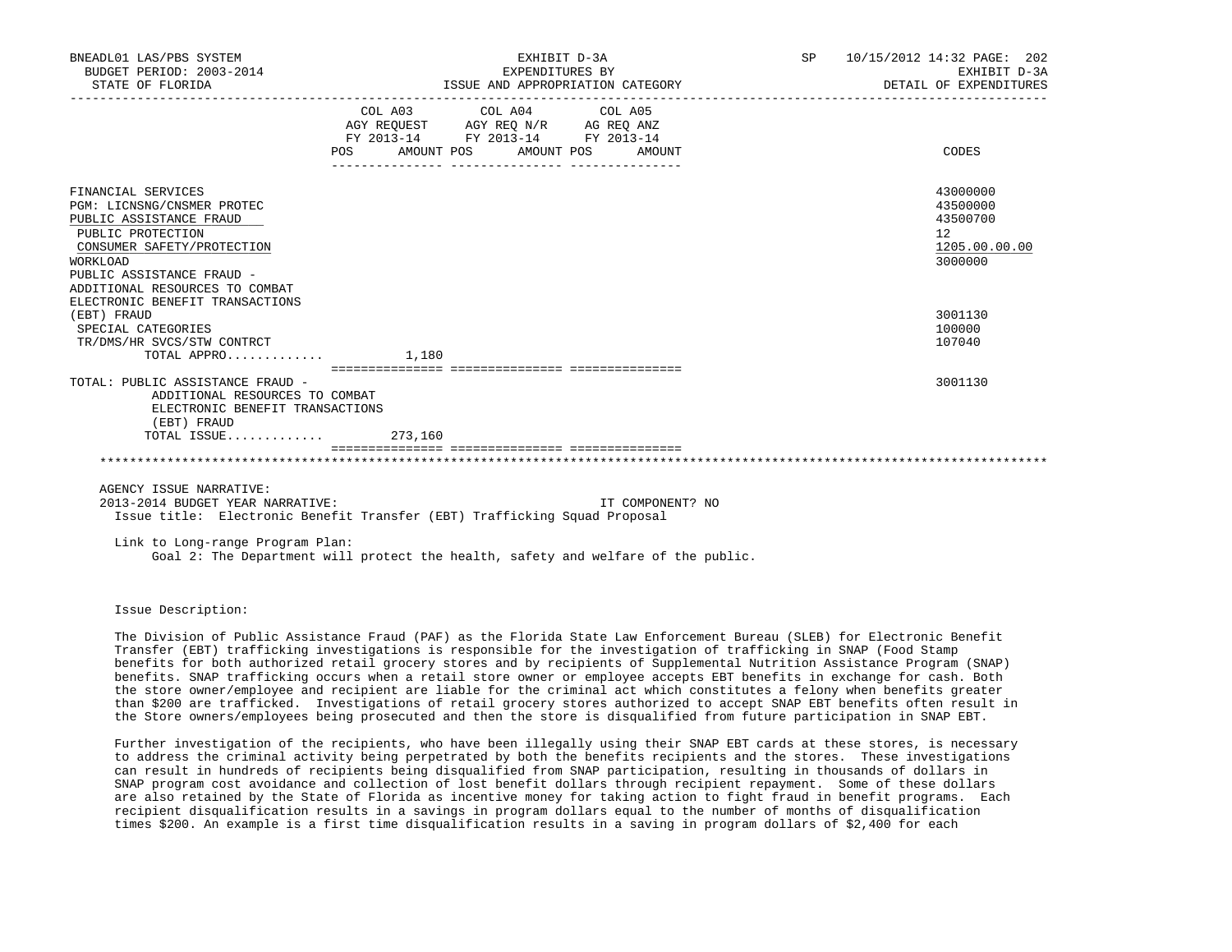| | COL A03 AGY REQUEST FY 2013-14 POS AMOUNT | COL A04 AGY REQ N/R FY 2013-14 POS AMOUNT | COL A05 AG REQ ANZ FY 2013-14 POS AMOUNT | CODES |
|---|---|---|---|---|
| FINANCIAL SERVICES | | | | 43000000 |
| PGM: LICNSNG/CNSMER PROTEC | | | | 43500000 |
| PUBLIC ASSISTANCE FRAUD | | | | 43500700 |
| PUBLIC PROTECTION | | | | 12 |
| CONSUMER SAFETY/PROTECTION | | | | 1205.00.00.00 |
| WORKLOAD | | | | 3000000 |
| PUBLIC ASSISTANCE FRAUD - ADDITIONAL RESOURCES TO COMBAT ELECTRONIC BENEFIT TRANSACTIONS (EBT) FRAUD | | | | 3001130 |
| SPECIAL CATEGORIES | | | | 100000 |
| TR/DMS/HR SVCS/STW CONTRCT | | | | 107040 |
| TOTAL APPRO............ | 1,180 | | | |
| TOTAL: PUBLIC ASSISTANCE FRAUD - ADDITIONAL RESOURCES TO COMBAT ELECTRONIC BENEFIT TRANSACTIONS (EBT) FRAUD | | | | 3001130 |
| TOTAL ISSUE............ | 273,160 | | | |

AGENCY ISSUE NARRATIVE:

2013-2014 BUDGET YEAR NARRATIVE: IT COMPONENT? NO

Issue title: Electronic Benefit Transfer (EBT) Trafficking Squad Proposal

Link to Long-range Program Plan:

Goal 2: The Department will protect the health, safety and welfare of the public.

Issue Description:

The Division of Public Assistance Fraud (PAF) as the Florida State Law Enforcement Bureau (SLEB) for Electronic Benefit Transfer (EBT) trafficking investigations is responsible for the investigation of trafficking in SNAP (Food Stamp benefits for both authorized retail grocery stores and by recipients of Supplemental Nutrition Assistance Program (SNAP) benefits. SNAP trafficking occurs when a retail store owner or employee accepts EBT benefits in exchange for cash. Both the store owner/employee and recipient are liable for the criminal act which constitutes a felony when benefits greater than $200 are trafficked. Investigations of retail grocery stores authorized to accept SNAP EBT benefits often result in the Store owners/employees being prosecuted and then the store is disqualified from future participation in SNAP EBT.

Further investigation of the recipients, who have been illegally using their SNAP EBT cards at these stores, is necessary to address the criminal activity being perpetrated by both the benefits recipients and the stores. These investigations can result in hundreds of recipients being disqualified from SNAP participation, resulting in thousands of dollars in SNAP program cost avoidance and collection of lost benefit dollars through recipient repayment. Some of these dollars are also retained by the State of Florida as incentive money for taking action to fight fraud in benefit programs. Each recipient disqualification results in a savings in program dollars equal to the number of months of disqualification times $200. An example is a first time disqualification results in a saving in program dollars of $2,400 for each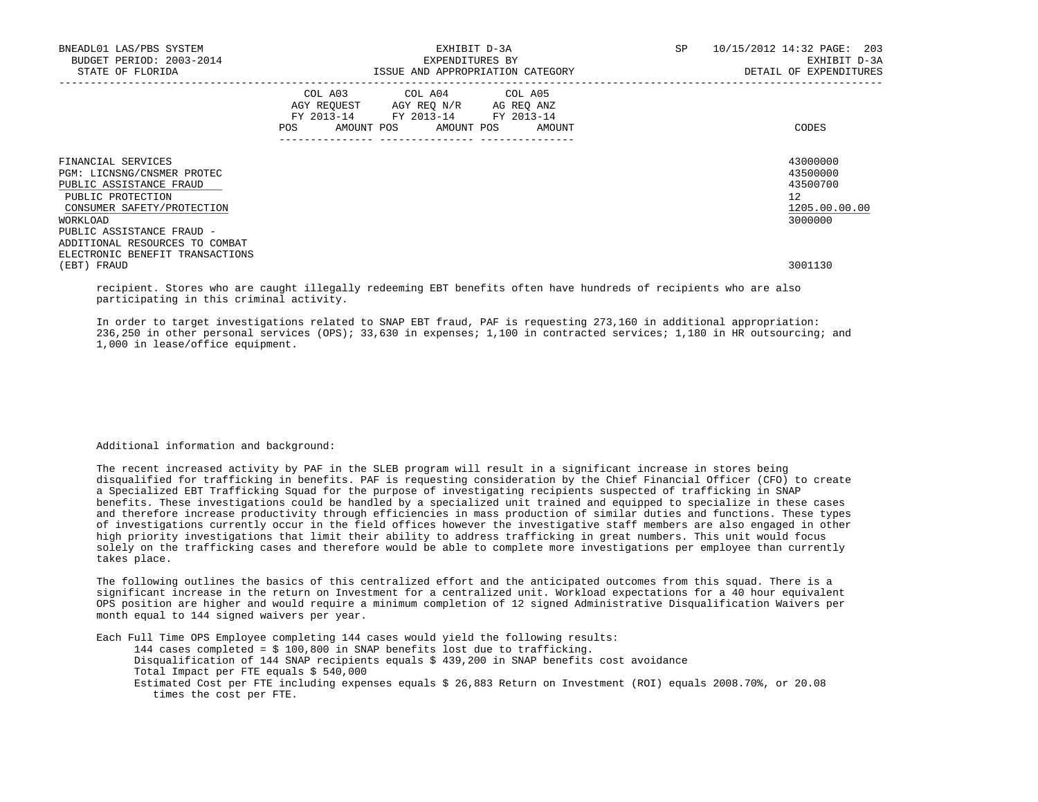| | COL A03 AGY REQUEST FY 2013-14 | | COL A04 AGY REQ N/R FY 2013-14 | | COL A05 AG REQ ANZ FY 2013-14 | | CODES |
|---|---|---|---|---|---|---|---|
| | POS | AMOUNT | POS | AMOUNT | POS | AMOUNT | |
| FINANCIAL SERVICES | | | | | | | 43000000 |
| PGM: LICNSNG/CNSMER PROTEC | | | | | | | 43500000 |
| PUBLIC ASSISTANCE FRAUD | | | | | | | 43500700 |
| PUBLIC PROTECTION | | | | | | | 12 |
| CONSUMER SAFETY/PROTECTION | | | | | | | 1205.00.00.00 |
| WORKLOAD | | | | | | | 3000000 |
| PUBLIC ASSISTANCE FRAUD - ADDITIONAL RESOURCES TO COMBAT ELECTRONIC BENEFIT TRANSACTIONS (EBT) FRAUD | | | | | | | 3001130 |

recipient. Stores who are caught illegally redeeming EBT benefits often have hundreds of recipients who are also participating in this criminal activity.

In order to target investigations related to SNAP EBT fraud, PAF is requesting 273,160 in additional appropriation: 236,250 in other personal services (OPS); 33,630 in expenses; 1,100 in contracted services; 1,180 in HR outsourcing; and 1,000 in lease/office equipment.

Additional information and background:

The recent increased activity by PAF in the SLEB program will result in a significant increase in stores being disqualified for trafficking in benefits. PAF is requesting consideration by the Chief Financial Officer (CFO) to create a Specialized EBT Trafficking Squad for the purpose of investigating recipients suspected of trafficking in SNAP benefits. These investigations could be handled by a specialized unit trained and equipped to specialize in these cases and therefore increase productivity through efficiencies in mass production of similar duties and functions. These types of investigations currently occur in the field offices however the investigative staff members are also engaged in other high priority investigations that limit their ability to address trafficking in great numbers. This unit would focus solely on the trafficking cases and therefore would be able to complete more investigations per employee than currently takes place.

The following outlines the basics of this centralized effort and the anticipated outcomes from this squad. There is a significant increase in the return on Investment for a centralized unit. Workload expectations for a 40 hour equivalent OPS position are higher and would require a minimum completion of 12 signed Administrative Disqualification Waivers per month equal to 144 signed waivers per year.

Each Full Time OPS Employee completing 144 cases would yield the following results:

- 144 cases completed = $ 100,800 in SNAP benefits lost due to trafficking.
- Disqualification of 144 SNAP recipients equals $ 439,200 in SNAP benefits cost avoidance
- Total Impact per FTE equals $ 540,000
- Estimated Cost per FTE including expenses equals $ 26,883 Return on Investment (ROI) equals 2008.70%, or 20.08 times the cost per FTE.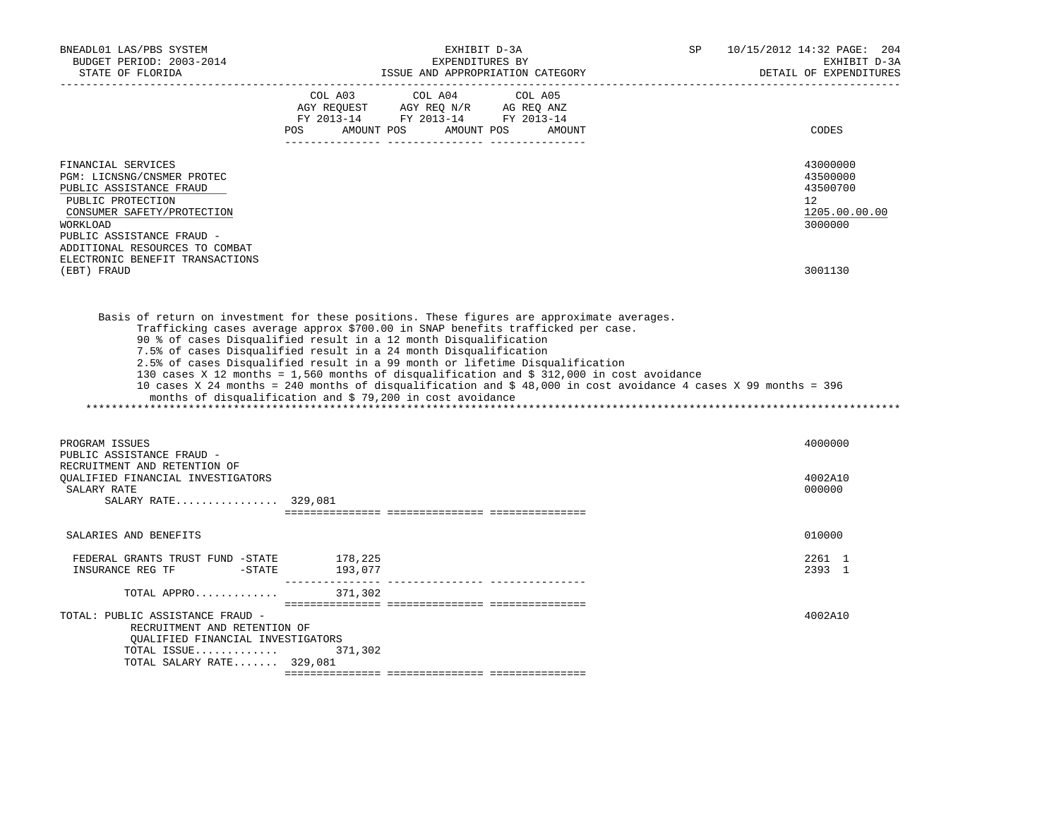BNEADL01 LAS/PBS SYSTEM | EXHIBIT D-3A | SP 10/15/2012 14:32

BUDGET PERIOD: 2003-2014 | EXPENDITURES BY | EXHIBIT D-3A

STATE OF FLORIDA | ISSUE AND APPROPRIATION CATEGORY | DETAIL OF EXPENDITURES

| | COL A03 AGY REQUEST FY 2013-14 POS AMOUNT | COL A04 AGY REQ N/R FY 2013-14 POS AMOUNT | COL A05 AG REQ ANZ FY 2013-14 POS AMOUNT | CODES |
|---|---|---|---|---|
| FINANCIAL SERVICES | | | | 43000000 |
| PGM: LICNSNG/CNSMER PROTEC | | | | 43500000 |
| PUBLIC ASSISTANCE FRAUD | | | | 43500700 |
| PUBLIC PROTECTION | | | | 12 |
| CONSUMER SAFETY/PROTECTION | | | | 1205.00.00.00 |
| WORKLOAD | | | | 3000000 |
| PUBLIC ASSISTANCE FRAUD - ADDITIONAL RESOURCES TO COMBAT ELECTRONIC BENEFIT TRANSACTIONS (EBT) FRAUD | | | | 3001130 |

Basis of return on investment for these positions. These figures are approximate averages.
Trafficking cases average approx $700.00 in SNAP benefits trafficked per case.
90 % of cases Disqualified result in a 12 month Disqualification
7.5% of cases Disqualified result in a 24 month Disqualification
2.5% of cases Disqualified result in a 99 month or lifetime Disqualification
130 cases X 12 months = 1,560 months of disqualification and $ 312,000 in cost avoidance
10 cases X 24 months = 240 months of disqualification and $ 48,000 in cost avoidance 4 cases X 99 months = 396 months of disqualification and $ 79,200 in cost avoidance

*******************************************************************************************************************

| | COL A03 | COL A04 | COL A05 | CODES |
|---|---|---|---|---|
| PROGRAM ISSUES | | | | 4000000 |
| PUBLIC ASSISTANCE FRAUD - RECRUITMENT AND RETENTION OF QUALIFIED FINANCIAL INVESTIGATORS | | | | 4002A10 |
| SALARY RATE | | | | 000000 |
| SALARY RATE................ | 329,081 | | | |
| SALARIES AND BENEFITS | | | | 010000 |
| FEDERAL GRANTS TRUST FUND -STATE | 178,225 | | | 2261 1 |
| INSURANCE REG TF -STATE | 193,077 | | | 2393 1 |
| TOTAL APPRO............ | 371,302 | | | |
| TOTAL: PUBLIC ASSISTANCE FRAUD - RECRUITMENT AND RETENTION OF QUALIFIED FINANCIAL INVESTIGATORS | | | | 4002A10 |
| TOTAL ISSUE............ | 371,302 | | | |
| TOTAL SALARY RATE....... | 329,081 | | | |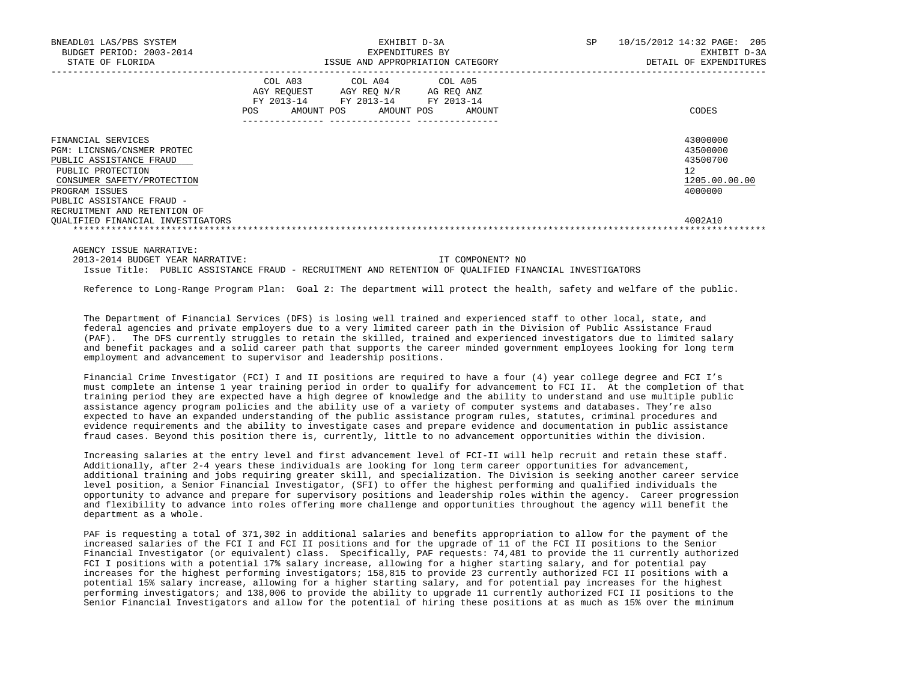| | COL A03 AGY REQUEST FY 2013-14 POS AMOUNT | COL A04 AGY REQ N/R FY 2013-14 POS AMOUNT | COL A05 AG REQ ANZ FY 2013-14 POS AMOUNT | CODES |
|---|---|---|---|---|
| FINANCIAL SERVICES | | | | 43000000 |
| PGM: LICNSNG/CNSMER PROTEC | | | | 43500000 |
| PUBLIC ASSISTANCE FRAUD | | | | 43500700 |
| PUBLIC PROTECTION | | | | 12 |
| CONSUMER SAFETY/PROTECTION | | | | 1205.00.00.00 |
| PROGRAM ISSUES | | | | 4000000 |
| PUBLIC ASSISTANCE FRAUD - RECRUITMENT AND RETENTION OF QUALIFIED FINANCIAL INVESTIGATORS | | | | 4002A10 |

AGENCY ISSUE NARRATIVE:

2013-2014 BUDGET YEAR NARRATIVE: IT COMPONENT? NO

Issue Title: PUBLIC ASSISTANCE FRAUD - RECRUITMENT AND RETENTION OF QUALIFIED FINANCIAL INVESTIGATORS

Reference to Long-Range Program Plan: Goal 2: The department will protect the health, safety and welfare of the public.

The Department of Financial Services (DFS) is losing well trained and experienced staff to other local, state, and federal agencies and private employers due to a very limited career path in the Division of Public Assistance Fraud (PAF). The DFS currently struggles to retain the skilled, trained and experienced investigators due to limited salary and benefit packages and a solid career path that supports the career minded government employees looking for long term employment and advancement to supervisor and leadership positions.

Financial Crime Investigator (FCI) I and II positions are required to have a four (4) year college degree and FCI I's must complete an intense 1 year training period in order to qualify for advancement to FCI II. At the completion of that training period they are expected have a high degree of knowledge and the ability to understand and use multiple public assistance agency program policies and the ability use of a variety of computer systems and databases. They're also expected to have an expanded understanding of the public assistance program rules, statutes, criminal procedures and evidence requirements and the ability to investigate cases and prepare evidence and documentation in public assistance fraud cases. Beyond this position there is, currently, little to no advancement opportunities within the division.

Increasing salaries at the entry level and first advancement level of FCI-II will help recruit and retain these staff. Additionally, after 2-4 years these individuals are looking for long term career opportunities for advancement, additional training and jobs requiring greater skill, and specialization. The Division is seeking another career service level position, a Senior Financial Investigator, (SFI) to offer the highest performing and qualified individuals the opportunity to advance and prepare for supervisory positions and leadership roles within the agency. Career progression and flexibility to advance into roles offering more challenge and opportunities throughout the agency will benefit the department as a whole.

PAF is requesting a total of 371,302 in additional salaries and benefits appropriation to allow for the payment of the increased salaries of the FCI I and FCI II positions and for the upgrade of 11 of the FCI II positions to the Senior Financial Investigator (or equivalent) class. Specifically, PAF requests: 74,481 to provide the 11 currently authorized FCI I positions with a potential 17% salary increase, allowing for a higher starting salary, and for potential pay increases for the highest performing investigators; 158,815 to provide 23 currently authorized FCI II positions with a potential 15% salary increase, allowing for a higher starting salary, and for potential pay increases for the highest performing investigators; and 138,006 to provide the ability to upgrade 11 currently authorized FCI II positions to the Senior Financial Investigators and allow for the potential of hiring these positions at as much as 15% over the minimum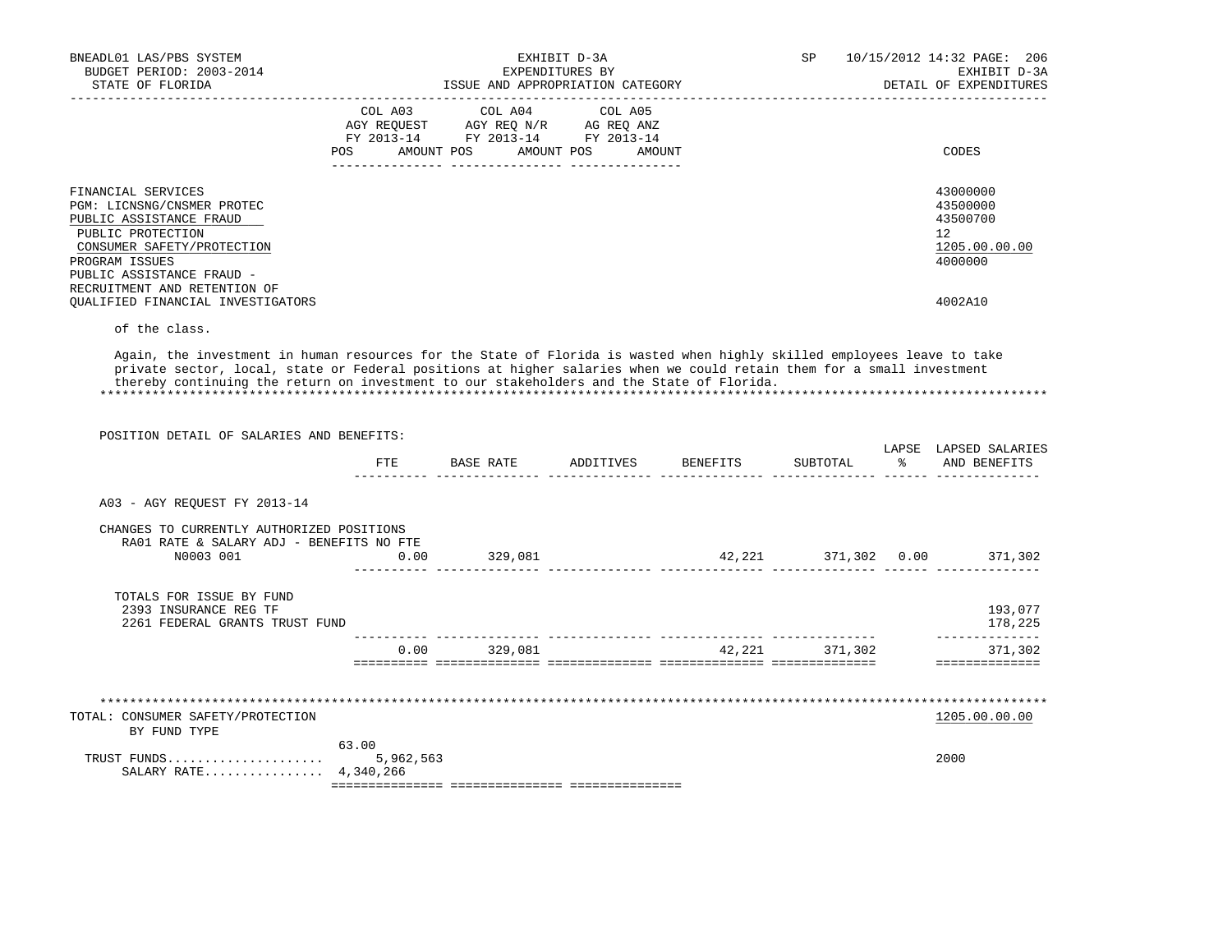| | COL A03 AGY REQUEST FY 2013-14 | | COL A04 AGY REQ N/R FY 2013-14 | | COL A05 AG REQ ANZ FY 2013-14 | | |
|---|---|---|---|---|---|---|---|
| | POS | AMOUNT | POS | AMOUNT | POS | AMOUNT | CODES |
| FINANCIAL SERVICES | | | | | | | 43000000 |
| PGM: LICNSNG/CNSMER PROTEC | | | | | | | 43500000 |
| PUBLIC ASSISTANCE FRAUD | | | | | | | 43500700 |
| PUBLIC PROTECTION | | | | | | | 12 |
| CONSUMER SAFETY/PROTECTION | | | | | | | 1205.00.00.00 |
| PROGRAM ISSUES | | | | | | | 4000000 |
| PUBLIC ASSISTANCE FRAUD - RECRUITMENT AND RETENTION OF QUALIFIED FINANCIAL INVESTIGATORS | | | | | | | 4002A10 |

of the class.

Again, the investment in human resources for the State of Florida is wasted when highly skilled employees leave to take private sector, local, state or Federal positions at higher salaries when we could retain them for a small investment thereby continuing the return on investment to our stakeholders and the State of Florida.

*******************************************************************************************************************************

POSITION DETAIL OF SALARIES AND BENEFITS:

| | FTE | BASE RATE | ADDITIVES | BENEFITS | SUBTOTAL | LAPSE % | LAPSED SALARIES AND BENEFITS |
|---|---|---|---|---|---|---|---|
| A03 - AGY REQUEST FY 2013-14 | | | | | | | |
| CHANGES TO CURRENTLY AUTHORIZED POSITIONS | | | | | | | |
| RA01 RATE & SALARY ADJ - BENEFITS NO FTE | | | | | | | |
| N0003 001 | 0.00 | 329,081 | | 42,221 | 371,302 | 0.00 | 371,302 |
| TOTALS FOR ISSUE BY FUND | | | | | | | |
| 2393 INSURANCE REG TF | | | | | | | 193,077 |
| 2261 FEDERAL GRANTS TRUST FUND | | | | | | | 178,225 |
| | 0.00 | 329,081 | | 42,221 | 371,302 | | 371,302 |

*******************************************************************************************************************************

| | POS | AMOUNT | CODES |
|---|---|---|---|
| TOTAL: CONSUMER SAFETY/PROTECTION | | | 1205.00.00.00 |
| BY FUND TYPE | | | |
| TRUST FUNDS..................... | 63.00 | 5,962,563 | 2000 |
| SALARY RATE................ | | 4,340,266 | |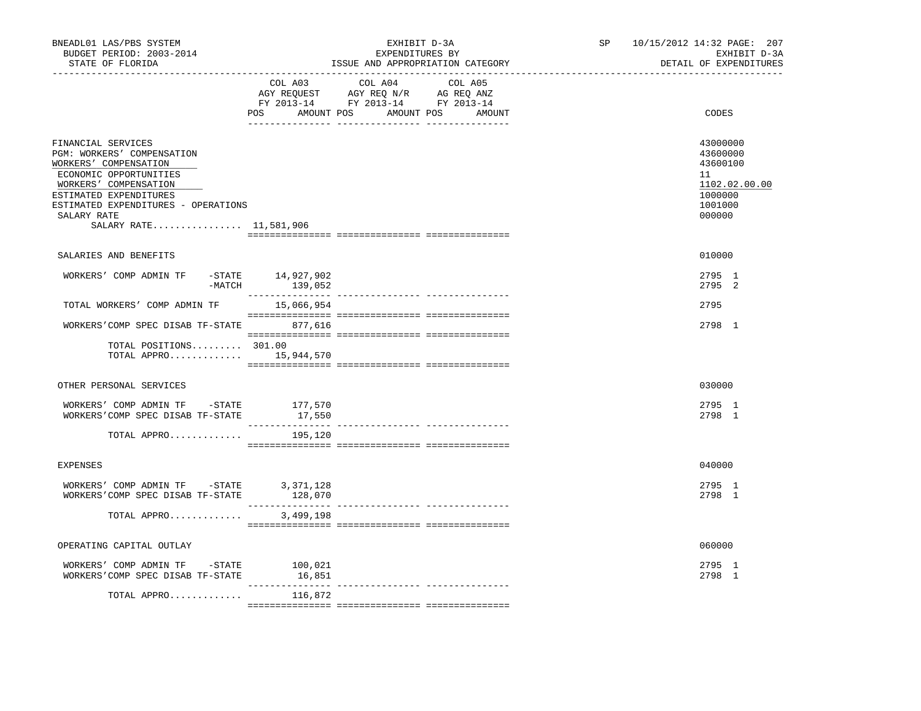BNEADL01 LAS/PBS SYSTEM — EXHIBIT D-3A — EXPENDITURES BY ISSUE AND APPROPRIATION CATEGORY — SP 10/15/2012 14:32

BUDGET PERIOD: 2003-2014 — EXHIBIT D-3A

STATE OF FLORIDA — DETAIL OF EXPENDITURES

| | COL A03 AGY REQUEST FY 2013-14 POS AMOUNT | COL A04 AGY REQ N/R FY 2013-14 POS AMOUNT | COL A05 AG REQ ANZ FY 2013-14 POS AMOUNT | CODES |
|---|---|---|---|---|
| FINANCIAL SERVICES | | | | 43000000 |
| PGM: WORKERS' COMPENSATION | | | | 43600000 |
| WORKERS' COMPENSATION | | | | 43600100 |
| ECONOMIC OPPORTUNITIES | | | | 11 |
| WORKERS' COMPENSATION | | | | 1102.02.00.00 |
| ESTIMATED EXPENDITURES | | | | 1000000 |
| ESTIMATED EXPENDITURES - OPERATIONS | | | | 1001000 |
| SALARY RATE | | | | 000000 |
| SALARY RATE................ 11,581,906 | | | | |
| SALARIES AND BENEFITS | | | | 010000 |
| WORKERS' COMP ADMIN TF -STATE | 14,927,902 | | | 2795 1 |
| -MATCH | 139,052 | | | 2795 2 |
| TOTAL WORKERS' COMP ADMIN TF | 15,066,954 | | | 2795 |
| WORKERS'COMP SPEC DISAB TF-STATE | 877,616 | | | 2798 1 |
| TOTAL POSITIONS......... 301.00 | | | | |
| TOTAL APPRO............. | 15,944,570 | | | |
| OTHER PERSONAL SERVICES | | | | 030000 |
| WORKERS' COMP ADMIN TF -STATE | 177,570 | | | 2795 1 |
| WORKERS'COMP SPEC DISAB TF-STATE | 17,550 | | | 2798 1 |
| TOTAL APPRO............. | 195,120 | | | |
| EXPENSES | | | | 040000 |
| WORKERS' COMP ADMIN TF -STATE | 3,371,128 | | | 2795 1 |
| WORKERS'COMP SPEC DISAB TF-STATE | 128,070 | | | 2798 1 |
| TOTAL APPRO............. | 3,499,198 | | | |
| OPERATING CAPITAL OUTLAY | | | | 060000 |
| WORKERS' COMP ADMIN TF -STATE | 100,021 | | | 2795 1 |
| WORKERS'COMP SPEC DISAB TF-STATE | 16,851 | | | 2798 1 |
| TOTAL APPRO............. | 116,872 | | | |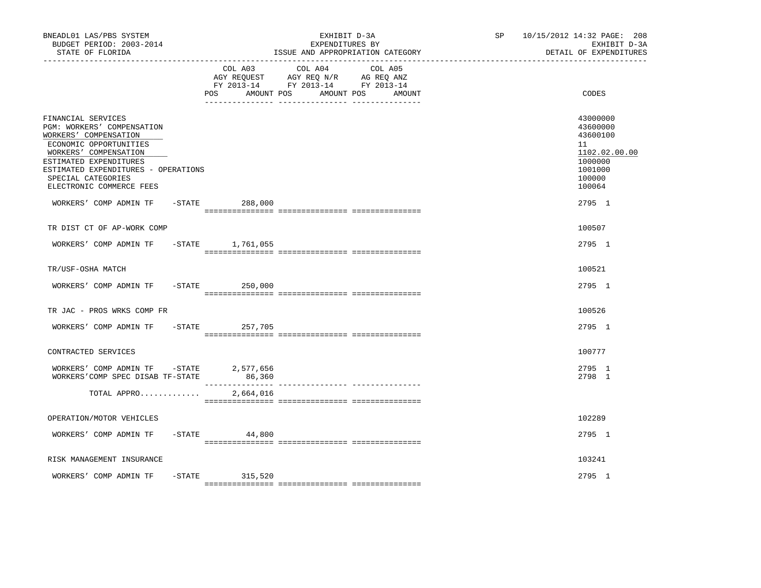BNEADL01 LAS/PBS SYSTEM — EXHIBIT D-3A — EXPENDITURES BY ISSUE AND APPROPRIATION CATEGORY — SP 10/15/2012 14:32 PAGE: 208

BUDGET PERIOD: 2003-2014 — EXHIBIT D-3A

STATE OF FLORIDA — DETAIL OF EXPENDITURES

| | COL A03 AGY REQUEST FY 2013-14 POS AMOUNT | COL A04 AGY REQ N/R FY 2013-14 POS AMOUNT | COL A05 AG REQ ANZ FY 2013-14 POS AMOUNT | CODES |
|---|---|---|---|---|
| FINANCIAL SERVICES | | | | 43000000 |
| PGM: WORKERS' COMPENSATION | | | | 43600000 |
| WORKERS' COMPENSATION | | | | 43600100 |
| ECONOMIC OPPORTUNITIES | | | | 11 |
| WORKERS' COMPENSATION | | | | 1102.02.00.00 |
| ESTIMATED EXPENDITURES | | | | 1000000 |
| ESTIMATED EXPENDITURES - OPERATIONS | | | | 1001000 |
| SPECIAL CATEGORIES | | | | 100000 |
| ELECTRONIC COMMERCE FEES | | | | 100064 |
| WORKERS' COMP ADMIN TF -STATE | 288,000 | | | 2795 1 |
| TR DIST CT OF AP-WORK COMP | | | | 100507 |
| WORKERS' COMP ADMIN TF -STATE | 1,761,055 | | | 2795 1 |
| TR/USF-OSHA MATCH | | | | 100521 |
| WORKERS' COMP ADMIN TF -STATE | 250,000 | | | 2795 1 |
| TR JAC - PROS WRKS COMP FR | | | | 100526 |
| WORKERS' COMP ADMIN TF -STATE | 257,705 | | | 2795 1 |
| CONTRACTED SERVICES | | | | 100777 |
| WORKERS' COMP ADMIN TF -STATE | 2,577,656 | | | 2795 1 |
| WORKERS'COMP SPEC DISAB TF-STATE | 86,360 | | | 2798 1 |
| TOTAL APPRO............ | 2,664,016 | | | |
| OPERATION/MOTOR VEHICLES | | | | 102289 |
| WORKERS' COMP ADMIN TF -STATE | 44,800 | | | 2795 1 |
| RISK MANAGEMENT INSURANCE | | | | 103241 |
| WORKERS' COMP ADMIN TF -STATE | 315,520 | | | 2795 1 |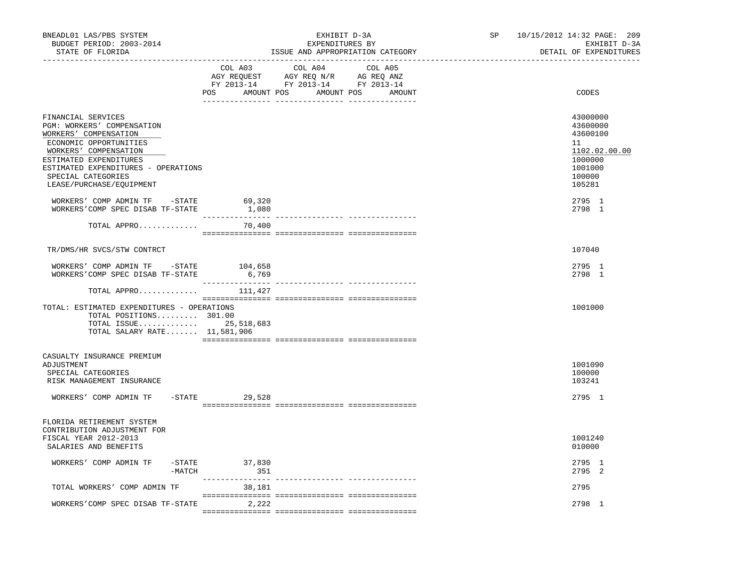BNEADL01 LAS/PBS SYSTEM
BUDGET PERIOD: 2003-2014
STATE OF FLORIDA

EXHIBIT D-3A
EXPENDITURES BY
ISSUE AND APPROPRIATION CATEGORY

SP 10/15/2012 14:32 PAGE: 209
EXHIBIT D-3A
DETAIL OF EXPENDITURES

| | COL A03 AGY REQUEST FY 2013-14 POS AMOUNT | COL A04 AGY REQ N/R FY 2013-14 POS AMOUNT | COL A05 AG REQ ANZ FY 2013-14 POS AMOUNT | CODES |
|---|---|---|---|---|
| FINANCIAL SERVICES | | | | 43000000 |
| PGM: WORKERS' COMPENSATION | | | | 43600000 |
| WORKERS' COMPENSATION | | | | 43600100 |
| ECONOMIC OPPORTUNITIES | | | | 11 |
| WORKERS' COMPENSATION | | | | 1102.02.00.00 |
| ESTIMATED EXPENDITURES | | | | 1000000 |
| ESTIMATED EXPENDITURES - OPERATIONS | | | | 1001000 |
| SPECIAL CATEGORIES | | | | 100000 |
| LEASE/PURCHASE/EQUIPMENT | | | | 105281 |
| WORKERS' COMP ADMIN TF -STATE | 69,320 | | | 2795 1 |
| WORKERS'COMP SPEC DISAB TF-STATE | 1,080 | | | 2798 1 |
| TOTAL APPRO............ | 70,400 | | | |
| TR/DMS/HR SVCS/STW CONTRCT | | | | 107040 |
| WORKERS' COMP ADMIN TF -STATE | 104,658 | | | 2795 1 |
| WORKERS'COMP SPEC DISAB TF-STATE | 6,769 | | | 2798 1 |
| TOTAL APPRO............ | 111,427 | | | |
| TOTAL: ESTIMATED EXPENDITURES - OPERATIONS | | | | 1001000 |
| TOTAL POSITIONS......... | 301.00 | | | |
| TOTAL ISSUE............ | 25,518,683 | | | |
| TOTAL SALARY RATE....... | 11,581,906 | | | |
| CASUALTY INSURANCE PREMIUM ADJUSTMENT | | | | 1001090 |
| SPECIAL CATEGORIES | | | | 100000 |
| RISK MANAGEMENT INSURANCE | | | | 103241 |
| WORKERS' COMP ADMIN TF -STATE | 29,528 | | | 2795 1 |
| FLORIDA RETIREMENT SYSTEM CONTRIBUTION ADJUSTMENT FOR FISCAL YEAR 2012-2013 | | | | 1001240 |
| SALARIES AND BENEFITS | | | | 010000 |
| WORKERS' COMP ADMIN TF -STATE | 37,830 | | | 2795 1 |
| -MATCH | 351 | | | 2795 2 |
| TOTAL WORKERS' COMP ADMIN TF | 38,181 | | | 2795 |
| WORKERS'COMP SPEC DISAB TF-STATE | 2,222 | | | 2798 1 |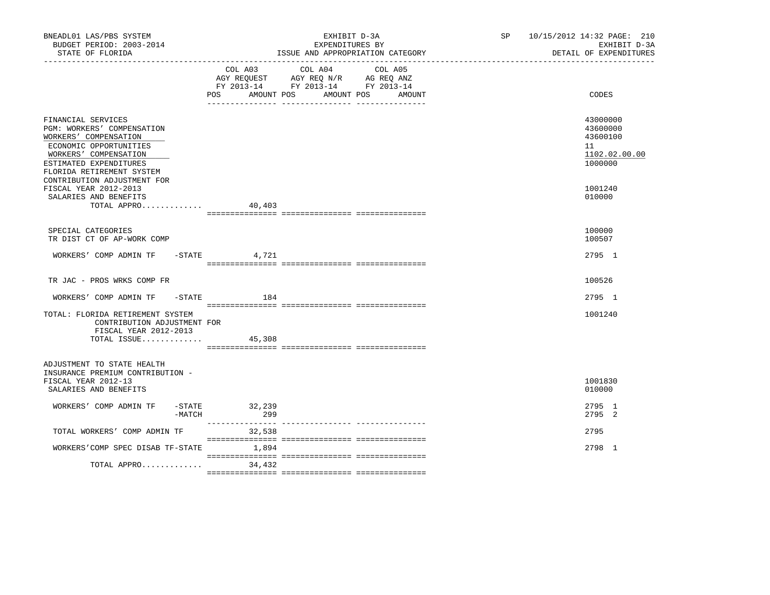BNEADL01 LAS/PBS SYSTEM — BUDGET PERIOD: 2003-2014 — STATE OF FLORIDA

EXHIBIT D-3A — EXPENDITURES BY ISSUE AND APPROPRIATION CATEGORY

SP 10/15/2012 14:32 — EXHIBIT D-3A — DETAIL OF EXPENDITURES

| | COL A03 AGY REQUEST FY 2013-14 POS | AMOUNT | COL A04 AGY REQ N/R FY 2013-14 POS | AMOUNT | COL A05 AG REQ ANZ FY 2013-14 POS | AMOUNT | CODES |
|---|---|---|---|---|---|---|---|
| FINANCIAL SERVICES | | | | | | | 43000000 |
| PGM: WORKERS' COMPENSATION | | | | | | | 43600000 |
| WORKERS' COMPENSATION | | | | | | | 43600100 |
| ECONOMIC OPPORTUNITIES | | | | | | | 11 |
| WORKERS' COMPENSATION | | | | | | | 1102.02.00.00 |
| ESTIMATED EXPENDITURES | | | | | | | 1000000 |
| FLORIDA RETIREMENT SYSTEM CONTRIBUTION ADJUSTMENT FOR FISCAL YEAR 2012-2013 | | | | | | | 1001240 |
| SALARIES AND BENEFITS | | | | | | | 010000 |
| TOTAL APPRO............ | | 40,403 | | | | | |
| SPECIAL CATEGORIES | | | | | | | 100000 |
| TR DIST CT OF AP-WORK COMP | | | | | | | 100507 |
| WORKERS' COMP ADMIN TF -STATE | | 4,721 | | | | | 2795 1 |
| TR JAC - PROS WRKS COMP FR | | | | | | | 100526 |
| WORKERS' COMP ADMIN TF -STATE | | 184 | | | | | 2795 1 |
| TOTAL: FLORIDA RETIREMENT SYSTEM CONTRIBUTION ADJUSTMENT FOR FISCAL YEAR 2012-2013 | | | | | | | 1001240 |
| TOTAL ISSUE............ | | 45,308 | | | | | |
| ADJUSTMENT TO STATE HEALTH INSURANCE PREMIUM CONTRIBUTION - FISCAL YEAR 2012-13 | | | | | | | 1001830 |
| SALARIES AND BENEFITS | | | | | | | 010000 |
| WORKERS' COMP ADMIN TF -STATE | | 32,239 | | | | | 2795 1 |
| -MATCH | | 299 | | | | | 2795 2 |
| TOTAL WORKERS' COMP ADMIN TF | | 32,538 | | | | | 2795 |
| WORKERS'COMP SPEC DISAB TF-STATE | | 1,894 | | | | | 2798 1 |
| TOTAL APPRO............ | | 34,432 | | | | | |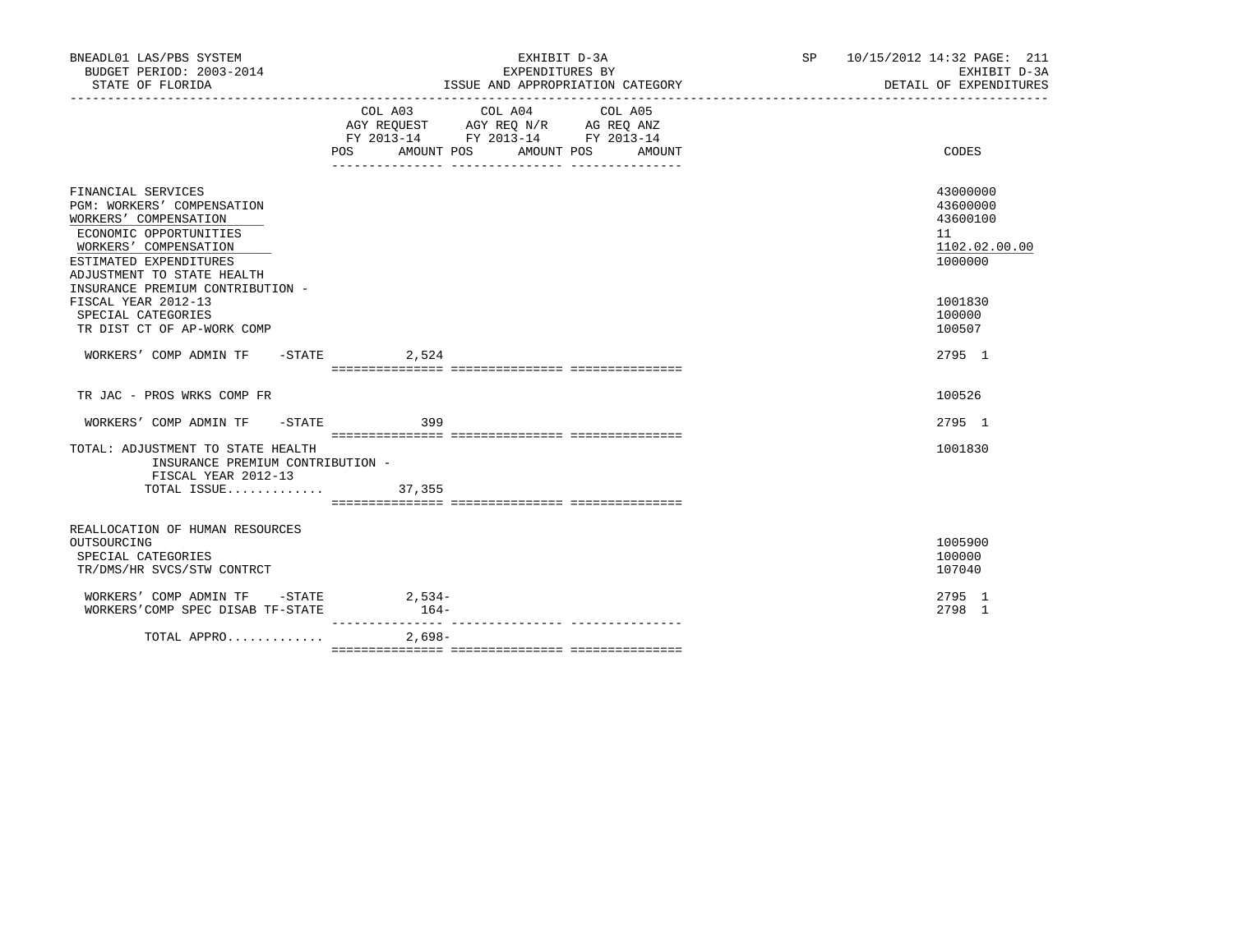BNEADL01 LAS/PBS SYSTEM — BUDGET PERIOD: 2003-2014 — STATE OF FLORIDA

EXHIBIT D-3A — EXPENDITURES BY ISSUE AND APPROPRIATION CATEGORY

SP 10/15/2012 14:32 — EXHIBIT D-3A — DETAIL OF EXPENDITURES

| | COL A03 AGY REQUEST FY 2013-14 POS AMOUNT | COL A04 AGY REQ N/R FY 2013-14 POS AMOUNT | COL A05 AG REQ ANZ FY 2013-14 POS AMOUNT | CODES |
|---|---|---|---|---|
| FINANCIAL SERVICES | | | | 43000000 |
| PGM: WORKERS' COMPENSATION | | | | 43600000 |
| WORKERS' COMPENSATION | | | | 43600100 |
| ECONOMIC OPPORTUNITIES | | | | 11 |
| WORKERS' COMPENSATION | | | | 1102.02.00.00 |
| ESTIMATED EXPENDITURES | | | | 1000000 |
| ADJUSTMENT TO STATE HEALTH INSURANCE PREMIUM CONTRIBUTION - FISCAL YEAR 2012-13 | | | | 1001830 |
| SPECIAL CATEGORIES | | | | 100000 |
| TR DIST CT OF AP-WORK COMP | | | | 100507 |
| WORKERS' COMP ADMIN TF -STATE | 2,524 | | | 2795 1 |
| TR JAC - PROS WRKS COMP FR | | | | 100526 |
| WORKERS' COMP ADMIN TF -STATE | 399 | | | 2795 1 |
| TOTAL: ADJUSTMENT TO STATE HEALTH INSURANCE PREMIUM CONTRIBUTION - FISCAL YEAR 2012-13 | | | | 1001830 |
| TOTAL ISSUE............. | 37,355 | | | |
| REALLOCATION OF HUMAN RESOURCES OUTSOURCING | | | | 1005900 |
| SPECIAL CATEGORIES | | | | 100000 |
| TR/DMS/HR SVCS/STW CONTRCT | | | | 107040 |
| WORKERS' COMP ADMIN TF -STATE | 2,534- | | | 2795 1 |
| WORKERS'COMP SPEC DISAB TF-STATE | 164- | | | 2798 1 |
| TOTAL APPRO............. | 2,698- | | | |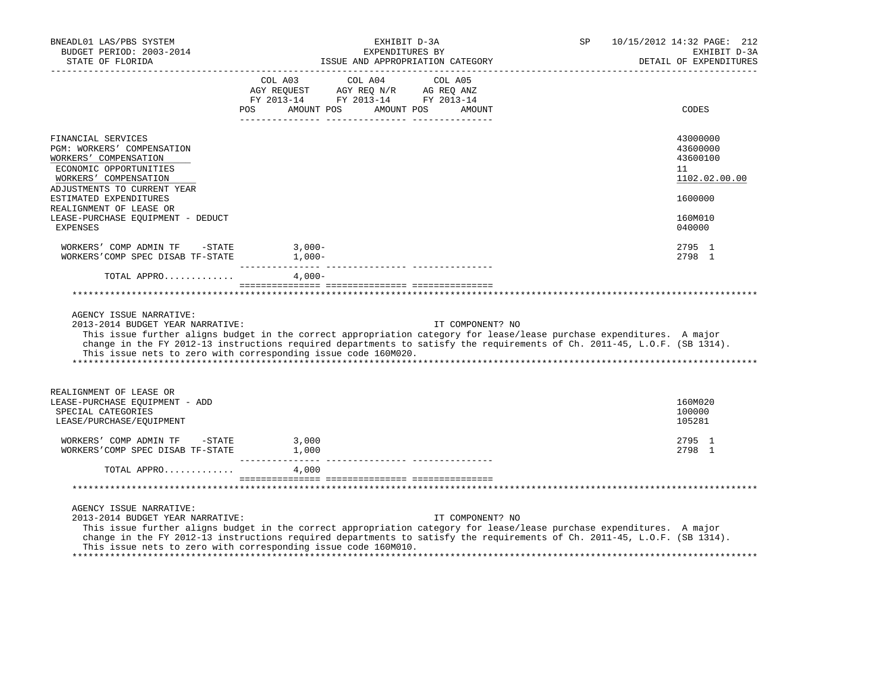| | COL A03 AGY REQUEST FY 2013-14 POS AMOUNT | COL A04 AGY REQ N/R FY 2013-14 POS AMOUNT | COL A05 AG REQ ANZ FY 2013-14 POS AMOUNT | CODES |
|---|---|---|---|---|
| FINANCIAL SERVICES | | | | 43000000 |
| PGM: WORKERS' COMPENSATION | | | | 43600000 |
| WORKERS' COMPENSATION | | | | 43600100 |
| ECONOMIC OPPORTUNITIES | | | | 11 |
| WORKERS' COMPENSATION | | | | 1102.02.00.00 |
| ADJUSTMENTS TO CURRENT YEAR ESTIMATED EXPENDITURES | | | | 1600000 |
| REALIGNMENT OF LEASE OR LEASE-PURCHASE EQUIPMENT - DEDUCT | | | | 160M010 |
| EXPENSES | | | | 040000 |
| WORKERS' COMP ADMIN TF -STATE | 3,000- | | | 2795 1 |
| WORKERS'COMP SPEC DISAB TF-STATE | 1,000- | | | 2798 1 |
| TOTAL APPRO............ | 4,000- | | | |

AGENCY ISSUE NARRATIVE:
2013-2014 BUDGET YEAR NARRATIVE: IT COMPONENT? NO

This issue further aligns budget in the correct appropriation category for lease/lease purchase expenditures. A major change in the FY 2012-13 instructions required departments to satisfy the requirements of Ch. 2011-45, L.O.F. (SB 1314). This issue nets to zero with corresponding issue code 160M020.

| | COL A03 AGY REQUEST FY 2013-14 POS AMOUNT | COL A04 AGY REQ N/R FY 2013-14 POS AMOUNT | COL A05 AG REQ ANZ FY 2013-14 POS AMOUNT | CODES |
|---|---|---|---|---|
| REALIGNMENT OF LEASE OR LEASE-PURCHASE EQUIPMENT - ADD | | | | 160M020 |
| SPECIAL CATEGORIES | | | | 100000 |
| LEASE/PURCHASE/EQUIPMENT | | | | 105281 |
| WORKERS' COMP ADMIN TF -STATE | 3,000 | | | 2795 1 |
| WORKERS'COMP SPEC DISAB TF-STATE | 1,000 | | | 2798 1 |
| TOTAL APPRO............ | 4,000 | | | |

AGENCY ISSUE NARRATIVE:
2013-2014 BUDGET YEAR NARRATIVE: IT COMPONENT? NO

This issue further aligns budget in the correct appropriation category for lease/lease purchase expenditures. A major change in the FY 2012-13 instructions required departments to satisfy the requirements of Ch. 2011-45, L.O.F. (SB 1314). This issue nets to zero with corresponding issue code 160M010.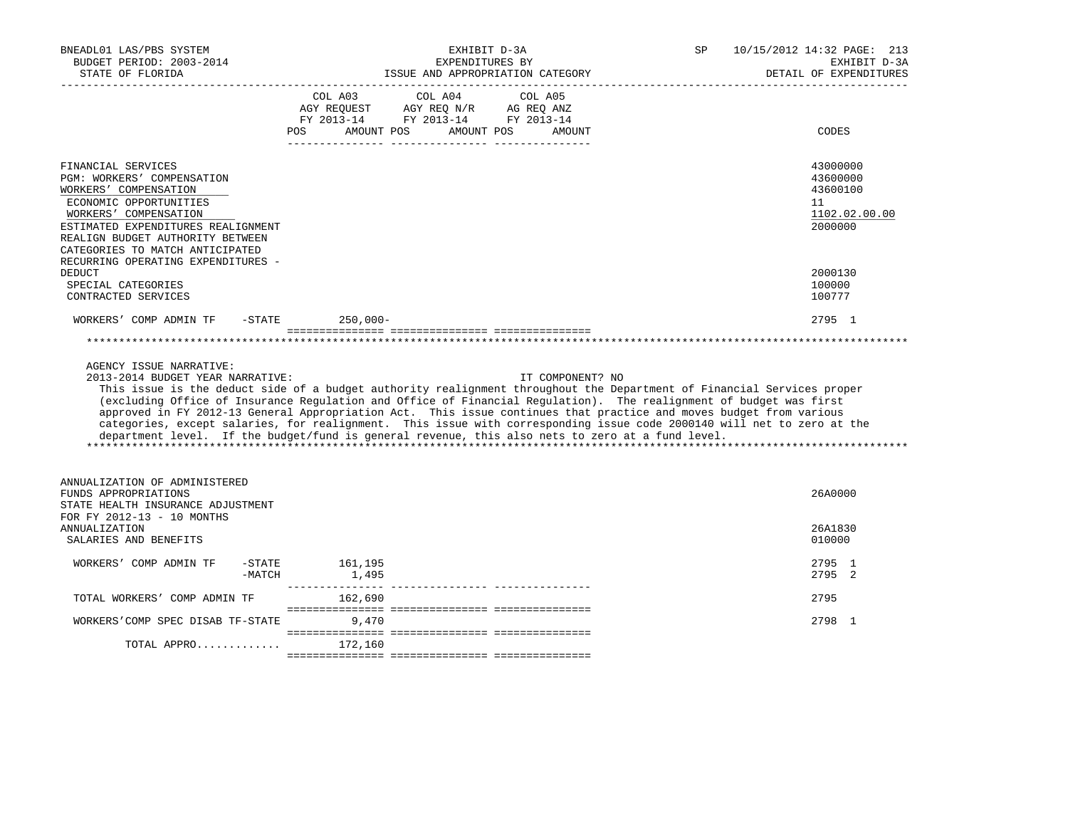BNEADL01 LAS/PBS SYSTEM | EXHIBIT D-3A | SP 10/15/2012 14:32 PAGE: 213
BUDGET PERIOD: 2003-2014 | EXPENDITURES BY | EXHIBIT D-3A
STATE OF FLORIDA | ISSUE AND APPROPRIATION CATEGORY | DETAIL OF EXPENDITURES

| | COL A03 AGY REQUEST FY 2013-14 POS AMOUNT | COL A04 AGY REQ N/R FY 2013-14 POS AMOUNT | COL A05 AG REQ ANZ FY 2013-14 POS AMOUNT | CODES |
|---|---|---|---|---|
| FINANCIAL SERVICES | | | | 43000000 |
| PGM: WORKERS' COMPENSATION | | | | 43600000 |
| WORKERS' COMPENSATION | | | | 43600100 |
| ECONOMIC OPPORTUNITIES | | | | 11 |
| WORKERS' COMPENSATION | | | | 1102.02.00.00 |
| ESTIMATED EXPENDITURES REALIGNMENT | | | | 2000000 |
| REALIGN BUDGET AUTHORITY BETWEEN CATEGORIES TO MATCH ANTICIPATED RECURRING OPERATING EXPENDITURES - DEDUCT | | | | 2000130 |
| SPECIAL CATEGORIES | | | | 100000 |
| CONTRACTED SERVICES | | | | 100777 |
| WORKERS' COMP ADMIN TF -STATE | 250,000- | | | 2795 1 |

AGENCY ISSUE NARRATIVE:

2013-2014 BUDGET YEAR NARRATIVE: IT COMPONENT? NO

This issue is the deduct side of a budget authority realignment throughout the Department of Financial Services proper (excluding Office of Insurance Regulation and Office of Financial Regulation). The realignment of budget was first approved in FY 2012-13 General Appropriation Act. This issue continues that practice and moves budget from various categories, except salaries, for realignment. This issue with corresponding issue code 2000140 will net to zero at the department level. If the budget/fund is general revenue, this also nets to zero at a fund level.

| | COL A03 | COL A04 | COL A05 | CODES |
|---|---|---|---|---|
| ANNUALIZATION OF ADMINISTERED FUNDS APPROPRIATIONS | | | | 26A0000 |
| STATE HEALTH INSURANCE ADJUSTMENT FOR FY 2012-13 - 10 MONTHS ANNUALIZATION | | | | 26A1830 |
| SALARIES AND BENEFITS | | | | 010000 |
| WORKERS' COMP ADMIN TF -STATE | 161,195 | | | 2795 1 |
| -MATCH | 1,495 | | | 2795 2 |
| TOTAL WORKERS' COMP ADMIN TF | 162,690 | | | 2795 |
| WORKERS'COMP SPEC DISAB TF-STATE | 9,470 | | | 2798 1 |
| TOTAL APPRO............ | 172,160 | | | |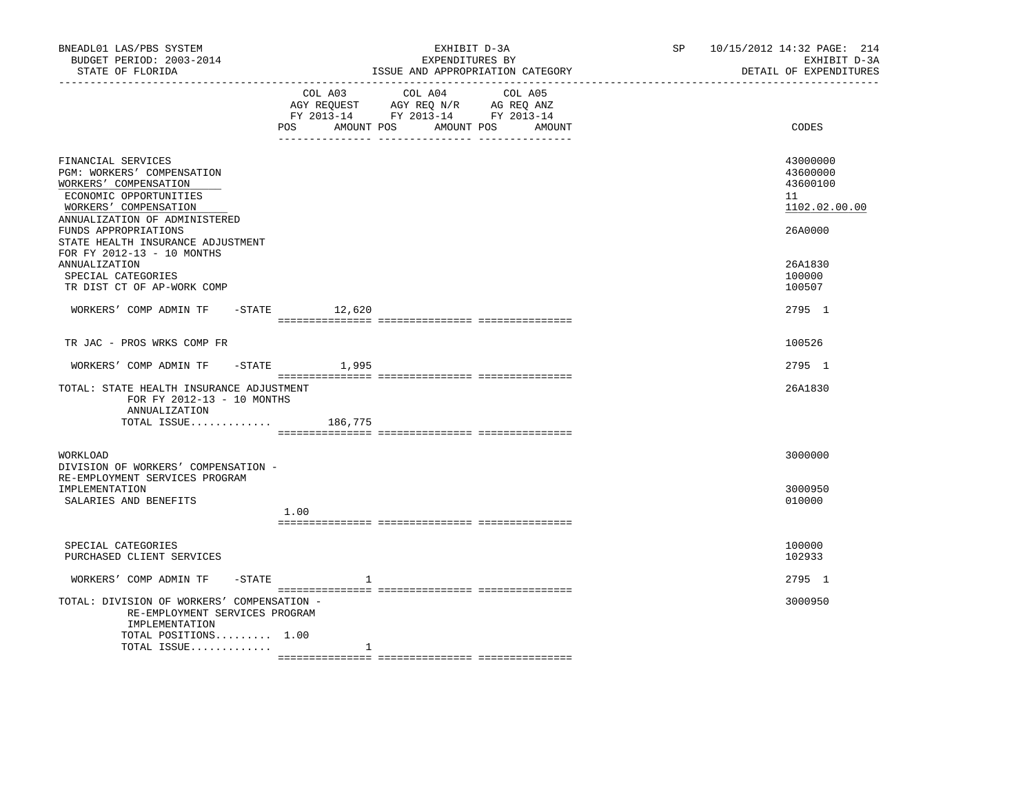BNEADL01 LAS/PBS SYSTEM — EXHIBIT D-3A — SP 10/15/2012 14:32 PAGE: 214
BUDGET PERIOD: 2003-2014 — EXPENDITURES BY — EXHIBIT D-3A
STATE OF FLORIDA — ISSUE AND APPROPRIATION CATEGORY — DETAIL OF EXPENDITURES

| | COL A03 AGY REQUEST FY 2013-14 POS AMOUNT | COL A04 AGY REQ N/R FY 2013-14 POS AMOUNT | COL A05 AG REQ ANZ FY 2013-14 POS AMOUNT | CODES |
|---|---|---|---|---|
| FINANCIAL SERVICES | | | | 43000000 |
| PGM: WORKERS' COMPENSATION | | | | 43600000 |
| WORKERS' COMPENSATION | | | | 43600100 |
| ECONOMIC OPPORTUNITIES | | | | 11 |
| WORKERS' COMPENSATION | | | | 1102.02.00.00 |
| ANNUALIZATION OF ADMINISTERED FUNDS APPROPRIATIONS | | | | 26A0000 |
| STATE HEALTH INSURANCE ADJUSTMENT FOR FY 2012-13 - 10 MONTHS ANNUALIZATION | | | | 26A1830 |
| SPECIAL CATEGORIES | | | | 100000 |
| TR DIST CT OF AP-WORK COMP | | | | 100507 |
| WORKERS' COMP ADMIN TF -STATE | 12,620 | | | 2795 1 |
| TR JAC - PROS WRKS COMP FR | | | | 100526 |
| WORKERS' COMP ADMIN TF -STATE | 1,995 | | | 2795 1 |
| TOTAL: STATE HEALTH INSURANCE ADJUSTMENT FOR FY 2012-13 - 10 MONTHS ANNUALIZATION | | | | 26A1830 |
| TOTAL ISSUE............ | 186,775 | | | |
| WORKLOAD | | | | 3000000 |
| DIVISION OF WORKERS' COMPENSATION - RE-EMPLOYMENT SERVICES PROGRAM IMPLEMENTATION | | | | 3000950 |
| SALARIES AND BENEFITS | 1.00 | | | 010000 |
| SPECIAL CATEGORIES | | | | 100000 |
| PURCHASED CLIENT SERVICES | | | | 102933 |
| WORKERS' COMP ADMIN TF -STATE | 1 | | | 2795 1 |
| TOTAL: DIVISION OF WORKERS' COMPENSATION - RE-EMPLOYMENT SERVICES PROGRAM IMPLEMENTATION | | | | 3000950 |
| TOTAL POSITIONS......... | 1.00 | | | |
| TOTAL ISSUE............ | 1 | | | |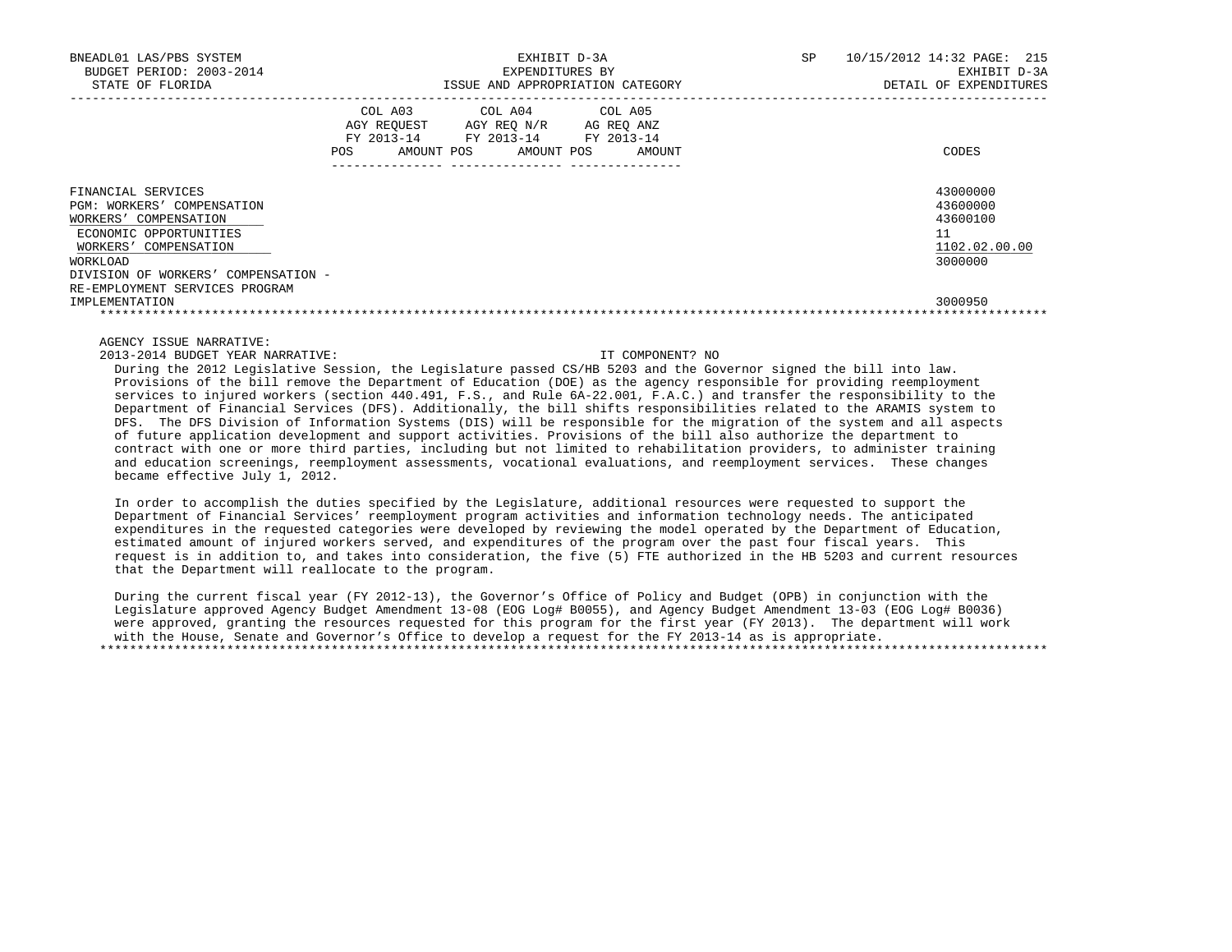EXHIBIT D-3A
EXPENDITURES BY
ISSUE AND APPROPRIATION CATEGORY

EXHIBIT D-3A
DETAIL OF EXPENDITURES

| | COL A03 AGY REQUEST FY 2013-14 POS AMOUNT | COL A04 AGY REQ N/R FY 2013-14 POS AMOUNT | COL A05 AG REQ ANZ FY 2013-14 POS AMOUNT | CODES |
|---|---|---|---|---|
| FINANCIAL SERVICES | | | | 43000000 |
| PGM: WORKERS' COMPENSATION | | | | 43600000 |
| WORKERS' COMPENSATION | | | | 43600100 |
| ECONOMIC OPPORTUNITIES | | | | 11 |
| WORKERS' COMPENSATION | | | | 1102.02.00.00 |
| WORKLOAD | | | | 3000000 |
| DIVISION OF WORKERS' COMPENSATION - RE-EMPLOYMENT SERVICES PROGRAM IMPLEMENTATION | | | | 3000950 |

AGENCY ISSUE NARRATIVE:

2013-2014 BUDGET YEAR NARRATIVE: IT COMPONENT? NO

During the 2012 Legislative Session, the Legislature passed CS/HB 5203 and the Governor signed the bill into law. Provisions of the bill remove the Department of Education (DOE) as the agency responsible for providing reemployment services to injured workers (section 440.491, F.S., and Rule 6A-22.001, F.A.C.) and transfer the responsibility to the Department of Financial Services (DFS). Additionally, the bill shifts responsibilities related to the ARAMIS system to DFS. The DFS Division of Information Systems (DIS) will be responsible for the migration of the system and all aspects of future application development and support activities. Provisions of the bill also authorize the department to contract with one or more third parties, including but not limited to rehabilitation providers, to administer training and education screenings, reemployment assessments, vocational evaluations, and reemployment services. These changes became effective July 1, 2012.

In order to accomplish the duties specified by the Legislature, additional resources were requested to support the Department of Financial Services' reemployment program activities and information technology needs. The anticipated expenditures in the requested categories were developed by reviewing the model operated by the Department of Education, estimated amount of injured workers served, and expenditures of the program over the past four fiscal years. This request is in addition to, and takes into consideration, the five (5) FTE authorized in the HB 5203 and current resources that the Department will reallocate to the program.

During the current fiscal year (FY 2012-13), the Governor's Office of Policy and Budget (OPB) in conjunction with the Legislature approved Agency Budget Amendment 13-08 (EOG Log# B0055), and Agency Budget Amendment 13-03 (EOG Log# B0036) were approved, granting the resources requested for this program for the first year (FY 2013). The department will work with the House, Senate and Governor's Office to develop a request for the FY 2013-14 as is appropriate.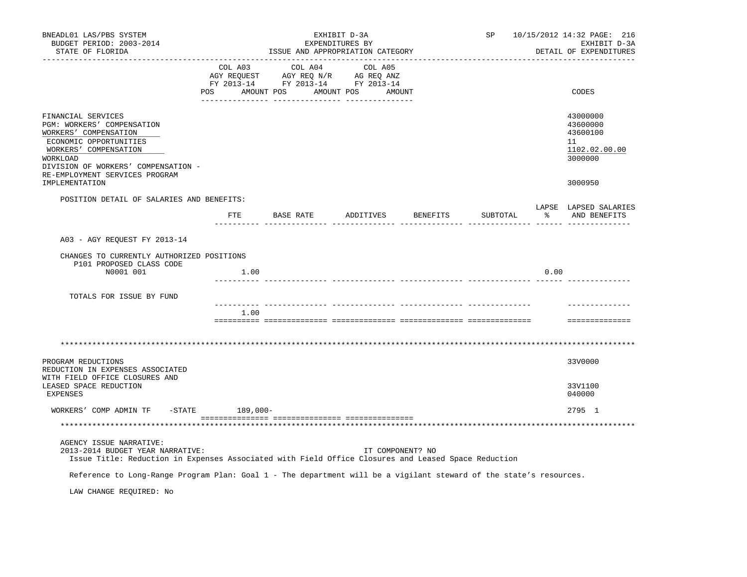BNEADL01 LAS/PBS SYSTEM | EXHIBIT D-3A | SP 10/15/2012 14:32
BUDGET PERIOD: 2003-2014 | EXPENDITURES BY | EXHIBIT D-3A
STATE OF FLORIDA | ISSUE AND APPROPRIATION CATEGORY | DETAIL OF EXPENDITURES

| | COL A03 AGY REQUEST FY 2013-14 POS AMOUNT | COL A04 AGY REQ N/R FY 2013-14 POS AMOUNT | COL A05 AG REQ ANZ FY 2013-14 POS AMOUNT | CODES |
|---|---|---|---|---|
| FINANCIAL SERVICES | | | | 43000000 |
| PGM: WORKERS' COMPENSATION | | | | 43600000 |
| WORKERS' COMPENSATION | | | | 43600100 |
| ECONOMIC OPPORTUNITIES | | | | 11 |
| WORKERS' COMPENSATION | | | | 1102.02.00.00 |
| WORKLOAD | | | | 3000000 |
| DIVISION OF WORKERS' COMPENSATION - RE-EMPLOYMENT SERVICES PROGRAM IMPLEMENTATION | | | | 3000950 |

POSITION DETAIL OF SALARIES AND BENEFITS:

| | FTE | BASE RATE | ADDITIVES | BENEFITS | SUBTOTAL | LAPSE % | LAPSED SALARIES AND BENEFITS |
|---|---|---|---|---|---|---|---|
| A03 - AGY REQUEST FY 2013-14 | | | | | | | |
| CHANGES TO CURRENTLY AUTHORIZED POSITIONS | | | | | | | |
| P101 PROPOSED CLASS CODE | | | | | | | |
| N0001 001 | 1.00 | | | | | 0.00 | |
| TOTALS FOR ISSUE BY FUND | | | | | | | |
| | 1.00 | | | | | | |

************************************************************************************************************************

| | COL A03 | COL A04 | COL A05 | CODES |
|---|---|---|---|---|
| PROGRAM REDUCTIONS | | | | 33V0000 |
| REDUCTION IN EXPENSES ASSOCIATED WITH FIELD OFFICE CLOSURES AND LEASED SPACE REDUCTION | | | | 33V1100 |
| EXPENSES | | | | 040000 |
| WORKERS' COMP ADMIN TF -STATE | 189,000- | | | 2795 1 |

************************************************************************************************************************

AGENCY ISSUE NARRATIVE:
2013-2014 BUDGET YEAR NARRATIVE: IT COMPONENT? NO
Issue Title: Reduction in Expenses Associated with Field Office Closures and Leased Space Reduction

Reference to Long-Range Program Plan: Goal 1 - The department will be a vigilant steward of the state's resources.

LAW CHANGE REQUIRED: No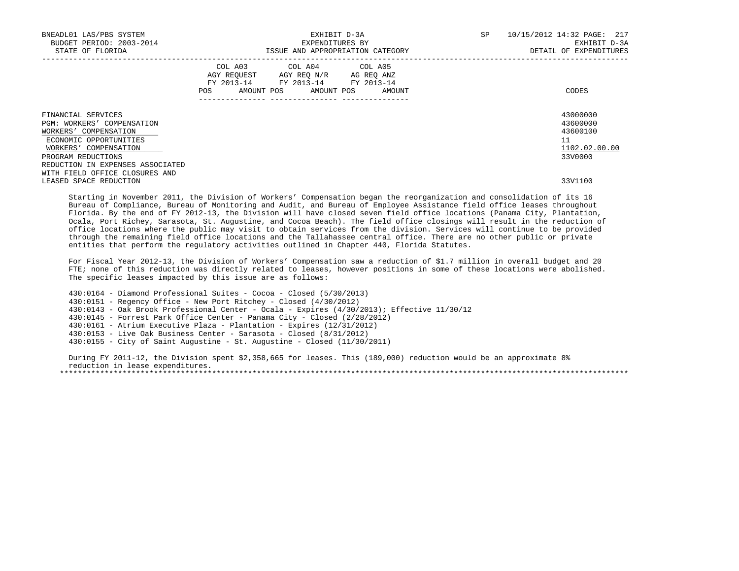| | COL A03 AGY REQUEST FY 2013-14 POS AMOUNT | COL A04 AGY REQ N/R FY 2013-14 POS AMOUNT | COL A05 AG REQ ANZ FY 2013-14 POS AMOUNT | CODES |
|---|---|---|---|---|
| FINANCIAL SERVICES | | | | 43000000 |
| PGM: WORKERS' COMPENSATION | | | | 43600000 |
| WORKERS' COMPENSATION | | | | 43600100 |
| ECONOMIC OPPORTUNITIES | | | | 11 |
| WORKERS' COMPENSATION | | | | 1102.02.00.00 |
| PROGRAM REDUCTIONS | | | | 33V0000 |
| REDUCTION IN EXPENSES ASSOCIATED WITH FIELD OFFICE CLOSURES AND LEASED SPACE REDUCTION | | | | 33V1100 |

Starting in November 2011, the Division of Workers' Compensation began the reorganization and consolidation of its 16 Bureau of Compliance, Bureau of Monitoring and Audit, and Bureau of Employee Assistance field office leases throughout Florida. By the end of FY 2012-13, the Division will have closed seven field office locations (Panama City, Plantation, Ocala, Port Richey, Sarasota, St. Augustine, and Cocoa Beach). The field office closings will result in the reduction of office locations where the public may visit to obtain services from the division. Services will continue to be provided through the remaining field office locations and the Tallahassee central office. There are no other public or private entities that perform the regulatory activities outlined in Chapter 440, Florida Statutes.

For Fiscal Year 2012-13, the Division of Workers' Compensation saw a reduction of $1.7 million in overall budget and 20 FTE; none of this reduction was directly related to leases, however positions in some of these locations were abolished. The specific leases impacted by this issue are as follows:

430:0164 - Diamond Professional Suites - Cocoa - Closed (5/30/2013)
430:0151 - Regency Office - New Port Ritchey - Closed (4/30/2012)
430:0143 - Oak Brook Professional Center - Ocala - Expires (4/30/2013); Effective 11/30/12
430:0145 - Forrest Park Office Center - Panama City - Closed (2/28/2012)
430:0161 - Atrium Executive Plaza - Plantation - Expires (12/31/2012)
430:0153 - Live Oak Business Center - Sarasota - Closed (8/31/2012)
430:0155 - City of Saint Augustine - St. Augustine - Closed (11/30/2011)

During FY 2011-12, the Division spent $2,358,665 for leases. This (189,000) reduction would be an approximate 8% reduction in lease expenditures.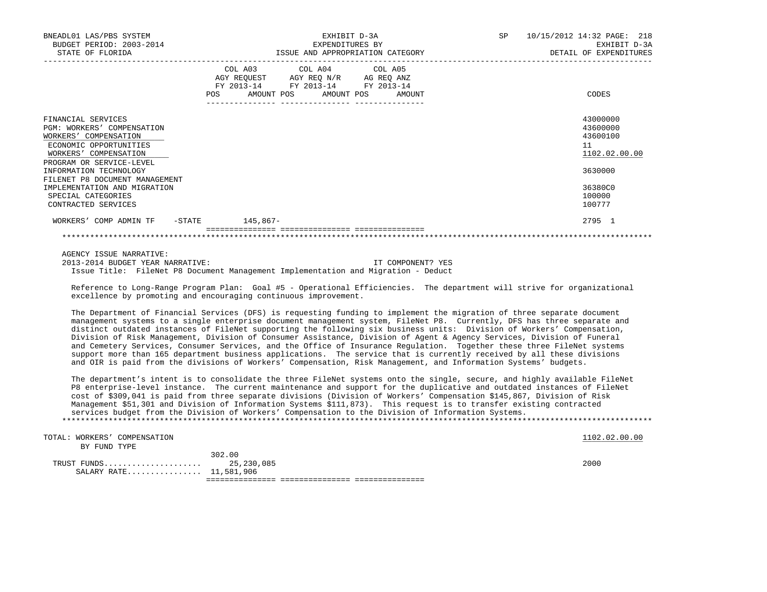BNEADL01 LAS/PBS SYSTEM | EXHIBIT D-3A | SP 10/15/2012 14:32
BUDGET PERIOD: 2003-2014 | EXPENDITURES BY | EXHIBIT D-3A
STATE OF FLORIDA | ISSUE AND APPROPRIATION CATEGORY | DETAIL OF EXPENDITURES

| | COL A03 AGY REQUEST FY 2013-14 POS AMOUNT | COL A04 AGY REQ N/R FY 2013-14 POS AMOUNT | COL A05 AG REQ ANZ FY 2013-14 POS AMOUNT | CODES |
|---|---|---|---|---|
| FINANCIAL SERVICES | | | | 43000000 |
| PGM: WORKERS' COMPENSATION | | | | 43600000 |
| WORKERS' COMPENSATION | | | | 43600100 |
| ECONOMIC OPPORTUNITIES | | | | 11 |
| WORKERS' COMPENSATION | | | | 1102.02.00.00 |
| PROGRAM OR SERVICE-LEVEL INFORMATION TECHNOLOGY | | | | 3630000 |
| FILENET P8 DOCUMENT MANAGEMENT IMPLEMENTATION AND MIGRATION | | | | 36380C0 |
| SPECIAL CATEGORIES | | | | 100000 |
| CONTRACTED SERVICES | | | | 100777 |
| WORKERS' COMP ADMIN TF -STATE | 145,867- | | | 2795 1 |

AGENCY ISSUE NARRATIVE:

2013-2014 BUDGET YEAR NARRATIVE: IT COMPONENT? YES

Issue Title: FileNet P8 Document Management Implementation and Migration - Deduct

Reference to Long-Range Program Plan: Goal #5 - Operational Efficiencies. The department will strive for organizational excellence by promoting and encouraging continuous improvement.

The Department of Financial Services (DFS) is requesting funding to implement the migration of three separate document management systems to a single enterprise document management system, FileNet P8. Currently, DFS has three separate and distinct outdated instances of FileNet supporting the following six business units: Division of Workers' Compensation, Division of Risk Management, Division of Consumer Assistance, Division of Agent & Agency Services, Division of Funeral and Cemetery Services, Consumer Services, and the Office of Insurance Regulation. Together these three FileNet systems support more than 165 department business applications. The service that is currently received by all these divisions and OIR is paid from the divisions of Workers' Compensation, Risk Management, and Information Systems' budgets.

The department's intent is to consolidate the three FileNet systems onto the single, secure, and highly available FileNet P8 enterprise-level instance. The current maintenance and support for the duplicative and outdated instances of FileNet cost of $309,041 is paid from three separate divisions (Division of Workers' Compensation $145,867, Division of Risk Management $51,301 and Division of Information Systems $111,873). This request is to transfer existing contracted services budget from the Division of Workers' Compensation to the Division of Information Systems.

| TOTAL: WORKERS' COMPENSATION | | | | 1102.02.00.00 |
|---|---|---|---|---|
| BY FUND TYPE | | | | |
| | 302.00 | | | |
| TRUST FUNDS | 25,230,085 | | | 2000 |
| SALARY RATE | 11,581,906 | | | |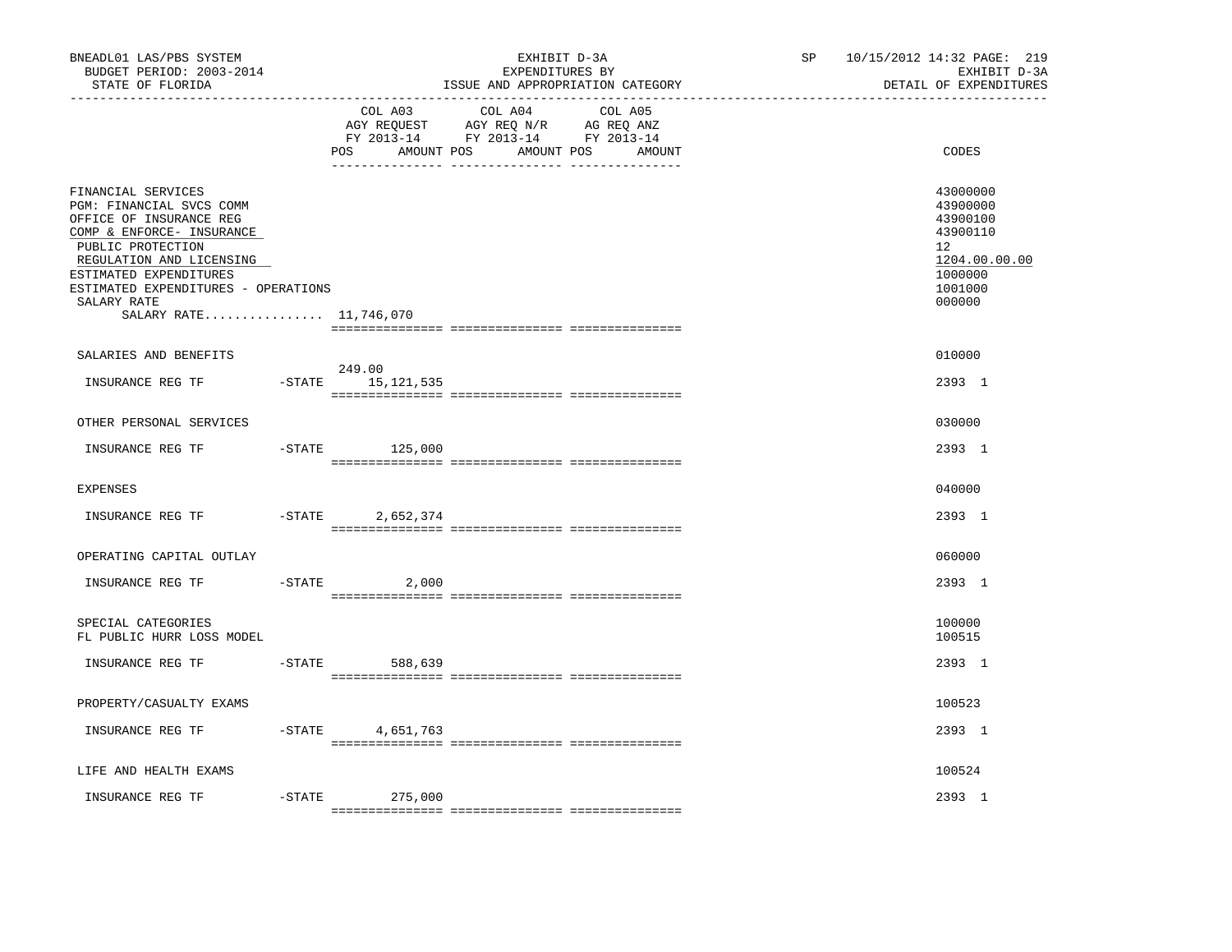BNEADL01 LAS/PBS SYSTEM | EXHIBIT D-3A | SP 10/15/2012 14:32 PAGE: 219
BUDGET PERIOD: 2003-2014 | EXPENDITURES BY | EXHIBIT D-3A
STATE OF FLORIDA | ISSUE AND APPROPRIATION CATEGORY | DETAIL OF EXPENDITURES

| | COL A03 AGY REQUEST FY 2013-14 POS | AMOUNT | COL A04 AGY REQ N/R FY 2013-14 POS | AMOUNT | COL A05 AG REQ ANZ FY 2013-14 POS | AMOUNT | CODES |
|---|---|---|---|---|---|---|---|
| FINANCIAL SERVICES | | | | | | | 43000000 |
| PGM: FINANCIAL SVCS COMM | | | | | | | 43900000 |
| OFFICE OF INSURANCE REG | | | | | | | 43900100 |
| COMP & ENFORCE- INSURANCE | | | | | | | 43900110 |
| PUBLIC PROTECTION | | | | | | | 12 |
| REGULATION AND LICENSING | | | | | | | 1204.00.00.00 |
| ESTIMATED EXPENDITURES | | | | | | | 1000000 |
| ESTIMATED EXPENDITURES - OPERATIONS | | | | | | | 1001000 |
| SALARY RATE | | | | | | | 000000 |
| SALARY RATE................ 11,746,070 | | | | | | | |
| SALARIES AND BENEFITS | | | | | | | 010000 |
| INSURANCE REG TF -STATE | 249.00 | 15,121,535 | | | | | 2393 1 |
| OTHER PERSONAL SERVICES | | | | | | | 030000 |
| INSURANCE REG TF -STATE | | 125,000 | | | | | 2393 1 |
| EXPENSES | | | | | | | 040000 |
| INSURANCE REG TF -STATE | | 2,652,374 | | | | | 2393 1 |
| OPERATING CAPITAL OUTLAY | | | | | | | 060000 |
| INSURANCE REG TF -STATE | | 2,000 | | | | | 2393 1 |
| SPECIAL CATEGORIES | | | | | | | 100000 |
| FL PUBLIC HURR LOSS MODEL | | | | | | | 100515 |
| INSURANCE REG TF -STATE | | 588,639 | | | | | 2393 1 |
| PROPERTY/CASUALTY EXAMS | | | | | | | 100523 |
| INSURANCE REG TF -STATE | | 4,651,763 | | | | | 2393 1 |
| LIFE AND HEALTH EXAMS | | | | | | | 100524 |
| INSURANCE REG TF -STATE | | 275,000 | | | | | 2393 1 |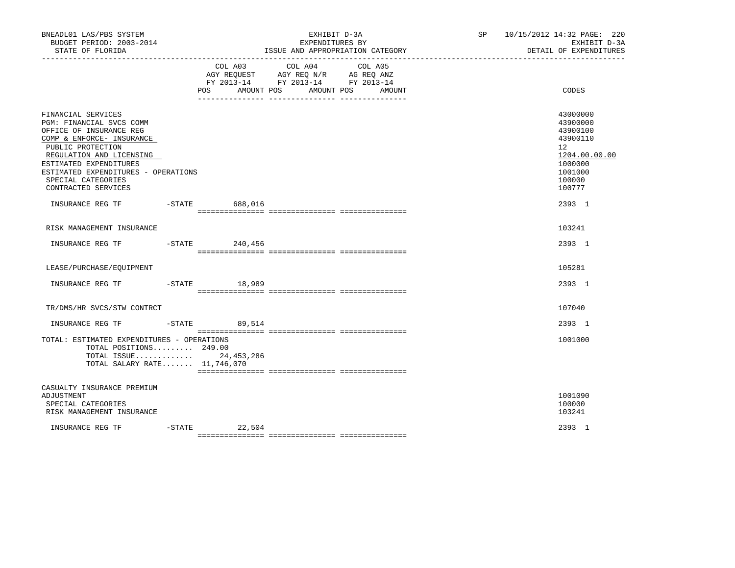BNEADL01 LAS/PBS SYSTEM
BUDGET PERIOD: 2003-2014
STATE OF FLORIDA

EXHIBIT D-3A
EXPENDITURES BY
ISSUE AND APPROPRIATION CATEGORY

SP 10/15/2012 14:32 PAGE: 220
EXHIBIT D-3A
DETAIL OF EXPENDITURES

| | COL A03 AGY REQUEST FY 2013-14 POS AMOUNT | COL A04 AGY REQ N/R FY 2013-14 POS AMOUNT | COL A05 AG REQ ANZ FY 2013-14 POS AMOUNT | CODES |
|---|---|---|---|---|
| FINANCIAL SERVICES | | | | 43000000 |
| PGM: FINANCIAL SVCS COMM | | | | 43900000 |
| OFFICE OF INSURANCE REG | | | | 43900100 |
| COMP & ENFORCE- INSURANCE | | | | 43900110 |
| PUBLIC PROTECTION | | | | 12 |
| REGULATION AND LICENSING | | | | 1204.00.00.00 |
| ESTIMATED EXPENDITURES | | | | 1000000 |
| ESTIMATED EXPENDITURES - OPERATIONS | | | | 1001000 |
| SPECIAL CATEGORIES | | | | 100000 |
| CONTRACTED SERVICES | | | | 100777 |
| INSURANCE REG TF -STATE | 688,016 | | | 2393 1 |
| RISK MANAGEMENT INSURANCE | | | | 103241 |
| INSURANCE REG TF -STATE | 240,456 | | | 2393 1 |
| LEASE/PURCHASE/EQUIPMENT | | | | 105281 |
| INSURANCE REG TF -STATE | 18,989 | | | 2393 1 |
| TR/DMS/HR SVCS/STW CONTRCT | | | | 107040 |
| INSURANCE REG TF -STATE | 89,514 | | | 2393 1 |
| TOTAL: ESTIMATED EXPENDITURES - OPERATIONS | | | | 1001000 |
| TOTAL POSITIONS......... 249.00 | | | | |
| TOTAL ISSUE............ | 24,453,286 | | | |
| TOTAL SALARY RATE....... 11,746,070 | | | | |
| CASUALTY INSURANCE PREMIUM ADJUSTMENT | | | | 1001090 |
| SPECIAL CATEGORIES | | | | 100000 |
| RISK MANAGEMENT INSURANCE | | | | 103241 |
| INSURANCE REG TF -STATE | 22,504 | | | 2393 1 |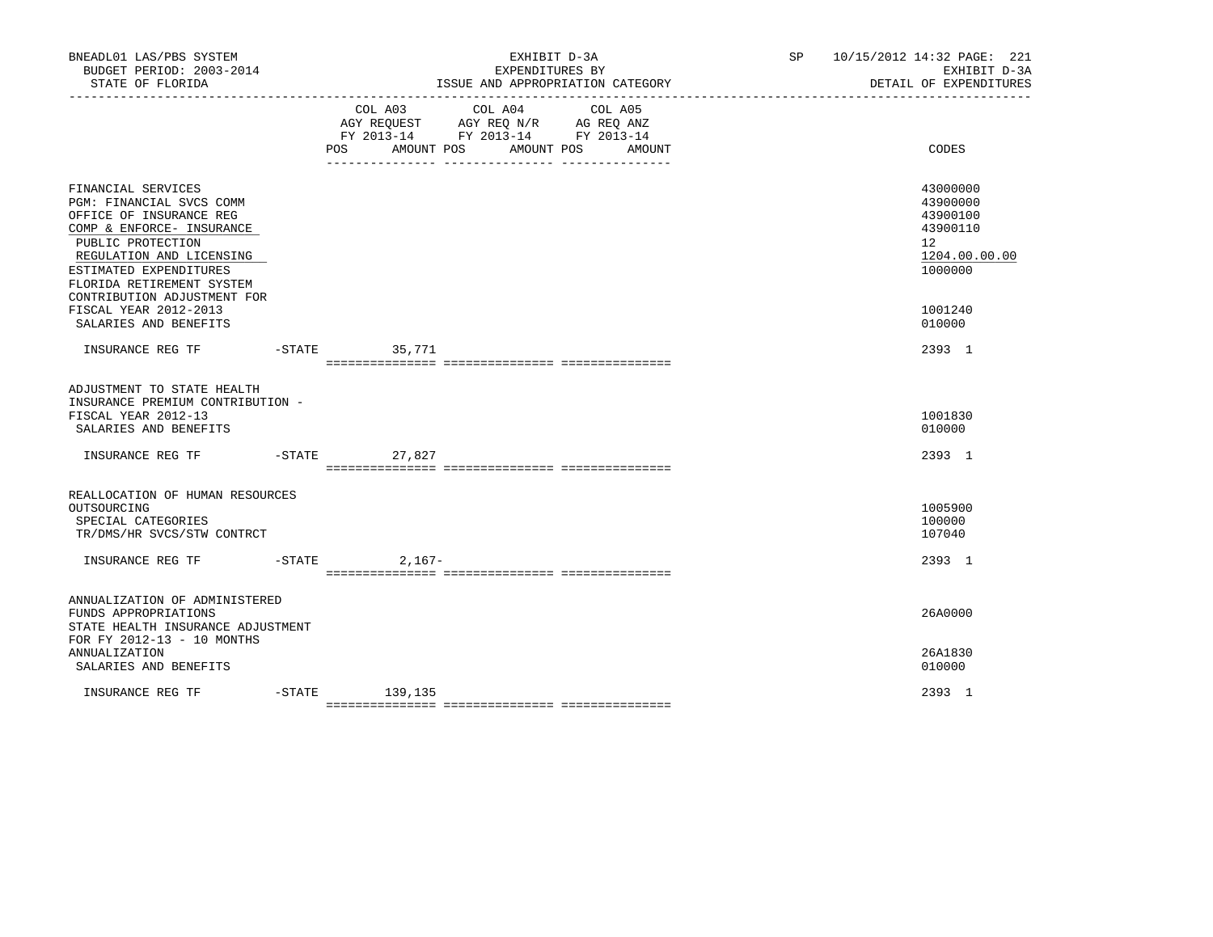BNEADL01 LAS/PBS SYSTEM — BUDGET PERIOD: 2003-2014 — STATE OF FLORIDA

EXHIBIT D-3A — EXPENDITURES BY ISSUE AND APPROPRIATION CATEGORY

SP 10/15/2012 14:32 — EXHIBIT D-3A — DETAIL OF EXPENDITURES

| | COL A03 AGY REQUEST FY 2013-14 POS AMOUNT | COL A04 AGY REQ N/R FY 2013-14 POS AMOUNT | COL A05 AG REQ ANZ FY 2013-14 POS AMOUNT | CODES |
|---|---|---|---|---|
| FINANCIAL SERVICES | | | | 43000000 |
| PGM: FINANCIAL SVCS COMM | | | | 43900000 |
| OFFICE OF INSURANCE REG | | | | 43900100 |
| COMP & ENFORCE- INSURANCE | | | | 43900110 |
| PUBLIC PROTECTION | | | | 12 |
| REGULATION AND LICENSING | | | | 1204.00.00.00 |
| ESTIMATED EXPENDITURES | | | | 1000000 |
| FLORIDA RETIREMENT SYSTEM CONTRIBUTION ADJUSTMENT FOR FISCAL YEAR 2012-2013 | | | | 1001240 |
| SALARIES AND BENEFITS | | | | 010000 |
| INSURANCE REG TF -STATE | 35,771 | | | 2393 1 |
| ADJUSTMENT TO STATE HEALTH INSURANCE PREMIUM CONTRIBUTION - FISCAL YEAR 2012-13 | | | | 1001830 |
| SALARIES AND BENEFITS | | | | 010000 |
| INSURANCE REG TF -STATE | 27,827 | | | 2393 1 |
| REALLOCATION OF HUMAN RESOURCES OUTSOURCING | | | | 1005900 |
| SPECIAL CATEGORIES | | | | 100000 |
| TR/DMS/HR SVCS/STW CONTRCT | | | | 107040 |
| INSURANCE REG TF -STATE | 2,167- | | | 2393 1 |
| ANNUALIZATION OF ADMINISTERED FUNDS APPROPRIATIONS | | | | 26A0000 |
| STATE HEALTH INSURANCE ADJUSTMENT FOR FY 2012-13 - 10 MONTHS ANNUALIZATION | | | | 26A1830 |
| SALARIES AND BENEFITS | | | | 010000 |
| INSURANCE REG TF -STATE | 139,135 | | | 2393 1 |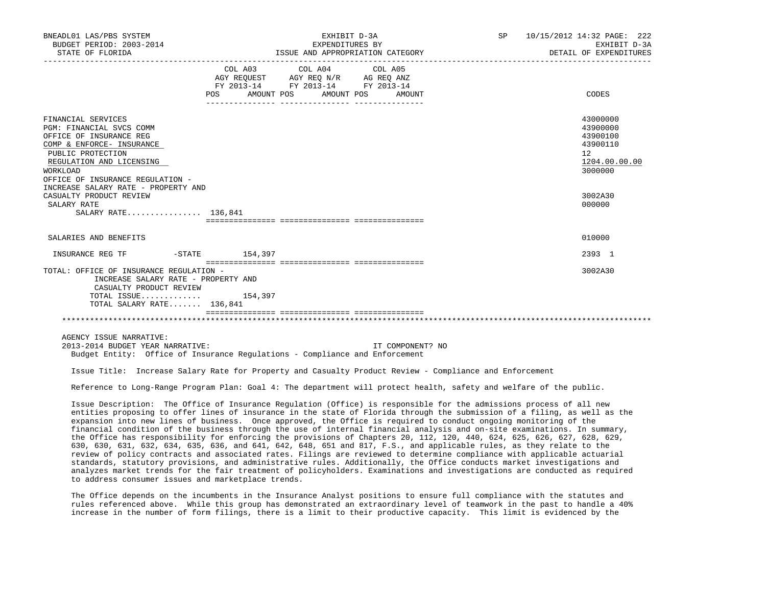| | COL A03 AGY REQUEST FY 2013-14 POS AMOUNT | COL A04 AGY REQ N/R FY 2013-14 POS AMOUNT | COL A05 AG REQ ANZ FY 2013-14 POS AMOUNT | CODES |
|---|---|---|---|---|
| FINANCIAL SERVICES | | | | 43000000 |
| PGM: FINANCIAL SVCS COMM | | | | 43900000 |
| OFFICE OF INSURANCE REG | | | | 43900100 |
| COMP & ENFORCE- INSURANCE | | | | 43900110 |
| PUBLIC PROTECTION | | | | 12 |
| REGULATION AND LICENSING | | | | 1204.00.00.00 |
| WORKLOAD | | | | 3000000 |
| OFFICE OF INSURANCE REGULATION - INCREASE SALARY RATE - PROPERTY AND CASUALTY PRODUCT REVIEW | | | | 3002A30 |
| SALARY RATE | | | | 000000 |
| SALARY RATE................ 136,841 | | | | |
| SALARIES AND BENEFITS | | | | 010000 |
| INSURANCE REG TF -STATE | 154,397 | | | 2393 1 |
| TOTAL: OFFICE OF INSURANCE REGULATION - INCREASE SALARY RATE - PROPERTY AND CASUALTY PRODUCT REVIEW | | | | 3002A30 |
| TOTAL ISSUE............. | 154,397 | | | |
| TOTAL SALARY RATE....... 136,841 | | | | |

AGENCY ISSUE NARRATIVE:

2013-2014 BUDGET YEAR NARRATIVE: IT COMPONENT? NO

Budget Entity: Office of Insurance Regulations - Compliance and Enforcement

Issue Title: Increase Salary Rate for Property and Casualty Product Review - Compliance and Enforcement

Reference to Long-Range Program Plan: Goal 4: The department will protect health, safety and welfare of the public.

Issue Description: The Office of Insurance Regulation (Office) is responsible for the admissions process of all new entities proposing to offer lines of insurance in the state of Florida through the submission of a filing, as well as the expansion into new lines of business. Once approved, the Office is required to conduct ongoing monitoring of the financial condition of the business through the use of internal financial analysis and on-site examinations. In summary, the Office has responsibility for enforcing the provisions of Chapters 20, 112, 120, 440, 624, 625, 626, 627, 628, 629, 630, 630, 631, 632, 634, 635, 636, and 641, 642, 648, 651 and 817, F.S., and applicable rules, as they relate to the review of policy contracts and associated rates. Filings are reviewed to determine compliance with applicable actuarial standards, statutory provisions, and administrative rules. Additionally, the Office conducts market investigations and analyzes market trends for the fair treatment of policyholders. Examinations and investigations are conducted as required to address consumer issues and marketplace trends.

The Office depends on the incumbents in the Insurance Analyst positions to ensure full compliance with the statutes and rules referenced above. While this group has demonstrated an extraordinary level of teamwork in the past to handle a 40% increase in the number of form filings, there is a limit to their productive capacity. This limit is evidenced by the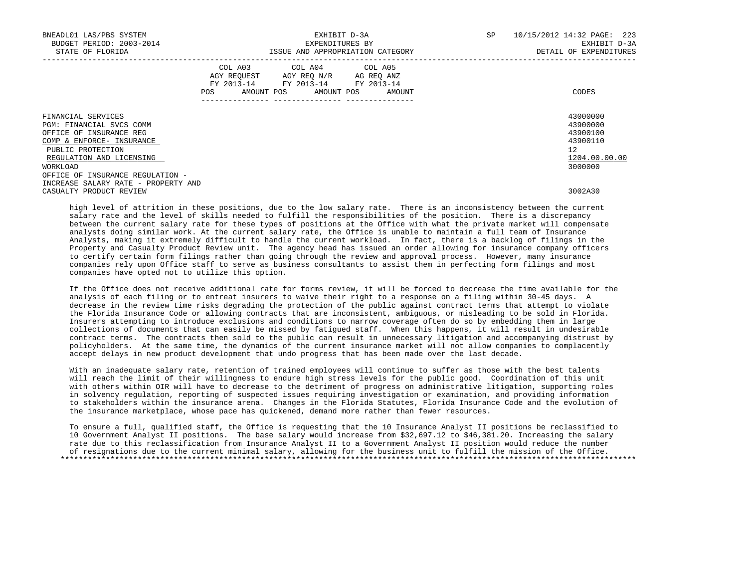| | COL A03 AGY REQUEST FY 2013-14 POS AMOUNT | COL A04 AGY REQ N/R FY 2013-14 POS AMOUNT | COL A05 AG REQ ANZ FY 2013-14 POS AMOUNT | CODES |
|---|---|---|---|---|
| FINANCIAL SERVICES | | | | 43000000 |
| PGM: FINANCIAL SVCS COMM | | | | 43900000 |
| OFFICE OF INSURANCE REG | | | | 43900100 |
| COMP & ENFORCE- INSURANCE | | | | 43900110 |
| PUBLIC PROTECTION | | | | 12 |
| REGULATION AND LICENSING | | | | 1204.00.00.00 |
| WORKLOAD | | | | 3000000 |
| OFFICE OF INSURANCE REGULATION - INCREASE SALARY RATE - PROPERTY AND CASUALTY PRODUCT REVIEW | | | | 3002A30 |

high level of attrition in these positions, due to the low salary rate. There is an inconsistency between the current salary rate and the level of skills needed to fulfill the responsibilities of the position. There is a discrepancy between the current salary rate for these types of positions at the Office with what the private market will compensate analysts doing similar work. At the current salary rate, the Office is unable to maintain a full team of Insurance Analysts, making it extremely difficult to handle the current workload. In fact, there is a backlog of filings in the Property and Casualty Product Review unit. The agency head has issued an order allowing for insurance company officers to certify certain form filings rather than going through the review and approval process. However, many insurance companies rely upon Office staff to serve as business consultants to assist them in perfecting form filings and most companies have opted not to utilize this option.

If the Office does not receive additional rate for forms review, it will be forced to decrease the time available for the analysis of each filing or to entreat insurers to waive their right to a response on a filing within 30-45 days. A decrease in the review time risks degrading the protection of the public against contract terms that attempt to violate the Florida Insurance Code or allowing contracts that are inconsistent, ambiguous, or misleading to be sold in Florida. Insurers attempting to introduce exclusions and conditions to narrow coverage often do so by embedding them in large collections of documents that can easily be missed by fatigued staff. When this happens, it will result in undesirable contract terms. The contracts then sold to the public can result in unnecessary litigation and accompanying distrust by policyholders. At the same time, the dynamics of the current insurance market will not allow companies to complacently accept delays in new product development that undo progress that has been made over the last decade.

With an inadequate salary rate, retention of trained employees will continue to suffer as those with the best talents will reach the limit of their willingness to endure high stress levels for the public good. Coordination of this unit with others within OIR will have to decrease to the detriment of progress on administrative litigation, supporting roles in solvency regulation, reporting of suspected issues requiring investigation or examination, and providing information to stakeholders within the insurance arena. Changes in the Florida Statutes, Florida Insurance Code and the evolution of the insurance marketplace, whose pace has quickened, demand more rather than fewer resources.

To ensure a full, qualified staff, the Office is requesting that the 10 Insurance Analyst II positions be reclassified to 10 Government Analyst II positions. The base salary would increase from $32,697.12 to $46,381.20. Increasing the salary rate due to this reclassification from Insurance Analyst II to a Government Analyst II position would reduce the number of resignations due to the current minimal salary, allowing for the business unit to fulfill the mission of the Office.

*******************************************************************************************************************************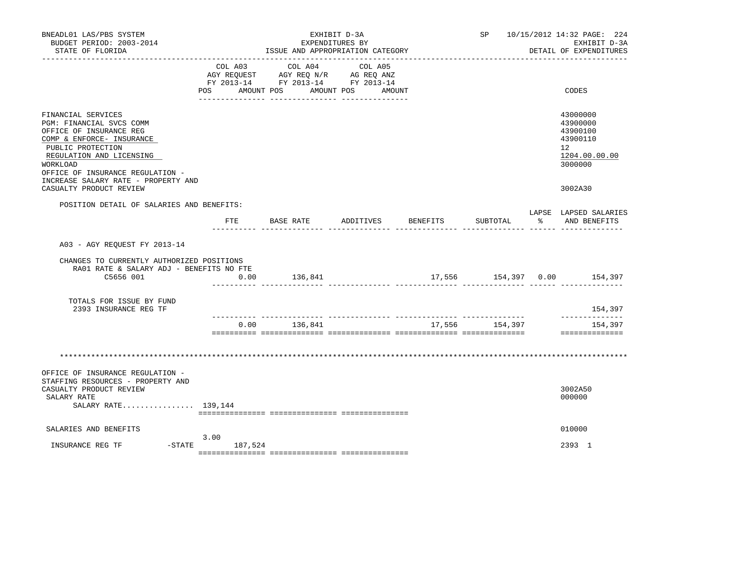BNEADL01 LAS/PBS SYSTEM — EXHIBIT D-3A — SP 10/15/2012 14:32
BUDGET PERIOD: 2003-2014 — EXPENDITURES BY ISSUE AND APPROPRIATION CATEGORY — EXHIBIT D-3A
STATE OF FLORIDA — DETAIL OF EXPENDITURES

| | COL A03 AGY REQUEST FY 2013-14 POS AMOUNT | COL A04 AGY REQ N/R FY 2013-14 POS AMOUNT | COL A05 AG REQ ANZ FY 2013-14 POS AMOUNT | CODES |
|---|---|---|---|---|
| FINANCIAL SERVICES | | | | 43000000 |
| PGM: FINANCIAL SVCS COMM | | | | 43900000 |
| OFFICE OF INSURANCE REG | | | | 43900100 |
| COMP & ENFORCE- INSURANCE | | | | 43900110 |
| PUBLIC PROTECTION | | | | 12 |
| REGULATION AND LICENSING | | | | 1204.00.00.00 |
| WORKLOAD | | | | 3000000 |
| OFFICE OF INSURANCE REGULATION - INCREASE SALARY RATE - PROPERTY AND CASUALTY PRODUCT REVIEW | | | | 3002A30 |

POSITION DETAIL OF SALARIES AND BENEFITS:

| | FTE | BASE RATE | ADDITIVES | BENEFITS | SUBTOTAL | LAPSE % | LAPSED SALARIES AND BENEFITS |
|---|---|---|---|---|---|---|---|
| A03 - AGY REQUEST FY 2013-14 | | | | | | | |
| CHANGES TO CURRENTLY AUTHORIZED POSITIONS | | | | | | | |
| RA01 RATE & SALARY ADJ - BENEFITS NO FTE | | | | | | | |
| C5656 001 | 0.00 | 136,841 | | 17,556 | 154,397 | 0.00 | 154,397 |
| TOTALS FOR ISSUE BY FUND | | | | | | | |
| 2393 INSURANCE REG TF | | | | | | | 154,397 |
| | 0.00 | 136,841 | | 17,556 | 154,397 | | 154,397 |

**********************************************************************************************************

| | COL A03 | COL A04 | COL A05 | CODES |
|---|---|---|---|---|
| OFFICE OF INSURANCE REGULATION - STAFFING RESOURCES - PROPERTY AND CASUALTY PRODUCT REVIEW | | | | 3002A50 |
| SALARY RATE | | | | 000000 |
| SALARY RATE................ | 139,144 | | | |
| SALARIES AND BENEFITS | | | | 010000 |
| INSURANCE REG TF -STATE | 3.00 187,524 | | | 2393 1 |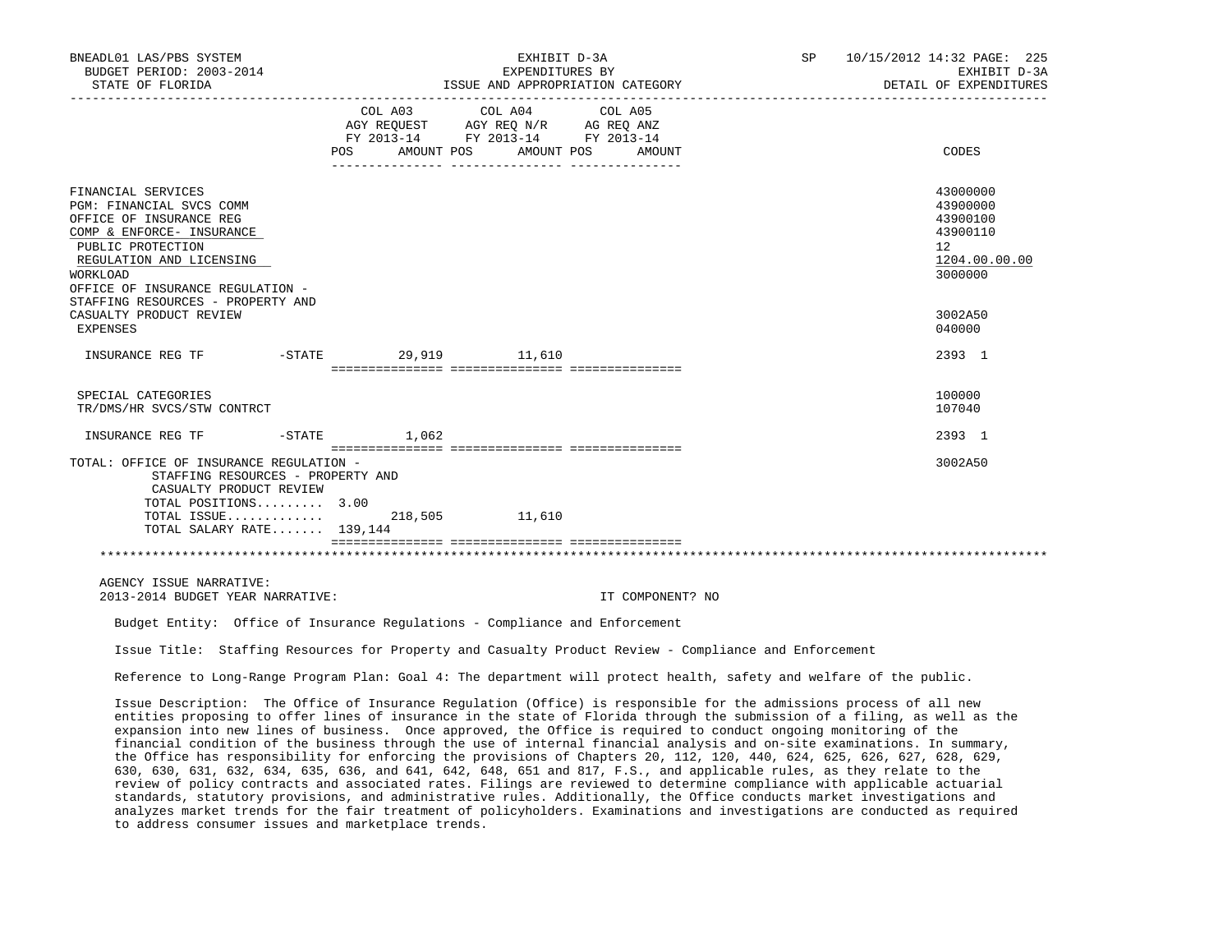BNEADL01 LAS/PBS SYSTEM — EXHIBIT D-3A — EXPENDITURES BY ISSUE AND APPROPRIATION CATEGORY — DETAIL OF EXPENDITURES
BUDGET PERIOD: 2003-2014
STATE OF FLORIDA

| | COL A03 AGY REQUEST FY 2013-14 POS AMOUNT | COL A04 AGY REQ N/R FY 2013-14 POS AMOUNT | COL A05 AG REQ ANZ FY 2013-14 POS AMOUNT | CODES |
|---|---|---|---|---|
| FINANCIAL SERVICES | | | | 43000000 |
| PGM: FINANCIAL SVCS COMM | | | | 43900000 |
| OFFICE OF INSURANCE REG | | | | 43900100 |
| COMP & ENFORCE- INSURANCE | | | | 43900110 |
| PUBLIC PROTECTION | | | | 12 |
| REGULATION AND LICENSING | | | | 1204.00.00.00 |
| WORKLOAD | | | | 3000000 |
| OFFICE OF INSURANCE REGULATION - STAFFING RESOURCES - PROPERTY AND CASUALTY PRODUCT REVIEW | | | | 3002A50 |
| EXPENSES | | | | 040000 |
| INSURANCE REG TF -STATE | 29,919 | 11,610 | | 2393 1 |
| SPECIAL CATEGORIES | | | | 100000 |
| TR/DMS/HR SVCS/STW CONTRCT | | | | 107040 |
| INSURANCE REG TF -STATE | 1,062 | | | 2393 1 |
| TOTAL: OFFICE OF INSURANCE REGULATION - STAFFING RESOURCES - PROPERTY AND CASUALTY PRODUCT REVIEW | | | | 3002A50 |
| TOTAL POSITIONS......... | 3.00 | | | |
| TOTAL ISSUE............ | 218,505 | 11,610 | | |
| TOTAL SALARY RATE....... | 139,144 | | | |

AGENCY ISSUE NARRATIVE:
2013-2014 BUDGET YEAR NARRATIVE: IT COMPONENT? NO

Budget Entity: Office of Insurance Regulations - Compliance and Enforcement

Issue Title: Staffing Resources for Property and Casualty Product Review - Compliance and Enforcement

Reference to Long-Range Program Plan: Goal 4: The department will protect health, safety and welfare of the public.

Issue Description: The Office of Insurance Regulation (Office) is responsible for the admissions process of all new entities proposing to offer lines of insurance in the state of Florida through the submission of a filing, as well as the expansion into new lines of business. Once approved, the Office is required to conduct ongoing monitoring of the financial condition of the business through the use of internal financial analysis and on-site examinations. In summary, the Office has responsibility for enforcing the provisions of Chapters 20, 112, 120, 440, 624, 625, 626, 627, 628, 629, 630, 630, 631, 632, 634, 635, 636, and 641, 642, 648, 651 and 817, F.S., and applicable rules, as they relate to the review of policy contracts and associated rates. Filings are reviewed to determine compliance with applicable actuarial standards, statutory provisions, and administrative rules. Additionally, the Office conducts market investigations and analyzes market trends for the fair treatment of policyholders. Examinations and investigations are conducted as required to address consumer issues and marketplace trends.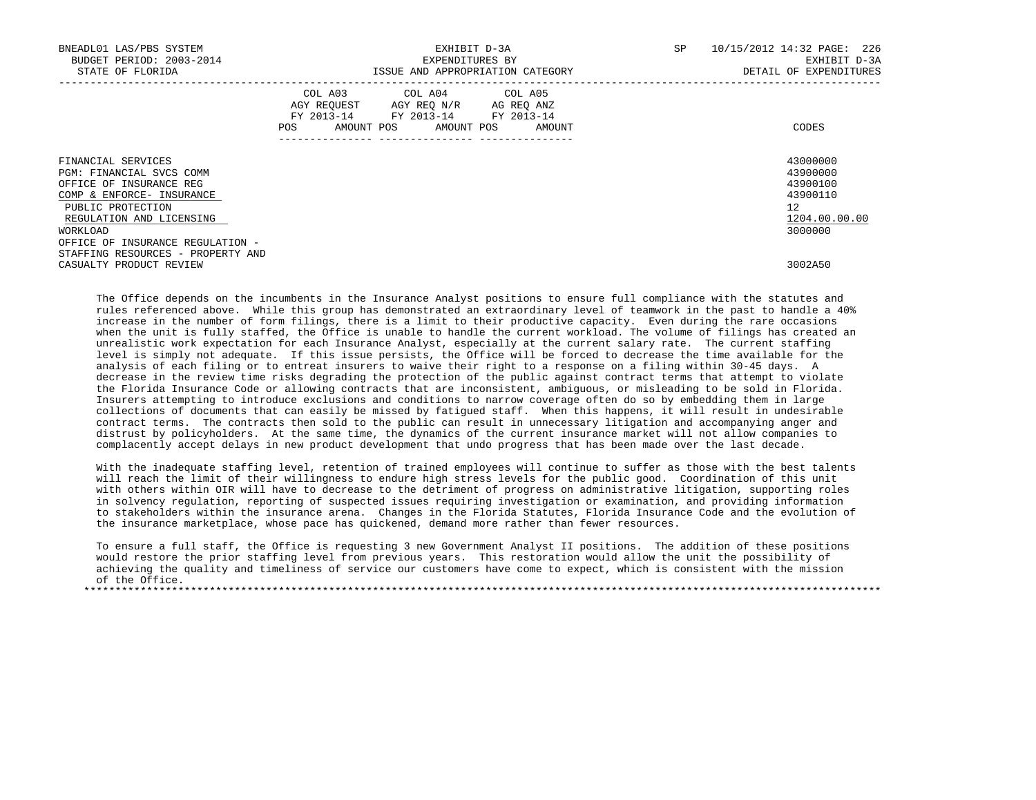| | COL A03 AGY REQUEST FY 2013-14 POS AMOUNT | COL A04 AGY REQ N/R FY 2013-14 POS AMOUNT | COL A05 AG REQ ANZ FY 2013-14 POS AMOUNT | CODES |
|---|---|---|---|---|
| FINANCIAL SERVICES | | | | 43000000 |
| PGM: FINANCIAL SVCS COMM | | | | 43900000 |
| OFFICE OF INSURANCE REG | | | | 43900100 |
| COMP & ENFORCE- INSURANCE | | | | 43900110 |
| PUBLIC PROTECTION | | | | 12 |
| REGULATION AND LICENSING | | | | 1204.00.00.00 |
| WORKLOAD | | | | 3000000 |
| OFFICE OF INSURANCE REGULATION - STAFFING RESOURCES - PROPERTY AND CASUALTY PRODUCT REVIEW | | | | 3002A50 |

The Office depends on the incumbents in the Insurance Analyst positions to ensure full compliance with the statutes and rules referenced above. While this group has demonstrated an extraordinary level of teamwork in the past to handle a 40% increase in the number of form filings, there is a limit to their productive capacity. Even during the rare occasions when the unit is fully staffed, the Office is unable to handle the current workload. The volume of filings has created an unrealistic work expectation for each Insurance Analyst, especially at the current salary rate. The current staffing level is simply not adequate. If this issue persists, the Office will be forced to decrease the time available for the analysis of each filing or to entreat insurers to waive their right to a response on a filing within 30-45 days. A decrease in the review time risks degrading the protection of the public against contract terms that attempt to violate the Florida Insurance Code or allowing contracts that are inconsistent, ambiguous, or misleading to be sold in Florida. Insurers attempting to introduce exclusions and conditions to narrow coverage often do so by embedding them in large collections of documents that can easily be missed by fatigued staff. When this happens, it will result in undesirable contract terms. The contracts then sold to the public can result in unnecessary litigation and accompanying anger and distrust by policyholders. At the same time, the dynamics of the current insurance market will not allow companies to complacently accept delays in new product development that undo progress that has been made over the last decade.

With the inadequate staffing level, retention of trained employees will continue to suffer as those with the best talents will reach the limit of their willingness to endure high stress levels for the public good. Coordination of this unit with others within OIR will have to decrease to the detriment of progress on administrative litigation, supporting roles in solvency regulation, reporting of suspected issues requiring investigation or examination, and providing information to stakeholders within the insurance arena. Changes in the Florida Statutes, Florida Insurance Code and the evolution of the insurance marketplace, whose pace has quickened, demand more rather than fewer resources.

To ensure a full staff, the Office is requesting 3 new Government Analyst II positions. The addition of these positions would restore the prior staffing level from previous years. This restoration would allow the unit the possibility of achieving the quality and timeliness of service our customers have come to expect, which is consistent with the mission of the Office.

*******************************************************************************************************************************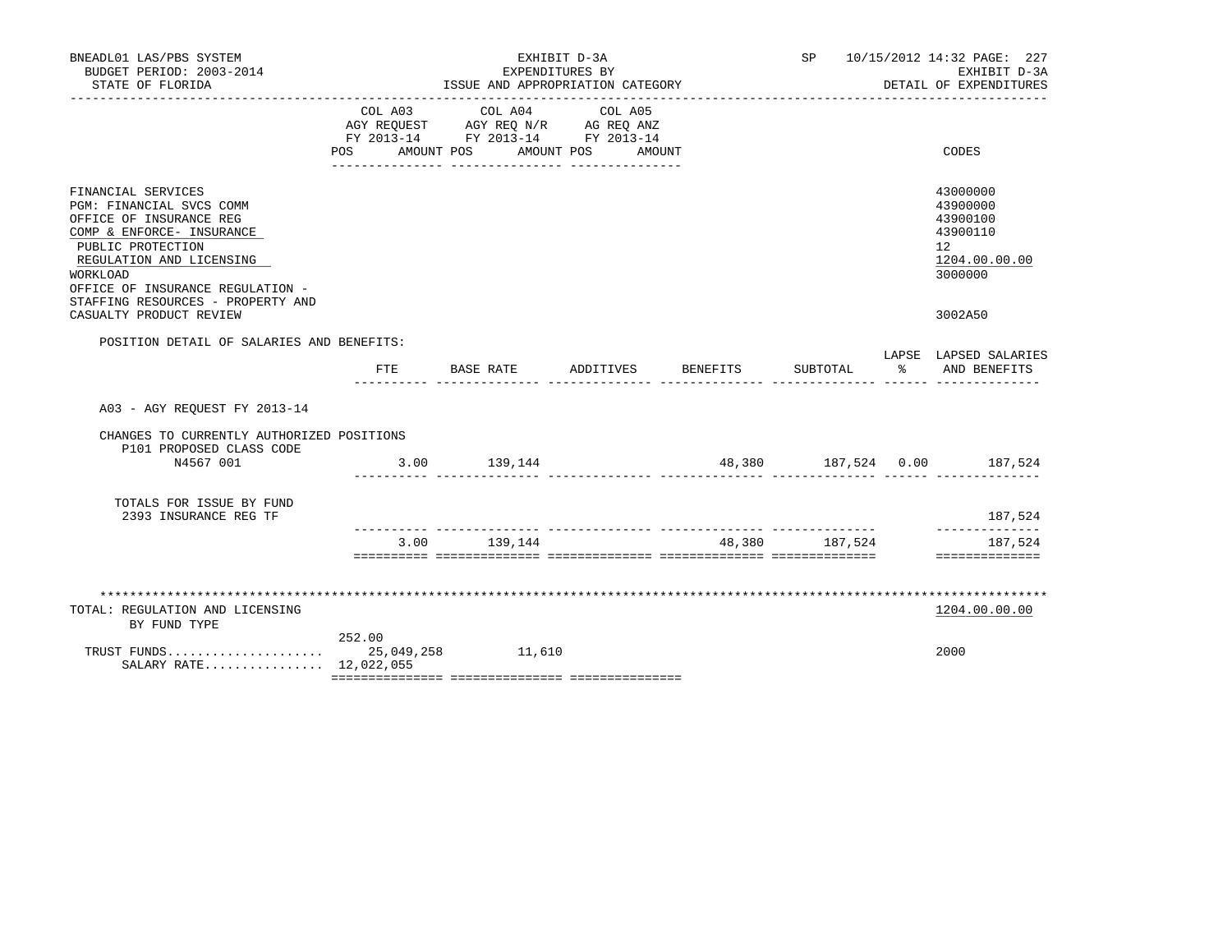BNEADL01 LAS/PBS SYSTEM
BUDGET PERIOD: 2003-2014
STATE OF FLORIDA

EXHIBIT D-3A
EXPENDITURES BY
ISSUE AND APPROPRIATION CATEGORY

SP 10/15/2012 14:32
EXHIBIT D-3A
DETAIL OF EXPENDITURES

| | COL A03 AGY REQUEST FY 2013-14 POS AMOUNT | COL A04 AGY REQ N/R FY 2013-14 POS AMOUNT | COL A05 AG REQ ANZ FY 2013-14 POS AMOUNT | CODES |
|---|---|---|---|---|
| FINANCIAL SERVICES | | | | 43000000 |
| PGM: FINANCIAL SVCS COMM | | | | 43900000 |
| OFFICE OF INSURANCE REG | | | | 43900100 |
| COMP & ENFORCE- INSURANCE | | | | 43900110 |
| PUBLIC PROTECTION | | | | 12 |
| REGULATION AND LICENSING | | | | 1204.00.00.00 |
| WORKLOAD | | | | 3000000 |
| OFFICE OF INSURANCE REGULATION - STAFFING RESOURCES - PROPERTY AND CASUALTY PRODUCT REVIEW | | | | 3002A50 |

POSITION DETAIL OF SALARIES AND BENEFITS:

| | FTE | BASE RATE | ADDITIVES | BENEFITS | SUBTOTAL | LAPSE % | LAPSED SALARIES AND BENEFITS |
|---|---|---|---|---|---|---|---|
| A03 - AGY REQUEST FY 2013-14 | | | | | | | |
| CHANGES TO CURRENTLY AUTHORIZED POSITIONS | | | | | | | |
| P101 PROPOSED CLASS CODE | | | | | | | |
| N4567 001 | 3.00 | 139,144 | | 48,380 | 187,524 | 0.00 | 187,524 |
| TOTALS FOR ISSUE BY FUND | | | | | | | |
| 2393 INSURANCE REG TF | | | | | | | 187,524 |
| | 3.00 | 139,144 | | 48,380 | 187,524 | | 187,524 |

| TOTAL: REGULATION AND LICENSING BY FUND TYPE | COL A03 | COL A04 | COL A05 | 1204.00.00.00 |
|---|---|---|---|---|
| POS | 252.00 | | | |
| TRUST FUNDS | 25,049,258 | 11,610 | | 2000 |
| SALARY RATE | 12,022,055 | | | |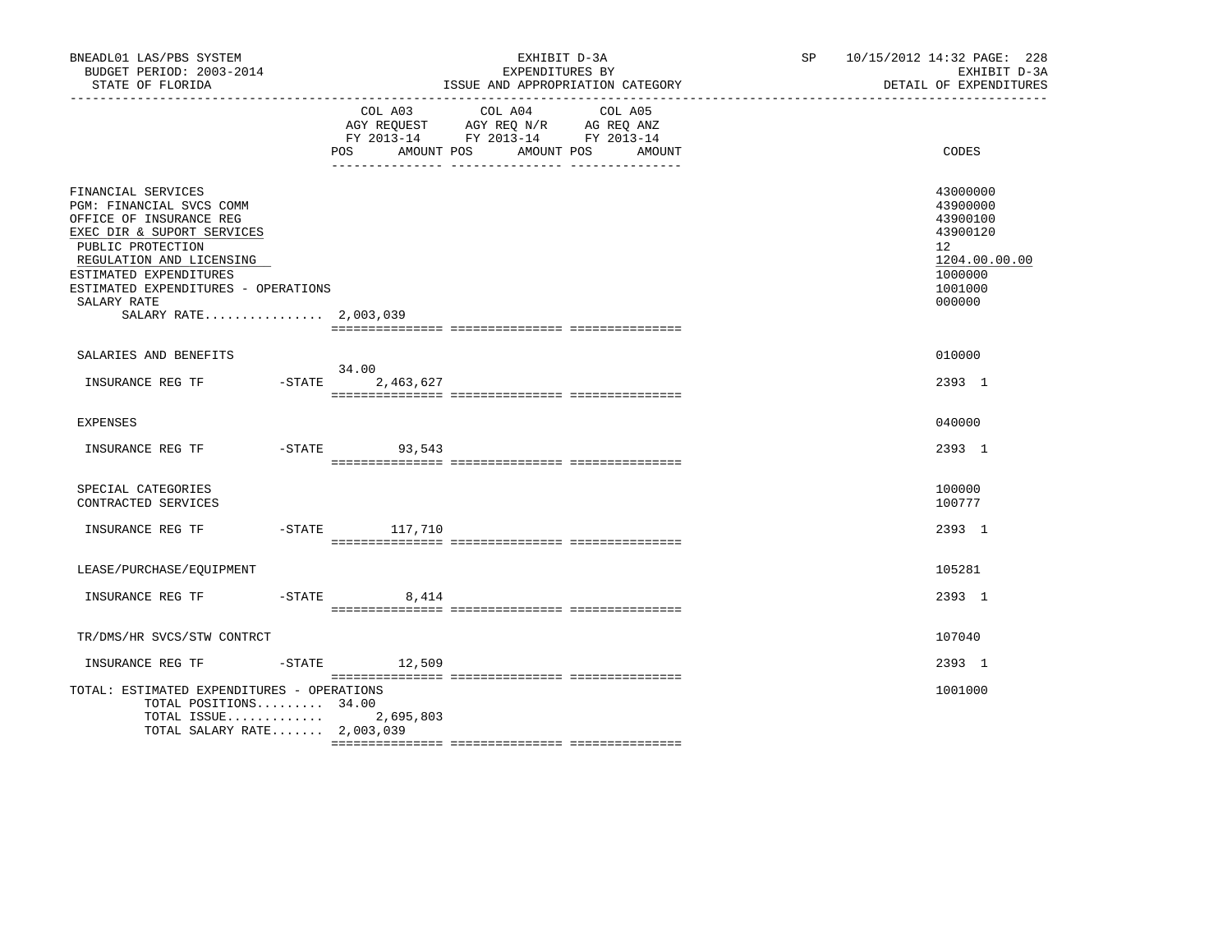BNEADL01 LAS/PBS SYSTEM
BUDGET PERIOD: 2003-2014
STATE OF FLORIDA

EXHIBIT D-3A
EXPENDITURES BY
ISSUE AND APPROPRIATION CATEGORY

SP 10/15/2012 14:32 PAGE: 228
EXHIBIT D-3A
DETAIL OF EXPENDITURES

| | COL A03 AGY REQUEST FY 2013-14 POS | AMOUNT | COL A04 AGY REQ N/R FY 2013-14 POS | AMOUNT | COL A05 AG REQ ANZ FY 2013-14 POS | AMOUNT | CODES |
|---|---|---|---|---|---|---|---|
| FINANCIAL SERVICES | | | | | | | 43000000 |
| PGM: FINANCIAL SVCS COMM | | | | | | | 43900000 |
| OFFICE OF INSURANCE REG | | | | | | | 43900100 |
| EXEC DIR & SUPORT SERVICES | | | | | | | 43900120 |
| PUBLIC PROTECTION | | | | | | | 12 |
| REGULATION AND LICENSING | | | | | | | 1204.00.00.00 |
| ESTIMATED EXPENDITURES | | | | | | | 1000000 |
| ESTIMATED EXPENDITURES - OPERATIONS | | | | | | | 1001000 |
| SALARY RATE | | | | | | | 000000 |
| SALARY RATE................ | 2,003,039 | | | | | | |
| SALARIES AND BENEFITS | | | | | | | 010000 |
| INSURANCE REG TF -STATE | 34.00 | 2,463,627 | | | | | 2393 1 |
| EXPENSES | | | | | | | 040000 |
| INSURANCE REG TF -STATE | | 93,543 | | | | | 2393 1 |
| SPECIAL CATEGORIES | | | | | | | 100000 |
| CONTRACTED SERVICES | | | | | | | 100777 |
| INSURANCE REG TF -STATE | | 117,710 | | | | | 2393 1 |
| LEASE/PURCHASE/EQUIPMENT | | | | | | | 105281 |
| INSURANCE REG TF -STATE | | 8,414 | | | | | 2393 1 |
| TR/DMS/HR SVCS/STW CONTRCT | | | | | | | 107040 |
| INSURANCE REG TF -STATE | | 12,509 | | | | | 2393 1 |
| TOTAL: ESTIMATED EXPENDITURES - OPERATIONS | | | | | | | 1001000 |
| TOTAL POSITIONS......... | 34.00 | | | | | | |
| TOTAL ISSUE............. | | 2,695,803 | | | | | |
| TOTAL SALARY RATE....... | 2,003,039 | | | | | | |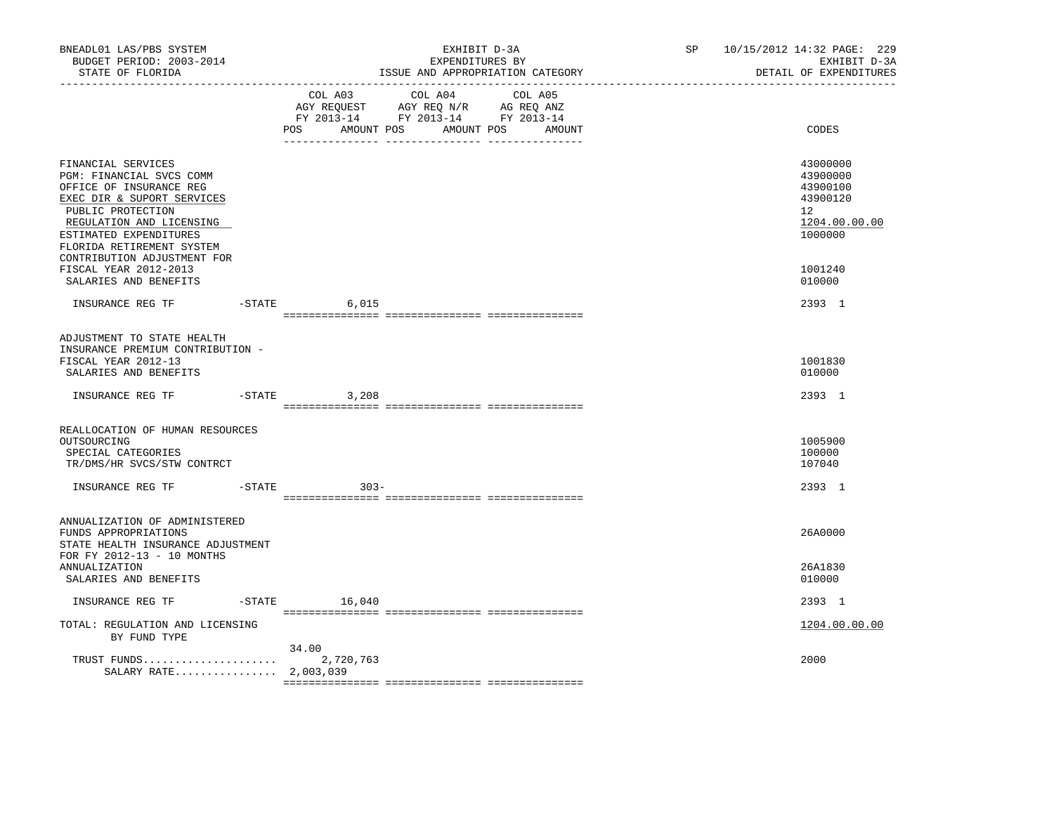BNEADL01 LAS/PBS SYSTEM — BUDGET PERIOD: 2003-2014 — STATE OF FLORIDA

EXHIBIT D-3A — EXPENDITURES BY ISSUE AND APPROPRIATION CATEGORY

SP 10/15/2012 14:32 — EXHIBIT D-3A — DETAIL OF EXPENDITURES

| | | COL A03 AGY REQUEST FY 2013-14 POS | AMOUNT | COL A04 AGY REQ N/R FY 2013-14 POS | AMOUNT | COL A05 AG REQ ANZ FY 2013-14 POS | AMOUNT | CODES |
|---|---|---|---|---|---|---|---|---|
| FINANCIAL SERVICES | | | | | | | | 43000000 |
| PGM: FINANCIAL SVCS COMM | | | | | | | | 43900000 |
| OFFICE OF INSURANCE REG | | | | | | | | 43900100 |
| EXEC DIR & SUPORT SERVICES | | | | | | | | 43900120 |
| PUBLIC PROTECTION | | | | | | | | 12 |
| REGULATION AND LICENSING | | | | | | | | 1204.00.00.00 |
| ESTIMATED EXPENDITURES | | | | | | | | 1000000 |
| FLORIDA RETIREMENT SYSTEM CONTRIBUTION ADJUSTMENT FOR FISCAL YEAR 2012-2013 | | | | | | | | 1001240 |
| SALARIES AND BENEFITS | | | | | | | | 010000 |
| INSURANCE REG TF | -STATE | | 6,015 | | | | | 2393 1 |
| ADJUSTMENT TO STATE HEALTH INSURANCE PREMIUM CONTRIBUTION - FISCAL YEAR 2012-13 | | | | | | | | 1001830 |
| SALARIES AND BENEFITS | | | | | | | | 010000 |
| INSURANCE REG TF | -STATE | | 3,208 | | | | | 2393 1 |
| REALLOCATION OF HUMAN RESOURCES OUTSOURCING | | | | | | | | 1005900 |
| SPECIAL CATEGORIES | | | | | | | | 100000 |
| TR/DMS/HR SVCS/STW CONTRCT | | | | | | | | 107040 |
| INSURANCE REG TF | -STATE | | 303- | | | | | 2393 1 |
| ANNUALIZATION OF ADMINISTERED FUNDS APPROPRIATIONS | | | | | | | | 26A0000 |
| STATE HEALTH INSURANCE ADJUSTMENT FOR FY 2012-13 - 10 MONTHS ANNUALIZATION | | | | | | | | 26A1830 |
| SALARIES AND BENEFITS | | | | | | | | 010000 |
| INSURANCE REG TF | -STATE | | 16,040 | | | | | 2393 1 |
| TOTAL: REGULATION AND LICENSING | | | | | | | | 1204.00.00.00 |
| BY FUND TYPE | | | | | | | | |
| TRUST FUNDS | | 34.00 | 2,720,763 | | | | | 2000 |
| SALARY RATE | | | 2,003,039 | | | | | |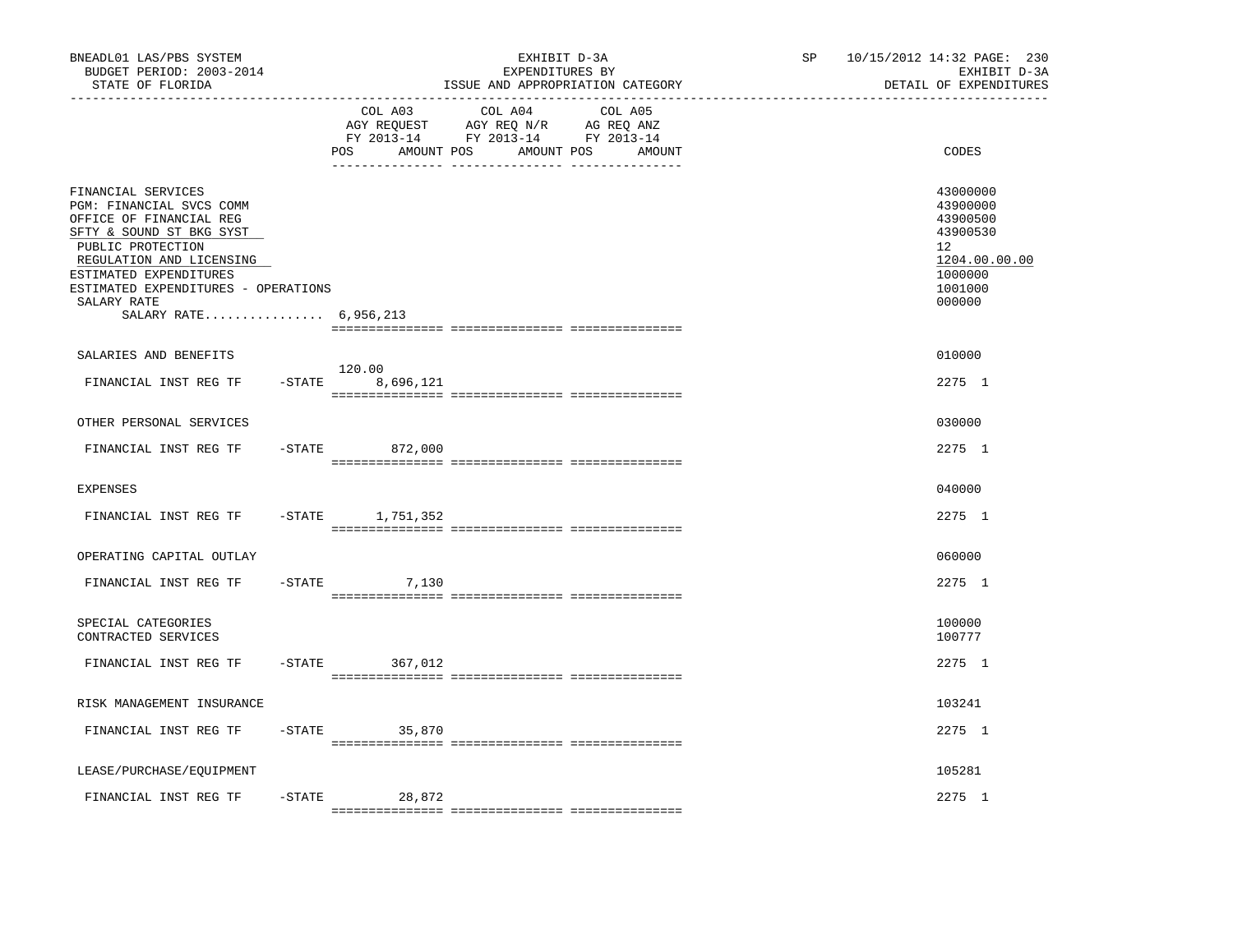BNEADL01 LAS/PBS SYSTEM
BUDGET PERIOD: 2003-2014
STATE OF FLORIDA

EXHIBIT D-3A
EXPENDITURES BY
ISSUE AND APPROPRIATION CATEGORY

SP 10/15/2012 14:32

EXHIBIT D-3A
DETAIL OF EXPENDITURES

| | COL A03 AGY REQUEST FY 2013-14 POS AMOUNT | COL A04 AGY REQ N/R FY 2013-14 POS AMOUNT | COL A05 AG REQ ANZ FY 2013-14 POS AMOUNT | CODES |
|---|---|---|---|---|
| FINANCIAL SERVICES | | | | 43000000 |
| PGM: FINANCIAL SVCS COMM | | | | 43900000 |
| OFFICE OF FINANCIAL REG | | | | 43900500 |
| SFTY & SOUND ST BKG SYST | | | | 43900530 |
| PUBLIC PROTECTION | | | | 12 |
| REGULATION AND LICENSING | | | | 1204.00.00.00 |
| ESTIMATED EXPENDITURES | | | | 1000000 |
| ESTIMATED EXPENDITURES - OPERATIONS | | | | 1001000 |
| SALARY RATE | | | | 000000 |
| SALARY RATE................ 6,956,213 | | | | |
| SALARIES AND BENEFITS | | | | 010000 |
| FINANCIAL INST REG TF -STATE | 120.00 8,696,121 | | | 2275 1 |
| OTHER PERSONAL SERVICES | | | | 030000 |
| FINANCIAL INST REG TF -STATE | 872,000 | | | 2275 1 |
| EXPENSES | | | | 040000 |
| FINANCIAL INST REG TF -STATE | 1,751,352 | | | 2275 1 |
| OPERATING CAPITAL OUTLAY | | | | 060000 |
| FINANCIAL INST REG TF -STATE | 7,130 | | | 2275 1 |
| SPECIAL CATEGORIES | | | | 100000 |
| CONTRACTED SERVICES | | | | 100777 |
| FINANCIAL INST REG TF -STATE | 367,012 | | | 2275 1 |
| RISK MANAGEMENT INSURANCE | | | | 103241 |
| FINANCIAL INST REG TF -STATE | 35,870 | | | 2275 1 |
| LEASE/PURCHASE/EQUIPMENT | | | | 105281 |
| FINANCIAL INST REG TF -STATE | 28,872 | | | 2275 1 |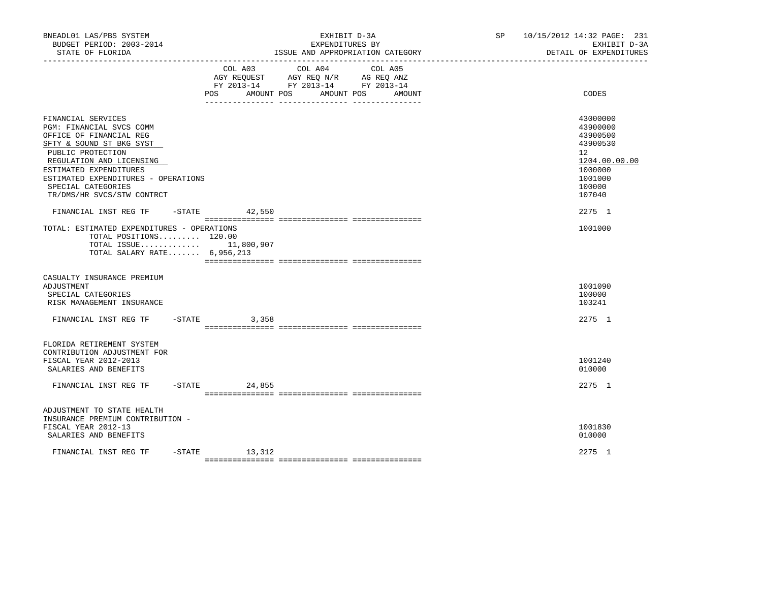BNEADL01 LAS/PBS SYSTEM — EXHIBIT D-3A — EXPENDITURES BY ISSUE AND APPROPRIATION CATEGORY — SP 10/15/2012 14:32 PAGE: 231

BUDGET PERIOD: 2003-2014 — EXHIBIT D-3A

STATE OF FLORIDA — DETAIL OF EXPENDITURES

| | COL A03 AGY REQUEST FY 2013-14 POS AMOUNT | COL A04 AGY REQ N/R FY 2013-14 POS AMOUNT | COL A05 AG REQ ANZ FY 2013-14 POS AMOUNT | CODES |
|---|---|---|---|---|
| FINANCIAL SERVICES | | | | 43000000 |
| PGM: FINANCIAL SVCS COMM | | | | 43900000 |
| OFFICE OF FINANCIAL REG | | | | 43900500 |
| SFTY & SOUND ST BKG SYST | | | | 43900530 |
| PUBLIC PROTECTION | | | | 12 |
| REGULATION AND LICENSING | | | | 1204.00.00.00 |
| ESTIMATED EXPENDITURES | | | | 1000000 |
| ESTIMATED EXPENDITURES - OPERATIONS | | | | 1001000 |
| SPECIAL CATEGORIES | | | | 100000 |
| TR/DMS/HR SVCS/STW CONTRCT | | | | 107040 |
| FINANCIAL INST REG TF -STATE | 42,550 | | | 2275 1 |
| TOTAL: ESTIMATED EXPENDITURES - OPERATIONS | | | | 1001000 |
| TOTAL POSITIONS......... 120.00 | | | | |
| TOTAL ISSUE............. | 11,800,907 | | | |
| TOTAL SALARY RATE....... 6,956,213 | | | | |
| CASUALTY INSURANCE PREMIUM ADJUSTMENT | | | | 1001090 |
| SPECIAL CATEGORIES | | | | 100000 |
| RISK MANAGEMENT INSURANCE | | | | 103241 |
| FINANCIAL INST REG TF -STATE | 3,358 | | | 2275 1 |
| FLORIDA RETIREMENT SYSTEM CONTRIBUTION ADJUSTMENT FOR FISCAL YEAR 2012-2013 | | | | 1001240 |
| SALARIES AND BENEFITS | | | | 010000 |
| FINANCIAL INST REG TF -STATE | 24,855 | | | 2275 1 |
| ADJUSTMENT TO STATE HEALTH INSURANCE PREMIUM CONTRIBUTION - FISCAL YEAR 2012-13 | | | | 1001830 |
| SALARIES AND BENEFITS | | | | 010000 |
| FINANCIAL INST REG TF -STATE | 13,312 | | | 2275 1 |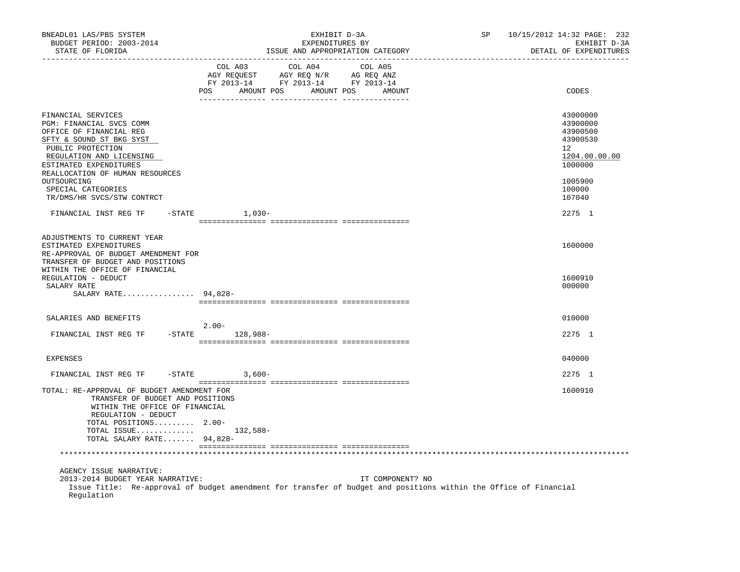BNEADL01 LAS/PBS SYSTEM | EXHIBIT D-3A | SP 10/15/2012 14:32 PAGE: 232
BUDGET PERIOD: 2003-2014 | EXPENDITURES BY | EXHIBIT D-3A
STATE OF FLORIDA | ISSUE AND APPROPRIATION CATEGORY | DETAIL OF EXPENDITURES

| | COL A03 AGY REQUEST FY 2013-14 POS | AMOUNT | COL A04 AGY REQ N/R FY 2013-14 POS | AMOUNT | COL A05 AG REQ ANZ FY 2013-14 POS | AMOUNT | CODES |
|---|---|---|---|---|---|---|---|
| FINANCIAL SERVICES | | | | | | | 43000000 |
| PGM: FINANCIAL SVCS COMM | | | | | | | 43900000 |
| OFFICE OF FINANCIAL REG | | | | | | | 43900500 |
| SFTY & SOUND ST BKG SYST | | | | | | | 43900530 |
| PUBLIC PROTECTION | | | | | | | 12 |
| REGULATION AND LICENSING | | | | | | | 1204.00.00.00 |
| ESTIMATED EXPENDITURES | | | | | | | 1000000 |
| REALLOCATION OF HUMAN RESOURCES OUTSOURCING | | | | | | | 1005900 |
| SPECIAL CATEGORIES | | | | | | | 100000 |
| TR/DMS/HR SVCS/STW CONTRCT | | | | | | | 107040 |
| FINANCIAL INST REG TF -STATE | | 1,030- | | | | | 2275 1 |
| ADJUSTMENTS TO CURRENT YEAR ESTIMATED EXPENDITURES | | | | | | | 1600000 |
| RE-APPROVAL OF BUDGET AMENDMENT FOR TRANSFER OF BUDGET AND POSITIONS WITHIN THE OFFICE OF FINANCIAL REGULATION - DEDUCT | | | | | | | 1600910 |
| SALARY RATE | | | | | | | 000000 |
| SALARY RATE................ | 94,828- | | | | | | |
| SALARIES AND BENEFITS | | | | | | | 010000 |
| FINANCIAL INST REG TF -STATE | 2.00- | 128,988- | | | | | 2275 1 |
| EXPENSES | | | | | | | 040000 |
| FINANCIAL INST REG TF -STATE | | 3,600- | | | | | 2275 1 |
| TOTAL: RE-APPROVAL OF BUDGET AMENDMENT FOR TRANSFER OF BUDGET AND POSITIONS WITHIN THE OFFICE OF FINANCIAL REGULATION - DEDUCT | | | | | | | 1600910 |
| TOTAL POSITIONS......... | 2.00- | | | | | | |
| TOTAL ISSUE............. | | 132,588- | | | | | |
| TOTAL SALARY RATE....... | 94,828- | | | | | | |

AGENCY ISSUE NARRATIVE:
2013-2014 BUDGET YEAR NARRATIVE: IT COMPONENT? NO
Issue Title: Re-approval of budget amendment for transfer of budget and positions within the Office of Financial Regulation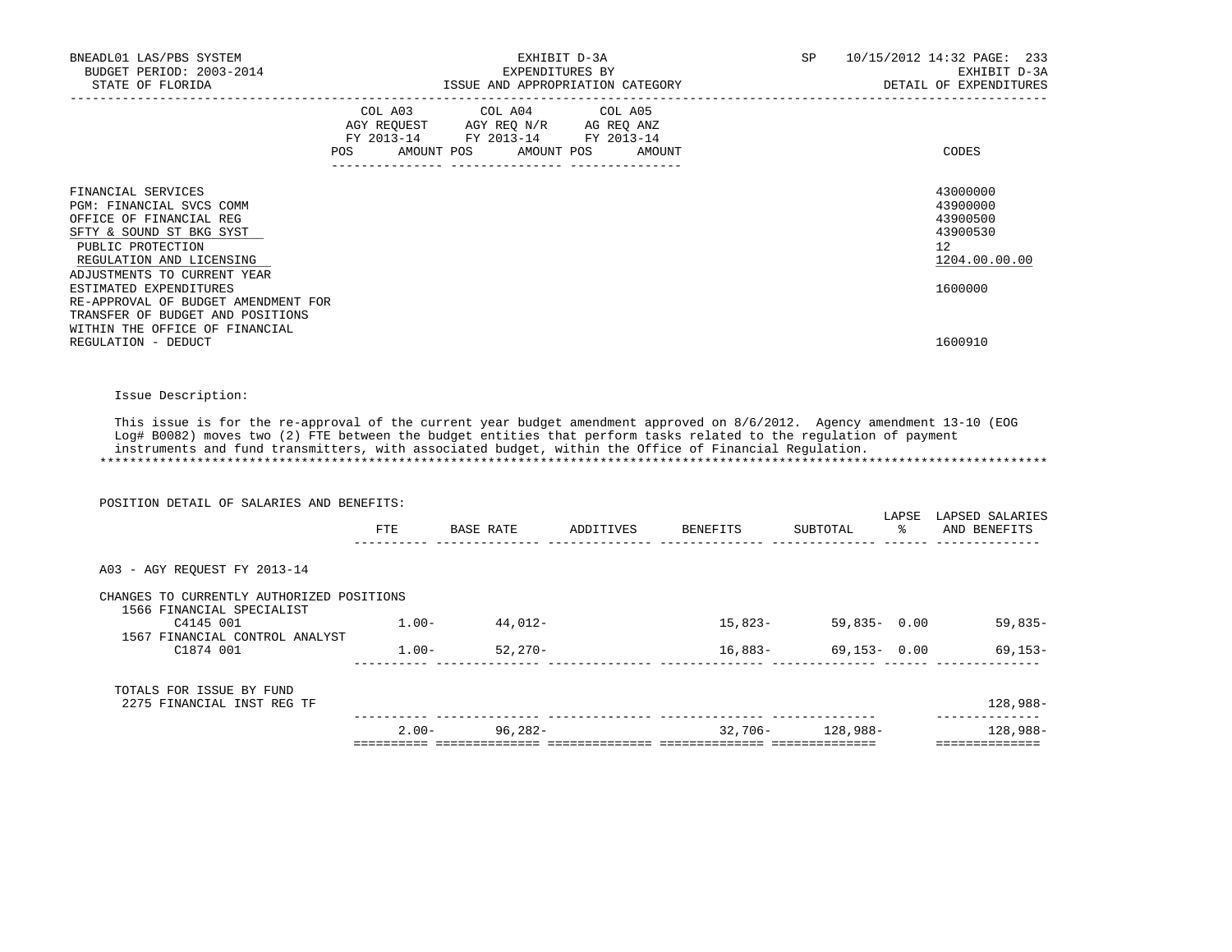BNEADL01 LAS/PBS SYSTEM — EXHIBIT D-3A — EXPENDITURES BY ISSUE AND APPROPRIATION CATEGORY — SP 10/15/2012 14:32 PAGE: 233

BUDGET PERIOD: 2003-2014 — STATE OF FLORIDA — EXHIBIT D-3A DETAIL OF EXPENDITURES

| | COL A03 AGY REQUEST FY 2013-14 POS AMOUNT | COL A04 AGY REQ N/R FY 2013-14 POS AMOUNT | COL A05 AG REQ ANZ FY 2013-14 POS AMOUNT | CODES |
|---|---|---|---|---|
| FINANCIAL SERVICES | | | | 43000000 |
| PGM: FINANCIAL SVCS COMM | | | | 43900000 |
| OFFICE OF FINANCIAL REG | | | | 43900500 |
| SFTY & SOUND ST BKG SYST | | | | 43900530 |
| PUBLIC PROTECTION | | | | 12 |
| REGULATION AND LICENSING | | | | 1204.00.00.00 |
| ADJUSTMENTS TO CURRENT YEAR ESTIMATED EXPENDITURES | | | | 1600000 |
| RE-APPROVAL OF BUDGET AMENDMENT FOR TRANSFER OF BUDGET AND POSITIONS WITHIN THE OFFICE OF FINANCIAL REGULATION - DEDUCT | | | | 1600910 |

Issue Description:

This issue is for the re-approval of the current year budget amendment approved on 8/6/2012. Agency amendment 13-10 (EOG Log# B0082) moves two (2) FTE between the budget entities that perform tasks related to the regulation of payment instruments and fund transmitters, with associated budget, within the Office of Financial Regulation.

POSITION DETAIL OF SALARIES AND BENEFITS:

| | FTE | BASE RATE | ADDITIVES | BENEFITS | SUBTOTAL | LAPSE % | LAPSED SALARIES AND BENEFITS |
|---|---|---|---|---|---|---|---|
| A03 - AGY REQUEST FY 2013-14 | | | | | | | |
| CHANGES TO CURRENTLY AUTHORIZED POSITIONS | | | | | | | |
| 1566 FINANCIAL SPECIALIST C4145 001 | 1.00- | 44,012- | | 15,823- | 59,835- | 0.00 | 59,835- |
| 1567 FINANCIAL CONTROL ANALYST C1874 001 | 1.00- | 52,270- | | 16,883- | 69,153- | 0.00 | 69,153- |
| TOTALS FOR ISSUE BY FUND | | | | | | | |
| 2275 FINANCIAL INST REG TF | | | | | | | 128,988- |
| | 2.00- | 96,282- | | 32,706- | 128,988- | | 128,988- |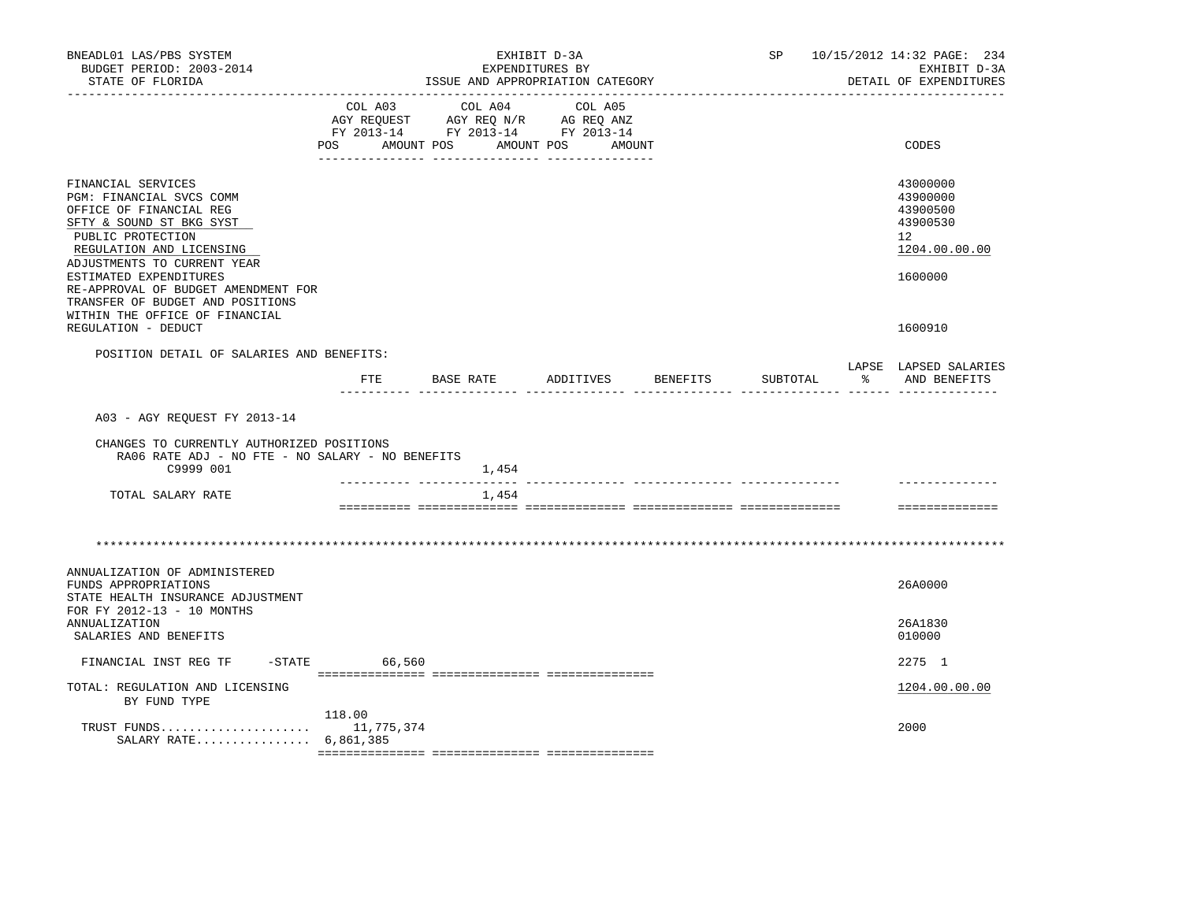BNEADL01 LAS/PBS SYSTEM — EXHIBIT D-3A — EXPENDITURES BY ISSUE AND APPROPRIATION CATEGORY
BUDGET PERIOD: 2003-2014 — STATE OF FLORIDA — SP 10/15/2012 14:32 — EXHIBIT D-3A DETAIL OF EXPENDITURES

| | COL A03 AGY REQUEST FY 2013-14 POS AMOUNT | COL A04 AGY REQ N/R FY 2013-14 POS AMOUNT | COL A05 AG REQ ANZ FY 2013-14 POS AMOUNT | CODES |
|---|---|---|---|---|
| FINANCIAL SERVICES | | | | 43000000 |
| PGM: FINANCIAL SVCS COMM | | | | 43900000 |
| OFFICE OF FINANCIAL REG | | | | 43900500 |
| SFTY & SOUND ST BKG SYST | | | | 43900530 |
| PUBLIC PROTECTION | | | | 12 |
| REGULATION AND LICENSING | | | | 1204.00.00.00 |
| ADJUSTMENTS TO CURRENT YEAR ESTIMATED EXPENDITURES | | | | 1600000 |
| RE-APPROVAL OF BUDGET AMENDMENT FOR TRANSFER OF BUDGET AND POSITIONS WITHIN THE OFFICE OF FINANCIAL REGULATION - DEDUCT | | | | 1600910 |

POSITION DETAIL OF SALARIES AND BENEFITS:

| | FTE | BASE RATE | ADDITIVES | BENEFITS | SUBTOTAL | LAPSE % | LAPSED SALARIES AND BENEFITS |
|---|---|---|---|---|---|---|---|
| A03 - AGY REQUEST FY 2013-14 | | | | | | | |
| CHANGES TO CURRENTLY AUTHORIZED POSITIONS | | | | | | | |
| RA06 RATE ADJ - NO FTE - NO SALARY - NO BENEFITS | | | | | | | |
| C9999 001 | | 1,454 | | | | | |
| TOTAL SALARY RATE | | 1,454 | | | | | |

\*\*\*\*\*\*\*\*\*\*\*\*\*\*\*\*\*\*\*\*\*\*\*\*\*\*\*\*\*\*\*\*\*\*\*\*\*\*\*\*\*\*\*\*\*\*\*\*\*\*\*\*\*\*\*\*\*\*\*\*\*\*\*\*\*\*\*\*\*\*\*\*\*\*\*\*\*\*\*\*\*\*\*\*\*\*\*\*\*\*\*\*\*\*\*\*\*\*\*\*\*\*\*\*\*\*\*\*\*\*\*\*\*\*\*\*

| | COL A03 | COL A04 | COL A05 | CODES |
|---|---|---|---|---|
| ANNUALIZATION OF ADMINISTERED FUNDS APPROPRIATIONS | | | | 26A0000 |
| STATE HEALTH INSURANCE ADJUSTMENT FOR FY 2012-13 - 10 MONTHS ANNUALIZATION | | | | 26A1830 |
| SALARIES AND BENEFITS | | | | 010000 |
| FINANCIAL INST REG TF -STATE | 66,560 | | | 2275 1 |
| TOTAL: REGULATION AND LICENSING BY FUND TYPE | | | | 1204.00.00.00 |
| TRUST FUNDS | 118.00 11,775,374 | | | 2000 |
| SALARY RATE | 6,861,385 | | | |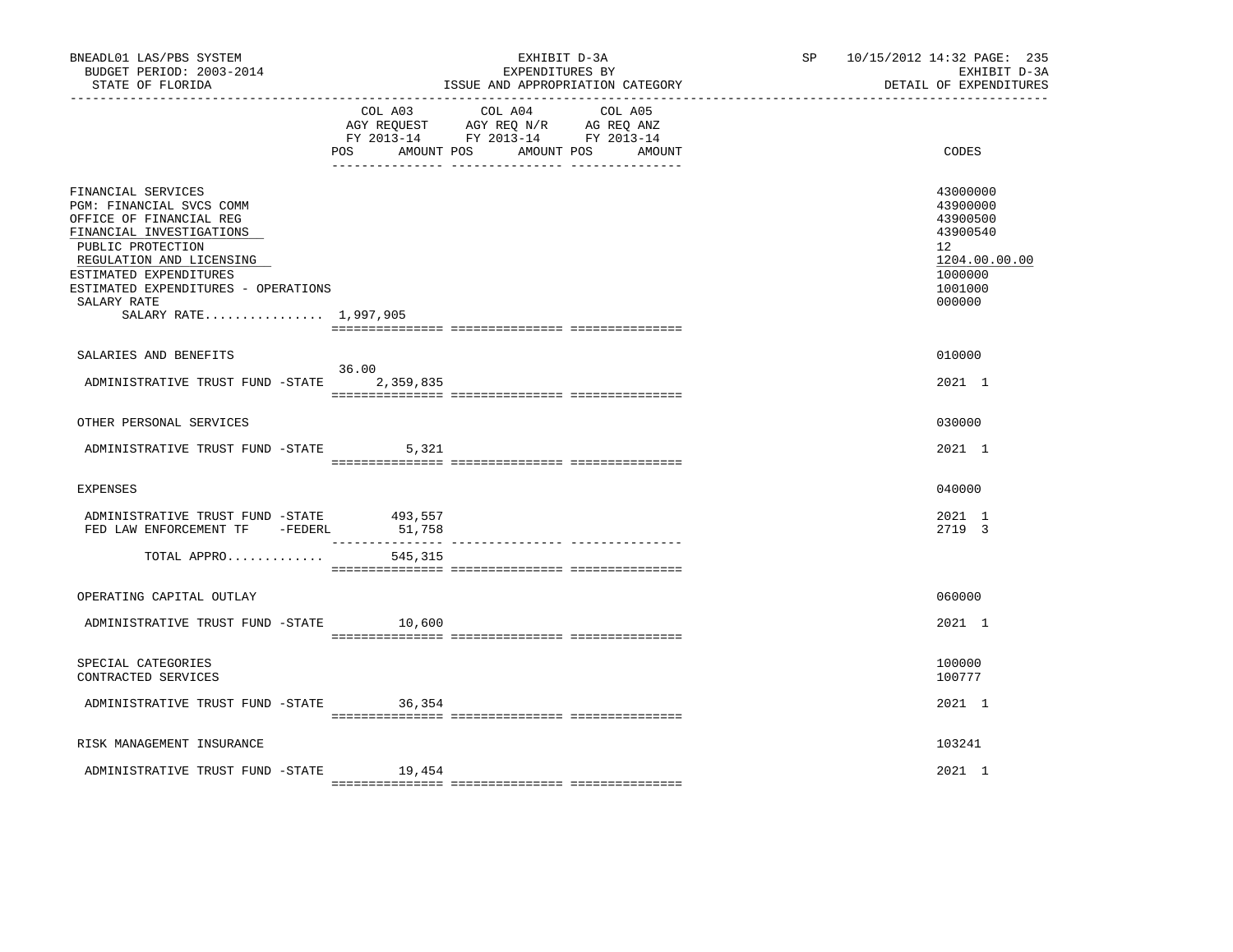BNEADL01 LAS/PBS SYSTEM
BUDGET PERIOD: 2003-2014
STATE OF FLORIDA

EXHIBIT D-3A
EXPENDITURES BY
ISSUE AND APPROPRIATION CATEGORY

SP 10/15/2012 14:32 PAGE: 235
EXHIBIT D-3A
DETAIL OF EXPENDITURES

| | COL A03 AGY REQUEST FY 2013-14 POS | AMOUNT | COL A04 AGY REQ N/R FY 2013-14 POS | AMOUNT | COL A05 AG REQ ANZ FY 2013-14 POS | AMOUNT | CODES |
|---|---|---|---|---|---|---|---|
| FINANCIAL SERVICES | | | | | | | 43000000 |
| PGM: FINANCIAL SVCS COMM | | | | | | | 43900000 |
| OFFICE OF FINANCIAL REG | | | | | | | 43900500 |
| FINANCIAL INVESTIGATIONS | | | | | | | 43900540 |
| PUBLIC PROTECTION | | | | | | | 12 |
| REGULATION AND LICENSING | | | | | | | 1204.00.00.00 |
| ESTIMATED EXPENDITURES | | | | | | | 1000000 |
| ESTIMATED EXPENDITURES - OPERATIONS | | | | | | | 1001000 |
| SALARY RATE | | | | | | | 000000 |
| SALARY RATE................ 1,997,905 | | | | | | | |
| SALARIES AND BENEFITS | | | | | | | 010000 |
| ADMINISTRATIVE TRUST FUND -STATE | 36.00 | 2,359,835 | | | | | 2021 1 |
| OTHER PERSONAL SERVICES | | | | | | | 030000 |
| ADMINISTRATIVE TRUST FUND -STATE | | 5,321 | | | | | 2021 1 |
| EXPENSES | | | | | | | 040000 |
| ADMINISTRATIVE TRUST FUND -STATE | | 493,557 | | | | | 2021 1 |
| FED LAW ENFORCEMENT TF -FEDERL | | 51,758 | | | | | 2719 3 |
| TOTAL APPRO............. | | 545,315 | | | | | |
| OPERATING CAPITAL OUTLAY | | | | | | | 060000 |
| ADMINISTRATIVE TRUST FUND -STATE | | 10,600 | | | | | 2021 1 |
| SPECIAL CATEGORIES | | | | | | | 100000 |
| CONTRACTED SERVICES | | | | | | | 100777 |
| ADMINISTRATIVE TRUST FUND -STATE | | 36,354 | | | | | 2021 1 |
| RISK MANAGEMENT INSURANCE | | | | | | | 103241 |
| ADMINISTRATIVE TRUST FUND -STATE | | 19,454 | | | | | 2021 1 |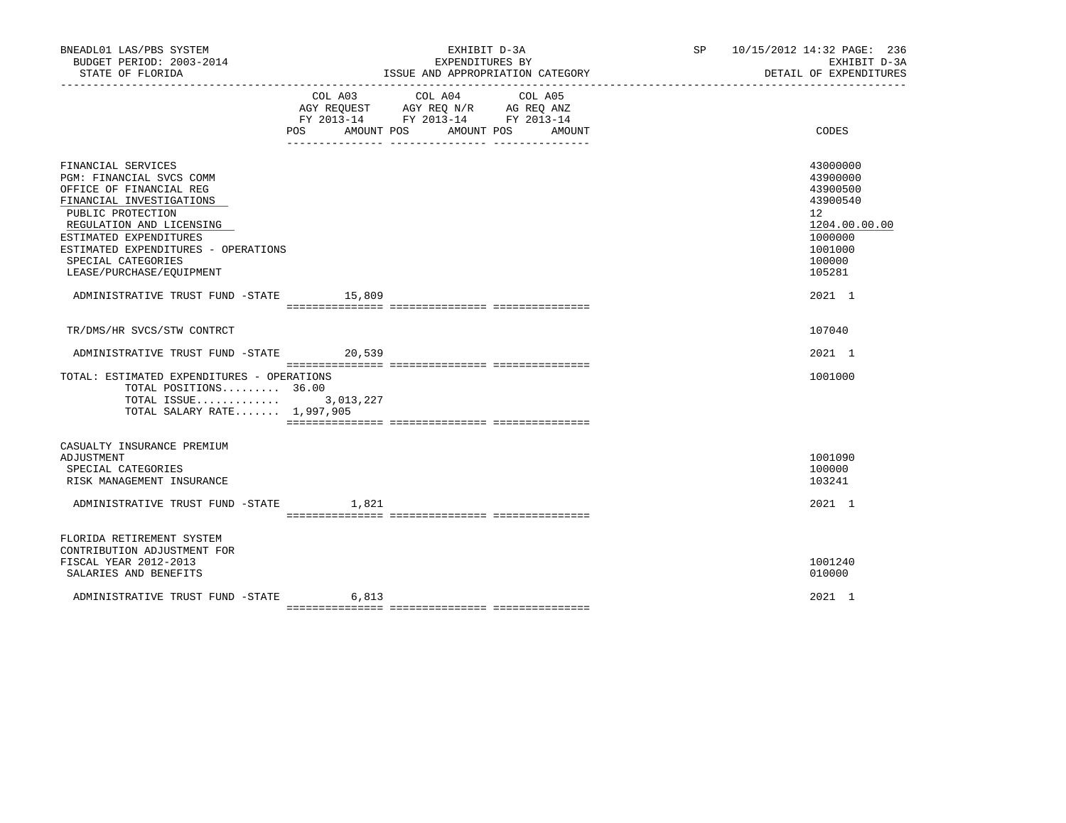BNEADL01 LAS/PBS SYSTEM
BUDGET PERIOD: 2003-2014
STATE OF FLORIDA

EXHIBIT D-3A
EXPENDITURES BY
ISSUE AND APPROPRIATION CATEGORY

SP 10/15/2012 14:32 PAGE: 236
EXHIBIT D-3A
DETAIL OF EXPENDITURES

| | COL A03 AGY REQUEST FY 2013-14 POS AMOUNT | COL A04 AGY REQ N/R FY 2013-14 POS AMOUNT | COL A05 AG REQ ANZ FY 2013-14 POS AMOUNT | CODES |
|---|---|---|---|---|
| FINANCIAL SERVICES | | | | 43000000 |
| PGM: FINANCIAL SVCS COMM | | | | 43900000 |
| OFFICE OF FINANCIAL REG | | | | 43900500 |
| FINANCIAL INVESTIGATIONS | | | | 43900540 |
| PUBLIC PROTECTION | | | | 12 |
| REGULATION AND LICENSING | | | | 1204.00.00.00 |
| ESTIMATED EXPENDITURES | | | | 1000000 |
| ESTIMATED EXPENDITURES - OPERATIONS | | | | 1001000 |
| SPECIAL CATEGORIES | | | | 100000 |
| LEASE/PURCHASE/EQUIPMENT | | | | 105281 |
| ADMINISTRATIVE TRUST FUND -STATE | 15,809 | | | 2021 1 |
| TR/DMS/HR SVCS/STW CONTRCT | | | | 107040 |
| ADMINISTRATIVE TRUST FUND -STATE | 20,539 | | | 2021 1 |
| TOTAL: ESTIMATED EXPENDITURES - OPERATIONS | | | | 1001000 |
| TOTAL POSITIONS......... 36.00 | | | | |
| TOTAL ISSUE............. | 3,013,227 | | | |
| TOTAL SALARY RATE....... 1,997,905 | | | | |
| CASUALTY INSURANCE PREMIUM ADJUSTMENT | | | | 1001090 |
| SPECIAL CATEGORIES | | | | 100000 |
| RISK MANAGEMENT INSURANCE | | | | 103241 |
| ADMINISTRATIVE TRUST FUND -STATE | 1,821 | | | 2021 1 |
| FLORIDA RETIREMENT SYSTEM CONTRIBUTION ADJUSTMENT FOR FISCAL YEAR 2012-2013 | | | | 1001240 |
| SALARIES AND BENEFITS | | | | 010000 |
| ADMINISTRATIVE TRUST FUND -STATE | 6,813 | | | 2021 1 |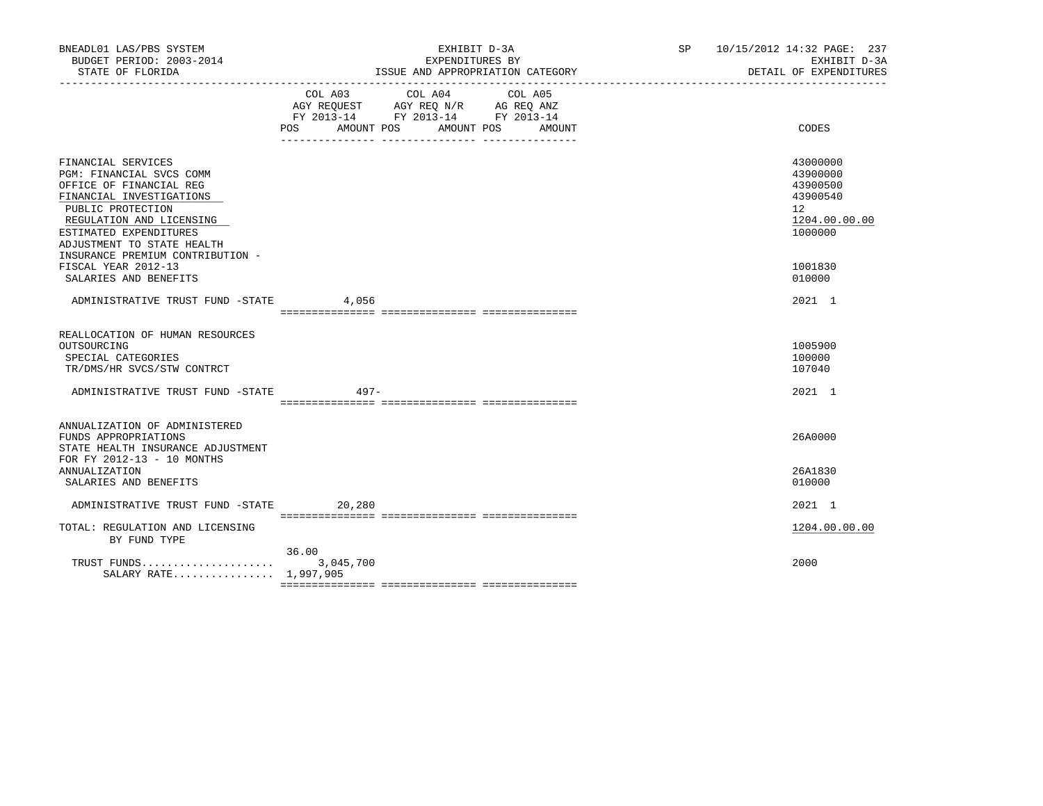BNEADL01 LAS/PBS SYSTEM — EXHIBIT D-3A — SP 10/15/2012 14:32

BUDGET PERIOD: 2003-2014 — EXPENDITURES BY — EXHIBIT D-3A

STATE OF FLORIDA — ISSUE AND APPROPRIATION CATEGORY — DETAIL OF EXPENDITURES

| | COL A03 AGY REQUEST FY 2013-14 POS AMOUNT | COL A04 AGY REQ N/R FY 2013-14 POS AMOUNT | COL A05 AG REQ ANZ FY 2013-14 POS AMOUNT | CODES |
|---|---|---|---|---|
| FINANCIAL SERVICES | | | | 43000000 |
| PGM: FINANCIAL SVCS COMM | | | | 43900000 |
| OFFICE OF FINANCIAL REG | | | | 43900500 |
| FINANCIAL INVESTIGATIONS | | | | 43900540 |
| PUBLIC PROTECTION | | | | 12 |
| REGULATION AND LICENSING | | | | 1204.00.00.00 |
| ESTIMATED EXPENDITURES | | | | 1000000 |
| ADJUSTMENT TO STATE HEALTH INSURANCE PREMIUM CONTRIBUTION - FISCAL YEAR 2012-13 | | | | 1001830 |
| SALARIES AND BENEFITS | | | | 010000 |
| ADMINISTRATIVE TRUST FUND -STATE | 4,056 | | | 2021 1 |
| REALLOCATION OF HUMAN RESOURCES OUTSOURCING | | | | 1005900 |
| SPECIAL CATEGORIES | | | | 100000 |
| TR/DMS/HR SVCS/STW CONTRCT | | | | 107040 |
| ADMINISTRATIVE TRUST FUND -STATE | 497- | | | 2021 1 |
| ANNUALIZATION OF ADMINISTERED FUNDS APPROPRIATIONS | | | | 26A0000 |
| STATE HEALTH INSURANCE ADJUSTMENT FOR FY 2012-13 - 10 MONTHS ANNUALIZATION | | | | 26A1830 |
| SALARIES AND BENEFITS | | | | 010000 |
| ADMINISTRATIVE TRUST FUND -STATE | 20,280 | | | 2021 1 |
| TOTAL: REGULATION AND LICENSING BY FUND TYPE | | | | 1204.00.00.00 |
| TRUST FUNDS | 36.00 3,045,700 | | | 2000 |
| SALARY RATE | 1,997,905 | | | |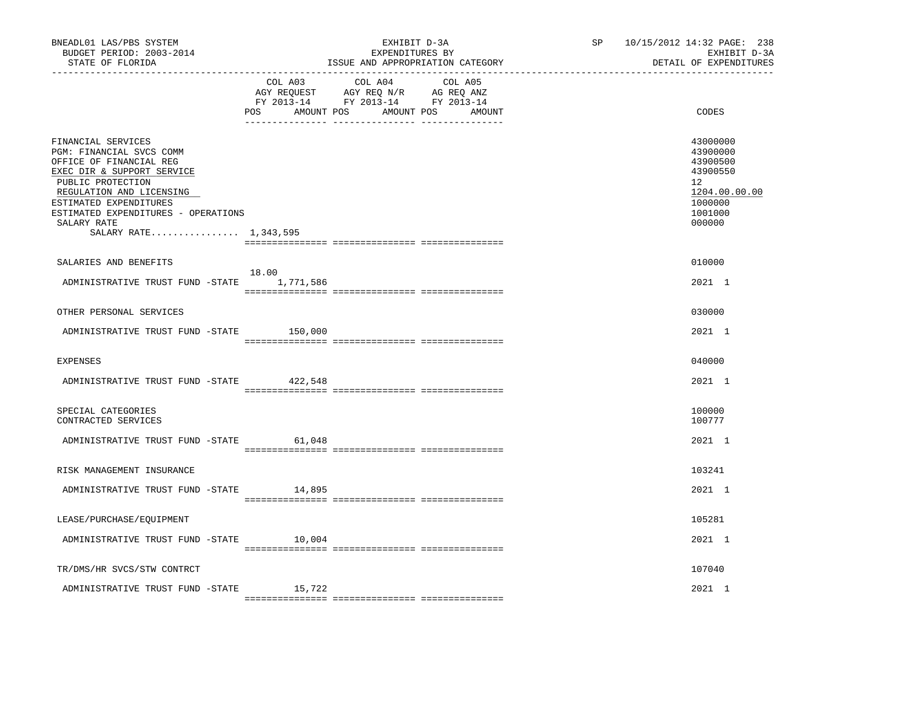BNEADL01 LAS/PBS SYSTEM | EXHIBIT D-3A | SP 10/15/2012 14:32 PAGE: 238
BUDGET PERIOD: 2003-2014 | EXPENDITURES BY | EXHIBIT D-3A
STATE OF FLORIDA | ISSUE AND APPROPRIATION CATEGORY | DETAIL OF EXPENDITURES

| | COL A03 AGY REQUEST FY 2013-14 POS | AMOUNT | COL A04 AGY REQ N/R FY 2013-14 POS | AMOUNT | COL A05 AG REQ ANZ FY 2013-14 POS | AMOUNT | CODES |
|---|---|---|---|---|---|---|---|
| FINANCIAL SERVICES | | | | | | | 43000000 |
| PGM: FINANCIAL SVCS COMM | | | | | | | 43900000 |
| OFFICE OF FINANCIAL REG | | | | | | | 43900500 |
| EXEC DIR & SUPPORT SERVICE | | | | | | | 43900550 |
| PUBLIC PROTECTION | | | | | | | 12 |
| REGULATION AND LICENSING | | | | | | | 1204.00.00.00 |
| ESTIMATED EXPENDITURES | | | | | | | 1000000 |
| ESTIMATED EXPENDITURES - OPERATIONS | | | | | | | 1001000 |
| SALARY RATE | | | | | | | 000000 |
| SALARY RATE................ 1,343,595 | | | | | | | |
| SALARIES AND BENEFITS | | | | | | | 010000 |
| ADMINISTRATIVE TRUST FUND -STATE | 18.00 | 1,771,586 | | | | | 2021 1 |
| OTHER PERSONAL SERVICES | | | | | | | 030000 |
| ADMINISTRATIVE TRUST FUND -STATE | | 150,000 | | | | | 2021 1 |
| EXPENSES | | | | | | | 040000 |
| ADMINISTRATIVE TRUST FUND -STATE | | 422,548 | | | | | 2021 1 |
| SPECIAL CATEGORIES | | | | | | | 100000 |
| CONTRACTED SERVICES | | | | | | | 100777 |
| ADMINISTRATIVE TRUST FUND -STATE | | 61,048 | | | | | 2021 1 |
| RISK MANAGEMENT INSURANCE | | | | | | | 103241 |
| ADMINISTRATIVE TRUST FUND -STATE | | 14,895 | | | | | 2021 1 |
| LEASE/PURCHASE/EQUIPMENT | | | | | | | 105281 |
| ADMINISTRATIVE TRUST FUND -STATE | | 10,004 | | | | | 2021 1 |
| TR/DMS/HR SVCS/STW CONTRCT | | | | | | | 107040 |
| ADMINISTRATIVE TRUST FUND -STATE | | 15,722 | | | | | 2021 1 |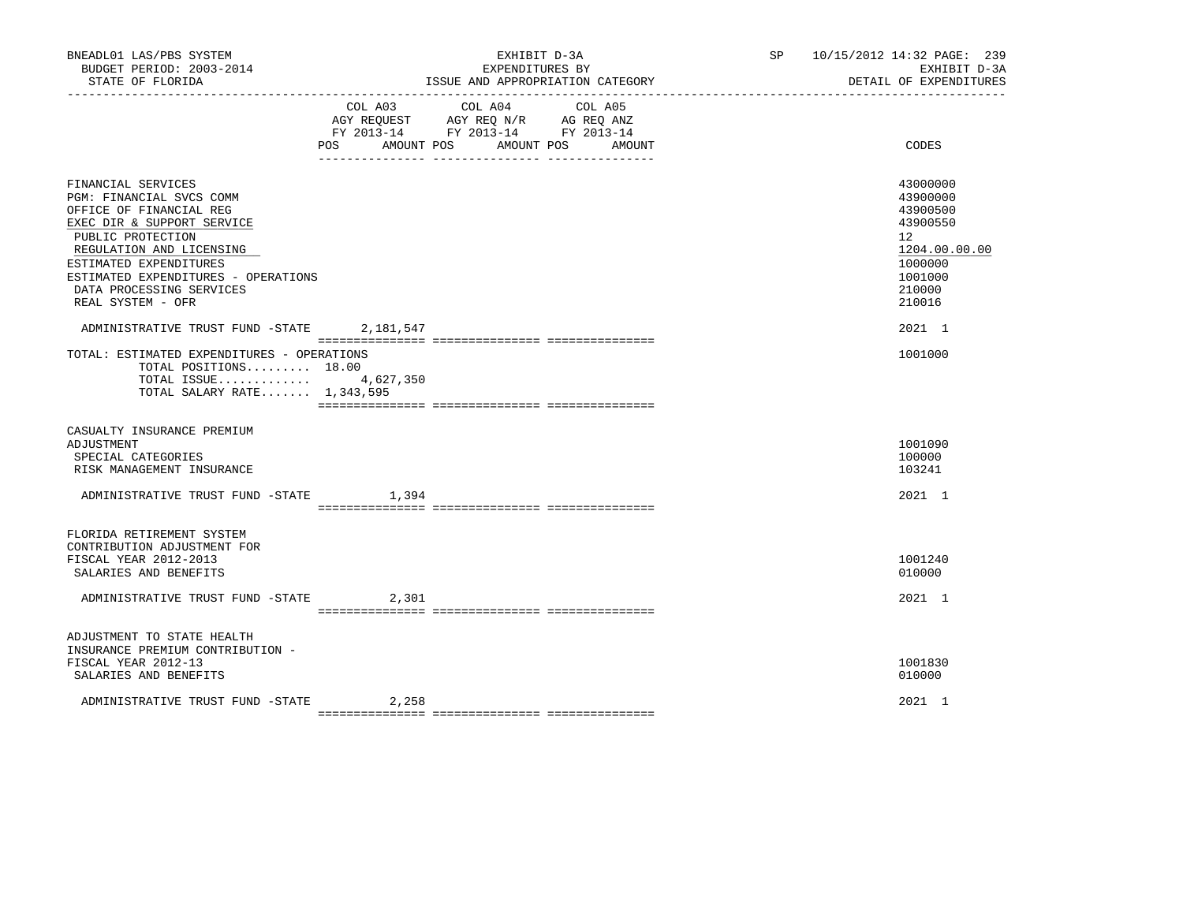BNEADL01 LAS/PBS SYSTEM
BUDGET PERIOD: 2003-2014
STATE OF FLORIDA

EXHIBIT D-3A
EXPENDITURES BY
ISSUE AND APPROPRIATION CATEGORY

SP 10/15/2012 14:32 PAGE: 239
EXHIBIT D-3A
DETAIL OF EXPENDITURES

| | COL A03 AGY REQUEST FY 2013-14 POS AMOUNT | COL A04 AGY REQ N/R FY 2013-14 POS AMOUNT | COL A05 AG REQ ANZ FY 2013-14 POS AMOUNT | CODES |
|---|---|---|---|---|
| FINANCIAL SERVICES | | | | 43000000 |
| PGM: FINANCIAL SVCS COMM | | | | 43900000 |
| OFFICE OF FINANCIAL REG | | | | 43900500 |
| EXEC DIR & SUPPORT SERVICE | | | | 43900550 |
| PUBLIC PROTECTION | | | | 12 |
| REGULATION AND LICENSING | | | | 1204.00.00.00 |
| ESTIMATED EXPENDITURES | | | | 1000000 |
| ESTIMATED EXPENDITURES - OPERATIONS | | | | 1001000 |
| DATA PROCESSING SERVICES | | | | 210000 |
| REAL SYSTEM - OFR | | | | 210016 |
| ADMINISTRATIVE TRUST FUND -STATE | 2,181,547 | | | 2021 1 |
| TOTAL: ESTIMATED EXPENDITURES - OPERATIONS | | | | 1001000 |
| TOTAL POSITIONS......... 18.00 | | | | |
| TOTAL ISSUE............. | 4,627,350 | | | |
| TOTAL SALARY RATE....... 1,343,595 | | | | |
| CASUALTY INSURANCE PREMIUM ADJUSTMENT | | | | 1001090 |
| SPECIAL CATEGORIES | | | | 100000 |
| RISK MANAGEMENT INSURANCE | | | | 103241 |
| ADMINISTRATIVE TRUST FUND -STATE | 1,394 | | | 2021 1 |
| FLORIDA RETIREMENT SYSTEM CONTRIBUTION ADJUSTMENT FOR FISCAL YEAR 2012-2013 | | | | 1001240 |
| SALARIES AND BENEFITS | | | | 010000 |
| ADMINISTRATIVE TRUST FUND -STATE | 2,301 | | | 2021 1 |
| ADJUSTMENT TO STATE HEALTH INSURANCE PREMIUM CONTRIBUTION - FISCAL YEAR 2012-13 | | | | 1001830 |
| SALARIES AND BENEFITS | | | | 010000 |
| ADMINISTRATIVE TRUST FUND -STATE | 2,258 | | | 2021 1 |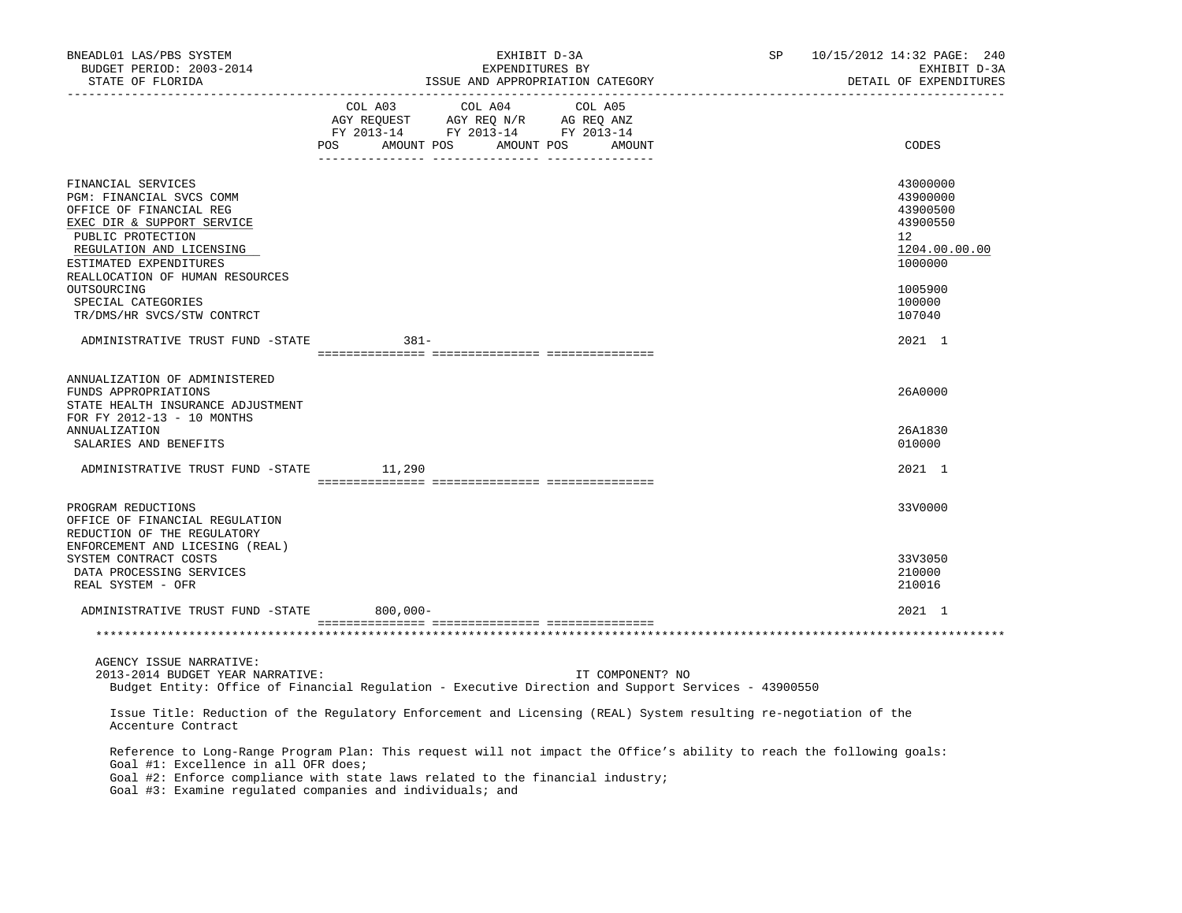BNEADL01 LAS/PBS SYSTEM — EXHIBIT D-3A — EXPENDITURES BY ISSUE AND APPROPRIATION CATEGORY
BUDGET PERIOD: 2003-2014 — STATE OF FLORIDA — DETAIL OF EXPENDITURES
SP 10/15/2012 14:32

| | COL A03 AGY REQUEST FY 2013-14 POS | AMOUNT | COL A04 AGY REQ N/R FY 2013-14 POS | AMOUNT | COL A05 AG REQ ANZ FY 2013-14 POS | AMOUNT | CODES |
|---|---|---|---|---|---|---|---|
| FINANCIAL SERVICES | | | | | | | 43000000 |
| PGM: FINANCIAL SVCS COMM | | | | | | | 43900000 |
| OFFICE OF FINANCIAL REG | | | | | | | 43900500 |
| EXEC DIR & SUPPORT SERVICE | | | | | | | 43900550 |
| PUBLIC PROTECTION | | | | | | | 12 |
| REGULATION AND LICENSING | | | | | | | 1204.00.00.00 |
| ESTIMATED EXPENDITURES | | | | | | | 1000000 |
| REALLOCATION OF HUMAN RESOURCES OUTSOURCING | | | | | | | 1005900 |
| SPECIAL CATEGORIES | | | | | | | 100000 |
| TR/DMS/HR SVCS/STW CONTRCT | | | | | | | 107040 |
| ADMINISTRATIVE TRUST FUND -STATE | | 381- | | | | | 2021 1 |
| ANNUALIZATION OF ADMINISTERED FUNDS APPROPRIATIONS | | | | | | | 26A0000 |
| STATE HEALTH INSURANCE ADJUSTMENT FOR FY 2012-13 - 10 MONTHS ANNUALIZATION | | | | | | | 26A1830 |
| SALARIES AND BENEFITS | | | | | | | 010000 |
| ADMINISTRATIVE TRUST FUND -STATE | | 11,290 | | | | | 2021 1 |
| PROGRAM REDUCTIONS | | | | | | | 33V0000 |
| OFFICE OF FINANCIAL REGULATION REDUCTION OF THE REGULATORY ENFORCEMENT AND LICESING (REAL) SYSTEM CONTRACT COSTS | | | | | | | 33V3050 |
| DATA PROCESSING SERVICES | | | | | | | 210000 |
| REAL SYSTEM - OFR | | | | | | | 210016 |
| ADMINISTRATIVE TRUST FUND -STATE | | 800,000- | | | | | 2021 1 |

AGENCY ISSUE NARRATIVE:
2013-2014 BUDGET YEAR NARRATIVE: IT COMPONENT? NO

Budget Entity: Office of Financial Regulation - Executive Direction and Support Services - 43900550

Issue Title: Reduction of the Regulatory Enforcement and Licensing (REAL) System resulting re-negotiation of the Accenture Contract

Reference to Long-Range Program Plan: This request will not impact the Office's ability to reach the following goals:
Goal #1: Excellence in all OFR does;
Goal #2: Enforce compliance with state laws related to the financial industry;
Goal #3: Examine regulated companies and individuals; and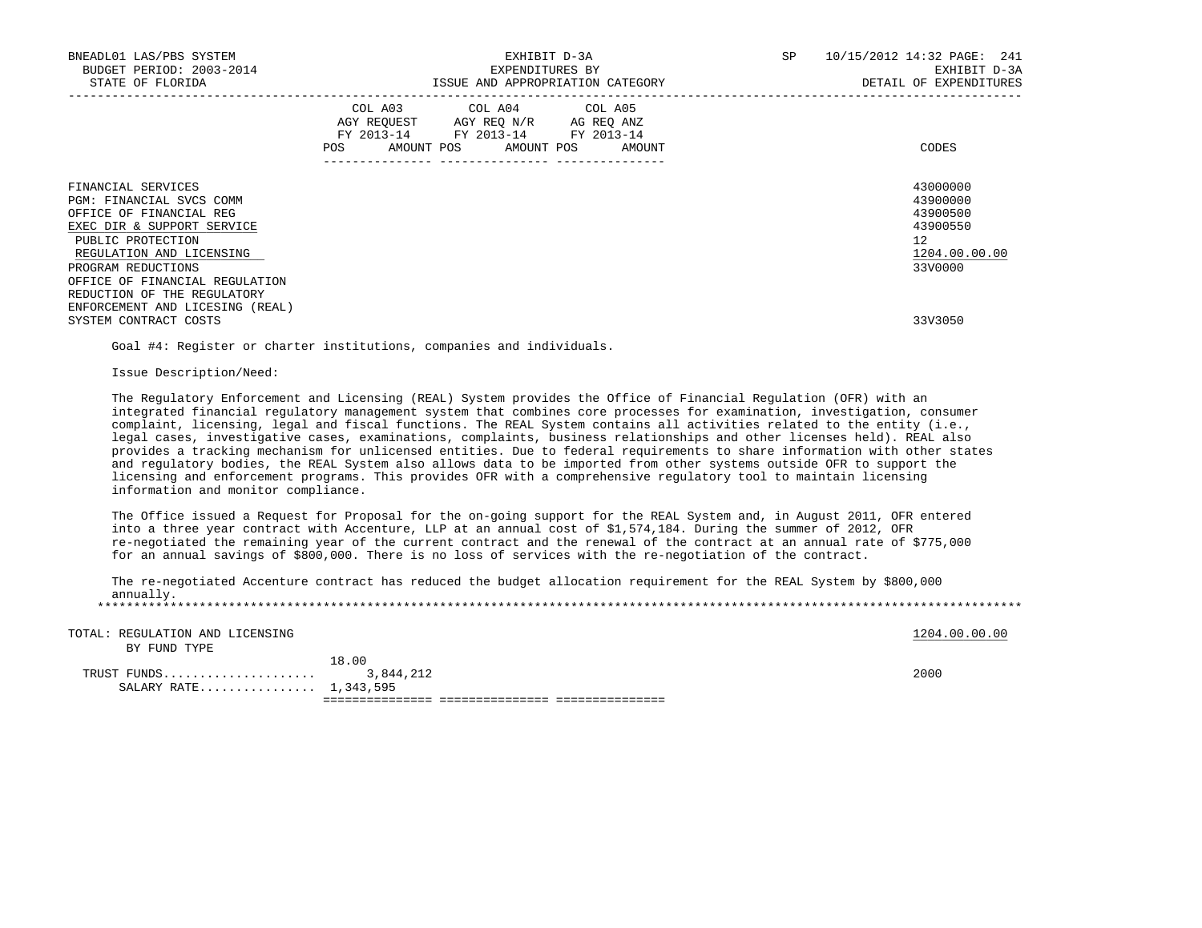| | COL A03 AGY REQUEST FY 2013-14 | | COL A04 AGY REQ N/R FY 2013-14 | | COL A05 AG REQ ANZ FY 2013-14 | | CODES |
|---|---|---|---|---|---|---|---|
| | POS | AMOUNT | POS | AMOUNT | POS | AMOUNT | |
| FINANCIAL SERVICES | | | | | | | 43000000 |
| PGM: FINANCIAL SVCS COMM | | | | | | | 43900000 |
| OFFICE OF FINANCIAL REG | | | | | | | 43900500 |
| EXEC DIR & SUPPORT SERVICE | | | | | | | 43900550 |
| PUBLIC PROTECTION | | | | | | | 12 |
| REGULATION AND LICENSING | | | | | | | 1204.00.00.00 |
| PROGRAM REDUCTIONS | | | | | | | 33V0000 |
| OFFICE OF FINANCIAL REGULATION REDUCTION OF THE REGULATORY ENFORCEMENT AND LICESING (REAL) SYSTEM CONTRACT COSTS | | | | | | | 33V3050 |

Goal #4: Register or charter institutions, companies and individuals.

Issue Description/Need:

The Regulatory Enforcement and Licensing (REAL) System provides the Office of Financial Regulation (OFR) with an integrated financial regulatory management system that combines core processes for examination, investigation, consumer complaint, licensing, legal and fiscal functions. The REAL System contains all activities related to the entity (i.e., legal cases, investigative cases, examinations, complaints, business relationships and other licenses held). REAL also provides a tracking mechanism for unlicensed entities. Due to federal requirements to share information with other states and regulatory bodies, the REAL System also allows data to be imported from other systems outside OFR to support the licensing and enforcement programs. This provides OFR with a comprehensive regulatory tool to maintain licensing information and monitor compliance.

The Office issued a Request for Proposal for the on-going support for the REAL System and, in August 2011, OFR entered into a three year contract with Accenture, LLP at an annual cost of $1,574,184. During the summer of 2012, OFR re-negotiated the remaining year of the current contract and the renewal of the contract at an annual rate of $775,000 for an annual savings of $800,000. There is no loss of services with the re-negotiation of the contract.

The re-negotiated Accenture contract has reduced the budget allocation requirement for the REAL System by $800,000 annually.

*******************************************************************************************************************

| | COL A03 POS | COL A03 AMOUNT | COL A04 POS | COL A04 AMOUNT | COL A05 POS | COL A05 AMOUNT | CODES |
|---|---|---|---|---|---|---|---|
| TOTAL: REGULATION AND LICENSING | | | | | | | 1204.00.00.00 |
| BY FUND TYPE | | | | | | | |
| TRUST FUNDS | 18.00 | 3,844,212 | | | | | 2000 |
| SALARY RATE | | 1,343,595 | | | | | |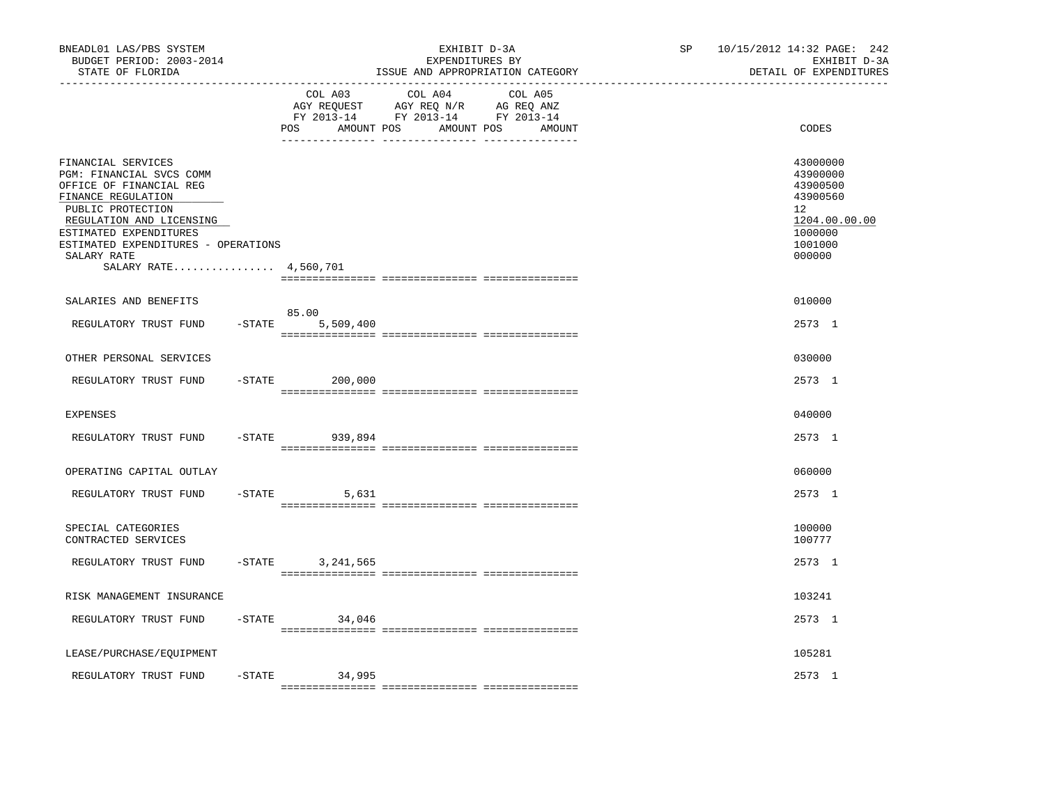BNEADL01 LAS/PBS SYSTEM — EXHIBIT D-3A — EXPENDITURES BY ISSUE AND APPROPRIATION CATEGORY
BUDGET PERIOD: 2003-2014 — STATE OF FLORIDA — SP 10/15/2012 14:32 — EXHIBIT D-3A DETAIL OF EXPENDITURES

| | COL A03 AGY REQUEST FY 2013-14 POS | AMOUNT | COL A04 AGY REQ N/R FY 2013-14 POS | AMOUNT | COL A05 AG REQ ANZ FY 2013-14 POS | AMOUNT | CODES |
|---|---|---|---|---|---|---|---|
| FINANCIAL SERVICES | | | | | | | 43000000 |
| PGM: FINANCIAL SVCS COMM | | | | | | | 43900000 |
| OFFICE OF FINANCIAL REG | | | | | | | 43900500 |
| FINANCE REGULATION | | | | | | | 43900560 |
| PUBLIC PROTECTION | | | | | | | 12 |
| REGULATION AND LICENSING | | | | | | | 1204.00.00.00 |
| ESTIMATED EXPENDITURES | | | | | | | 1000000 |
| ESTIMATED EXPENDITURES - OPERATIONS | | | | | | | 1001000 |
| SALARY RATE | | | | | | | 000000 |
| SALARY RATE................ 4,560,701 | | | | | | | |
| SALARIES AND BENEFITS | | | | | | | 010000 |
| REGULATORY TRUST FUND -STATE | 85.00 | 5,509,400 | | | | | 2573 1 |
| OTHER PERSONAL SERVICES | | | | | | | 030000 |
| REGULATORY TRUST FUND -STATE | | 200,000 | | | | | 2573 1 |
| EXPENSES | | | | | | | 040000 |
| REGULATORY TRUST FUND -STATE | | 939,894 | | | | | 2573 1 |
| OPERATING CAPITAL OUTLAY | | | | | | | 060000 |
| REGULATORY TRUST FUND -STATE | | 5,631 | | | | | 2573 1 |
| SPECIAL CATEGORIES | | | | | | | 100000 |
| CONTRACTED SERVICES | | | | | | | 100777 |
| REGULATORY TRUST FUND -STATE | | 3,241,565 | | | | | 2573 1 |
| RISK MANAGEMENT INSURANCE | | | | | | | 103241 |
| REGULATORY TRUST FUND -STATE | | 34,046 | | | | | 2573 1 |
| LEASE/PURCHASE/EQUIPMENT | | | | | | | 105281 |
| REGULATORY TRUST FUND -STATE | | 34,995 | | | | | 2573 1 |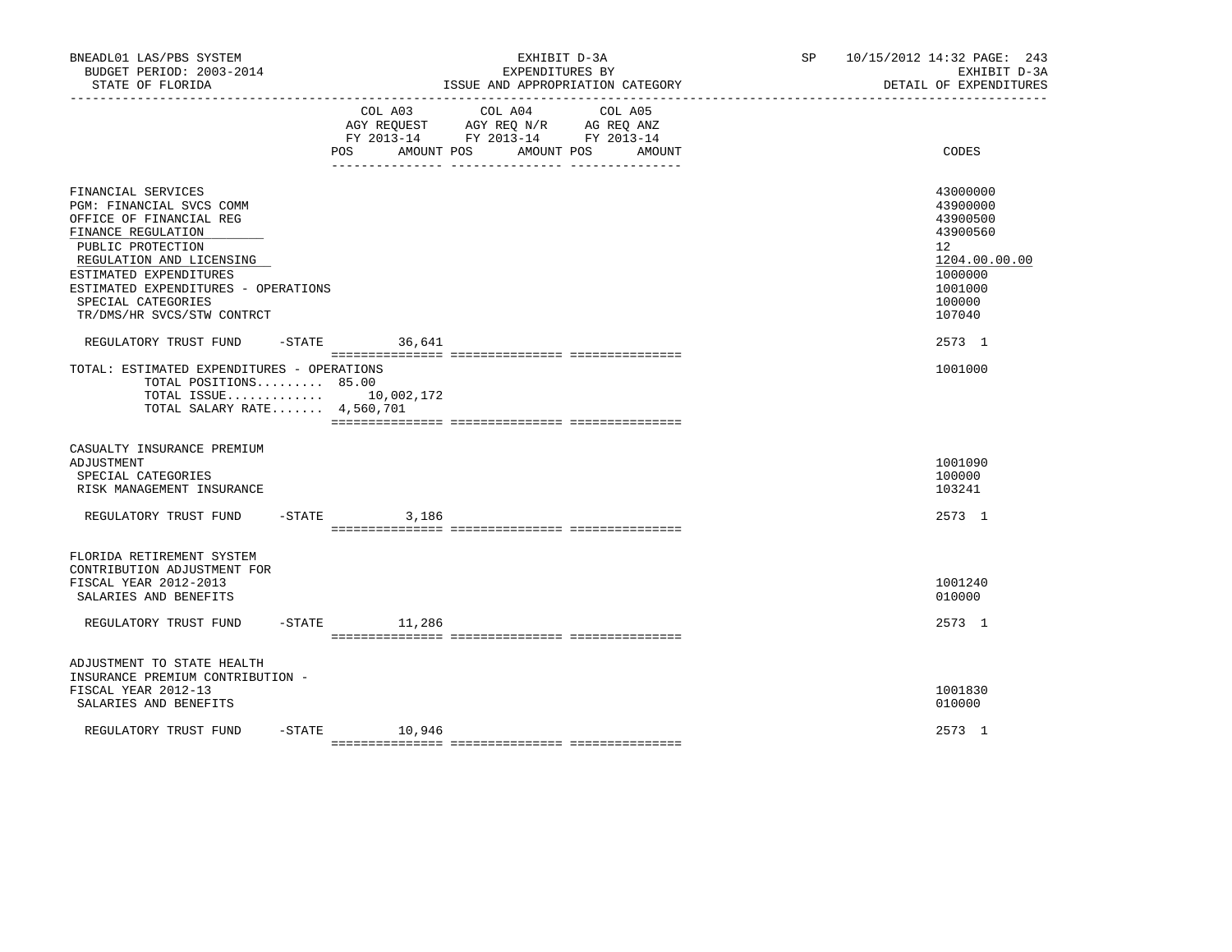BNEADL01 LAS/PBS SYSTEM | EXHIBIT D-3A | SP 10/15/2012 14:32 PAGE: 243
BUDGET PERIOD: 2003-2014 | EXPENDITURES BY | EXHIBIT D-3A
STATE OF FLORIDA | ISSUE AND APPROPRIATION CATEGORY | DETAIL OF EXPENDITURES

| | COL A03 AGY REQUEST FY 2013-14 POS AMOUNT | COL A04 AGY REQ N/R FY 2013-14 POS AMOUNT | COL A05 AG REQ ANZ FY 2013-14 POS AMOUNT | CODES |
|---|---|---|---|---|
| FINANCIAL SERVICES | | | | 43000000 |
| PGM: FINANCIAL SVCS COMM | | | | 43900000 |
| OFFICE OF FINANCIAL REG | | | | 43900500 |
| FINANCE REGULATION | | | | 43900560 |
| PUBLIC PROTECTION | | | | 12 |
| REGULATION AND LICENSING | | | | 1204.00.00.00 |
| ESTIMATED EXPENDITURES | | | | 1000000 |
| ESTIMATED EXPENDITURES - OPERATIONS | | | | 1001000 |
| SPECIAL CATEGORIES | | | | 100000 |
| TR/DMS/HR SVCS/STW CONTRCT | | | | 107040 |
| REGULATORY TRUST FUND -STATE | 36,641 | | | 2573 1 |
| TOTAL: ESTIMATED EXPENDITURES - OPERATIONS | | | | 1001000 |
| TOTAL POSITIONS......... 85.00 | | | | |
| TOTAL ISSUE............. | 10,002,172 | | | |
| TOTAL SALARY RATE....... 4,560,701 | | | | |
| CASUALTY INSURANCE PREMIUM ADJUSTMENT | | | | 1001090 |
| SPECIAL CATEGORIES | | | | 100000 |
| RISK MANAGEMENT INSURANCE | | | | 103241 |
| REGULATORY TRUST FUND -STATE | 3,186 | | | 2573 1 |
| FLORIDA RETIREMENT SYSTEM CONTRIBUTION ADJUSTMENT FOR FISCAL YEAR 2012-2013 | | | | 1001240 |
| SALARIES AND BENEFITS | | | | 010000 |
| REGULATORY TRUST FUND -STATE | 11,286 | | | 2573 1 |
| ADJUSTMENT TO STATE HEALTH INSURANCE PREMIUM CONTRIBUTION - FISCAL YEAR 2012-13 | | | | 1001830 |
| SALARIES AND BENEFITS | | | | 010000 |
| REGULATORY TRUST FUND -STATE | 10,946 | | | 2573 1 |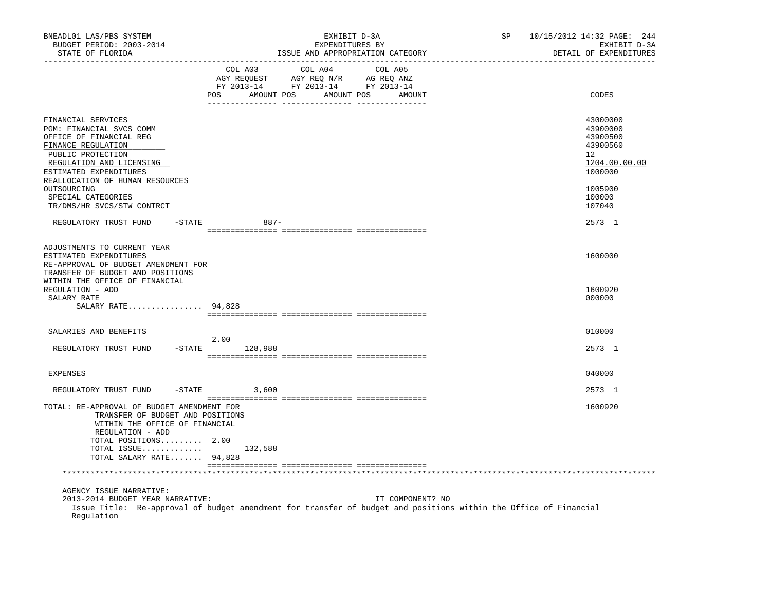| | COL A03 AGY REQUEST FY 2013-14 POS | AMOUNT | COL A04 AGY REQ N/R FY 2013-14 POS | AMOUNT | COL A05 AG REQ ANZ FY 2013-14 POS | AMOUNT | CODES |
|---|---|---|---|---|---|---|---|
| FINANCIAL SERVICES | | | | | | | 43000000 |
| PGM: FINANCIAL SVCS COMM | | | | | | | 43900000 |
| OFFICE OF FINANCIAL REG | | | | | | | 43900500 |
| FINANCE REGULATION | | | | | | | 43900560 |
| PUBLIC PROTECTION | | | | | | | 12 |
| REGULATION AND LICENSING | | | | | | | 1204.00.00.00 |
| ESTIMATED EXPENDITURES | | | | | | | 1000000 |
| REALLOCATION OF HUMAN RESOURCES OUTSOURCING | | | | | | | 1005900 |
| SPECIAL CATEGORIES | | | | | | | 100000 |
| TR/DMS/HR SVCS/STW CONTRCT | | | | | | | 107040 |
| REGULATORY TRUST FUND -STATE | | 887- | | | | | 2573 1 |
| ADJUSTMENTS TO CURRENT YEAR ESTIMATED EXPENDITURES | | | | | | | 1600000 |
| RE-APPROVAL OF BUDGET AMENDMENT FOR TRANSFER OF BUDGET AND POSITIONS WITHIN THE OFFICE OF FINANCIAL REGULATION - ADD | | | | | | | 1600920 |
| SALARY RATE | | | | | | | 000000 |
| SALARY RATE................ | 94,828 | | | | | | |
| SALARIES AND BENEFITS | | | | | | | 010000 |
| REGULATORY TRUST FUND -STATE | 2.00 | 128,988 | | | | | 2573 1 |
| EXPENSES | | | | | | | 040000 |
| REGULATORY TRUST FUND -STATE | | 3,600 | | | | | 2573 1 |
| TOTAL: RE-APPROVAL OF BUDGET AMENDMENT FOR TRANSFER OF BUDGET AND POSITIONS WITHIN THE OFFICE OF FINANCIAL REGULATION - ADD | | | | | | | 1600920 |
| TOTAL POSITIONS......... | 2.00 | | | | | | |
| TOTAL ISSUE............. | | 132,588 | | | | | |
| TOTAL SALARY RATE....... | 94,828 | | | | | | |

AGENCY ISSUE NARRATIVE:

2013-2014 BUDGET YEAR NARRATIVE: IT COMPONENT? NO

Issue Title: Re-approval of budget amendment for transfer of budget and positions within the Office of Financial Regulation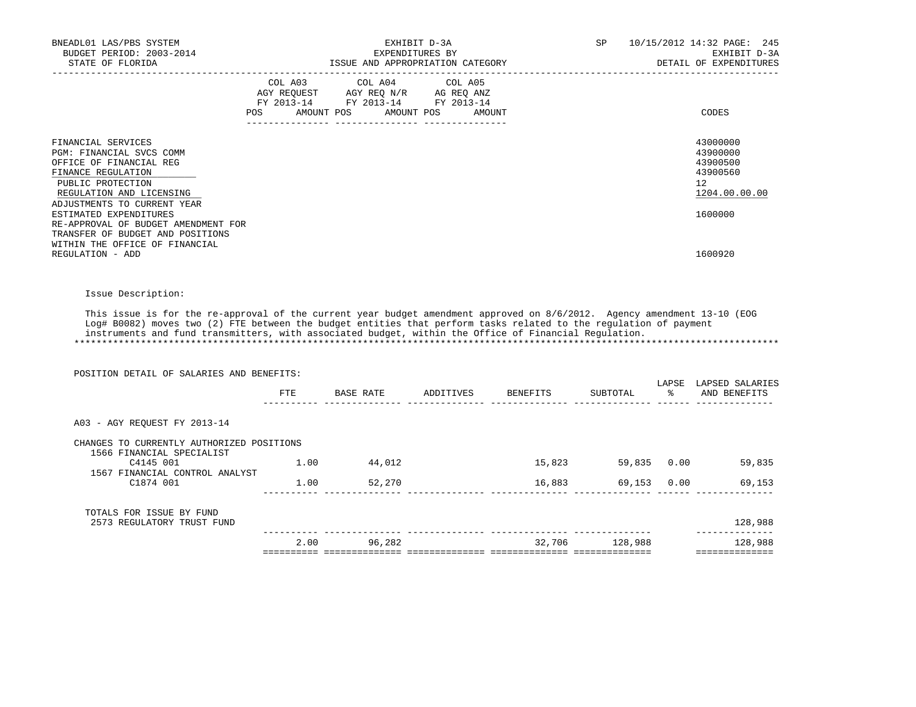BNEADL01 LAS/PBS SYSTEM
BUDGET PERIOD: 2003-2014
STATE OF FLORIDA

EXHIBIT D-3A
EXPENDITURES BY
ISSUE AND APPROPRIATION CATEGORY

SP 10/15/2012 14:32

EXHIBIT D-3A
DETAIL OF EXPENDITURES

| | COL A03 AGY REQUEST FY 2013-14 | | COL A04 AGY REQ N/R FY 2013-14 | | COL A05 AG REQ ANZ FY 2013-14 | | |
|---|---|---|---|---|---|---|---|
| | POS | AMOUNT | POS | AMOUNT | POS | AMOUNT | CODES |
| FINANCIAL SERVICES | | | | | | | 43000000 |
| PGM: FINANCIAL SVCS COMM | | | | | | | 43900000 |
| OFFICE OF FINANCIAL REG | | | | | | | 43900500 |
| FINANCE REGULATION | | | | | | | 43900560 |
| PUBLIC PROTECTION | | | | | | | 12 |
| REGULATION AND LICENSING | | | | | | | 1204.00.00.00 |
| ADJUSTMENTS TO CURRENT YEAR ESTIMATED EXPENDITURES | | | | | | | 1600000 |
| RE-APPROVAL OF BUDGET AMENDMENT FOR TRANSFER OF BUDGET AND POSITIONS WITHIN THE OFFICE OF FINANCIAL REGULATION - ADD | | | | | | | 1600920 |

Issue Description:

This issue is for the re-approval of the current year budget amendment approved on 8/6/2012. Agency amendment 13-10 (EOG Log# B0082) moves two (2) FTE between the budget entities that perform tasks related to the regulation of payment instruments and fund transmitters, with associated budget, within the Office of Financial Regulation.

POSITION DETAIL OF SALARIES AND BENEFITS:

| | FTE | BASE RATE | ADDITIVES | BENEFITS | SUBTOTAL | LAPSE % | LAPSED SALARIES AND BENEFITS |
|---|---|---|---|---|---|---|---|
| A03 - AGY REQUEST FY 2013-14 | | | | | | | |
| CHANGES TO CURRENTLY AUTHORIZED POSITIONS | | | | | | | |
| 1566 FINANCIAL SPECIALIST C4145 001 | 1.00 | 44,012 | | 15,823 | 59,835 | 0.00 | 59,835 |
| 1567 FINANCIAL CONTROL ANALYST C1874 001 | 1.00 | 52,270 | | 16,883 | 69,153 | 0.00 | 69,153 |
| TOTALS FOR ISSUE BY FUND | | | | | | | |
| 2573 REGULATORY TRUST FUND | | | | | | | 128,988 |
| | 2.00 | 96,282 | | 32,706 | 128,988 | | 128,988 |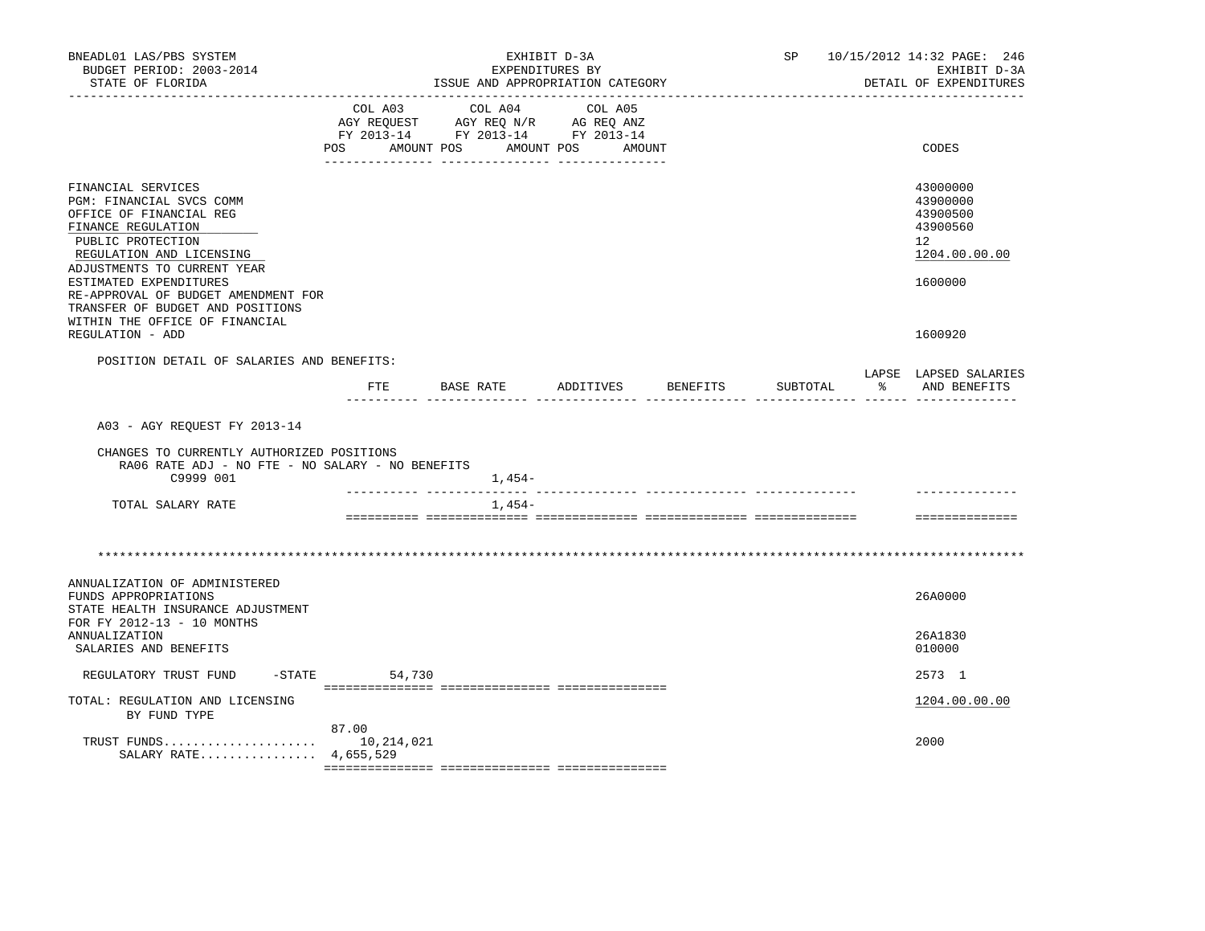BNEADL01 LAS/PBS SYSTEM — EXHIBIT D-3A — EXPENDITURES BY ISSUE AND APPROPRIATION CATEGORY
BUDGET PERIOD: 2003-2014 — STATE OF FLORIDA — SP 10/15/2012 14:32 — EXHIBIT D-3A DETAIL OF EXPENDITURES

| | COL A03 AGY REQUEST FY 2013-14 POS AMOUNT | COL A04 AGY REQ N/R FY 2013-14 POS AMOUNT | COL A05 AG REQ ANZ FY 2013-14 POS AMOUNT | CODES |
|---|---|---|---|---|
| FINANCIAL SERVICES | | | | 43000000 |
| PGM: FINANCIAL SVCS COMM | | | | 43900000 |
| OFFICE OF FINANCIAL REG | | | | 43900500 |
| FINANCE REGULATION | | | | 43900560 |
| PUBLIC PROTECTION | | | | 12 |
| REGULATION AND LICENSING | | | | 1204.00.00.00 |
| ADJUSTMENTS TO CURRENT YEAR ESTIMATED EXPENDITURES | | | | 1600000 |
| RE-APPROVAL OF BUDGET AMENDMENT FOR TRANSFER OF BUDGET AND POSITIONS WITHIN THE OFFICE OF FINANCIAL REGULATION - ADD | | | | 1600920 |

POSITION DETAIL OF SALARIES AND BENEFITS:

| | FTE | BASE RATE | ADDITIVES | BENEFITS | SUBTOTAL | LAPSE % | LAPSED SALARIES AND BENEFITS |
|---|---|---|---|---|---|---|---|
| A03 - AGY REQUEST FY 2013-14 | | | | | | | |
| CHANGES TO CURRENTLY AUTHORIZED POSITIONS | | | | | | | |
| RA06 RATE ADJ - NO FTE - NO SALARY - NO BENEFITS | | | | | | | |
| C9999 001 | | 1,454- | | | | | |
| TOTAL SALARY RATE | | 1,454- | | | | | |

\*\*\*\*\*\*\*\*\*\*\*\*\*\*\*\*\*\*\*\*\*\*\*\*\*\*\*\*\*\*\*\*\*\*\*\*\*\*\*\*\*\*\*\*\*\*\*\*\*\*\*\*\*\*\*\*\*\*\*\*\*\*\*\*\*\*\*\*\*\*\*\*\*\*\*\*\*\*\*\*\*\*\*\*\*\*\*\*\*\*\*\*\*\*\*\*\*\*\*\*\*\*\*\*\*\*\*\*\*\*\*\*\*\*\*\*\*\*\*\*\*\*\*\*\*\*\*\*\*\*

| | COL A03 | COL A04 | COL A05 | CODES |
|---|---|---|---|---|
| ANNUALIZATION OF ADMINISTERED FUNDS APPROPRIATIONS | | | | 26A0000 |
| STATE HEALTH INSURANCE ADJUSTMENT FOR FY 2012-13 - 10 MONTHS ANNUALIZATION | | | | 26A1830 |
| SALARIES AND BENEFITS | | | | 010000 |
| REGULATORY TRUST FUND -STATE | 54,730 | | | 2573 1 |
| TOTAL: REGULATION AND LICENSING BY FUND TYPE | | | | 1204.00.00.00 |
| | 87.00 | | | |
| TRUST FUNDS..................... | 10,214,021 | | | 2000 |
| SALARY RATE................ | 4,655,529 | | | |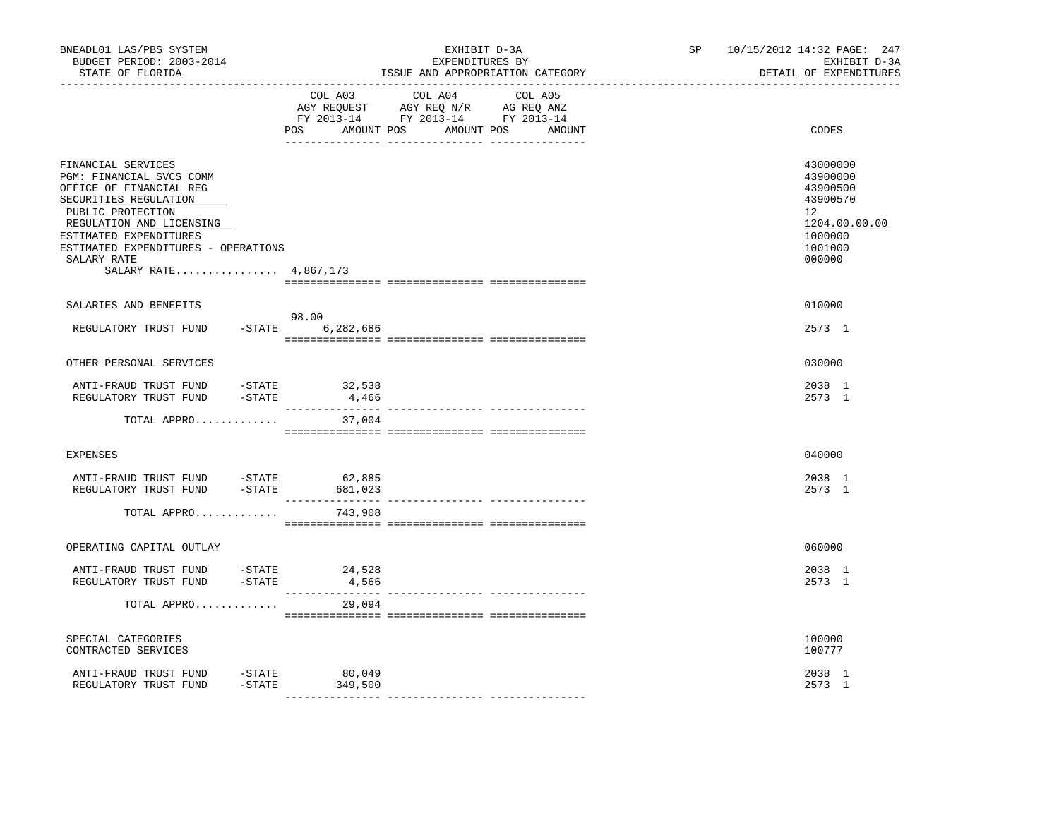BNEADL01 LAS/PBS SYSTEM
BUDGET PERIOD: 2003-2014
STATE OF FLORIDA

EXHIBIT D-3A
EXPENDITURES BY
ISSUE AND APPROPRIATION CATEGORY

SP 10/15/2012 14:32 PAGE: 247
EXHIBIT D-3A
DETAIL OF EXPENDITURES

| | COL A03 AGY REQUEST FY 2013-14 POS AMOUNT | COL A04 AGY REQ N/R FY 2013-14 POS AMOUNT | COL A05 AG REQ ANZ FY 2013-14 POS AMOUNT | CODES |
|---|---|---|---|---|
| FINANCIAL SERVICES | | | | 43000000 |
| PGM: FINANCIAL SVCS COMM | | | | 43900000 |
| OFFICE OF FINANCIAL REG | | | | 43900500 |
| SECURITIES REGULATION | | | | 43900570 |
| PUBLIC PROTECTION | | | | 12 |
| REGULATION AND LICENSING | | | | 1204.00.00.00 |
| ESTIMATED EXPENDITURES | | | | 1000000 |
| ESTIMATED EXPENDITURES - OPERATIONS | | | | 1001000 |
| SALARY RATE | | | | 000000 |
| SALARY RATE................ | 4,867,173 | | | |
| SALARIES AND BENEFITS | | | | 010000 |
| REGULATORY TRUST FUND -STATE | 98.00 6,282,686 | | | 2573 1 |
| OTHER PERSONAL SERVICES | | | | 030000 |
| ANTI-FRAUD TRUST FUND -STATE | 32,538 | | | 2038 1 |
| REGULATORY TRUST FUND -STATE | 4,466 | | | 2573 1 |
| TOTAL APPRO............. | 37,004 | | | |
| EXPENSES | | | | 040000 |
| ANTI-FRAUD TRUST FUND -STATE | 62,885 | | | 2038 1 |
| REGULATORY TRUST FUND -STATE | 681,023 | | | 2573 1 |
| TOTAL APPRO............. | 743,908 | | | |
| OPERATING CAPITAL OUTLAY | | | | 060000 |
| ANTI-FRAUD TRUST FUND -STATE | 24,528 | | | 2038 1 |
| REGULATORY TRUST FUND -STATE | 4,566 | | | 2573 1 |
| TOTAL APPRO............. | 29,094 | | | |
| SPECIAL CATEGORIES | | | | 100000 |
| CONTRACTED SERVICES | | | | 100777 |
| ANTI-FRAUD TRUST FUND -STATE | 80,049 | | | 2038 1 |
| REGULATORY TRUST FUND -STATE | 349,500 | | | 2573 1 |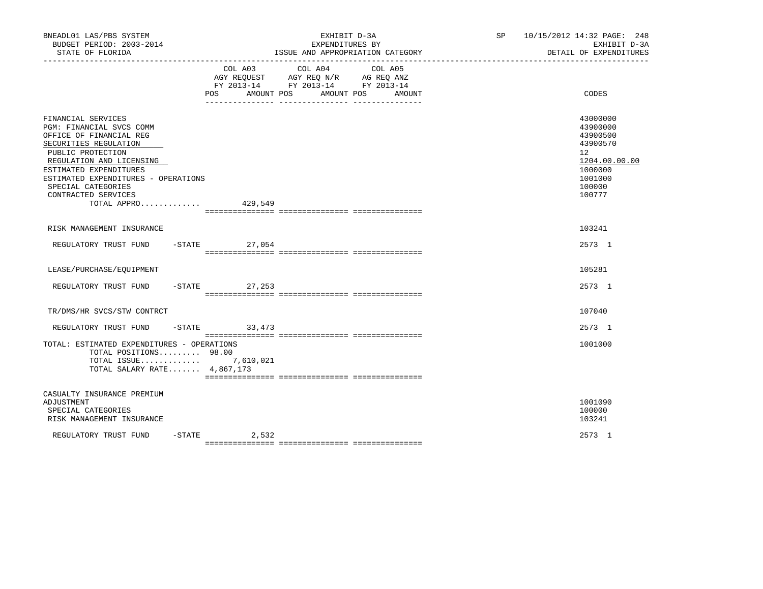BNEADL01 LAS/PBS SYSTEM — EXHIBIT D-3A — EXPENDITURES BY ISSUE AND APPROPRIATION CATEGORY

BUDGET PERIOD: 2003-2014 — STATE OF FLORIDA — SP 10/15/2012 14:32 — EXHIBIT D-3A DETAIL OF EXPENDITURES

| | COL A03 AGY REQUEST FY 2013-14 POS | AMOUNT | COL A04 AGY REQ N/R FY 2013-14 POS | AMOUNT | COL A05 AG REQ ANZ FY 2013-14 POS | AMOUNT | CODES |
|---|---|---|---|---|---|---|---|
| FINANCIAL SERVICES | | | | | | | 43000000 |
| PGM: FINANCIAL SVCS COMM | | | | | | | 43900000 |
| OFFICE OF FINANCIAL REG | | | | | | | 43900500 |
| SECURITIES REGULATION | | | | | | | 43900570 |
| PUBLIC PROTECTION | | | | | | | 12 |
| REGULATION AND LICENSING | | | | | | | 1204.00.00.00 |
| ESTIMATED EXPENDITURES | | | | | | | 1000000 |
| ESTIMATED EXPENDITURES - OPERATIONS | | | | | | | 1001000 |
| SPECIAL CATEGORIES | | | | | | | 100000 |
| CONTRACTED SERVICES | | | | | | | 100777 |
| TOTAL APPRO............. | | 429,549 | | | | | |
| RISK MANAGEMENT INSURANCE | | | | | | | 103241 |
| REGULATORY TRUST FUND -STATE | | 27,054 | | | | | 2573 1 |
| LEASE/PURCHASE/EQUIPMENT | | | | | | | 105281 |
| REGULATORY TRUST FUND -STATE | | 27,253 | | | | | 2573 1 |
| TR/DMS/HR SVCS/STW CONTRCT | | | | | | | 107040 |
| REGULATORY TRUST FUND -STATE | | 33,473 | | | | | 2573 1 |
| TOTAL: ESTIMATED EXPENDITURES - OPERATIONS | | | | | | | 1001000 |
| TOTAL POSITIONS......... | 98.00 | | | | | | |
| TOTAL ISSUE............. | | 7,610,021 | | | | | |
| TOTAL SALARY RATE....... | | 4,867,173 | | | | | |
| CASUALTY INSURANCE PREMIUM ADJUSTMENT | | | | | | | 1001090 |
| SPECIAL CATEGORIES | | | | | | | 100000 |
| RISK MANAGEMENT INSURANCE | | | | | | | 103241 |
| REGULATORY TRUST FUND -STATE | | 2,532 | | | | | 2573 1 |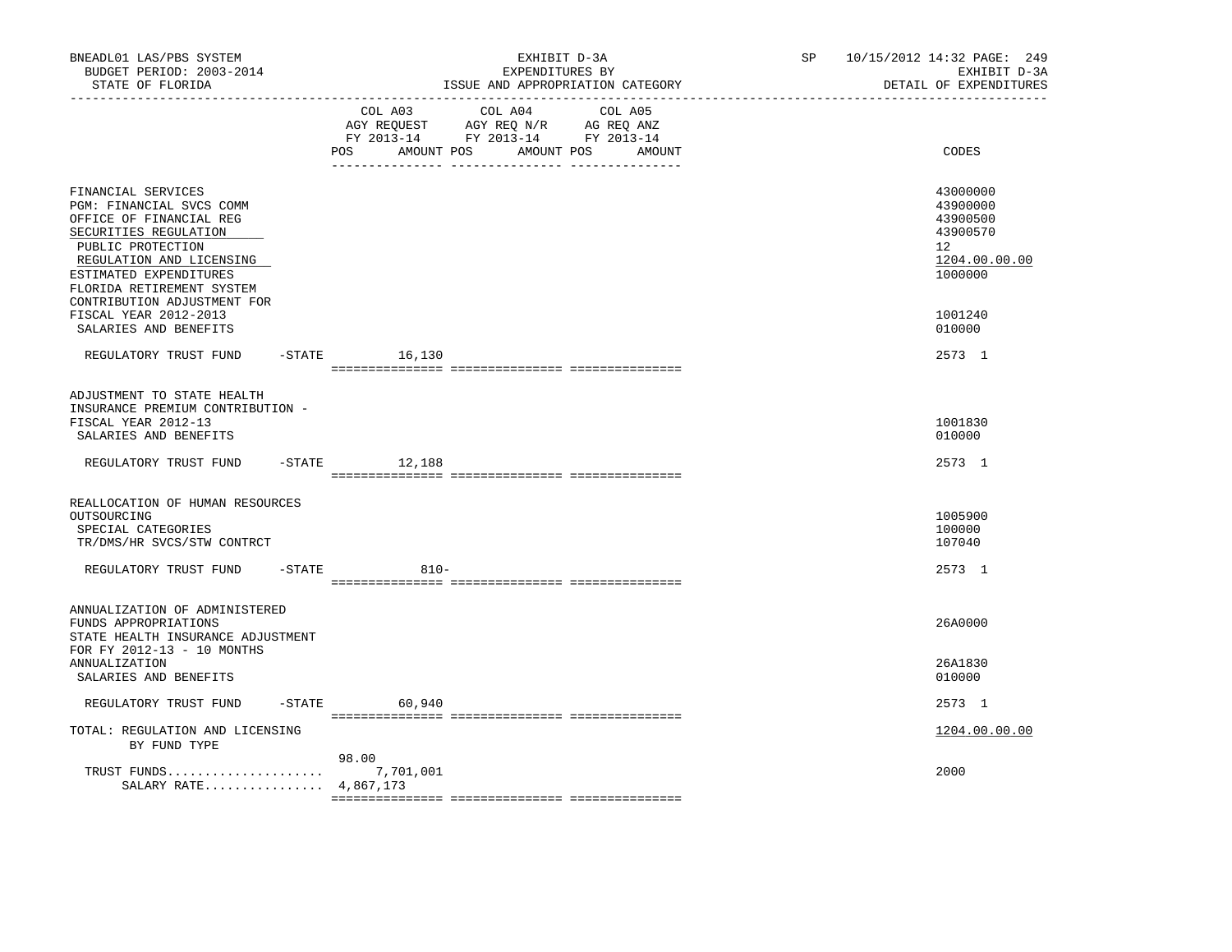BNEADL01 LAS/PBS SYSTEM | BUDGET PERIOD: 2003-2014 | STATE OF FLORIDA

EXHIBIT D-3A | EXPENDITURES BY | ISSUE AND APPROPRIATION CATEGORY

SP 10/15/2012 14:32 | EXHIBIT D-3A | DETAIL OF EXPENDITURES

| | COL A03 AGY REQUEST FY 2013-14 POS AMOUNT | COL A04 AGY REQ N/R FY 2013-14 POS AMOUNT | COL A05 AG REQ ANZ FY 2013-14 POS AMOUNT | CODES |
|---|---|---|---|---|
| FINANCIAL SERVICES | | | | 43000000 |
| PGM: FINANCIAL SVCS COMM | | | | 43900000 |
| OFFICE OF FINANCIAL REG | | | | 43900500 |
| SECURITIES REGULATION | | | | 43900570 |
| PUBLIC PROTECTION | | | | 12 |
| REGULATION AND LICENSING | | | | 1204.00.00.00 |
| ESTIMATED EXPENDITURES | | | | 1000000 |
| FLORIDA RETIREMENT SYSTEM CONTRIBUTION ADJUSTMENT FOR FISCAL YEAR 2012-2013 | | | | 1001240 |
| SALARIES AND BENEFITS | | | | 010000 |
| REGULATORY TRUST FUND -STATE | 16,130 | | | 2573 1 |
| ADJUSTMENT TO STATE HEALTH INSURANCE PREMIUM CONTRIBUTION - FISCAL YEAR 2012-13 | | | | 1001830 |
| SALARIES AND BENEFITS | | | | 010000 |
| REGULATORY TRUST FUND -STATE | 12,188 | | | 2573 1 |
| REALLOCATION OF HUMAN RESOURCES OUTSOURCING | | | | 1005900 |
| SPECIAL CATEGORIES | | | | 100000 |
| TR/DMS/HR SVCS/STW CONTRCT | | | | 107040 |
| REGULATORY TRUST FUND -STATE | 810- | | | 2573 1 |
| ANNUALIZATION OF ADMINISTERED FUNDS APPROPRIATIONS | | | | 26A0000 |
| STATE HEALTH INSURANCE ADJUSTMENT FOR FY 2012-13 - 10 MONTHS ANNUALIZATION | | | | 26A1830 |
| SALARIES AND BENEFITS | | | | 010000 |
| REGULATORY TRUST FUND -STATE | 60,940 | | | 2573 1 |
| TOTAL: REGULATION AND LICENSING BY FUND TYPE | | | | 1204.00.00.00 |
| TRUST FUNDS | 98.00 7,701,001 | | | 2000 |
| SALARY RATE | 4,867,173 | | | |